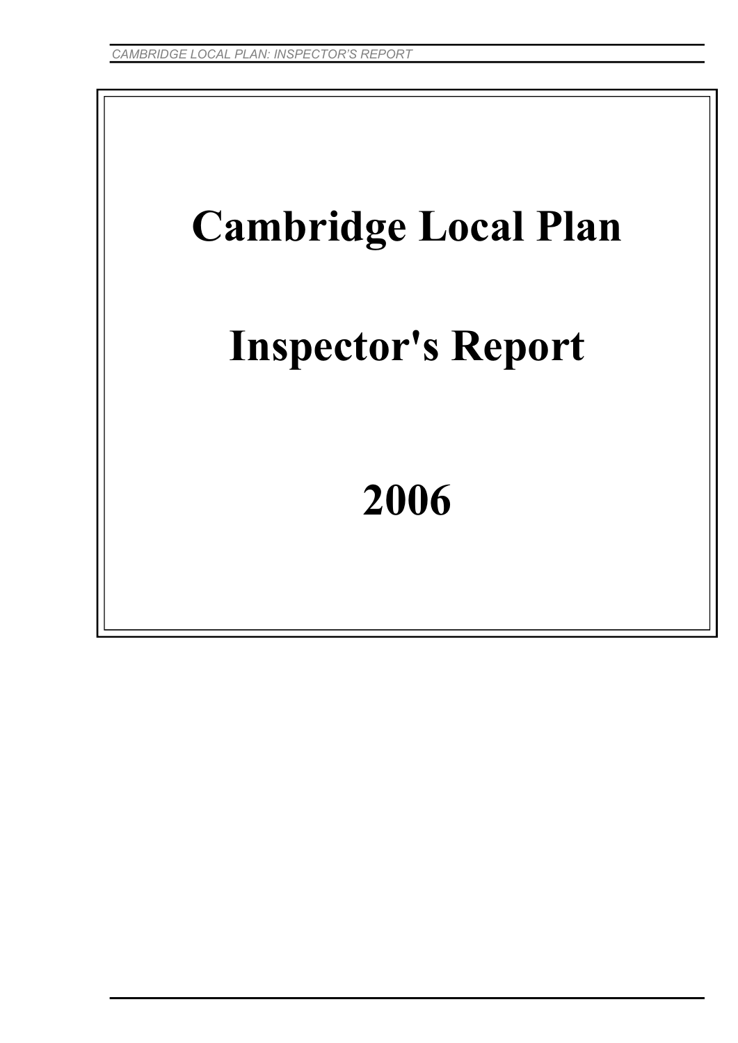# Cambridge Local Plan

# Inspector's Report

# 2006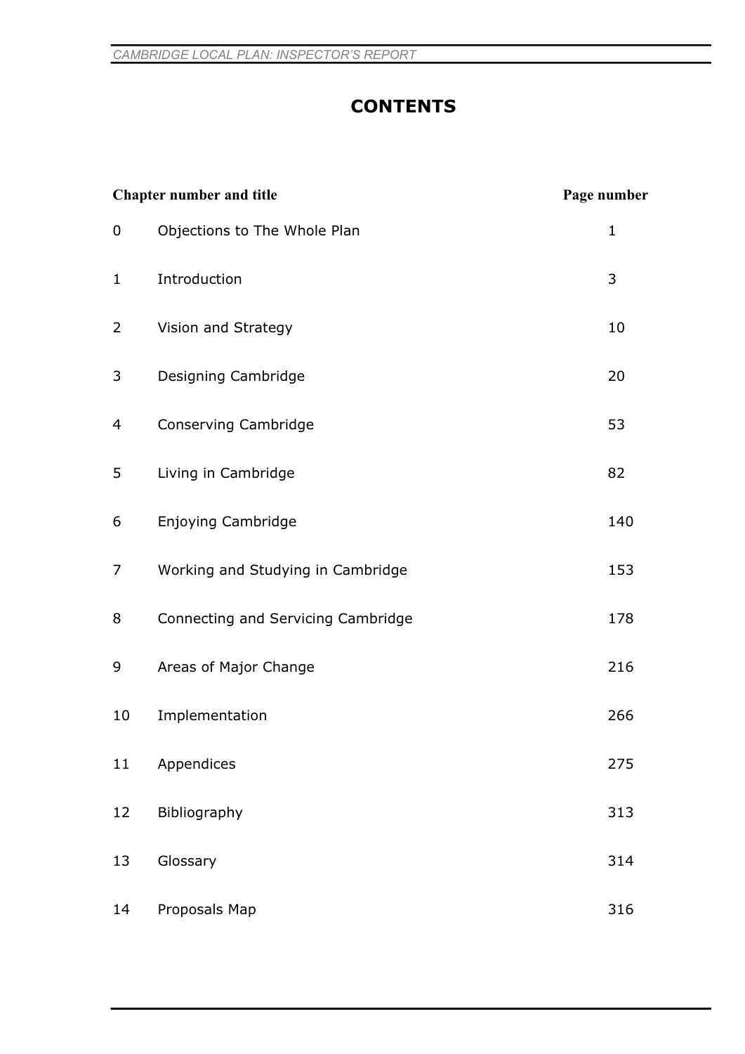# CONTENTS

| Chapter number and title | | Page number |
|---|---|---|
| 0 | Objections to The Whole Plan | 1 |
| 1 | Introduction | 3 |
| 2 | Vision and Strategy | 10 |
| 3 | Designing Cambridge | 20 |
| 4 | Conserving Cambridge | 53 |
| 5 | Living in Cambridge | 82 |
| 6 | Enjoying Cambridge | 140 |
| 7 | Working and Studying in Cambridge | 153 |
| 8 | Connecting and Servicing Cambridge | 178 |
| 9 | Areas of Major Change | 216 |
| 10 | Implementation | 266 |
| 11 | Appendices | 275 |
| 12 | Bibliography | 313 |
| 13 | Glossary | 314 |
| 14 | Proposals Map | 316 |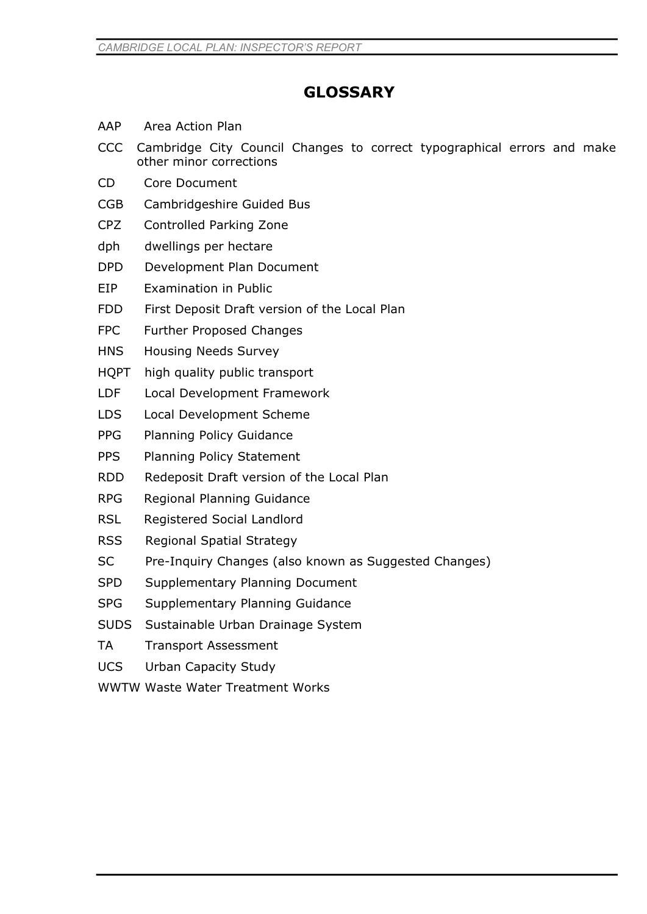# GLOSSARY

AAP Area Action Plan

CCC Cambridge City Council Changes to correct typographical errors and make other minor corrections

CD Core Document

CGB Cambridgeshire Guided Bus

CPZ Controlled Parking Zone

dph dwellings per hectare

DPD Development Plan Document

EIP Examination in Public

FDD First Deposit Draft version of the Local Plan

FPC Further Proposed Changes

HNS Housing Needs Survey

HQPT high quality public transport

LDF Local Development Framework

LDS Local Development Scheme

PPG Planning Policy Guidance

PPS Planning Policy Statement

RDD Redeposit Draft version of the Local Plan

RPG Regional Planning Guidance

RSL Registered Social Landlord

RSS Regional Spatial Strategy

SC Pre-Inquiry Changes (also known as Suggested Changes)

SPD Supplementary Planning Document

SPG Supplementary Planning Guidance

SUDS Sustainable Urban Drainage System

TA Transport Assessment

UCS Urban Capacity Study

WWTW Waste Water Treatment Works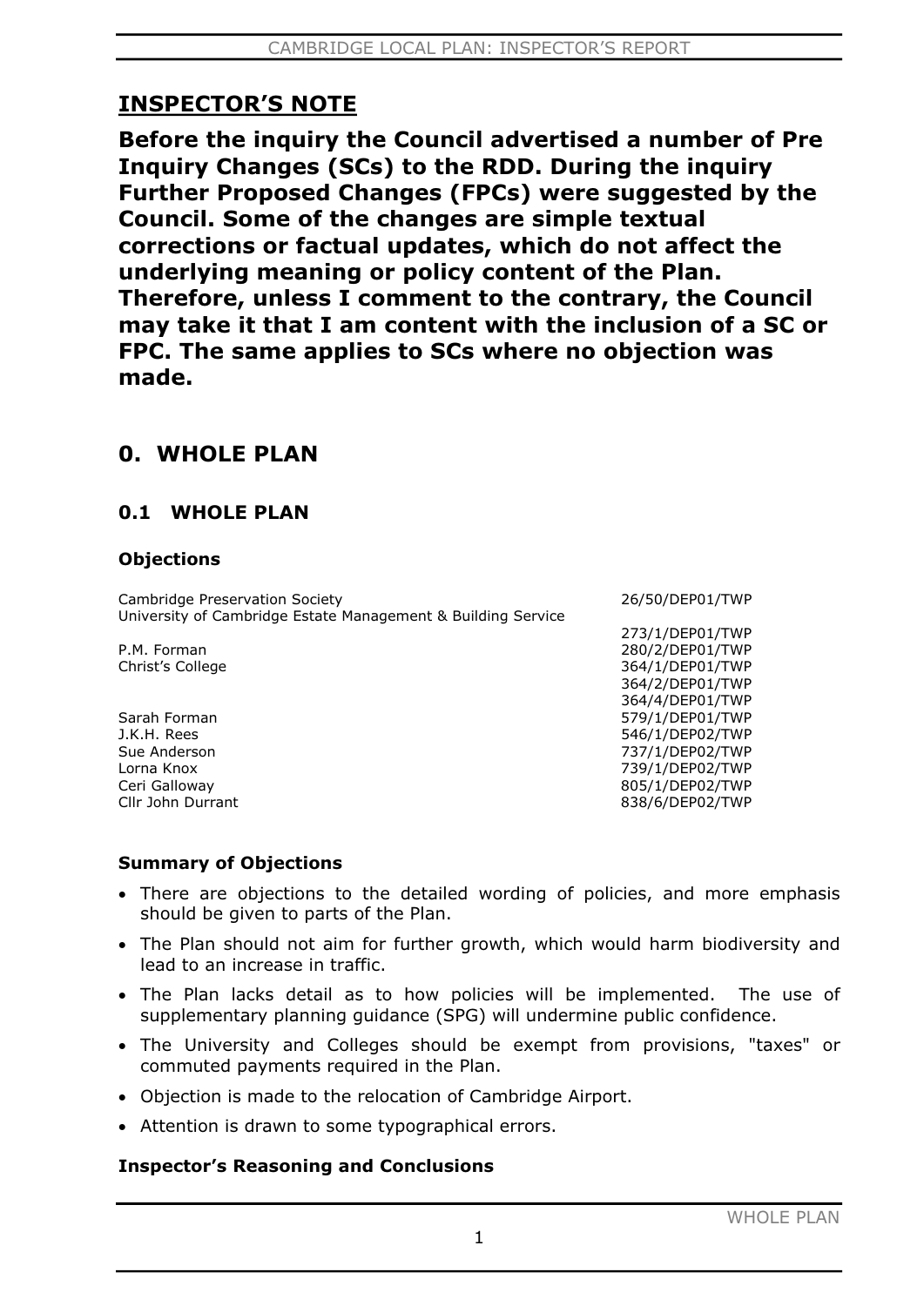## INSPECTOR'S NOTE

**Before the inquiry the Council advertised a number of Pre Inquiry Changes (SCs) to the RDD. During the inquiry Further Proposed Changes (FPCs) were suggested by the Council. Some of the changes are simple textual corrections or factual updates, which do not affect the underlying meaning or policy content of the Plan. Therefore, unless I comment to the contrary, the Council may take it that I am content with the inclusion of a SC or FPC. The same applies to SCs where no objection was made.**

# 0. WHOLE PLAN

## 0.1 WHOLE PLAN

### Objections

| Objector | Reference |
|---|---|
| Cambridge Preservation Society | 26/50/DEP01/TWP |
| University of Cambridge Estate Management & Building Service | 273/1/DEP01/TWP |
| P.M. Forman | 280/2/DEP01/TWP |
| Christ's College | 364/1/DEP01/TWP |
| | 364/2/DEP01/TWP |
| | 364/4/DEP01/TWP |
| Sarah Forman | 579/1/DEP01/TWP |
| J.K.H. Rees | 546/1/DEP02/TWP |
| Sue Anderson | 737/1/DEP02/TWP |
| Lorna Knox | 739/1/DEP02/TWP |
| Ceri Galloway | 805/1/DEP02/TWP |
| Cllr John Durrant | 838/6/DEP02/TWP |

### Summary of Objections

- There are objections to the detailed wording of policies, and more emphasis should be given to parts of the Plan.
- The Plan should not aim for further growth, which would harm biodiversity and lead to an increase in traffic.
- The Plan lacks detail as to how policies will be implemented. The use of supplementary planning guidance (SPG) will undermine public confidence.
- The University and Colleges should be exempt from provisions, "taxes" or commuted payments required in the Plan.
- Objection is made to the relocation of Cambridge Airport.
- Attention is drawn to some typographical errors.

### Inspector's Reasoning and Conclusions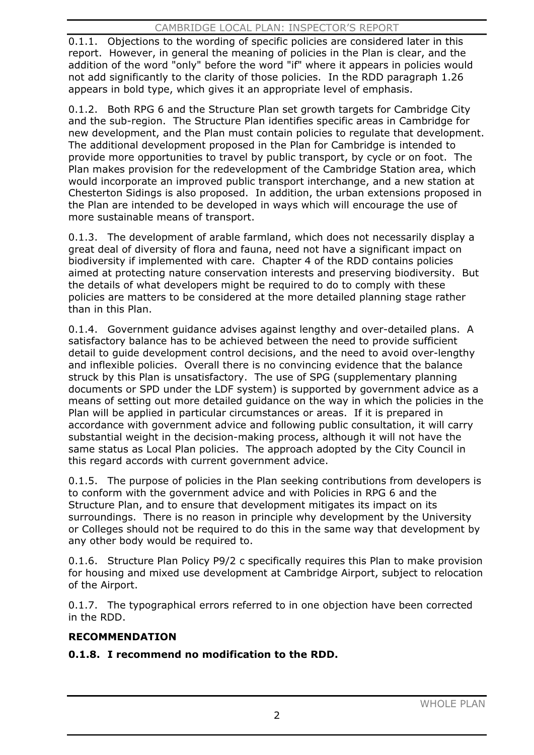0.1.1. Objections to the wording of specific policies are considered later in this report. However, in general the meaning of policies in the Plan is clear, and the addition of the word "only" before the word "if" where it appears in policies would not add significantly to the clarity of those policies. In the RDD paragraph 1.26 appears in bold type, which gives it an appropriate level of emphasis.

0.1.2. Both RPG 6 and the Structure Plan set growth targets for Cambridge City and the sub-region. The Structure Plan identifies specific areas in Cambridge for new development, and the Plan must contain policies to regulate that development. The additional development proposed in the Plan for Cambridge is intended to provide more opportunities to travel by public transport, by cycle or on foot. The Plan makes provision for the redevelopment of the Cambridge Station area, which would incorporate an improved public transport interchange, and a new station at Chesterton Sidings is also proposed. In addition, the urban extensions proposed in the Plan are intended to be developed in ways which will encourage the use of more sustainable means of transport.

0.1.3. The development of arable farmland, which does not necessarily display a great deal of diversity of flora and fauna, need not have a significant impact on biodiversity if implemented with care. Chapter 4 of the RDD contains policies aimed at protecting nature conservation interests and preserving biodiversity. But the details of what developers might be required to do to comply with these policies are matters to be considered at the more detailed planning stage rather than in this Plan.

0.1.4. Government guidance advises against lengthy and over-detailed plans. A satisfactory balance has to be achieved between the need to provide sufficient detail to guide development control decisions, and the need to avoid over-lengthy and inflexible policies. Overall there is no convincing evidence that the balance struck by this Plan is unsatisfactory. The use of SPG (supplementary planning documents or SPD under the LDF system) is supported by government advice as a means of setting out more detailed guidance on the way in which the policies in the Plan will be applied in particular circumstances or areas. If it is prepared in accordance with government advice and following public consultation, it will carry substantial weight in the decision-making process, although it will not have the same status as Local Plan policies. The approach adopted by the City Council in this regard accords with current government advice.

0.1.5. The purpose of policies in the Plan seeking contributions from developers is to conform with the government advice and with Policies in RPG 6 and the Structure Plan, and to ensure that development mitigates its impact on its surroundings. There is no reason in principle why development by the University or Colleges should not be required to do this in the same way that development by any other body would be required to.

0.1.6. Structure Plan Policy P9/2 c specifically requires this Plan to make provision for housing and mixed use development at Cambridge Airport, subject to relocation of the Airport.

0.1.7. The typographical errors referred to in one objection have been corrected in the RDD.

**RECOMMENDATION**

**0.1.8. I recommend no modification to the RDD.**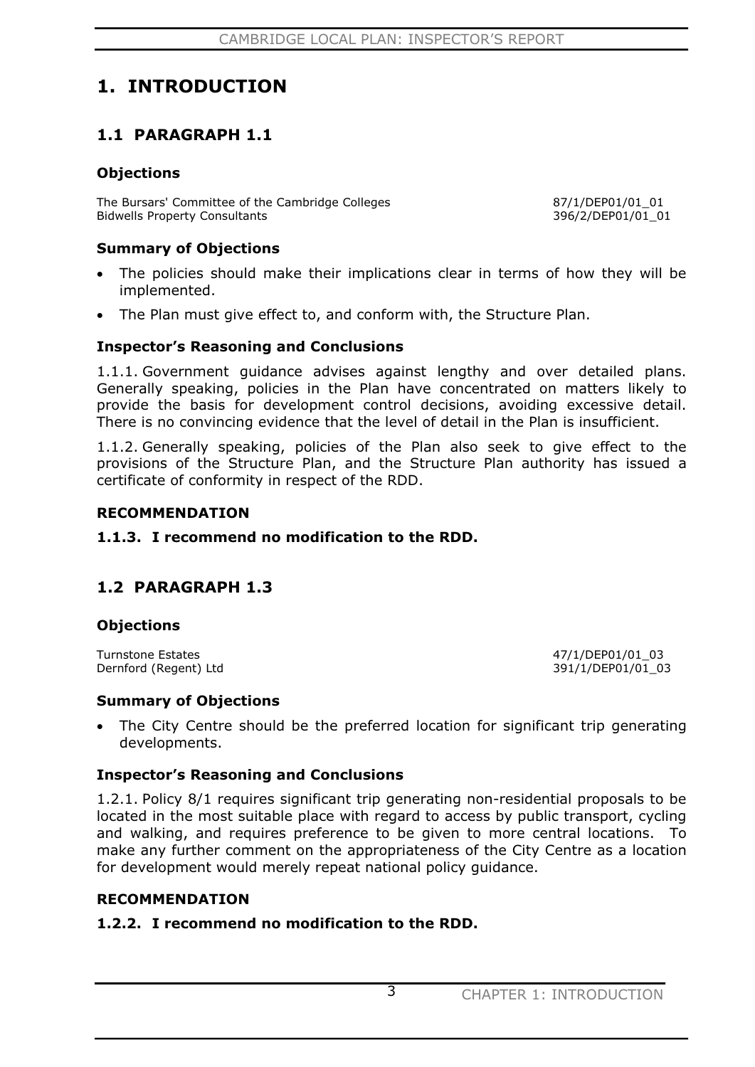# 1. INTRODUCTION

## 1.1 PARAGRAPH 1.1

### Objections

| | |
|---|---|
| The Bursars' Committee of the Cambridge Colleges | 87/1/DEP01/01_01 |
| Bidwells Property Consultants | 396/2/DEP01/01_01 |

### Summary of Objections

- The policies should make their implications clear in terms of how they will be implemented.
- The Plan must give effect to, and conform with, the Structure Plan.

### Inspector's Reasoning and Conclusions

1.1.1. Government guidance advises against lengthy and over detailed plans. Generally speaking, policies in the Plan have concentrated on matters likely to provide the basis for development control decisions, avoiding excessive detail. There is no convincing evidence that the level of detail in the Plan is insufficient.

1.1.2. Generally speaking, policies of the Plan also seek to give effect to the provisions of the Structure Plan, and the Structure Plan authority has issued a certificate of conformity in respect of the RDD.

### RECOMMENDATION

**1.1.3. I recommend no modification to the RDD.**

## 1.2 PARAGRAPH 1.3

### Objections

| | |
|---|---|
| Turnstone Estates | 47/1/DEP01/01_03 |
| Dernford (Regent) Ltd | 391/1/DEP01/01_03 |

### Summary of Objections

- The City Centre should be the preferred location for significant trip generating developments.

### Inspector's Reasoning and Conclusions

1.2.1. Policy 8/1 requires significant trip generating non-residential proposals to be located in the most suitable place with regard to access by public transport, cycling and walking, and requires preference to be given to more central locations. To make any further comment on the appropriateness of the City Centre as a location for development would merely repeat national policy guidance.

### RECOMMENDATION

**1.2.2. I recommend no modification to the RDD.**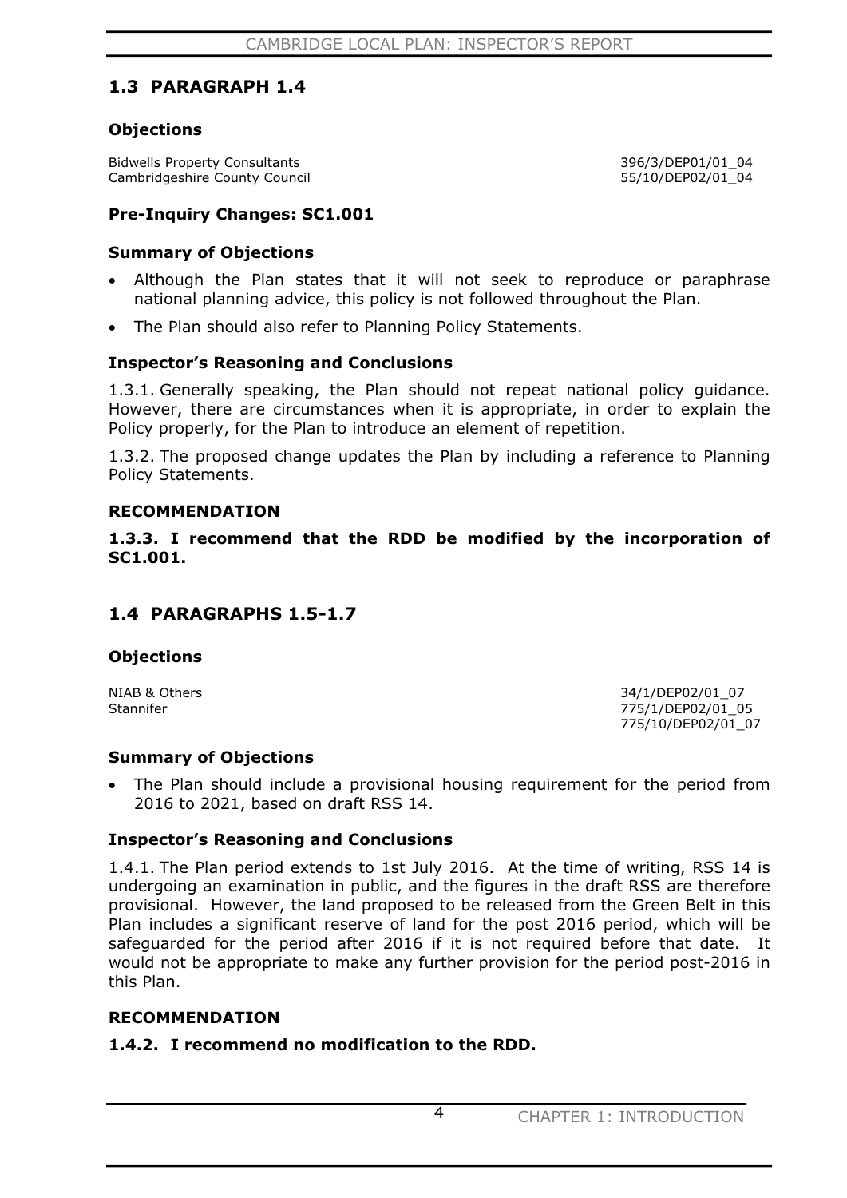## 1.3 PARAGRAPH 1.4

### Objections

| | |
|---|---|
| Bidwells Property Consultants | 396/3/DEP01/01_04 |
| Cambridgeshire County Council | 55/10/DEP02/01_04 |

### Pre-Inquiry Changes: SC1.001

### Summary of Objections

- Although the Plan states that it will not seek to reproduce or paraphrase national planning advice, this policy is not followed throughout the Plan.
- The Plan should also refer to Planning Policy Statements.

### Inspector's Reasoning and Conclusions

1.3.1. Generally speaking, the Plan should not repeat national policy guidance. However, there are circumstances when it is appropriate, in order to explain the Policy properly, for the Plan to introduce an element of repetition.

1.3.2. The proposed change updates the Plan by including a reference to Planning Policy Statements.

### RECOMMENDATION

**1.3.3. I recommend that the RDD be modified by the incorporation of SC1.001.**

## 1.4 PARAGRAPHS 1.5-1.7

### Objections

| | |
|---|---|
| NIAB & Others | 34/1/DEP02/01_07 |
| Stannifer | 775/1/DEP02/01_05 |
| | 775/10/DEP02/01_07 |

### Summary of Objections

- The Plan should include a provisional housing requirement for the period from 2016 to 2021, based on draft RSS 14.

### Inspector's Reasoning and Conclusions

1.4.1. The Plan period extends to 1st July 2016. At the time of writing, RSS 14 is undergoing an examination in public, and the figures in the draft RSS are therefore provisional. However, the land proposed to be released from the Green Belt in this Plan includes a significant reserve of land for the post 2016 period, which will be safeguarded for the period after 2016 if it is not required before that date. It would not be appropriate to make any further provision for the period post-2016 in this Plan.

### RECOMMENDATION

**1.4.2. I recommend no modification to the RDD.**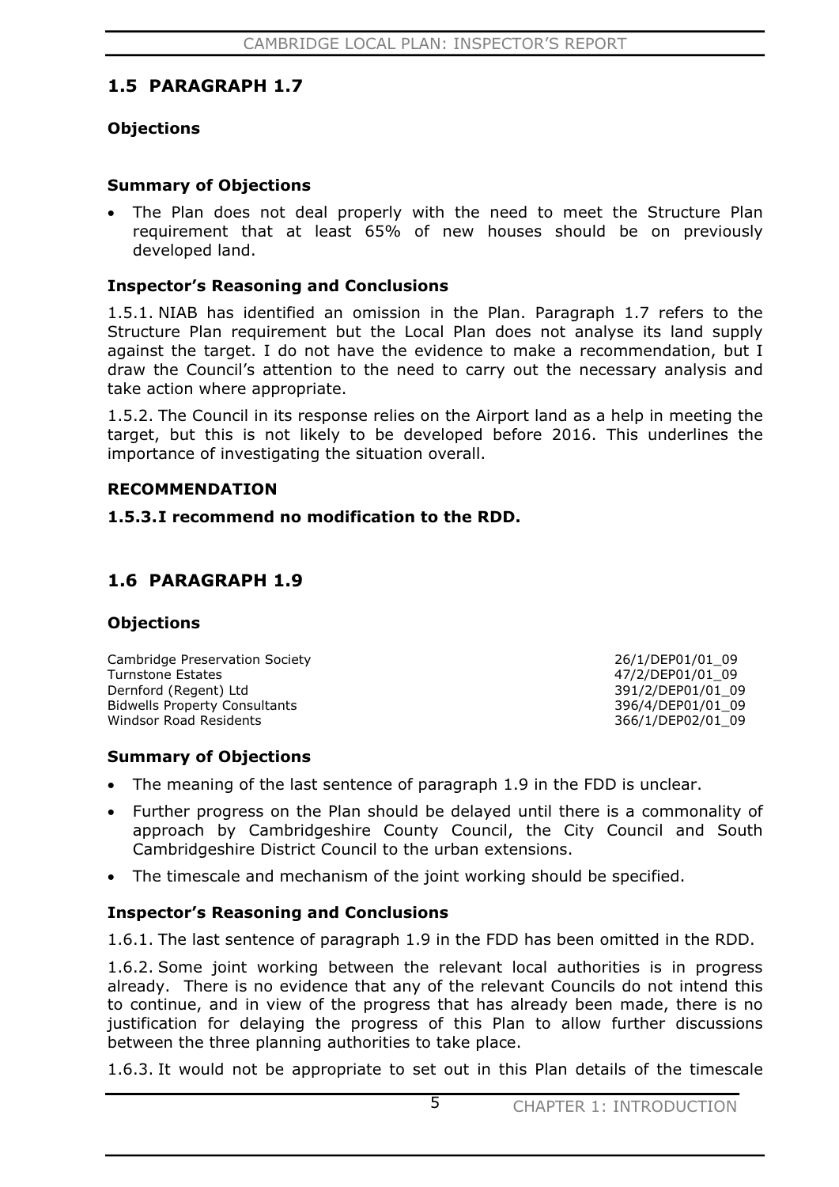## 1.5 PARAGRAPH 1.7

### Objections

### Summary of Objections

- The Plan does not deal properly with the need to meet the Structure Plan requirement that at least 65% of new houses should be on previously developed land.

### Inspector's Reasoning and Conclusions

1.5.1. NIAB has identified an omission in the Plan. Paragraph 1.7 refers to the Structure Plan requirement but the Local Plan does not analyse its land supply against the target. I do not have the evidence to make a recommendation, but I draw the Council's attention to the need to carry out the necessary analysis and take action where appropriate.

1.5.2. The Council in its response relies on the Airport land as a help in meeting the target, but this is not likely to be developed before 2016. This underlines the importance of investigating the situation overall.

### RECOMMENDATION

**1.5.3. I recommend no modification to the RDD.**

## 1.6 PARAGRAPH 1.9

### Objections

| | |
|---|---|
| Cambridge Preservation Society | 26/1/DEP01/01_09 |
| Turnstone Estates | 47/2/DEP01/01_09 |
| Dernford (Regent) Ltd | 391/2/DEP01/01_09 |
| Bidwells Property Consultants | 396/4/DEP01/01_09 |
| Windsor Road Residents | 366/1/DEP02/01_09 |

### Summary of Objections

- The meaning of the last sentence of paragraph 1.9 in the FDD is unclear.
- Further progress on the Plan should be delayed until there is a commonality of approach by Cambridgeshire County Council, the City Council and South Cambridgeshire District Council to the urban extensions.
- The timescale and mechanism of the joint working should be specified.

### Inspector's Reasoning and Conclusions

1.6.1. The last sentence of paragraph 1.9 in the FDD has been omitted in the RDD.

1.6.2. Some joint working between the relevant local authorities is in progress already. There is no evidence that any of the relevant Councils do not intend this to continue, and in view of the progress that has already been made, there is no justification for delaying the progress of this Plan to allow further discussions between the three planning authorities to take place.

1.6.3. It would not be appropriate to set out in this Plan details of the timescale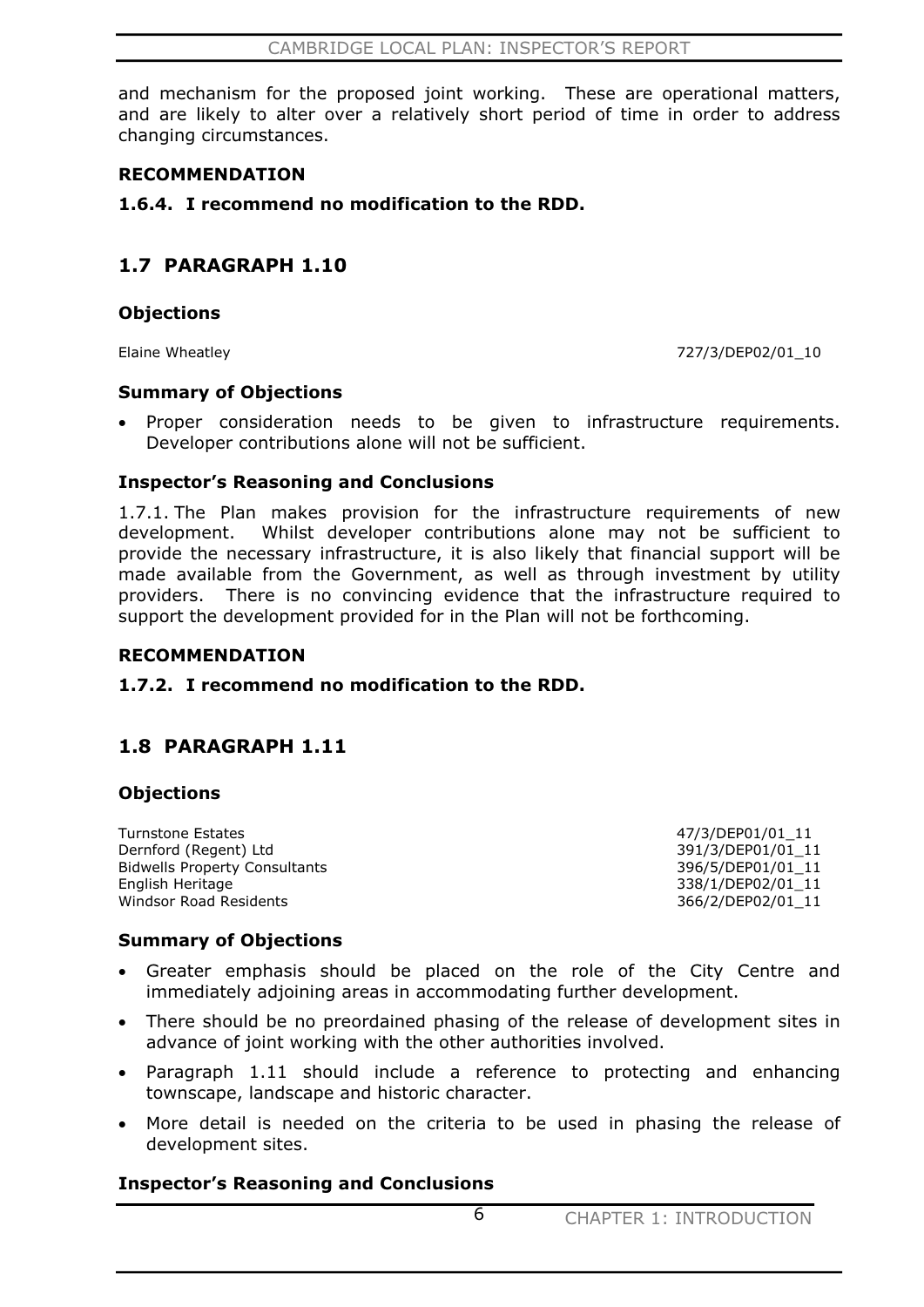and mechanism for the proposed joint working. These are operational matters, and are likely to alter over a relatively short period of time in order to address changing circumstances.

**RECOMMENDATION**

**1.6.4. I recommend no modification to the RDD.**

## 1.7 PARAGRAPH 1.10

### Objections

| | |
|---|---|
| Elaine Wheatley | 727/3/DEP02/01_10 |

### Summary of Objections

- Proper consideration needs to be given to infrastructure requirements. Developer contributions alone will not be sufficient.

### Inspector's Reasoning and Conclusions

1.7.1. The Plan makes provision for the infrastructure requirements of new development. Whilst developer contributions alone may not be sufficient to provide the necessary infrastructure, it is also likely that financial support will be made available from the Government, as well as through investment by utility providers. There is no convincing evidence that the infrastructure required to support the development provided for in the Plan will not be forthcoming.

**RECOMMENDATION**

**1.7.2. I recommend no modification to the RDD.**

## 1.8 PARAGRAPH 1.11

### Objections

| | |
|---|---|
| Turnstone Estates | 47/3/DEP01/01_11 |
| Dernford (Regent) Ltd | 391/3/DEP01/01_11 |
| Bidwells Property Consultants | 396/5/DEP01/01_11 |
| English Heritage | 338/1/DEP02/01_11 |
| Windsor Road Residents | 366/2/DEP02/01_11 |

### Summary of Objections

- Greater emphasis should be placed on the role of the City Centre and immediately adjoining areas in accommodating further development.
- There should be no preordained phasing of the release of development sites in advance of joint working with the other authorities involved.
- Paragraph 1.11 should include a reference to protecting and enhancing townscape, landscape and historic character.
- More detail is needed on the criteria to be used in phasing the release of development sites.

### Inspector's Reasoning and Conclusions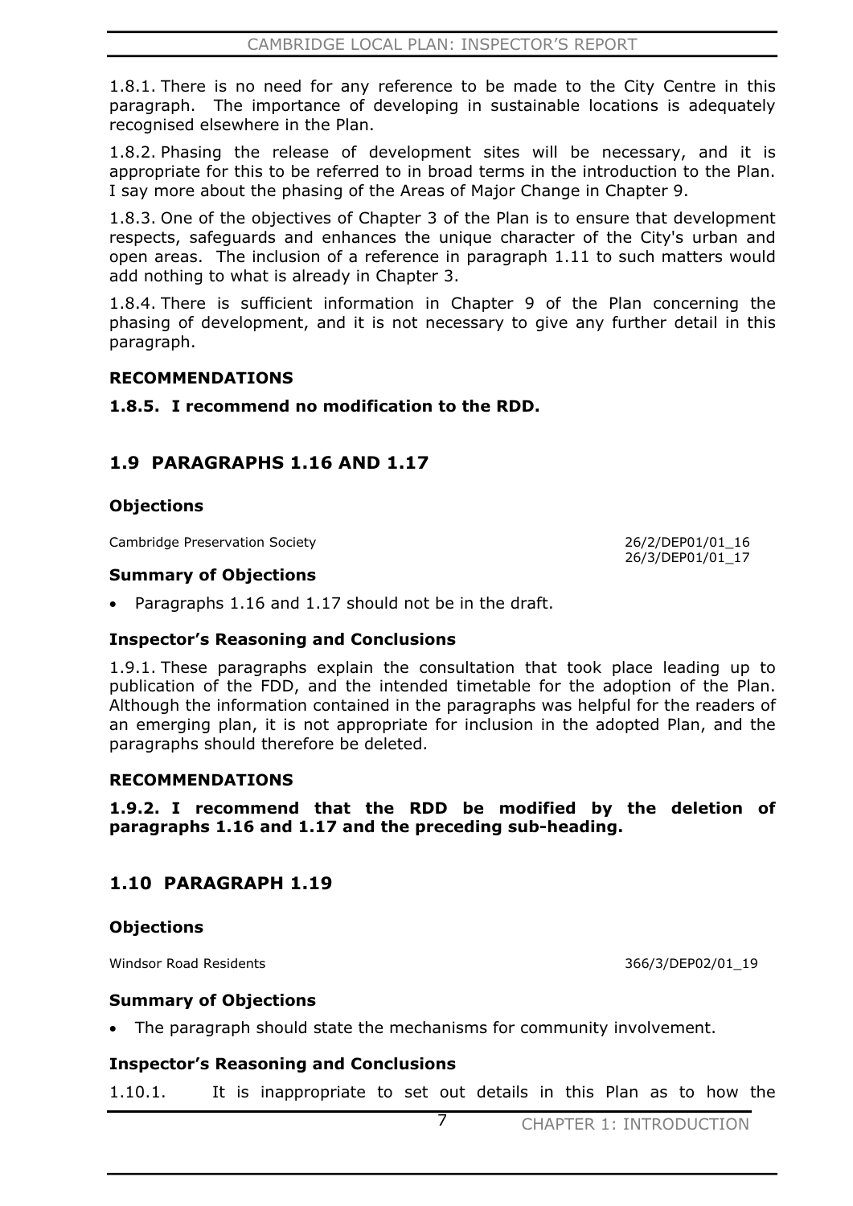1.8.1. There is no need for any reference to be made to the City Centre in this paragraph. The importance of developing in sustainable locations is adequately recognised elsewhere in the Plan.

1.8.2. Phasing the release of development sites will be necessary, and it is appropriate for this to be referred to in broad terms in the introduction to the Plan. I say more about the phasing of the Areas of Major Change in Chapter 9.

1.8.3. One of the objectives of Chapter 3 of the Plan is to ensure that development respects, safeguards and enhances the unique character of the City's urban and open areas. The inclusion of a reference in paragraph 1.11 to such matters would add nothing to what is already in Chapter 3.

1.8.4. There is sufficient information in Chapter 9 of the Plan concerning the phasing of development, and it is not necessary to give any further detail in this paragraph.

### RECOMMENDATIONS

**1.8.5. I recommend no modification to the RDD.**

## 1.9 PARAGRAPHS 1.16 AND 1.17

### Objections

Cambridge Preservation Society 26/2/DEP01/01_16
26/3/DEP01/01_17

### Summary of Objections

- Paragraphs 1.16 and 1.17 should not be in the draft.

### Inspector's Reasoning and Conclusions

1.9.1. These paragraphs explain the consultation that took place leading up to publication of the FDD, and the intended timetable for the adoption of the Plan. Although the information contained in the paragraphs was helpful for the readers of an emerging plan, it is not appropriate for inclusion in the adopted Plan, and the paragraphs should therefore be deleted.

### RECOMMENDATIONS

**1.9.2. I recommend that the RDD be modified by the deletion of paragraphs 1.16 and 1.17 and the preceding sub-heading.**

## 1.10 PARAGRAPH 1.19

### Objections

Windsor Road Residents 366/3/DEP02/01_19

### Summary of Objections

- The paragraph should state the mechanisms for community involvement.

### Inspector's Reasoning and Conclusions

1.10.1. It is inappropriate to set out details in this Plan as to how the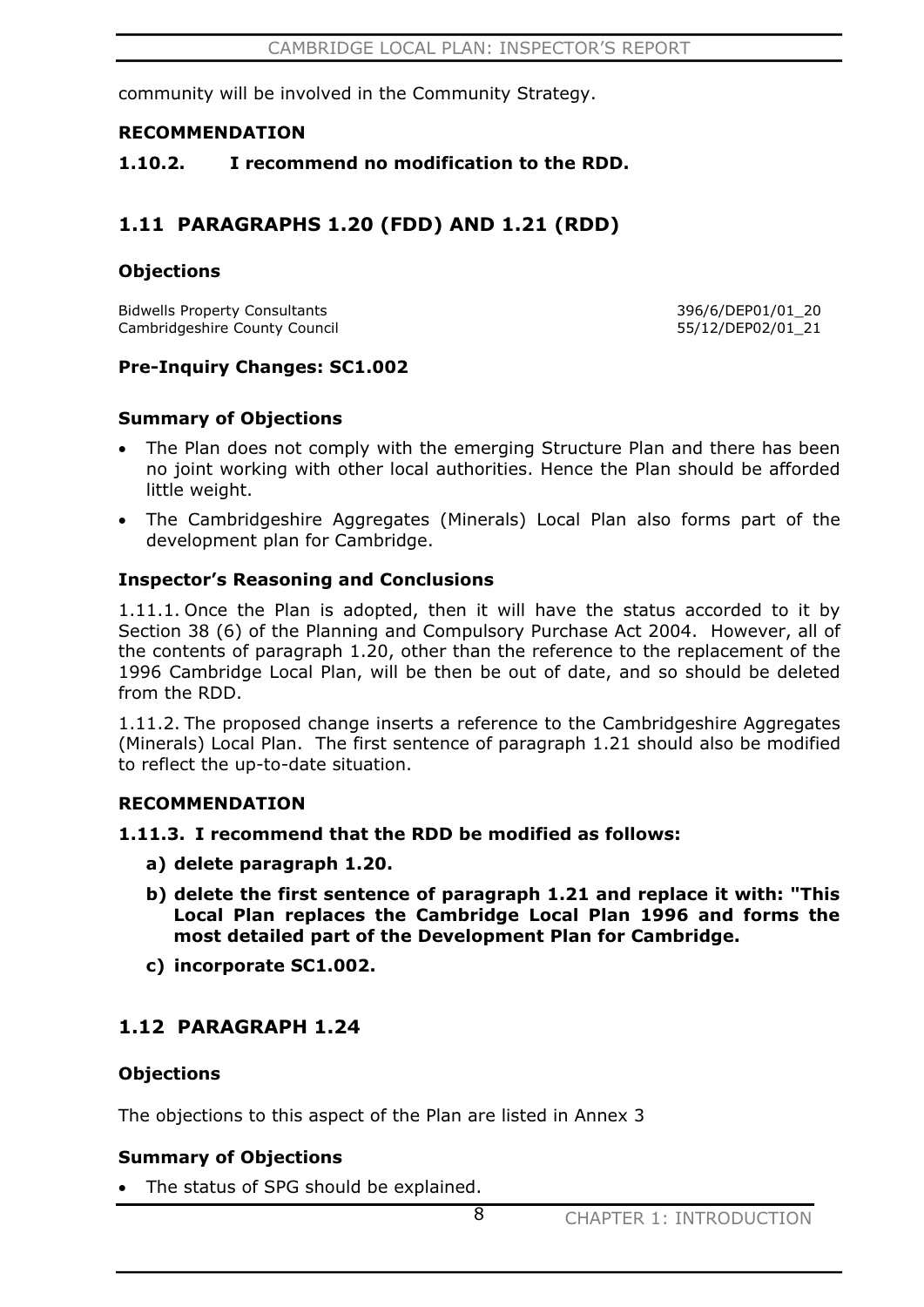community will be involved in the Community Strategy.

**RECOMMENDATION**

**1.10.2. I recommend no modification to the RDD.**

## 1.11 PARAGRAPHS 1.20 (FDD) AND 1.21 (RDD)

### Objections

| | |
|---|---|
| Bidwells Property Consultants | 396/6/DEP01/01_20 |
| Cambridgeshire County Council | 55/12/DEP02/01_21 |

### Pre-Inquiry Changes: SC1.002

### Summary of Objections

- The Plan does not comply with the emerging Structure Plan and there has been no joint working with other local authorities. Hence the Plan should be afforded little weight.
- The Cambridgeshire Aggregates (Minerals) Local Plan also forms part of the development plan for Cambridge.

### Inspector's Reasoning and Conclusions

1.11.1. Once the Plan is adopted, then it will have the status accorded to it by Section 38 (6) of the Planning and Compulsory Purchase Act 2004. However, all of the contents of paragraph 1.20, other than the reference to the replacement of the 1996 Cambridge Local Plan, will be then be out of date, and so should be deleted from the RDD.

1.11.2. The proposed change inserts a reference to the Cambridgeshire Aggregates (Minerals) Local Plan. The first sentence of paragraph 1.21 should also be modified to reflect the up-to-date situation.

**RECOMMENDATION**

**1.11.3. I recommend that the RDD be modified as follows:**

**a) delete paragraph 1.20.**

**b) delete the first sentence of paragraph 1.21 and replace it with: "This Local Plan replaces the Cambridge Local Plan 1996 and forms the most detailed part of the Development Plan for Cambridge.**

**c) incorporate SC1.002.**

## 1.12 PARAGRAPH 1.24

### Objections

The objections to this aspect of the Plan are listed in Annex 3

### Summary of Objections

- The status of SPG should be explained.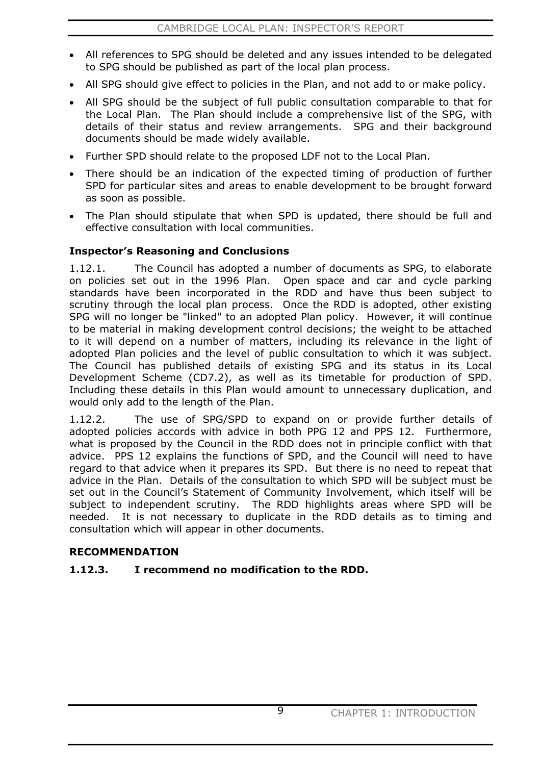- All references to SPG should be deleted and any issues intended to be delegated to SPG should be published as part of the local plan process.
- All SPG should give effect to policies in the Plan, and not add to or make policy.
- All SPG should be the subject of full public consultation comparable to that for the Local Plan. The Plan should include a comprehensive list of the SPG, with details of their status and review arrangements. SPG and their background documents should be made widely available.
- Further SPD should relate to the proposed LDF not to the Local Plan.
- There should be an indication of the expected timing of production of further SPD for particular sites and areas to enable development to be brought forward as soon as possible.
- The Plan should stipulate that when SPD is updated, there should be full and effective consultation with local communities.

**Inspector's Reasoning and Conclusions**

1.12.1. The Council has adopted a number of documents as SPG, to elaborate on policies set out in the 1996 Plan. Open space and car and cycle parking standards have been incorporated in the RDD and have thus been subject to scrutiny through the local plan process. Once the RDD is adopted, other existing SPG will no longer be "linked" to an adopted Plan policy. However, it will continue to be material in making development control decisions; the weight to be attached to it will depend on a number of matters, including its relevance in the light of adopted Plan policies and the level of public consultation to which it was subject. The Council has published details of existing SPG and its status in its Local Development Scheme (CD7.2), as well as its timetable for production of SPD. Including these details in this Plan would amount to unnecessary duplication, and would only add to the length of the Plan.

1.12.2. The use of SPG/SPD to expand on or provide further details of adopted policies accords with advice in both PPG 12 and PPS 12. Furthermore, what is proposed by the Council in the RDD does not in principle conflict with that advice. PPS 12 explains the functions of SPD, and the Council will need to have regard to that advice when it prepares its SPD. But there is no need to repeat that advice in the Plan. Details of the consultation to which SPD will be subject must be set out in the Council's Statement of Community Involvement, which itself will be subject to independent scrutiny. The RDD highlights areas where SPD will be needed. It is not necessary to duplicate in the RDD details as to timing and consultation which will appear in other documents.

**RECOMMENDATION**

**1.12.3. I recommend no modification to the RDD.**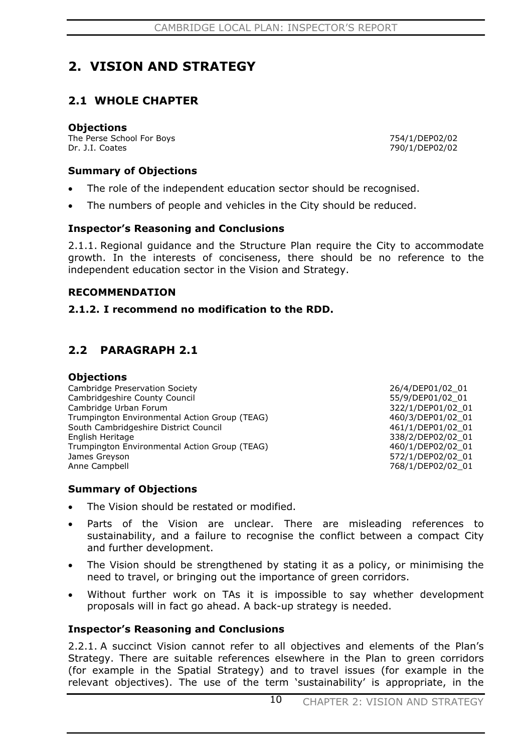# 2. VISION AND STRATEGY

## 2.1 WHOLE CHAPTER

### Objections

| | |
|---|---|
| The Perse School For Boys | 754/1/DEP02/02 |
| Dr. J.I. Coates | 790/1/DEP02/02 |

### Summary of Objections

- The role of the independent education sector should be recognised.
- The numbers of people and vehicles in the City should be reduced.

### Inspector's Reasoning and Conclusions

2.1.1. Regional guidance and the Structure Plan require the City to accommodate growth. In the interests of conciseness, there should be no reference to the independent education sector in the Vision and Strategy.

### RECOMMENDATION

**2.1.2. I recommend no modification to the RDD.**

## 2.2 PARAGRAPH 2.1

### Objections

| | |
|---|---|
| Cambridge Preservation Society | 26/4/DEP01/02_01 |
| Cambridgeshire County Council | 55/9/DEP01/02_01 |
| Cambridge Urban Forum | 322/1/DEP01/02_01 |
| Trumpington Environmental Action Group (TEAG) | 460/3/DEP01/02_01 |
| South Cambridgeshire District Council | 461/1/DEP01/02_01 |
| English Heritage | 338/2/DEP02/02_01 |
| Trumpington Environmental Action Group (TEAG) | 460/1/DEP02/02_01 |
| James Greyson | 572/1/DEP02/02_01 |
| Anne Campbell | 768/1/DEP02/02_01 |

### Summary of Objections

- The Vision should be restated or modified.
- Parts of the Vision are unclear. There are misleading references to sustainability, and a failure to recognise the conflict between a compact City and further development.
- The Vision should be strengthened by stating it as a policy, or minimising the need to travel, or bringing out the importance of green corridors.
- Without further work on TAs it is impossible to say whether development proposals will in fact go ahead. A back-up strategy is needed.

### Inspector's Reasoning and Conclusions

2.2.1. A succinct Vision cannot refer to all objectives and elements of the Plan's Strategy. There are suitable references elsewhere in the Plan to green corridors (for example in the Spatial Strategy) and to travel issues (for example in the relevant objectives). The use of the term 'sustainability' is appropriate, in the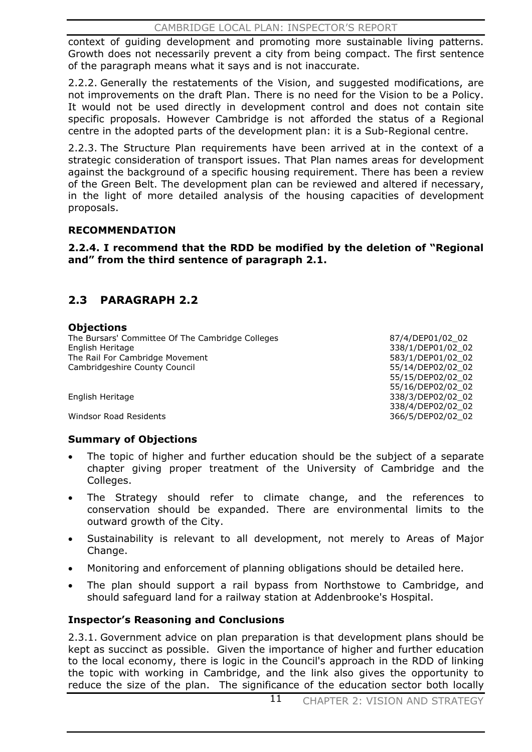context of guiding development and promoting more sustainable living patterns. Growth does not necessarily prevent a city from being compact. The first sentence of the paragraph means what it says and is not inaccurate.

2.2.2. Generally the restatements of the Vision, and suggested modifications, are not improvements on the draft Plan. There is no need for the Vision to be a Policy. It would not be used directly in development control and does not contain site specific proposals. However Cambridge is not afforded the status of a Regional centre in the adopted parts of the development plan: it is a Sub-Regional centre.

2.2.3. The Structure Plan requirements have been arrived at in the context of a strategic consideration of transport issues. That Plan names areas for development against the background of a specific housing requirement. There has been a review of the Green Belt. The development plan can be reviewed and altered if necessary, in the light of more detailed analysis of the housing capacities of development proposals.

**RECOMMENDATION**

**2.2.4. I recommend that the RDD be modified by the deletion of "Regional and" from the third sentence of paragraph 2.1.**

## 2.3 PARAGRAPH 2.2

### Objections

| | |
|---|---|
| The Bursars' Committee Of The Cambridge Colleges | 87/4/DEP01/02_02 |
| English Heritage | 338/1/DEP01/02_02 |
| The Rail For Cambridge Movement | 583/1/DEP01/02_02 |
| Cambridgeshire County Council | 55/14/DEP02/02_02 |
| | 55/15/DEP02/02_02 |
| | 55/16/DEP02/02_02 |
| English Heritage | 338/3/DEP02/02_02 |
| | 338/4/DEP02/02_02 |
| Windsor Road Residents | 366/5/DEP02/02_02 |

### Summary of Objections

- The topic of higher and further education should be the subject of a separate chapter giving proper treatment of the University of Cambridge and the Colleges.
- The Strategy should refer to climate change, and the references to conservation should be expanded. There are environmental limits to the outward growth of the City.
- Sustainability is relevant to all development, not merely to Areas of Major Change.
- Monitoring and enforcement of planning obligations should be detailed here.
- The plan should support a rail bypass from Northstowe to Cambridge, and should safeguard land for a railway station at Addenbrooke's Hospital.

### Inspector's Reasoning and Conclusions

2.3.1. Government advice on plan preparation is that development plans should be kept as succinct as possible. Given the importance of higher and further education to the local economy, there is logic in the Council's approach in the RDD of linking the topic with working in Cambridge, and the link also gives the opportunity to reduce the size of the plan. The significance of the education sector both locally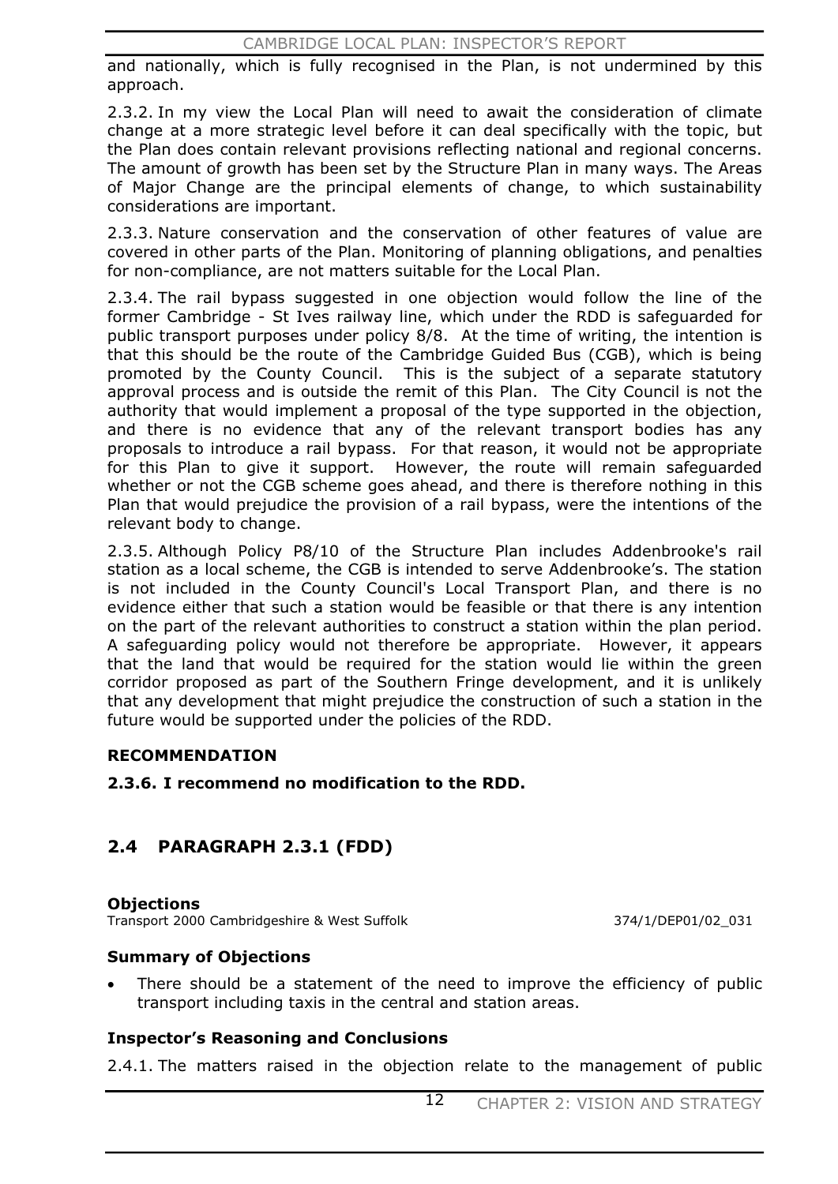and nationally, which is fully recognised in the Plan, is not undermined by this approach.

2.3.2. In my view the Local Plan will need to await the consideration of climate change at a more strategic level before it can deal specifically with the topic, but the Plan does contain relevant provisions reflecting national and regional concerns. The amount of growth has been set by the Structure Plan in many ways. The Areas of Major Change are the principal elements of change, to which sustainability considerations are important.

2.3.3. Nature conservation and the conservation of other features of value are covered in other parts of the Plan. Monitoring of planning obligations, and penalties for non-compliance, are not matters suitable for the Local Plan.

2.3.4. The rail bypass suggested in one objection would follow the line of the former Cambridge - St Ives railway line, which under the RDD is safeguarded for public transport purposes under policy 8/8. At the time of writing, the intention is that this should be the route of the Cambridge Guided Bus (CGB), which is being promoted by the County Council. This is the subject of a separate statutory approval process and is outside the remit of this Plan. The City Council is not the authority that would implement a proposal of the type supported in the objection, and there is no evidence that any of the relevant transport bodies has any proposals to introduce a rail bypass. For that reason, it would not be appropriate for this Plan to give it support. However, the route will remain safeguarded whether or not the CGB scheme goes ahead, and there is therefore nothing in this Plan that would prejudice the provision of a rail bypass, were the intentions of the relevant body to change.

2.3.5. Although Policy P8/10 of the Structure Plan includes Addenbrooke's rail station as a local scheme, the CGB is intended to serve Addenbrooke's. The station is not included in the County Council's Local Transport Plan, and there is no evidence either that such a station would be feasible or that there is any intention on the part of the relevant authorities to construct a station within the plan period. A safeguarding policy would not therefore be appropriate. However, it appears that the land that would be required for the station would lie within the green corridor proposed as part of the Southern Fringe development, and it is unlikely that any development that might prejudice the construction of such a station in the future would be supported under the policies of the RDD.

### RECOMMENDATION

**2.3.6. I recommend no modification to the RDD.**

## 2.4 PARAGRAPH 2.3.1 (FDD)

### Objections

Transport 2000 Cambridgeshire & West Suffolk 374/1/DEP01/02_031

### Summary of Objections

- There should be a statement of the need to improve the efficiency of public transport including taxis in the central and station areas.

### Inspector's Reasoning and Conclusions

2.4.1. The matters raised in the objection relate to the management of public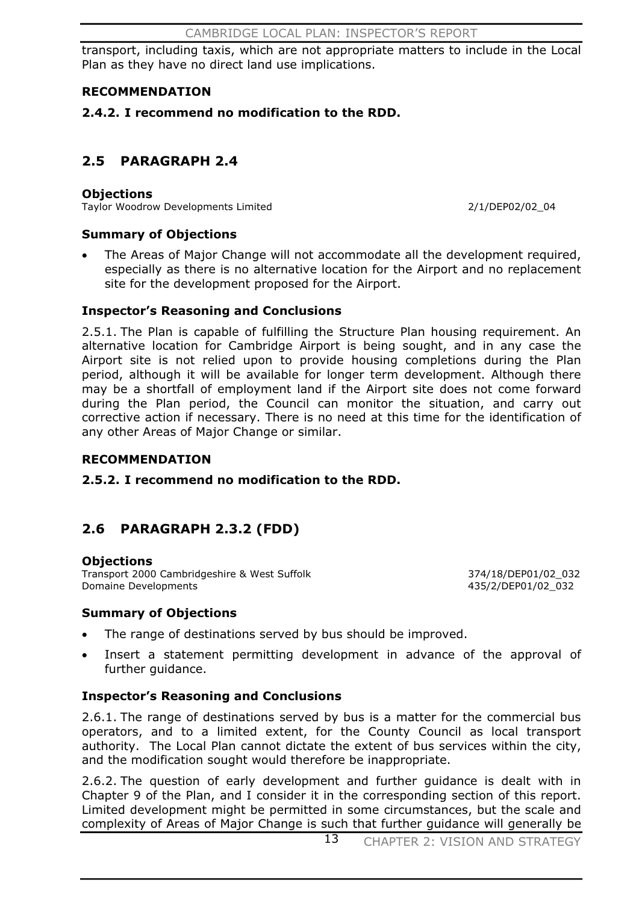transport, including taxis, which are not appropriate matters to include in the Local Plan as they have no direct land use implications.

**RECOMMENDATION**

**2.4.2. I recommend no modification to the RDD.**

## 2.5 PARAGRAPH 2.4

**Objections**

Taylor Woodrow Developments Limited 2/1/DEP02/02_04

**Summary of Objections**

- The Areas of Major Change will not accommodate all the development required, especially as there is no alternative location for the Airport and no replacement site for the development proposed for the Airport.

**Inspector's Reasoning and Conclusions**

2.5.1. The Plan is capable of fulfilling the Structure Plan housing requirement. An alternative location for Cambridge Airport is being sought, and in any case the Airport site is not relied upon to provide housing completions during the Plan period, although it will be available for longer term development. Although there may be a shortfall of employment land if the Airport site does not come forward during the Plan period, the Council can monitor the situation, and carry out corrective action if necessary. There is no need at this time for the identification of any other Areas of Major Change or similar.

**RECOMMENDATION**

**2.5.2. I recommend no modification to the RDD.**

## 2.6 PARAGRAPH 2.3.2 (FDD)

**Objections**

Transport 2000 Cambridgeshire & West Suffolk 374/18/DEP01/02_032
Domaine Developments 435/2/DEP01/02_032

**Summary of Objections**

- The range of destinations served by bus should be improved.
- Insert a statement permitting development in advance of the approval of further guidance.

**Inspector's Reasoning and Conclusions**

2.6.1. The range of destinations served by bus is a matter for the commercial bus operators, and to a limited extent, for the County Council as local transport authority. The Local Plan cannot dictate the extent of bus services within the city, and the modification sought would therefore be inappropriate.

2.6.2. The question of early development and further guidance is dealt with in Chapter 9 of the Plan, and I consider it in the corresponding section of this report. Limited development might be permitted in some circumstances, but the scale and complexity of Areas of Major Change is such that further guidance will generally be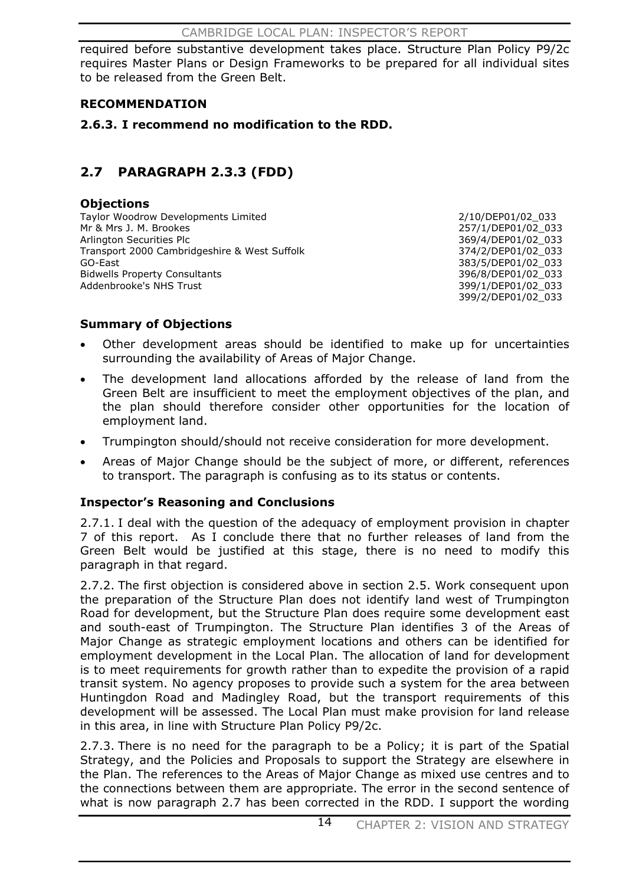required before substantive development takes place. Structure Plan Policy P9/2c requires Master Plans or Design Frameworks to be prepared for all individual sites to be released from the Green Belt.

**RECOMMENDATION**

**2.6.3. I recommend no modification to the RDD.**

## 2.7 PARAGRAPH 2.3.3 (FDD)

### Objections

| | |
|---|---|
| Taylor Woodrow Developments Limited | 2/10/DEP01/02_033 |
| Mr & Mrs J. M. Brookes | 257/1/DEP01/02_033 |
| Arlington Securities Plc | 369/4/DEP01/02_033 |
| Transport 2000 Cambridgeshire & West Suffolk | 374/2/DEP01/02_033 |
| GO-East | 383/5/DEP01/02_033 |
| Bidwells Property Consultants | 396/8/DEP01/02_033 |
| Addenbrooke's NHS Trust | 399/1/DEP01/02_033 |
| | 399/2/DEP01/02_033 |

### Summary of Objections

- Other development areas should be identified to make up for uncertainties surrounding the availability of Areas of Major Change.
- The development land allocations afforded by the release of land from the Green Belt are insufficient to meet the employment objectives of the plan, and the plan should therefore consider other opportunities for the location of employment land.
- Trumpington should/should not receive consideration for more development.
- Areas of Major Change should be the subject of more, or different, references to transport. The paragraph is confusing as to its status or contents.

### Inspector's Reasoning and Conclusions

2.7.1. I deal with the question of the adequacy of employment provision in chapter 7 of this report. As I conclude there that no further releases of land from the Green Belt would be justified at this stage, there is no need to modify this paragraph in that regard.

2.7.2. The first objection is considered above in section 2.5. Work consequent upon the preparation of the Structure Plan does not identify land west of Trumpington Road for development, but the Structure Plan does require some development east and south-east of Trumpington. The Structure Plan identifies 3 of the Areas of Major Change as strategic employment locations and others can be identified for employment development in the Local Plan. The allocation of land for development is to meet requirements for growth rather than to expedite the provision of a rapid transit system. No agency proposes to provide such a system for the area between Huntingdon Road and Madingley Road, but the transport requirements of this development will be assessed. The Local Plan must make provision for land release in this area, in line with Structure Plan Policy P9/2c.

2.7.3. There is no need for the paragraph to be a Policy; it is part of the Spatial Strategy, and the Policies and Proposals to support the Strategy are elsewhere in the Plan. The references to the Areas of Major Change as mixed use centres and to the connections between them are appropriate. The error in the second sentence of what is now paragraph 2.7 has been corrected in the RDD. I support the wording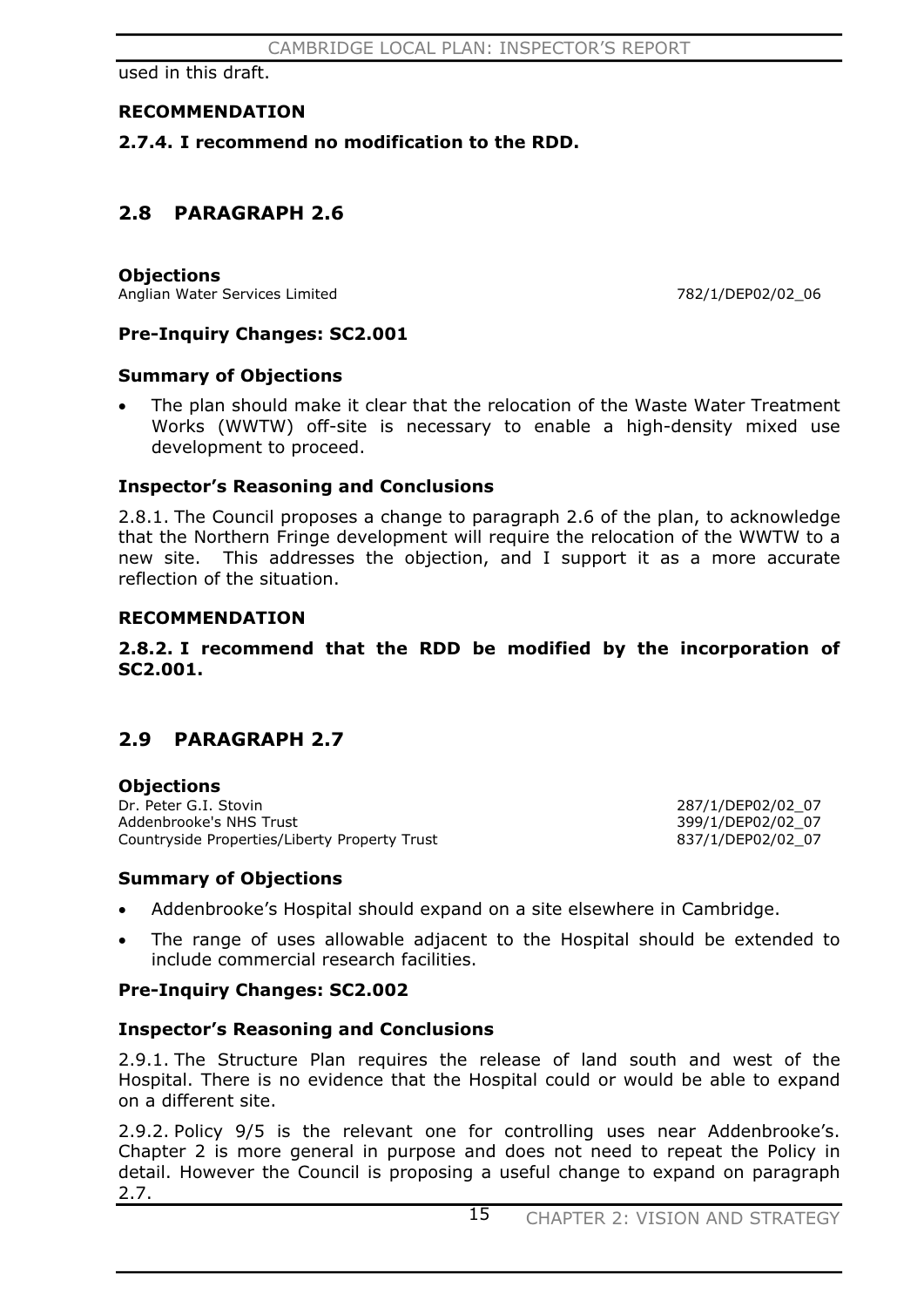used in this draft.

**RECOMMENDATION**

**2.7.4. I recommend no modification to the RDD.**

## 2.8 PARAGRAPH 2.6

**Objections**

Anglian Water Services Limited 782/1/DEP02/02_06

**Pre-Inquiry Changes: SC2.001**

**Summary of Objections**

- The plan should make it clear that the relocation of the Waste Water Treatment Works (WWTW) off-site is necessary to enable a high-density mixed use development to proceed.

**Inspector's Reasoning and Conclusions**

2.8.1. The Council proposes a change to paragraph 2.6 of the plan, to acknowledge that the Northern Fringe development will require the relocation of the WWTW to a new site. This addresses the objection, and I support it as a more accurate reflection of the situation.

**RECOMMENDATION**

**2.8.2. I recommend that the RDD be modified by the incorporation of SC2.001.**

## 2.9 PARAGRAPH 2.7

**Objections**

Dr. Peter G.I. Stovin 287/1/DEP02/02_07
Addenbrooke's NHS Trust 399/1/DEP02/02_07
Countryside Properties/Liberty Property Trust 837/1/DEP02/02_07

**Summary of Objections**

- Addenbrooke's Hospital should expand on a site elsewhere in Cambridge.
- The range of uses allowable adjacent to the Hospital should be extended to include commercial research facilities.

**Pre-Inquiry Changes: SC2.002**

**Inspector's Reasoning and Conclusions**

2.9.1. The Structure Plan requires the release of land south and west of the Hospital. There is no evidence that the Hospital could or would be able to expand on a different site.

2.9.2. Policy 9/5 is the relevant one for controlling uses near Addenbrooke's. Chapter 2 is more general in purpose and does not need to repeat the Policy in detail. However the Council is proposing a useful change to expand on paragraph 2.7.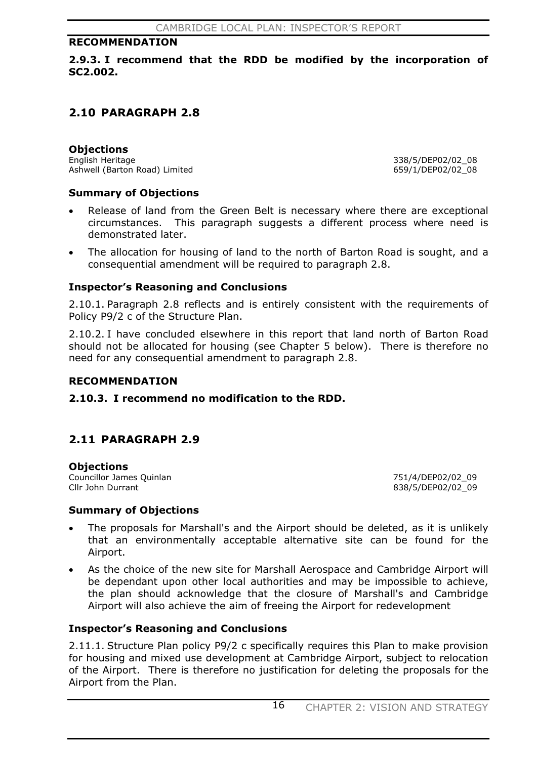### RECOMMENDATION

**2.9.3. I recommend that the RDD be modified by the incorporation of SC2.002.**

## 2.10 PARAGRAPH 2.8

### Objections

| | |
|---|---|
| English Heritage | 338/5/DEP02/02_08 |
| Ashwell (Barton Road) Limited | 659/1/DEP02/02_08 |

### Summary of Objections

- Release of land from the Green Belt is necessary where there are exceptional circumstances. This paragraph suggests a different process where need is demonstrated later.
- The allocation for housing of land to the north of Barton Road is sought, and a consequential amendment will be required to paragraph 2.8.

### Inspector's Reasoning and Conclusions

2.10.1. Paragraph 2.8 reflects and is entirely consistent with the requirements of Policy P9/2 c of the Structure Plan.

2.10.2. I have concluded elsewhere in this report that land north of Barton Road should not be allocated for housing (see Chapter 5 below). There is therefore no need for any consequential amendment to paragraph 2.8.

### RECOMMENDATION

**2.10.3. I recommend no modification to the RDD.**

## 2.11 PARAGRAPH 2.9

### Objections

| | |
|---|---|
| Councillor James Quinlan | 751/4/DEP02/02_09 |
| Cllr John Durrant | 838/5/DEP02/02_09 |

### Summary of Objections

- The proposals for Marshall's and the Airport should be deleted, as it is unlikely that an environmentally acceptable alternative site can be found for the Airport.
- As the choice of the new site for Marshall Aerospace and Cambridge Airport will be dependant upon other local authorities and may be impossible to achieve, the plan should acknowledge that the closure of Marshall's and Cambridge Airport will also achieve the aim of freeing the Airport for redevelopment

### Inspector's Reasoning and Conclusions

2.11.1. Structure Plan policy P9/2 c specifically requires this Plan to make provision for housing and mixed use development at Cambridge Airport, subject to relocation of the Airport. There is therefore no justification for deleting the proposals for the Airport from the Plan.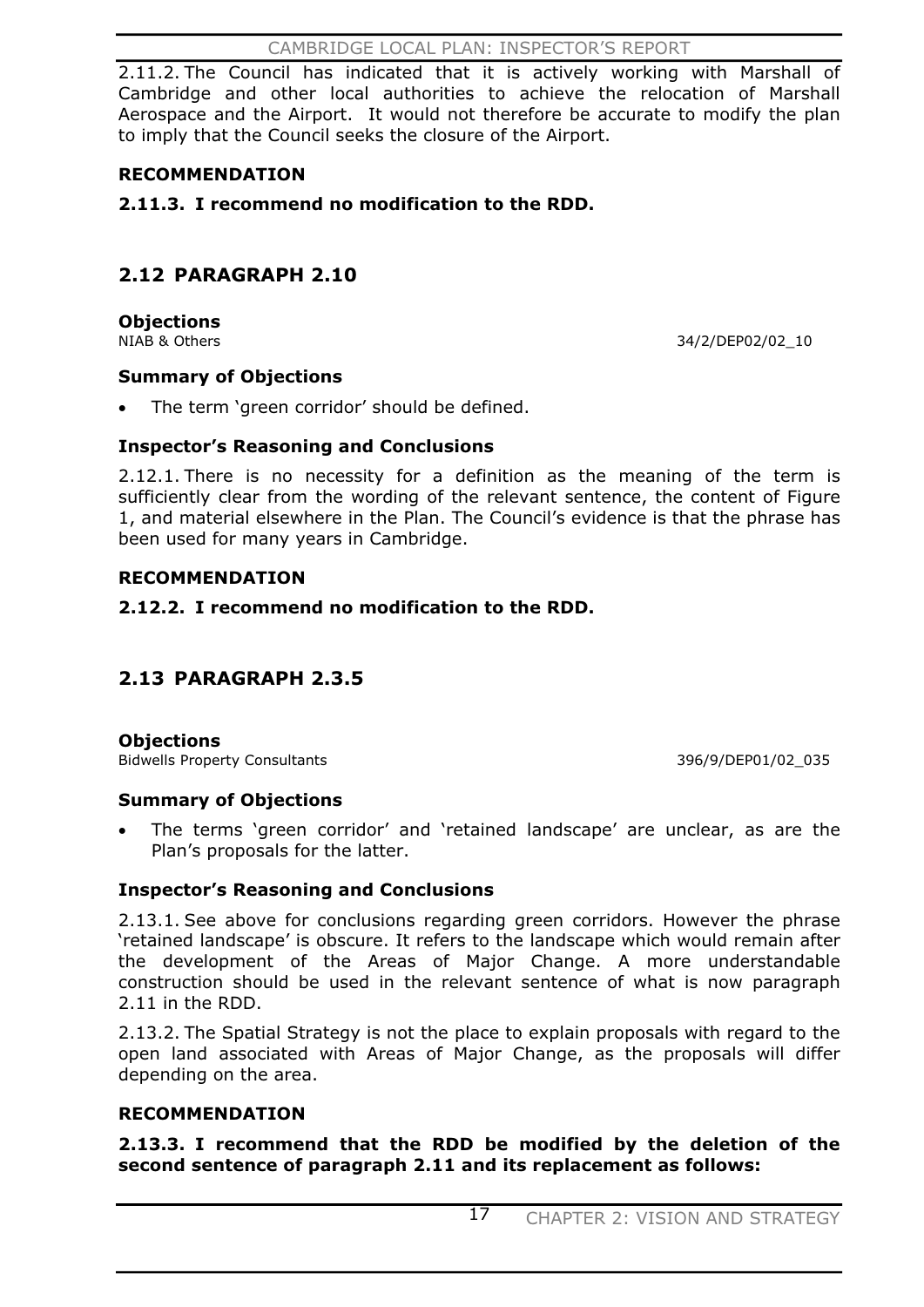2.11.2. The Council has indicated that it is actively working with Marshall of Cambridge and other local authorities to achieve the relocation of Marshall Aerospace and the Airport. It would not therefore be accurate to modify the plan to imply that the Council seeks the closure of the Airport.

**RECOMMENDATION**

**2.11.3. I recommend no modification to the RDD.**

## 2.12 PARAGRAPH 2.10

**Objections**

NIAB & Others 34/2/DEP02/02_10

**Summary of Objections**

- The term 'green corridor' should be defined.

**Inspector's Reasoning and Conclusions**

2.12.1. There is no necessity for a definition as the meaning of the term is sufficiently clear from the wording of the relevant sentence, the content of Figure 1, and material elsewhere in the Plan. The Council's evidence is that the phrase has been used for many years in Cambridge.

**RECOMMENDATION**

**2.12.2. I recommend no modification to the RDD.**

## 2.13 PARAGRAPH 2.3.5

**Objections**

Bidwells Property Consultants 396/9/DEP01/02_035

**Summary of Objections**

- The terms 'green corridor' and 'retained landscape' are unclear, as are the Plan's proposals for the latter.

**Inspector's Reasoning and Conclusions**

2.13.1. See above for conclusions regarding green corridors. However the phrase 'retained landscape' is obscure. It refers to the landscape which would remain after the development of the Areas of Major Change. A more understandable construction should be used in the relevant sentence of what is now paragraph 2.11 in the RDD.

2.13.2. The Spatial Strategy is not the place to explain proposals with regard to the open land associated with Areas of Major Change, as the proposals will differ depending on the area.

**RECOMMENDATION**

**2.13.3. I recommend that the RDD be modified by the deletion of the second sentence of paragraph 2.11 and its replacement as follows:**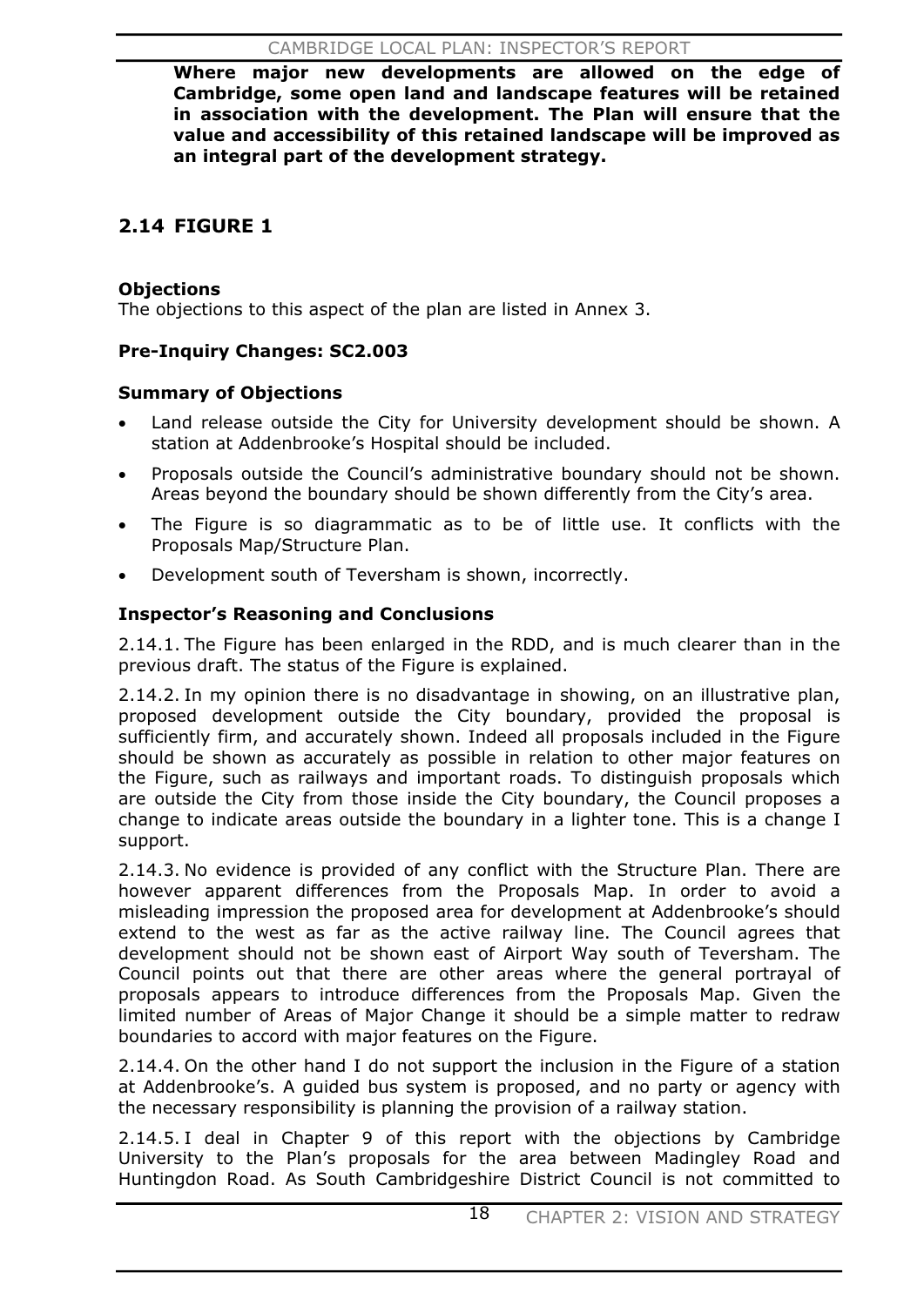**Where major new developments are allowed on the edge of Cambridge, some open land and landscape features will be retained in association with the development. The Plan will ensure that the value and accessibility of this retained landscape will be improved as an integral part of the development strategy.**

## 2.14 FIGURE 1

### Objections

The objections to this aspect of the plan are listed in Annex 3.

### Pre-Inquiry Changes: SC2.003

### Summary of Objections

- Land release outside the City for University development should be shown. A station at Addenbrooke's Hospital should be included.
- Proposals outside the Council's administrative boundary should not be shown. Areas beyond the boundary should be shown differently from the City's area.
- The Figure is so diagrammatic as to be of little use. It conflicts with the Proposals Map/Structure Plan.
- Development south of Teversham is shown, incorrectly.

### Inspector's Reasoning and Conclusions

2.14.1. The Figure has been enlarged in the RDD, and is much clearer than in the previous draft. The status of the Figure is explained.

2.14.2. In my opinion there is no disadvantage in showing, on an illustrative plan, proposed development outside the City boundary, provided the proposal is sufficiently firm, and accurately shown. Indeed all proposals included in the Figure should be shown as accurately as possible in relation to other major features on the Figure, such as railways and important roads. To distinguish proposals which are outside the City from those inside the City boundary, the Council proposes a change to indicate areas outside the boundary in a lighter tone. This is a change I support.

2.14.3. No evidence is provided of any conflict with the Structure Plan. There are however apparent differences from the Proposals Map. In order to avoid a misleading impression the proposed area for development at Addenbrooke's should extend to the west as far as the active railway line. The Council agrees that development should not be shown east of Airport Way south of Teversham. The Council points out that there are other areas where the general portrayal of proposals appears to introduce differences from the Proposals Map. Given the limited number of Areas of Major Change it should be a simple matter to redraw boundaries to accord with major features on the Figure.

2.14.4. On the other hand I do not support the inclusion in the Figure of a station at Addenbrooke's. A guided bus system is proposed, and no party or agency with the necessary responsibility is planning the provision of a railway station.

2.14.5. I deal in Chapter 9 of this report with the objections by Cambridge University to the Plan's proposals for the area between Madingley Road and Huntingdon Road. As South Cambridgeshire District Council is not committed to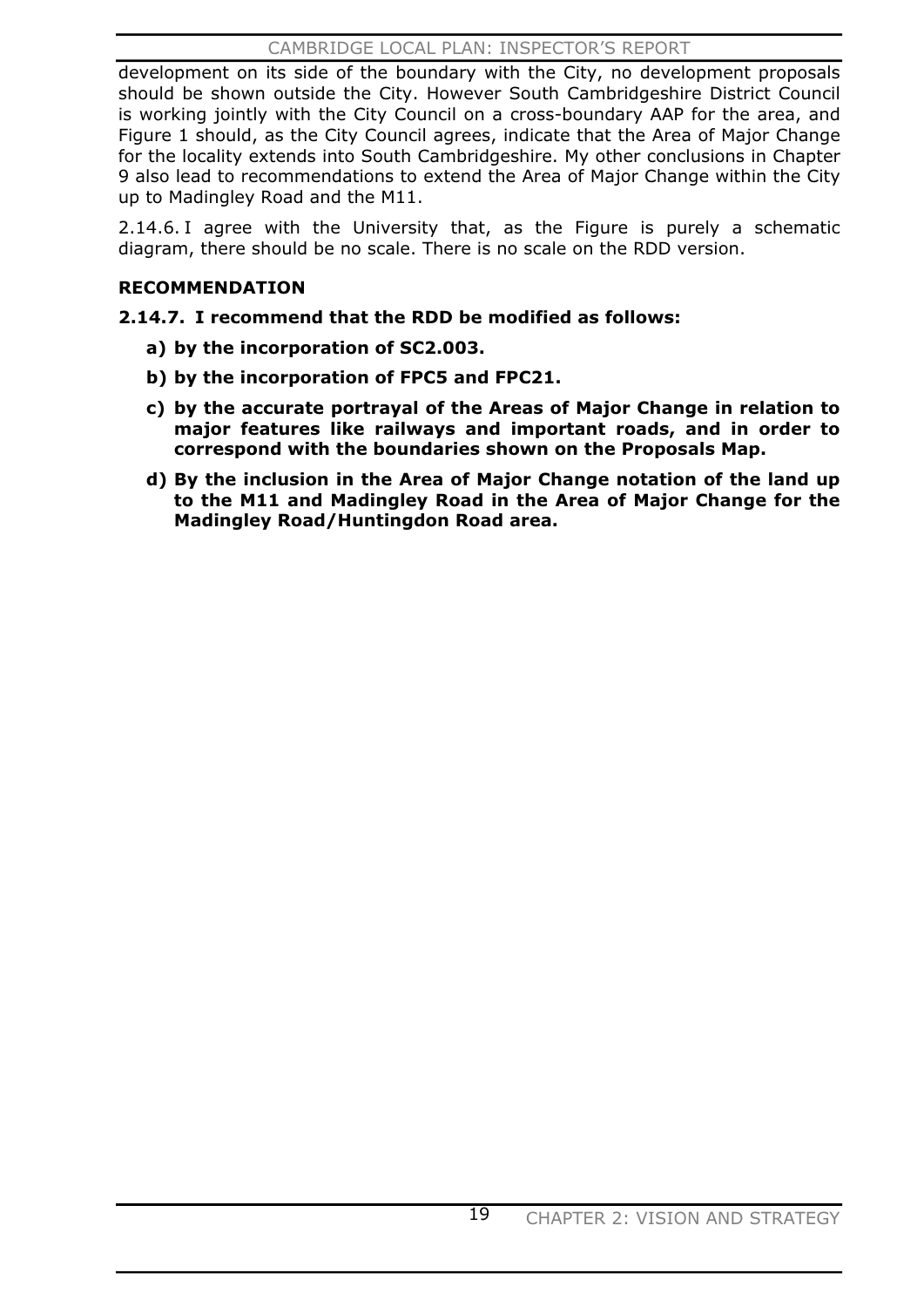development on its side of the boundary with the City, no development proposals should be shown outside the City. However South Cambridgeshire District Council is working jointly with the City Council on a cross-boundary AAP for the area, and Figure 1 should, as the City Council agrees, indicate that the Area of Major Change for the locality extends into South Cambridgeshire. My other conclusions in Chapter 9 also lead to recommendations to extend the Area of Major Change within the City up to Madingley Road and the M11.

2.14.6. I agree with the University that, as the Figure is purely a schematic diagram, there should be no scale. There is no scale on the RDD version.

**RECOMMENDATION**

**2.14.7. I recommend that the RDD be modified as follows:**

**a) by the incorporation of SC2.003.**

**b) by the incorporation of FPC5 and FPC21.**

**c) by the accurate portrayal of the Areas of Major Change in relation to major features like railways and important roads, and in order to correspond with the boundaries shown on the Proposals Map.**

**d) By the inclusion in the Area of Major Change notation of the land up to the M11 and Madingley Road in the Area of Major Change for the Madingley Road/Huntingdon Road area.**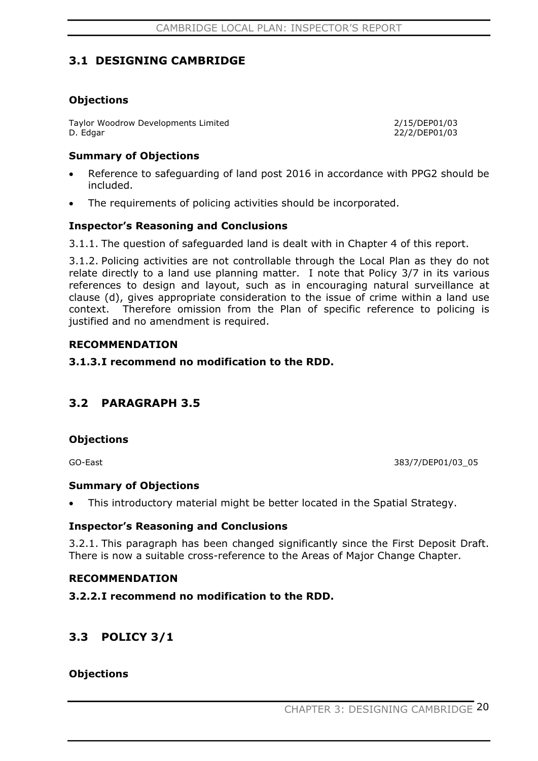## 3.1 DESIGNING CAMBRIDGE

### Objections

| | |
|---|---|
| Taylor Woodrow Developments Limited | 2/15/DEP01/03 |
| D. Edgar | 22/2/DEP01/03 |

### Summary of Objections

- Reference to safeguarding of land post 2016 in accordance with PPG2 should be included.
- The requirements of policing activities should be incorporated.

### Inspector's Reasoning and Conclusions

3.1.1. The question of safeguarded land is dealt with in Chapter 4 of this report.

3.1.2. Policing activities are not controllable through the Local Plan as they do not relate directly to a land use planning matter. I note that Policy 3/7 in its various references to design and layout, such as in encouraging natural surveillance at clause (d), gives appropriate consideration to the issue of crime within a land use context. Therefore omission from the Plan of specific reference to policing is justified and no amendment is required.

### RECOMMENDATION

**3.1.3. I recommend no modification to the RDD.**

## 3.2 PARAGRAPH 3.5

### Objections

| | |
|---|---|
| GO-East | 383/7/DEP01/03_05 |

### Summary of Objections

- This introductory material might be better located in the Spatial Strategy.

### Inspector's Reasoning and Conclusions

3.2.1. This paragraph has been changed significantly since the First Deposit Draft. There is now a suitable cross-reference to the Areas of Major Change Chapter.

### RECOMMENDATION

**3.2.2. I recommend no modification to the RDD.**

## 3.3 POLICY 3/1

### Objections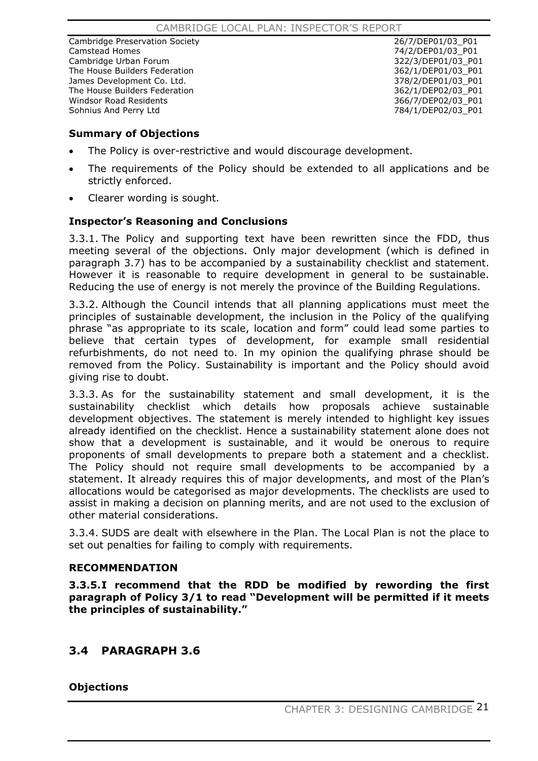| | |
|---|---|
| Cambridge Preservation Society | 26/7/DEP01/03_P01 |
| Camstead Homes | 74/2/DEP01/03_P01 |
| Cambridge Urban Forum | 322/3/DEP01/03_P01 |
| The House Builders Federation | 362/1/DEP01/03_P01 |
| James Development Co. Ltd. | 378/2/DEP01/03_P01 |
| The House Builders Federation | 362/1/DEP02/03_P01 |
| Windsor Road Residents | 366/7/DEP02/03_P01 |
| Sohnius And Perry Ltd | 784/1/DEP02/03_P01 |

**Summary of Objections**

- The Policy is over-restrictive and would discourage development.
- The requirements of the Policy should be extended to all applications and be strictly enforced.
- Clearer wording is sought.

**Inspector's Reasoning and Conclusions**

3.3.1. The Policy and supporting text have been rewritten since the FDD, thus meeting several of the objections. Only major development (which is defined in paragraph 3.7) has to be accompanied by a sustainability checklist and statement. However it is reasonable to require development in general to be sustainable. Reducing the use of energy is not merely the province of the Building Regulations.

3.3.2. Although the Council intends that all planning applications must meet the principles of sustainable development, the inclusion in the Policy of the qualifying phrase "as appropriate to its scale, location and form" could lead some parties to believe that certain types of development, for example small residential refurbishments, do not need to. In my opinion the qualifying phrase should be removed from the Policy. Sustainability is important and the Policy should avoid giving rise to doubt.

3.3.3. As for the sustainability statement and small development, it is the sustainability checklist which details how proposals achieve sustainable development objectives. The statement is merely intended to highlight key issues already identified on the checklist. Hence a sustainability statement alone does not show that a development is sustainable, and it would be onerous to require proponents of small developments to prepare both a statement and a checklist. The Policy should not require small developments to be accompanied by a statement. It already requires this of major developments, and most of the Plan's allocations would be categorised as major developments. The checklists are used to assist in making a decision on planning merits, and are not used to the exclusion of other material considerations.

3.3.4. SUDS are dealt with elsewhere in the Plan. The Local Plan is not the place to set out penalties for failing to comply with requirements.

**RECOMMENDATION**

**3.3.5. I recommend that the RDD be modified by rewording the first paragraph of Policy 3/1 to read "Development will be permitted if it meets the principles of sustainability."**

## 3.4 PARAGRAPH 3.6

**Objections**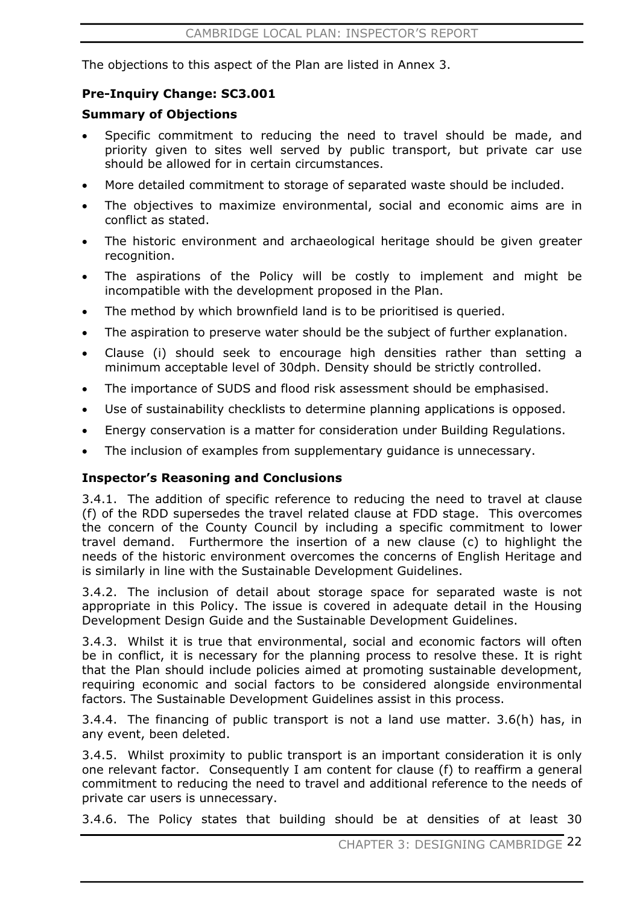The objections to this aspect of the Plan are listed in Annex 3.

**Pre-Inquiry Change: SC3.001**

**Summary of Objections**

- Specific commitment to reducing the need to travel should be made, and priority given to sites well served by public transport, but private car use should be allowed for in certain circumstances.
- More detailed commitment to storage of separated waste should be included.
- The objectives to maximize environmental, social and economic aims are in conflict as stated.
- The historic environment and archaeological heritage should be given greater recognition.
- The aspirations of the Policy will be costly to implement and might be incompatible with the development proposed in the Plan.
- The method by which brownfield land is to be prioritised is queried.
- The aspiration to preserve water should be the subject of further explanation.
- Clause (i) should seek to encourage high densities rather than setting a minimum acceptable level of 30dph. Density should be strictly controlled.
- The importance of SUDS and flood risk assessment should be emphasised.
- Use of sustainability checklists to determine planning applications is opposed.
- Energy conservation is a matter for consideration under Building Regulations.
- The inclusion of examples from supplementary guidance is unnecessary.

**Inspector's Reasoning and Conclusions**

3.4.1. The addition of specific reference to reducing the need to travel at clause (f) of the RDD supersedes the travel related clause at FDD stage. This overcomes the concern of the County Council by including a specific commitment to lower travel demand. Furthermore the insertion of a new clause (c) to highlight the needs of the historic environment overcomes the concerns of English Heritage and is similarly in line with the Sustainable Development Guidelines.

3.4.2. The inclusion of detail about storage space for separated waste is not appropriate in this Policy. The issue is covered in adequate detail in the Housing Development Design Guide and the Sustainable Development Guidelines.

3.4.3. Whilst it is true that environmental, social and economic factors will often be in conflict, it is necessary for the planning process to resolve these. It is right that the Plan should include policies aimed at promoting sustainable development, requiring economic and social factors to be considered alongside environmental factors. The Sustainable Development Guidelines assist in this process.

3.4.4. The financing of public transport is not a land use matter. 3.6(h) has, in any event, been deleted.

3.4.5. Whilst proximity to public transport is an important consideration it is only one relevant factor. Consequently I am content for clause (f) to reaffirm a general commitment to reducing the need to travel and additional reference to the needs of private car users is unnecessary.

3.4.6. The Policy states that building should be at densities of at least 30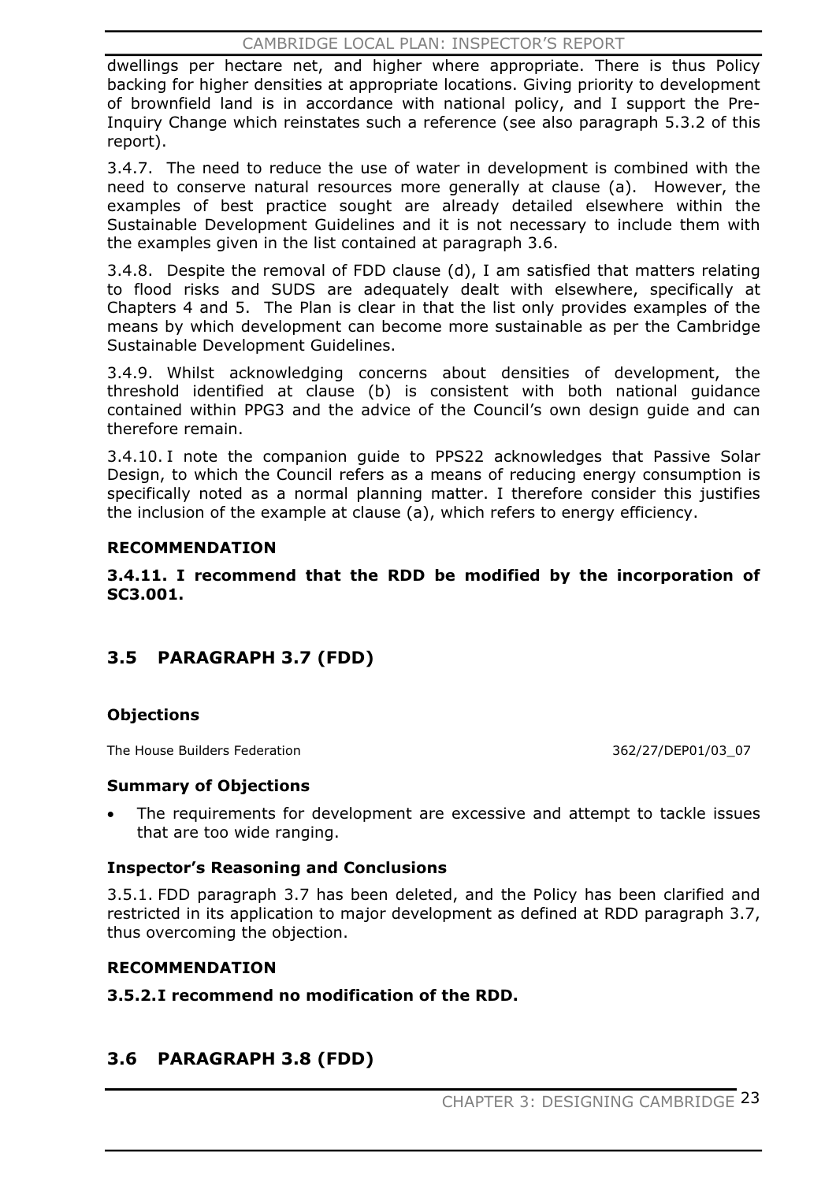dwellings per hectare net, and higher where appropriate. There is thus Policy backing for higher densities at appropriate locations. Giving priority to development of brownfield land is in accordance with national policy, and I support the Pre-Inquiry Change which reinstates such a reference (see also paragraph 5.3.2 of this report).

3.4.7. The need to reduce the use of water in development is combined with the need to conserve natural resources more generally at clause (a). However, the examples of best practice sought are already detailed elsewhere within the Sustainable Development Guidelines and it is not necessary to include them with the examples given in the list contained at paragraph 3.6.

3.4.8. Despite the removal of FDD clause (d), I am satisfied that matters relating to flood risks and SUDS are adequately dealt with elsewhere, specifically at Chapters 4 and 5. The Plan is clear in that the list only provides examples of the means by which development can become more sustainable as per the Cambridge Sustainable Development Guidelines.

3.4.9. Whilst acknowledging concerns about densities of development, the threshold identified at clause (b) is consistent with both national guidance contained within PPG3 and the advice of the Council's own design guide and can therefore remain.

3.4.10. I note the companion guide to PPS22 acknowledges that Passive Solar Design, to which the Council refers as a means of reducing energy consumption is specifically noted as a normal planning matter. I therefore consider this justifies the inclusion of the example at clause (a), which refers to energy efficiency.

**RECOMMENDATION**

**3.4.11. I recommend that the RDD be modified by the incorporation of SC3.001.**

## 3.5 PARAGRAPH 3.7 (FDD)

### Objections

The House Builders Federation 362/27/DEP01/03_07

### Summary of Objections

- The requirements for development are excessive and attempt to tackle issues that are too wide ranging.

### Inspector's Reasoning and Conclusions

3.5.1. FDD paragraph 3.7 has been deleted, and the Policy has been clarified and restricted in its application to major development as defined at RDD paragraph 3.7, thus overcoming the objection.

**RECOMMENDATION**

**3.5.2. I recommend no modification of the RDD.**

## 3.6 PARAGRAPH 3.8 (FDD)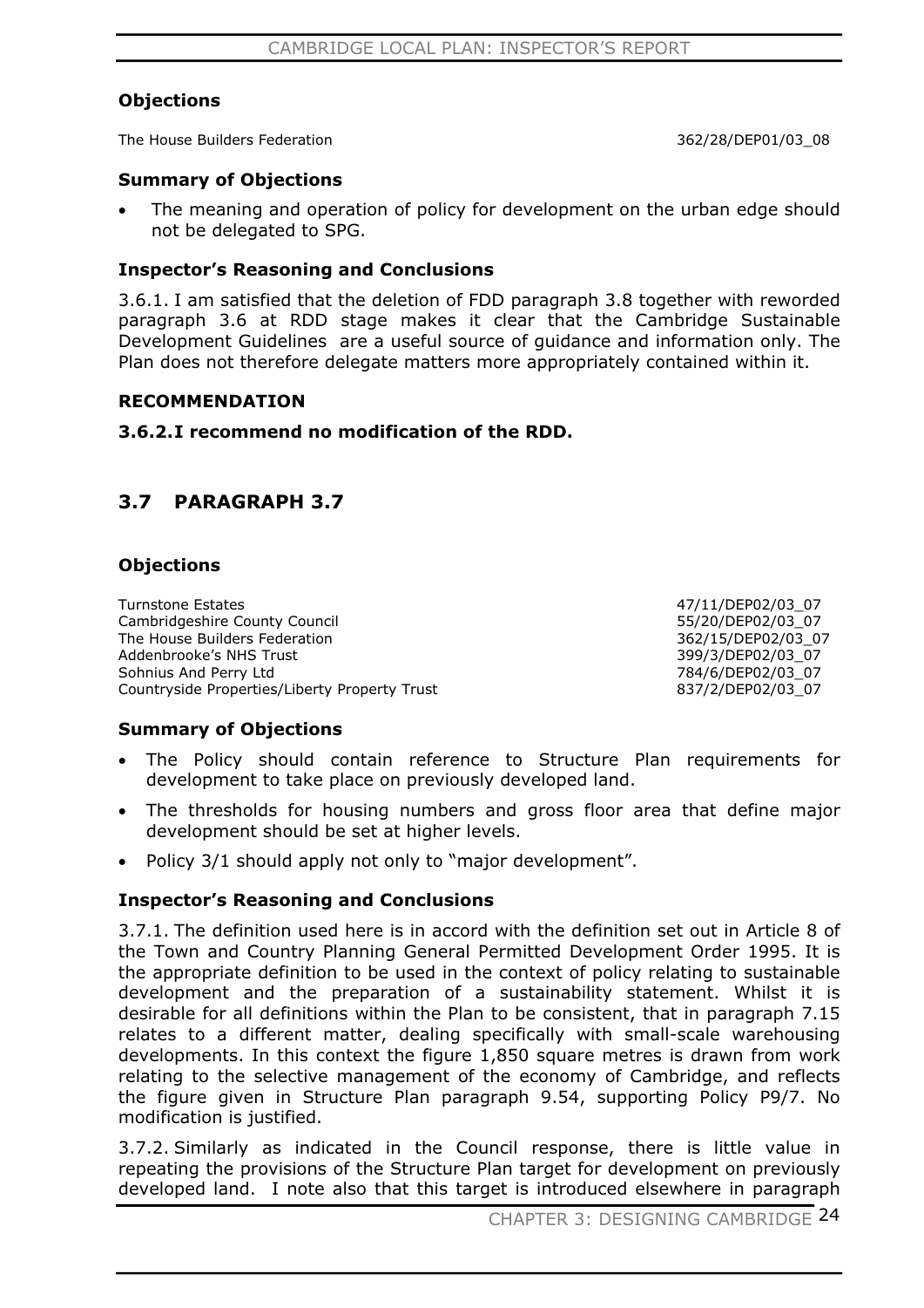### Objections

| | |
|---|---|
| The House Builders Federation | 362/28/DEP01/03_08 |

### Summary of Objections

- The meaning and operation of policy for development on the urban edge should not be delegated to SPG.

### Inspector's Reasoning and Conclusions

3.6.1. I am satisfied that the deletion of FDD paragraph 3.8 together with reworded paragraph 3.6 at RDD stage makes it clear that the Cambridge Sustainable Development Guidelines are a useful source of guidance and information only. The Plan does not therefore delegate matters more appropriately contained within it.

### RECOMMENDATION

**3.6.2. I recommend no modification of the RDD.**

## 3.7 PARAGRAPH 3.7

### Objections

| | |
|---|---|
| Turnstone Estates | 47/11/DEP02/03_07 |
| Cambridgeshire County Council | 55/20/DEP02/03_07 |
| The House Builders Federation | 362/15/DEP02/03_07 |
| Addenbrooke's NHS Trust | 399/3/DEP02/03_07 |
| Sohnius And Perry Ltd | 784/6/DEP02/03_07 |
| Countryside Properties/Liberty Property Trust | 837/2/DEP02/03_07 |

### Summary of Objections

- The Policy should contain reference to Structure Plan requirements for development to take place on previously developed land.
- The thresholds for housing numbers and gross floor area that define major development should be set at higher levels.
- Policy 3/1 should apply not only to "major development".

### Inspector's Reasoning and Conclusions

3.7.1. The definition used here is in accord with the definition set out in Article 8 of the Town and Country Planning General Permitted Development Order 1995. It is the appropriate definition to be used in the context of policy relating to sustainable development and the preparation of a sustainability statement. Whilst it is desirable for all definitions within the Plan to be consistent, that in paragraph 7.15 relates to a different matter, dealing specifically with small-scale warehousing developments. In this context the figure 1,850 square metres is drawn from work relating to the selective management of the economy of Cambridge, and reflects the figure given in Structure Plan paragraph 9.54, supporting Policy P9/7. No modification is justified.

3.7.2. Similarly as indicated in the Council response, there is little value in repeating the provisions of the Structure Plan target for development on previously developed land. I note also that this target is introduced elsewhere in paragraph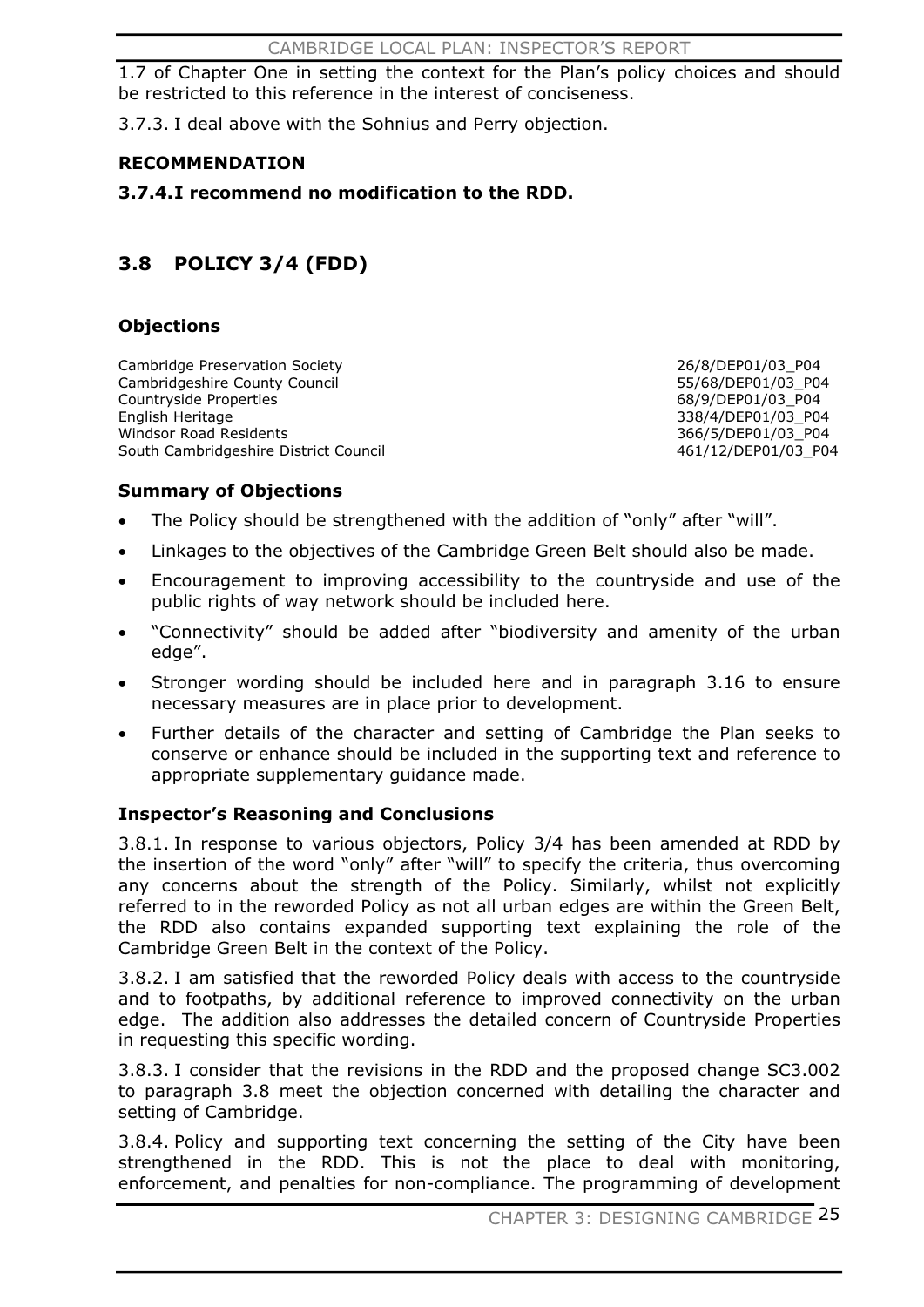1.7 of Chapter One in setting the context for the Plan's policy choices and should be restricted to this reference in the interest of conciseness.

3.7.3. I deal above with the Sohnius and Perry objection.

**RECOMMENDATION**

**3.7.4. I recommend no modification to the RDD.**

## 3.8 POLICY 3/4 (FDD)

### Objections

| | |
|---|---|
| Cambridge Preservation Society | 26/8/DEP01/03_P04 |
| Cambridgeshire County Council | 55/68/DEP01/03_P04 |
| Countryside Properties | 68/9/DEP01/03_P04 |
| English Heritage | 338/4/DEP01/03_P04 |
| Windsor Road Residents | 366/5/DEP01/03_P04 |
| South Cambridgeshire District Council | 461/12/DEP01/03_P04 |

### Summary of Objections

- The Policy should be strengthened with the addition of "only" after "will".
- Linkages to the objectives of the Cambridge Green Belt should also be made.
- Encouragement to improving accessibility to the countryside and use of the public rights of way network should be included here.
- "Connectivity" should be added after "biodiversity and amenity of the urban edge".
- Stronger wording should be included here and in paragraph 3.16 to ensure necessary measures are in place prior to development.
- Further details of the character and setting of Cambridge the Plan seeks to conserve or enhance should be included in the supporting text and reference to appropriate supplementary guidance made.

### Inspector's Reasoning and Conclusions

3.8.1. In response to various objectors, Policy 3/4 has been amended at RDD by the insertion of the word "only" after "will" to specify the criteria, thus overcoming any concerns about the strength of the Policy. Similarly, whilst not explicitly referred to in the reworded Policy as not all urban edges are within the Green Belt, the RDD also contains expanded supporting text explaining the role of the Cambridge Green Belt in the context of the Policy.

3.8.2. I am satisfied that the reworded Policy deals with access to the countryside and to footpaths, by additional reference to improved connectivity on the urban edge. The addition also addresses the detailed concern of Countryside Properties in requesting this specific wording.

3.8.3. I consider that the revisions in the RDD and the proposed change SC3.002 to paragraph 3.8 meet the objection concerned with detailing the character and setting of Cambridge.

3.8.4. Policy and supporting text concerning the setting of the City have been strengthened in the RDD. This is not the place to deal with monitoring, enforcement, and penalties for non-compliance. The programming of development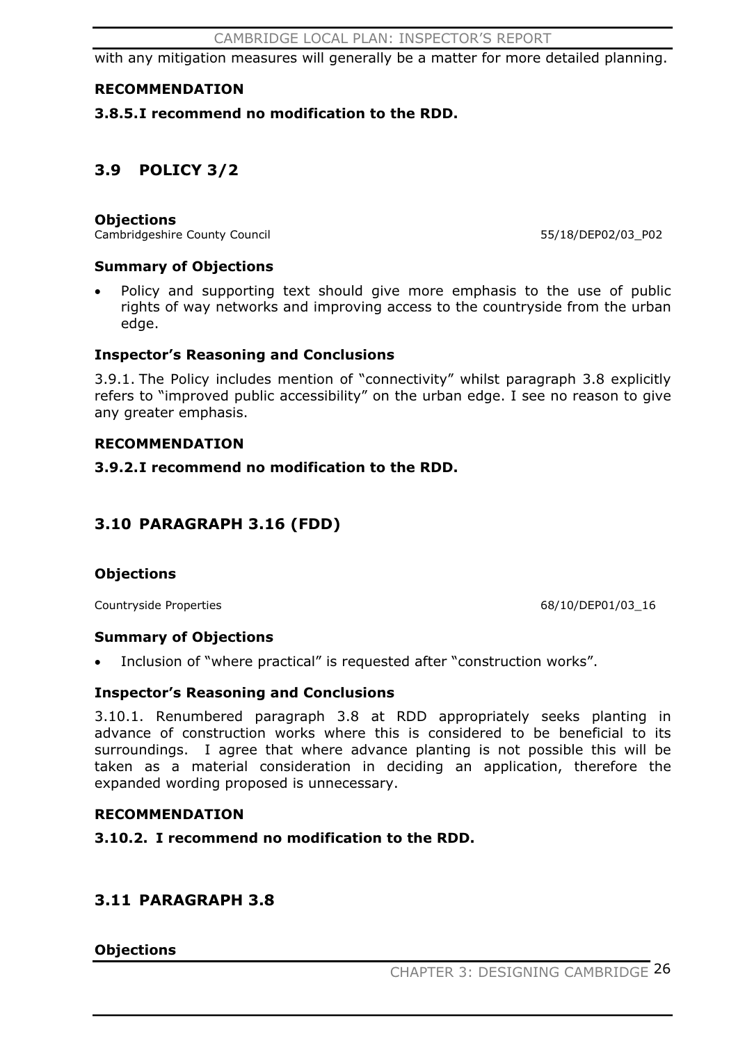with any mitigation measures will generally be a matter for more detailed planning.

**RECOMMENDATION**

**3.8.5. I recommend no modification to the RDD.**

## 3.9 POLICY 3/2

**Objections**

Cambridgeshire County Council 55/18/DEP02/03_P02

**Summary of Objections**

- Policy and supporting text should give more emphasis to the use of public rights of way networks and improving access to the countryside from the urban edge.

**Inspector's Reasoning and Conclusions**

3.9.1. The Policy includes mention of "connectivity" whilst paragraph 3.8 explicitly refers to "improved public accessibility" on the urban edge. I see no reason to give any greater emphasis.

**RECOMMENDATION**

**3.9.2. I recommend no modification to the RDD.**

## 3.10 PARAGRAPH 3.16 (FDD)

**Objections**

Countryside Properties 68/10/DEP01/03_16

**Summary of Objections**

- Inclusion of "where practical" is requested after "construction works".

**Inspector's Reasoning and Conclusions**

3.10.1. Renumbered paragraph 3.8 at RDD appropriately seeks planting in advance of construction works where this is considered to be beneficial to its surroundings. I agree that where advance planting is not possible this will be taken as a material consideration in deciding an application, therefore the expanded wording proposed is unnecessary.

**RECOMMENDATION**

**3.10.2. I recommend no modification to the RDD.**

## 3.11 PARAGRAPH 3.8

**Objections**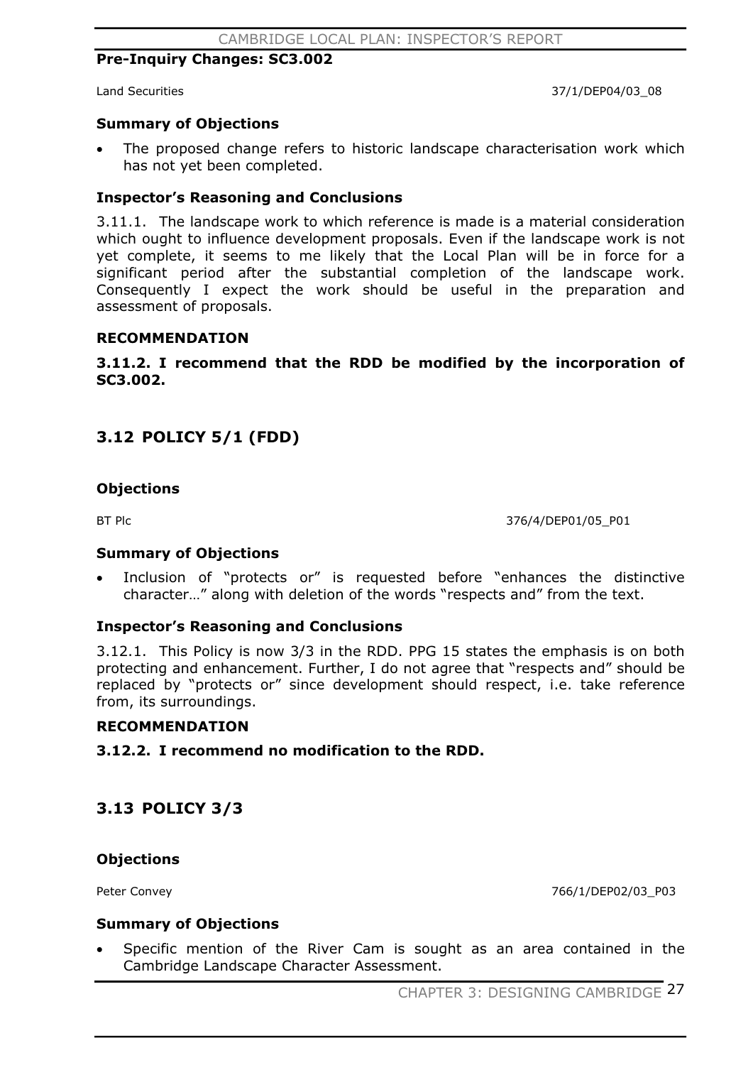**Pre-Inquiry Changes: SC3.002**

Land Securities 37/1/DEP04/03_08

**Summary of Objections**

- The proposed change refers to historic landscape characterisation work which has not yet been completed.

**Inspector's Reasoning and Conclusions**

3.11.1. The landscape work to which reference is made is a material consideration which ought to influence development proposals. Even if the landscape work is not yet complete, it seems to me likely that the Local Plan will be in force for a significant period after the substantial completion of the landscape work. Consequently I expect the work should be useful in the preparation and assessment of proposals.

**RECOMMENDATION**

**3.11.2. I recommend that the RDD be modified by the incorporation of SC3.002.**

## 3.12 POLICY 5/1 (FDD)

**Objections**

BT Plc 376/4/DEP01/05_P01

**Summary of Objections**

- Inclusion of "protects or" is requested before "enhances the distinctive character…" along with deletion of the words "respects and" from the text.

**Inspector's Reasoning and Conclusions**

3.12.1. This Policy is now 3/3 in the RDD. PPG 15 states the emphasis is on both protecting and enhancement. Further, I do not agree that "respects and" should be replaced by "protects or" since development should respect, i.e. take reference from, its surroundings.

**RECOMMENDATION**

**3.12.2. I recommend no modification to the RDD.**

## 3.13 POLICY 3/3

**Objections**

Peter Convey 766/1/DEP02/03_P03

**Summary of Objections**

- Specific mention of the River Cam is sought as an area contained in the Cambridge Landscape Character Assessment.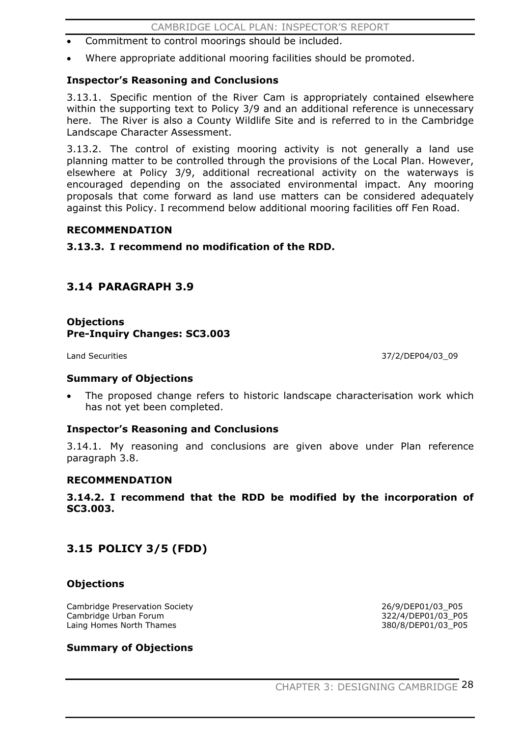- Commitment to control moorings should be included.
- Where appropriate additional mooring facilities should be promoted.

**Inspector's Reasoning and Conclusions**

3.13.1. Specific mention of the River Cam is appropriately contained elsewhere within the supporting text to Policy 3/9 and an additional reference is unnecessary here. The River is also a County Wildlife Site and is referred to in the Cambridge Landscape Character Assessment.

3.13.2. The control of existing mooring activity is not generally a land use planning matter to be controlled through the provisions of the Local Plan. However, elsewhere at Policy 3/9, additional recreational activity on the waterways is encouraged depending on the associated environmental impact. Any mooring proposals that come forward as land use matters can be considered adequately against this Policy. I recommend below additional mooring facilities off Fen Road.

**RECOMMENDATION**

**3.13.3. I recommend no modification of the RDD.**

## 3.14 PARAGRAPH 3.9

**Objections**
**Pre-Inquiry Changes: SC3.003**

| | |
|---|---|
| Land Securities | 37/2/DEP04/03_09 |

**Summary of Objections**

- The proposed change refers to historic landscape characterisation work which has not yet been completed.

**Inspector's Reasoning and Conclusions**

3.14.1. My reasoning and conclusions are given above under Plan reference paragraph 3.8.

**RECOMMENDATION**

**3.14.2. I recommend that the RDD be modified by the incorporation of SC3.003.**

## 3.15 POLICY 3/5 (FDD)

**Objections**

| | |
|---|---|
| Cambridge Preservation Society | 26/9/DEP01/03_P05 |
| Cambridge Urban Forum | 322/4/DEP01/03_P05 |
| Laing Homes North Thames | 380/8/DEP01/03_P05 |

**Summary of Objections**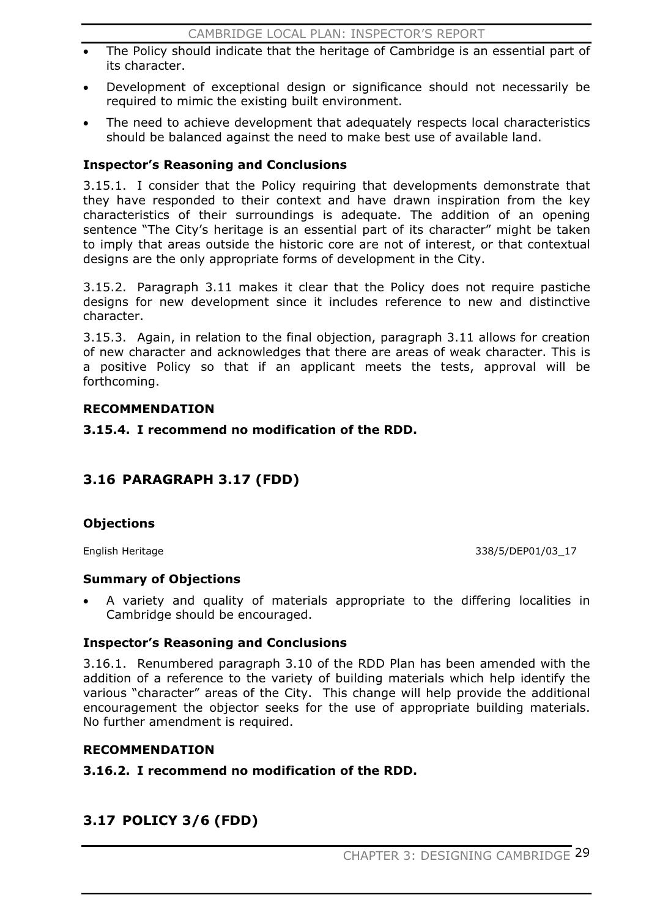- The Policy should indicate that the heritage of Cambridge is an essential part of its character.
- Development of exceptional design or significance should not necessarily be required to mimic the existing built environment.
- The need to achieve development that adequately respects local characteristics should be balanced against the need to make best use of available land.

**Inspector's Reasoning and Conclusions**

3.15.1. I consider that the Policy requiring that developments demonstrate that they have responded to their context and have drawn inspiration from the key characteristics of their surroundings is adequate. The addition of an opening sentence "The City's heritage is an essential part of its character" might be taken to imply that areas outside the historic core are not of interest, or that contextual designs are the only appropriate forms of development in the City.

3.15.2. Paragraph 3.11 makes it clear that the Policy does not require pastiche designs for new development since it includes reference to new and distinctive character.

3.15.3. Again, in relation to the final objection, paragraph 3.11 allows for creation of new character and acknowledges that there are areas of weak character. This is a positive Policy so that if an applicant meets the tests, approval will be forthcoming.

**RECOMMENDATION**

**3.15.4. I recommend no modification of the RDD.**

## 3.16 PARAGRAPH 3.17 (FDD)

**Objections**

English Heritage 338/5/DEP01/03_17

**Summary of Objections**

- A variety and quality of materials appropriate to the differing localities in Cambridge should be encouraged.

**Inspector's Reasoning and Conclusions**

3.16.1. Renumbered paragraph 3.10 of the RDD Plan has been amended with the addition of a reference to the variety of building materials which help identify the various "character" areas of the City. This change will help provide the additional encouragement the objector seeks for the use of appropriate building materials. No further amendment is required.

**RECOMMENDATION**

**3.16.2. I recommend no modification of the RDD.**

## 3.17 POLICY 3/6 (FDD)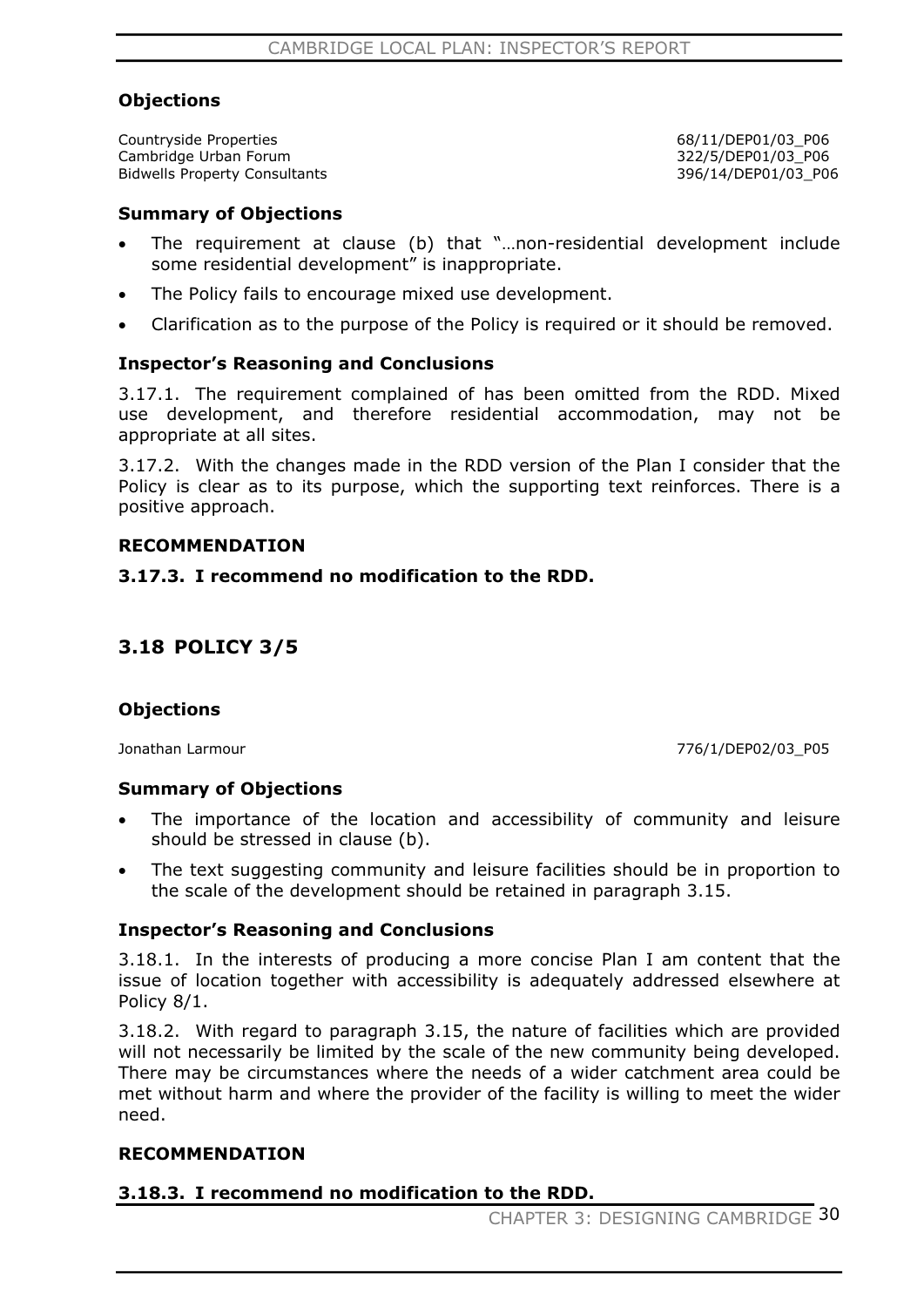### Objections

| | |
|---|---|
| Countryside Properties | 68/11/DEP01/03_P06 |
| Cambridge Urban Forum | 322/5/DEP01/03_P06 |
| Bidwells Property Consultants | 396/14/DEP01/03_P06 |

### Summary of Objections

- The requirement at clause (b) that "…non-residential development include some residential development" is inappropriate.
- The Policy fails to encourage mixed use development.
- Clarification as to the purpose of the Policy is required or it should be removed.

### Inspector's Reasoning and Conclusions

3.17.1. The requirement complained of has been omitted from the RDD. Mixed use development, and therefore residential accommodation, may not be appropriate at all sites.

3.17.2. With the changes made in the RDD version of the Plan I consider that the Policy is clear as to its purpose, which the supporting text reinforces. There is a positive approach.

### RECOMMENDATION

**3.17.3. I recommend no modification to the RDD.**

## 3.18 POLICY 3/5

### Objections

| | |
|---|---|
| Jonathan Larmour | 776/1/DEP02/03_P05 |

### Summary of Objections

- The importance of the location and accessibility of community and leisure should be stressed in clause (b).
- The text suggesting community and leisure facilities should be in proportion to the scale of the development should be retained in paragraph 3.15.

### Inspector's Reasoning and Conclusions

3.18.1. In the interests of producing a more concise Plan I am content that the issue of location together with accessibility is adequately addressed elsewhere at Policy 8/1.

3.18.2. With regard to paragraph 3.15, the nature of facilities which are provided will not necessarily be limited by the scale of the new community being developed. There may be circumstances where the needs of a wider catchment area could be met without harm and where the provider of the facility is willing to meet the wider need.

### RECOMMENDATION

**3.18.3. I recommend no modification to the RDD.**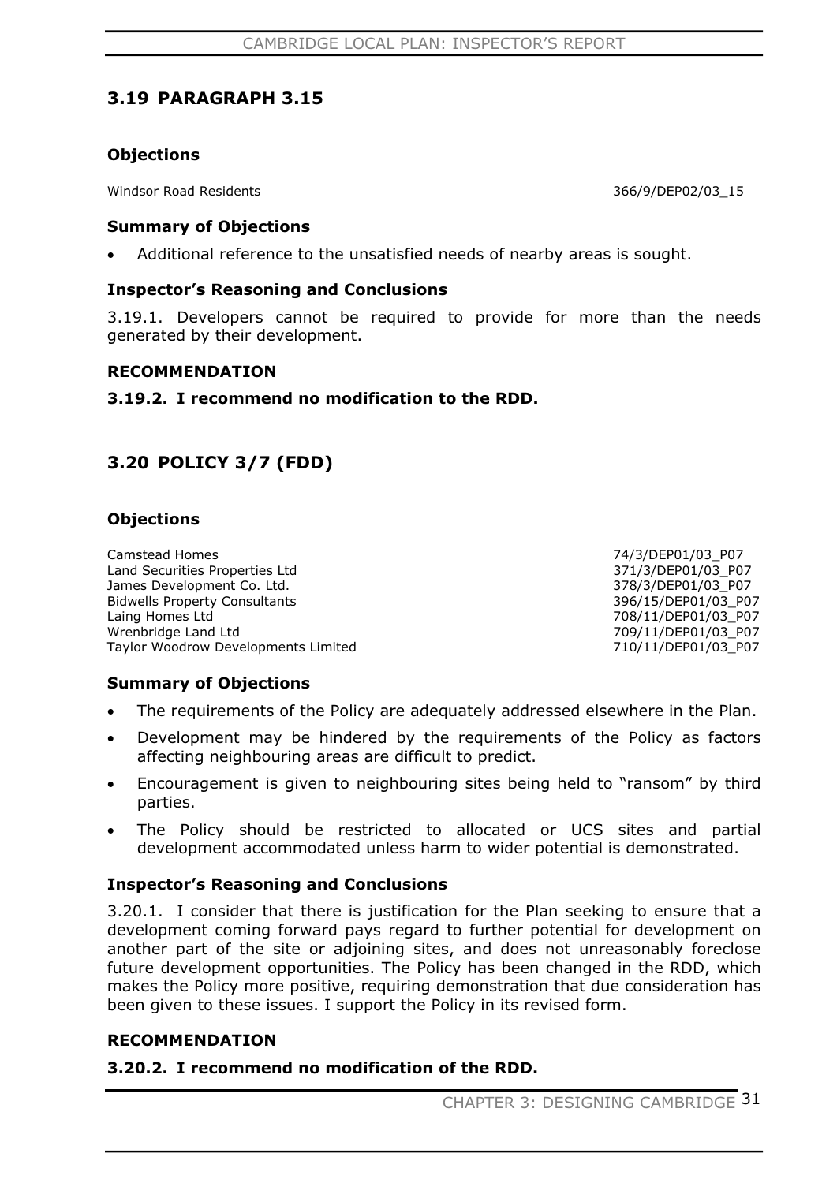## 3.19 PARAGRAPH 3.15

### Objections

| | |
|---|---|
| Windsor Road Residents | 366/9/DEP02/03_15 |

### Summary of Objections

- Additional reference to the unsatisfied needs of nearby areas is sought.

### Inspector's Reasoning and Conclusions

3.19.1. Developers cannot be required to provide for more than the needs generated by their development.

### RECOMMENDATION

**3.19.2. I recommend no modification to the RDD.**

## 3.20 POLICY 3/7 (FDD)

### Objections

| | |
|---|---|
| Camstead Homes | 74/3/DEP01/03_P07 |
| Land Securities Properties Ltd | 371/3/DEP01/03_P07 |
| James Development Co. Ltd. | 378/3/DEP01/03_P07 |
| Bidwells Property Consultants | 396/15/DEP01/03_P07 |
| Laing Homes Ltd | 708/11/DEP01/03_P07 |
| Wrenbridge Land Ltd | 709/11/DEP01/03_P07 |
| Taylor Woodrow Developments Limited | 710/11/DEP01/03_P07 |

### Summary of Objections

- The requirements of the Policy are adequately addressed elsewhere in the Plan.
- Development may be hindered by the requirements of the Policy as factors affecting neighbouring areas are difficult to predict.
- Encouragement is given to neighbouring sites being held to "ransom" by third parties.
- The Policy should be restricted to allocated or UCS sites and partial development accommodated unless harm to wider potential is demonstrated.

### Inspector's Reasoning and Conclusions

3.20.1. I consider that there is justification for the Plan seeking to ensure that a development coming forward pays regard to further potential for development on another part of the site or adjoining sites, and does not unreasonably foreclose future development opportunities. The Policy has been changed in the RDD, which makes the Policy more positive, requiring demonstration that due consideration has been given to these issues. I support the Policy in its revised form.

### RECOMMENDATION

**3.20.2. I recommend no modification of the RDD.**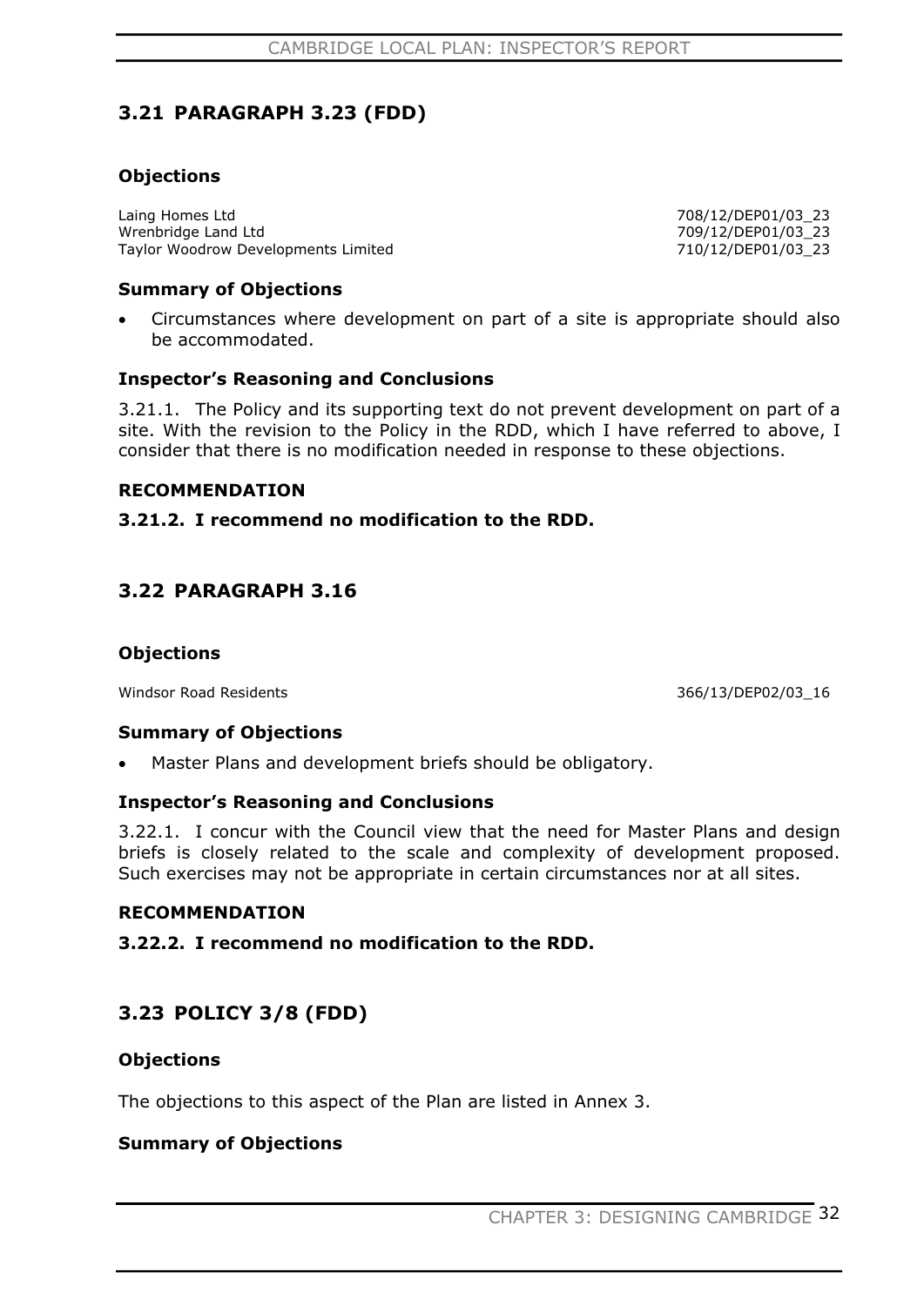## 3.21 PARAGRAPH 3.23 (FDD)

### Objections

| | |
|---|---|
| Laing Homes Ltd | 708/12/DEP01/03_23 |
| Wrenbridge Land Ltd | 709/12/DEP01/03_23 |
| Taylor Woodrow Developments Limited | 710/12/DEP01/03_23 |

### Summary of Objections

- Circumstances where development on part of a site is appropriate should also be accommodated.

### Inspector's Reasoning and Conclusions

3.21.1. The Policy and its supporting text do not prevent development on part of a site. With the revision to the Policy in the RDD, which I have referred to above, I consider that there is no modification needed in response to these objections.

### RECOMMENDATION

**3.21.2. I recommend no modification to the RDD.**

## 3.22 PARAGRAPH 3.16

### Objections

| | |
|---|---|
| Windsor Road Residents | 366/13/DEP02/03_16 |

### Summary of Objections

- Master Plans and development briefs should be obligatory.

### Inspector's Reasoning and Conclusions

3.22.1. I concur with the Council view that the need for Master Plans and design briefs is closely related to the scale and complexity of development proposed. Such exercises may not be appropriate in certain circumstances nor at all sites.

### RECOMMENDATION

**3.22.2. I recommend no modification to the RDD.**

## 3.23 POLICY 3/8 (FDD)

### Objections

The objections to this aspect of the Plan are listed in Annex 3.

### Summary of Objections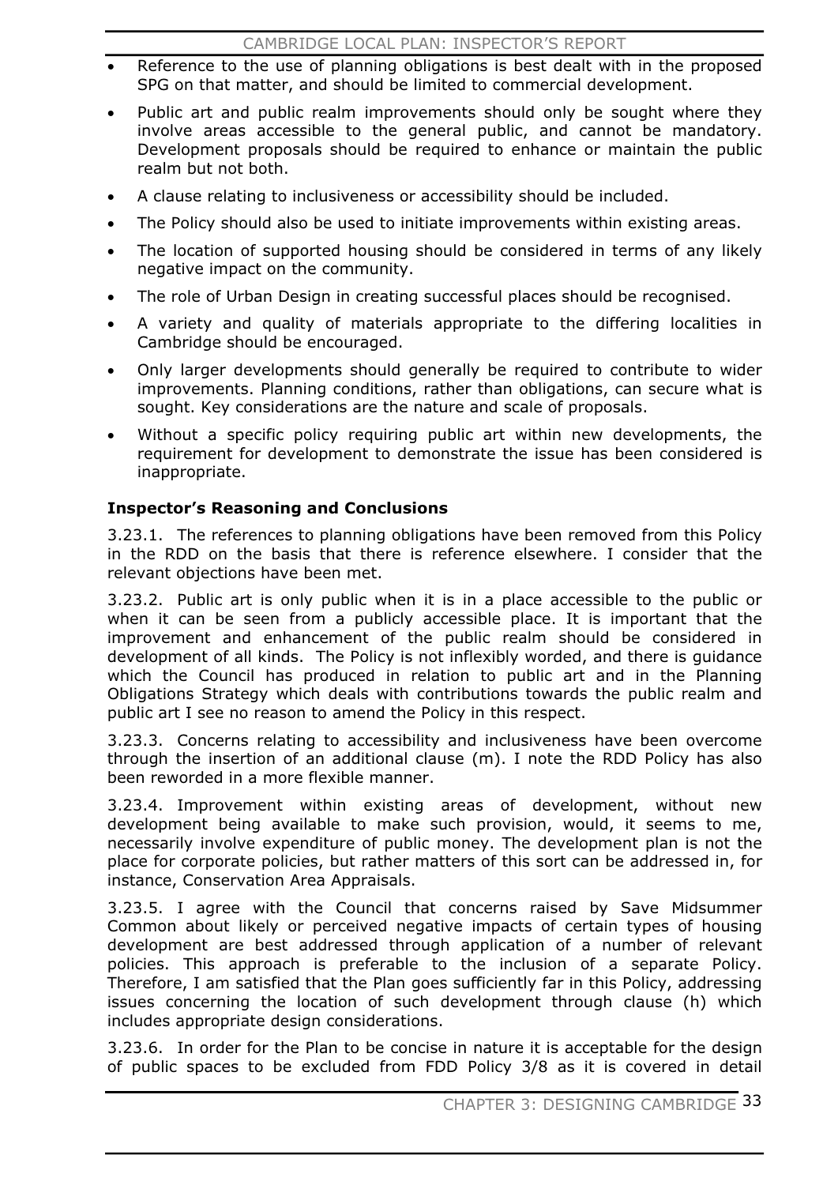- Reference to the use of planning obligations is best dealt with in the proposed SPG on that matter, and should be limited to commercial development.
- Public art and public realm improvements should only be sought where they involve areas accessible to the general public, and cannot be mandatory. Development proposals should be required to enhance or maintain the public realm but not both.
- A clause relating to inclusiveness or accessibility should be included.
- The Policy should also be used to initiate improvements within existing areas.
- The location of supported housing should be considered in terms of any likely negative impact on the community.
- The role of Urban Design in creating successful places should be recognised.
- A variety and quality of materials appropriate to the differing localities in Cambridge should be encouraged.
- Only larger developments should generally be required to contribute to wider improvements. Planning conditions, rather than obligations, can secure what is sought. Key considerations are the nature and scale of proposals.
- Without a specific policy requiring public art within new developments, the requirement for development to demonstrate the issue has been considered is inappropriate.

**Inspector's Reasoning and Conclusions**

3.23.1. The references to planning obligations have been removed from this Policy in the RDD on the basis that there is reference elsewhere. I consider that the relevant objections have been met.

3.23.2. Public art is only public when it is in a place accessible to the public or when it can be seen from a publicly accessible place. It is important that the improvement and enhancement of the public realm should be considered in development of all kinds. The Policy is not inflexibly worded, and there is guidance which the Council has produced in relation to public art and in the Planning Obligations Strategy which deals with contributions towards the public realm and public art I see no reason to amend the Policy in this respect.

3.23.3. Concerns relating to accessibility and inclusiveness have been overcome through the insertion of an additional clause (m). I note the RDD Policy has also been reworded in a more flexible manner.

3.23.4. Improvement within existing areas of development, without new development being available to make such provision, would, it seems to me, necessarily involve expenditure of public money. The development plan is not the place for corporate policies, but rather matters of this sort can be addressed in, for instance, Conservation Area Appraisals.

3.23.5. I agree with the Council that concerns raised by Save Midsummer Common about likely or perceived negative impacts of certain types of housing development are best addressed through application of a number of relevant policies. This approach is preferable to the inclusion of a separate Policy. Therefore, I am satisfied that the Plan goes sufficiently far in this Policy, addressing issues concerning the location of such development through clause (h) which includes appropriate design considerations.

3.23.6. In order for the Plan to be concise in nature it is acceptable for the design of public spaces to be excluded from FDD Policy 3/8 as it is covered in detail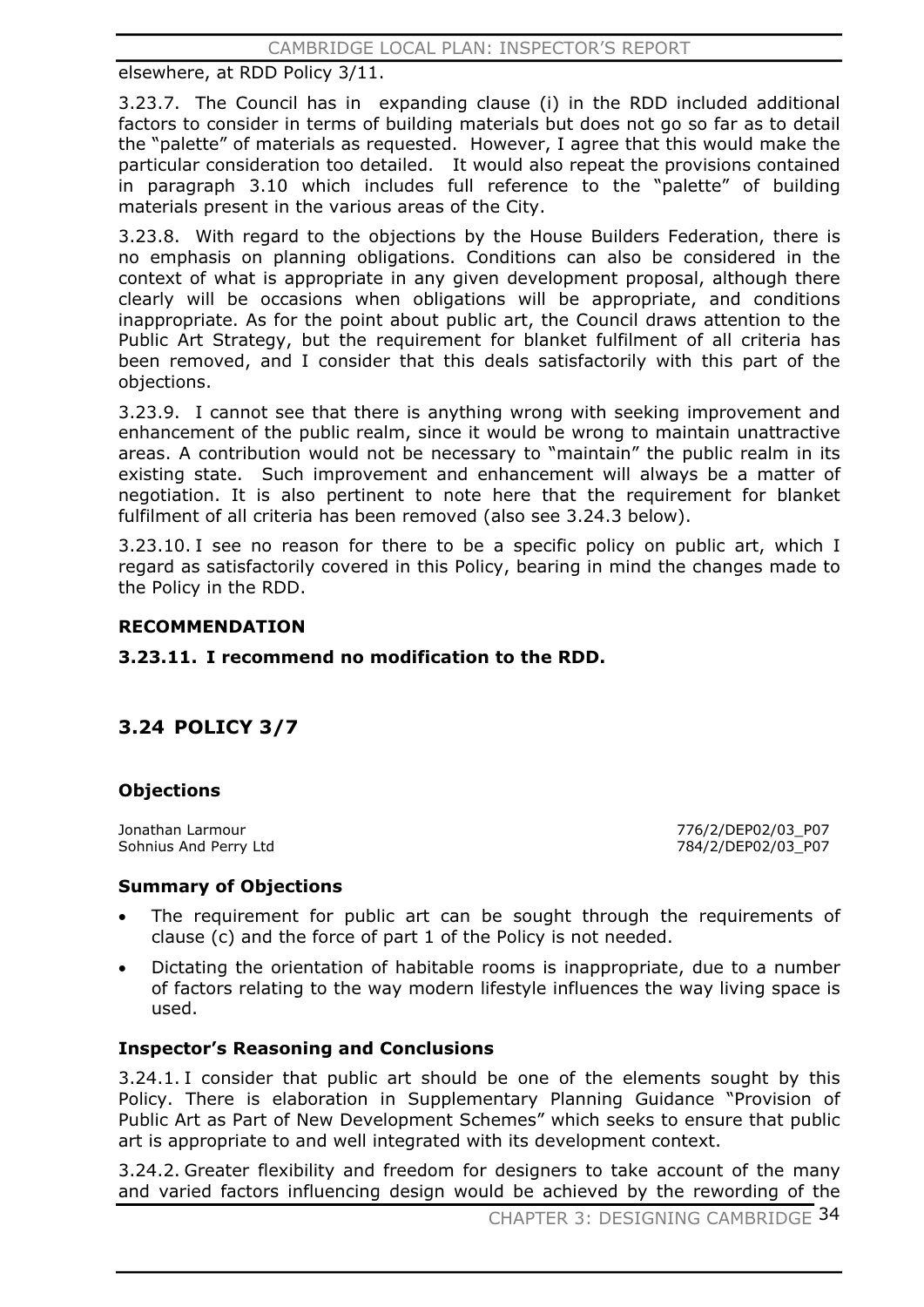elsewhere, at RDD Policy 3/11.

3.23.7. The Council has in expanding clause (i) in the RDD included additional factors to consider in terms of building materials but does not go so far as to detail the "palette" of materials as requested. However, I agree that this would make the particular consideration too detailed. It would also repeat the provisions contained in paragraph 3.10 which includes full reference to the "palette" of building materials present in the various areas of the City.

3.23.8. With regard to the objections by the House Builders Federation, there is no emphasis on planning obligations. Conditions can also be considered in the context of what is appropriate in any given development proposal, although there clearly will be occasions when obligations will be appropriate, and conditions inappropriate. As for the point about public art, the Council draws attention to the Public Art Strategy, but the requirement for blanket fulfilment of all criteria has been removed, and I consider that this deals satisfactorily with this part of the objections.

3.23.9. I cannot see that there is anything wrong with seeking improvement and enhancement of the public realm, since it would be wrong to maintain unattractive areas. A contribution would not be necessary to "maintain" the public realm in its existing state. Such improvement and enhancement will always be a matter of negotiation. It is also pertinent to note here that the requirement for blanket fulfilment of all criteria has been removed (also see 3.24.3 below).

3.23.10. I see no reason for there to be a specific policy on public art, which I regard as satisfactorily covered in this Policy, bearing in mind the changes made to the Policy in the RDD.

**RECOMMENDATION**

**3.23.11. I recommend no modification to the RDD.**

## 3.24 POLICY 3/7

### Objections

| | |
|---|---|
| Jonathan Larmour | 776/2/DEP02/03_P07 |
| Sohnius And Perry Ltd | 784/2/DEP02/03_P07 |

### Summary of Objections

- The requirement for public art can be sought through the requirements of clause (c) and the force of part 1 of the Policy is not needed.
- Dictating the orientation of habitable rooms is inappropriate, due to a number of factors relating to the way modern lifestyle influences the way living space is used.

### Inspector's Reasoning and Conclusions

3.24.1. I consider that public art should be one of the elements sought by this Policy. There is elaboration in Supplementary Planning Guidance "Provision of Public Art as Part of New Development Schemes" which seeks to ensure that public art is appropriate to and well integrated with its development context.

3.24.2. Greater flexibility and freedom for designers to take account of the many and varied factors influencing design would be achieved by the rewording of the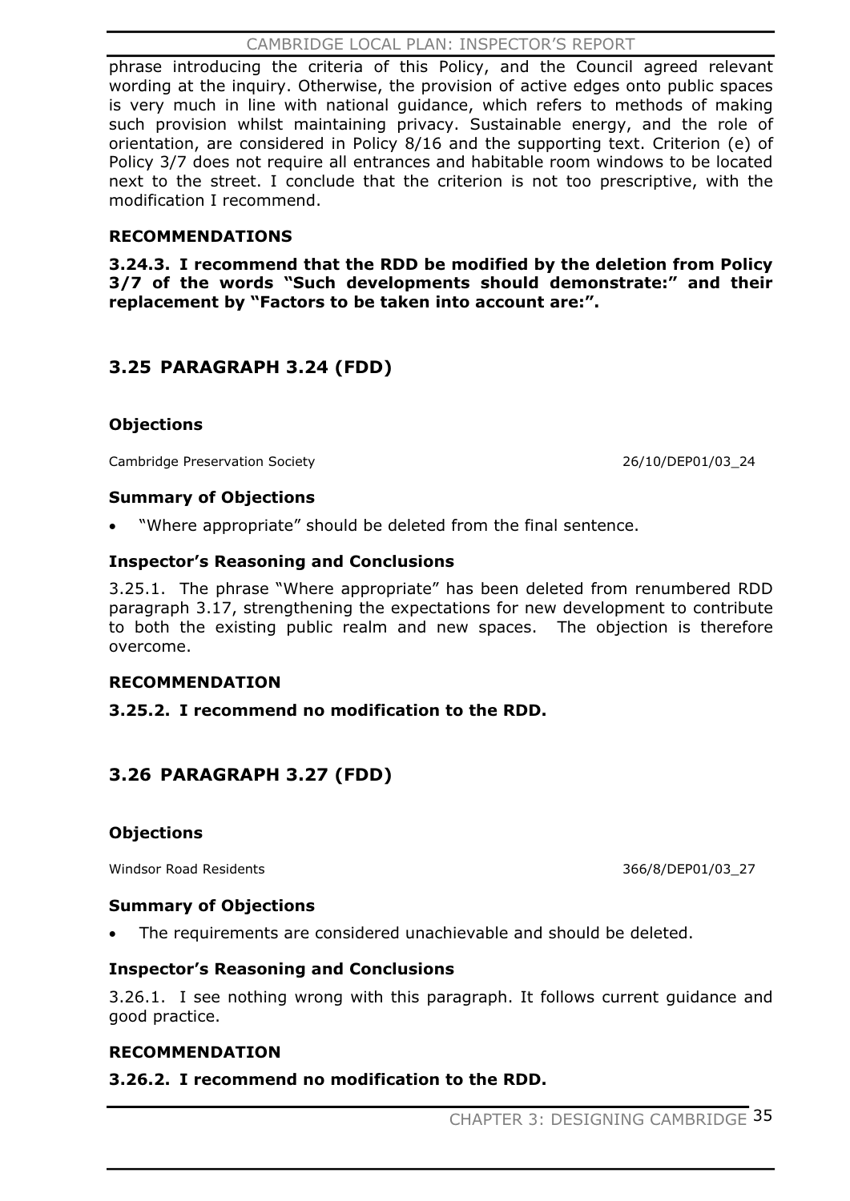phrase introducing the criteria of this Policy, and the Council agreed relevant wording at the inquiry. Otherwise, the provision of active edges onto public spaces is very much in line with national guidance, which refers to methods of making such provision whilst maintaining privacy. Sustainable energy, and the role of orientation, are considered in Policy 8/16 and the supporting text. Criterion (e) of Policy 3/7 does not require all entrances and habitable room windows to be located next to the street. I conclude that the criterion is not too prescriptive, with the modification I recommend.

#### RECOMMENDATIONS

**3.24.3. I recommend that the RDD be modified by the deletion from Policy 3/7 of the words "Such developments should demonstrate:" and their replacement by "Factors to be taken into account are:".**

## 3.25 PARAGRAPH 3.24 (FDD)

#### Objections

Cambridge Preservation Society 26/10/DEP01/03_24

#### Summary of Objections

- "Where appropriate" should be deleted from the final sentence.

#### Inspector's Reasoning and Conclusions

3.25.1. The phrase "Where appropriate" has been deleted from renumbered RDD paragraph 3.17, strengthening the expectations for new development to contribute to both the existing public realm and new spaces. The objection is therefore overcome.

#### RECOMMENDATION

**3.25.2. I recommend no modification to the RDD.**

## 3.26 PARAGRAPH 3.27 (FDD)

#### Objections

Windsor Road Residents 366/8/DEP01/03_27

#### Summary of Objections

- The requirements are considered unachievable and should be deleted.

#### Inspector's Reasoning and Conclusions

3.26.1. I see nothing wrong with this paragraph. It follows current guidance and good practice.

#### RECOMMENDATION

**3.26.2. I recommend no modification to the RDD.**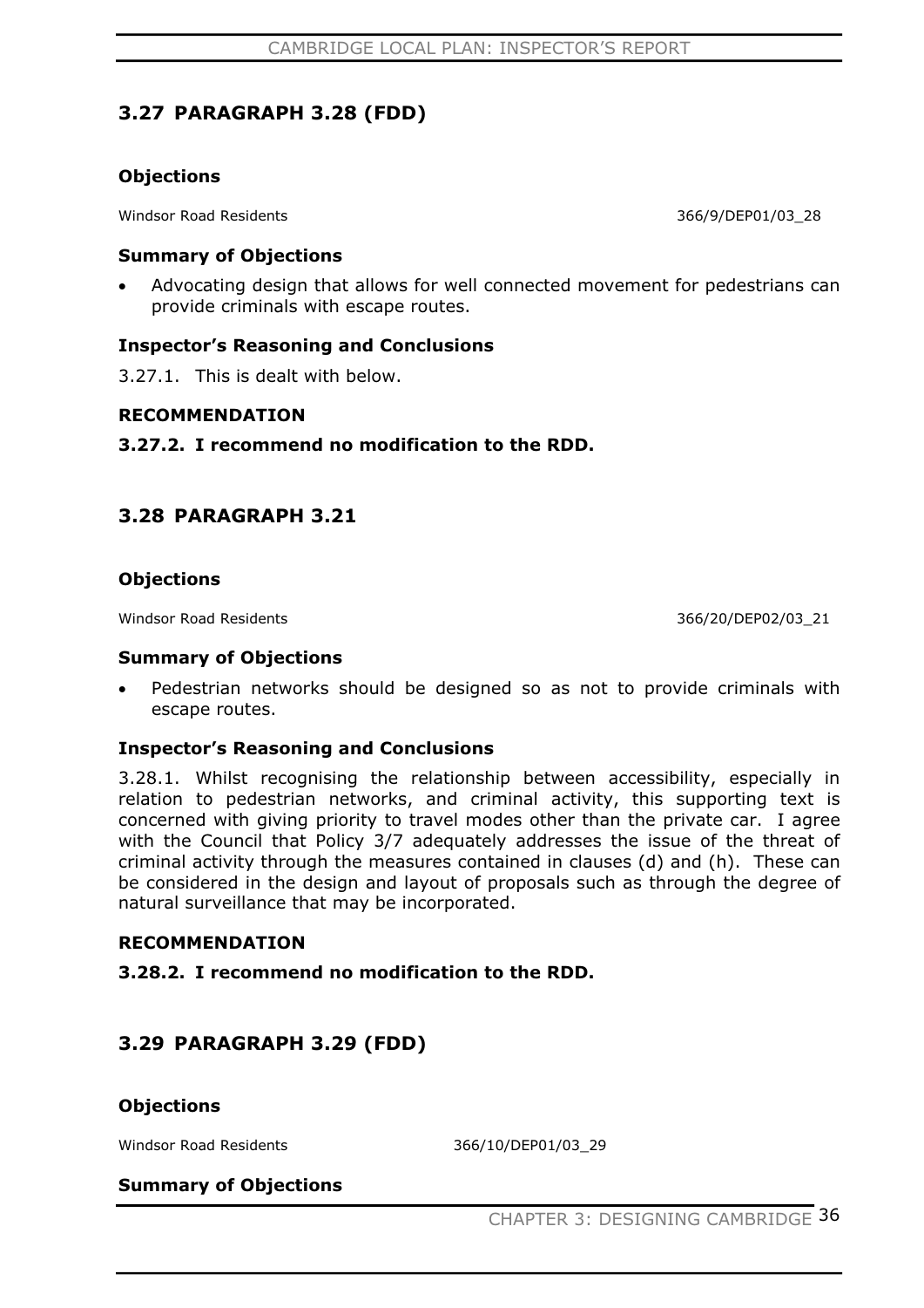## 3.27 PARAGRAPH 3.28 (FDD)

### Objections

Windsor Road Residents 366/9/DEP01/03_28

### Summary of Objections

- Advocating design that allows for well connected movement for pedestrians can provide criminals with escape routes.

### Inspector's Reasoning and Conclusions

3.27.1. This is dealt with below.

### RECOMMENDATION

**3.27.2. I recommend no modification to the RDD.**

## 3.28 PARAGRAPH 3.21

### Objections

Windsor Road Residents 366/20/DEP02/03_21

### Summary of Objections

- Pedestrian networks should be designed so as not to provide criminals with escape routes.

### Inspector's Reasoning and Conclusions

3.28.1. Whilst recognising the relationship between accessibility, especially in relation to pedestrian networks, and criminal activity, this supporting text is concerned with giving priority to travel modes other than the private car. I agree with the Council that Policy 3/7 adequately addresses the issue of the threat of criminal activity through the measures contained in clauses (d) and (h). These can be considered in the design and layout of proposals such as through the degree of natural surveillance that may be incorporated.

### RECOMMENDATION

**3.28.2. I recommend no modification to the RDD.**

## 3.29 PARAGRAPH 3.29 (FDD)

### Objections

Windsor Road Residents 366/10/DEP01/03_29

### Summary of Objections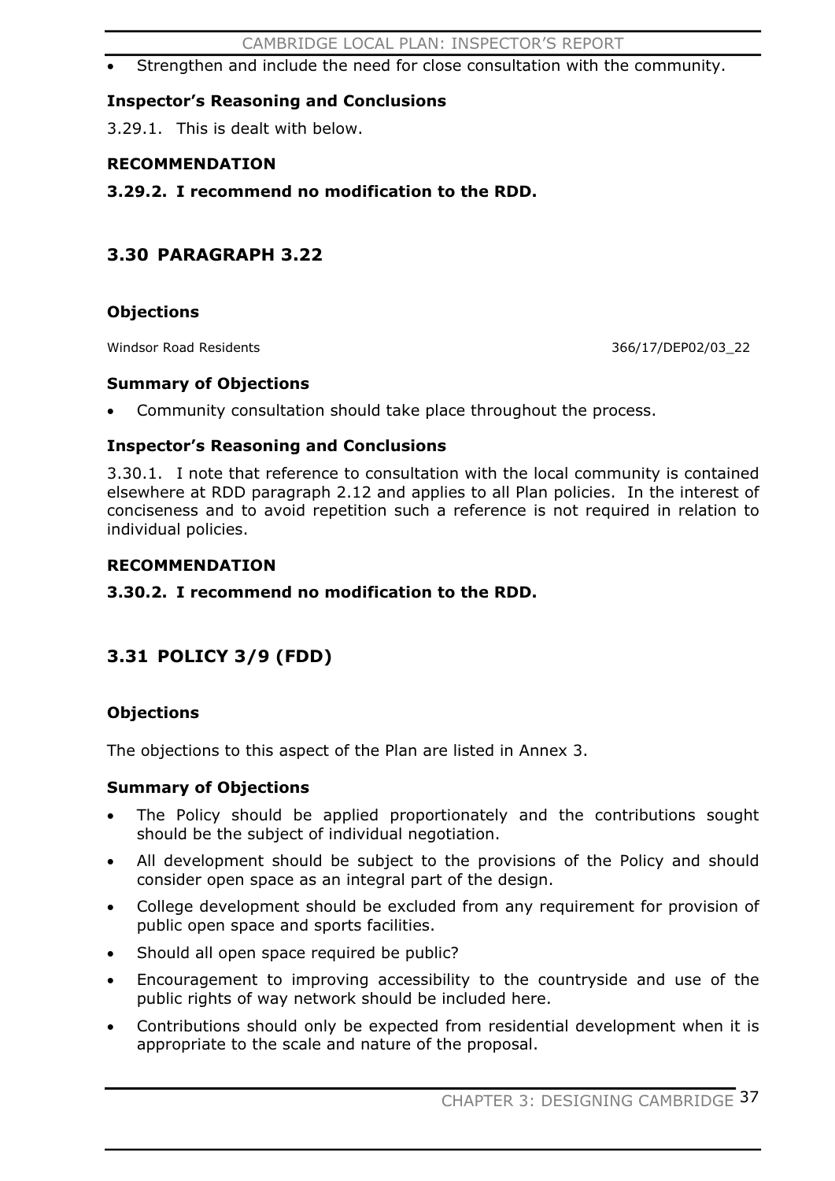- Strengthen and include the need for close consultation with the community.

**Inspector's Reasoning and Conclusions**

3.29.1. This is dealt with below.

**RECOMMENDATION**

**3.29.2. I recommend no modification to the RDD.**

## 3.30 PARAGRAPH 3.22

**Objections**

Windsor Road Residents 366/17/DEP02/03_22

**Summary of Objections**

- Community consultation should take place throughout the process.

**Inspector's Reasoning and Conclusions**

3.30.1. I note that reference to consultation with the local community is contained elsewhere at RDD paragraph 2.12 and applies to all Plan policies. In the interest of conciseness and to avoid repetition such a reference is not required in relation to individual policies.

**RECOMMENDATION**

**3.30.2. I recommend no modification to the RDD.**

## 3.31 POLICY 3/9 (FDD)

**Objections**

The objections to this aspect of the Plan are listed in Annex 3.

**Summary of Objections**

- The Policy should be applied proportionately and the contributions sought should be the subject of individual negotiation.
- All development should be subject to the provisions of the Policy and should consider open space as an integral part of the design.
- College development should be excluded from any requirement for provision of public open space and sports facilities.
- Should all open space required be public?
- Encouragement to improving accessibility to the countryside and use of the public rights of way network should be included here.
- Contributions should only be expected from residential development when it is appropriate to the scale and nature of the proposal.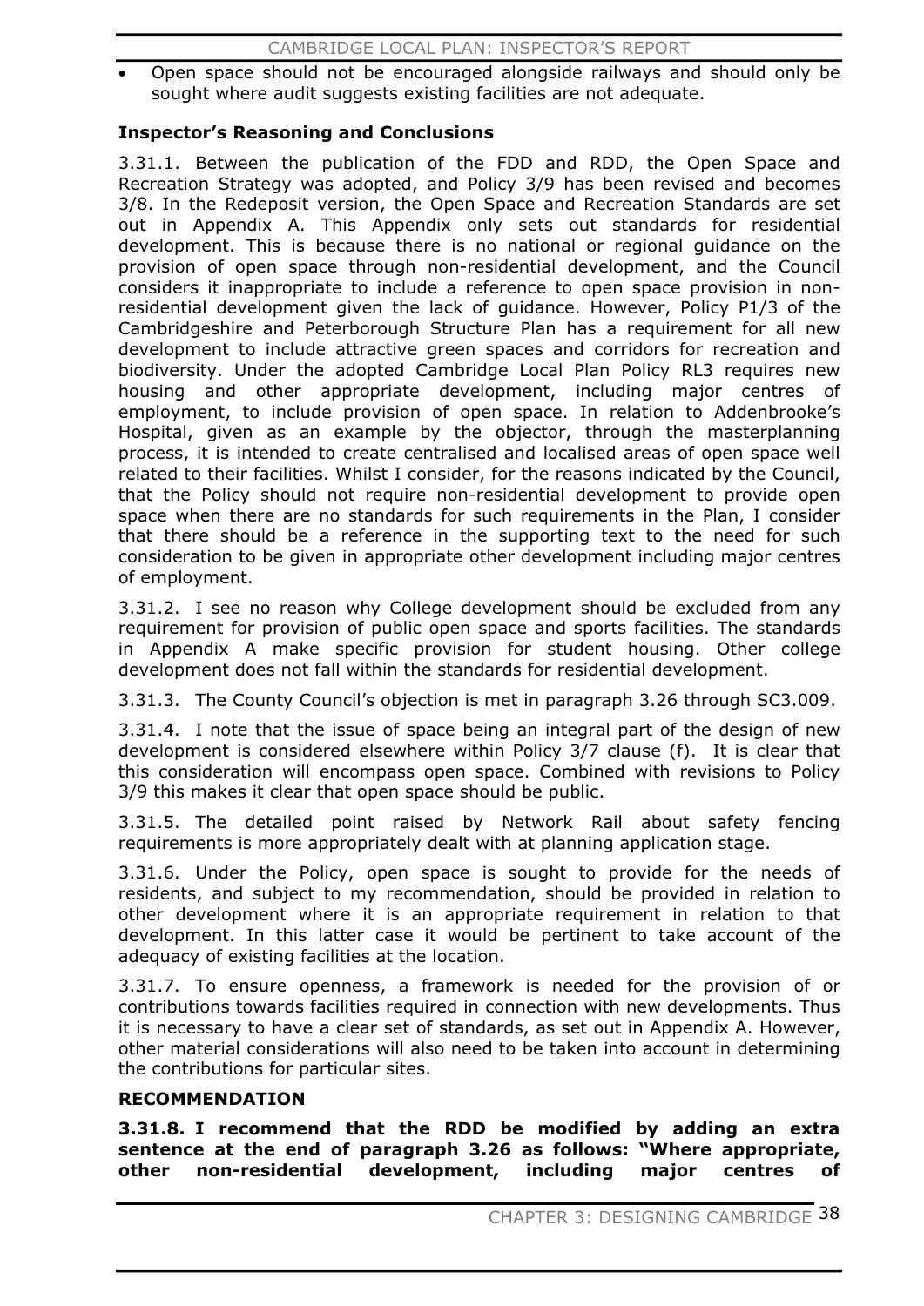- Open space should not be encouraged alongside railways and should only be sought where audit suggests existing facilities are not adequate.

**Inspector's Reasoning and Conclusions**

3.31.1. Between the publication of the FDD and RDD, the Open Space and Recreation Strategy was adopted, and Policy 3/9 has been revised and becomes 3/8. In the Redeposit version, the Open Space and Recreation Standards are set out in Appendix A. This Appendix only sets out standards for residential development. This is because there is no national or regional guidance on the provision of open space through non-residential development, and the Council considers it inappropriate to include a reference to open space provision in non-residential development given the lack of guidance. However, Policy P1/3 of the Cambridgeshire and Peterborough Structure Plan has a requirement for all new development to include attractive green spaces and corridors for recreation and biodiversity. Under the adopted Cambridge Local Plan Policy RL3 requires new housing and other appropriate development, including major centres of employment, to include provision of open space. In relation to Addenbrooke's Hospital, given as an example by the objector, through the masterplanning process, it is intended to create centralised and localised areas of open space well related to their facilities. Whilst I consider, for the reasons indicated by the Council, that the Policy should not require non-residential development to provide open space when there are no standards for such requirements in the Plan, I consider that there should be a reference in the supporting text to the need for such consideration to be given in appropriate other development including major centres of employment.

3.31.2. I see no reason why College development should be excluded from any requirement for provision of public open space and sports facilities. The standards in Appendix A make specific provision for student housing. Other college development does not fall within the standards for residential development.

3.31.3. The County Council's objection is met in paragraph 3.26 through SC3.009.

3.31.4. I note that the issue of space being an integral part of the design of new development is considered elsewhere within Policy 3/7 clause (f). It is clear that this consideration will encompass open space. Combined with revisions to Policy 3/9 this makes it clear that open space should be public.

3.31.5. The detailed point raised by Network Rail about safety fencing requirements is more appropriately dealt with at planning application stage.

3.31.6. Under the Policy, open space is sought to provide for the needs of residents, and subject to my recommendation, should be provided in relation to other development where it is an appropriate requirement in relation to that development. In this latter case it would be pertinent to take account of the adequacy of existing facilities at the location.

3.31.7. To ensure openness, a framework is needed for the provision of or contributions towards facilities required in connection with new developments. Thus it is necessary to have a clear set of standards, as set out in Appendix A. However, other material considerations will also need to be taken into account in determining the contributions for particular sites.

**RECOMMENDATION**

**3.31.8. I recommend that the RDD be modified by adding an extra sentence at the end of paragraph 3.26 as follows: "Where appropriate, other non-residential development, including major centres of**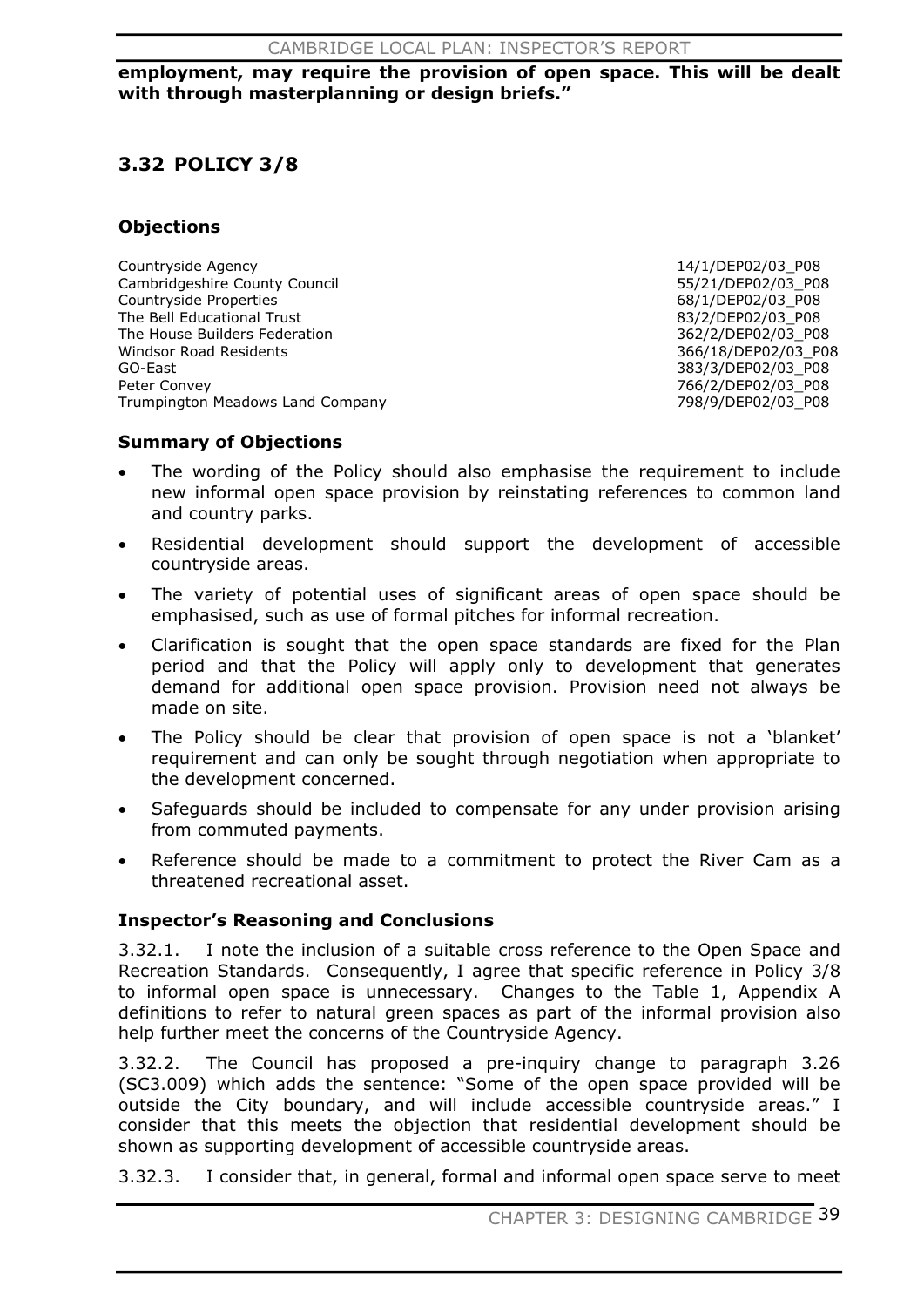**employment, may require the provision of open space. This will be dealt with through masterplanning or design briefs."**

## 3.32 POLICY 3/8

### Objections

| | |
|---|---|
| Countryside Agency | 14/1/DEP02/03_P08 |
| Cambridgeshire County Council | 55/21/DEP02/03_P08 |
| Countryside Properties | 68/1/DEP02/03_P08 |
| The Bell Educational Trust | 83/2/DEP02/03_P08 |
| The House Builders Federation | 362/2/DEP02/03_P08 |
| Windsor Road Residents | 366/18/DEP02/03_P08 |
| GO-East | 383/3/DEP02/03_P08 |
| Peter Convey | 766/2/DEP02/03_P08 |
| Trumpington Meadows Land Company | 798/9/DEP02/03_P08 |

### Summary of Objections

- The wording of the Policy should also emphasise the requirement to include new informal open space provision by reinstating references to common land and country parks.
- Residential development should support the development of accessible countryside areas.
- The variety of potential uses of significant areas of open space should be emphasised, such as use of formal pitches for informal recreation.
- Clarification is sought that the open space standards are fixed for the Plan period and that the Policy will apply only to development that generates demand for additional open space provision. Provision need not always be made on site.
- The Policy should be clear that provision of open space is not a 'blanket' requirement and can only be sought through negotiation when appropriate to the development concerned.
- Safeguards should be included to compensate for any under provision arising from commuted payments.
- Reference should be made to a commitment to protect the River Cam as a threatened recreational asset.

### Inspector's Reasoning and Conclusions

3.32.1. I note the inclusion of a suitable cross reference to the Open Space and Recreation Standards. Consequently, I agree that specific reference in Policy 3/8 to informal open space is unnecessary. Changes to the Table 1, Appendix A definitions to refer to natural green spaces as part of the informal provision also help further meet the concerns of the Countryside Agency.

3.32.2. The Council has proposed a pre-inquiry change to paragraph 3.26 (SC3.009) which adds the sentence: "Some of the open space provided will be outside the City boundary, and will include accessible countryside areas." I consider that this meets the objection that residential development should be shown as supporting development of accessible countryside areas.

3.32.3. I consider that, in general, formal and informal open space serve to meet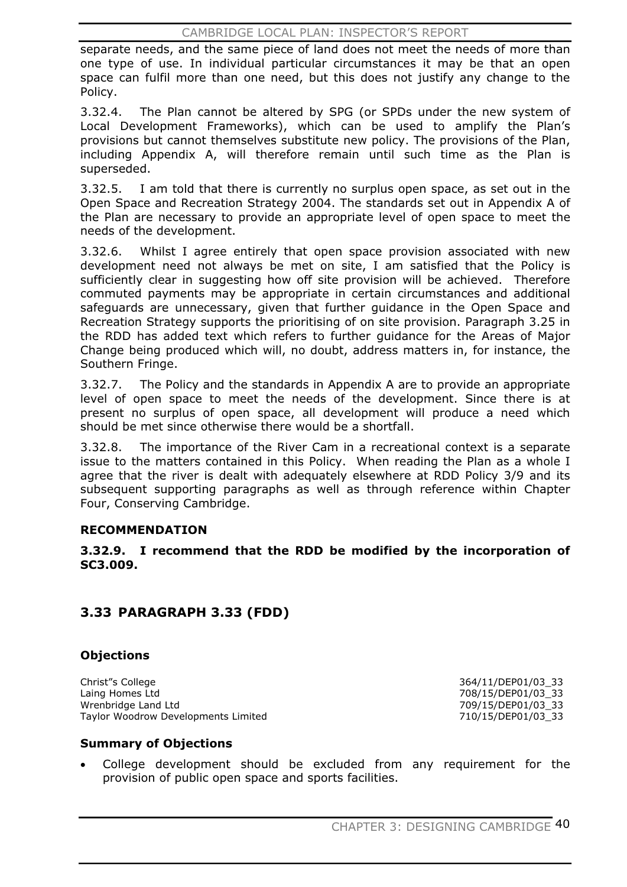separate needs, and the same piece of land does not meet the needs of more than one type of use. In individual particular circumstances it may be that an open space can fulfil more than one need, but this does not justify any change to the Policy.

3.32.4. The Plan cannot be altered by SPG (or SPDs under the new system of Local Development Frameworks), which can be used to amplify the Plan's provisions but cannot themselves substitute new policy. The provisions of the Plan, including Appendix A, will therefore remain until such time as the Plan is superseded.

3.32.5. I am told that there is currently no surplus open space, as set out in the Open Space and Recreation Strategy 2004. The standards set out in Appendix A of the Plan are necessary to provide an appropriate level of open space to meet the needs of the development.

3.32.6. Whilst I agree entirely that open space provision associated with new development need not always be met on site, I am satisfied that the Policy is sufficiently clear in suggesting how off site provision will be achieved. Therefore commuted payments may be appropriate in certain circumstances and additional safeguards are unnecessary, given that further guidance in the Open Space and Recreation Strategy supports the prioritising of on site provision. Paragraph 3.25 in the RDD has added text which refers to further guidance for the Areas of Major Change being produced which will, no doubt, address matters in, for instance, the Southern Fringe.

3.32.7. The Policy and the standards in Appendix A are to provide an appropriate level of open space to meet the needs of the development. Since there is at present no surplus of open space, all development will produce a need which should be met since otherwise there would be a shortfall.

3.32.8. The importance of the River Cam in a recreational context is a separate issue to the matters contained in this Policy. When reading the Plan as a whole I agree that the river is dealt with adequately elsewhere at RDD Policy 3/9 and its subsequent supporting paragraphs as well as through reference within Chapter Four, Conserving Cambridge.

**RECOMMENDATION**

**3.32.9. I recommend that the RDD be modified by the incorporation of SC3.009.**

## 3.33 PARAGRAPH 3.33 (FDD)

### Objections

| | |
|---|---|
| Christ"s College | 364/11/DEP01/03_33 |
| Laing Homes Ltd | 708/15/DEP01/03_33 |
| Wrenbridge Land Ltd | 709/15/DEP01/03_33 |
| Taylor Woodrow Developments Limited | 710/15/DEP01/03_33 |

### Summary of Objections

- College development should be excluded from any requirement for the provision of public open space and sports facilities.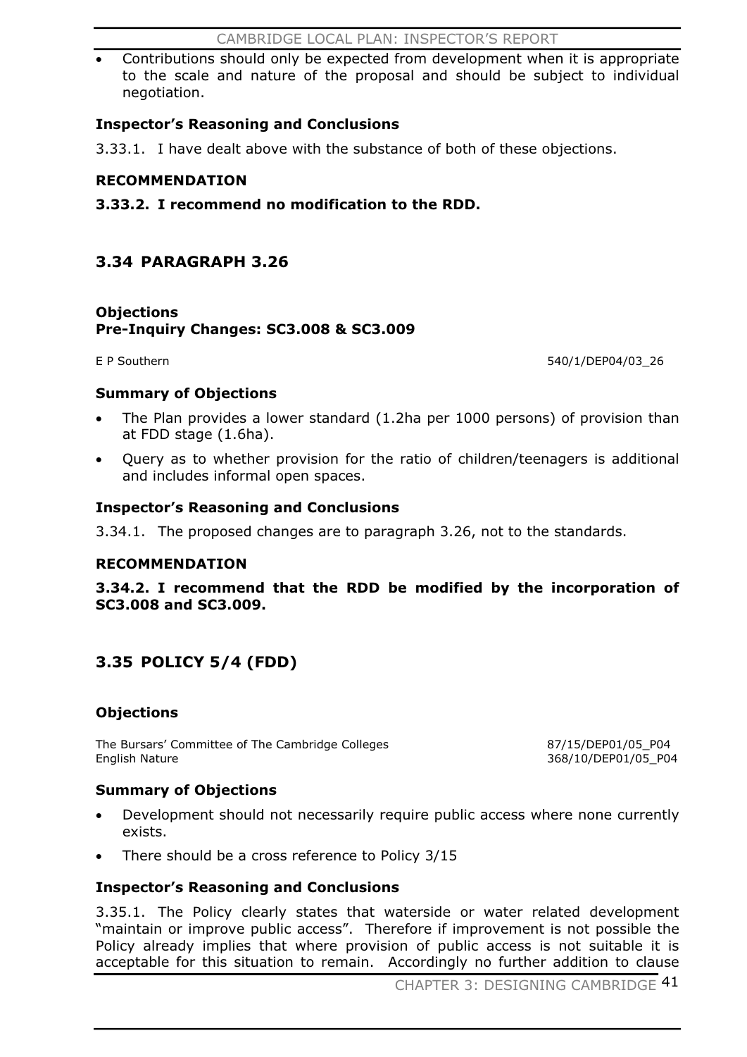- Contributions should only be expected from development when it is appropriate to the scale and nature of the proposal and should be subject to individual negotiation.

### Inspector's Reasoning and Conclusions

3.33.1. I have dealt above with the substance of both of these objections.

### RECOMMENDATION

**3.33.2. I recommend no modification to the RDD.**

## 3.34 PARAGRAPH 3.26

### Objections
### Pre-Inquiry Changes: SC3.008 & SC3.009

E P Southern 540/1/DEP04/03_26

### Summary of Objections

- The Plan provides a lower standard (1.2ha per 1000 persons) of provision than at FDD stage (1.6ha).
- Query as to whether provision for the ratio of children/teenagers is additional and includes informal open spaces.

### Inspector's Reasoning and Conclusions

3.34.1. The proposed changes are to paragraph 3.26, not to the standards.

### RECOMMENDATION

**3.34.2. I recommend that the RDD be modified by the incorporation of SC3.008 and SC3.009.**

## 3.35 POLICY 5/4 (FDD)

### Objections

The Bursars' Committee of The Cambridge Colleges 87/15/DEP01/05_P04
English Nature 368/10/DEP01/05_P04

### Summary of Objections

- Development should not necessarily require public access where none currently exists.
- There should be a cross reference to Policy 3/15

### Inspector's Reasoning and Conclusions

3.35.1. The Policy clearly states that waterside or water related development "maintain or improve public access". Therefore if improvement is not possible the Policy already implies that where provision of public access is not suitable it is acceptable for this situation to remain. Accordingly no further addition to clause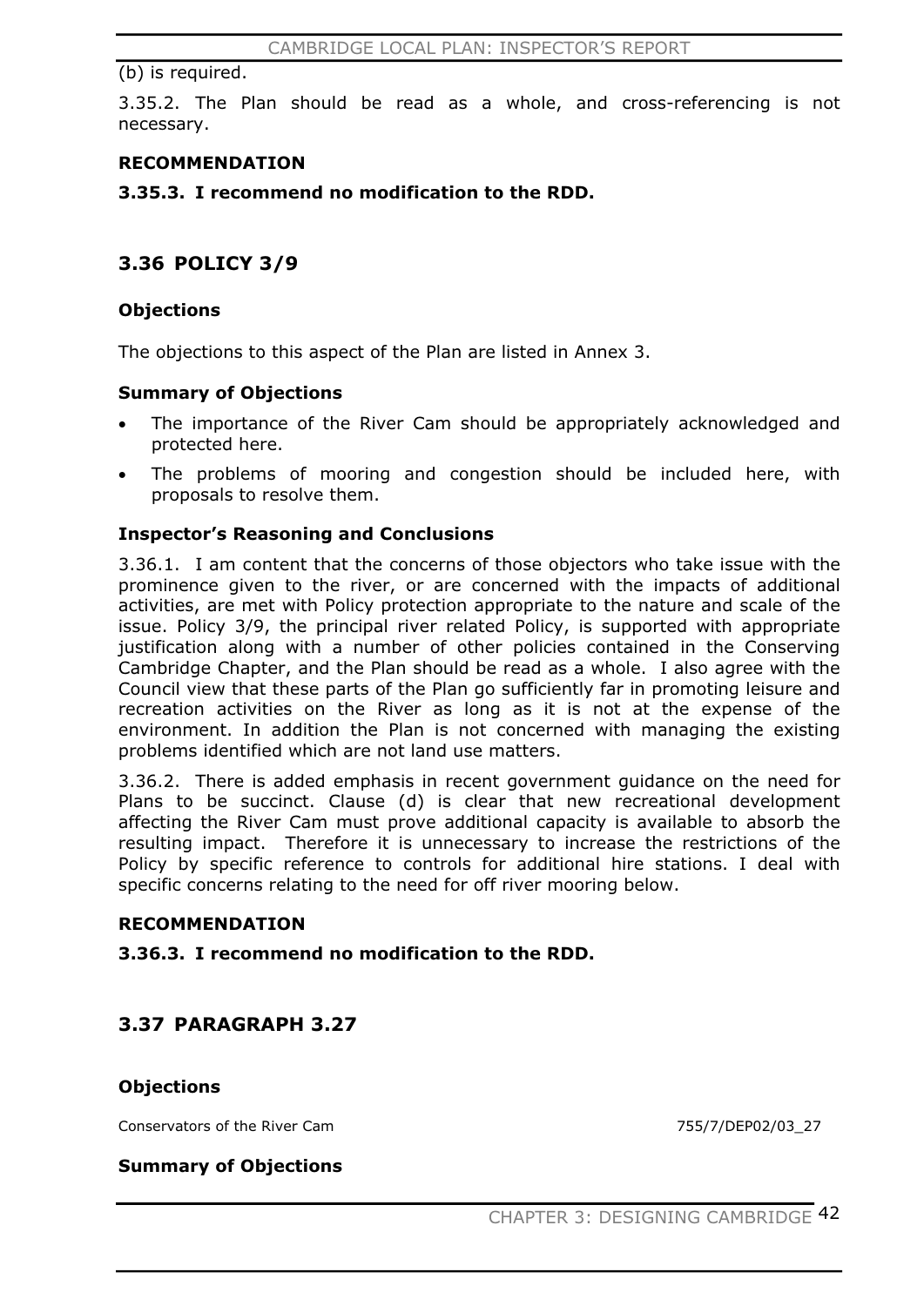(b) is required.

3.35.2. The Plan should be read as a whole, and cross-referencing is not necessary.

**RECOMMENDATION**

**3.35.3. I recommend no modification to the RDD.**

## 3.36 POLICY 3/9

### Objections

The objections to this aspect of the Plan are listed in Annex 3.

### Summary of Objections

- The importance of the River Cam should be appropriately acknowledged and protected here.
- The problems of mooring and congestion should be included here, with proposals to resolve them.

### Inspector's Reasoning and Conclusions

3.36.1. I am content that the concerns of those objectors who take issue with the prominence given to the river, or are concerned with the impacts of additional activities, are met with Policy protection appropriate to the nature and scale of the issue. Policy 3/9, the principal river related Policy, is supported with appropriate justification along with a number of other policies contained in the Conserving Cambridge Chapter, and the Plan should be read as a whole. I also agree with the Council view that these parts of the Plan go sufficiently far in promoting leisure and recreation activities on the River as long as it is not at the expense of the environment. In addition the Plan is not concerned with managing the existing problems identified which are not land use matters.

3.36.2. There is added emphasis in recent government guidance on the need for Plans to be succinct. Clause (d) is clear that new recreational development affecting the River Cam must prove additional capacity is available to absorb the resulting impact. Therefore it is unnecessary to increase the restrictions of the Policy by specific reference to controls for additional hire stations. I deal with specific concerns relating to the need for off river mooring below.

**RECOMMENDATION**

**3.36.3. I recommend no modification to the RDD.**

## 3.37 PARAGRAPH 3.27

### Objections

| | |
|---|---|
| Conservators of the River Cam | 755/7/DEP02/03_27 |

### Summary of Objections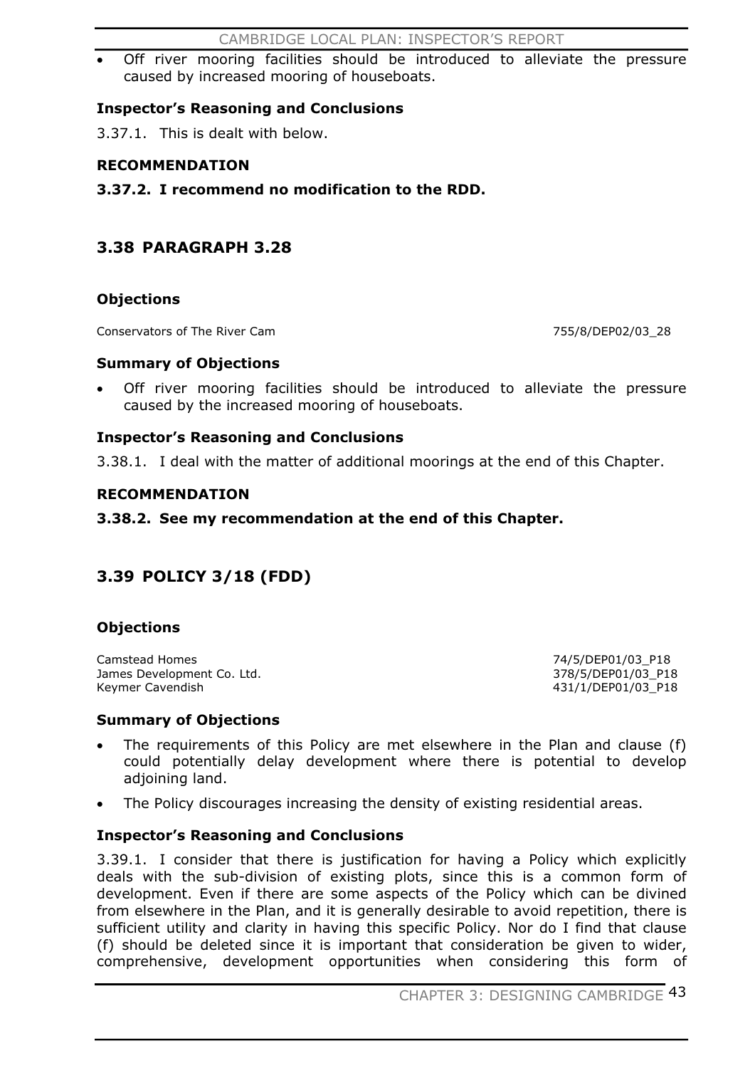- Off river mooring facilities should be introduced to alleviate the pressure caused by increased mooring of houseboats.

### Inspector's Reasoning and Conclusions

3.37.1. This is dealt with below.

### RECOMMENDATION

**3.37.2. I recommend no modification to the RDD.**

## 3.38 PARAGRAPH 3.28

### Objections

| | |
|---|---|
| Conservators of The River Cam | 755/8/DEP02/03_28 |

### Summary of Objections

- Off river mooring facilities should be introduced to alleviate the pressure caused by the increased mooring of houseboats.

### Inspector's Reasoning and Conclusions

3.38.1. I deal with the matter of additional moorings at the end of this Chapter.

### RECOMMENDATION

**3.38.2. See my recommendation at the end of this Chapter.**

## 3.39 POLICY 3/18 (FDD)

### Objections

| | |
|---|---|
| Camstead Homes | 74/5/DEP01/03_P18 |
| James Development Co. Ltd. | 378/5/DEP01/03_P18 |
| Keymer Cavendish | 431/1/DEP01/03_P18 |

### Summary of Objections

- The requirements of this Policy are met elsewhere in the Plan and clause (f) could potentially delay development where there is potential to develop adjoining land.
- The Policy discourages increasing the density of existing residential areas.

### Inspector's Reasoning and Conclusions

3.39.1. I consider that there is justification for having a Policy which explicitly deals with the sub-division of existing plots, since this is a common form of development. Even if there are some aspects of the Policy which can be divined from elsewhere in the Plan, and it is generally desirable to avoid repetition, there is sufficient utility and clarity in having this specific Policy. Nor do I find that clause (f) should be deleted since it is important that consideration be given to wider, comprehensive, development opportunities when considering this form of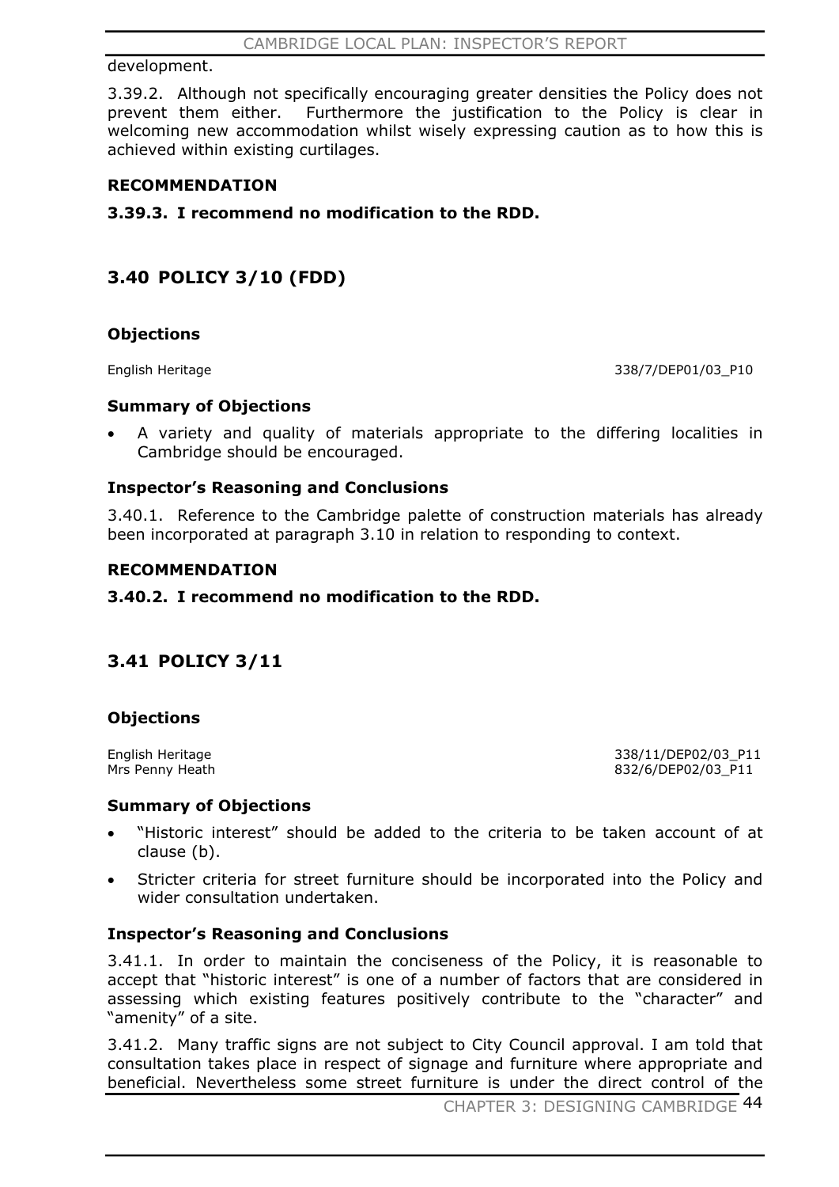development.

3.39.2. Although not specifically encouraging greater densities the Policy does not prevent them either. Furthermore the justification to the Policy is clear in welcoming new accommodation whilst wisely expressing caution as to how this is achieved within existing curtilages.

**RECOMMENDATION**

**3.39.3. I recommend no modification to the RDD.**

## 3.40 POLICY 3/10 (FDD)

### Objections

| | |
|---|---|
| English Heritage | 338/7/DEP01/03_P10 |

### Summary of Objections

- A variety and quality of materials appropriate to the differing localities in Cambridge should be encouraged.

### Inspector's Reasoning and Conclusions

3.40.1. Reference to the Cambridge palette of construction materials has already been incorporated at paragraph 3.10 in relation to responding to context.

**RECOMMENDATION**

**3.40.2. I recommend no modification to the RDD.**

## 3.41 POLICY 3/11

### Objections

| | |
|---|---|
| English Heritage | 338/11/DEP02/03_P11 |
| Mrs Penny Heath | 832/6/DEP02/03_P11 |

### Summary of Objections

- "Historic interest" should be added to the criteria to be taken account of at clause (b).
- Stricter criteria for street furniture should be incorporated into the Policy and wider consultation undertaken.

### Inspector's Reasoning and Conclusions

3.41.1. In order to maintain the conciseness of the Policy, it is reasonable to accept that "historic interest" is one of a number of factors that are considered in assessing which existing features positively contribute to the "character" and "amenity" of a site.

3.41.2. Many traffic signs are not subject to City Council approval. I am told that consultation takes place in respect of signage and furniture where appropriate and beneficial. Nevertheless some street furniture is under the direct control of the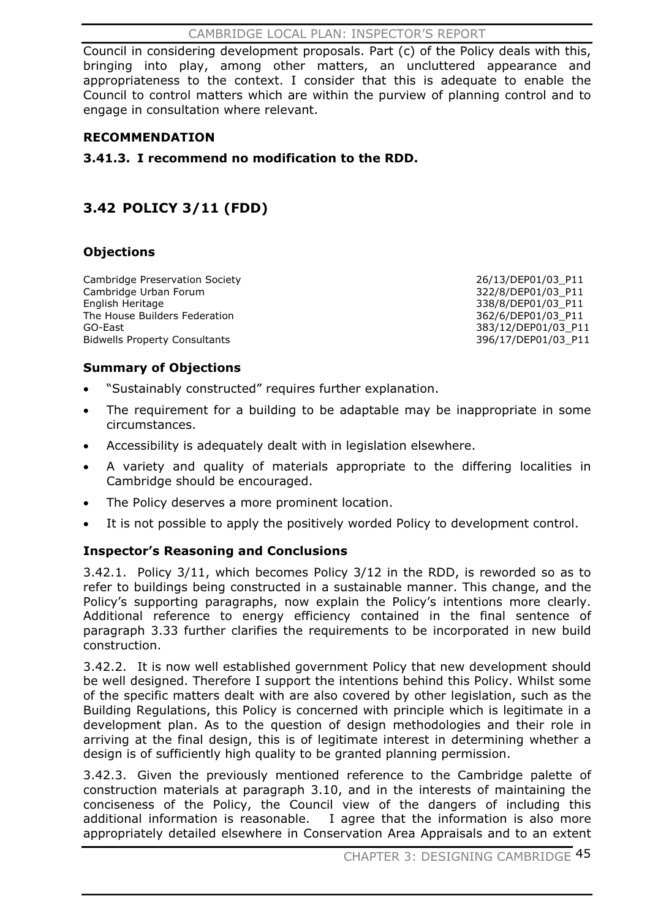Council in considering development proposals. Part (c) of the Policy deals with this, bringing into play, among other matters, an uncluttered appearance and appropriateness to the context. I consider that this is adequate to enable the Council to control matters which are within the purview of planning control and to engage in consultation where relevant.

**RECOMMENDATION**

**3.41.3. I recommend no modification to the RDD.**

## 3.42 POLICY 3/11 (FDD)

### Objections

| | |
|---|---|
| Cambridge Preservation Society | 26/13/DEP01/03_P11 |
| Cambridge Urban Forum | 322/8/DEP01/03_P11 |
| English Heritage | 338/8/DEP01/03_P11 |
| The House Builders Federation | 362/6/DEP01/03_P11 |
| GO-East | 383/12/DEP01/03_P11 |
| Bidwells Property Consultants | 396/17/DEP01/03_P11 |

### Summary of Objections

- "Sustainably constructed" requires further explanation.
- The requirement for a building to be adaptable may be inappropriate in some circumstances.
- Accessibility is adequately dealt with in legislation elsewhere.
- A variety and quality of materials appropriate to the differing localities in Cambridge should be encouraged.
- The Policy deserves a more prominent location.
- It is not possible to apply the positively worded Policy to development control.

### Inspector's Reasoning and Conclusions

3.42.1. Policy 3/11, which becomes Policy 3/12 in the RDD, is reworded so as to refer to buildings being constructed in a sustainable manner. This change, and the Policy's supporting paragraphs, now explain the Policy's intentions more clearly. Additional reference to energy efficiency contained in the final sentence of paragraph 3.33 further clarifies the requirements to be incorporated in new build construction.

3.42.2. It is now well established government Policy that new development should be well designed. Therefore I support the intentions behind this Policy. Whilst some of the specific matters dealt with are also covered by other legislation, such as the Building Regulations, this Policy is concerned with principle which is legitimate in a development plan. As to the question of design methodologies and their role in arriving at the final design, this is of legitimate interest in determining whether a design is of sufficiently high quality to be granted planning permission.

3.42.3. Given the previously mentioned reference to the Cambridge palette of construction materials at paragraph 3.10, and in the interests of maintaining the conciseness of the Policy, the Council view of the dangers of including this additional information is reasonable. I agree that the information is also more appropriately detailed elsewhere in Conservation Area Appraisals and to an extent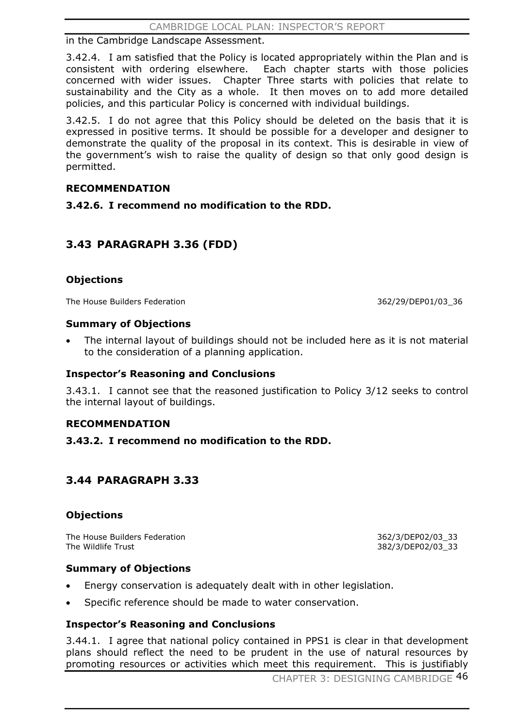in the Cambridge Landscape Assessment.

3.42.4. I am satisfied that the Policy is located appropriately within the Plan and is consistent with ordering elsewhere. Each chapter starts with those policies concerned with wider issues. Chapter Three starts with policies that relate to sustainability and the City as a whole. It then moves on to add more detailed policies, and this particular Policy is concerned with individual buildings.

3.42.5. I do not agree that this Policy should be deleted on the basis that it is expressed in positive terms. It should be possible for a developer and designer to demonstrate the quality of the proposal in its context. This is desirable in view of the government's wish to raise the quality of design so that only good design is permitted.

**RECOMMENDATION**

**3.42.6. I recommend no modification to the RDD.**

## 3.43 PARAGRAPH 3.36 (FDD)

### Objections

| | |
|---|---|
| The House Builders Federation | 362/29/DEP01/03_36 |

### Summary of Objections

- The internal layout of buildings should not be included here as it is not material to the consideration of a planning application.

### Inspector's Reasoning and Conclusions

3.43.1. I cannot see that the reasoned justification to Policy 3/12 seeks to control the internal layout of buildings.

**RECOMMENDATION**

**3.43.2. I recommend no modification to the RDD.**

## 3.44 PARAGRAPH 3.33

### Objections

| | |
|---|---|
| The House Builders Federation | 362/3/DEP02/03_33 |
| The Wildlife Trust | 382/3/DEP02/03_33 |

### Summary of Objections

- Energy conservation is adequately dealt with in other legislation.
- Specific reference should be made to water conservation.

### Inspector's Reasoning and Conclusions

3.44.1. I agree that national policy contained in PPS1 is clear in that development plans should reflect the need to be prudent in the use of natural resources by promoting resources or activities which meet this requirement. This is justifiably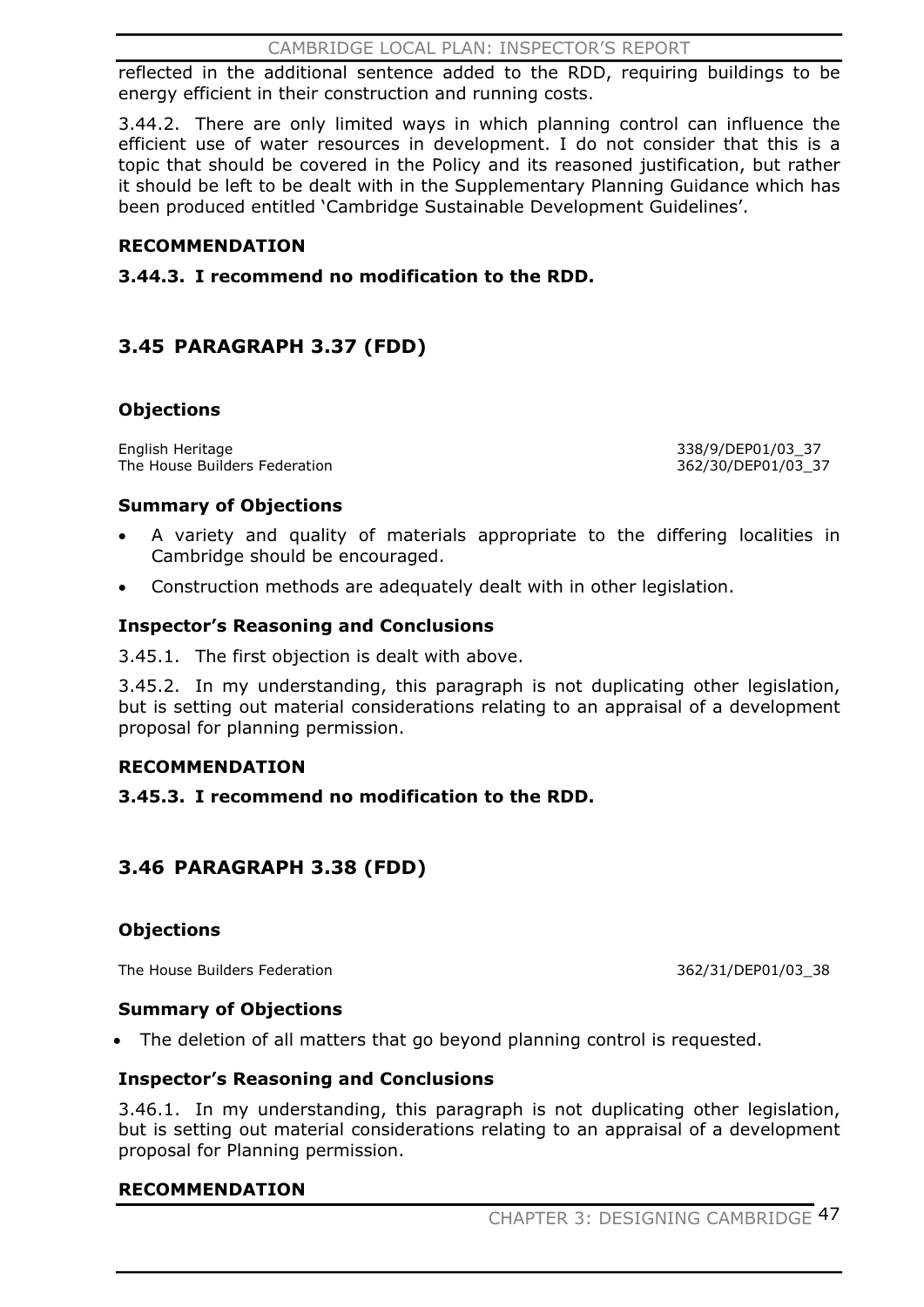reflected in the additional sentence added to the RDD, requiring buildings to be energy efficient in their construction and running costs.

3.44.2. There are only limited ways in which planning control can influence the efficient use of water resources in development. I do not consider that this is a topic that should be covered in the Policy and its reasoned justification, but rather it should be left to be dealt with in the Supplementary Planning Guidance which has been produced entitled 'Cambridge Sustainable Development Guidelines'.

**RECOMMENDATION**

**3.44.3. I recommend no modification to the RDD.**

## 3.45 PARAGRAPH 3.37 (FDD)

### Objections

| | |
|---|---|
| English Heritage | 338/9/DEP01/03_37 |
| The House Builders Federation | 362/30/DEP01/03_37 |

### Summary of Objections

- A variety and quality of materials appropriate to the differing localities in Cambridge should be encouraged.
- Construction methods are adequately dealt with in other legislation.

### Inspector's Reasoning and Conclusions

3.45.1. The first objection is dealt with above.

3.45.2. In my understanding, this paragraph is not duplicating other legislation, but is setting out material considerations relating to an appraisal of a development proposal for planning permission.

**RECOMMENDATION**

**3.45.3. I recommend no modification to the RDD.**

## 3.46 PARAGRAPH 3.38 (FDD)

### Objections

| | |
|---|---|
| The House Builders Federation | 362/31/DEP01/03_38 |

### Summary of Objections

- The deletion of all matters that go beyond planning control is requested.

### Inspector's Reasoning and Conclusions

3.46.1. In my understanding, this paragraph is not duplicating other legislation, but is setting out material considerations relating to an appraisal of a development proposal for Planning permission.

**RECOMMENDATION**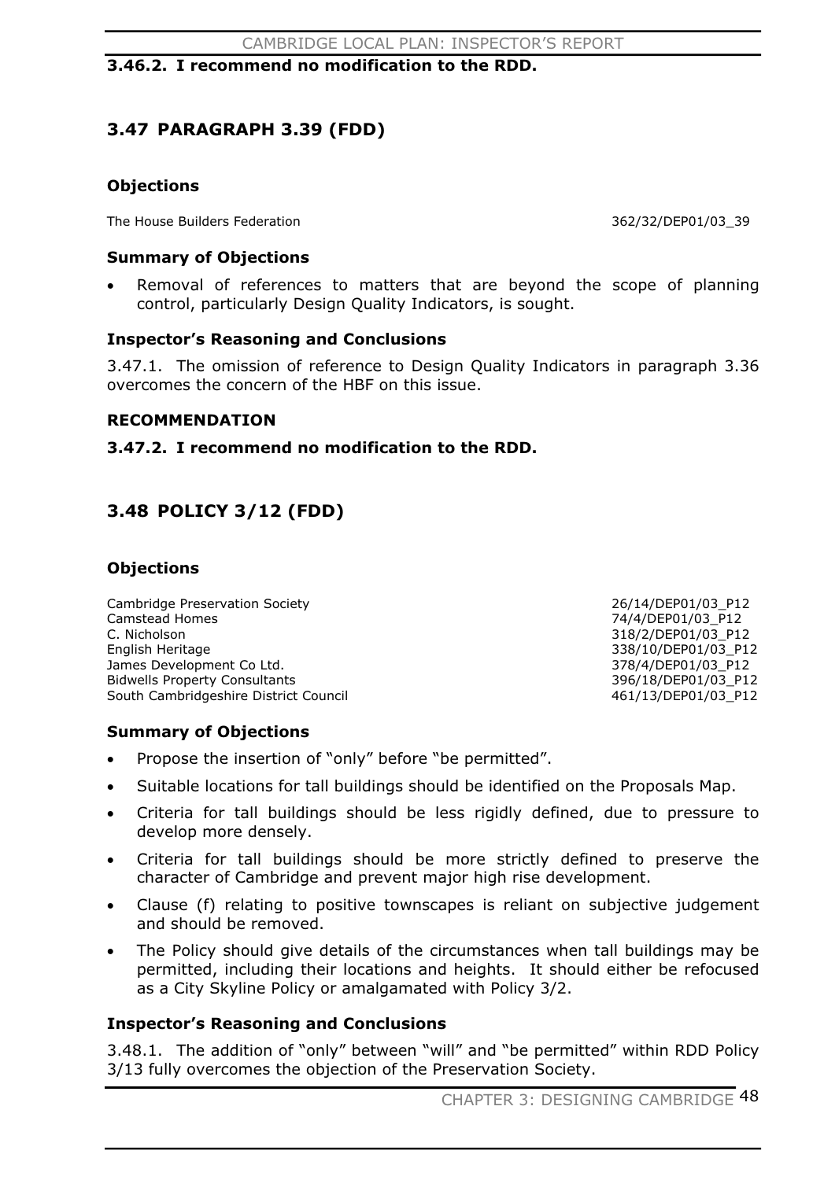**3.46.2. I recommend no modification to the RDD.**

## 3.47 PARAGRAPH 3.39 (FDD)

### Objections

| | |
|---|---|
| The House Builders Federation | 362/32/DEP01/03_39 |

### Summary of Objections

- Removal of references to matters that are beyond the scope of planning control, particularly Design Quality Indicators, is sought.

### Inspector's Reasoning and Conclusions

3.47.1. The omission of reference to Design Quality Indicators in paragraph 3.36 overcomes the concern of the HBF on this issue.

### RECOMMENDATION

**3.47.2. I recommend no modification to the RDD.**

## 3.48 POLICY 3/12 (FDD)

### Objections

| | |
|---|---|
| Cambridge Preservation Society | 26/14/DEP01/03_P12 |
| Camstead Homes | 74/4/DEP01/03_P12 |
| C. Nicholson | 318/2/DEP01/03_P12 |
| English Heritage | 338/10/DEP01/03_P12 |
| James Development Co Ltd. | 378/4/DEP01/03_P12 |
| Bidwells Property Consultants | 396/18/DEP01/03_P12 |
| South Cambridgeshire District Council | 461/13/DEP01/03_P12 |

### Summary of Objections

- Propose the insertion of "only" before "be permitted".
- Suitable locations for tall buildings should be identified on the Proposals Map.
- Criteria for tall buildings should be less rigidly defined, due to pressure to develop more densely.
- Criteria for tall buildings should be more strictly defined to preserve the character of Cambridge and prevent major high rise development.
- Clause (f) relating to positive townscapes is reliant on subjective judgement and should be removed.
- The Policy should give details of the circumstances when tall buildings may be permitted, including their locations and heights. It should either be refocused as a City Skyline Policy or amalgamated with Policy 3/2.

### Inspector's Reasoning and Conclusions

3.48.1. The addition of "only" between "will" and "be permitted" within RDD Policy 3/13 fully overcomes the objection of the Preservation Society.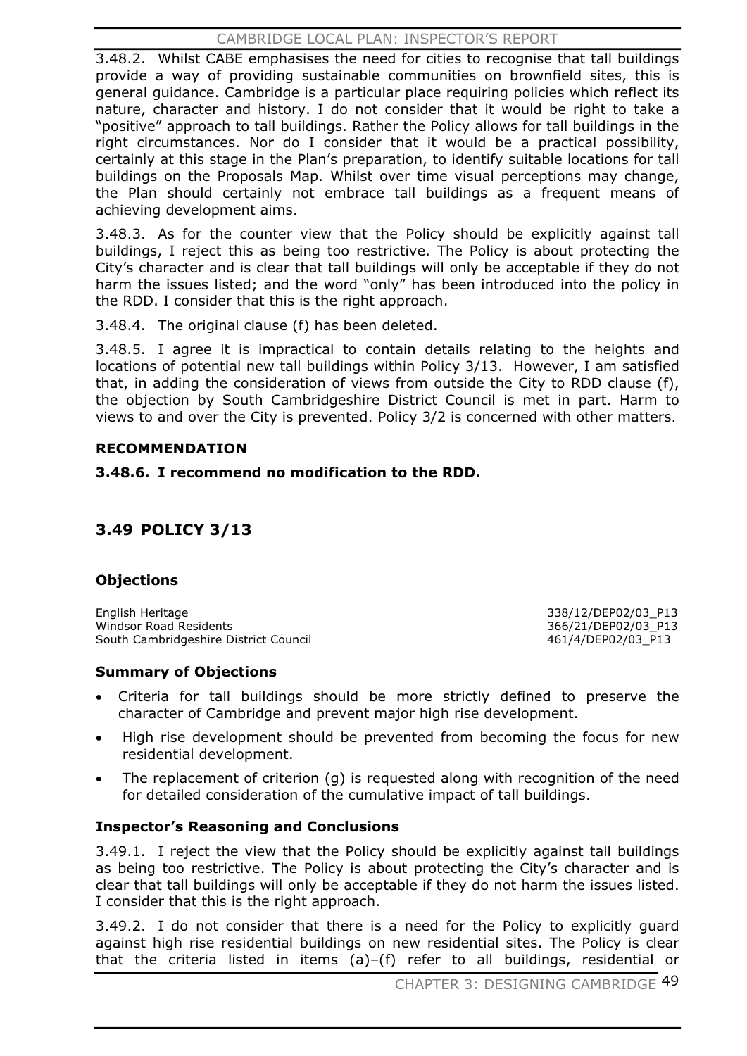3.48.2. Whilst CABE emphasises the need for cities to recognise that tall buildings provide a way of providing sustainable communities on brownfield sites, this is general guidance. Cambridge is a particular place requiring policies which reflect its nature, character and history. I do not consider that it would be right to take a "positive" approach to tall buildings. Rather the Policy allows for tall buildings in the right circumstances. Nor do I consider that it would be a practical possibility, certainly at this stage in the Plan's preparation, to identify suitable locations for tall buildings on the Proposals Map. Whilst over time visual perceptions may change, the Plan should certainly not embrace tall buildings as a frequent means of achieving development aims.

3.48.3. As for the counter view that the Policy should be explicitly against tall buildings, I reject this as being too restrictive. The Policy is about protecting the City's character and is clear that tall buildings will only be acceptable if they do not harm the issues listed; and the word "only" has been introduced into the policy in the RDD. I consider that this is the right approach.

3.48.4. The original clause (f) has been deleted.

3.48.5. I agree it is impractical to contain details relating to the heights and locations of potential new tall buildings within Policy 3/13. However, I am satisfied that, in adding the consideration of views from outside the City to RDD clause (f), the objection by South Cambridgeshire District Council is met in part. Harm to views to and over the City is prevented. Policy 3/2 is concerned with other matters.

**RECOMMENDATION**

**3.48.6. I recommend no modification to the RDD.**

## 3.49 POLICY 3/13

### Objections

| | |
|---|---|
| English Heritage | 338/12/DEP02/03_P13 |
| Windsor Road Residents | 366/21/DEP02/03_P13 |
| South Cambridgeshire District Council | 461/4/DEP02/03_P13 |

### Summary of Objections

- Criteria for tall buildings should be more strictly defined to preserve the character of Cambridge and prevent major high rise development.
- High rise development should be prevented from becoming the focus for new residential development.
- The replacement of criterion (g) is requested along with recognition of the need for detailed consideration of the cumulative impact of tall buildings.

### Inspector's Reasoning and Conclusions

3.49.1. I reject the view that the Policy should be explicitly against tall buildings as being too restrictive. The Policy is about protecting the City's character and is clear that tall buildings will only be acceptable if they do not harm the issues listed. I consider that this is the right approach.

3.49.2. I do not consider that there is a need for the Policy to explicitly guard against high rise residential buildings on new residential sites. The Policy is clear that the criteria listed in items (a)–(f) refer to all buildings, residential or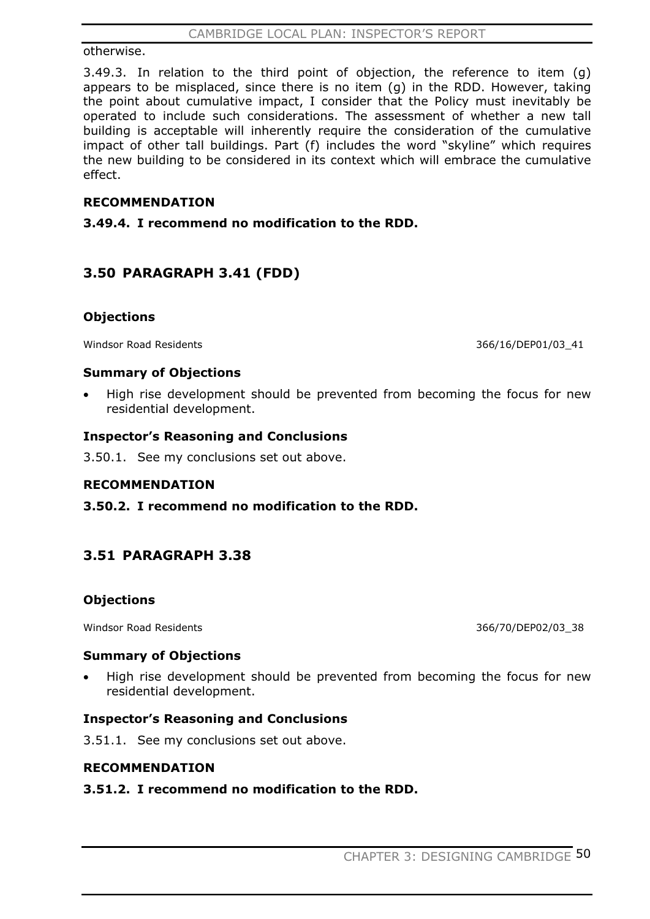otherwise.

3.49.3. In relation to the third point of objection, the reference to item (g) appears to be misplaced, since there is no item (g) in the RDD. However, taking the point about cumulative impact, I consider that the Policy must inevitably be operated to include such considerations. The assessment of whether a new tall building is acceptable will inherently require the consideration of the cumulative impact of other tall buildings. Part (f) includes the word "skyline" which requires the new building to be considered in its context which will embrace the cumulative effect.

**RECOMMENDATION**

**3.49.4. I recommend no modification to the RDD.**

## 3.50 PARAGRAPH 3.41 (FDD)

**Objections**

Windsor Road Residents 366/16/DEP01/03_41

**Summary of Objections**

- High rise development should be prevented from becoming the focus for new residential development.

**Inspector's Reasoning and Conclusions**

3.50.1. See my conclusions set out above.

**RECOMMENDATION**

**3.50.2. I recommend no modification to the RDD.**

## 3.51 PARAGRAPH 3.38

**Objections**

Windsor Road Residents 366/70/DEP02/03_38

**Summary of Objections**

- High rise development should be prevented from becoming the focus for new residential development.

**Inspector's Reasoning and Conclusions**

3.51.1. See my conclusions set out above.

**RECOMMENDATION**

**3.51.2. I recommend no modification to the RDD.**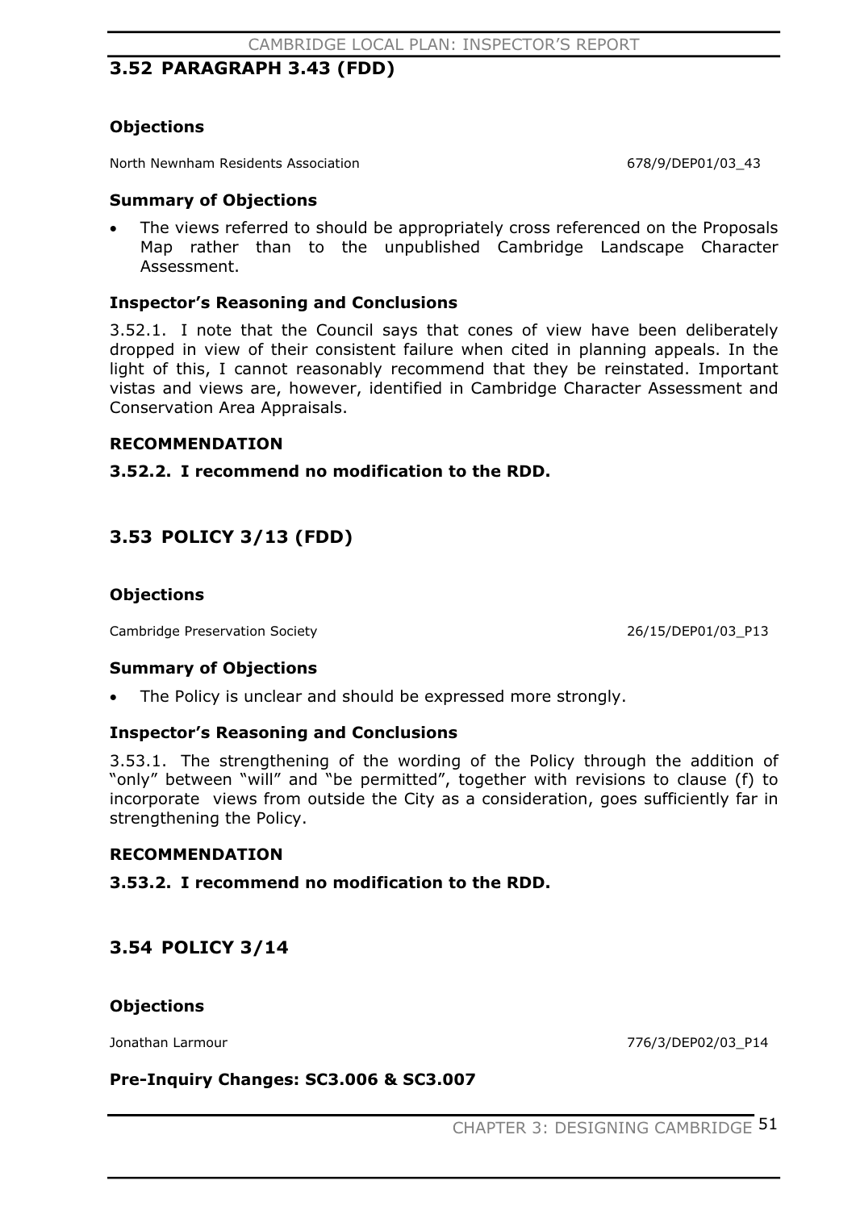## 3.52 PARAGRAPH 3.43 (FDD)

### Objections

North Newnham Residents Association 678/9/DEP01/03_43

### Summary of Objections

- The views referred to should be appropriately cross referenced on the Proposals Map rather than to the unpublished Cambridge Landscape Character Assessment.

### Inspector's Reasoning and Conclusions

3.52.1. I note that the Council says that cones of view have been deliberately dropped in view of their consistent failure when cited in planning appeals. In the light of this, I cannot reasonably recommend that they be reinstated. Important vistas and views are, however, identified in Cambridge Character Assessment and Conservation Area Appraisals.

### RECOMMENDATION

**3.52.2. I recommend no modification to the RDD.**

## 3.53 POLICY 3/13 (FDD)

### Objections

Cambridge Preservation Society 26/15/DEP01/03_P13

### Summary of Objections

- The Policy is unclear and should be expressed more strongly.

### Inspector's Reasoning and Conclusions

3.53.1. The strengthening of the wording of the Policy through the addition of "only" between "will" and "be permitted", together with revisions to clause (f) to incorporate views from outside the City as a consideration, goes sufficiently far in strengthening the Policy.

### RECOMMENDATION

**3.53.2. I recommend no modification to the RDD.**

## 3.54 POLICY 3/14

### Objections

Jonathan Larmour 776/3/DEP02/03_P14

### Pre-Inquiry Changes: SC3.006 & SC3.007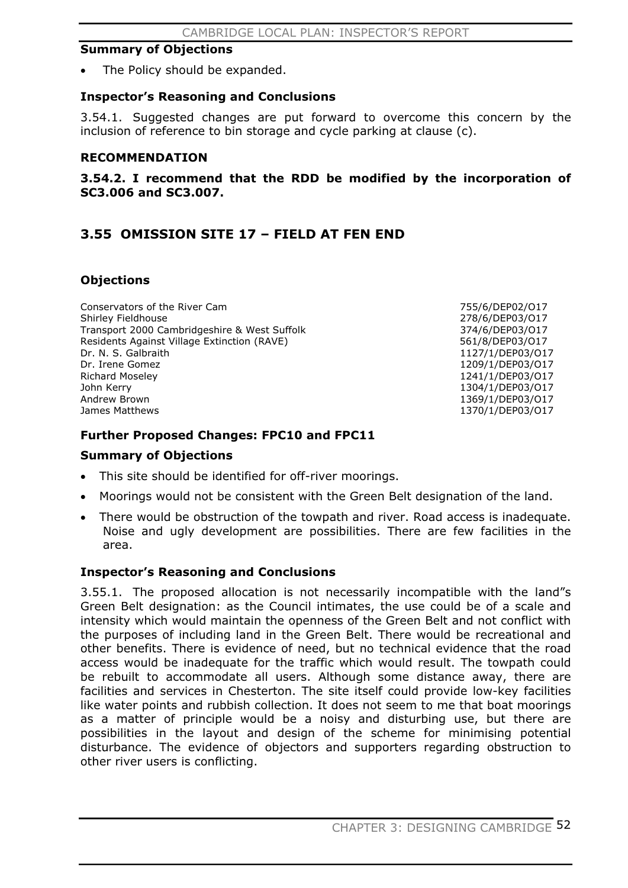### Summary of Objections

- The Policy should be expanded.

### Inspector's Reasoning and Conclusions

3.54.1. Suggested changes are put forward to overcome this concern by the inclusion of reference to bin storage and cycle parking at clause (c).

### RECOMMENDATION

**3.54.2. I recommend that the RDD be modified by the incorporation of SC3.006 and SC3.007.**

## 3.55 OMISSION SITE 17 – FIELD AT FEN END

### Objections

| | |
|---|---|
| Conservators of the River Cam | 755/6/DEP02/O17 |
| Shirley Fieldhouse | 278/6/DEP03/O17 |
| Transport 2000 Cambridgeshire & West Suffolk | 374/6/DEP03/O17 |
| Residents Against Village Extinction (RAVE) | 561/8/DEP03/O17 |
| Dr. N. S. Galbraith | 1127/1/DEP03/O17 |
| Dr. Irene Gomez | 1209/1/DEP03/O17 |
| Richard Moseley | 1241/1/DEP03/O17 |
| John Kerry | 1304/1/DEP03/O17 |
| Andrew Brown | 1369/1/DEP03/O17 |
| James Matthews | 1370/1/DEP03/O17 |

### Further Proposed Changes: FPC10 and FPC11

### Summary of Objections

- This site should be identified for off-river moorings.
- Moorings would not be consistent with the Green Belt designation of the land.
- There would be obstruction of the towpath and river. Road access is inadequate. Noise and ugly development are possibilities. There are few facilities in the area.

### Inspector's Reasoning and Conclusions

3.55.1. The proposed allocation is not necessarily incompatible with the land"s Green Belt designation: as the Council intimates, the use could be of a scale and intensity which would maintain the openness of the Green Belt and not conflict with the purposes of including land in the Green Belt. There would be recreational and other benefits. There is evidence of need, but no technical evidence that the road access would be inadequate for the traffic which would result. The towpath could be rebuilt to accommodate all users. Although some distance away, there are facilities and services in Chesterton. The site itself could provide low-key facilities like water points and rubbish collection. It does not seem to me that boat moorings as a matter of principle would be a noisy and disturbing use, but there are possibilities in the layout and design of the scheme for minimising potential disturbance. The evidence of objectors and supporters regarding obstruction to other river users is conflicting.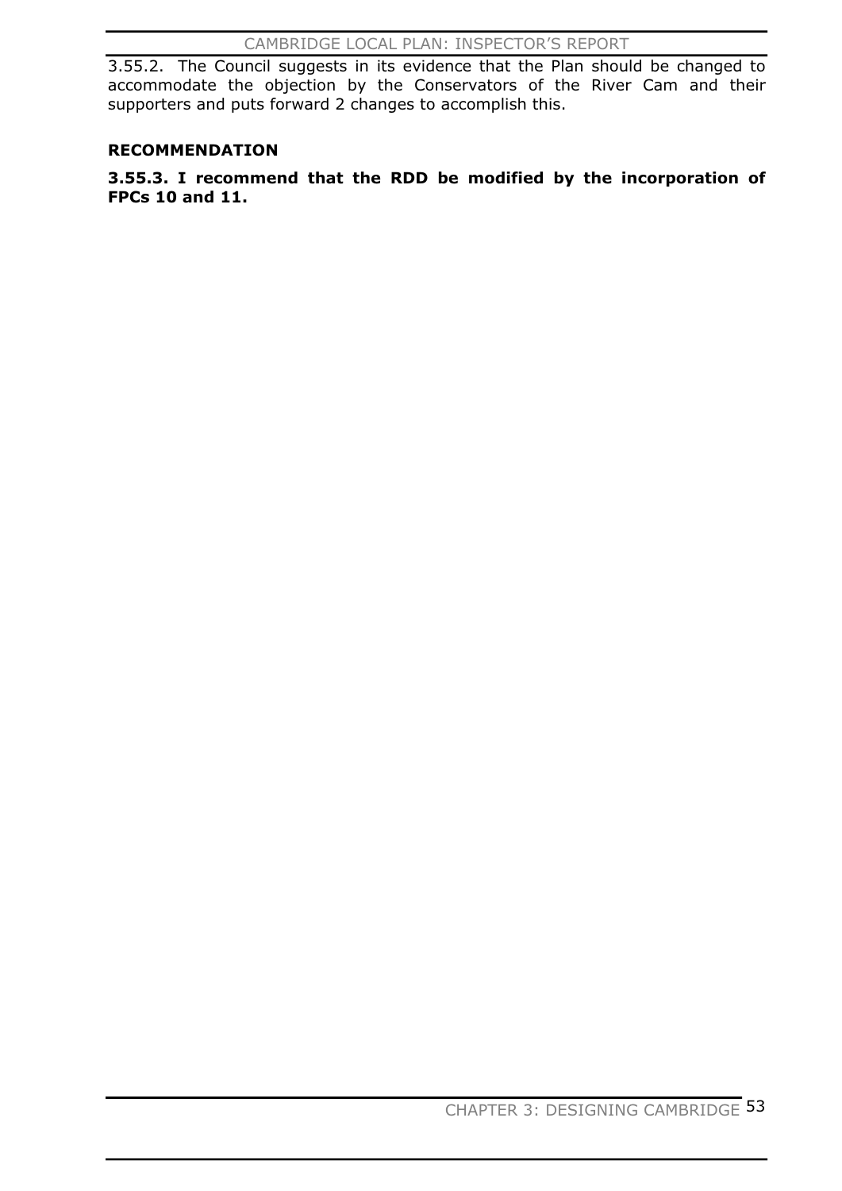3.55.2. The Council suggests in its evidence that the Plan should be changed to accommodate the objection by the Conservators of the River Cam and their supporters and puts forward 2 changes to accomplish this.

**RECOMMENDATION**

**3.55.3. I recommend that the RDD be modified by the incorporation of FPCs 10 and 11.**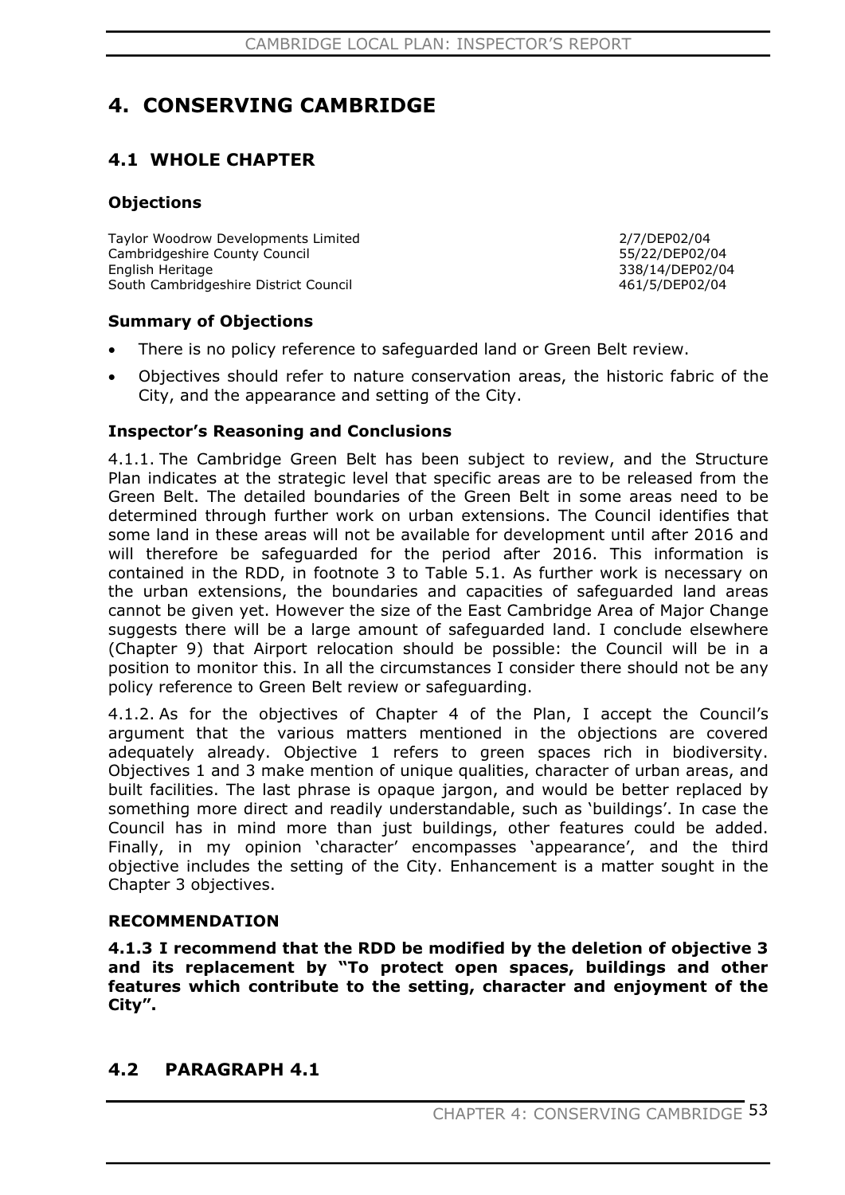# 4. CONSERVING CAMBRIDGE

## 4.1 WHOLE CHAPTER

### Objections

| | |
|---|---|
| Taylor Woodrow Developments Limited | 2/7/DEP02/04 |
| Cambridgeshire County Council | 55/22/DEP02/04 |
| English Heritage | 338/14/DEP02/04 |
| South Cambridgeshire District Council | 461/5/DEP02/04 |

### Summary of Objections

- There is no policy reference to safeguarded land or Green Belt review.
- Objectives should refer to nature conservation areas, the historic fabric of the City, and the appearance and setting of the City.

### Inspector's Reasoning and Conclusions

4.1.1. The Cambridge Green Belt has been subject to review, and the Structure Plan indicates at the strategic level that specific areas are to be released from the Green Belt. The detailed boundaries of the Green Belt in some areas need to be determined through further work on urban extensions. The Council identifies that some land in these areas will not be available for development until after 2016 and will therefore be safeguarded for the period after 2016. This information is contained in the RDD, in footnote 3 to Table 5.1. As further work is necessary on the urban extensions, the boundaries and capacities of safeguarded land areas cannot be given yet. However the size of the East Cambridge Area of Major Change suggests there will be a large amount of safeguarded land. I conclude elsewhere (Chapter 9) that Airport relocation should be possible: the Council will be in a position to monitor this. In all the circumstances I consider there should not be any policy reference to Green Belt review or safeguarding.

4.1.2. As for the objectives of Chapter 4 of the Plan, I accept the Council's argument that the various matters mentioned in the objections are covered adequately already. Objective 1 refers to green spaces rich in biodiversity. Objectives 1 and 3 make mention of unique qualities, character of urban areas, and built facilities. The last phrase is opaque jargon, and would be better replaced by something more direct and readily understandable, such as 'buildings'. In case the Council has in mind more than just buildings, other features could be added. Finally, in my opinion 'character' encompasses 'appearance', and the third objective includes the setting of the City. Enhancement is a matter sought in the Chapter 3 objectives.

### RECOMMENDATION

**4.1.3 I recommend that the RDD be modified by the deletion of objective 3 and its replacement by "To protect open spaces, buildings and other features which contribute to the setting, character and enjoyment of the City".**

## 4.2 PARAGRAPH 4.1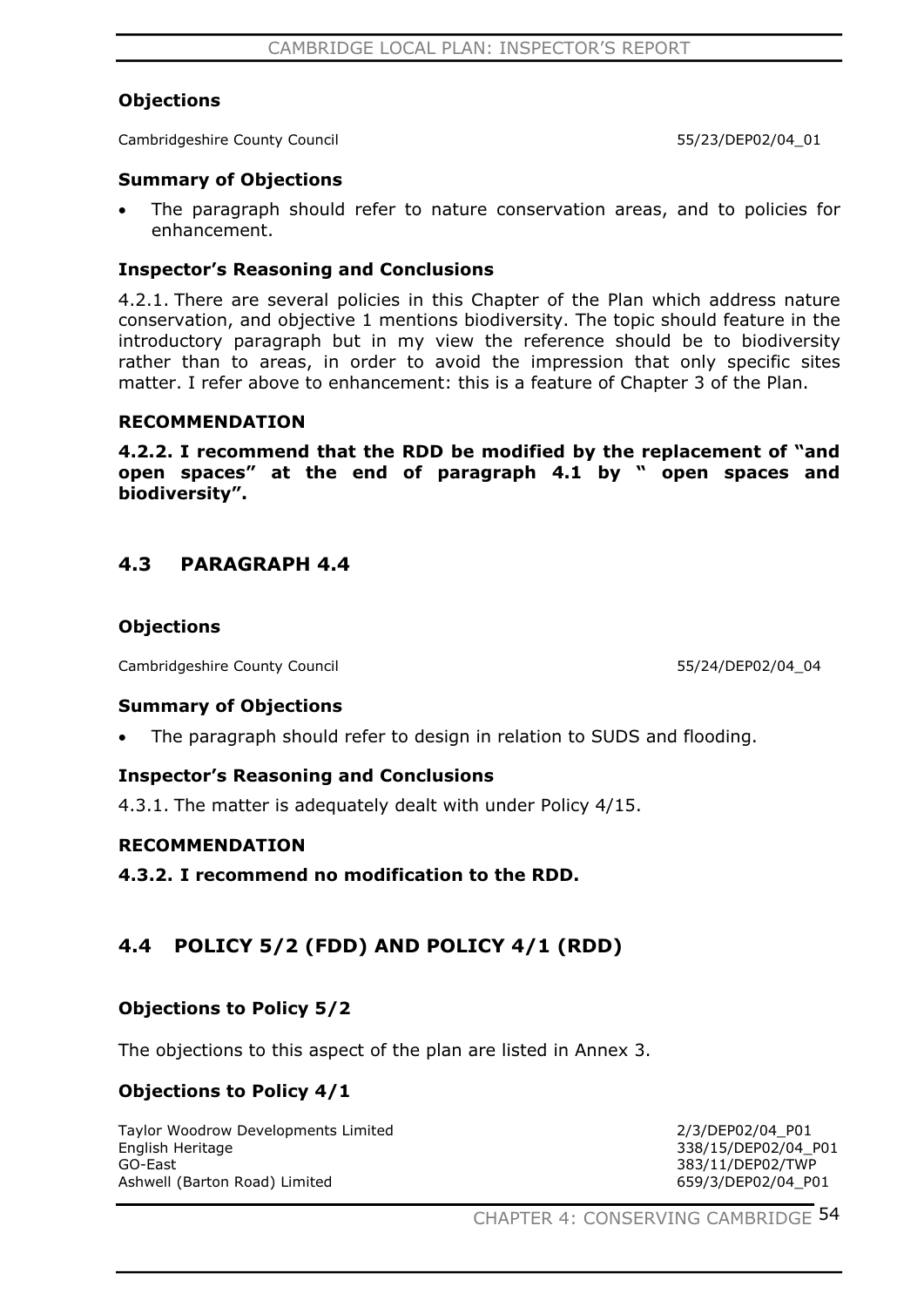### Objections

Cambridgeshire County Council 55/23/DEP02/04_01

### Summary of Objections

- The paragraph should refer to nature conservation areas, and to policies for enhancement.

### Inspector's Reasoning and Conclusions

4.2.1. There are several policies in this Chapter of the Plan which address nature conservation, and objective 1 mentions biodiversity. The topic should feature in the introductory paragraph but in my view the reference should be to biodiversity rather than to areas, in order to avoid the impression that only specific sites matter. I refer above to enhancement: this is a feature of Chapter 3 of the Plan.

### RECOMMENDATION

**4.2.2. I recommend that the RDD be modified by the replacement of "and open spaces" at the end of paragraph 4.1 by " open spaces and biodiversity".**

## 4.3 PARAGRAPH 4.4

### Objections

Cambridgeshire County Council 55/24/DEP02/04_04

### Summary of Objections

- The paragraph should refer to design in relation to SUDS and flooding.

### Inspector's Reasoning and Conclusions

4.3.1. The matter is adequately dealt with under Policy 4/15.

### RECOMMENDATION

**4.3.2. I recommend no modification to the RDD.**

## 4.4 POLICY 5/2 (FDD) AND POLICY 4/1 (RDD)

### Objections to Policy 5/2

The objections to this aspect of the plan are listed in Annex 3.

### Objections to Policy 4/1

Taylor Woodrow Developments Limited 2/3/DEP02/04_P01
English Heritage 338/15/DEP02/04_P01
GO-East 383/11/DEP02/TWP
Ashwell (Barton Road) Limited 659/3/DEP02/04_P01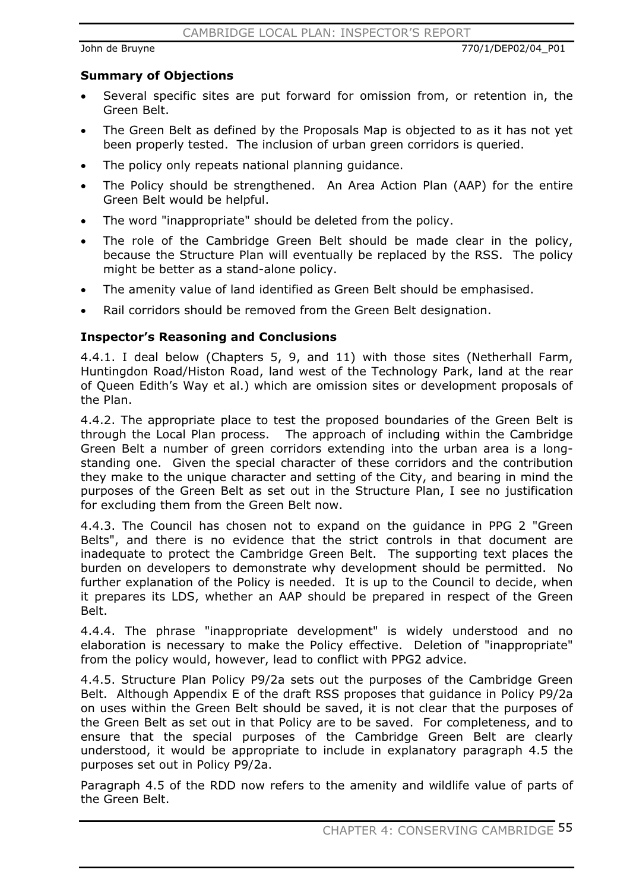### Summary of Objections

- Several specific sites are put forward for omission from, or retention in, the Green Belt.
- The Green Belt as defined by the Proposals Map is objected to as it has not yet been properly tested. The inclusion of urban green corridors is queried.
- The policy only repeats national planning guidance.
- The Policy should be strengthened. An Area Action Plan (AAP) for the entire Green Belt would be helpful.
- The word "inappropriate" should be deleted from the policy.
- The role of the Cambridge Green Belt should be made clear in the policy, because the Structure Plan will eventually be replaced by the RSS. The policy might be better as a stand-alone policy.
- The amenity value of land identified as Green Belt should be emphasised.
- Rail corridors should be removed from the Green Belt designation.

### Inspector's Reasoning and Conclusions

4.4.1. I deal below (Chapters 5, 9, and 11) with those sites (Netherhall Farm, Huntingdon Road/Histon Road, land west of the Technology Park, land at the rear of Queen Edith's Way et al.) which are omission sites or development proposals of the Plan.

4.4.2. The appropriate place to test the proposed boundaries of the Green Belt is through the Local Plan process. The approach of including within the Cambridge Green Belt a number of green corridors extending into the urban area is a long-standing one. Given the special character of these corridors and the contribution they make to the unique character and setting of the City, and bearing in mind the purposes of the Green Belt as set out in the Structure Plan, I see no justification for excluding them from the Green Belt now.

4.4.3. The Council has chosen not to expand on the guidance in PPG 2 "Green Belts", and there is no evidence that the strict controls in that document are inadequate to protect the Cambridge Green Belt. The supporting text places the burden on developers to demonstrate why development should be permitted. No further explanation of the Policy is needed. It is up to the Council to decide, when it prepares its LDS, whether an AAP should be prepared in respect of the Green Belt.

4.4.4. The phrase "inappropriate development" is widely understood and no elaboration is necessary to make the Policy effective. Deletion of "inappropriate" from the policy would, however, lead to conflict with PPG2 advice.

4.4.5. Structure Plan Policy P9/2a sets out the purposes of the Cambridge Green Belt. Although Appendix E of the draft RSS proposes that guidance in Policy P9/2a on uses within the Green Belt should be saved, it is not clear that the purposes of the Green Belt as set out in that Policy are to be saved. For completeness, and to ensure that the special purposes of the Cambridge Green Belt are clearly understood, it would be appropriate to include in explanatory paragraph 4.5 the purposes set out in Policy P9/2a.

Paragraph 4.5 of the RDD now refers to the amenity and wildlife value of parts of the Green Belt.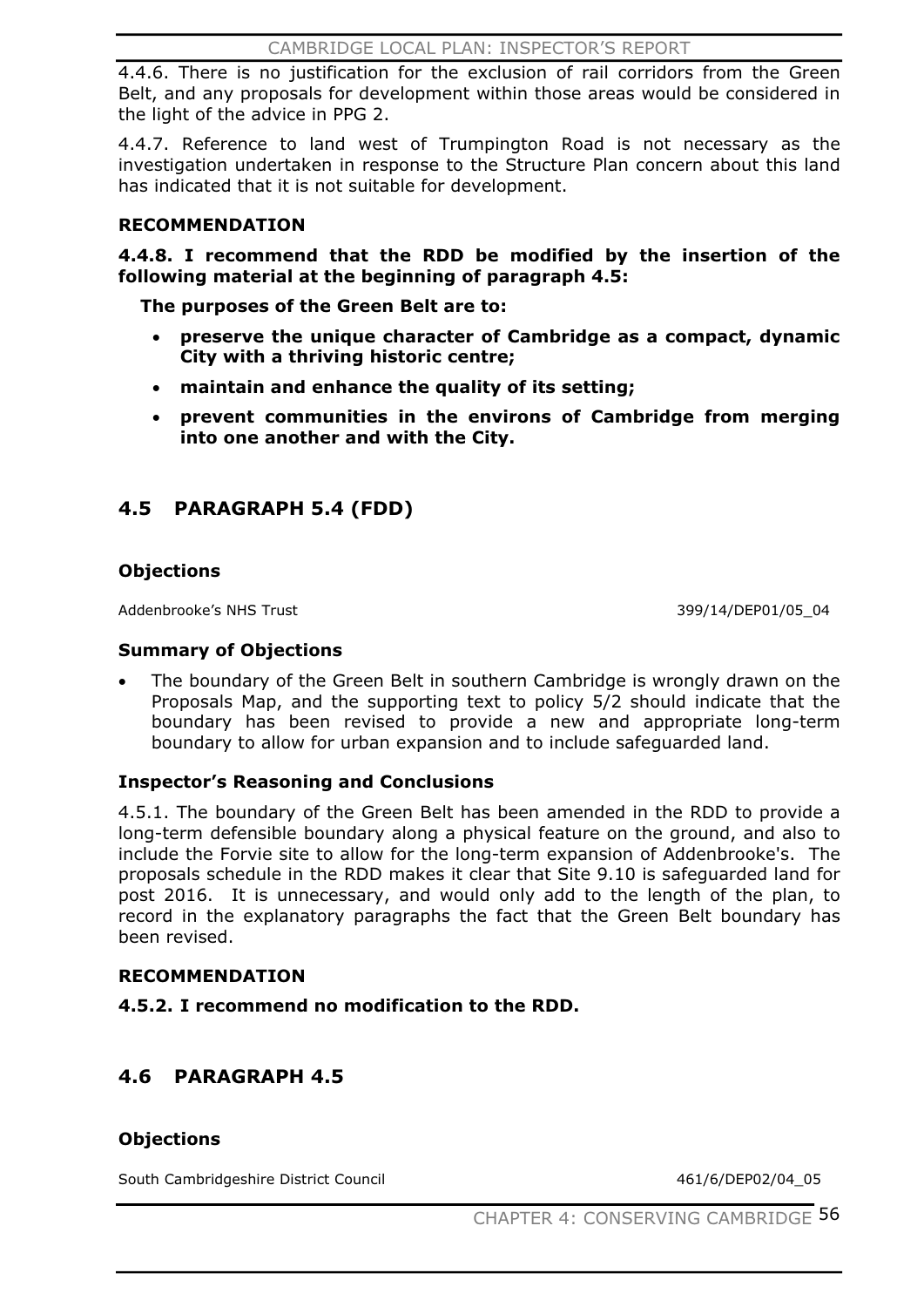4.4.6. There is no justification for the exclusion of rail corridors from the Green Belt, and any proposals for development within those areas would be considered in the light of the advice in PPG 2.

4.4.7. Reference to land west of Trumpington Road is not necessary as the investigation undertaken in response to the Structure Plan concern about this land has indicated that it is not suitable for development.

### RECOMMENDATION

**4.4.8. I recommend that the RDD be modified by the insertion of the following material at the beginning of paragraph 4.5:**

**The purposes of the Green Belt are to:**

- **preserve the unique character of Cambridge as a compact, dynamic City with a thriving historic centre;**
- **maintain and enhance the quality of its setting;**
- **prevent communities in the environs of Cambridge from merging into one another and with the City.**

## 4.5 PARAGRAPH 5.4 (FDD)

### Objections

Addenbrooke's NHS Trust 399/14/DEP01/05_04

### Summary of Objections

- The boundary of the Green Belt in southern Cambridge is wrongly drawn on the Proposals Map, and the supporting text to policy 5/2 should indicate that the boundary has been revised to provide a new and appropriate long-term boundary to allow for urban expansion and to include safeguarded land.

### Inspector's Reasoning and Conclusions

4.5.1. The boundary of the Green Belt has been amended in the RDD to provide a long-term defensible boundary along a physical feature on the ground, and also to include the Forvie site to allow for the long-term expansion of Addenbrooke's. The proposals schedule in the RDD makes it clear that Site 9.10 is safeguarded land for post 2016. It is unnecessary, and would only add to the length of the plan, to record in the explanatory paragraphs the fact that the Green Belt boundary has been revised.

### RECOMMENDATION

**4.5.2. I recommend no modification to the RDD.**

## 4.6 PARAGRAPH 4.5

### Objections

South Cambridgeshire District Council 461/6/DEP02/04_05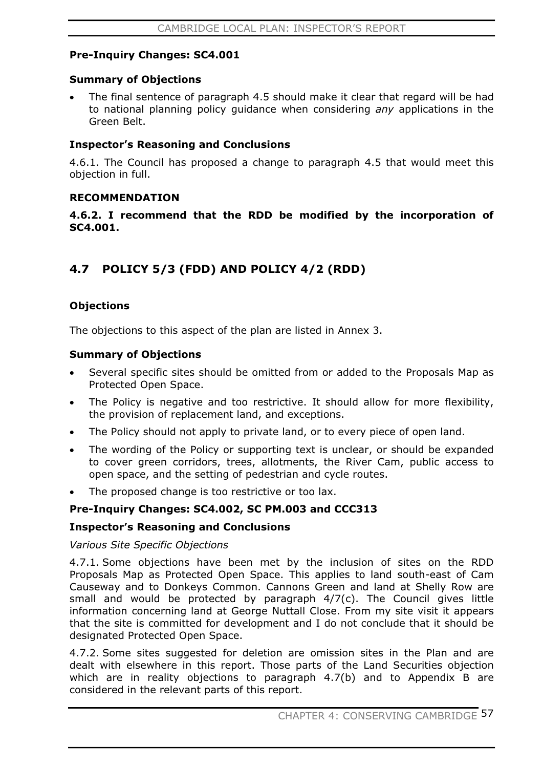**Pre-Inquiry Changes: SC4.001**

**Summary of Objections**

- The final sentence of paragraph 4.5 should make it clear that regard will be had to national planning policy guidance when considering *any* applications in the Green Belt.

**Inspector's Reasoning and Conclusions**

4.6.1. The Council has proposed a change to paragraph 4.5 that would meet this objection in full.

**RECOMMENDATION**

**4.6.2. I recommend that the RDD be modified by the incorporation of SC4.001.**

## 4.7 POLICY 5/3 (FDD) AND POLICY 4/2 (RDD)

**Objections**

The objections to this aspect of the plan are listed in Annex 3.

**Summary of Objections**

- Several specific sites should be omitted from or added to the Proposals Map as Protected Open Space.
- The Policy is negative and too restrictive. It should allow for more flexibility, the provision of replacement land, and exceptions.
- The Policy should not apply to private land, or to every piece of open land.
- The wording of the Policy or supporting text is unclear, or should be expanded to cover green corridors, trees, allotments, the River Cam, public access to open space, and the setting of pedestrian and cycle routes.
- The proposed change is too restrictive or too lax.

**Pre-Inquiry Changes: SC4.002, SC PM.003 and CCC313**

**Inspector's Reasoning and Conclusions**

*Various Site Specific Objections*

4.7.1. Some objections have been met by the inclusion of sites on the RDD Proposals Map as Protected Open Space. This applies to land south-east of Cam Causeway and to Donkeys Common. Cannons Green and land at Shelly Row are small and would be protected by paragraph 4/7(c). The Council gives little information concerning land at George Nuttall Close. From my site visit it appears that the site is committed for development and I do not conclude that it should be designated Protected Open Space.

4.7.2. Some sites suggested for deletion are omission sites in the Plan and are dealt with elsewhere in this report. Those parts of the Land Securities objection which are in reality objections to paragraph 4.7(b) and to Appendix B are considered in the relevant parts of this report.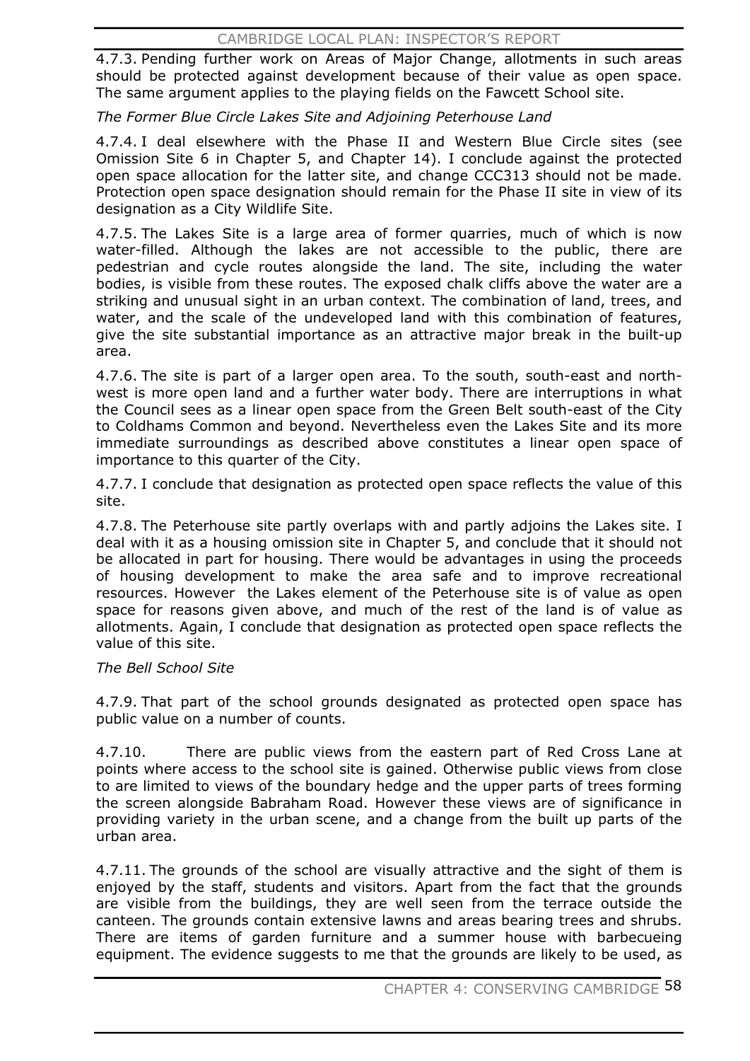4.7.3. Pending further work on Areas of Major Change, allotments in such areas should be protected against development because of their value as open space. The same argument applies to the playing fields on the Fawcett School site.

*The Former Blue Circle Lakes Site and Adjoining Peterhouse Land*

4.7.4. I deal elsewhere with the Phase II and Western Blue Circle sites (see Omission Site 6 in Chapter 5, and Chapter 14). I conclude against the protected open space allocation for the latter site, and change CCC313 should not be made. Protection open space designation should remain for the Phase II site in view of its designation as a City Wildlife Site.

4.7.5. The Lakes Site is a large area of former quarries, much of which is now water-filled. Although the lakes are not accessible to the public, there are pedestrian and cycle routes alongside the land. The site, including the water bodies, is visible from these routes. The exposed chalk cliffs above the water are a striking and unusual sight in an urban context. The combination of land, trees, and water, and the scale of the undeveloped land with this combination of features, give the site substantial importance as an attractive major break in the built-up area.

4.7.6. The site is part of a larger open area. To the south, south-east and north-west is more open land and a further water body. There are interruptions in what the Council sees as a linear open space from the Green Belt south-east of the City to Coldhams Common and beyond. Nevertheless even the Lakes Site and its more immediate surroundings as described above constitutes a linear open space of importance to this quarter of the City.

4.7.7. I conclude that designation as protected open space reflects the value of this site.

4.7.8. The Peterhouse site partly overlaps with and partly adjoins the Lakes site. I deal with it as a housing omission site in Chapter 5, and conclude that it should not be allocated in part for housing. There would be advantages in using the proceeds of housing development to make the area safe and to improve recreational resources. However the Lakes element of the Peterhouse site is of value as open space for reasons given above, and much of the rest of the land is of value as allotments. Again, I conclude that designation as protected open space reflects the value of this site.

*The Bell School Site*

4.7.9. That part of the school grounds designated as protected open space has public value on a number of counts.

4.7.10. There are public views from the eastern part of Red Cross Lane at points where access to the school site is gained. Otherwise public views from close to are limited to views of the boundary hedge and the upper parts of trees forming the screen alongside Babraham Road. However these views are of significance in providing variety in the urban scene, and a change from the built up parts of the urban area.

4.7.11. The grounds of the school are visually attractive and the sight of them is enjoyed by the staff, students and visitors. Apart from the fact that the grounds are visible from the buildings, they are well seen from the terrace outside the canteen. The grounds contain extensive lawns and areas bearing trees and shrubs. There are items of garden furniture and a summer house with barbecueing equipment. The evidence suggests to me that the grounds are likely to be used, as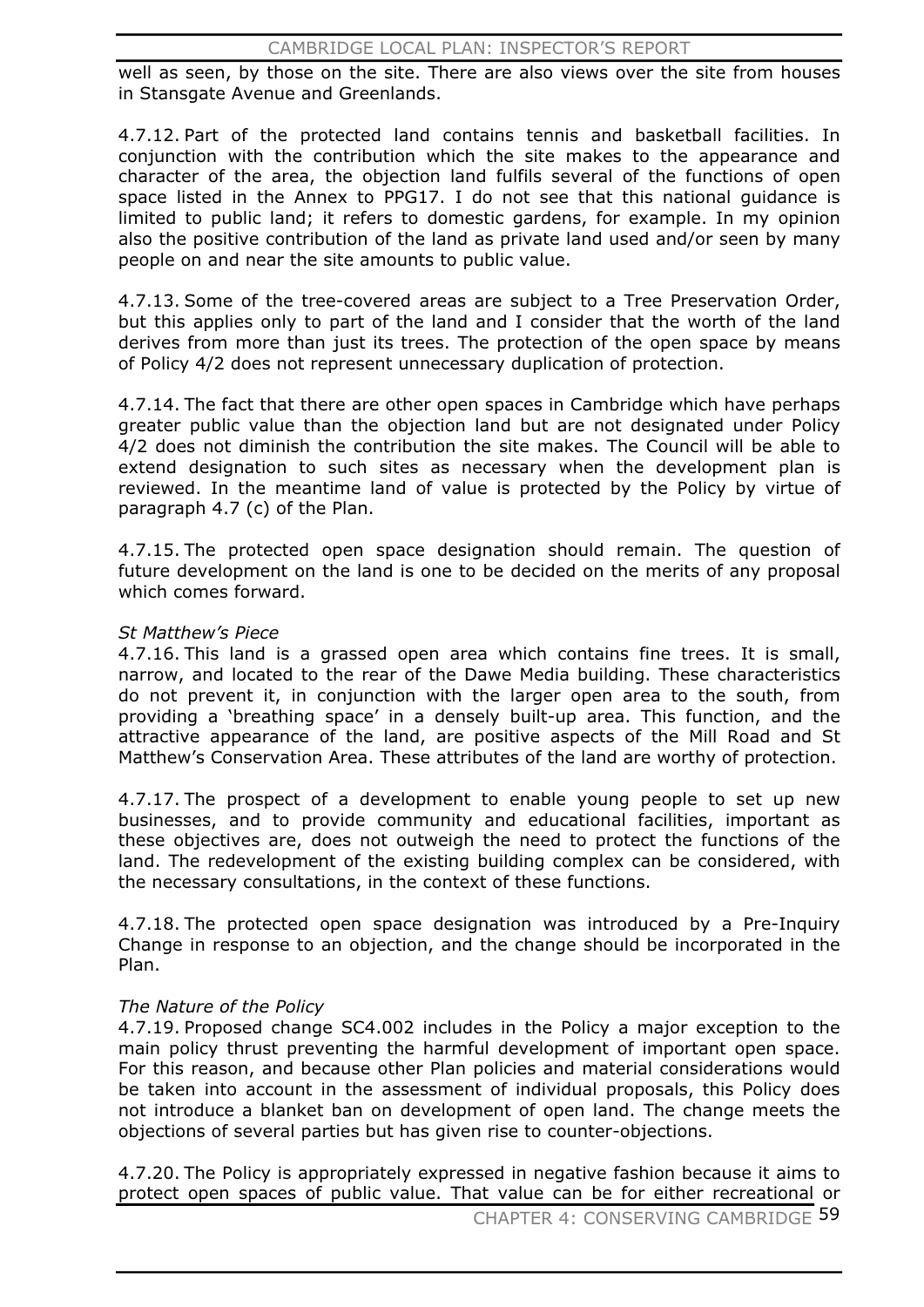well as seen, by those on the site. There are also views over the site from houses in Stansgate Avenue and Greenlands.

4.7.12. Part of the protected land contains tennis and basketball facilities. In conjunction with the contribution which the site makes to the appearance and character of the area, the objection land fulfils several of the functions of open space listed in the Annex to PPG17. I do not see that this national guidance is limited to public land; it refers to domestic gardens, for example. In my opinion also the positive contribution of the land as private land used and/or seen by many people on and near the site amounts to public value.

4.7.13. Some of the tree-covered areas are subject to a Tree Preservation Order, but this applies only to part of the land and I consider that the worth of the land derives from more than just its trees. The protection of the open space by means of Policy 4/2 does not represent unnecessary duplication of protection.

4.7.14. The fact that there are other open spaces in Cambridge which have perhaps greater public value than the objection land but are not designated under Policy 4/2 does not diminish the contribution the site makes. The Council will be able to extend designation to such sites as necessary when the development plan is reviewed. In the meantime land of value is protected by the Policy by virtue of paragraph 4.7 (c) of the Plan.

4.7.15. The protected open space designation should remain. The question of future development on the land is one to be decided on the merits of any proposal which comes forward.

*St Matthew's Piece*

4.7.16. This land is a grassed open area which contains fine trees. It is small, narrow, and located to the rear of the Dawe Media building. These characteristics do not prevent it, in conjunction with the larger open area to the south, from providing a 'breathing space' in a densely built-up area. This function, and the attractive appearance of the land, are positive aspects of the Mill Road and St Matthew's Conservation Area. These attributes of the land are worthy of protection.

4.7.17. The prospect of a development to enable young people to set up new businesses, and to provide community and educational facilities, important as these objectives are, does not outweigh the need to protect the functions of the land. The redevelopment of the existing building complex can be considered, with the necessary consultations, in the context of these functions.

4.7.18. The protected open space designation was introduced by a Pre-Inquiry Change in response to an objection, and the change should be incorporated in the Plan.

*The Nature of the Policy*

4.7.19. Proposed change SC4.002 includes in the Policy a major exception to the main policy thrust preventing the harmful development of important open space. For this reason, and because other Plan policies and material considerations would be taken into account in the assessment of individual proposals, this Policy does not introduce a blanket ban on development of open land. The change meets the objections of several parties but has given rise to counter-objections.

4.7.20. The Policy is appropriately expressed in negative fashion because it aims to protect open spaces of public value. That value can be for either recreational or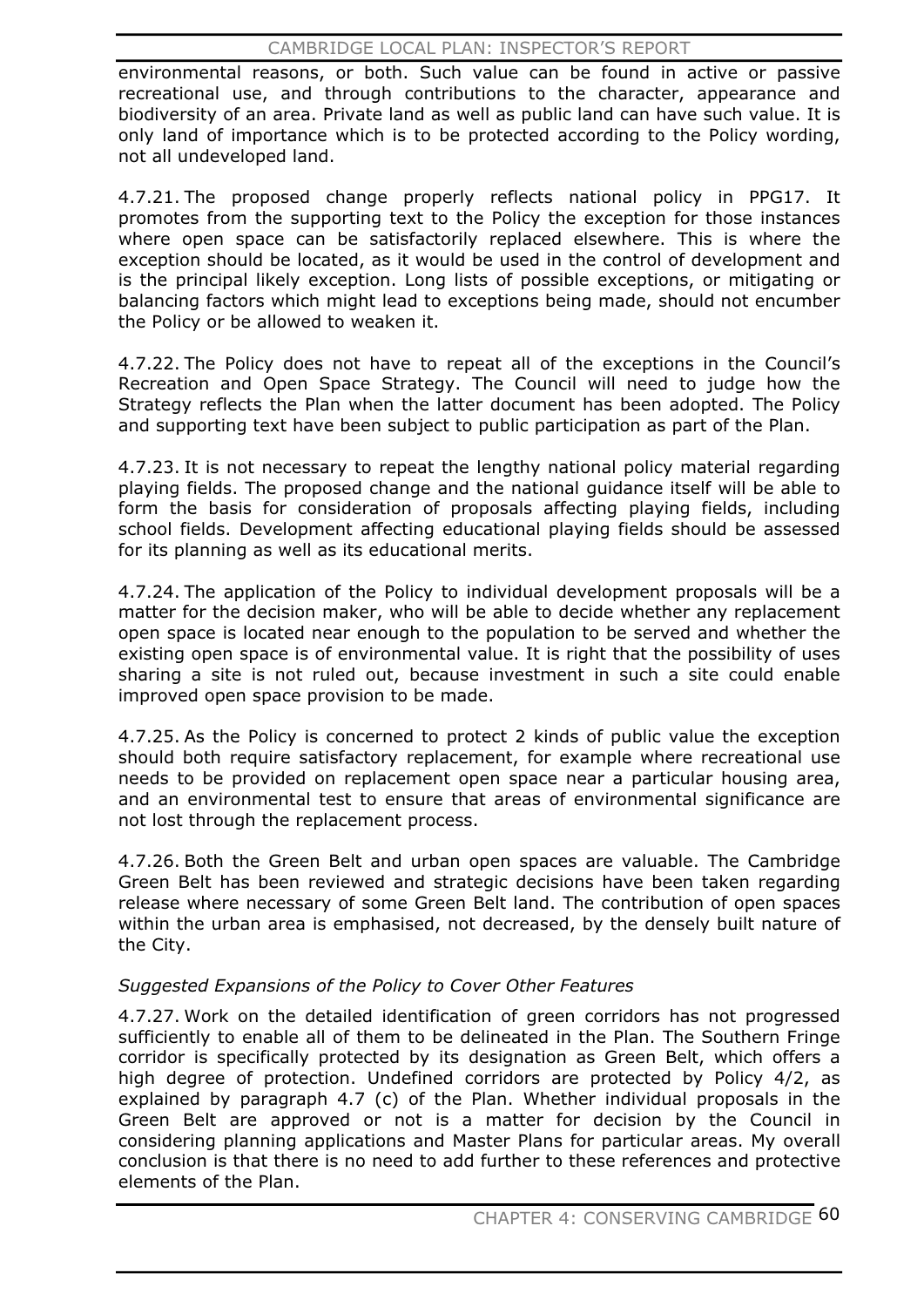environmental reasons, or both. Such value can be found in active or passive recreational use, and through contributions to the character, appearance and biodiversity of an area. Private land as well as public land can have such value. It is only land of importance which is to be protected according to the Policy wording, not all undeveloped land.

4.7.21. The proposed change properly reflects national policy in PPG17. It promotes from the supporting text to the Policy the exception for those instances where open space can be satisfactorily replaced elsewhere. This is where the exception should be located, as it would be used in the control of development and is the principal likely exception. Long lists of possible exceptions, or mitigating or balancing factors which might lead to exceptions being made, should not encumber the Policy or be allowed to weaken it.

4.7.22. The Policy does not have to repeat all of the exceptions in the Council's Recreation and Open Space Strategy. The Council will need to judge how the Strategy reflects the Plan when the latter document has been adopted. The Policy and supporting text have been subject to public participation as part of the Plan.

4.7.23. It is not necessary to repeat the lengthy national policy material regarding playing fields. The proposed change and the national guidance itself will be able to form the basis for consideration of proposals affecting playing fields, including school fields. Development affecting educational playing fields should be assessed for its planning as well as its educational merits.

4.7.24. The application of the Policy to individual development proposals will be a matter for the decision maker, who will be able to decide whether any replacement open space is located near enough to the population to be served and whether the existing open space is of environmental value. It is right that the possibility of uses sharing a site is not ruled out, because investment in such a site could enable improved open space provision to be made.

4.7.25. As the Policy is concerned to protect 2 kinds of public value the exception should both require satisfactory replacement, for example where recreational use needs to be provided on replacement open space near a particular housing area, and an environmental test to ensure that areas of environmental significance are not lost through the replacement process.

4.7.26. Both the Green Belt and urban open spaces are valuable. The Cambridge Green Belt has been reviewed and strategic decisions have been taken regarding release where necessary of some Green Belt land. The contribution of open spaces within the urban area is emphasised, not decreased, by the densely built nature of the City.

*Suggested Expansions of the Policy to Cover Other Features*

4.7.27. Work on the detailed identification of green corridors has not progressed sufficiently to enable all of them to be delineated in the Plan. The Southern Fringe corridor is specifically protected by its designation as Green Belt, which offers a high degree of protection. Undefined corridors are protected by Policy 4/2, as explained by paragraph 4.7 (c) of the Plan. Whether individual proposals in the Green Belt are approved or not is a matter for decision by the Council in considering planning applications and Master Plans for particular areas. My overall conclusion is that there is no need to add further to these references and protective elements of the Plan.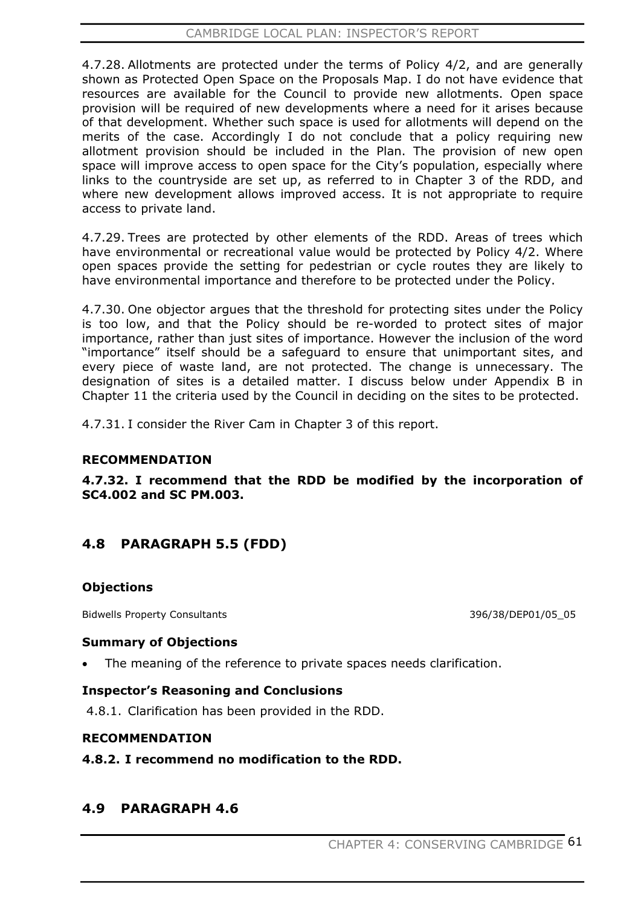4.7.28. Allotments are protected under the terms of Policy 4/2, and are generally shown as Protected Open Space on the Proposals Map. I do not have evidence that resources are available for the Council to provide new allotments. Open space provision will be required of new developments where a need for it arises because of that development. Whether such space is used for allotments will depend on the merits of the case. Accordingly I do not conclude that a policy requiring new allotment provision should be included in the Plan. The provision of new open space will improve access to open space for the City's population, especially where links to the countryside are set up, as referred to in Chapter 3 of the RDD, and where new development allows improved access. It is not appropriate to require access to private land.

4.7.29. Trees are protected by other elements of the RDD. Areas of trees which have environmental or recreational value would be protected by Policy 4/2. Where open spaces provide the setting for pedestrian or cycle routes they are likely to have environmental importance and therefore to be protected under the Policy.

4.7.30. One objector argues that the threshold for protecting sites under the Policy is too low, and that the Policy should be re-worded to protect sites of major importance, rather than just sites of importance. However the inclusion of the word "importance" itself should be a safeguard to ensure that unimportant sites, and every piece of waste land, are not protected. The change is unnecessary. The designation of sites is a detailed matter. I discuss below under Appendix B in Chapter 11 the criteria used by the Council in deciding on the sites to be protected.

4.7.31. I consider the River Cam in Chapter 3 of this report.

### RECOMMENDATION

**4.7.32. I recommend that the RDD be modified by the incorporation of SC4.002 and SC PM.003.**

## 4.8 PARAGRAPH 5.5 (FDD)

### Objections

Bidwells Property Consultants 396/38/DEP01/05_05

### Summary of Objections

- The meaning of the reference to private spaces needs clarification.

### Inspector's Reasoning and Conclusions

4.8.1. Clarification has been provided in the RDD.

### RECOMMENDATION

**4.8.2. I recommend no modification to the RDD.**

## 4.9 PARAGRAPH 4.6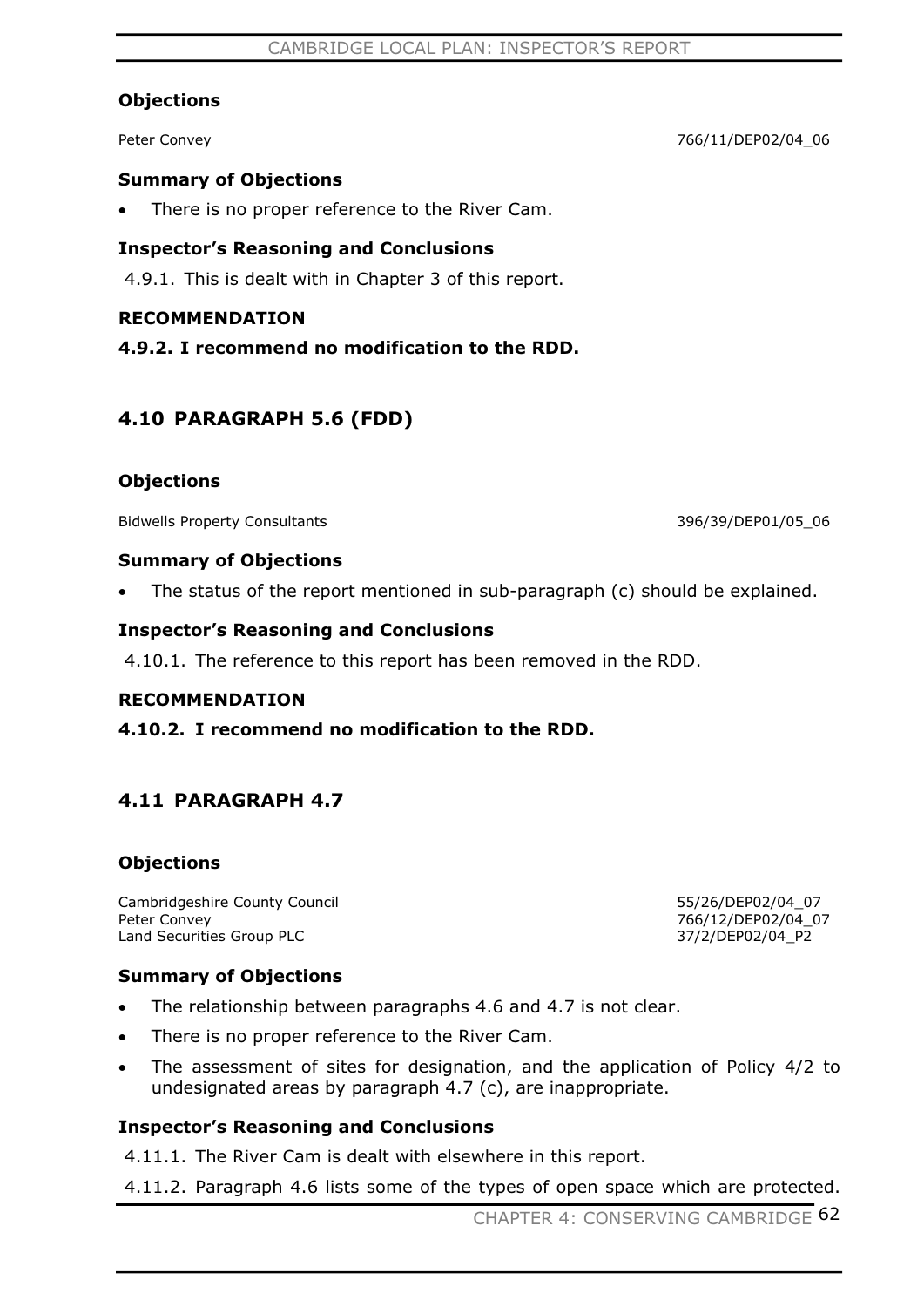### Objections

Peter Convey 766/11/DEP02/04_06

### Summary of Objections

- There is no proper reference to the River Cam.

### Inspector's Reasoning and Conclusions

4.9.1. This is dealt with in Chapter 3 of this report.

### RECOMMENDATION

**4.9.2. I recommend no modification to the RDD.**

## 4.10 PARAGRAPH 5.6 (FDD)

### Objections

Bidwells Property Consultants 396/39/DEP01/05_06

### Summary of Objections

- The status of the report mentioned in sub-paragraph (c) should be explained.

### Inspector's Reasoning and Conclusions

4.10.1. The reference to this report has been removed in the RDD.

### RECOMMENDATION

**4.10.2. I recommend no modification to the RDD.**

## 4.11 PARAGRAPH 4.7

### Objections

Cambridgeshire County Council 55/26/DEP02/04_07
Peter Convey 766/12/DEP02/04_07
Land Securities Group PLC 37/2/DEP02/04_P2

### Summary of Objections

- The relationship between paragraphs 4.6 and 4.7 is not clear.
- There is no proper reference to the River Cam.
- The assessment of sites for designation, and the application of Policy 4/2 to undesignated areas by paragraph 4.7 (c), are inappropriate.

### Inspector's Reasoning and Conclusions

4.11.1. The River Cam is dealt with elsewhere in this report.

4.11.2. Paragraph 4.6 lists some of the types of open space which are protected.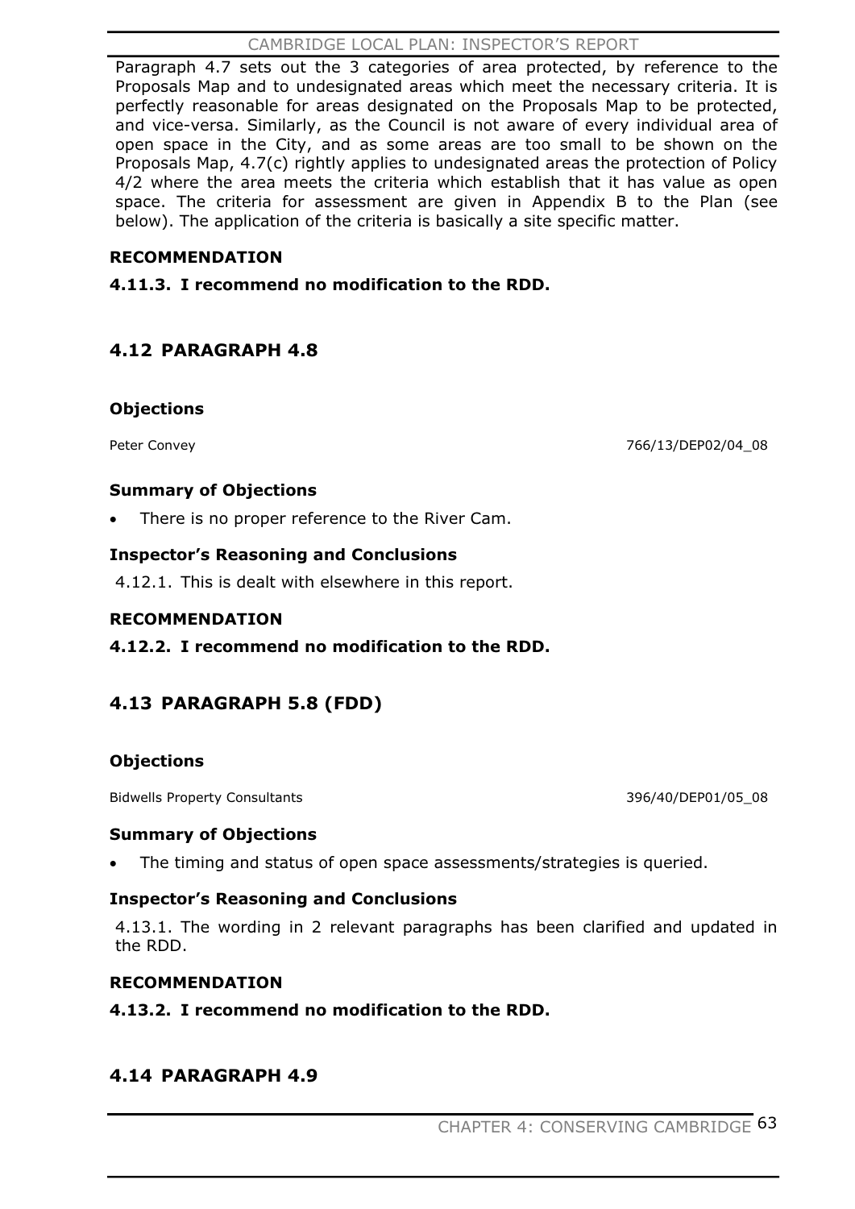Paragraph 4.7 sets out the 3 categories of area protected, by reference to the Proposals Map and to undesignated areas which meet the necessary criteria. It is perfectly reasonable for areas designated on the Proposals Map to be protected, and vice-versa. Similarly, as the Council is not aware of every individual area of open space in the City, and as some areas are too small to be shown on the Proposals Map, 4.7(c) rightly applies to undesignated areas the protection of Policy 4/2 where the area meets the criteria which establish that it has value as open space. The criteria for assessment are given in Appendix B to the Plan (see below). The application of the criteria is basically a site specific matter.

**RECOMMENDATION**

**4.11.3. I recommend no modification to the RDD.**

## 4.12 PARAGRAPH 4.8

**Objections**

Peter Convey 766/13/DEP02/04_08

**Summary of Objections**

- There is no proper reference to the River Cam.

**Inspector's Reasoning and Conclusions**

4.12.1. This is dealt with elsewhere in this report.

**RECOMMENDATION**

**4.12.2. I recommend no modification to the RDD.**

## 4.13 PARAGRAPH 5.8 (FDD)

**Objections**

Bidwells Property Consultants 396/40/DEP01/05_08

**Summary of Objections**

- The timing and status of open space assessments/strategies is queried.

**Inspector's Reasoning and Conclusions**

4.13.1. The wording in 2 relevant paragraphs has been clarified and updated in the RDD.

**RECOMMENDATION**

**4.13.2. I recommend no modification to the RDD.**

## 4.14 PARAGRAPH 4.9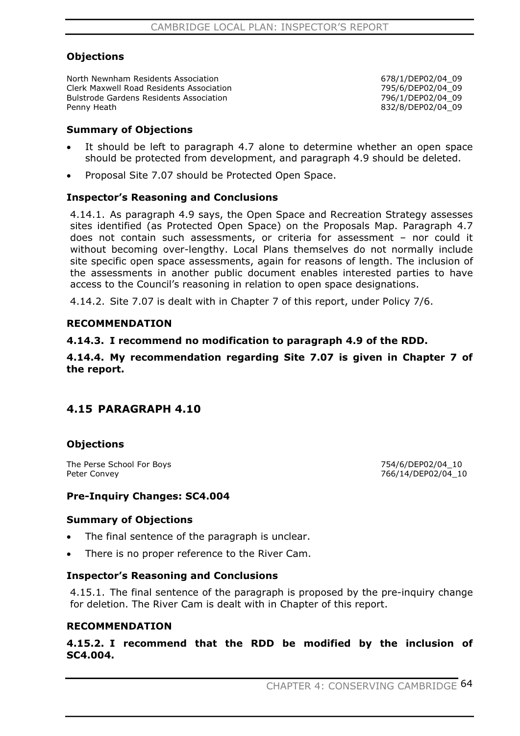### Objections

North Newnham Residents Association 678/1/DEP02/04_09
Clerk Maxwell Road Residents Association 795/6/DEP02/04_09
Bulstrode Gardens Residents Association 796/1/DEP02/04_09
Penny Heath 832/8/DEP02/04_09

### Summary of Objections

- It should be left to paragraph 4.7 alone to determine whether an open space should be protected from development, and paragraph 4.9 should be deleted.
- Proposal Site 7.07 should be Protected Open Space.

### Inspector's Reasoning and Conclusions

4.14.1. As paragraph 4.9 says, the Open Space and Recreation Strategy assesses sites identified (as Protected Open Space) on the Proposals Map. Paragraph 4.7 does not contain such assessments, or criteria for assessment – nor could it without becoming over-lengthy. Local Plans themselves do not normally include site specific open space assessments, again for reasons of length. The inclusion of the assessments in another public document enables interested parties to have access to the Council's reasoning in relation to open space designations.

4.14.2. Site 7.07 is dealt with in Chapter 7 of this report, under Policy 7/6.

### RECOMMENDATION

**4.14.3. I recommend no modification to paragraph 4.9 of the RDD.**

**4.14.4. My recommendation regarding Site 7.07 is given in Chapter 7 of the report.**

## 4.15 PARAGRAPH 4.10

### Objections

The Perse School For Boys 754/6/DEP02/04_10
Peter Convey 766/14/DEP02/04_10

### Pre-Inquiry Changes: SC4.004

### Summary of Objections

- The final sentence of the paragraph is unclear.
- There is no proper reference to the River Cam.

### Inspector's Reasoning and Conclusions

4.15.1. The final sentence of the paragraph is proposed by the pre-inquiry change for deletion. The River Cam is dealt with in Chapter of this report.

### RECOMMENDATION

**4.15.2. I recommend that the RDD be modified by the inclusion of SC4.004.**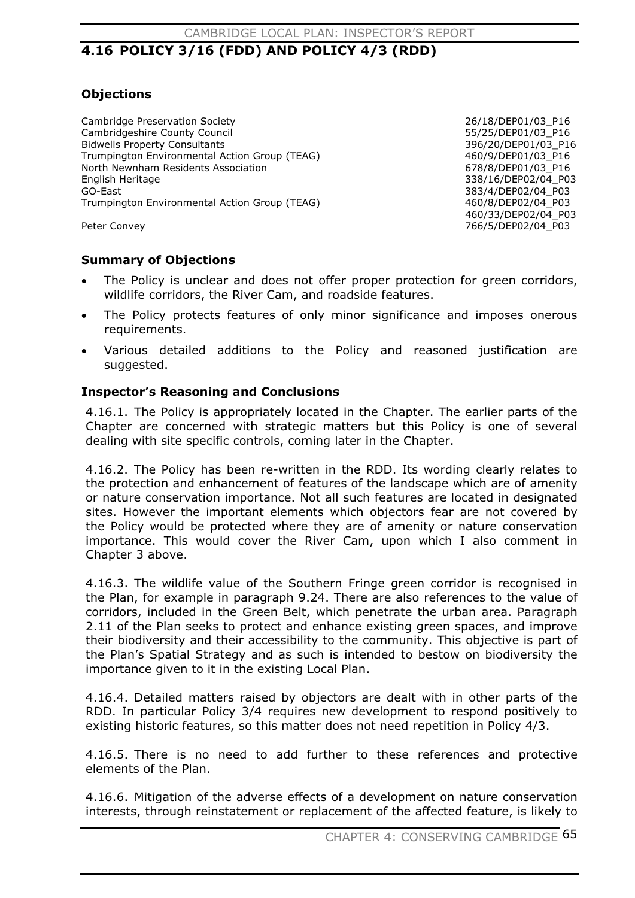## 4.16 POLICY 3/16 (FDD) AND POLICY 4/3 (RDD)

### Objections

| | |
|---|---|
| Cambridge Preservation Society | 26/18/DEP01/03_P16 |
| Cambridgeshire County Council | 55/25/DEP01/03_P16 |
| Bidwells Property Consultants | 396/20/DEP01/03_P16 |
| Trumpington Environmental Action Group (TEAG) | 460/9/DEP01/03_P16 |
| North Newnham Residents Association | 678/8/DEP01/03_P16 |
| English Heritage | 338/16/DEP02/04_P03 |
| GO-East | 383/4/DEP02/04_P03 |
| Trumpington Environmental Action Group (TEAG) | 460/8/DEP02/04_P03<br>460/33/DEP02/04_P03 |
| Peter Convey | 766/5/DEP02/04_P03 |

### Summary of Objections

- The Policy is unclear and does not offer proper protection for green corridors, wildlife corridors, the River Cam, and roadside features.
- The Policy protects features of only minor significance and imposes onerous requirements.
- Various detailed additions to the Policy and reasoned justification are suggested.

### Inspector's Reasoning and Conclusions

4.16.1. The Policy is appropriately located in the Chapter. The earlier parts of the Chapter are concerned with strategic matters but this Policy is one of several dealing with site specific controls, coming later in the Chapter.

4.16.2. The Policy has been re-written in the RDD. Its wording clearly relates to the protection and enhancement of features of the landscape which are of amenity or nature conservation importance. Not all such features are located in designated sites. However the important elements which objectors fear are not covered by the Policy would be protected where they are of amenity or nature conservation importance. This would cover the River Cam, upon which I also comment in Chapter 3 above.

4.16.3. The wildlife value of the Southern Fringe green corridor is recognised in the Plan, for example in paragraph 9.24. There are also references to the value of corridors, included in the Green Belt, which penetrate the urban area. Paragraph 2.11 of the Plan seeks to protect and enhance existing green spaces, and improve their biodiversity and their accessibility to the community. This objective is part of the Plan's Spatial Strategy and as such is intended to bestow on biodiversity the importance given to it in the existing Local Plan.

4.16.4. Detailed matters raised by objectors are dealt with in other parts of the RDD. In particular Policy 3/4 requires new development to respond positively to existing historic features, so this matter does not need repetition in Policy 4/3.

4.16.5. There is no need to add further to these references and protective elements of the Plan.

4.16.6. Mitigation of the adverse effects of a development on nature conservation interests, through reinstatement or replacement of the affected feature, is likely to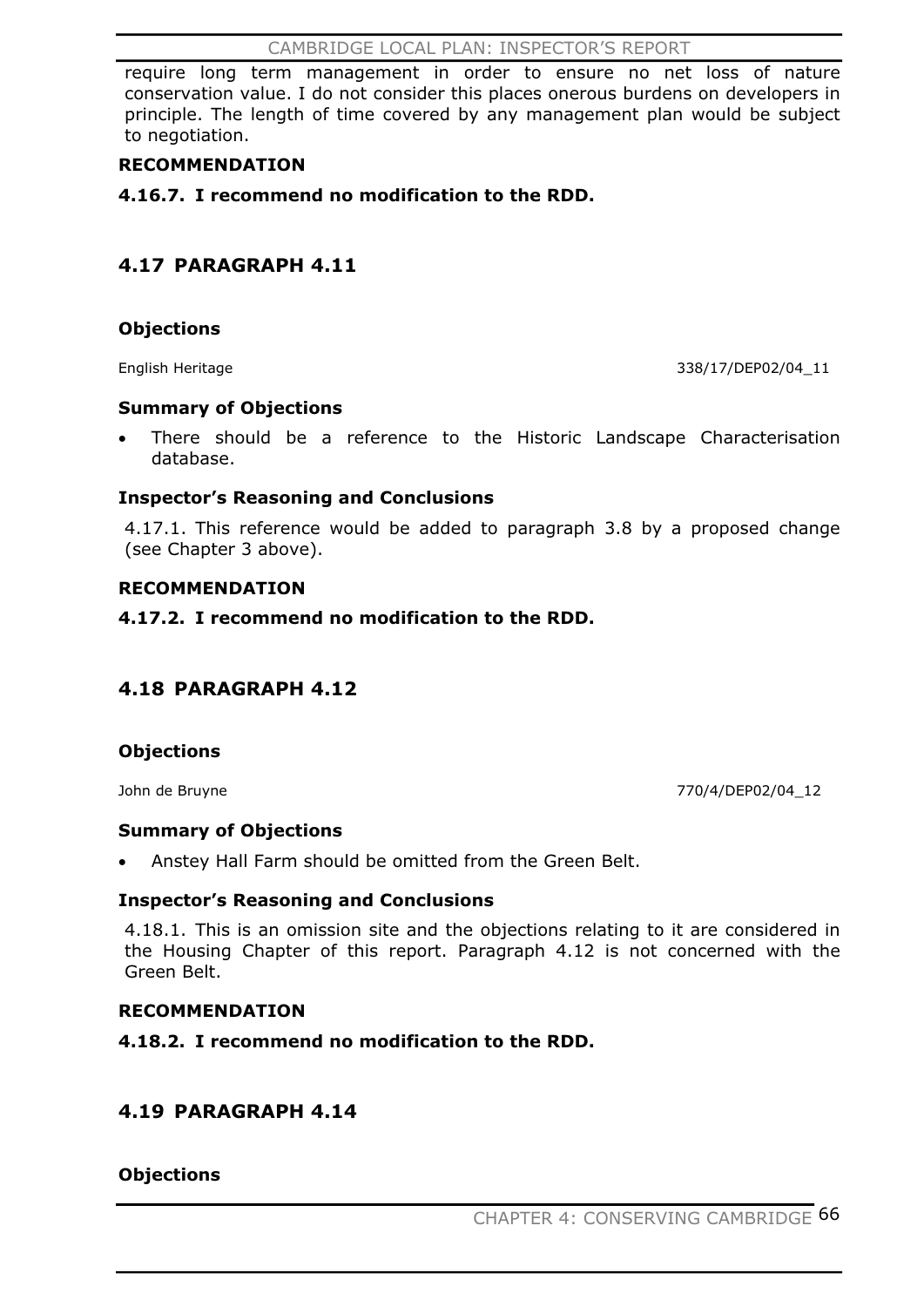require long term management in order to ensure no net loss of nature conservation value. I do not consider this places onerous burdens on developers in principle. The length of time covered by any management plan would be subject to negotiation.

**RECOMMENDATION**

**4.16.7. I recommend no modification to the RDD.**

## 4.17 PARAGRAPH 4.11

**Objections**

English Heritage 338/17/DEP02/04_11

**Summary of Objections**

- There should be a reference to the Historic Landscape Characterisation database.

**Inspector's Reasoning and Conclusions**

4.17.1. This reference would be added to paragraph 3.8 by a proposed change (see Chapter 3 above).

**RECOMMENDATION**

**4.17.2. I recommend no modification to the RDD.**

## 4.18 PARAGRAPH 4.12

**Objections**

John de Bruyne 770/4/DEP02/04_12

**Summary of Objections**

- Anstey Hall Farm should be omitted from the Green Belt.

**Inspector's Reasoning and Conclusions**

4.18.1. This is an omission site and the objections relating to it are considered in the Housing Chapter of this report. Paragraph 4.12 is not concerned with the Green Belt.

**RECOMMENDATION**

**4.18.2. I recommend no modification to the RDD.**

## 4.19 PARAGRAPH 4.14

**Objections**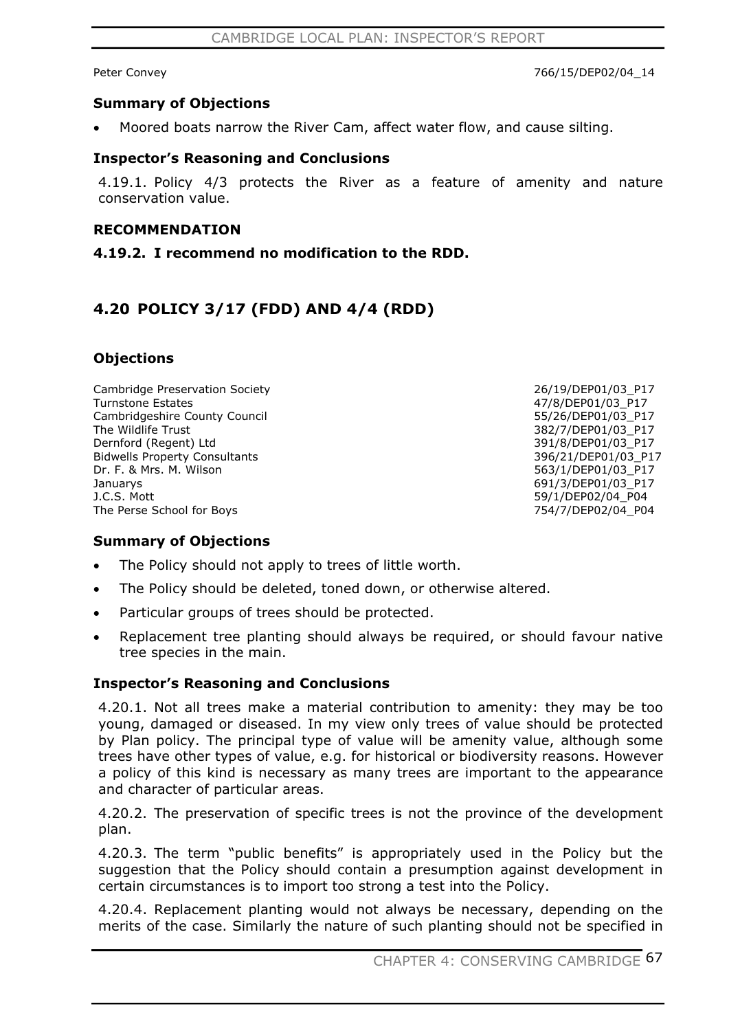Peter Convey 766/15/DEP02/04_14

### Summary of Objections

- Moored boats narrow the River Cam, affect water flow, and cause silting.

### Inspector's Reasoning and Conclusions

4.19.1. Policy 4/3 protects the River as a feature of amenity and nature conservation value.

### RECOMMENDATION

**4.19.2. I recommend no modification to the RDD.**

## 4.20 POLICY 3/17 (FDD) AND 4/4 (RDD)

### Objections

| | |
|---|---|
| Cambridge Preservation Society | 26/19/DEP01/03_P17 |
| Turnstone Estates | 47/8/DEP01/03_P17 |
| Cambridgeshire County Council | 55/26/DEP01/03_P17 |
| The Wildlife Trust | 382/7/DEP01/03_P17 |
| Dernford (Regent) Ltd | 391/8/DEP01/03_P17 |
| Bidwells Property Consultants | 396/21/DEP01/03_P17 |
| Dr. F. & Mrs. M. Wilson | 563/1/DEP01/03_P17 |
| Januarys | 691/3/DEP01/03_P17 |
| J.C.S. Mott | 59/1/DEP02/04_P04 |
| The Perse School for Boys | 754/7/DEP02/04_P04 |

### Summary of Objections

- The Policy should not apply to trees of little worth.
- The Policy should be deleted, toned down, or otherwise altered.
- Particular groups of trees should be protected.
- Replacement tree planting should always be required, or should favour native tree species in the main.

### Inspector's Reasoning and Conclusions

4.20.1. Not all trees make a material contribution to amenity: they may be too young, damaged or diseased. In my view only trees of value should be protected by Plan policy. The principal type of value will be amenity value, although some trees have other types of value, e.g. for historical or biodiversity reasons. However a policy of this kind is necessary as many trees are important to the appearance and character of particular areas.

4.20.2. The preservation of specific trees is not the province of the development plan.

4.20.3. The term "public benefits" is appropriately used in the Policy but the suggestion that the Policy should contain a presumption against development in certain circumstances is to import too strong a test into the Policy.

4.20.4. Replacement planting would not always be necessary, depending on the merits of the case. Similarly the nature of such planting should not be specified in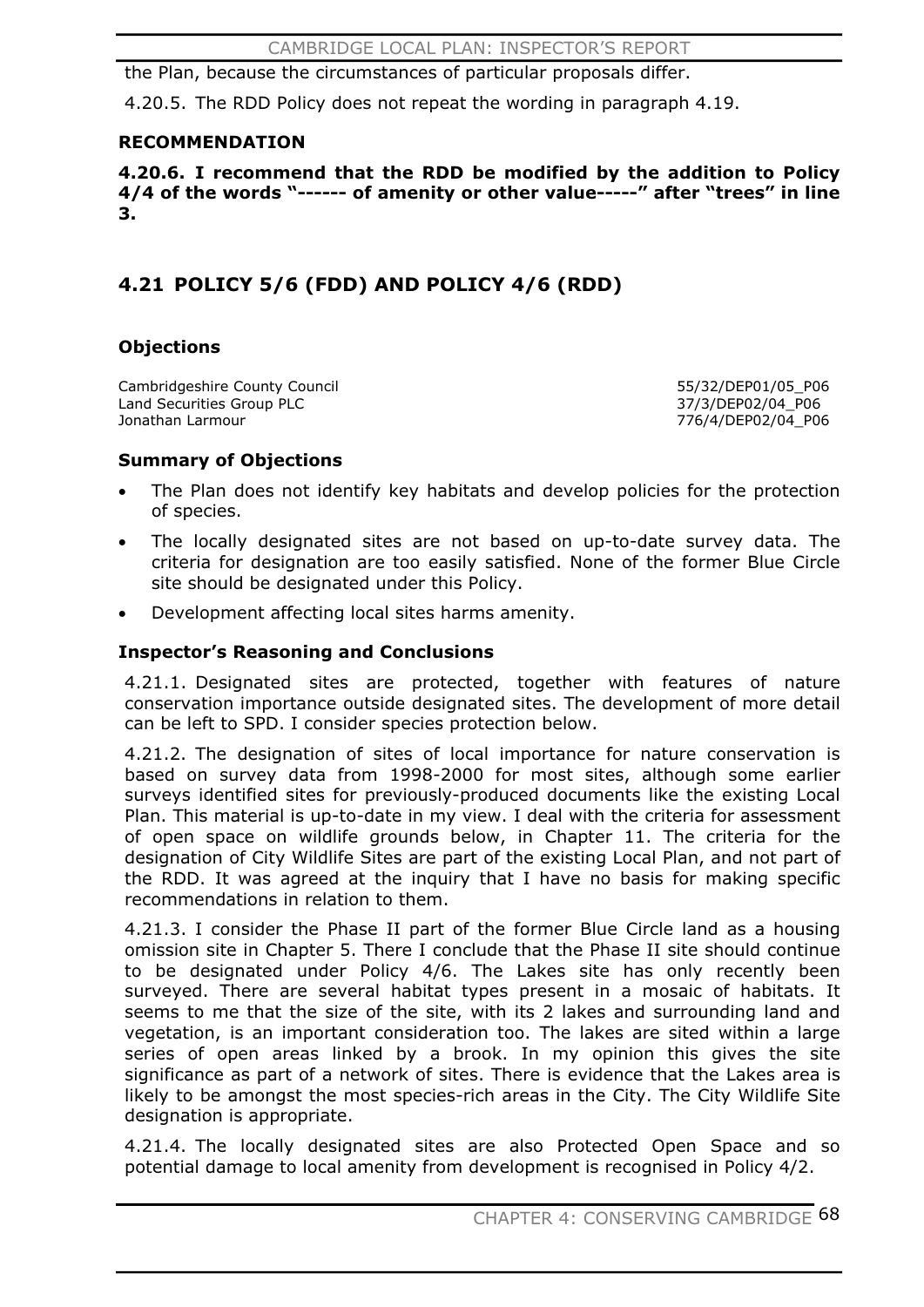the Plan, because the circumstances of particular proposals differ.

4.20.5. The RDD Policy does not repeat the wording in paragraph 4.19.

**RECOMMENDATION**

**4.20.6. I recommend that the RDD be modified by the addition to Policy 4/4 of the words "------ of amenity or other value-----" after "trees" in line 3.**

## 4.21 POLICY 5/6 (FDD) AND POLICY 4/6 (RDD)

### Objections

| | |
|---|---|
| Cambridgeshire County Council | 55/32/DEP01/05_P06 |
| Land Securities Group PLC | 37/3/DEP02/04_P06 |
| Jonathan Larmour | 776/4/DEP02/04_P06 |

### Summary of Objections

- The Plan does not identify key habitats and develop policies for the protection of species.
- The locally designated sites are not based on up-to-date survey data. The criteria for designation are too easily satisfied. None of the former Blue Circle site should be designated under this Policy.
- Development affecting local sites harms amenity.

### Inspector's Reasoning and Conclusions

4.21.1. Designated sites are protected, together with features of nature conservation importance outside designated sites. The development of more detail can be left to SPD. I consider species protection below.

4.21.2. The designation of sites of local importance for nature conservation is based on survey data from 1998-2000 for most sites, although some earlier surveys identified sites for previously-produced documents like the existing Local Plan. This material is up-to-date in my view. I deal with the criteria for assessment of open space on wildlife grounds below, in Chapter 11. The criteria for the designation of City Wildlife Sites are part of the existing Local Plan, and not part of the RDD. It was agreed at the inquiry that I have no basis for making specific recommendations in relation to them.

4.21.3. I consider the Phase II part of the former Blue Circle land as a housing omission site in Chapter 5. There I conclude that the Phase II site should continue to be designated under Policy 4/6. The Lakes site has only recently been surveyed. There are several habitat types present in a mosaic of habitats. It seems to me that the size of the site, with its 2 lakes and surrounding land and vegetation, is an important consideration too. The lakes are sited within a large series of open areas linked by a brook. In my opinion this gives the site significance as part of a network of sites. There is evidence that the Lakes area is likely to be amongst the most species-rich areas in the City. The City Wildlife Site designation is appropriate.

4.21.4. The locally designated sites are also Protected Open Space and so potential damage to local amenity from development is recognised in Policy 4/2.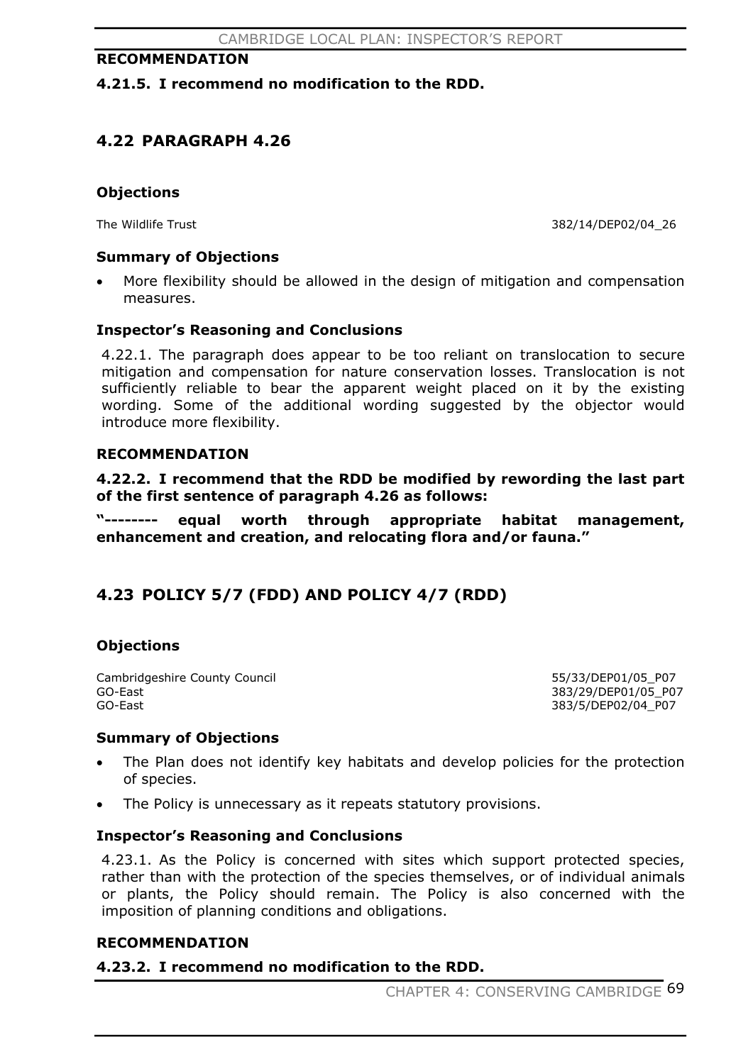**RECOMMENDATION**

**4.21.5. I recommend no modification to the RDD.**

## 4.22 PARAGRAPH 4.26

### Objections

The Wildlife Trust 382/14/DEP02/04_26

### Summary of Objections

- More flexibility should be allowed in the design of mitigation and compensation measures.

### Inspector's Reasoning and Conclusions

4.22.1. The paragraph does appear to be too reliant on translocation to secure mitigation and compensation for nature conservation losses. Translocation is not sufficiently reliable to bear the apparent weight placed on it by the existing wording. Some of the additional wording suggested by the objector would introduce more flexibility.

**RECOMMENDATION**

**4.22.2. I recommend that the RDD be modified by rewording the last part of the first sentence of paragraph 4.26 as follows:**

**"-------- equal worth through appropriate habitat management, enhancement and creation, and relocating flora and/or fauna."**

## 4.23 POLICY 5/7 (FDD) AND POLICY 4/7 (RDD)

### Objections

Cambridgeshire County Council 55/33/DEP01/05_P07
GO-East 383/29/DEP01/05_P07
GO-East 383/5/DEP02/04_P07

### Summary of Objections

- The Plan does not identify key habitats and develop policies for the protection of species.
- The Policy is unnecessary as it repeats statutory provisions.

### Inspector's Reasoning and Conclusions

4.23.1. As the Policy is concerned with sites which support protected species, rather than with the protection of the species themselves, or of individual animals or plants, the Policy should remain. The Policy is also concerned with the imposition of planning conditions and obligations.

**RECOMMENDATION**

**4.23.2. I recommend no modification to the RDD.**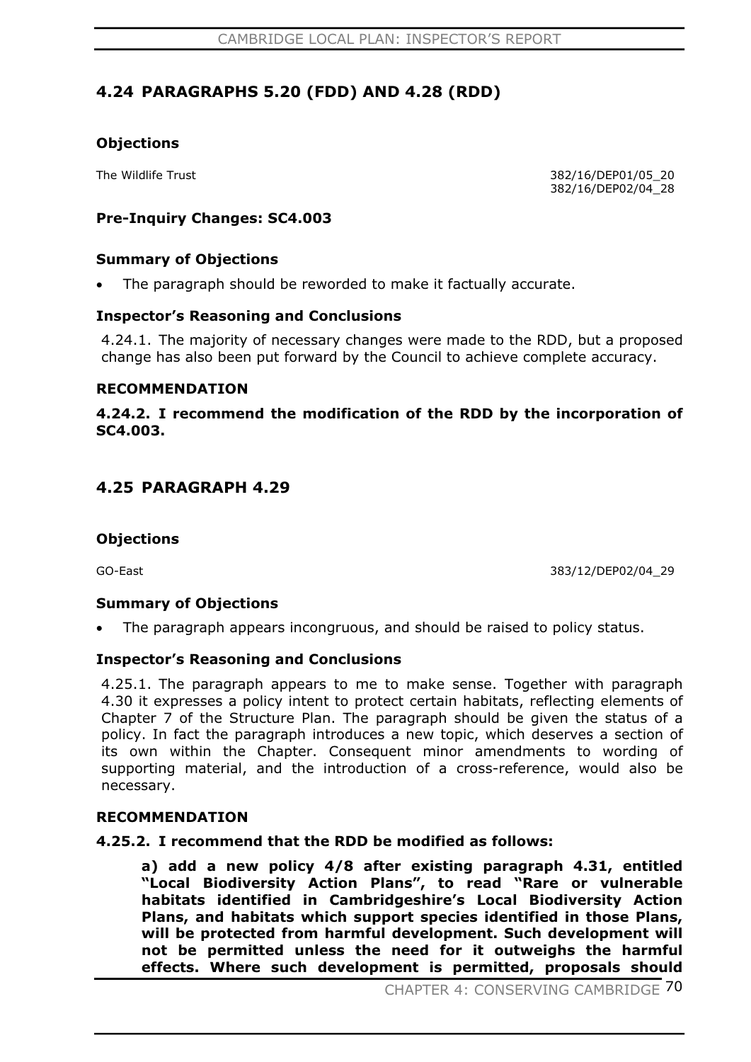## 4.24 PARAGRAPHS 5.20 (FDD) AND 4.28 (RDD)

### Objections

The Wildlife Trust 382/16/DEP01/05_20
382/16/DEP02/04_28

### Pre-Inquiry Changes: SC4.003

### Summary of Objections

- The paragraph should be reworded to make it factually accurate.

### Inspector's Reasoning and Conclusions

4.24.1. The majority of necessary changes were made to the RDD, but a proposed change has also been put forward by the Council to achieve complete accuracy.

### RECOMMENDATION

**4.24.2. I recommend the modification of the RDD by the incorporation of SC4.003.**

## 4.25 PARAGRAPH 4.29

### Objections

GO-East 383/12/DEP02/04_29

### Summary of Objections

- The paragraph appears incongruous, and should be raised to policy status.

### Inspector's Reasoning and Conclusions

4.25.1. The paragraph appears to me to make sense. Together with paragraph 4.30 it expresses a policy intent to protect certain habitats, reflecting elements of Chapter 7 of the Structure Plan. The paragraph should be given the status of a policy. In fact the paragraph introduces a new topic, which deserves a section of its own within the Chapter. Consequent minor amendments to wording of supporting material, and the introduction of a cross-reference, would also be necessary.

### RECOMMENDATION

**4.25.2. I recommend that the RDD be modified as follows:**

**a) add a new policy 4/8 after existing paragraph 4.31, entitled "Local Biodiversity Action Plans", to read "Rare or vulnerable habitats identified in Cambridgeshire's Local Biodiversity Action Plans, and habitats which support species identified in those Plans, will be protected from harmful development. Such development will not be permitted unless the need for it outweighs the harmful effects. Where such development is permitted, proposals should**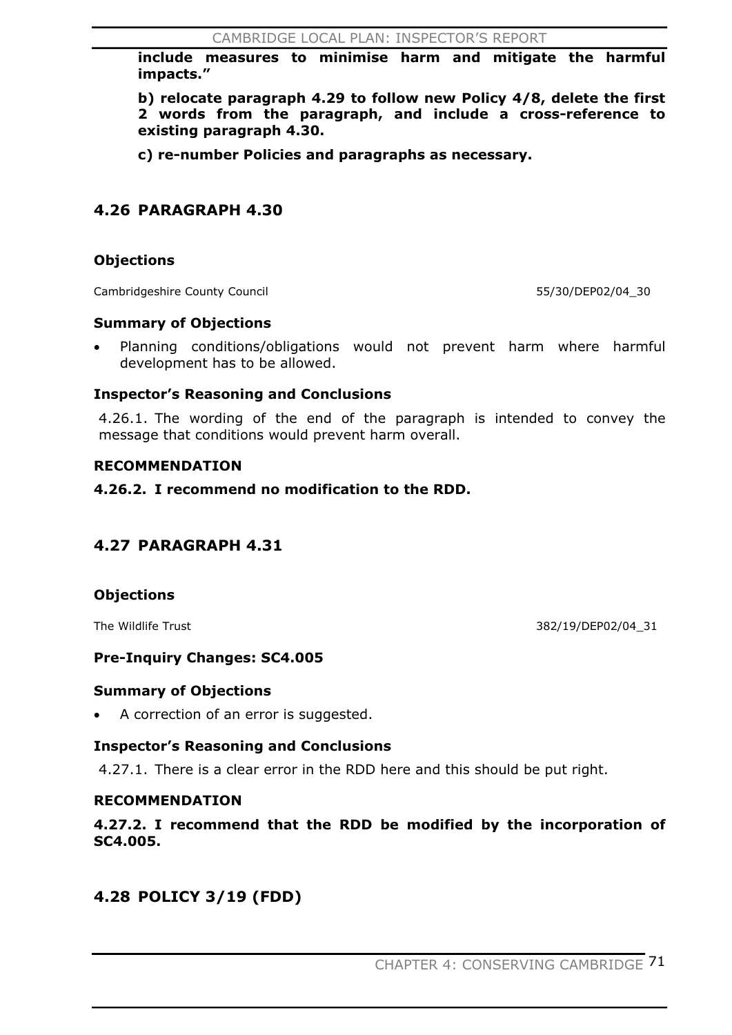**include measures to minimise harm and mitigate the harmful impacts."**

**b) relocate paragraph 4.29 to follow new Policy 4/8, delete the first 2 words from the paragraph, and include a cross-reference to existing paragraph 4.30.**

**c) re-number Policies and paragraphs as necessary.**

## 4.26 PARAGRAPH 4.30

### Objections

Cambridgeshire County Council 55/30/DEP02/04_30

### Summary of Objections

- Planning conditions/obligations would not prevent harm where harmful development has to be allowed.

### Inspector's Reasoning and Conclusions

4.26.1. The wording of the end of the paragraph is intended to convey the message that conditions would prevent harm overall.

### RECOMMENDATION

**4.26.2. I recommend no modification to the RDD.**

## 4.27 PARAGRAPH 4.31

### Objections

The Wildlife Trust 382/19/DEP02/04_31

### Pre-Inquiry Changes: SC4.005

### Summary of Objections

- A correction of an error is suggested.

### Inspector's Reasoning and Conclusions

4.27.1. There is a clear error in the RDD here and this should be put right.

### RECOMMENDATION

**4.27.2. I recommend that the RDD be modified by the incorporation of SC4.005.**

## 4.28 POLICY 3/19 (FDD)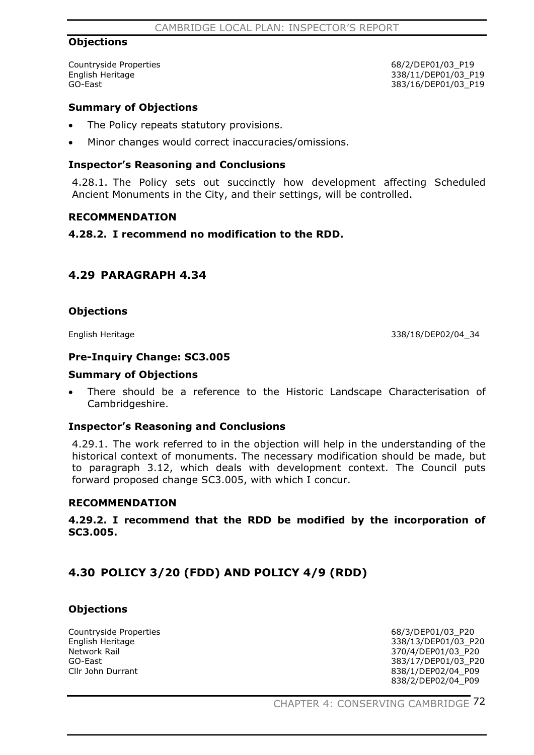### Objections

| | |
|---|---|
| Countryside Properties | 68/2/DEP01/03_P19 |
| English Heritage | 338/11/DEP01/03_P19 |
| GO-East | 383/16/DEP01/03_P19 |

### Summary of Objections

- The Policy repeats statutory provisions.
- Minor changes would correct inaccuracies/omissions.

### Inspector's Reasoning and Conclusions

4.28.1. The Policy sets out succinctly how development affecting Scheduled Ancient Monuments in the City, and their settings, will be controlled.

### RECOMMENDATION

**4.28.2. I recommend no modification to the RDD.**

## 4.29 PARAGRAPH 4.34

### Objections

| | |
|---|---|
| English Heritage | 338/18/DEP02/04_34 |

### Pre-Inquiry Change: SC3.005

### Summary of Objections

- There should be a reference to the Historic Landscape Characterisation of Cambridgeshire.

### Inspector's Reasoning and Conclusions

4.29.1. The work referred to in the objection will help in the understanding of the historical context of monuments. The necessary modification should be made, but to paragraph 3.12, which deals with development context. The Council puts forward proposed change SC3.005, with which I concur.

### RECOMMENDATION

**4.29.2. I recommend that the RDD be modified by the incorporation of SC3.005.**

## 4.30 POLICY 3/20 (FDD) AND POLICY 4/9 (RDD)

### Objections

| | |
|---|---|
| Countryside Properties | 68/3/DEP01/03_P20 |
| English Heritage | 338/13/DEP01/03_P20 |
| Network Rail | 370/4/DEP01/03_P20 |
| GO-East | 383/17/DEP01/03_P20 |
| Cllr John Durrant | 838/1/DEP02/04_P09 |
| | 838/2/DEP02/04_P09 |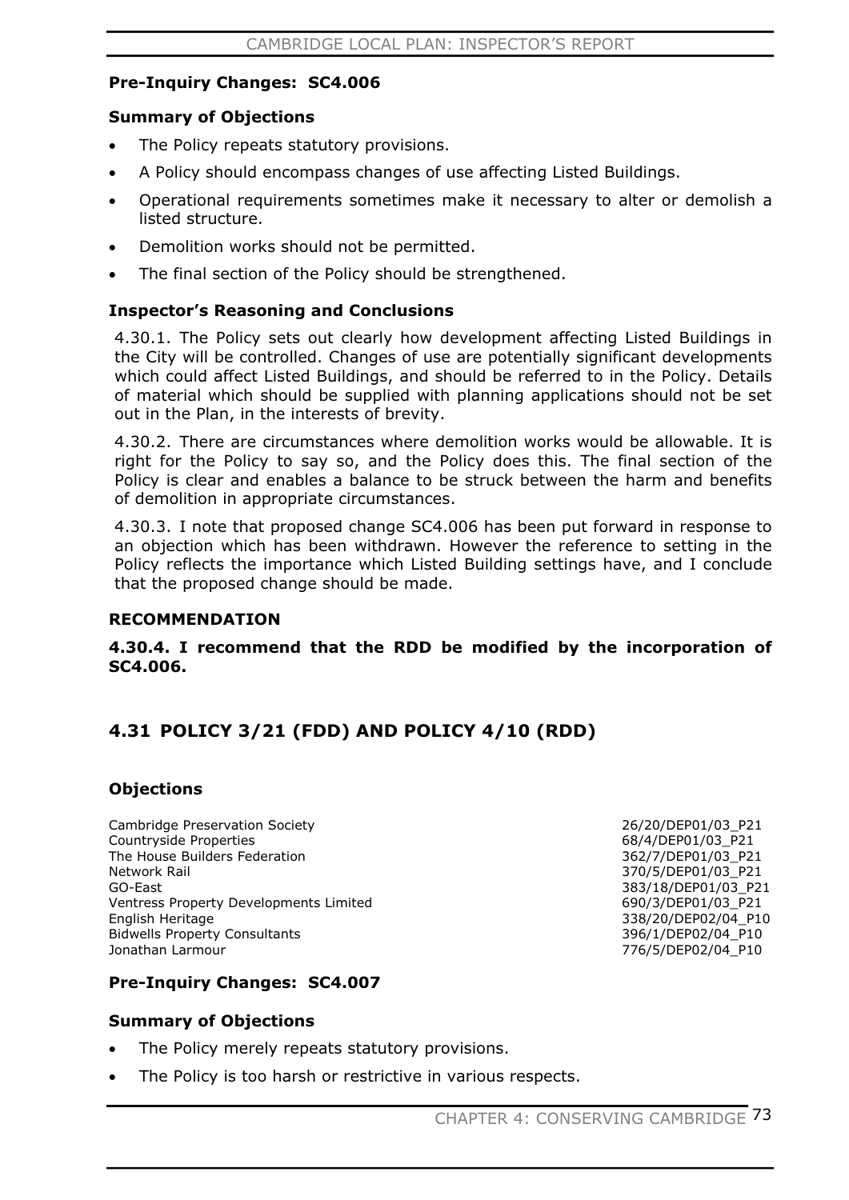**Pre-Inquiry Changes: SC4.006**

**Summary of Objections**

- The Policy repeats statutory provisions.
- A Policy should encompass changes of use affecting Listed Buildings.
- Operational requirements sometimes make it necessary to alter or demolish a listed structure.
- Demolition works should not be permitted.
- The final section of the Policy should be strengthened.

**Inspector's Reasoning and Conclusions**

4.30.1. The Policy sets out clearly how development affecting Listed Buildings in the City will be controlled. Changes of use are potentially significant developments which could affect Listed Buildings, and should be referred to in the Policy. Details of material which should be supplied with planning applications should not be set out in the Plan, in the interests of brevity.

4.30.2. There are circumstances where demolition works would be allowable. It is right for the Policy to say so, and the Policy does this. The final section of the Policy is clear and enables a balance to be struck between the harm and benefits of demolition in appropriate circumstances.

4.30.3. I note that proposed change SC4.006 has been put forward in response to an objection which has been withdrawn. However the reference to setting in the Policy reflects the importance which Listed Building settings have, and I conclude that the proposed change should be made.

**RECOMMENDATION**

**4.30.4. I recommend that the RDD be modified by the incorporation of SC4.006.**

## 4.31 POLICY 3/21 (FDD) AND POLICY 4/10 (RDD)

**Objections**

| | |
|---|---|
| Cambridge Preservation Society | 26/20/DEP01/03_P21 |
| Countryside Properties | 68/4/DEP01/03_P21 |
| The House Builders Federation | 362/7/DEP01/03_P21 |
| Network Rail | 370/5/DEP01/03_P21 |
| GO-East | 383/18/DEP01/03_P21 |
| Ventress Property Developments Limited | 690/3/DEP01/03_P21 |
| English Heritage | 338/20/DEP02/04_P10 |
| Bidwells Property Consultants | 396/1/DEP02/04_P10 |
| Jonathan Larmour | 776/5/DEP02/04_P10 |

**Pre-Inquiry Changes: SC4.007**

**Summary of Objections**

- The Policy merely repeats statutory provisions.
- The Policy is too harsh or restrictive in various respects.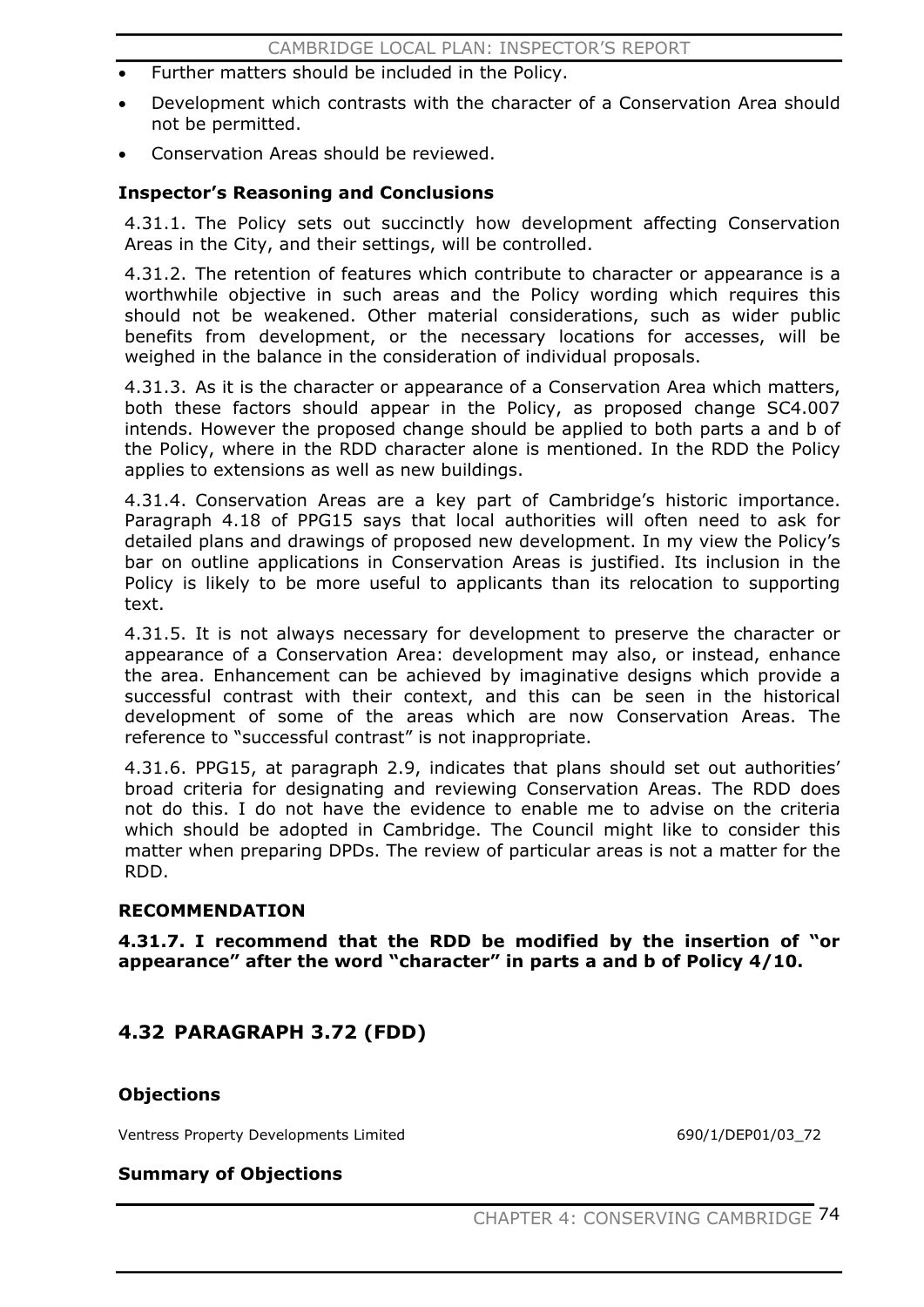- Further matters should be included in the Policy.
- Development which contrasts with the character of a Conservation Area should not be permitted.
- Conservation Areas should be reviewed.

**Inspector's Reasoning and Conclusions**

4.31.1. The Policy sets out succinctly how development affecting Conservation Areas in the City, and their settings, will be controlled.

4.31.2. The retention of features which contribute to character or appearance is a worthwhile objective in such areas and the Policy wording which requires this should not be weakened. Other material considerations, such as wider public benefits from development, or the necessary locations for accesses, will be weighed in the balance in the consideration of individual proposals.

4.31.3. As it is the character or appearance of a Conservation Area which matters, both these factors should appear in the Policy, as proposed change SC4.007 intends. However the proposed change should be applied to both parts a and b of the Policy, where in the RDD character alone is mentioned. In the RDD the Policy applies to extensions as well as new buildings.

4.31.4. Conservation Areas are a key part of Cambridge's historic importance. Paragraph 4.18 of PPG15 says that local authorities will often need to ask for detailed plans and drawings of proposed new development. In my view the Policy's bar on outline applications in Conservation Areas is justified. Its inclusion in the Policy is likely to be more useful to applicants than its relocation to supporting text.

4.31.5. It is not always necessary for development to preserve the character or appearance of a Conservation Area: development may also, or instead, enhance the area. Enhancement can be achieved by imaginative designs which provide a successful contrast with their context, and this can be seen in the historical development of some of the areas which are now Conservation Areas. The reference to "successful contrast" is not inappropriate.

4.31.6. PPG15, at paragraph 2.9, indicates that plans should set out authorities' broad criteria for designating and reviewing Conservation Areas. The RDD does not do this. I do not have the evidence to enable me to advise on the criteria which should be adopted in Cambridge. The Council might like to consider this matter when preparing DPDs. The review of particular areas is not a matter for the RDD.

**RECOMMENDATION**

**4.31.7. I recommend that the RDD be modified by the insertion of "or appearance" after the word "character" in parts a and b of Policy 4/10.**

## 4.32 PARAGRAPH 3.72 (FDD)

**Objections**

| | |
|---|---|
| Ventress Property Developments Limited | 690/1/DEP01/03_72 |

**Summary of Objections**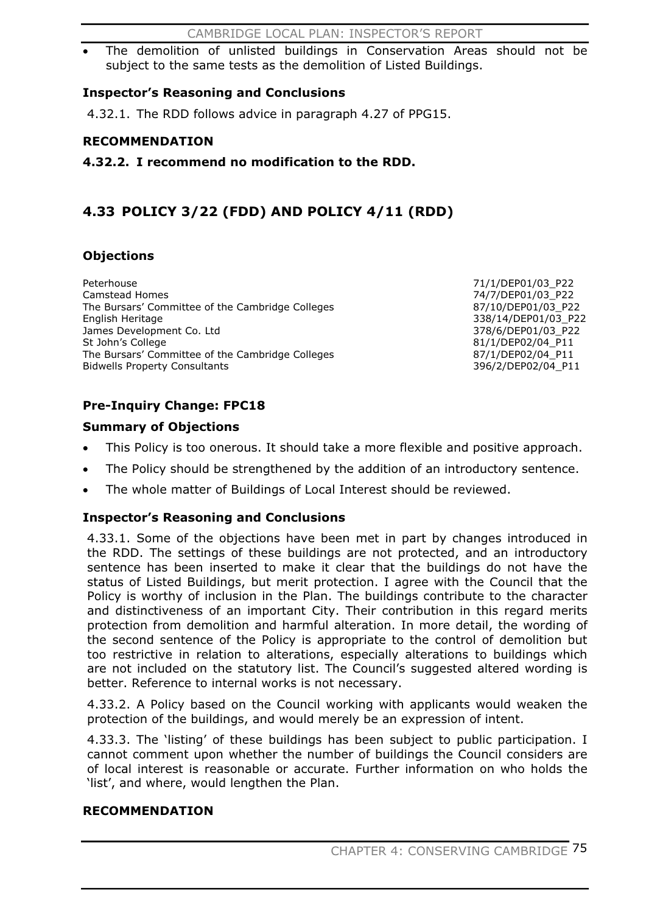- The demolition of unlisted buildings in Conservation Areas should not be subject to the same tests as the demolition of Listed Buildings.

### Inspector's Reasoning and Conclusions

4.32.1. The RDD follows advice in paragraph 4.27 of PPG15.

### RECOMMENDATION

**4.32.2. I recommend no modification to the RDD.**

## 4.33 POLICY 3/22 (FDD) AND POLICY 4/11 (RDD)

### Objections

| | |
|---|---|
| Peterhouse | 71/1/DEP01/03_P22 |
| Camstead Homes | 74/7/DEP01/03_P22 |
| The Bursars' Committee of the Cambridge Colleges | 87/10/DEP01/03_P22 |
| English Heritage | 338/14/DEP01/03_P22 |
| James Development Co. Ltd | 378/6/DEP01/03_P22 |
| St John's College | 81/1/DEP02/04_P11 |
| The Bursars' Committee of the Cambridge Colleges | 87/1/DEP02/04_P11 |
| Bidwells Property Consultants | 396/2/DEP02/04_P11 |

### Pre-Inquiry Change: FPC18

### Summary of Objections

- This Policy is too onerous. It should take a more flexible and positive approach.
- The Policy should be strengthened by the addition of an introductory sentence.
- The whole matter of Buildings of Local Interest should be reviewed.

### Inspector's Reasoning and Conclusions

4.33.1. Some of the objections have been met in part by changes introduced in the RDD. The settings of these buildings are not protected, and an introductory sentence has been inserted to make it clear that the buildings do not have the status of Listed Buildings, but merit protection. I agree with the Council that the Policy is worthy of inclusion in the Plan. The buildings contribute to the character and distinctiveness of an important City. Their contribution in this regard merits protection from demolition and harmful alteration. In more detail, the wording of the second sentence of the Policy is appropriate to the control of demolition but too restrictive in relation to alterations, especially alterations to buildings which are not included on the statutory list. The Council's suggested altered wording is better. Reference to internal works is not necessary.

4.33.2. A Policy based on the Council working with applicants would weaken the protection of the buildings, and would merely be an expression of intent.

4.33.3. The 'listing' of these buildings has been subject to public participation. I cannot comment upon whether the number of buildings the Council considers are of local interest is reasonable or accurate. Further information on who holds the 'list', and where, would lengthen the Plan.

### RECOMMENDATION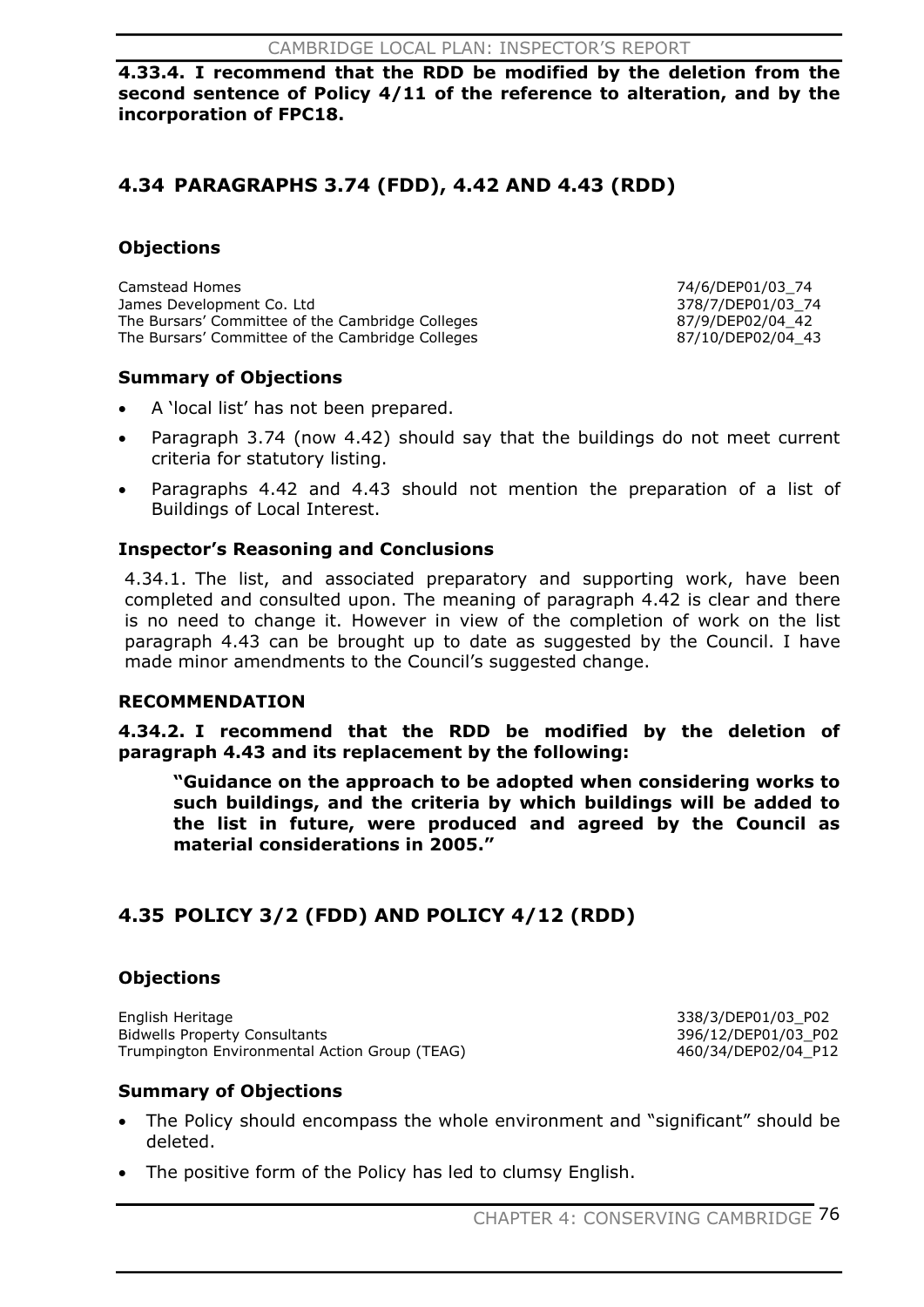**4.33.4. I recommend that the RDD be modified by the deletion from the second sentence of Policy 4/11 of the reference to alteration, and by the incorporation of FPC18.**

## 4.34 PARAGRAPHS 3.74 (FDD), 4.42 AND 4.43 (RDD)

### Objections

| | |
|---|---|
| Camstead Homes | 74/6/DEP01/03_74 |
| James Development Co. Ltd | 378/7/DEP01/03_74 |
| The Bursars' Committee of the Cambridge Colleges | 87/9/DEP02/04_42 |
| The Bursars' Committee of the Cambridge Colleges | 87/10/DEP02/04_43 |

### Summary of Objections

- A 'local list' has not been prepared.
- Paragraph 3.74 (now 4.42) should say that the buildings do not meet current criteria for statutory listing.
- Paragraphs 4.42 and 4.43 should not mention the preparation of a list of Buildings of Local Interest.

### Inspector's Reasoning and Conclusions

4.34.1. The list, and associated preparatory and supporting work, have been completed and consulted upon. The meaning of paragraph 4.42 is clear and there is no need to change it. However in view of the completion of work on the list paragraph 4.43 can be brought up to date as suggested by the Council. I have made minor amendments to the Council's suggested change.

### RECOMMENDATION

**4.34.2. I recommend that the RDD be modified by the deletion of paragraph 4.43 and its replacement by the following:**

> **"Guidance on the approach to be adopted when considering works to such buildings, and the criteria by which buildings will be added to the list in future, were produced and agreed by the Council as material considerations in 2005."**

## 4.35 POLICY 3/2 (FDD) AND POLICY 4/12 (RDD)

### Objections

| | |
|---|---|
| English Heritage | 338/3/DEP01/03_P02 |
| Bidwells Property Consultants | 396/12/DEP01/03_P02 |
| Trumpington Environmental Action Group (TEAG) | 460/34/DEP02/04_P12 |

### Summary of Objections

- The Policy should encompass the whole environment and "significant" should be deleted.
- The positive form of the Policy has led to clumsy English.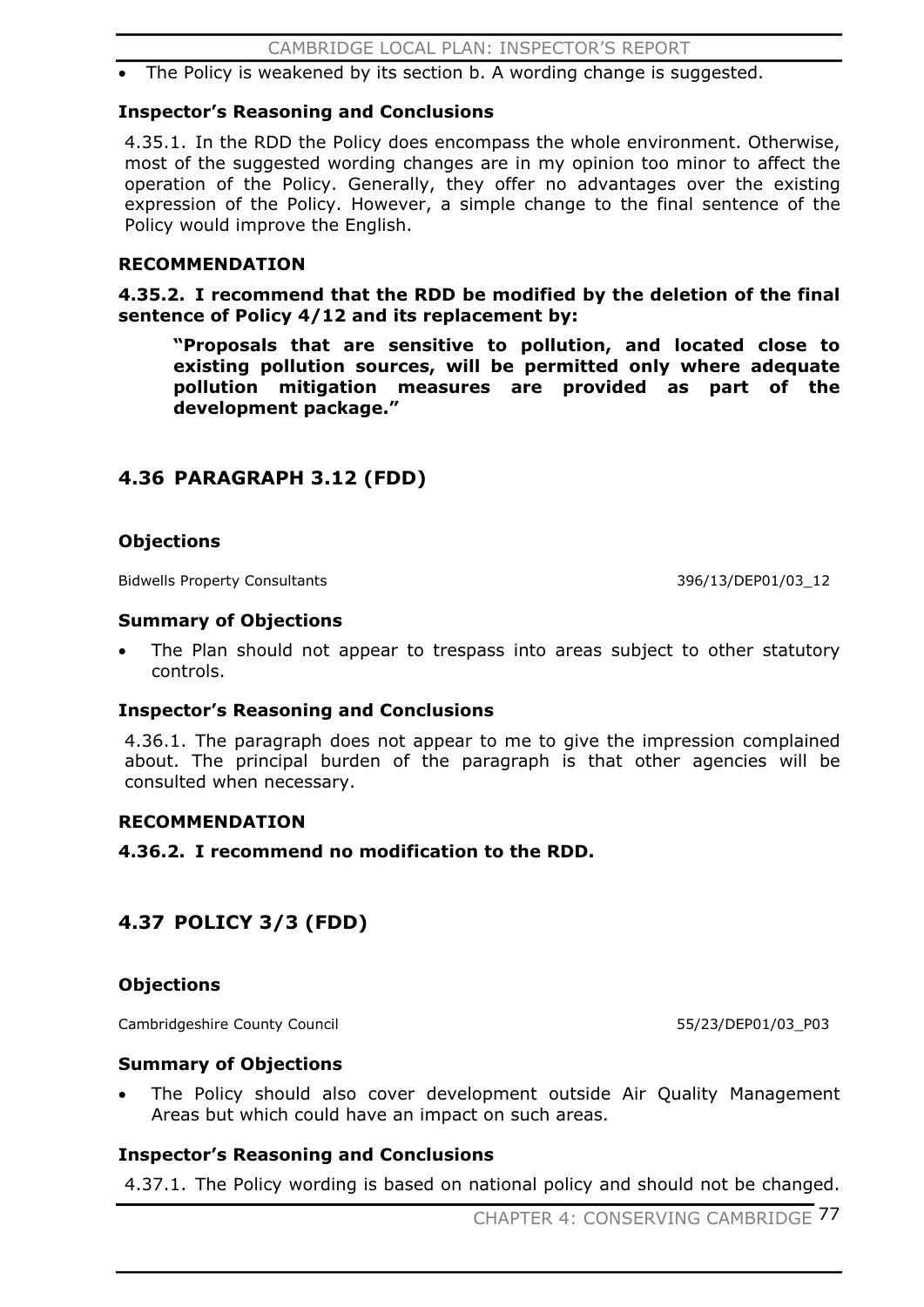- The Policy is weakened by its section b. A wording change is suggested.

### Inspector's Reasoning and Conclusions

4.35.1. In the RDD the Policy does encompass the whole environment. Otherwise, most of the suggested wording changes are in my opinion too minor to affect the operation of the Policy. Generally, they offer no advantages over the existing expression of the Policy. However, a simple change to the final sentence of the Policy would improve the English.

### RECOMMENDATION

**4.35.2. I recommend that the RDD be modified by the deletion of the final sentence of Policy 4/12 and its replacement by:**

> **"Proposals that are sensitive to pollution, and located close to existing pollution sources, will be permitted only where adequate pollution mitigation measures are provided as part of the development package."**

## 4.36 PARAGRAPH 3.12 (FDD)

### Objections

Bidwells Property Consultants 396/13/DEP01/03_12

### Summary of Objections

- The Plan should not appear to trespass into areas subject to other statutory controls.

### Inspector's Reasoning and Conclusions

4.36.1. The paragraph does not appear to me to give the impression complained about. The principal burden of the paragraph is that other agencies will be consulted when necessary.

### RECOMMENDATION

**4.36.2. I recommend no modification to the RDD.**

## 4.37 POLICY 3/3 (FDD)

### Objections

Cambridgeshire County Council 55/23/DEP01/03_P03

### Summary of Objections

- The Policy should also cover development outside Air Quality Management Areas but which could have an impact on such areas.

### Inspector's Reasoning and Conclusions

4.37.1. The Policy wording is based on national policy and should not be changed.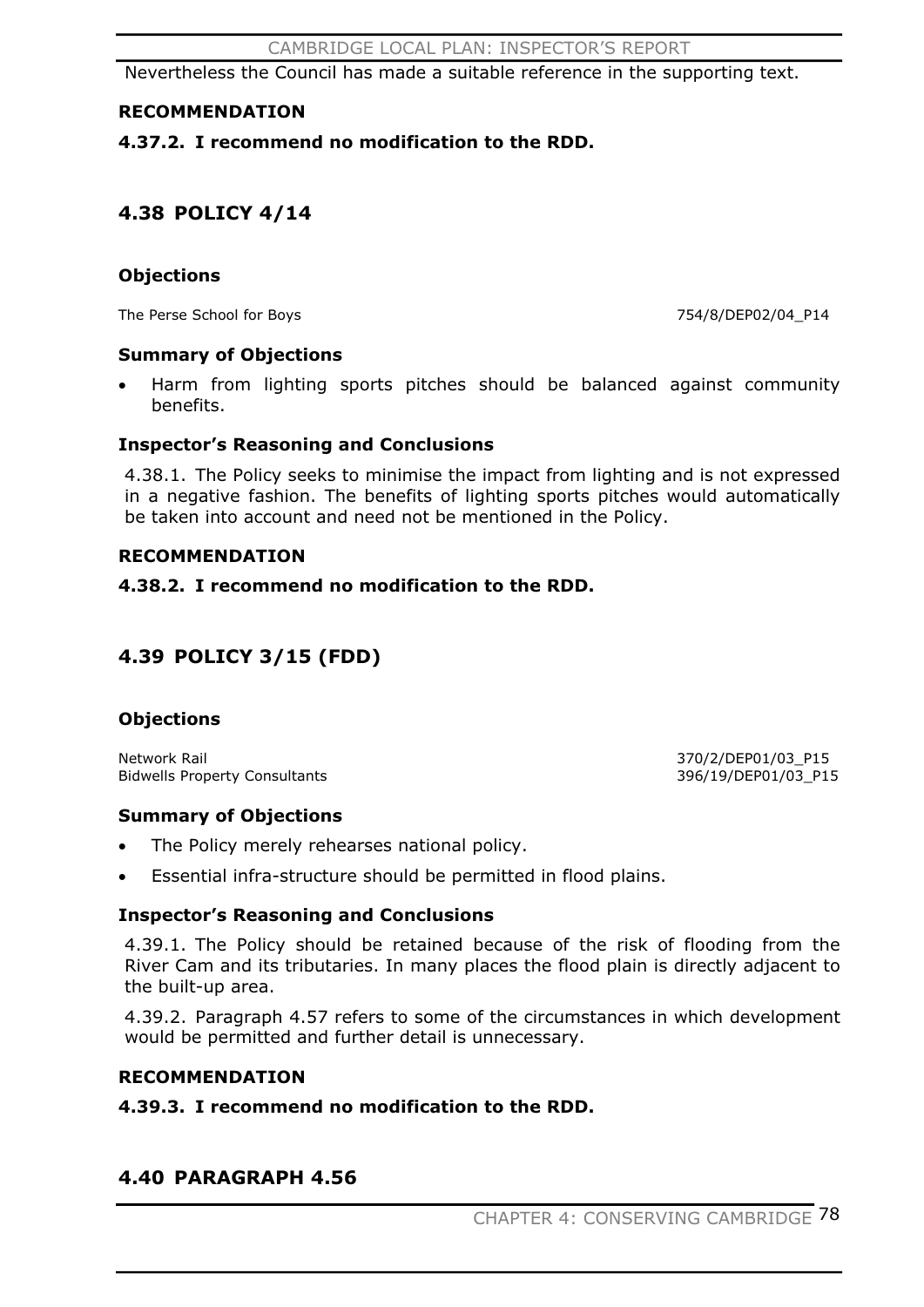Nevertheless the Council has made a suitable reference in the supporting text.

**RECOMMENDATION**

**4.37.2. I recommend no modification to the RDD.**

## 4.38 POLICY 4/14

### Objections

| | |
|---|---|
| The Perse School for Boys | 754/8/DEP02/04_P14 |

### Summary of Objections

- Harm from lighting sports pitches should be balanced against community benefits.

### Inspector's Reasoning and Conclusions

4.38.1. The Policy seeks to minimise the impact from lighting and is not expressed in a negative fashion. The benefits of lighting sports pitches would automatically be taken into account and need not be mentioned in the Policy.

**RECOMMENDATION**

**4.38.2. I recommend no modification to the RDD.**

## 4.39 POLICY 3/15 (FDD)

### Objections

| | |
|---|---|
| Network Rail | 370/2/DEP01/03_P15 |
| Bidwells Property Consultants | 396/19/DEP01/03_P15 |

### Summary of Objections

- The Policy merely rehearses national policy.
- Essential infra-structure should be permitted in flood plains.

### Inspector's Reasoning and Conclusions

4.39.1. The Policy should be retained because of the risk of flooding from the River Cam and its tributaries. In many places the flood plain is directly adjacent to the built-up area.

4.39.2. Paragraph 4.57 refers to some of the circumstances in which development would be permitted and further detail is unnecessary.

**RECOMMENDATION**

**4.39.3. I recommend no modification to the RDD.**

## 4.40 PARAGRAPH 4.56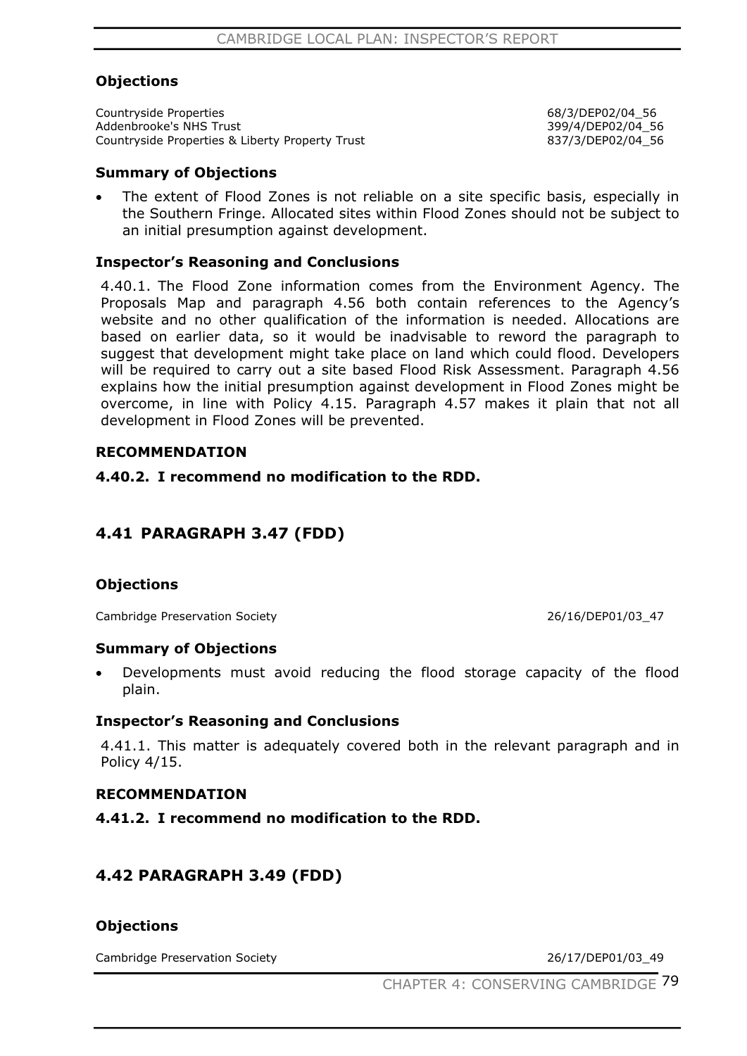### Objections

| | |
|---|---|
| Countryside Properties | 68/3/DEP02/04_56 |
| Addenbrooke's NHS Trust | 399/4/DEP02/04_56 |
| Countryside Properties & Liberty Property Trust | 837/3/DEP02/04_56 |

### Summary of Objections

- The extent of Flood Zones is not reliable on a site specific basis, especially in the Southern Fringe. Allocated sites within Flood Zones should not be subject to an initial presumption against development.

### Inspector's Reasoning and Conclusions

4.40.1. The Flood Zone information comes from the Environment Agency. The Proposals Map and paragraph 4.56 both contain references to the Agency's website and no other qualification of the information is needed. Allocations are based on earlier data, so it would be inadvisable to reword the paragraph to suggest that development might take place on land which could flood. Developers will be required to carry out a site based Flood Risk Assessment. Paragraph 4.56 explains how the initial presumption against development in Flood Zones might be overcome, in line with Policy 4.15. Paragraph 4.57 makes it plain that not all development in Flood Zones will be prevented.

### RECOMMENDATION

**4.40.2. I recommend no modification to the RDD.**

## 4.41 PARAGRAPH 3.47 (FDD)

### Objections

| | |
|---|---|
| Cambridge Preservation Society | 26/16/DEP01/03_47 |

### Summary of Objections

- Developments must avoid reducing the flood storage capacity of the flood plain.

### Inspector's Reasoning and Conclusions

4.41.1. This matter is adequately covered both in the relevant paragraph and in Policy 4/15.

### RECOMMENDATION

**4.41.2. I recommend no modification to the RDD.**

## 4.42 PARAGRAPH 3.49 (FDD)

### Objections

| | |
|---|---|
| Cambridge Preservation Society | 26/17/DEP01/03_49 |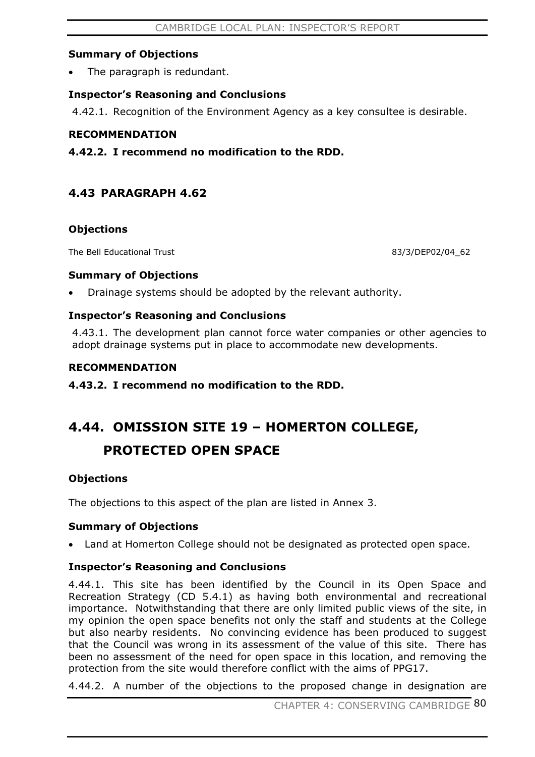**Summary of Objections**

- The paragraph is redundant.

**Inspector's Reasoning and Conclusions**

4.42.1. Recognition of the Environment Agency as a key consultee is desirable.

**RECOMMENDATION**

**4.42.2. I recommend no modification to the RDD.**

### 4.43 PARAGRAPH 4.62

**Objections**

The Bell Educational Trust 83/3/DEP02/04_62

**Summary of Objections**

- Drainage systems should be adopted by the relevant authority.

**Inspector's Reasoning and Conclusions**

4.43.1. The development plan cannot force water companies or other agencies to adopt drainage systems put in place to accommodate new developments.

**RECOMMENDATION**

**4.43.2. I recommend no modification to the RDD.**

## 4.44. OMISSION SITE 19 – HOMERTON COLLEGE, PROTECTED OPEN SPACE

**Objections**

The objections to this aspect of the plan are listed in Annex 3.

**Summary of Objections**

- Land at Homerton College should not be designated as protected open space.

**Inspector's Reasoning and Conclusions**

4.44.1. This site has been identified by the Council in its Open Space and Recreation Strategy (CD 5.4.1) as having both environmental and recreational importance. Notwithstanding that there are only limited public views of the site, in my opinion the open space benefits not only the staff and students at the College but also nearby residents. No convincing evidence has been produced to suggest that the Council was wrong in its assessment of the value of this site. There has been no assessment of the need for open space in this location, and removing the protection from the site would therefore conflict with the aims of PPG17.

4.44.2. A number of the objections to the proposed change in designation are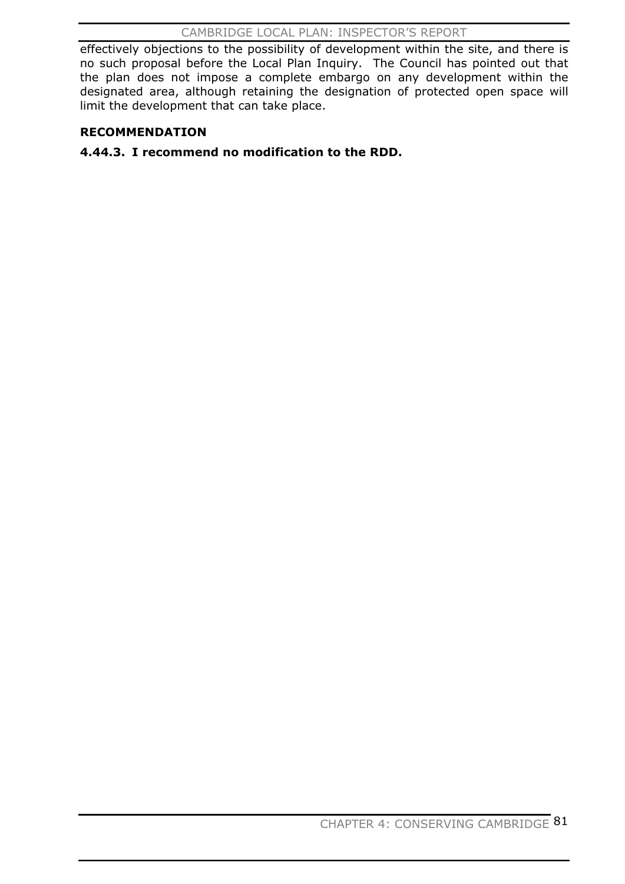effectively objections to the possibility of development within the site, and there is no such proposal before the Local Plan Inquiry. The Council has pointed out that the plan does not impose a complete embargo on any development within the designated area, although retaining the designation of protected open space will limit the development that can take place.

**RECOMMENDATION**

**4.44.3. I recommend no modification to the RDD.**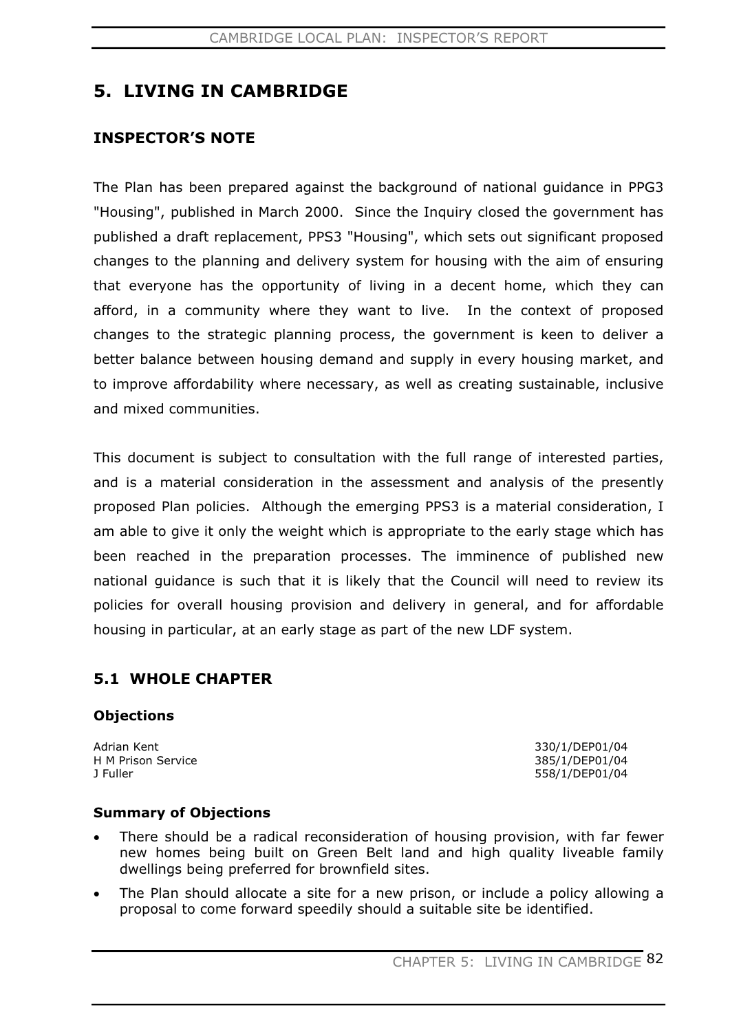## 5. LIVING IN CAMBRIDGE

### INSPECTOR'S NOTE

The Plan has been prepared against the background of national guidance in PPG3 "Housing", published in March 2000. Since the Inquiry closed the government has published a draft replacement, PPS3 "Housing", which sets out significant proposed changes to the planning and delivery system for housing with the aim of ensuring that everyone has the opportunity of living in a decent home, which they can afford, in a community where they want to live. In the context of proposed changes to the strategic planning process, the government is keen to deliver a better balance between housing demand and supply in every housing market, and to improve affordability where necessary, as well as creating sustainable, inclusive and mixed communities.

This document is subject to consultation with the full range of interested parties, and is a material consideration in the assessment and analysis of the presently proposed Plan policies. Although the emerging PPS3 is a material consideration, I am able to give it only the weight which is appropriate to the early stage which has been reached in the preparation processes. The imminence of published new national guidance is such that it is likely that the Council will need to review its policies for overall housing provision and delivery in general, and for affordable housing in particular, at an early stage as part of the new LDF system.

### 5.1 WHOLE CHAPTER

#### Objections

| | |
|---|---|
| Adrian Kent | 330/1/DEP01/04 |
| H M Prison Service | 385/1/DEP01/04 |
| J Fuller | 558/1/DEP01/04 |

#### Summary of Objections

- There should be a radical reconsideration of housing provision, with far fewer new homes being built on Green Belt land and high quality liveable family dwellings being preferred for brownfield sites.
- The Plan should allocate a site for a new prison, or include a policy allowing a proposal to come forward speedily should a suitable site be identified.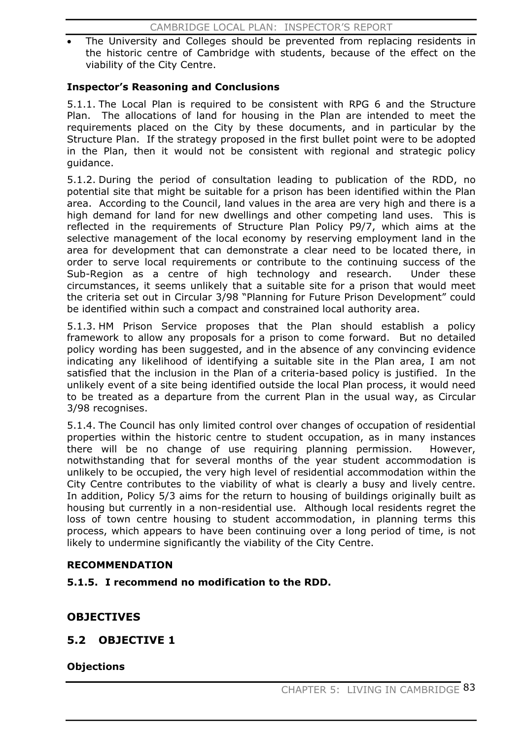- The University and Colleges should be prevented from replacing residents in the historic centre of Cambridge with students, because of the effect on the viability of the City Centre.

**Inspector's Reasoning and Conclusions**

5.1.1. The Local Plan is required to be consistent with RPG 6 and the Structure Plan. The allocations of land for housing in the Plan are intended to meet the requirements placed on the City by these documents, and in particular by the Structure Plan. If the strategy proposed in the first bullet point were to be adopted in the Plan, then it would not be consistent with regional and strategic policy guidance.

5.1.2. During the period of consultation leading to publication of the RDD, no potential site that might be suitable for a prison has been identified within the Plan area. According to the Council, land values in the area are very high and there is a high demand for land for new dwellings and other competing land uses. This is reflected in the requirements of Structure Plan Policy P9/7, which aims at the selective management of the local economy by reserving employment land in the area for development that can demonstrate a clear need to be located there, in order to serve local requirements or contribute to the continuing success of the Sub-Region as a centre of high technology and research. Under these circumstances, it seems unlikely that a suitable site for a prison that would meet the criteria set out in Circular 3/98 "Planning for Future Prison Development" could be identified within such a compact and constrained local authority area.

5.1.3. HM Prison Service proposes that the Plan should establish a policy framework to allow any proposals for a prison to come forward. But no detailed policy wording has been suggested, and in the absence of any convincing evidence indicating any likelihood of identifying a suitable site in the Plan area, I am not satisfied that the inclusion in the Plan of a criteria-based policy is justified. In the unlikely event of a site being identified outside the local Plan process, it would need to be treated as a departure from the current Plan in the usual way, as Circular 3/98 recognises.

5.1.4. The Council has only limited control over changes of occupation of residential properties within the historic centre to student occupation, as in many instances there will be no change of use requiring planning permission. However, notwithstanding that for several months of the year student accommodation is unlikely to be occupied, the very high level of residential accommodation within the City Centre contributes to the viability of what is clearly a busy and lively centre. In addition, Policy 5/3 aims for the return to housing of buildings originally built as housing but currently in a non-residential use. Although local residents regret the loss of town centre housing to student accommodation, in planning terms this process, which appears to have been continuing over a long period of time, is not likely to undermine significantly the viability of the City Centre.

**RECOMMENDATION**

**5.1.5. I recommend no modification to the RDD.**

## OBJECTIVES

## 5.2 OBJECTIVE 1

**Objections**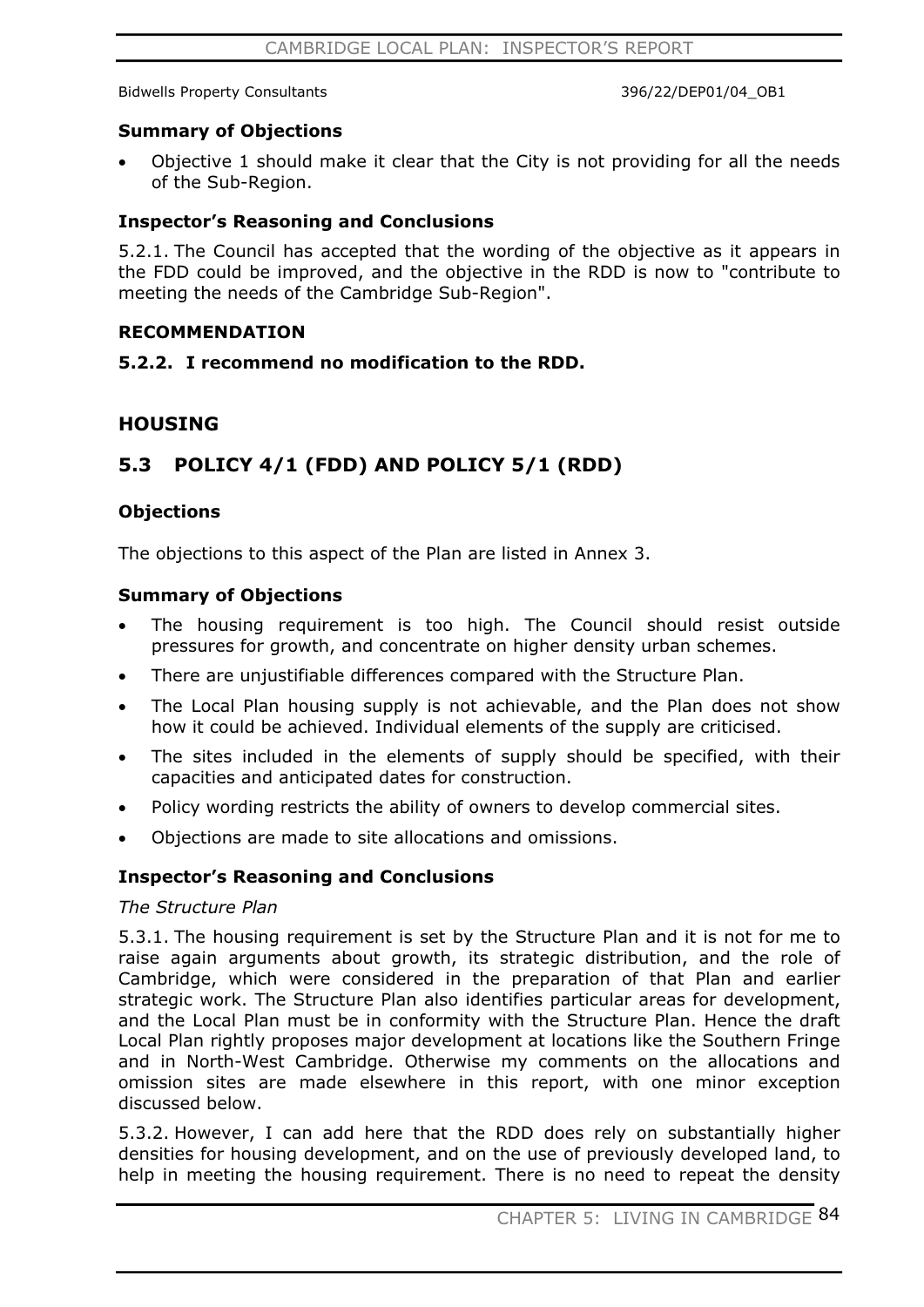Bidwells Property Consultants 396/22/DEP01/04_OB1

### Summary of Objections

- Objective 1 should make it clear that the City is not providing for all the needs of the Sub-Region.

### Inspector's Reasoning and Conclusions

5.2.1. The Council has accepted that the wording of the objective as it appears in the FDD could be improved, and the objective in the RDD is now to "contribute to meeting the needs of the Cambridge Sub-Region".

### RECOMMENDATION

**5.2.2. I recommend no modification to the RDD.**

## HOUSING

## 5.3 POLICY 4/1 (FDD) AND POLICY 5/1 (RDD)

### Objections

The objections to this aspect of the Plan are listed in Annex 3.

### Summary of Objections

- The housing requirement is too high. The Council should resist outside pressures for growth, and concentrate on higher density urban schemes.
- There are unjustifiable differences compared with the Structure Plan.
- The Local Plan housing supply is not achievable, and the Plan does not show how it could be achieved. Individual elements of the supply are criticised.
- The sites included in the elements of supply should be specified, with their capacities and anticipated dates for construction.
- Policy wording restricts the ability of owners to develop commercial sites.
- Objections are made to site allocations and omissions.

### Inspector's Reasoning and Conclusions

*The Structure Plan*

5.3.1. The housing requirement is set by the Structure Plan and it is not for me to raise again arguments about growth, its strategic distribution, and the role of Cambridge, which were considered in the preparation of that Plan and earlier strategic work. The Structure Plan also identifies particular areas for development, and the Local Plan must be in conformity with the Structure Plan. Hence the draft Local Plan rightly proposes major development at locations like the Southern Fringe and in North-West Cambridge. Otherwise my comments on the allocations and omission sites are made elsewhere in this report, with one minor exception discussed below.

5.3.2. However, I can add here that the RDD does rely on substantially higher densities for housing development, and on the use of previously developed land, to help in meeting the housing requirement. There is no need to repeat the density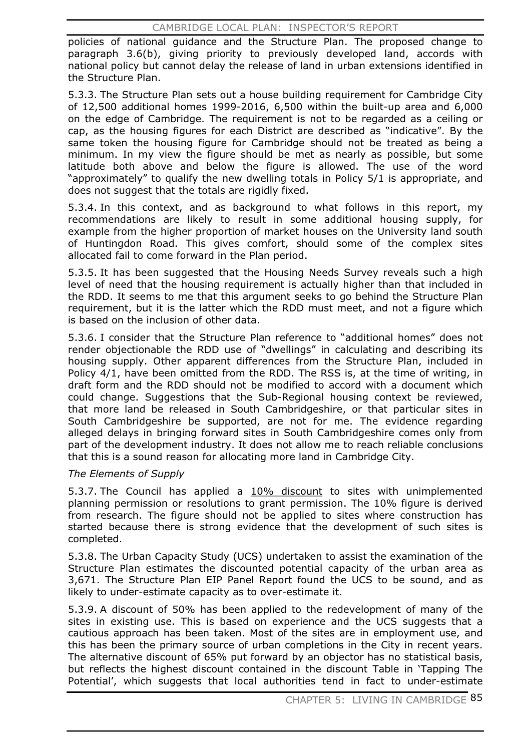policies of national guidance and the Structure Plan. The proposed change to paragraph 3.6(b), giving priority to previously developed land, accords with national policy but cannot delay the release of land in urban extensions identified in the Structure Plan.

5.3.3. The Structure Plan sets out a house building requirement for Cambridge City of 12,500 additional homes 1999-2016, 6,500 within the built-up area and 6,000 on the edge of Cambridge. The requirement is not to be regarded as a ceiling or cap, as the housing figures for each District are described as "indicative". By the same token the housing figure for Cambridge should not be treated as being a minimum. In my view the figure should be met as nearly as possible, but some latitude both above and below the figure is allowed. The use of the word "approximately" to qualify the new dwelling totals in Policy 5/1 is appropriate, and does not suggest that the totals are rigidly fixed.

5.3.4. In this context, and as background to what follows in this report, my recommendations are likely to result in some additional housing supply, for example from the higher proportion of market houses on the University land south of Huntingdon Road. This gives comfort, should some of the complex sites allocated fail to come forward in the Plan period.

5.3.5. It has been suggested that the Housing Needs Survey reveals such a high level of need that the housing requirement is actually higher than that included in the RDD. It seems to me that this argument seeks to go behind the Structure Plan requirement, but it is the latter which the RDD must meet, and not a figure which is based on the inclusion of other data.

5.3.6. I consider that the Structure Plan reference to "additional homes" does not render objectionable the RDD use of "dwellings" in calculating and describing its housing supply. Other apparent differences from the Structure Plan, included in Policy 4/1, have been omitted from the RDD. The RSS is, at the time of writing, in draft form and the RDD should not be modified to accord with a document which could change. Suggestions that the Sub-Regional housing context be reviewed, that more land be released in South Cambridgeshire, or that particular sites in South Cambridgeshire be supported, are not for me. The evidence regarding alleged delays in bringing forward sites in South Cambridgeshire comes only from part of the development industry. It does not allow me to reach reliable conclusions that this is a sound reason for allocating more land in Cambridge City.

*The Elements of Supply*

5.3.7. The Council has applied a 10% discount to sites with unimplemented planning permission or resolutions to grant permission. The 10% figure is derived from research. The figure should not be applied to sites where construction has started because there is strong evidence that the development of such sites is completed.

5.3.8. The Urban Capacity Study (UCS) undertaken to assist the examination of the Structure Plan estimates the discounted potential capacity of the urban area as 3,671. The Structure Plan EIP Panel Report found the UCS to be sound, and as likely to under-estimate capacity as to over-estimate it.

5.3.9. A discount of 50% has been applied to the redevelopment of many of the sites in existing use. This is based on experience and the UCS suggests that a cautious approach has been taken. Most of the sites are in employment use, and this has been the primary source of urban completions in the City in recent years. The alternative discount of 65% put forward by an objector has no statistical basis, but reflects the highest discount contained in the discount Table in 'Tapping The Potential', which suggests that local authorities tend in fact to under-estimate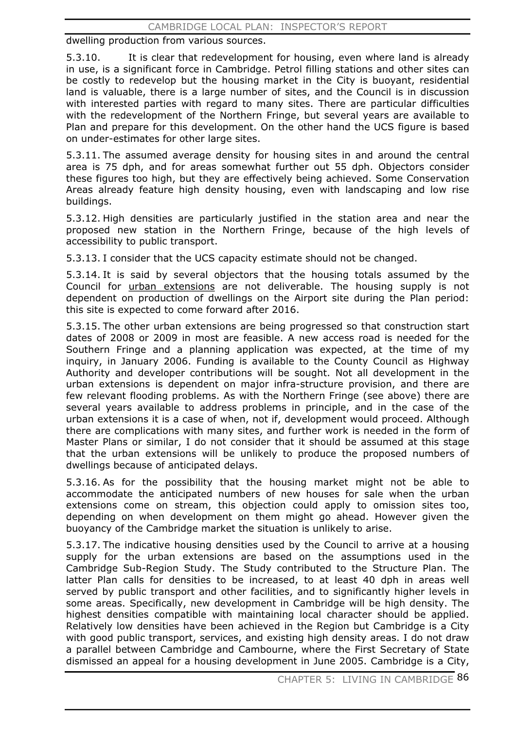dwelling production from various sources.

5.3.10. It is clear that redevelopment for housing, even where land is already in use, is a significant force in Cambridge. Petrol filling stations and other sites can be costly to redevelop but the housing market in the City is buoyant, residential land is valuable, there is a large number of sites, and the Council is in discussion with interested parties with regard to many sites. There are particular difficulties with the redevelopment of the Northern Fringe, but several years are available to Plan and prepare for this development. On the other hand the UCS figure is based on under-estimates for other large sites.

5.3.11. The assumed average density for housing sites in and around the central area is 75 dph, and for areas somewhat further out 55 dph. Objectors consider these figures too high, but they are effectively being achieved. Some Conservation Areas already feature high density housing, even with landscaping and low rise buildings.

5.3.12. High densities are particularly justified in the station area and near the proposed new station in the Northern Fringe, because of the high levels of accessibility to public transport.

5.3.13. I consider that the UCS capacity estimate should not be changed.

5.3.14. It is said by several objectors that the housing totals assumed by the Council for urban extensions are not deliverable. The housing supply is not dependent on production of dwellings on the Airport site during the Plan period: this site is expected to come forward after 2016.

5.3.15. The other urban extensions are being progressed so that construction start dates of 2008 or 2009 in most are feasible. A new access road is needed for the Southern Fringe and a planning application was expected, at the time of my inquiry, in January 2006. Funding is available to the County Council as Highway Authority and developer contributions will be sought. Not all development in the urban extensions is dependent on major infra-structure provision, and there are few relevant flooding problems. As with the Northern Fringe (see above) there are several years available to address problems in principle, and in the case of the urban extensions it is a case of when, not if, development would proceed. Although there are complications with many sites, and further work is needed in the form of Master Plans or similar, I do not consider that it should be assumed at this stage that the urban extensions will be unlikely to produce the proposed numbers of dwellings because of anticipated delays.

5.3.16. As for the possibility that the housing market might not be able to accommodate the anticipated numbers of new houses for sale when the urban extensions come on stream, this objection could apply to omission sites too, depending on when development on them might go ahead. However given the buoyancy of the Cambridge market the situation is unlikely to arise.

5.3.17. The indicative housing densities used by the Council to arrive at a housing supply for the urban extensions are based on the assumptions used in the Cambridge Sub-Region Study. The Study contributed to the Structure Plan. The latter Plan calls for densities to be increased, to at least 40 dph in areas well served by public transport and other facilities, and to significantly higher levels in some areas. Specifically, new development in Cambridge will be high density. The highest densities compatible with maintaining local character should be applied. Relatively low densities have been achieved in the Region but Cambridge is a City with good public transport, services, and existing high density areas. I do not draw a parallel between Cambridge and Cambourne, where the First Secretary of State dismissed an appeal for a housing development in June 2005. Cambridge is a City,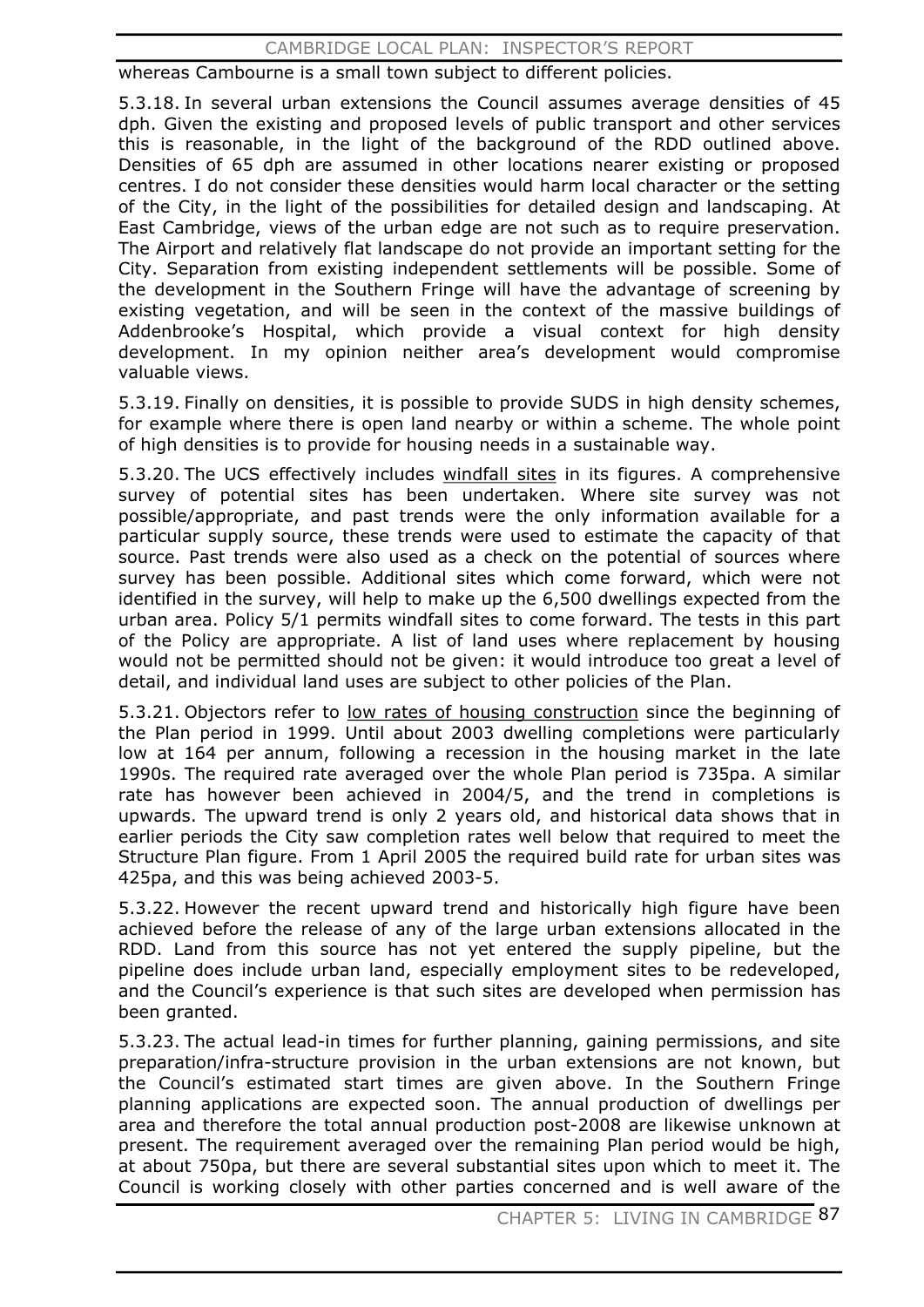whereas Cambourne is a small town subject to different policies.

5.3.18. In several urban extensions the Council assumes average densities of 45 dph. Given the existing and proposed levels of public transport and other services this is reasonable, in the light of the background of the RDD outlined above. Densities of 65 dph are assumed in other locations nearer existing or proposed centres. I do not consider these densities would harm local character or the setting of the City, in the light of the possibilities for detailed design and landscaping. At East Cambridge, views of the urban edge are not such as to require preservation. The Airport and relatively flat landscape do not provide an important setting for the City. Separation from existing independent settlements will be possible. Some of the development in the Southern Fringe will have the advantage of screening by existing vegetation, and will be seen in the context of the massive buildings of Addenbrooke's Hospital, which provide a visual context for high density development. In my opinion neither area's development would compromise valuable views.

5.3.19. Finally on densities, it is possible to provide SUDS in high density schemes, for example where there is open land nearby or within a scheme. The whole point of high densities is to provide for housing needs in a sustainable way.

5.3.20. The UCS effectively includes windfall sites in its figures. A comprehensive survey of potential sites has been undertaken. Where site survey was not possible/appropriate, and past trends were the only information available for a particular supply source, these trends were used to estimate the capacity of that source. Past trends were also used as a check on the potential of sources where survey has been possible. Additional sites which come forward, which were not identified in the survey, will help to make up the 6,500 dwellings expected from the urban area. Policy 5/1 permits windfall sites to come forward. The tests in this part of the Policy are appropriate. A list of land uses where replacement by housing would not be permitted should not be given: it would introduce too great a level of detail, and individual land uses are subject to other policies of the Plan.

5.3.21. Objectors refer to low rates of housing construction since the beginning of the Plan period in 1999. Until about 2003 dwelling completions were particularly low at 164 per annum, following a recession in the housing market in the late 1990s. The required rate averaged over the whole Plan period is 735pa. A similar rate has however been achieved in 2004/5, and the trend in completions is upwards. The upward trend is only 2 years old, and historical data shows that in earlier periods the City saw completion rates well below that required to meet the Structure Plan figure. From 1 April 2005 the required build rate for urban sites was 425pa, and this was being achieved 2003-5.

5.3.22. However the recent upward trend and historically high figure have been achieved before the release of any of the large urban extensions allocated in the RDD. Land from this source has not yet entered the supply pipeline, but the pipeline does include urban land, especially employment sites to be redeveloped, and the Council's experience is that such sites are developed when permission has been granted.

5.3.23. The actual lead-in times for further planning, gaining permissions, and site preparation/infra-structure provision in the urban extensions are not known, but the Council's estimated start times are given above. In the Southern Fringe planning applications are expected soon. The annual production of dwellings per area and therefore the total annual production post-2008 are likewise unknown at present. The requirement averaged over the remaining Plan period would be high, at about 750pa, but there are several substantial sites upon which to meet it. The Council is working closely with other parties concerned and is well aware of the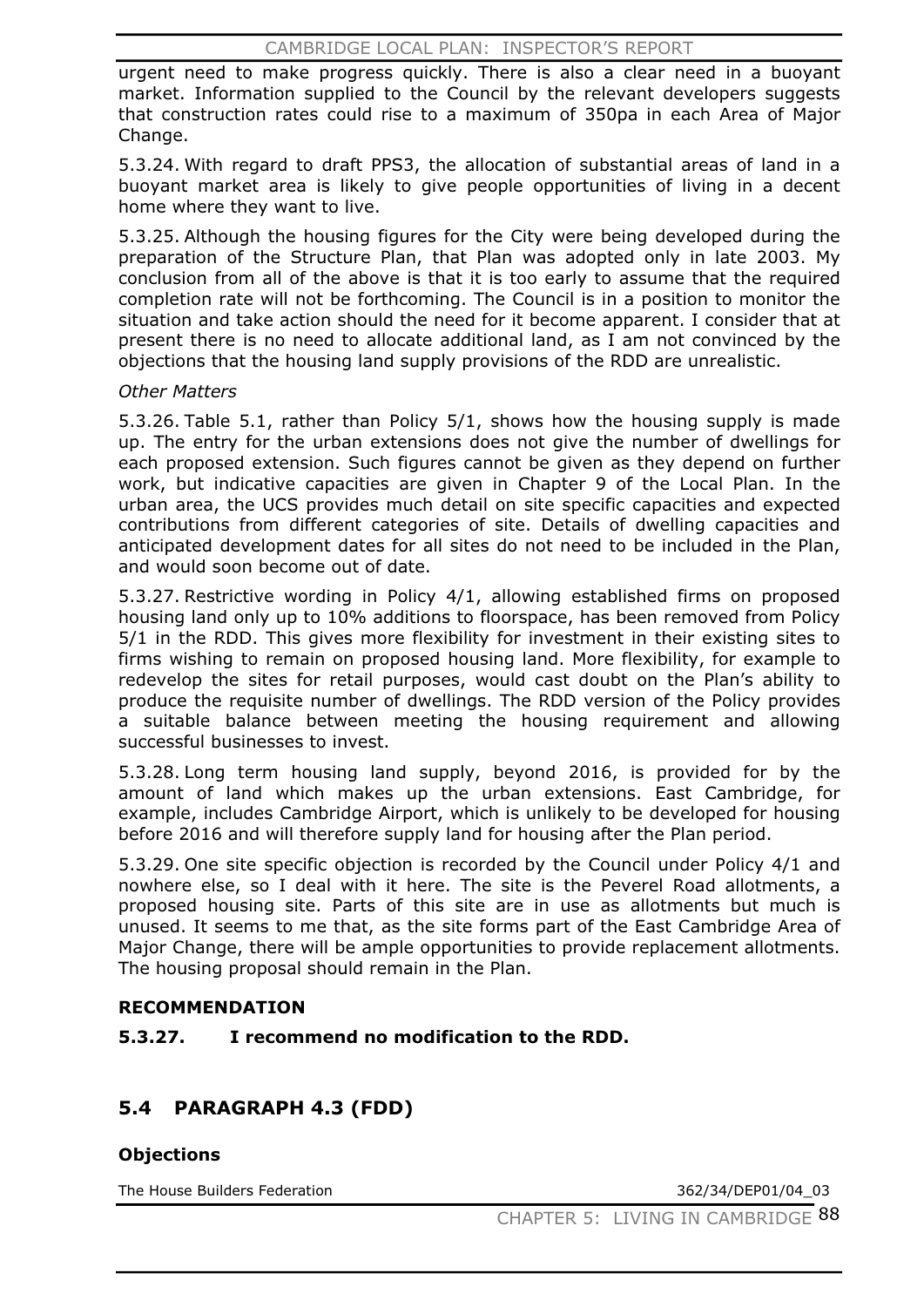urgent need to make progress quickly. There is also a clear need in a buoyant market. Information supplied to the Council by the relevant developers suggests that construction rates could rise to a maximum of 350pa in each Area of Major Change.

5.3.24. With regard to draft PPS3, the allocation of substantial areas of land in a buoyant market area is likely to give people opportunities of living in a decent home where they want to live.

5.3.25. Although the housing figures for the City were being developed during the preparation of the Structure Plan, that Plan was adopted only in late 2003. My conclusion from all of the above is that it is too early to assume that the required completion rate will not be forthcoming. The Council is in a position to monitor the situation and take action should the need for it become apparent. I consider that at present there is no need to allocate additional land, as I am not convinced by the objections that the housing land supply provisions of the RDD are unrealistic.

*Other Matters*

5.3.26. Table 5.1, rather than Policy 5/1, shows how the housing supply is made up. The entry for the urban extensions does not give the number of dwellings for each proposed extension. Such figures cannot be given as they depend on further work, but indicative capacities are given in Chapter 9 of the Local Plan. In the urban area, the UCS provides much detail on site specific capacities and expected contributions from different categories of site. Details of dwelling capacities and anticipated development dates for all sites do not need to be included in the Plan, and would soon become out of date.

5.3.27. Restrictive wording in Policy 4/1, allowing established firms on proposed housing land only up to 10% additions to floorspace, has been removed from Policy 5/1 in the RDD. This gives more flexibility for investment in their existing sites to firms wishing to remain on proposed housing land. More flexibility, for example to redevelop the sites for retail purposes, would cast doubt on the Plan's ability to produce the requisite number of dwellings. The RDD version of the Policy provides a suitable balance between meeting the housing requirement and allowing successful businesses to invest.

5.3.28. Long term housing land supply, beyond 2016, is provided for by the amount of land which makes up the urban extensions. East Cambridge, for example, includes Cambridge Airport, which is unlikely to be developed for housing before 2016 and will therefore supply land for housing after the Plan period.

5.3.29. One site specific objection is recorded by the Council under Policy 4/1 and nowhere else, so I deal with it here. The site is the Peverel Road allotments, a proposed housing site. Parts of this site are in use as allotments but much is unused. It seems to me that, as the site forms part of the East Cambridge Area of Major Change, there will be ample opportunities to provide replacement allotments. The housing proposal should remain in the Plan.

**RECOMMENDATION**

**5.3.27. I recommend no modification to the RDD.**

## 5.4 PARAGRAPH 4.3 (FDD)

**Objections**

| | |
|---|---|
| The House Builders Federation | 362/34/DEP01/04_03 |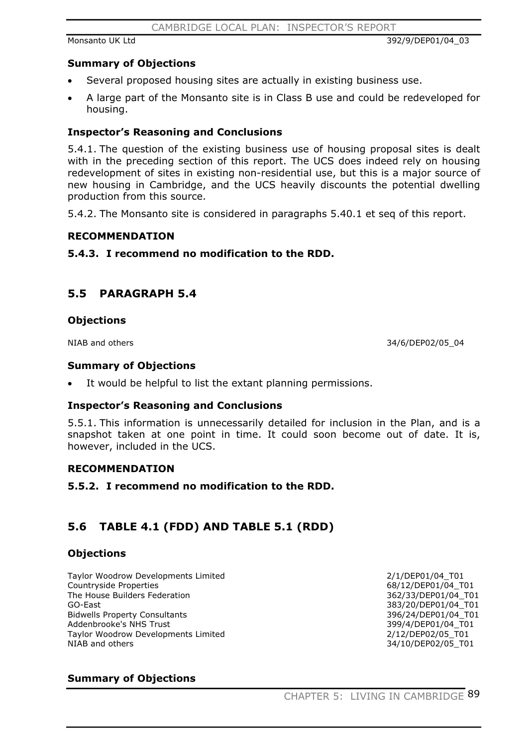Monsanto UK Ltd 392/9/DEP01/04_03

### Summary of Objections

- Several proposed housing sites are actually in existing business use.
- A large part of the Monsanto site is in Class B use and could be redeveloped for housing.

### Inspector's Reasoning and Conclusions

5.4.1. The question of the existing business use of housing proposal sites is dealt with in the preceding section of this report. The UCS does indeed rely on housing redevelopment of sites in existing non-residential use, but this is a major source of new housing in Cambridge, and the UCS heavily discounts the potential dwelling production from this source.

5.4.2. The Monsanto site is considered in paragraphs 5.40.1 et seq of this report.

### RECOMMENDATION

**5.4.3. I recommend no modification to the RDD.**

## 5.5 PARAGRAPH 5.4

### Objections

NIAB and others 34/6/DEP02/05_04

### Summary of Objections

- It would be helpful to list the extant planning permissions.

### Inspector's Reasoning and Conclusions

5.5.1. This information is unnecessarily detailed for inclusion in the Plan, and is a snapshot taken at one point in time. It could soon become out of date. It is, however, included in the UCS.

### RECOMMENDATION

**5.5.2. I recommend no modification to the RDD.**

## 5.6 TABLE 4.1 (FDD) AND TABLE 5.1 (RDD)

### Objections

| | |
|---|---|
| Taylor Woodrow Developments Limited | 2/1/DEP01/04_T01 |
| Countryside Properties | 68/12/DEP01/04_T01 |
| The House Builders Federation | 362/33/DEP01/04_T01 |
| GO-East | 383/20/DEP01/04_T01 |
| Bidwells Property Consultants | 396/24/DEP01/04_T01 |
| Addenbrooke's NHS Trust | 399/4/DEP01/04_T01 |
| Taylor Woodrow Developments Limited | 2/12/DEP02/05_T01 |
| NIAB and others | 34/10/DEP02/05_T01 |

### Summary of Objections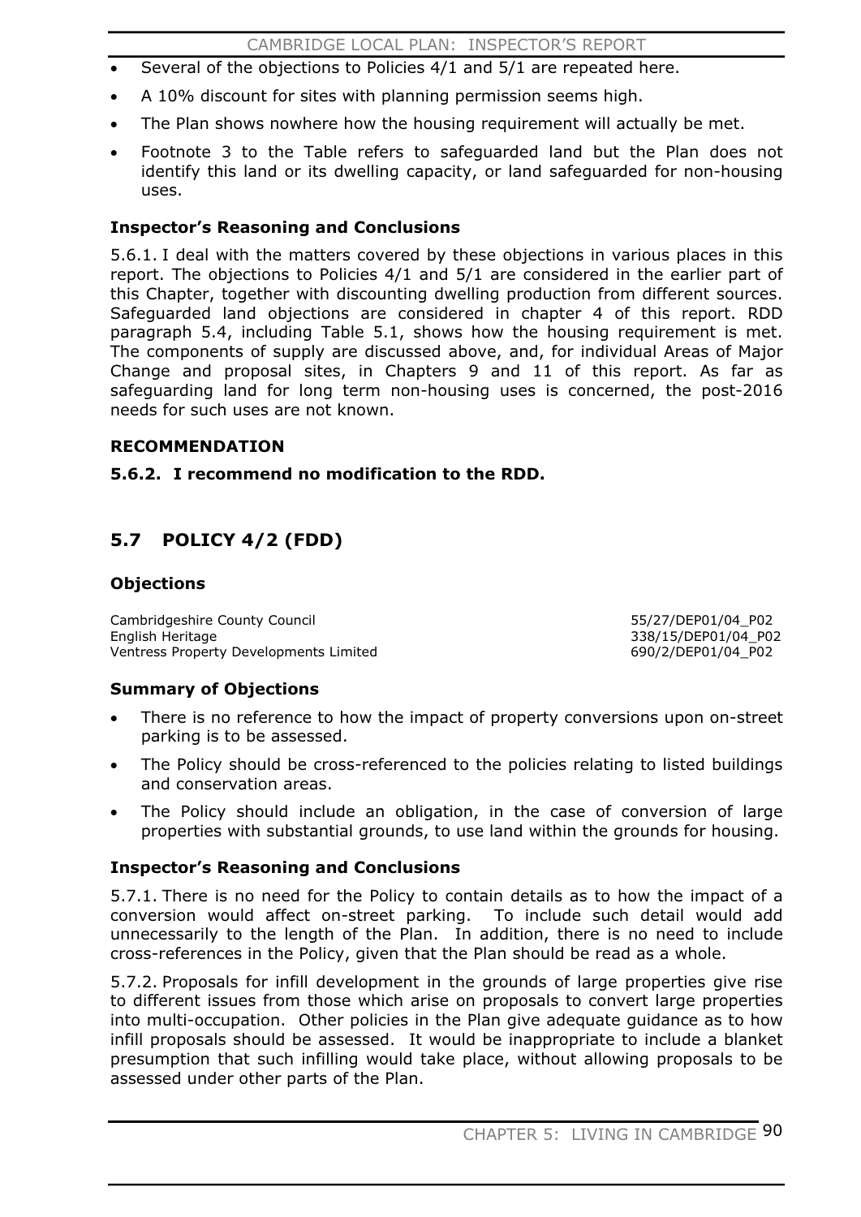- Several of the objections to Policies 4/1 and 5/1 are repeated here.
- A 10% discount for sites with planning permission seems high.
- The Plan shows nowhere how the housing requirement will actually be met.
- Footnote 3 to the Table refers to safeguarded land but the Plan does not identify this land or its dwelling capacity, or land safeguarded for non-housing uses.

### Inspector's Reasoning and Conclusions

5.6.1. I deal with the matters covered by these objections in various places in this report. The objections to Policies 4/1 and 5/1 are considered in the earlier part of this Chapter, together with discounting dwelling production from different sources. Safeguarded land objections are considered in chapter 4 of this report. RDD paragraph 5.4, including Table 5.1, shows how the housing requirement is met. The components of supply are discussed above, and, for individual Areas of Major Change and proposal sites, in Chapters 9 and 11 of this report. As far as safeguarding land for long term non-housing uses is concerned, the post-2016 needs for such uses are not known.

### RECOMMENDATION

**5.6.2. I recommend no modification to the RDD.**

## 5.7 POLICY 4/2 (FDD)

### Objections

| | |
|---|---|
| Cambridgeshire County Council | 55/27/DEP01/04_P02 |
| English Heritage | 338/15/DEP01/04_P02 |
| Ventress Property Developments Limited | 690/2/DEP01/04_P02 |

### Summary of Objections

- There is no reference to how the impact of property conversions upon on-street parking is to be assessed.
- The Policy should be cross-referenced to the policies relating to listed buildings and conservation areas.
- The Policy should include an obligation, in the case of conversion of large properties with substantial grounds, to use land within the grounds for housing.

### Inspector's Reasoning and Conclusions

5.7.1. There is no need for the Policy to contain details as to how the impact of a conversion would affect on-street parking. To include such detail would add unnecessarily to the length of the Plan. In addition, there is no need to include cross-references in the Policy, given that the Plan should be read as a whole.

5.7.2. Proposals for infill development in the grounds of large properties give rise to different issues from those which arise on proposals to convert large properties into multi-occupation. Other policies in the Plan give adequate guidance as to how infill proposals should be assessed. It would be inappropriate to include a blanket presumption that such infilling would take place, without allowing proposals to be assessed under other parts of the Plan.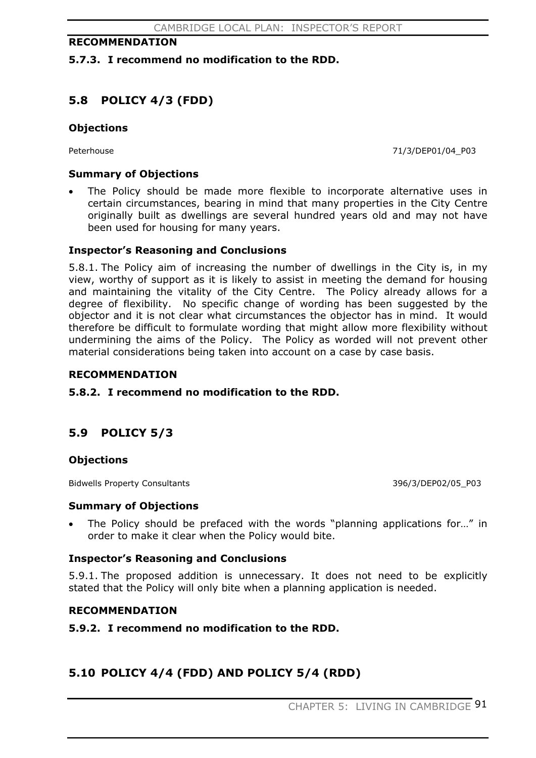**RECOMMENDATION**

**5.7.3. I recommend no modification to the RDD.**

## 5.8 POLICY 4/3 (FDD)

### Objections

Peterhouse 71/3/DEP01/04_P03

### Summary of Objections

- The Policy should be made more flexible to incorporate alternative uses in certain circumstances, bearing in mind that many properties in the City Centre originally built as dwellings are several hundred years old and may not have been used for housing for many years.

### Inspector's Reasoning and Conclusions

5.8.1. The Policy aim of increasing the number of dwellings in the City is, in my view, worthy of support as it is likely to assist in meeting the demand for housing and maintaining the vitality of the City Centre. The Policy already allows for a degree of flexibility. No specific change of wording has been suggested by the objector and it is not clear what circumstances the objector has in mind. It would therefore be difficult to formulate wording that might allow more flexibility without undermining the aims of the Policy. The Policy as worded will not prevent other material considerations being taken into account on a case by case basis.

**RECOMMENDATION**

**5.8.2. I recommend no modification to the RDD.**

## 5.9 POLICY 5/3

### Objections

Bidwells Property Consultants 396/3/DEP02/05_P03

### Summary of Objections

- The Policy should be prefaced with the words "planning applications for…" in order to make it clear when the Policy would bite.

### Inspector's Reasoning and Conclusions

5.9.1. The proposed addition is unnecessary. It does not need to be explicitly stated that the Policy will only bite when a planning application is needed.

**RECOMMENDATION**

**5.9.2. I recommend no modification to the RDD.**

## 5.10 POLICY 4/4 (FDD) AND POLICY 5/4 (RDD)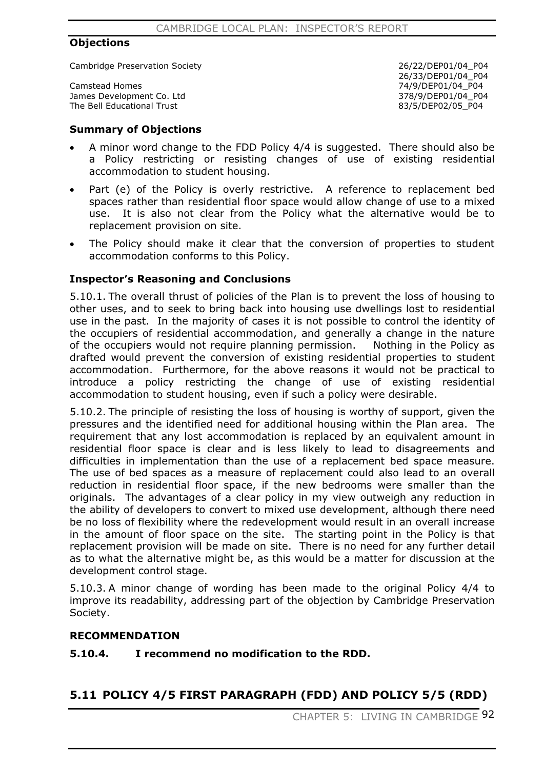### Objections

| | |
|---|---|
| Cambridge Preservation Society | 26/22/DEP01/04_P04 |
| | 26/33/DEP01/04_P04 |
| Camstead Homes | 74/9/DEP01/04_P04 |
| James Development Co. Ltd | 378/9/DEP01/04_P04 |
| The Bell Educational Trust | 83/5/DEP02/05_P04 |

### Summary of Objections

- A minor word change to the FDD Policy 4/4 is suggested. There should also be a Policy restricting or resisting changes of use of existing residential accommodation to student housing.
- Part (e) of the Policy is overly restrictive. A reference to replacement bed spaces rather than residential floor space would allow change of use to a mixed use. It is also not clear from the Policy what the alternative would be to replacement provision on site.
- The Policy should make it clear that the conversion of properties to student accommodation conforms to this Policy.

### Inspector's Reasoning and Conclusions

5.10.1. The overall thrust of policies of the Plan is to prevent the loss of housing to other uses, and to seek to bring back into housing use dwellings lost to residential use in the past. In the majority of cases it is not possible to control the identity of the occupiers of residential accommodation, and generally a change in the nature of the occupiers would not require planning permission. Nothing in the Policy as drafted would prevent the conversion of existing residential properties to student accommodation. Furthermore, for the above reasons it would not be practical to introduce a policy restricting the change of use of existing residential accommodation to student housing, even if such a policy were desirable.

5.10.2. The principle of resisting the loss of housing is worthy of support, given the pressures and the identified need for additional housing within the Plan area. The requirement that any lost accommodation is replaced by an equivalent amount in residential floor space is clear and is less likely to lead to disagreements and difficulties in implementation than the use of a replacement bed space measure. The use of bed spaces as a measure of replacement could also lead to an overall reduction in residential floor space, if the new bedrooms were smaller than the originals. The advantages of a clear policy in my view outweigh any reduction in the ability of developers to convert to mixed use development, although there need be no loss of flexibility where the redevelopment would result in an overall increase in the amount of floor space on the site. The starting point in the Policy is that replacement provision will be made on site. There is no need for any further detail as to what the alternative might be, as this would be a matter for discussion at the development control stage.

5.10.3. A minor change of wording has been made to the original Policy 4/4 to improve its readability, addressing part of the objection by Cambridge Preservation Society.

### RECOMMENDATION

**5.10.4. I recommend no modification to the RDD.**

## 5.11 POLICY 4/5 FIRST PARAGRAPH (FDD) AND POLICY 5/5 (RDD)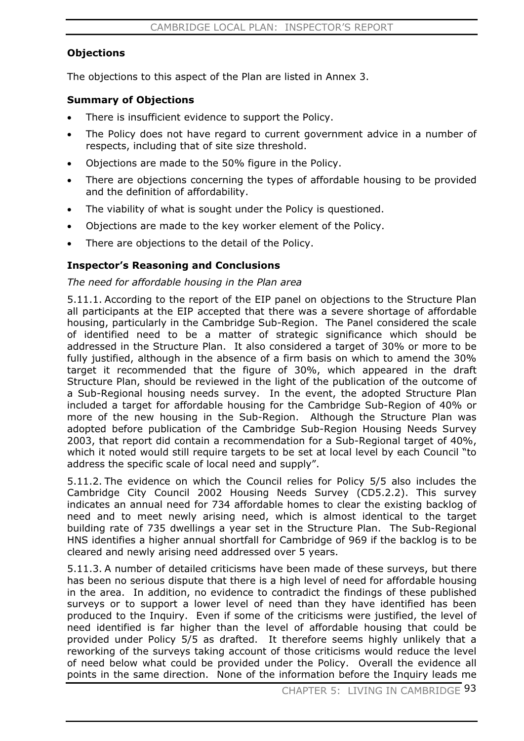### Objections

The objections to this aspect of the Plan are listed in Annex 3.

### Summary of Objections

- There is insufficient evidence to support the Policy.
- The Policy does not have regard to current government advice in a number of respects, including that of site size threshold.
- Objections are made to the 50% figure in the Policy.
- There are objections concerning the types of affordable housing to be provided and the definition of affordability.
- The viability of what is sought under the Policy is questioned.
- Objections are made to the key worker element of the Policy.
- There are objections to the detail of the Policy.

### Inspector's Reasoning and Conclusions

*The need for affordable housing in the Plan area*

5.11.1. According to the report of the EIP panel on objections to the Structure Plan all participants at the EIP accepted that there was a severe shortage of affordable housing, particularly in the Cambridge Sub-Region. The Panel considered the scale of identified need to be a matter of strategic significance which should be addressed in the Structure Plan. It also considered a target of 30% or more to be fully justified, although in the absence of a firm basis on which to amend the 30% target it recommended that the figure of 30%, which appeared in the draft Structure Plan, should be reviewed in the light of the publication of the outcome of a Sub-Regional housing needs survey. In the event, the adopted Structure Plan included a target for affordable housing for the Cambridge Sub-Region of 40% or more of the new housing in the Sub-Region. Although the Structure Plan was adopted before publication of the Cambridge Sub-Region Housing Needs Survey 2003, that report did contain a recommendation for a Sub-Regional target of 40%, which it noted would still require targets to be set at local level by each Council "to address the specific scale of local need and supply".

5.11.2. The evidence on which the Council relies for Policy 5/5 also includes the Cambridge City Council 2002 Housing Needs Survey (CD5.2.2). This survey indicates an annual need for 734 affordable homes to clear the existing backlog of need and to meet newly arising need, which is almost identical to the target building rate of 735 dwellings a year set in the Structure Plan. The Sub-Regional HNS identifies a higher annual shortfall for Cambridge of 969 if the backlog is to be cleared and newly arising need addressed over 5 years.

5.11.3. A number of detailed criticisms have been made of these surveys, but there has been no serious dispute that there is a high level of need for affordable housing in the area. In addition, no evidence to contradict the findings of these published surveys or to support a lower level of need than they have identified has been produced to the Inquiry. Even if some of the criticisms were justified, the level of need identified is far higher than the level of affordable housing that could be provided under Policy 5/5 as drafted. It therefore seems highly unlikely that a reworking of the surveys taking account of those criticisms would reduce the level of need below what could be provided under the Policy. Overall the evidence all points in the same direction. None of the information before the Inquiry leads me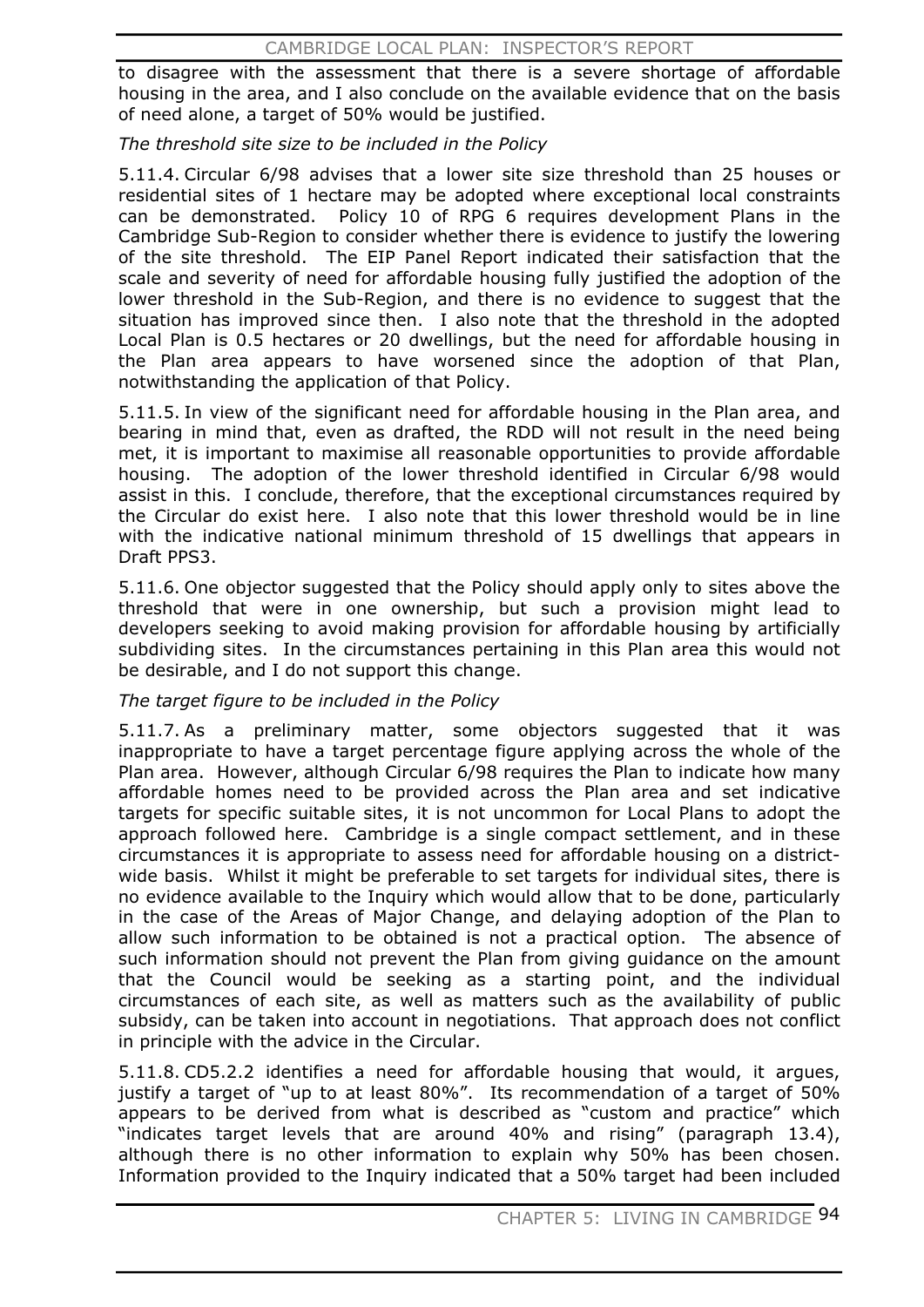to disagree with the assessment that there is a severe shortage of affordable housing in the area, and I also conclude on the available evidence that on the basis of need alone, a target of 50% would be justified.

*The threshold site size to be included in the Policy*

5.11.4. Circular 6/98 advises that a lower site size threshold than 25 houses or residential sites of 1 hectare may be adopted where exceptional local constraints can be demonstrated. Policy 10 of RPG 6 requires development Plans in the Cambridge Sub-Region to consider whether there is evidence to justify the lowering of the site threshold. The EIP Panel Report indicated their satisfaction that the scale and severity of need for affordable housing fully justified the adoption of the lower threshold in the Sub-Region, and there is no evidence to suggest that the situation has improved since then. I also note that the threshold in the adopted Local Plan is 0.5 hectares or 20 dwellings, but the need for affordable housing in the Plan area appears to have worsened since the adoption of that Plan, notwithstanding the application of that Policy.

5.11.5. In view of the significant need for affordable housing in the Plan area, and bearing in mind that, even as drafted, the RDD will not result in the need being met, it is important to maximise all reasonable opportunities to provide affordable housing. The adoption of the lower threshold identified in Circular 6/98 would assist in this. I conclude, therefore, that the exceptional circumstances required by the Circular do exist here. I also note that this lower threshold would be in line with the indicative national minimum threshold of 15 dwellings that appears in Draft PPS3.

5.11.6. One objector suggested that the Policy should apply only to sites above the threshold that were in one ownership, but such a provision might lead to developers seeking to avoid making provision for affordable housing by artificially subdividing sites. In the circumstances pertaining in this Plan area this would not be desirable, and I do not support this change.

*The target figure to be included in the Policy*

5.11.7. As a preliminary matter, some objectors suggested that it was inappropriate to have a target percentage figure applying across the whole of the Plan area. However, although Circular 6/98 requires the Plan to indicate how many affordable homes need to be provided across the Plan area and set indicative targets for specific suitable sites, it is not uncommon for Local Plans to adopt the approach followed here. Cambridge is a single compact settlement, and in these circumstances it is appropriate to assess need for affordable housing on a district-wide basis. Whilst it might be preferable to set targets for individual sites, there is no evidence available to the Inquiry which would allow that to be done, particularly in the case of the Areas of Major Change, and delaying adoption of the Plan to allow such information to be obtained is not a practical option. The absence of such information should not prevent the Plan from giving guidance on the amount that the Council would be seeking as a starting point, and the individual circumstances of each site, as well as matters such as the availability of public subsidy, can be taken into account in negotiations. That approach does not conflict in principle with the advice in the Circular.

5.11.8. CD5.2.2 identifies a need for affordable housing that would, it argues, justify a target of "up to at least 80%". Its recommendation of a target of 50% appears to be derived from what is described as "custom and practice" which "indicates target levels that are around 40% and rising" (paragraph 13.4), although there is no other information to explain why 50% has been chosen. Information provided to the Inquiry indicated that a 50% target had been included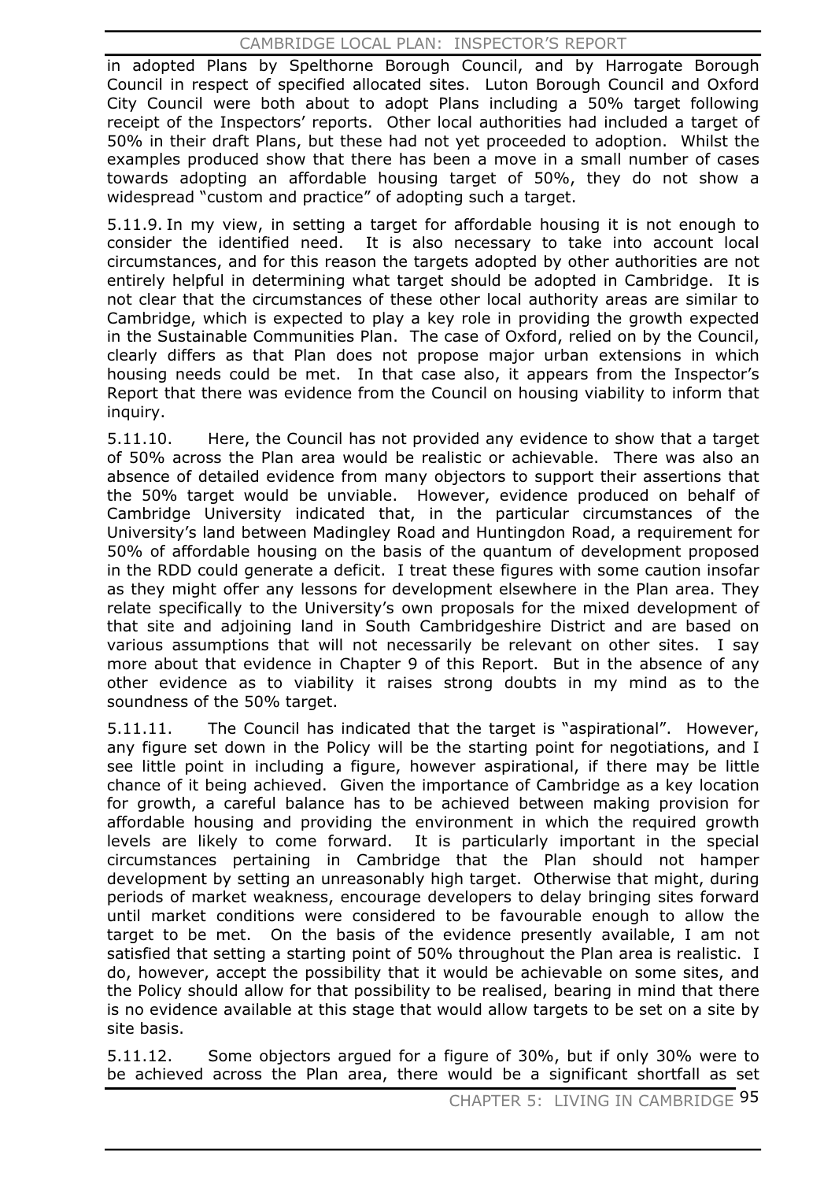in adopted Plans by Spelthorne Borough Council, and by Harrogate Borough Council in respect of specified allocated sites. Luton Borough Council and Oxford City Council were both about to adopt Plans including a 50% target following receipt of the Inspectors' reports. Other local authorities had included a target of 50% in their draft Plans, but these had not yet proceeded to adoption. Whilst the examples produced show that there has been a move in a small number of cases towards adopting an affordable housing target of 50%, they do not show a widespread "custom and practice" of adopting such a target.

5.11.9. In my view, in setting a target for affordable housing it is not enough to consider the identified need. It is also necessary to take into account local circumstances, and for this reason the targets adopted by other authorities are not entirely helpful in determining what target should be adopted in Cambridge. It is not clear that the circumstances of these other local authority areas are similar to Cambridge, which is expected to play a key role in providing the growth expected in the Sustainable Communities Plan. The case of Oxford, relied on by the Council, clearly differs as that Plan does not propose major urban extensions in which housing needs could be met. In that case also, it appears from the Inspector's Report that there was evidence from the Council on housing viability to inform that inquiry.

5.11.10. Here, the Council has not provided any evidence to show that a target of 50% across the Plan area would be realistic or achievable. There was also an absence of detailed evidence from many objectors to support their assertions that the 50% target would be unviable. However, evidence produced on behalf of Cambridge University indicated that, in the particular circumstances of the University's land between Madingley Road and Huntingdon Road, a requirement for 50% of affordable housing on the basis of the quantum of development proposed in the RDD could generate a deficit. I treat these figures with some caution insofar as they might offer any lessons for development elsewhere in the Plan area. They relate specifically to the University's own proposals for the mixed development of that site and adjoining land in South Cambridgeshire District and are based on various assumptions that will not necessarily be relevant on other sites. I say more about that evidence in Chapter 9 of this Report. But in the absence of any other evidence as to viability it raises strong doubts in my mind as to the soundness of the 50% target.

5.11.11. The Council has indicated that the target is "aspirational". However, any figure set down in the Policy will be the starting point for negotiations, and I see little point in including a figure, however aspirational, if there may be little chance of it being achieved. Given the importance of Cambridge as a key location for growth, a careful balance has to be achieved between making provision for affordable housing and providing the environment in which the required growth levels are likely to come forward. It is particularly important in the special circumstances pertaining in Cambridge that the Plan should not hamper development by setting an unreasonably high target. Otherwise that might, during periods of market weakness, encourage developers to delay bringing sites forward until market conditions were considered to be favourable enough to allow the target to be met. On the basis of the evidence presently available, I am not satisfied that setting a starting point of 50% throughout the Plan area is realistic. I do, however, accept the possibility that it would be achievable on some sites, and the Policy should allow for that possibility to be realised, bearing in mind that there is no evidence available at this stage that would allow targets to be set on a site by site basis.

5.11.12. Some objectors argued for a figure of 30%, but if only 30% were to be achieved across the Plan area, there would be a significant shortfall as set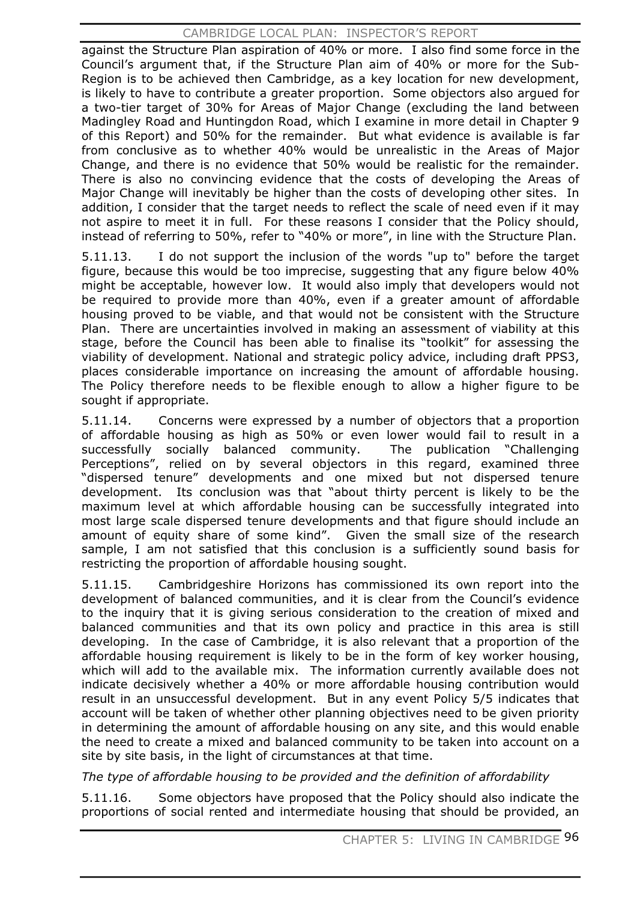against the Structure Plan aspiration of 40% or more. I also find some force in the Council's argument that, if the Structure Plan aim of 40% or more for the Sub-Region is to be achieved then Cambridge, as a key location for new development, is likely to have to contribute a greater proportion. Some objectors also argued for a two-tier target of 30% for Areas of Major Change (excluding the land between Madingley Road and Huntingdon Road, which I examine in more detail in Chapter 9 of this Report) and 50% for the remainder. But what evidence is available is far from conclusive as to whether 40% would be unrealistic in the Areas of Major Change, and there is no evidence that 50% would be realistic for the remainder. There is also no convincing evidence that the costs of developing the Areas of Major Change will inevitably be higher than the costs of developing other sites. In addition, I consider that the target needs to reflect the scale of need even if it may not aspire to meet it in full. For these reasons I consider that the Policy should, instead of referring to 50%, refer to "40% or more", in line with the Structure Plan.

5.11.13. I do not support the inclusion of the words "up to" before the target figure, because this would be too imprecise, suggesting that any figure below 40% might be acceptable, however low. It would also imply that developers would not be required to provide more than 40%, even if a greater amount of affordable housing proved to be viable, and that would not be consistent with the Structure Plan. There are uncertainties involved in making an assessment of viability at this stage, before the Council has been able to finalise its "toolkit" for assessing the viability of development. National and strategic policy advice, including draft PPS3, places considerable importance on increasing the amount of affordable housing. The Policy therefore needs to be flexible enough to allow a higher figure to be sought if appropriate.

5.11.14. Concerns were expressed by a number of objectors that a proportion of affordable housing as high as 50% or even lower would fail to result in a successfully socially balanced community. The publication "Challenging Perceptions", relied on by several objectors in this regard, examined three "dispersed tenure" developments and one mixed but not dispersed tenure development. Its conclusion was that "about thirty percent is likely to be the maximum level at which affordable housing can be successfully integrated into most large scale dispersed tenure developments and that figure should include an amount of equity share of some kind". Given the small size of the research sample, I am not satisfied that this conclusion is a sufficiently sound basis for restricting the proportion of affordable housing sought.

5.11.15. Cambridgeshire Horizons has commissioned its own report into the development of balanced communities, and it is clear from the Council's evidence to the inquiry that it is giving serious consideration to the creation of mixed and balanced communities and that its own policy and practice in this area is still developing. In the case of Cambridge, it is also relevant that a proportion of the affordable housing requirement is likely to be in the form of key worker housing, which will add to the available mix. The information currently available does not indicate decisively whether a 40% or more affordable housing contribution would result in an unsuccessful development. But in any event Policy 5/5 indicates that account will be taken of whether other planning objectives need to be given priority in determining the amount of affordable housing on any site, and this would enable the need to create a mixed and balanced community to be taken into account on a site by site basis, in the light of circumstances at that time.

*The type of affordable housing to be provided and the definition of affordability*

5.11.16. Some objectors have proposed that the Policy should also indicate the proportions of social rented and intermediate housing that should be provided, an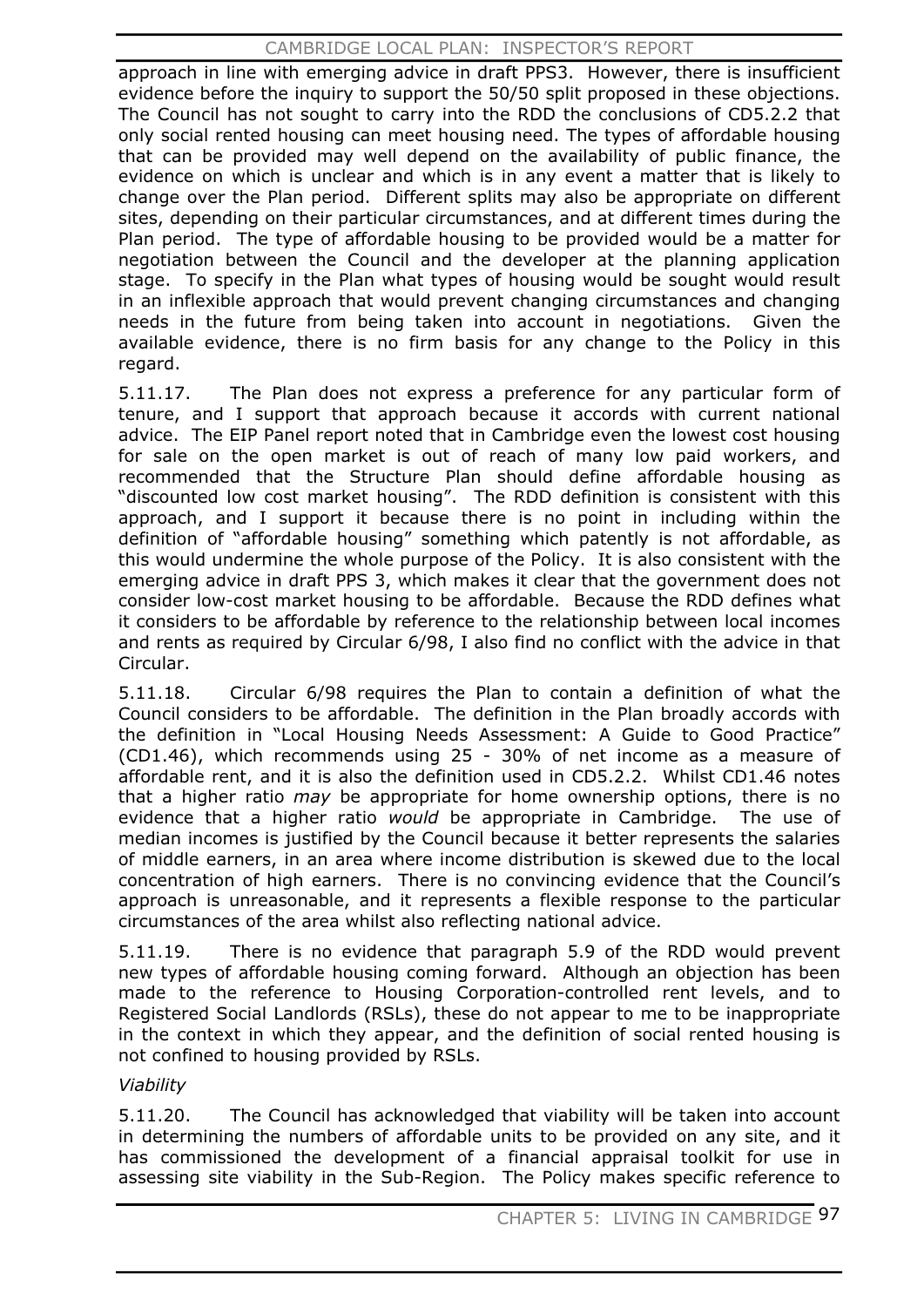approach in line with emerging advice in draft PPS3. However, there is insufficient evidence before the inquiry to support the 50/50 split proposed in these objections. The Council has not sought to carry into the RDD the conclusions of CD5.2.2 that only social rented housing can meet housing need. The types of affordable housing that can be provided may well depend on the availability of public finance, the evidence on which is unclear and which is in any event a matter that is likely to change over the Plan period. Different splits may also be appropriate on different sites, depending on their particular circumstances, and at different times during the Plan period. The type of affordable housing to be provided would be a matter for negotiation between the Council and the developer at the planning application stage. To specify in the Plan what types of housing would be sought would result in an inflexible approach that would prevent changing circumstances and changing needs in the future from being taken into account in negotiations. Given the available evidence, there is no firm basis for any change to the Policy in this regard.

5.11.17. The Plan does not express a preference for any particular form of tenure, and I support that approach because it accords with current national advice. The EIP Panel report noted that in Cambridge even the lowest cost housing for sale on the open market is out of reach of many low paid workers, and recommended that the Structure Plan should define affordable housing as "discounted low cost market housing". The RDD definition is consistent with this approach, and I support it because there is no point in including within the definition of "affordable housing" something which patently is not affordable, as this would undermine the whole purpose of the Policy. It is also consistent with the emerging advice in draft PPS 3, which makes it clear that the government does not consider low-cost market housing to be affordable. Because the RDD defines what it considers to be affordable by reference to the relationship between local incomes and rents as required by Circular 6/98, I also find no conflict with the advice in that Circular.

5.11.18. Circular 6/98 requires the Plan to contain a definition of what the Council considers to be affordable. The definition in the Plan broadly accords with the definition in "Local Housing Needs Assessment: A Guide to Good Practice" (CD1.46), which recommends using 25 - 30% of net income as a measure of affordable rent, and it is also the definition used in CD5.2.2. Whilst CD1.46 notes that a higher ratio *may* be appropriate for home ownership options, there is no evidence that a higher ratio *would* be appropriate in Cambridge. The use of median incomes is justified by the Council because it better represents the salaries of middle earners, in an area where income distribution is skewed due to the local concentration of high earners. There is no convincing evidence that the Council's approach is unreasonable, and it represents a flexible response to the particular circumstances of the area whilst also reflecting national advice.

5.11.19. There is no evidence that paragraph 5.9 of the RDD would prevent new types of affordable housing coming forward. Although an objection has been made to the reference to Housing Corporation-controlled rent levels, and to Registered Social Landlords (RSLs), these do not appear to me to be inappropriate in the context in which they appear, and the definition of social rented housing is not confined to housing provided by RSLs.

*Viability*

5.11.20. The Council has acknowledged that viability will be taken into account in determining the numbers of affordable units to be provided on any site, and it has commissioned the development of a financial appraisal toolkit for use in assessing site viability in the Sub-Region. The Policy makes specific reference to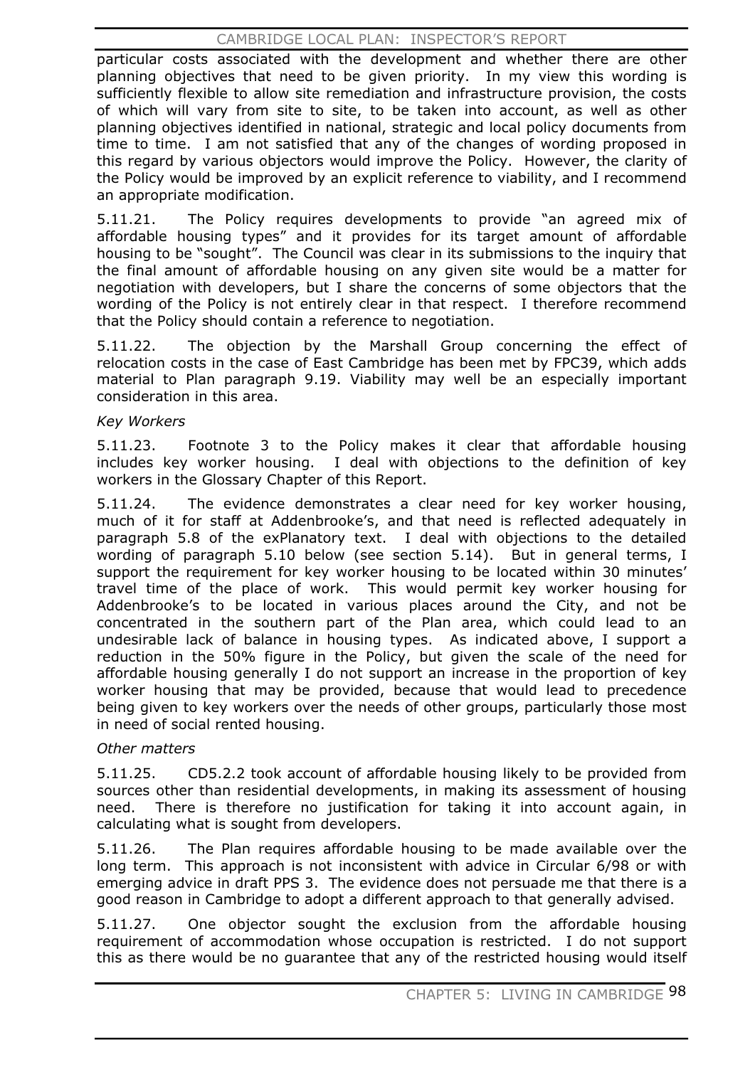particular costs associated with the development and whether there are other planning objectives that need to be given priority. In my view this wording is sufficiently flexible to allow site remediation and infrastructure provision, the costs of which will vary from site to site, to be taken into account, as well as other planning objectives identified in national, strategic and local policy documents from time to time. I am not satisfied that any of the changes of wording proposed in this regard by various objectors would improve the Policy. However, the clarity of the Policy would be improved by an explicit reference to viability, and I recommend an appropriate modification.

5.11.21. The Policy requires developments to provide "an agreed mix of affordable housing types" and it provides for its target amount of affordable housing to be "sought". The Council was clear in its submissions to the inquiry that the final amount of affordable housing on any given site would be a matter for negotiation with developers, but I share the concerns of some objectors that the wording of the Policy is not entirely clear in that respect. I therefore recommend that the Policy should contain a reference to negotiation.

5.11.22. The objection by the Marshall Group concerning the effect of relocation costs in the case of East Cambridge has been met by FPC39, which adds material to Plan paragraph 9.19. Viability may well be an especially important consideration in this area.

*Key Workers*

5.11.23. Footnote 3 to the Policy makes it clear that affordable housing includes key worker housing. I deal with objections to the definition of key workers in the Glossary Chapter of this Report.

5.11.24. The evidence demonstrates a clear need for key worker housing, much of it for staff at Addenbrooke's, and that need is reflected adequately in paragraph 5.8 of the exPlanatory text. I deal with objections to the detailed wording of paragraph 5.10 below (see section 5.14). But in general terms, I support the requirement for key worker housing to be located within 30 minutes' travel time of the place of work. This would permit key worker housing for Addenbrooke's to be located in various places around the City, and not be concentrated in the southern part of the Plan area, which could lead to an undesirable lack of balance in housing types. As indicated above, I support a reduction in the 50% figure in the Policy, but given the scale of the need for affordable housing generally I do not support an increase in the proportion of key worker housing that may be provided, because that would lead to precedence being given to key workers over the needs of other groups, particularly those most in need of social rented housing.

*Other matters*

5.11.25. CD5.2.2 took account of affordable housing likely to be provided from sources other than residential developments, in making its assessment of housing need. There is therefore no justification for taking it into account again, in calculating what is sought from developers.

5.11.26. The Plan requires affordable housing to be made available over the long term. This approach is not inconsistent with advice in Circular 6/98 or with emerging advice in draft PPS 3. The evidence does not persuade me that there is a good reason in Cambridge to adopt a different approach to that generally advised.

5.11.27. One objector sought the exclusion from the affordable housing requirement of accommodation whose occupation is restricted. I do not support this as there would be no guarantee that any of the restricted housing would itself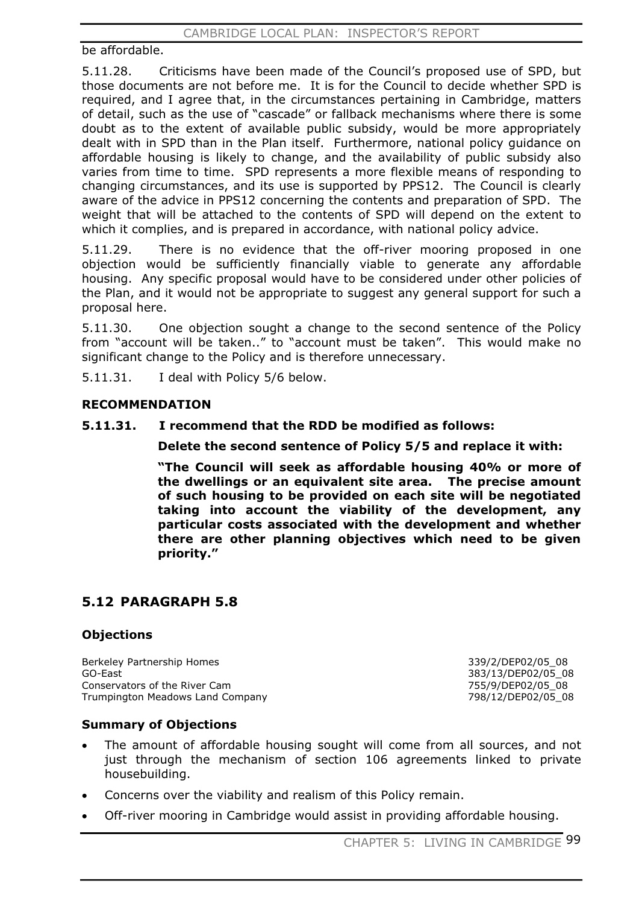be affordable.

5.11.28. Criticisms have been made of the Council's proposed use of SPD, but those documents are not before me. It is for the Council to decide whether SPD is required, and I agree that, in the circumstances pertaining in Cambridge, matters of detail, such as the use of "cascade" or fallback mechanisms where there is some doubt as to the extent of available public subsidy, would be more appropriately dealt with in SPD than in the Plan itself. Furthermore, national policy guidance on affordable housing is likely to change, and the availability of public subsidy also varies from time to time. SPD represents a more flexible means of responding to changing circumstances, and its use is supported by PPS12. The Council is clearly aware of the advice in PPS12 concerning the contents and preparation of SPD. The weight that will be attached to the contents of SPD will depend on the extent to which it complies, and is prepared in accordance, with national policy advice.

5.11.29. There is no evidence that the off-river mooring proposed in one objection would be sufficiently financially viable to generate any affordable housing. Any specific proposal would have to be considered under other policies of the Plan, and it would not be appropriate to suggest any general support for such a proposal here.

5.11.30. One objection sought a change to the second sentence of the Policy from "account will be taken.." to "account must be taken". This would make no significant change to the Policy and is therefore unnecessary.

5.11.31. I deal with Policy 5/6 below.

**RECOMMENDATION**

**5.11.31. I recommend that the RDD be modified as follows:**

**Delete the second sentence of Policy 5/5 and replace it with:**

**"The Council will seek as affordable housing 40% or more of the dwellings or an equivalent site area. The precise amount of such housing to be provided on each site will be negotiated taking into account the viability of the development, any particular costs associated with the development and whether there are other planning objectives which need to be given priority."**

## 5.12 PARAGRAPH 5.8

### Objections

| | |
|---|---|
| Berkeley Partnership Homes | 339/2/DEP02/05_08 |
| GO-East | 383/13/DEP02/05_08 |
| Conservators of the River Cam | 755/9/DEP02/05_08 |
| Trumpington Meadows Land Company | 798/12/DEP02/05_08 |

### Summary of Objections

- The amount of affordable housing sought will come from all sources, and not just through the mechanism of section 106 agreements linked to private housebuilding.
- Concerns over the viability and realism of this Policy remain.
- Off-river mooring in Cambridge would assist in providing affordable housing.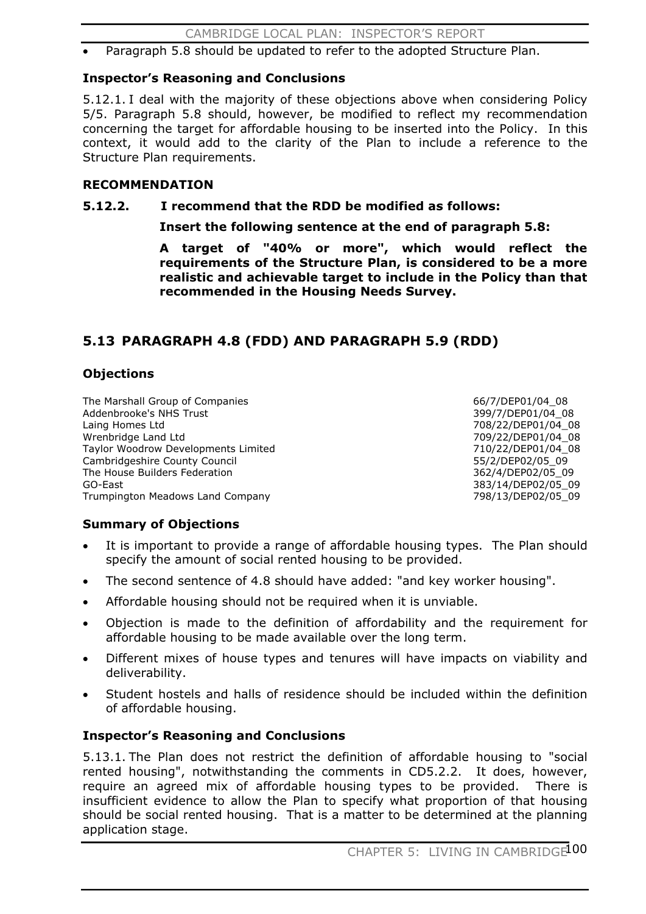- Paragraph 5.8 should be updated to refer to the adopted Structure Plan.

### Inspector's Reasoning and Conclusions

5.12.1. I deal with the majority of these objections above when considering Policy 5/5. Paragraph 5.8 should, however, be modified to reflect my recommendation concerning the target for affordable housing to be inserted into the Policy. In this context, it would add to the clarity of the Plan to include a reference to the Structure Plan requirements.

### RECOMMENDATION

**5.12.2. I recommend that the RDD be modified as follows:**

**Insert the following sentence at the end of paragraph 5.8:**

**A target of "40% or more", which would reflect the requirements of the Structure Plan, is considered to be a more realistic and achievable target to include in the Policy than that recommended in the Housing Needs Survey.**

## 5.13 PARAGRAPH 4.8 (FDD) AND PARAGRAPH 5.9 (RDD)

### Objections

| | |
|---|---|
| The Marshall Group of Companies | 66/7/DEP01/04_08 |
| Addenbrooke's NHS Trust | 399/7/DEP01/04_08 |
| Laing Homes Ltd | 708/22/DEP01/04_08 |
| Wrenbridge Land Ltd | 709/22/DEP01/04_08 |
| Taylor Woodrow Developments Limited | 710/22/DEP01/04_08 |
| Cambridgeshire County Council | 55/2/DEP02/05_09 |
| The House Builders Federation | 362/4/DEP02/05_09 |
| GO-East | 383/14/DEP02/05_09 |
| Trumpington Meadows Land Company | 798/13/DEP02/05_09 |

### Summary of Objections

- It is important to provide a range of affordable housing types. The Plan should specify the amount of social rented housing to be provided.
- The second sentence of 4.8 should have added: "and key worker housing".
- Affordable housing should not be required when it is unviable.
- Objection is made to the definition of affordability and the requirement for affordable housing to be made available over the long term.
- Different mixes of house types and tenures will have impacts on viability and deliverability.
- Student hostels and halls of residence should be included within the definition of affordable housing.

### Inspector's Reasoning and Conclusions

5.13.1. The Plan does not restrict the definition of affordable housing to "social rented housing", notwithstanding the comments in CD5.2.2. It does, however, require an agreed mix of affordable housing types to be provided. There is insufficient evidence to allow the Plan to specify what proportion of that housing should be social rented housing. That is a matter to be determined at the planning application stage.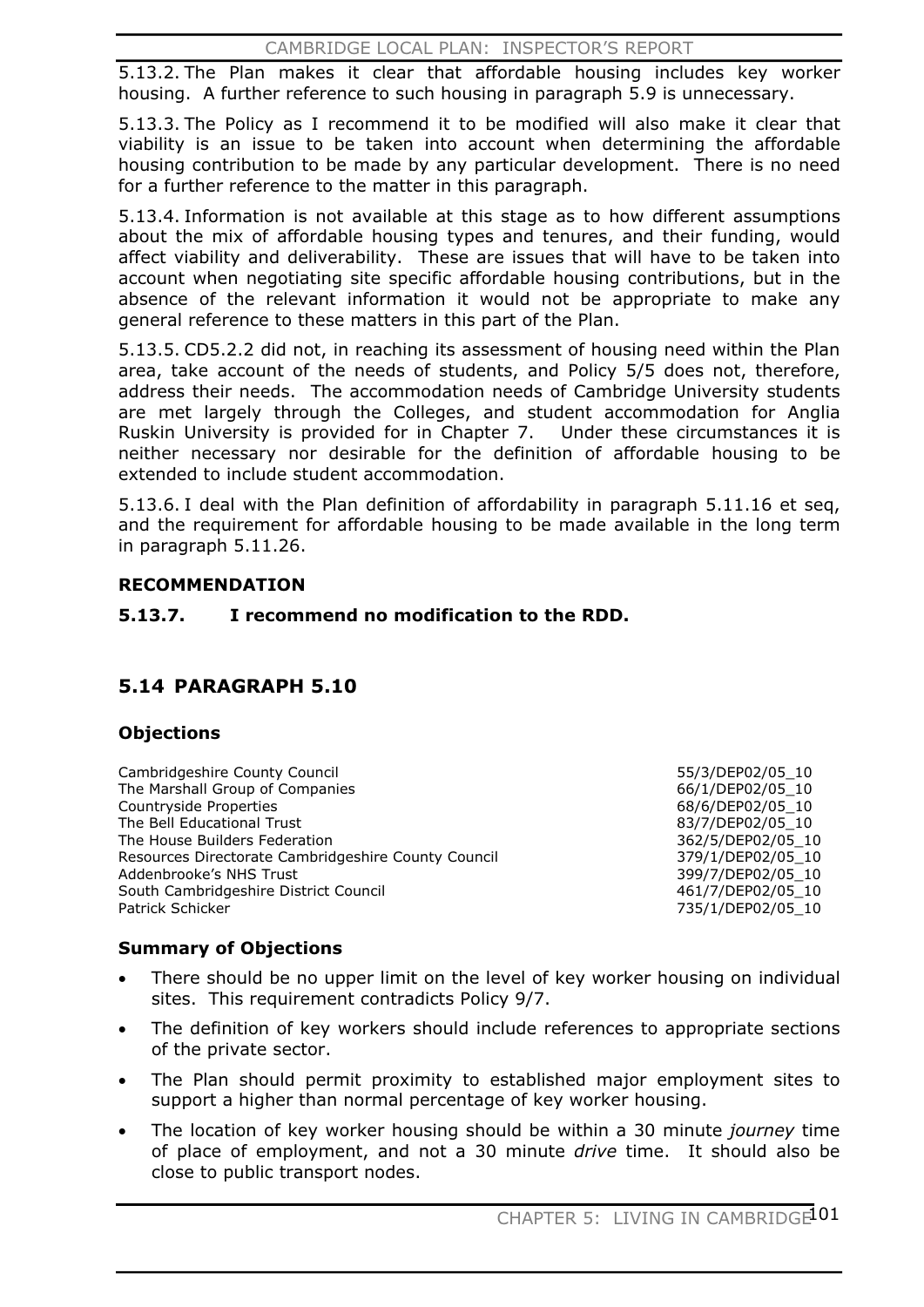5.13.2. The Plan makes it clear that affordable housing includes key worker housing. A further reference to such housing in paragraph 5.9 is unnecessary.

5.13.3. The Policy as I recommend it to be modified will also make it clear that viability is an issue to be taken into account when determining the affordable housing contribution to be made by any particular development. There is no need for a further reference to the matter in this paragraph.

5.13.4. Information is not available at this stage as to how different assumptions about the mix of affordable housing types and tenures, and their funding, would affect viability and deliverability. These are issues that will have to be taken into account when negotiating site specific affordable housing contributions, but in the absence of the relevant information it would not be appropriate to make any general reference to these matters in this part of the Plan.

5.13.5. CD5.2.2 did not, in reaching its assessment of housing need within the Plan area, take account of the needs of students, and Policy 5/5 does not, therefore, address their needs. The accommodation needs of Cambridge University students are met largely through the Colleges, and student accommodation for Anglia Ruskin University is provided for in Chapter 7. Under these circumstances it is neither necessary nor desirable for the definition of affordable housing to be extended to include student accommodation.

5.13.6. I deal with the Plan definition of affordability in paragraph 5.11.16 et seq, and the requirement for affordable housing to be made available in the long term in paragraph 5.11.26.

**RECOMMENDATION**

**5.13.7. I recommend no modification to the RDD.**

## 5.14 PARAGRAPH 5.10

### Objections

| | |
|---|---|
| Cambridgeshire County Council | 55/3/DEP02/05_10 |
| The Marshall Group of Companies | 66/1/DEP02/05_10 |
| Countryside Properties | 68/6/DEP02/05_10 |
| The Bell Educational Trust | 83/7/DEP02/05_10 |
| The House Builders Federation | 362/5/DEP02/05_10 |
| Resources Directorate Cambridgeshire County Council | 379/1/DEP02/05_10 |
| Addenbrooke's NHS Trust | 399/7/DEP02/05_10 |
| South Cambridgeshire District Council | 461/7/DEP02/05_10 |
| Patrick Schicker | 735/1/DEP02/05_10 |

### Summary of Objections

- There should be no upper limit on the level of key worker housing on individual sites. This requirement contradicts Policy 9/7.
- The definition of key workers should include references to appropriate sections of the private sector.
- The Plan should permit proximity to established major employment sites to support a higher than normal percentage of key worker housing.
- The location of key worker housing should be within a 30 minute *journey* time of place of employment, and not a 30 minute *drive* time. It should also be close to public transport nodes.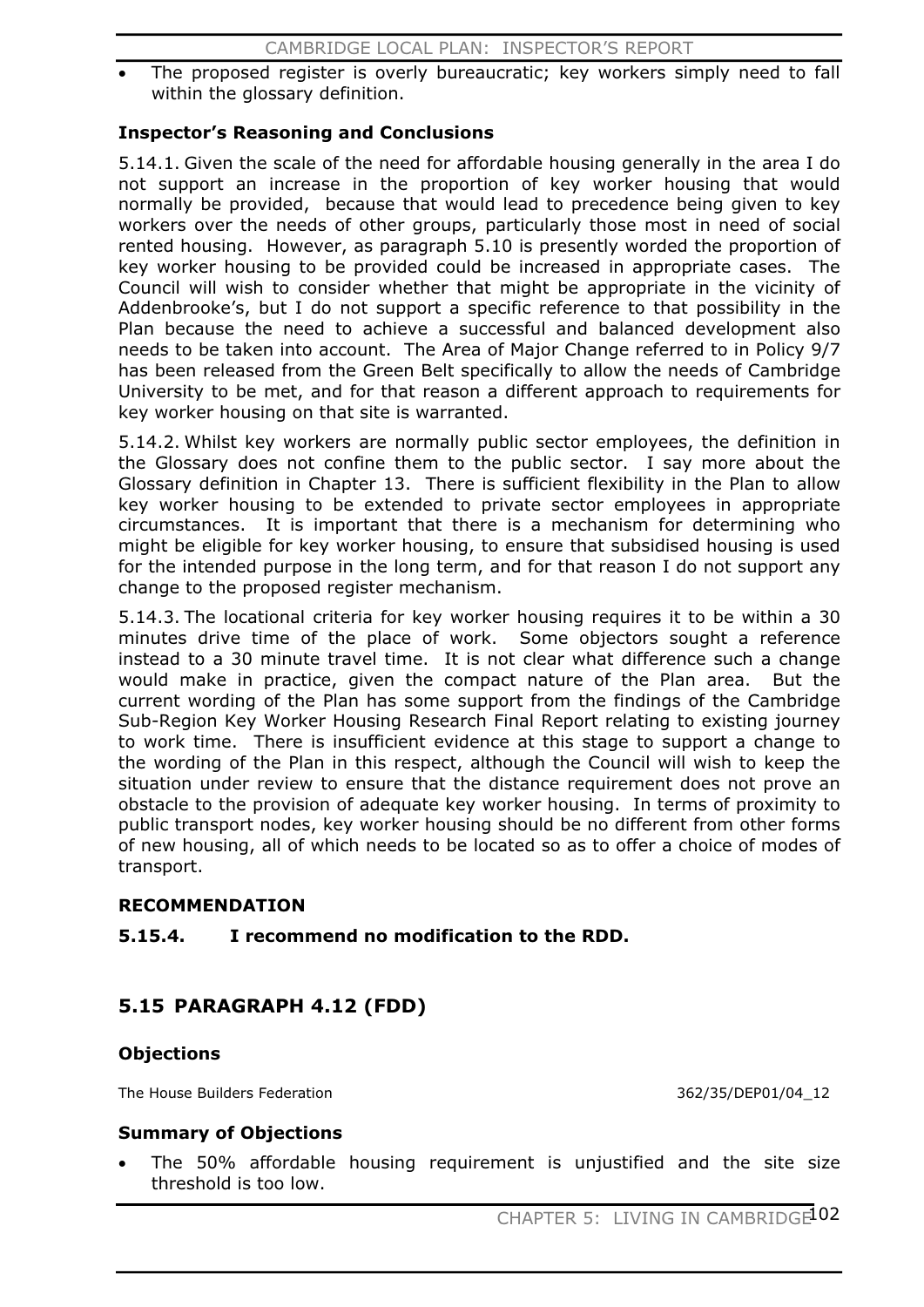- The proposed register is overly bureaucratic; key workers simply need to fall within the glossary definition.

**Inspector's Reasoning and Conclusions**

5.14.1. Given the scale of the need for affordable housing generally in the area I do not support an increase in the proportion of key worker housing that would normally be provided, because that would lead to precedence being given to key workers over the needs of other groups, particularly those most in need of social rented housing. However, as paragraph 5.10 is presently worded the proportion of key worker housing to be provided could be increased in appropriate cases. The Council will wish to consider whether that might be appropriate in the vicinity of Addenbrooke's, but I do not support a specific reference to that possibility in the Plan because the need to achieve a successful and balanced development also needs to be taken into account. The Area of Major Change referred to in Policy 9/7 has been released from the Green Belt specifically to allow the needs of Cambridge University to be met, and for that reason a different approach to requirements for key worker housing on that site is warranted.

5.14.2. Whilst key workers are normally public sector employees, the definition in the Glossary does not confine them to the public sector. I say more about the Glossary definition in Chapter 13. There is sufficient flexibility in the Plan to allow key worker housing to be extended to private sector employees in appropriate circumstances. It is important that there is a mechanism for determining who might be eligible for key worker housing, to ensure that subsidised housing is used for the intended purpose in the long term, and for that reason I do not support any change to the proposed register mechanism.

5.14.3. The locational criteria for key worker housing requires it to be within a 30 minutes drive time of the place of work. Some objectors sought a reference instead to a 30 minute travel time. It is not clear what difference such a change would make in practice, given the compact nature of the Plan area. But the current wording of the Plan has some support from the findings of the Cambridge Sub-Region Key Worker Housing Research Final Report relating to existing journey to work time. There is insufficient evidence at this stage to support a change to the wording of the Plan in this respect, although the Council will wish to keep the situation under review to ensure that the distance requirement does not prove an obstacle to the provision of adequate key worker housing. In terms of proximity to public transport nodes, key worker housing should be no different from other forms of new housing, all of which needs to be located so as to offer a choice of modes of transport.

**RECOMMENDATION**

**5.15.4. I recommend no modification to the RDD.**

## 5.15 PARAGRAPH 4.12 (FDD)

**Objections**

The House Builders Federation 362/35/DEP01/04_12

**Summary of Objections**

- The 50% affordable housing requirement is unjustified and the site size threshold is too low.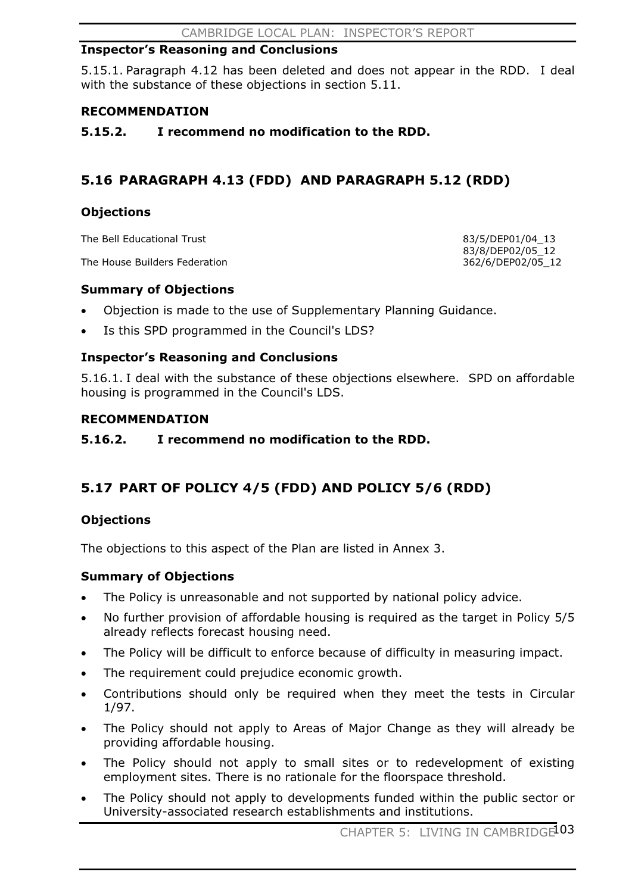### Inspector's Reasoning and Conclusions

5.15.1. Paragraph 4.12 has been deleted and does not appear in the RDD. I deal with the substance of these objections in section 5.11.

### RECOMMENDATION

**5.15.2. I recommend no modification to the RDD.**

## 5.16 PARAGRAPH 4.13 (FDD) AND PARAGRAPH 5.12 (RDD)

### Objections

| | |
|---|---|
| The Bell Educational Trust | 83/5/DEP01/04_13<br>83/8/DEP02/05_12 |
| The House Builders Federation | 362/6/DEP02/05_12 |

### Summary of Objections

- Objection is made to the use of Supplementary Planning Guidance.
- Is this SPD programmed in the Council's LDS?

### Inspector's Reasoning and Conclusions

5.16.1. I deal with the substance of these objections elsewhere. SPD on affordable housing is programmed in the Council's LDS.

### RECOMMENDATION

**5.16.2. I recommend no modification to the RDD.**

## 5.17 PART OF POLICY 4/5 (FDD) AND POLICY 5/6 (RDD)

### Objections

The objections to this aspect of the Plan are listed in Annex 3.

### Summary of Objections

- The Policy is unreasonable and not supported by national policy advice.
- No further provision of affordable housing is required as the target in Policy 5/5 already reflects forecast housing need.
- The Policy will be difficult to enforce because of difficulty in measuring impact.
- The requirement could prejudice economic growth.
- Contributions should only be required when they meet the tests in Circular 1/97.
- The Policy should not apply to Areas of Major Change as they will already be providing affordable housing.
- The Policy should not apply to small sites or to redevelopment of existing employment sites. There is no rationale for the floorspace threshold.
- The Policy should not apply to developments funded within the public sector or University-associated research establishments and institutions.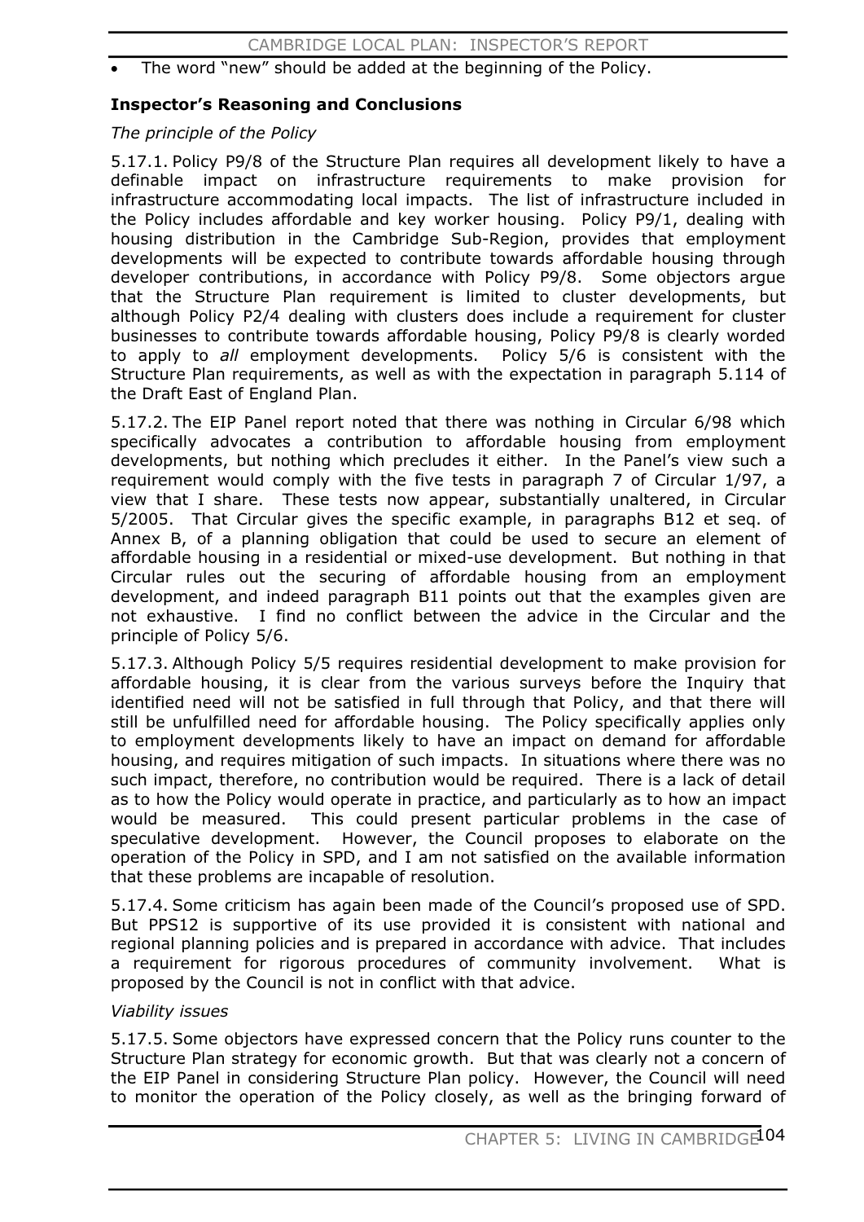- The word "new" should be added at the beginning of the Policy.

**Inspector's Reasoning and Conclusions**

*The principle of the Policy*

5.17.1. Policy P9/8 of the Structure Plan requires all development likely to have a definable impact on infrastructure requirements to make provision for infrastructure accommodating local impacts. The list of infrastructure included in the Policy includes affordable and key worker housing. Policy P9/1, dealing with housing distribution in the Cambridge Sub-Region, provides that employment developments will be expected to contribute towards affordable housing through developer contributions, in accordance with Policy P9/8. Some objectors argue that the Structure Plan requirement is limited to cluster developments, but although Policy P2/4 dealing with clusters does include a requirement for cluster businesses to contribute towards affordable housing, Policy P9/8 is clearly worded to apply to *all* employment developments. Policy 5/6 is consistent with the Structure Plan requirements, as well as with the expectation in paragraph 5.114 of the Draft East of England Plan.

5.17.2. The EIP Panel report noted that there was nothing in Circular 6/98 which specifically advocates a contribution to affordable housing from employment developments, but nothing which precludes it either. In the Panel's view such a requirement would comply with the five tests in paragraph 7 of Circular 1/97, a view that I share. These tests now appear, substantially unaltered, in Circular 5/2005. That Circular gives the specific example, in paragraphs B12 et seq. of Annex B, of a planning obligation that could be used to secure an element of affordable housing in a residential or mixed-use development. But nothing in that Circular rules out the securing of affordable housing from an employment development, and indeed paragraph B11 points out that the examples given are not exhaustive. I find no conflict between the advice in the Circular and the principle of Policy 5/6.

5.17.3. Although Policy 5/5 requires residential development to make provision for affordable housing, it is clear from the various surveys before the Inquiry that identified need will not be satisfied in full through that Policy, and that there will still be unfulfilled need for affordable housing. The Policy specifically applies only to employment developments likely to have an impact on demand for affordable housing, and requires mitigation of such impacts. In situations where there was no such impact, therefore, no contribution would be required. There is a lack of detail as to how the Policy would operate in practice, and particularly as to how an impact would be measured. This could present particular problems in the case of speculative development. However, the Council proposes to elaborate on the operation of the Policy in SPD, and I am not satisfied on the available information that these problems are incapable of resolution.

5.17.4. Some criticism has again been made of the Council's proposed use of SPD. But PPS12 is supportive of its use provided it is consistent with national and regional planning policies and is prepared in accordance with advice. That includes a requirement for rigorous procedures of community involvement. What is proposed by the Council is not in conflict with that advice.

*Viability issues*

5.17.5. Some objectors have expressed concern that the Policy runs counter to the Structure Plan strategy for economic growth. But that was clearly not a concern of the EIP Panel in considering Structure Plan policy. However, the Council will need to monitor the operation of the Policy closely, as well as the bringing forward of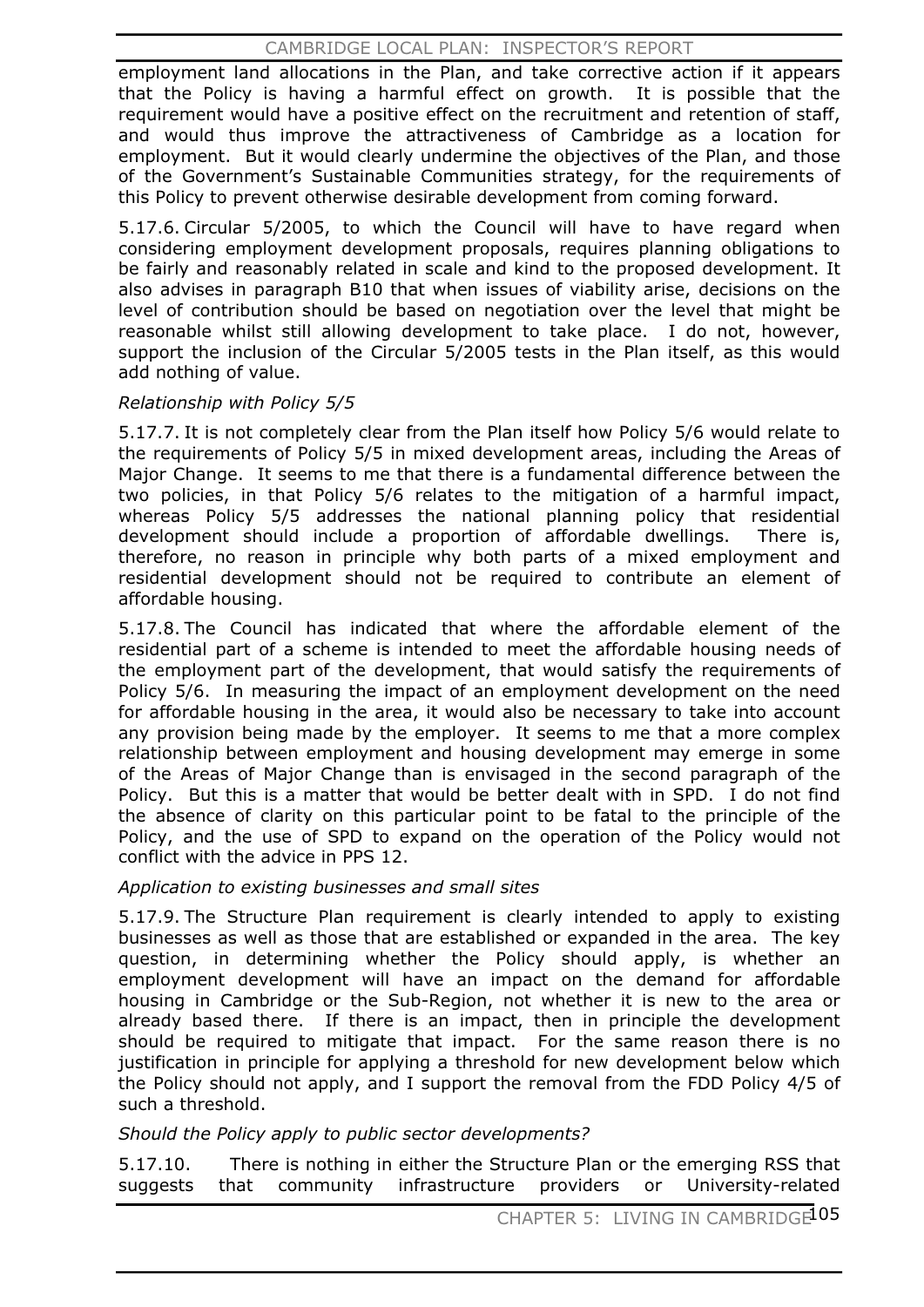employment land allocations in the Plan, and take corrective action if it appears that the Policy is having a harmful effect on growth. It is possible that the requirement would have a positive effect on the recruitment and retention of staff, and would thus improve the attractiveness of Cambridge as a location for employment. But it would clearly undermine the objectives of the Plan, and those of the Government's Sustainable Communities strategy, for the requirements of this Policy to prevent otherwise desirable development from coming forward.

5.17.6. Circular 5/2005, to which the Council will have to have regard when considering employment development proposals, requires planning obligations to be fairly and reasonably related in scale and kind to the proposed development. It also advises in paragraph B10 that when issues of viability arise, decisions on the level of contribution should be based on negotiation over the level that might be reasonable whilst still allowing development to take place. I do not, however, support the inclusion of the Circular 5/2005 tests in the Plan itself, as this would add nothing of value.

*Relationship with Policy 5/5*

5.17.7. It is not completely clear from the Plan itself how Policy 5/6 would relate to the requirements of Policy 5/5 in mixed development areas, including the Areas of Major Change. It seems to me that there is a fundamental difference between the two policies, in that Policy 5/6 relates to the mitigation of a harmful impact, whereas Policy 5/5 addresses the national planning policy that residential development should include a proportion of affordable dwellings. There is, therefore, no reason in principle why both parts of a mixed employment and residential development should not be required to contribute an element of affordable housing.

5.17.8. The Council has indicated that where the affordable element of the residential part of a scheme is intended to meet the affordable housing needs of the employment part of the development, that would satisfy the requirements of Policy 5/6. In measuring the impact of an employment development on the need for affordable housing in the area, it would also be necessary to take into account any provision being made by the employer. It seems to me that a more complex relationship between employment and housing development may emerge in some of the Areas of Major Change than is envisaged in the second paragraph of the Policy. But this is a matter that would be better dealt with in SPD. I do not find the absence of clarity on this particular point to be fatal to the principle of the Policy, and the use of SPD to expand on the operation of the Policy would not conflict with the advice in PPS 12.

*Application to existing businesses and small sites*

5.17.9. The Structure Plan requirement is clearly intended to apply to existing businesses as well as those that are established or expanded in the area. The key question, in determining whether the Policy should apply, is whether an employment development will have an impact on the demand for affordable housing in Cambridge or the Sub-Region, not whether it is new to the area or already based there. If there is an impact, then in principle the development should be required to mitigate that impact. For the same reason there is no justification in principle for applying a threshold for new development below which the Policy should not apply, and I support the removal from the FDD Policy 4/5 of such a threshold.

*Should the Policy apply to public sector developments?*

5.17.10. There is nothing in either the Structure Plan or the emerging RSS that suggests that community infrastructure providers or University-related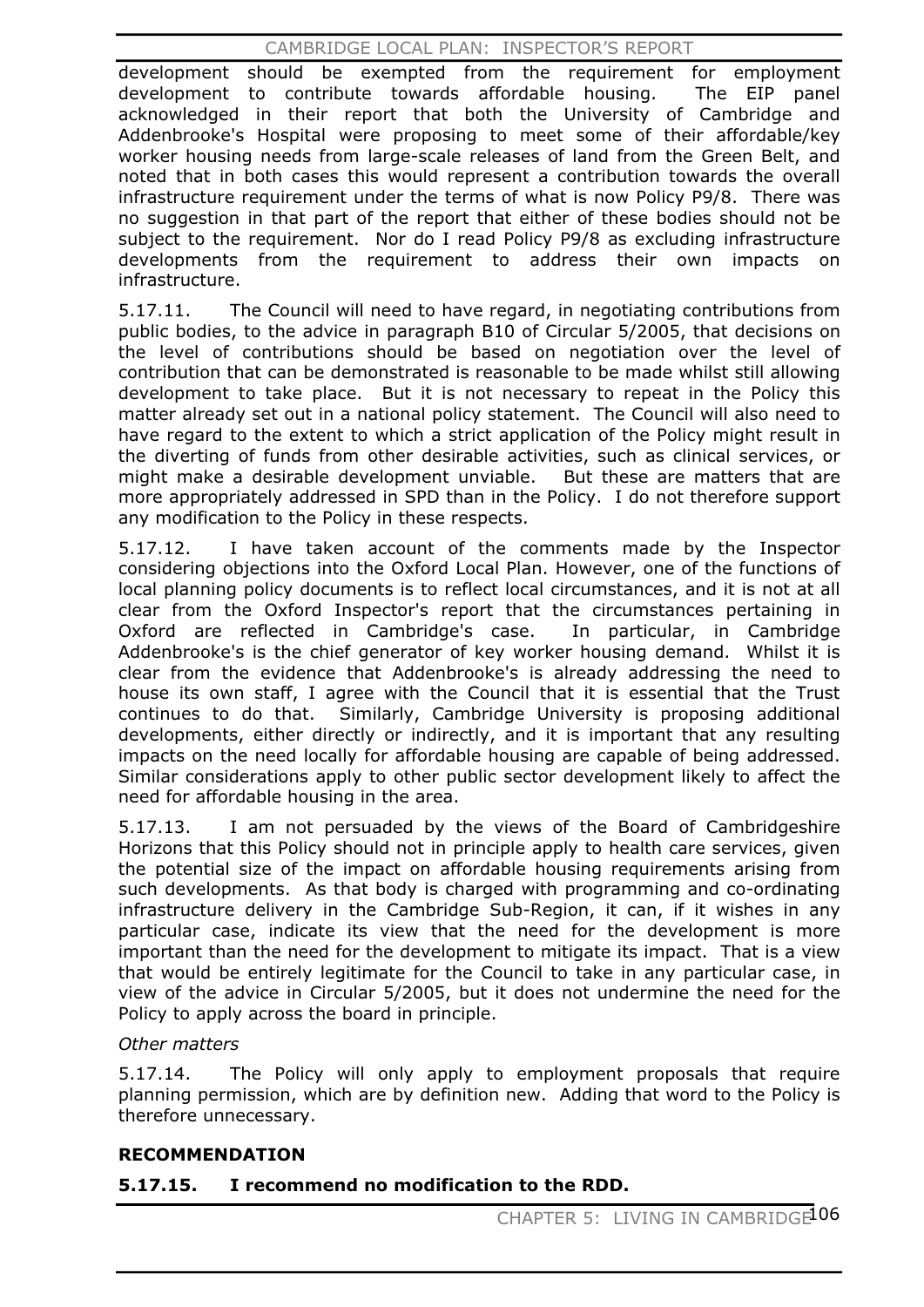development should be exempted from the requirement for employment development to contribute towards affordable housing. The EIP panel acknowledged in their report that both the University of Cambridge and Addenbrooke's Hospital were proposing to meet some of their affordable/key worker housing needs from large-scale releases of land from the Green Belt, and noted that in both cases this would represent a contribution towards the overall infrastructure requirement under the terms of what is now Policy P9/8. There was no suggestion in that part of the report that either of these bodies should not be subject to the requirement. Nor do I read Policy P9/8 as excluding infrastructure developments from the requirement to address their own impacts on infrastructure.

5.17.11. The Council will need to have regard, in negotiating contributions from public bodies, to the advice in paragraph B10 of Circular 5/2005, that decisions on the level of contributions should be based on negotiation over the level of contribution that can be demonstrated is reasonable to be made whilst still allowing development to take place. But it is not necessary to repeat in the Policy this matter already set out in a national policy statement. The Council will also need to have regard to the extent to which a strict application of the Policy might result in the diverting of funds from other desirable activities, such as clinical services, or might make a desirable development unviable. But these are matters that are more appropriately addressed in SPD than in the Policy. I do not therefore support any modification to the Policy in these respects.

5.17.12. I have taken account of the comments made by the Inspector considering objections into the Oxford Local Plan. However, one of the functions of local planning policy documents is to reflect local circumstances, and it is not at all clear from the Oxford Inspector's report that the circumstances pertaining in Oxford are reflected in Cambridge's case. In particular, in Cambridge Addenbrooke's is the chief generator of key worker housing demand. Whilst it is clear from the evidence that Addenbrooke's is already addressing the need to house its own staff, I agree with the Council that it is essential that the Trust continues to do that. Similarly, Cambridge University is proposing additional developments, either directly or indirectly, and it is important that any resulting impacts on the need locally for affordable housing are capable of being addressed. Similar considerations apply to other public sector development likely to affect the need for affordable housing in the area.

5.17.13. I am not persuaded by the views of the Board of Cambridgeshire Horizons that this Policy should not in principle apply to health care services, given the potential size of the impact on affordable housing requirements arising from such developments. As that body is charged with programming and co-ordinating infrastructure delivery in the Cambridge Sub-Region, it can, if it wishes in any particular case, indicate its view that the need for the development is more important than the need for the development to mitigate its impact. That is a view that would be entirely legitimate for the Council to take in any particular case, in view of the advice in Circular 5/2005, but it does not undermine the need for the Policy to apply across the board in principle.

*Other matters*

5.17.14. The Policy will only apply to employment proposals that require planning permission, which are by definition new. Adding that word to the Policy is therefore unnecessary.

**RECOMMENDATION**

**5.17.15. I recommend no modification to the RDD.**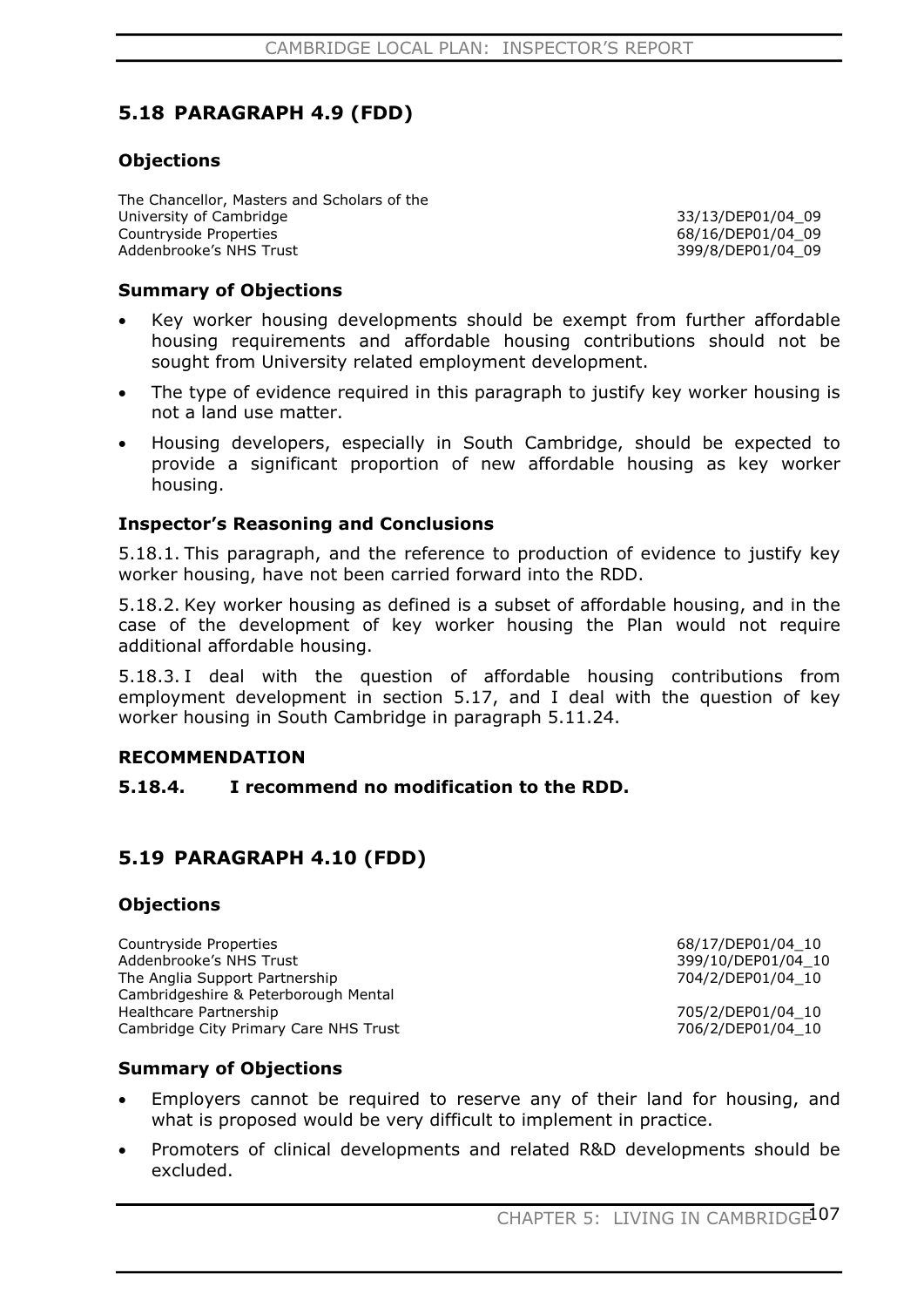## 5.18 PARAGRAPH 4.9 (FDD)

### Objections

| | |
|---|---|
| The Chancellor, Masters and Scholars of the University of Cambridge | 33/13/DEP01/04_09 |
| Countryside Properties | 68/16/DEP01/04_09 |
| Addenbrooke's NHS Trust | 399/8/DEP01/04_09 |

### Summary of Objections

- Key worker housing developments should be exempt from further affordable housing requirements and affordable housing contributions should not be sought from University related employment development.
- The type of evidence required in this paragraph to justify key worker housing is not a land use matter.
- Housing developers, especially in South Cambridge, should be expected to provide a significant proportion of new affordable housing as key worker housing.

### Inspector's Reasoning and Conclusions

5.18.1. This paragraph, and the reference to production of evidence to justify key worker housing, have not been carried forward into the RDD.

5.18.2. Key worker housing as defined is a subset of affordable housing, and in the case of the development of key worker housing the Plan would not require additional affordable housing.

5.18.3. I deal with the question of affordable housing contributions from employment development in section 5.17, and I deal with the question of key worker housing in South Cambridge in paragraph 5.11.24.

### RECOMMENDATION

**5.18.4. I recommend no modification to the RDD.**

## 5.19 PARAGRAPH 4.10 (FDD)

### Objections

| | |
|---|---|
| Countryside Properties | 68/17/DEP01/04_10 |
| Addenbrooke's NHS Trust | 399/10/DEP01/04_10 |
| The Anglia Support Partnership | 704/2/DEP01/04_10 |
| Cambridgeshire & Peterborough Mental Healthcare Partnership | 705/2/DEP01/04_10 |
| Cambridge City Primary Care NHS Trust | 706/2/DEP01/04_10 |

### Summary of Objections

- Employers cannot be required to reserve any of their land for housing, and what is proposed would be very difficult to implement in practice.
- Promoters of clinical developments and related R&D developments should be excluded.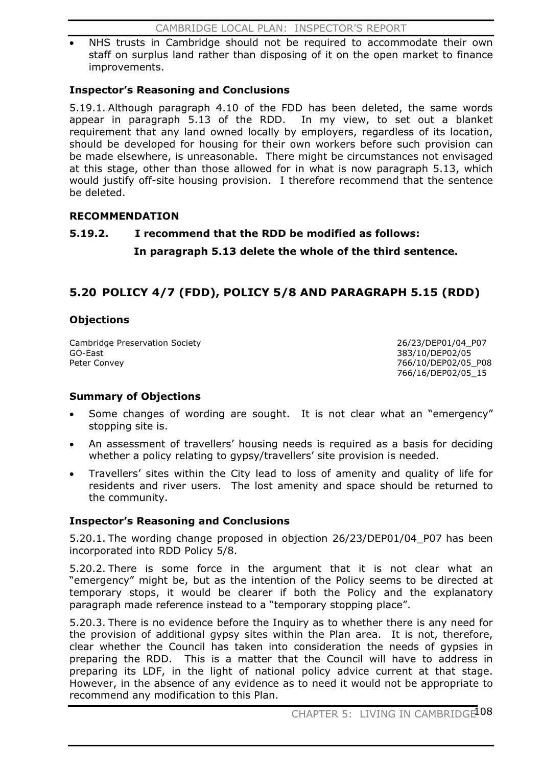- NHS trusts in Cambridge should not be required to accommodate their own staff on surplus land rather than disposing of it on the open market to finance improvements.

**Inspector's Reasoning and Conclusions**

5.19.1. Although paragraph 4.10 of the FDD has been deleted, the same words appear in paragraph 5.13 of the RDD. In my view, to set out a blanket requirement that any land owned locally by employers, regardless of its location, should be developed for housing for their own workers before such provision can be made elsewhere, is unreasonable. There might be circumstances not envisaged at this stage, other than those allowed for in what is now paragraph 5.13, which would justify off-site housing provision. I therefore recommend that the sentence be deleted.

**RECOMMENDATION**

**5.19.2. I recommend that the RDD be modified as follows:**

**In paragraph 5.13 delete the whole of the third sentence.**

## 5.20 POLICY 4/7 (FDD), POLICY 5/8 AND PARAGRAPH 5.15 (RDD)

**Objections**

| | |
|---|---|
| Cambridge Preservation Society | 26/23/DEP01/04_P07 |
| GO-East | 383/10/DEP02/05 |
| Peter Convey | 766/10/DEP02/05_P08 |
| | 766/16/DEP02/05_15 |

**Summary of Objections**

- Some changes of wording are sought. It is not clear what an "emergency" stopping site is.
- An assessment of travellers' housing needs is required as a basis for deciding whether a policy relating to gypsy/travellers' site provision is needed.
- Travellers' sites within the City lead to loss of amenity and quality of life for residents and river users. The lost amenity and space should be returned to the community.

**Inspector's Reasoning and Conclusions**

5.20.1. The wording change proposed in objection 26/23/DEP01/04_P07 has been incorporated into RDD Policy 5/8.

5.20.2. There is some force in the argument that it is not clear what an "emergency" might be, but as the intention of the Policy seems to be directed at temporary stops, it would be clearer if both the Policy and the explanatory paragraph made reference instead to a "temporary stopping place".

5.20.3. There is no evidence before the Inquiry as to whether there is any need for the provision of additional gypsy sites within the Plan area. It is not, therefore, clear whether the Council has taken into consideration the needs of gypsies in preparing the RDD. This is a matter that the Council will have to address in preparing its LDF, in the light of national policy advice current at that stage. However, in the absence of any evidence as to need it would not be appropriate to recommend any modification to this Plan.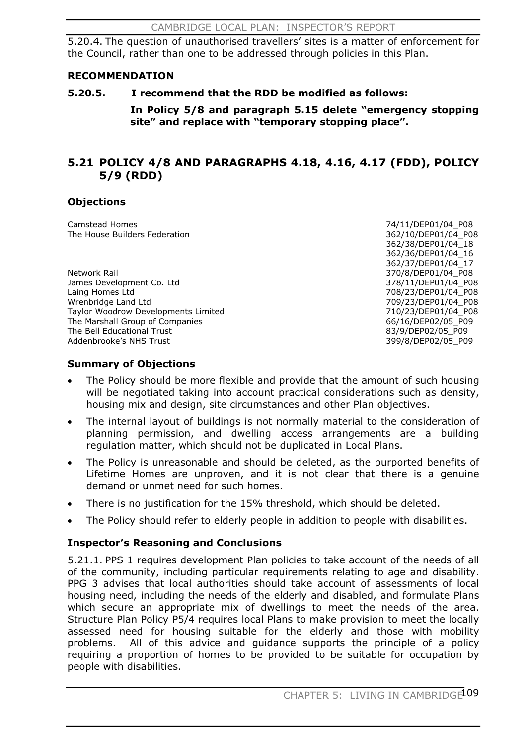5.20.4. The question of unauthorised travellers' sites is a matter of enforcement for the Council, rather than one to be addressed through policies in this Plan.

**RECOMMENDATION**

**5.20.5. I recommend that the RDD be modified as follows:**

**In Policy 5/8 and paragraph 5.15 delete "emergency stopping site" and replace with "temporary stopping place".**

## 5.21 POLICY 4/8 AND PARAGRAPHS 4.18, 4.16, 4.17 (FDD), POLICY 5/9 (RDD)

### Objections

| | |
|---|---|
| Camstead Homes | 74/11/DEP01/04_P08 |
| The House Builders Federation | 362/10/DEP01/04_P08 |
| | 362/38/DEP01/04_18 |
| | 362/36/DEP01/04_16 |
| | 362/37/DEP01/04_17 |
| Network Rail | 370/8/DEP01/04_P08 |
| James Development Co. Ltd | 378/11/DEP01/04_P08 |
| Laing Homes Ltd | 708/23/DEP01/04_P08 |
| Wrenbridge Land Ltd | 709/23/DEP01/04_P08 |
| Taylor Woodrow Developments Limited | 710/23/DEP01/04_P08 |
| The Marshall Group of Companies | 66/16/DEP02/05_P09 |
| The Bell Educational Trust | 83/9/DEP02/05_P09 |
| Addenbrooke's NHS Trust | 399/8/DEP02/05_P09 |

### Summary of Objections

- The Policy should be more flexible and provide that the amount of such housing will be negotiated taking into account practical considerations such as density, housing mix and design, site circumstances and other Plan objectives.
- The internal layout of buildings is not normally material to the consideration of planning permission, and dwelling access arrangements are a building regulation matter, which should not be duplicated in Local Plans.
- The Policy is unreasonable and should be deleted, as the purported benefits of Lifetime Homes are unproven, and it is not clear that there is a genuine demand or unmet need for such homes.
- There is no justification for the 15% threshold, which should be deleted.
- The Policy should refer to elderly people in addition to people with disabilities.

### Inspector's Reasoning and Conclusions

5.21.1. PPS 1 requires development Plan policies to take account of the needs of all of the community, including particular requirements relating to age and disability. PPG 3 advises that local authorities should take account of assessments of local housing need, including the needs of the elderly and disabled, and formulate Plans which secure an appropriate mix of dwellings to meet the needs of the area. Structure Plan Policy P5/4 requires local Plans to make provision to meet the locally assessed need for housing suitable for the elderly and those with mobility problems. All of this advice and guidance supports the principle of a policy requiring a proportion of homes to be provided to be suitable for occupation by people with disabilities.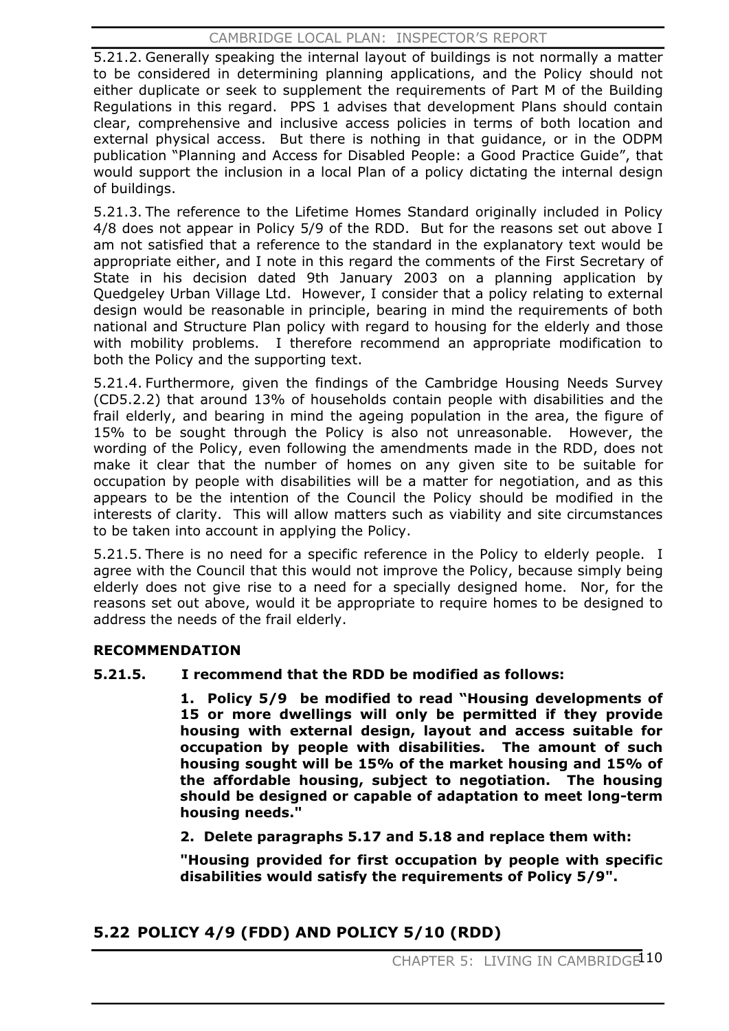5.21.2. Generally speaking the internal layout of buildings is not normally a matter to be considered in determining planning applications, and the Policy should not either duplicate or seek to supplement the requirements of Part M of the Building Regulations in this regard. PPS 1 advises that development Plans should contain clear, comprehensive and inclusive access policies in terms of both location and external physical access. But there is nothing in that guidance, or in the ODPM publication "Planning and Access for Disabled People: a Good Practice Guide", that would support the inclusion in a local Plan of a policy dictating the internal design of buildings.

5.21.3. The reference to the Lifetime Homes Standard originally included in Policy 4/8 does not appear in Policy 5/9 of the RDD. But for the reasons set out above I am not satisfied that a reference to the standard in the explanatory text would be appropriate either, and I note in this regard the comments of the First Secretary of State in his decision dated 9th January 2003 on a planning application by Quedgeley Urban Village Ltd. However, I consider that a policy relating to external design would be reasonable in principle, bearing in mind the requirements of both national and Structure Plan policy with regard to housing for the elderly and those with mobility problems. I therefore recommend an appropriate modification to both the Policy and the supporting text.

5.21.4. Furthermore, given the findings of the Cambridge Housing Needs Survey (CD5.2.2) that around 13% of households contain people with disabilities and the frail elderly, and bearing in mind the ageing population in the area, the figure of 15% to be sought through the Policy is also not unreasonable. However, the wording of the Policy, even following the amendments made in the RDD, does not make it clear that the number of homes on any given site to be suitable for occupation by people with disabilities will be a matter for negotiation, and as this appears to be the intention of the Council the Policy should be modified in the interests of clarity. This will allow matters such as viability and site circumstances to be taken into account in applying the Policy.

5.21.5. There is no need for a specific reference in the Policy to elderly people. I agree with the Council that this would not improve the Policy, because simply being elderly does not give rise to a need for a specially designed home. Nor, for the reasons set out above, would it be appropriate to require homes to be designed to address the needs of the frail elderly.

**RECOMMENDATION**

**5.21.5. I recommend that the RDD be modified as follows:**

**1. Policy 5/9 be modified to read "Housing developments of 15 or more dwellings will only be permitted if they provide housing with external design, layout and access suitable for occupation by people with disabilities. The amount of such housing sought will be 15% of the market housing and 15% of the affordable housing, subject to negotiation. The housing should be designed or capable of adaptation to meet long-term housing needs."**

**2. Delete paragraphs 5.17 and 5.18 and replace them with:**

**"Housing provided for first occupation by people with specific disabilities would satisfy the requirements of Policy 5/9".**

## 5.22 POLICY 4/9 (FDD) AND POLICY 5/10 (RDD)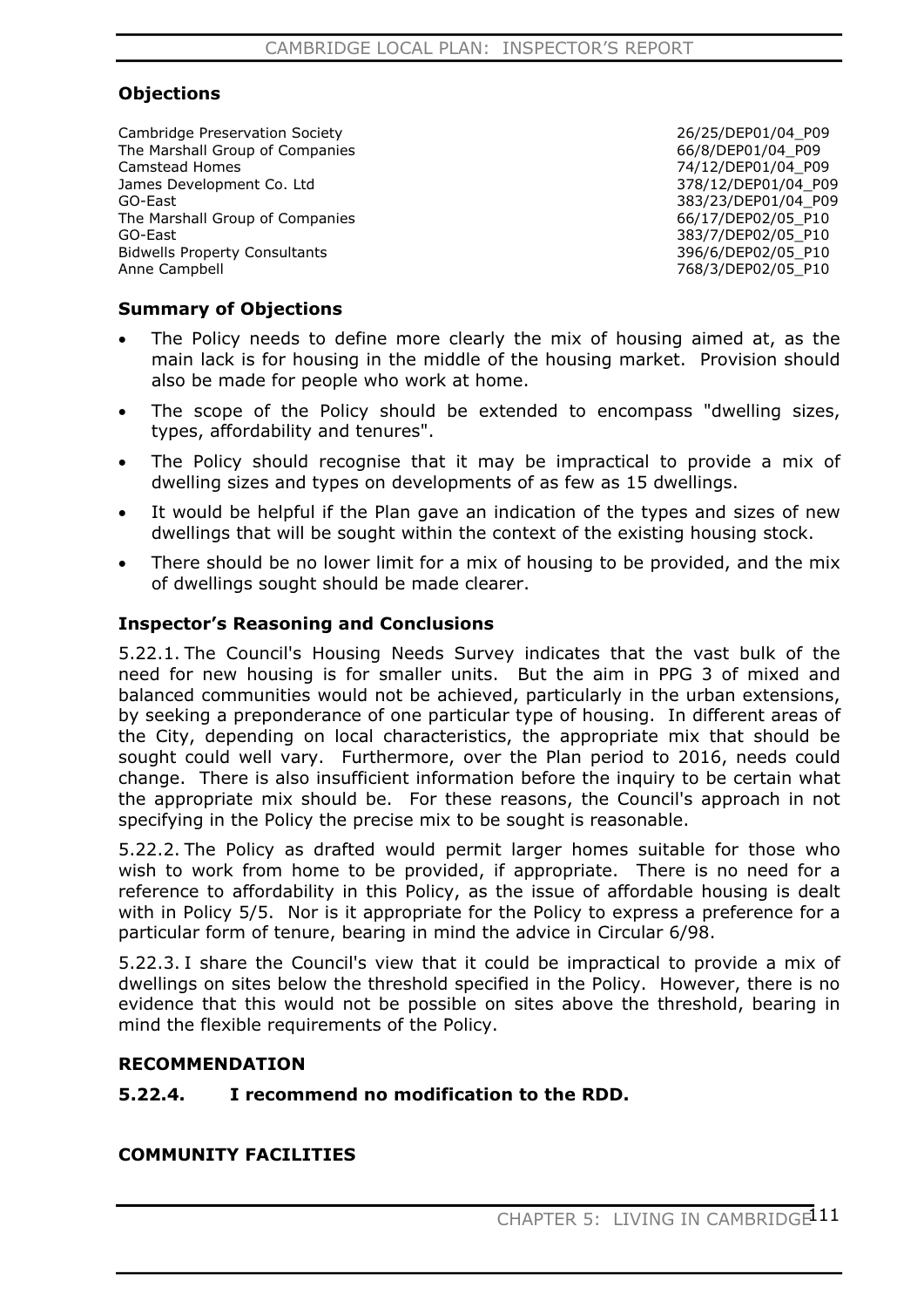### Objections

| | |
|---|---|
| Cambridge Preservation Society | 26/25/DEP01/04_P09 |
| The Marshall Group of Companies | 66/8/DEP01/04_P09 |
| Camstead Homes | 74/12/DEP01/04_P09 |
| James Development Co. Ltd | 378/12/DEP01/04_P09 |
| GO-East | 383/23/DEP01/04_P09 |
| The Marshall Group of Companies | 66/17/DEP02/05_P10 |
| GO-East | 383/7/DEP02/05_P10 |
| Bidwells Property Consultants | 396/6/DEP02/05_P10 |
| Anne Campbell | 768/3/DEP02/05_P10 |

### Summary of Objections

- The Policy needs to define more clearly the mix of housing aimed at, as the main lack is for housing in the middle of the housing market. Provision should also be made for people who work at home.
- The scope of the Policy should be extended to encompass "dwelling sizes, types, affordability and tenures".
- The Policy should recognise that it may be impractical to provide a mix of dwelling sizes and types on developments of as few as 15 dwellings.
- It would be helpful if the Plan gave an indication of the types and sizes of new dwellings that will be sought within the context of the existing housing stock.
- There should be no lower limit for a mix of housing to be provided, and the mix of dwellings sought should be made clearer.

### Inspector's Reasoning and Conclusions

5.22.1. The Council's Housing Needs Survey indicates that the vast bulk of the need for new housing is for smaller units. But the aim in PPG 3 of mixed and balanced communities would not be achieved, particularly in the urban extensions, by seeking a preponderance of one particular type of housing. In different areas of the City, depending on local characteristics, the appropriate mix that should be sought could well vary. Furthermore, over the Plan period to 2016, needs could change. There is also insufficient information before the inquiry to be certain what the appropriate mix should be. For these reasons, the Council's approach in not specifying in the Policy the precise mix to be sought is reasonable.

5.22.2. The Policy as drafted would permit larger homes suitable for those who wish to work from home to be provided, if appropriate. There is no need for a reference to affordability in this Policy, as the issue of affordable housing is dealt with in Policy 5/5. Nor is it appropriate for the Policy to express a preference for a particular form of tenure, bearing in mind the advice in Circular 6/98.

5.22.3. I share the Council's view that it could be impractical to provide a mix of dwellings on sites below the threshold specified in the Policy. However, there is no evidence that this would not be possible on sites above the threshold, bearing in mind the flexible requirements of the Policy.

### RECOMMENDATION

**5.22.4. I recommend no modification to the RDD.**

### COMMUNITY FACILITIES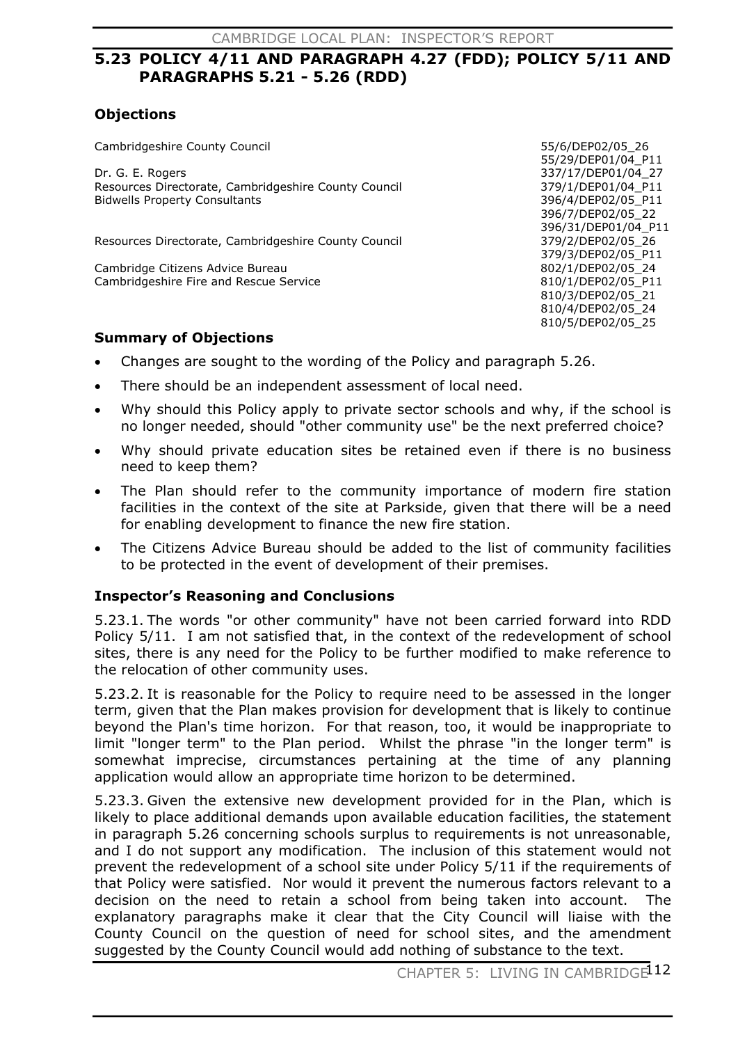## 5.23 POLICY 4/11 AND PARAGRAPH 4.27 (FDD); POLICY 5/11 AND PARAGRAPHS 5.21 - 5.26 (RDD)

### Objections

| | |
|---|---|
| Cambridgeshire County Council | 55/6/DEP02/05_26 |
| | 55/29/DEP01/04_P11 |
| Dr. G. E. Rogers | 337/17/DEP01/04_27 |
| Resources Directorate, Cambridgeshire County Council | 379/1/DEP01/04_P11 |
| Bidwells Property Consultants | 396/4/DEP02/05_P11 |
| | 396/7/DEP02/05_22 |
| | 396/31/DEP01/04_P11 |
| Resources Directorate, Cambridgeshire County Council | 379/2/DEP02/05_26 |
| | 379/3/DEP02/05_P11 |
| Cambridge Citizens Advice Bureau | 802/1/DEP02/05_24 |
| Cambridgeshire Fire and Rescue Service | 810/1/DEP02/05_P11 |
| | 810/3/DEP02/05_21 |
| | 810/4/DEP02/05_24 |
| | 810/5/DEP02/05_25 |

### Summary of Objections

- Changes are sought to the wording of the Policy and paragraph 5.26.
- There should be an independent assessment of local need.
- Why should this Policy apply to private sector schools and why, if the school is no longer needed, should "other community use" be the next preferred choice?
- Why should private education sites be retained even if there is no business need to keep them?
- The Plan should refer to the community importance of modern fire station facilities in the context of the site at Parkside, given that there will be a need for enabling development to finance the new fire station.
- The Citizens Advice Bureau should be added to the list of community facilities to be protected in the event of development of their premises.

### Inspector's Reasoning and Conclusions

5.23.1. The words "or other community" have not been carried forward into RDD Policy 5/11. I am not satisfied that, in the context of the redevelopment of school sites, there is any need for the Policy to be further modified to make reference to the relocation of other community uses.

5.23.2. It is reasonable for the Policy to require need to be assessed in the longer term, given that the Plan makes provision for development that is likely to continue beyond the Plan's time horizon. For that reason, too, it would be inappropriate to limit "longer term" to the Plan period. Whilst the phrase "in the longer term" is somewhat imprecise, circumstances pertaining at the time of any planning application would allow an appropriate time horizon to be determined.

5.23.3. Given the extensive new development provided for in the Plan, which is likely to place additional demands upon available education facilities, the statement in paragraph 5.26 concerning schools surplus to requirements is not unreasonable, and I do not support any modification. The inclusion of this statement would not prevent the redevelopment of a school site under Policy 5/11 if the requirements of that Policy were satisfied. Nor would it prevent the numerous factors relevant to a decision on the need to retain a school from being taken into account. The explanatory paragraphs make it clear that the City Council will liaise with the County Council on the question of need for school sites, and the amendment suggested by the County Council would add nothing of substance to the text.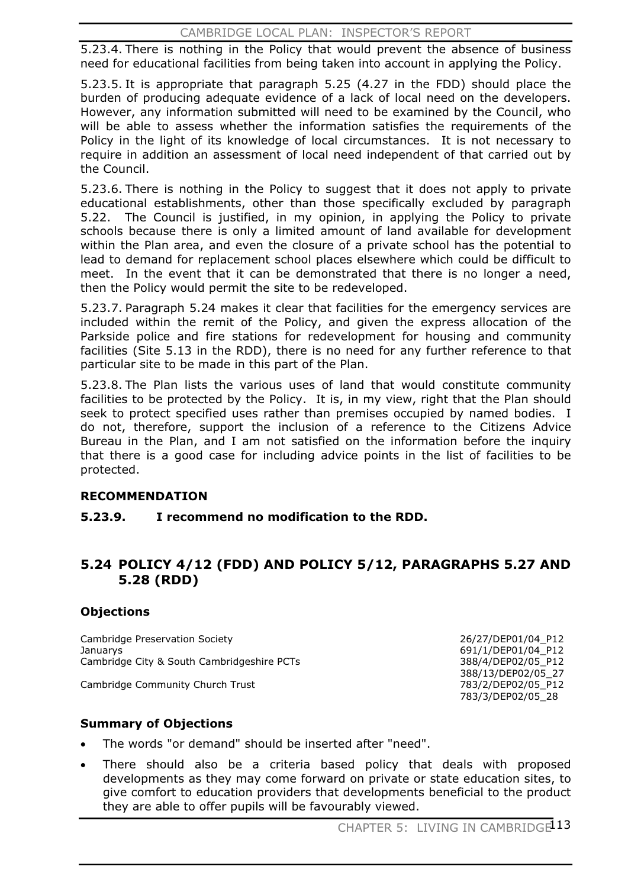5.23.4. There is nothing in the Policy that would prevent the absence of business need for educational facilities from being taken into account in applying the Policy.

5.23.5. It is appropriate that paragraph 5.25 (4.27 in the FDD) should place the burden of producing adequate evidence of a lack of local need on the developers. However, any information submitted will need to be examined by the Council, who will be able to assess whether the information satisfies the requirements of the Policy in the light of its knowledge of local circumstances. It is not necessary to require in addition an assessment of local need independent of that carried out by the Council.

5.23.6. There is nothing in the Policy to suggest that it does not apply to private educational establishments, other than those specifically excluded by paragraph 5.22. The Council is justified, in my opinion, in applying the Policy to private schools because there is only a limited amount of land available for development within the Plan area, and even the closure of a private school has the potential to lead to demand for replacement school places elsewhere which could be difficult to meet. In the event that it can be demonstrated that there is no longer a need, then the Policy would permit the site to be redeveloped.

5.23.7. Paragraph 5.24 makes it clear that facilities for the emergency services are included within the remit of the Policy, and given the express allocation of the Parkside police and fire stations for redevelopment for housing and community facilities (Site 5.13 in the RDD), there is no need for any further reference to that particular site to be made in this part of the Plan.

5.23.8. The Plan lists the various uses of land that would constitute community facilities to be protected by the Policy. It is, in my view, right that the Plan should seek to protect specified uses rather than premises occupied by named bodies. I do not, therefore, support the inclusion of a reference to the Citizens Advice Bureau in the Plan, and I am not satisfied on the information before the inquiry that there is a good case for including advice points in the list of facilities to be protected.

**RECOMMENDATION**

**5.23.9. I recommend no modification to the RDD.**

## 5.24 POLICY 4/12 (FDD) AND POLICY 5/12, PARAGRAPHS 5.27 AND 5.28 (RDD)

### Objections

| | |
|---|---|
| Cambridge Preservation Society | 26/27/DEP01/04_P12 |
| Januarys | 691/1/DEP01/04_P12 |
| Cambridge City & South Cambridgeshire PCTs | 388/4/DEP02/05_P12 |
| | 388/13/DEP02/05_27 |
| Cambridge Community Church Trust | 783/2/DEP02/05_P12 |
| | 783/3/DEP02/05_28 |

### Summary of Objections

- The words "or demand" should be inserted after "need".
- There should also be a criteria based policy that deals with proposed developments as they may come forward on private or state education sites, to give comfort to education providers that developments beneficial to the product they are able to offer pupils will be favourably viewed.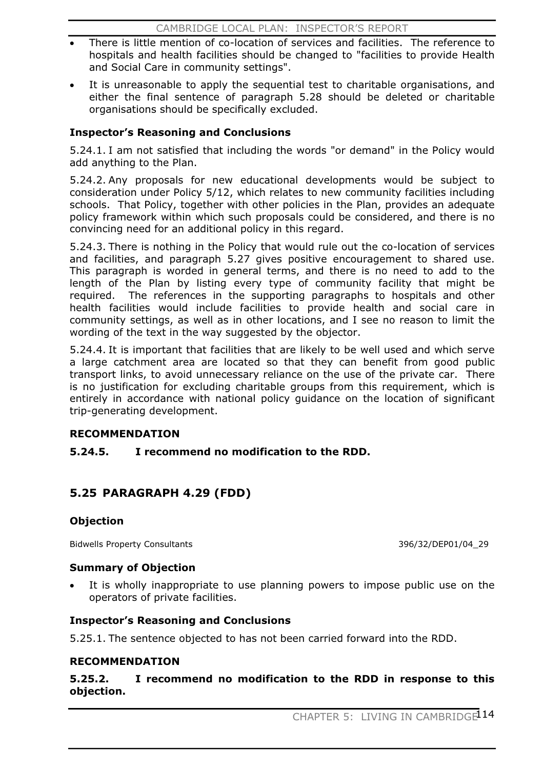- There is little mention of co-location of services and facilities. The reference to hospitals and health facilities should be changed to "facilities to provide Health and Social Care in community settings".
- It is unreasonable to apply the sequential test to charitable organisations, and either the final sentence of paragraph 5.28 should be deleted or charitable organisations should be specifically excluded.

### Inspector's Reasoning and Conclusions

5.24.1. I am not satisfied that including the words "or demand" in the Policy would add anything to the Plan.

5.24.2. Any proposals for new educational developments would be subject to consideration under Policy 5/12, which relates to new community facilities including schools. That Policy, together with other policies in the Plan, provides an adequate policy framework within which such proposals could be considered, and there is no convincing need for an additional policy in this regard.

5.24.3. There is nothing in the Policy that would rule out the co-location of services and facilities, and paragraph 5.27 gives positive encouragement to shared use. This paragraph is worded in general terms, and there is no need to add to the length of the Plan by listing every type of community facility that might be required. The references in the supporting paragraphs to hospitals and other health facilities would include facilities to provide health and social care in community settings, as well as in other locations, and I see no reason to limit the wording of the text in the way suggested by the objector.

5.24.4. It is important that facilities that are likely to be well used and which serve a large catchment area are located so that they can benefit from good public transport links, to avoid unnecessary reliance on the use of the private car. There is no justification for excluding charitable groups from this requirement, which is entirely in accordance with national policy guidance on the location of significant trip-generating development.

### RECOMMENDATION

**5.24.5. I recommend no modification to the RDD.**

## 5.25 PARAGRAPH 4.29 (FDD)

### Objection

Bidwells Property Consultants 396/32/DEP01/04_29

### Summary of Objection

- It is wholly inappropriate to use planning powers to impose public use on the operators of private facilities.

### Inspector's Reasoning and Conclusions

5.25.1. The sentence objected to has not been carried forward into the RDD.

### RECOMMENDATION

**5.25.2. I recommend no modification to the RDD in response to this objection.**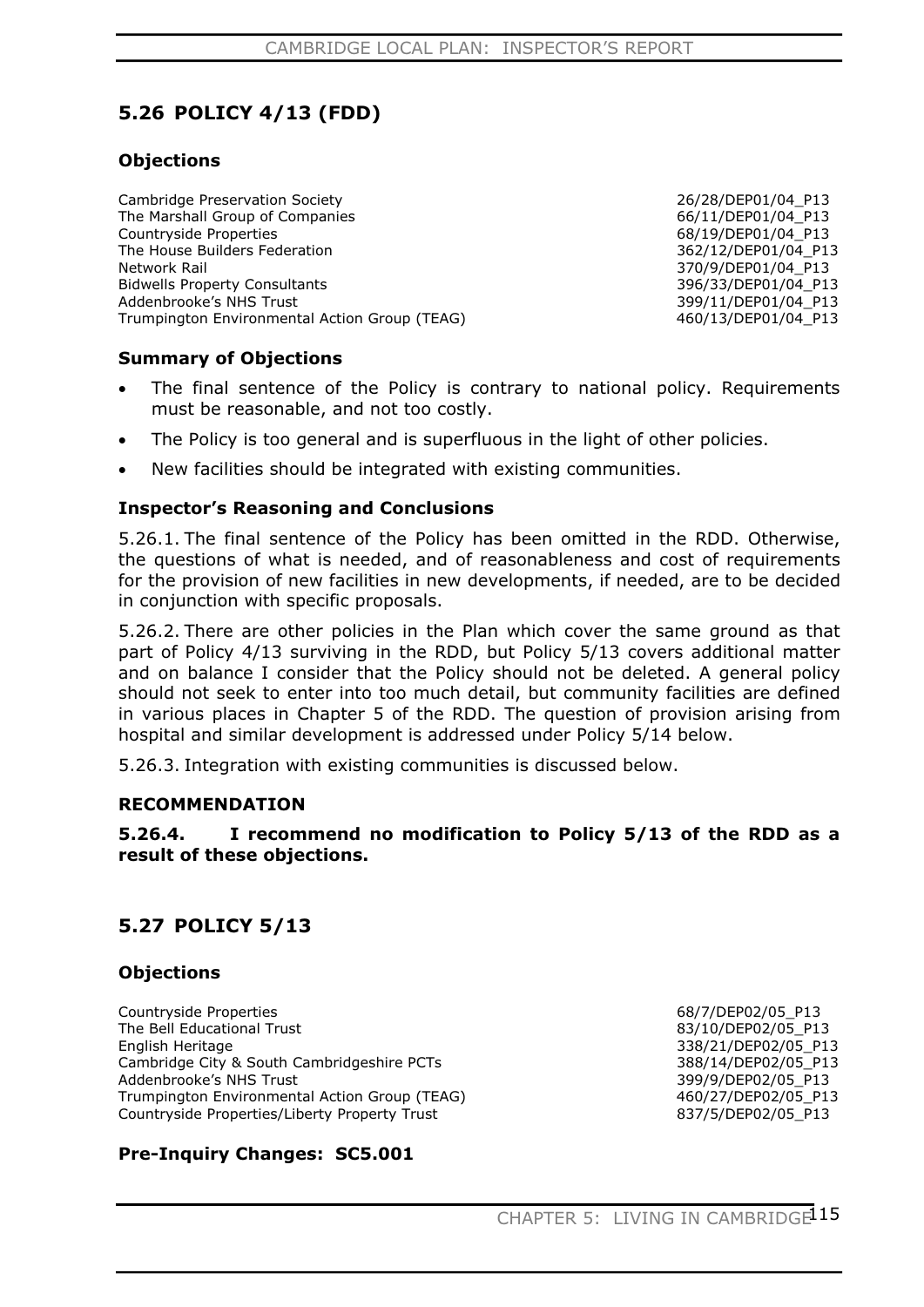## 5.26 POLICY 4/13 (FDD)

### Objections

| | |
|---|---|
| Cambridge Preservation Society | 26/28/DEP01/04_P13 |
| The Marshall Group of Companies | 66/11/DEP01/04_P13 |
| Countryside Properties | 68/19/DEP01/04_P13 |
| The House Builders Federation | 362/12/DEP01/04_P13 |
| Network Rail | 370/9/DEP01/04_P13 |
| Bidwells Property Consultants | 396/33/DEP01/04_P13 |
| Addenbrooke's NHS Trust | 399/11/DEP01/04_P13 |
| Trumpington Environmental Action Group (TEAG) | 460/13/DEP01/04_P13 |

### Summary of Objections

- The final sentence of the Policy is contrary to national policy. Requirements must be reasonable, and not too costly.
- The Policy is too general and is superfluous in the light of other policies.
- New facilities should be integrated with existing communities.

### Inspector's Reasoning and Conclusions

5.26.1. The final sentence of the Policy has been omitted in the RDD. Otherwise, the questions of what is needed, and of reasonableness and cost of requirements for the provision of new facilities in new developments, if needed, are to be decided in conjunction with specific proposals.

5.26.2. There are other policies in the Plan which cover the same ground as that part of Policy 4/13 surviving in the RDD, but Policy 5/13 covers additional matter and on balance I consider that the Policy should not be deleted. A general policy should not seek to enter into too much detail, but community facilities are defined in various places in Chapter 5 of the RDD. The question of provision arising from hospital and similar development is addressed under Policy 5/14 below.

5.26.3. Integration with existing communities is discussed below.

### RECOMMENDATION

**5.26.4. I recommend no modification to Policy 5/13 of the RDD as a result of these objections.**

## 5.27 POLICY 5/13

### Objections

| | |
|---|---|
| Countryside Properties | 68/7/DEP02/05_P13 |
| The Bell Educational Trust | 83/10/DEP02/05_P13 |
| English Heritage | 338/21/DEP02/05_P13 |
| Cambridge City & South Cambridgeshire PCTs | 388/14/DEP02/05_P13 |
| Addenbrooke's NHS Trust | 399/9/DEP02/05_P13 |
| Trumpington Environmental Action Group (TEAG) | 460/27/DEP02/05_P13 |
| Countryside Properties/Liberty Property Trust | 837/5/DEP02/05_P13 |

### Pre-Inquiry Changes: SC5.001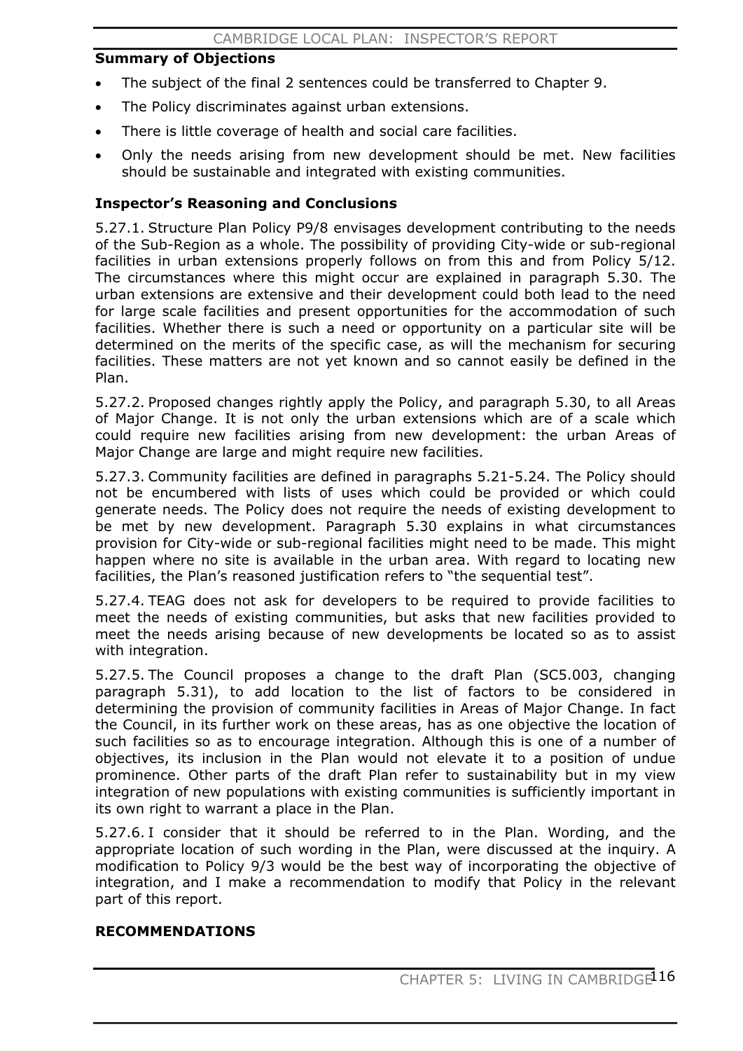**Summary of Objections**

- The subject of the final 2 sentences could be transferred to Chapter 9.
- The Policy discriminates against urban extensions.
- There is little coverage of health and social care facilities.
- Only the needs arising from new development should be met. New facilities should be sustainable and integrated with existing communities.

**Inspector's Reasoning and Conclusions**

5.27.1. Structure Plan Policy P9/8 envisages development contributing to the needs of the Sub-Region as a whole. The possibility of providing City-wide or sub-regional facilities in urban extensions properly follows on from this and from Policy 5/12. The circumstances where this might occur are explained in paragraph 5.30. The urban extensions are extensive and their development could both lead to the need for large scale facilities and present opportunities for the accommodation of such facilities. Whether there is such a need or opportunity on a particular site will be determined on the merits of the specific case, as will the mechanism for securing facilities. These matters are not yet known and so cannot easily be defined in the Plan.

5.27.2. Proposed changes rightly apply the Policy, and paragraph 5.30, to all Areas of Major Change. It is not only the urban extensions which are of a scale which could require new facilities arising from new development: the urban Areas of Major Change are large and might require new facilities.

5.27.3. Community facilities are defined in paragraphs 5.21-5.24. The Policy should not be encumbered with lists of uses which could be provided or which could generate needs. The Policy does not require the needs of existing development to be met by new development. Paragraph 5.30 explains in what circumstances provision for City-wide or sub-regional facilities might need to be made. This might happen where no site is available in the urban area. With regard to locating new facilities, the Plan's reasoned justification refers to "the sequential test".

5.27.4. TEAG does not ask for developers to be required to provide facilities to meet the needs of existing communities, but asks that new facilities provided to meet the needs arising because of new developments be located so as to assist with integration.

5.27.5. The Council proposes a change to the draft Plan (SC5.003, changing paragraph 5.31), to add location to the list of factors to be considered in determining the provision of community facilities in Areas of Major Change. In fact the Council, in its further work on these areas, has as one objective the location of such facilities so as to encourage integration. Although this is one of a number of objectives, its inclusion in the Plan would not elevate it to a position of undue prominence. Other parts of the draft Plan refer to sustainability but in my view integration of new populations with existing communities is sufficiently important in its own right to warrant a place in the Plan.

5.27.6. I consider that it should be referred to in the Plan. Wording, and the appropriate location of such wording in the Plan, were discussed at the inquiry. A modification to Policy 9/3 would be the best way of incorporating the objective of integration, and I make a recommendation to modify that Policy in the relevant part of this report.

**RECOMMENDATIONS**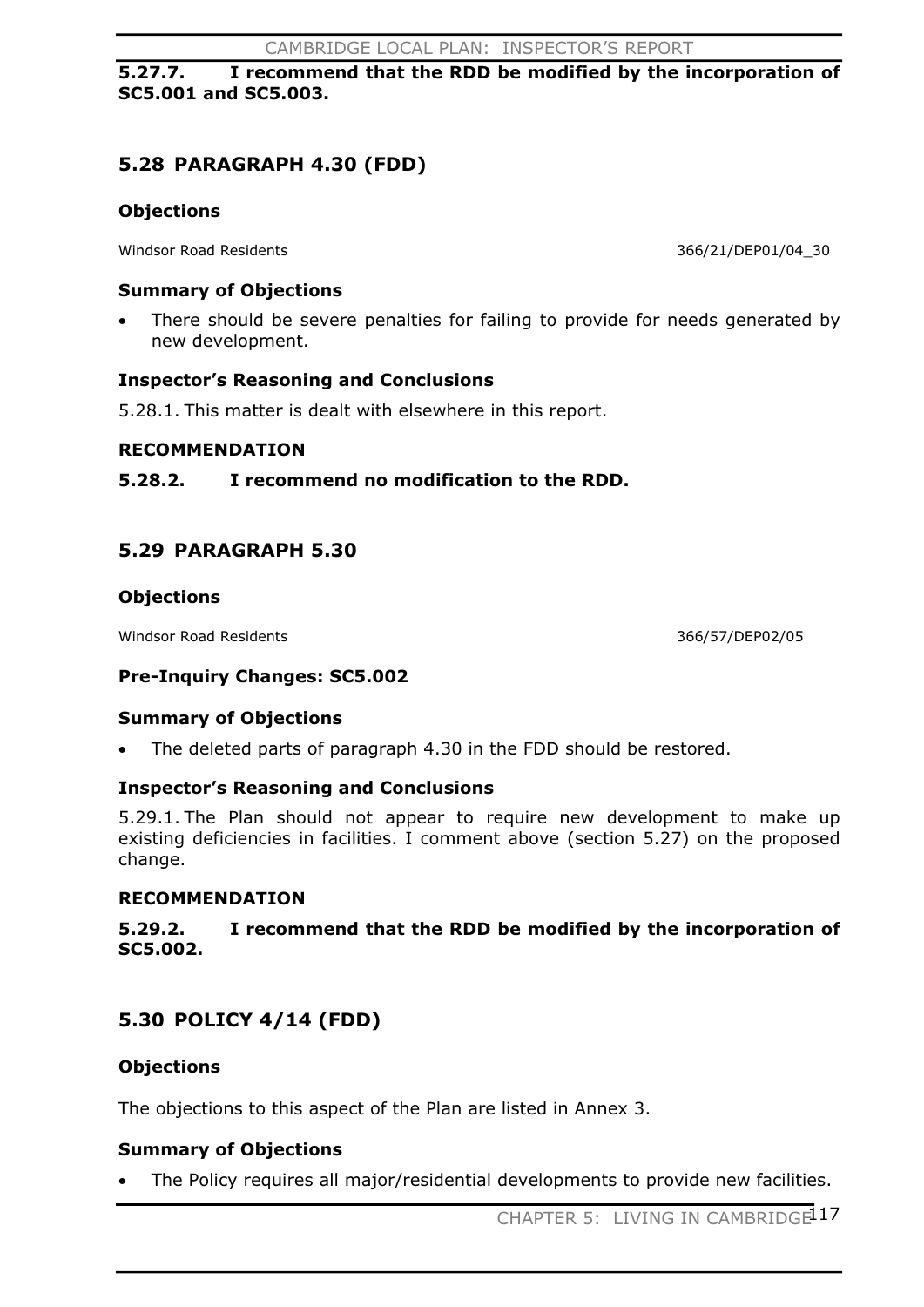**5.27.7. I recommend that the RDD be modified by the incorporation of SC5.001 and SC5.003.**

## 5.28 PARAGRAPH 4.30 (FDD)

### Objections

Windor Road Residents 366/21/DEP01/04_30

### Summary of Objections

- There should be severe penalties for failing to provide for needs generated by new development.

### Inspector's Reasoning and Conclusions

5.28.1. This matter is dealt with elsewhere in this report.

### RECOMMENDATION

**5.28.2. I recommend no modification to the RDD.**

## 5.29 PARAGRAPH 5.30

### Objections

Windsor Road Residents 366/57/DEP02/05

### Pre-Inquiry Changes: SC5.002

### Summary of Objections

- The deleted parts of paragraph 4.30 in the FDD should be restored.

### Inspector's Reasoning and Conclusions

5.29.1. The Plan should not appear to require new development to make up existing deficiencies in facilities. I comment above (section 5.27) on the proposed change.

### RECOMMENDATION

**5.29.2. I recommend that the RDD be modified by the incorporation of SC5.002.**

## 5.30 POLICY 4/14 (FDD)

### Objections

The objections to this aspect of the Plan are listed in Annex 3.

### Summary of Objections

- The Policy requires all major/residential developments to provide new facilities.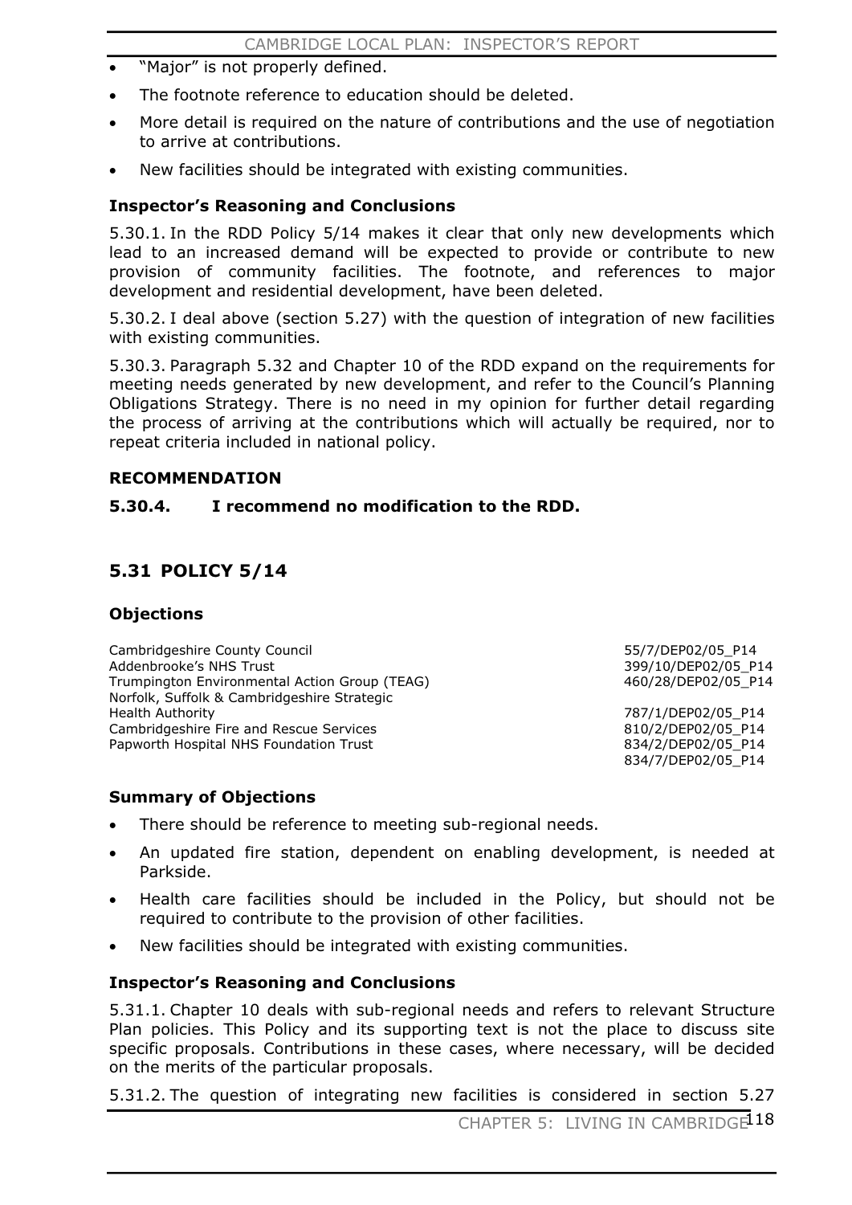- "Major" is not properly defined.
- The footnote reference to education should be deleted.
- More detail is required on the nature of contributions and the use of negotiation to arrive at contributions.
- New facilities should be integrated with existing communities.

### Inspector's Reasoning and Conclusions

5.30.1. In the RDD Policy 5/14 makes it clear that only new developments which lead to an increased demand will be expected to provide or contribute to new provision of community facilities. The footnote, and references to major development and residential development, have been deleted.

5.30.2. I deal above (section 5.27) with the question of integration of new facilities with existing communities.

5.30.3. Paragraph 5.32 and Chapter 10 of the RDD expand on the requirements for meeting needs generated by new development, and refer to the Council's Planning Obligations Strategy. There is no need in my opinion for further detail regarding the process of arriving at the contributions which will actually be required, nor to repeat criteria included in national policy.

### RECOMMENDATION

**5.30.4. I recommend no modification to the RDD.**

## 5.31 POLICY 5/14

### Objections

| | |
|---|---|
| Cambridgeshire County Council | 55/7/DEP02/05_P14 |
| Addenbrooke's NHS Trust | 399/10/DEP02/05_P14 |
| Trumpington Environmental Action Group (TEAG) | 460/28/DEP02/05_P14 |
| Norfolk, Suffolk & Cambridgeshire Strategic Health Authority | 787/1/DEP02/05_P14 |
| Cambridgeshire Fire and Rescue Services | 810/2/DEP02/05_P14 |
| Papworth Hospital NHS Foundation Trust | 834/2/DEP02/05_P14 |
| | 834/7/DEP02/05_P14 |

### Summary of Objections

- There should be reference to meeting sub-regional needs.
- An updated fire station, dependent on enabling development, is needed at Parkside.
- Health care facilities should be included in the Policy, but should not be required to contribute to the provision of other facilities.
- New facilities should be integrated with existing communities.

### Inspector's Reasoning and Conclusions

5.31.1. Chapter 10 deals with sub-regional needs and refers to relevant Structure Plan policies. This Policy and its supporting text is not the place to discuss site specific proposals. Contributions in these cases, where necessary, will be decided on the merits of the particular proposals.

5.31.2. The question of integrating new facilities is considered in section 5.27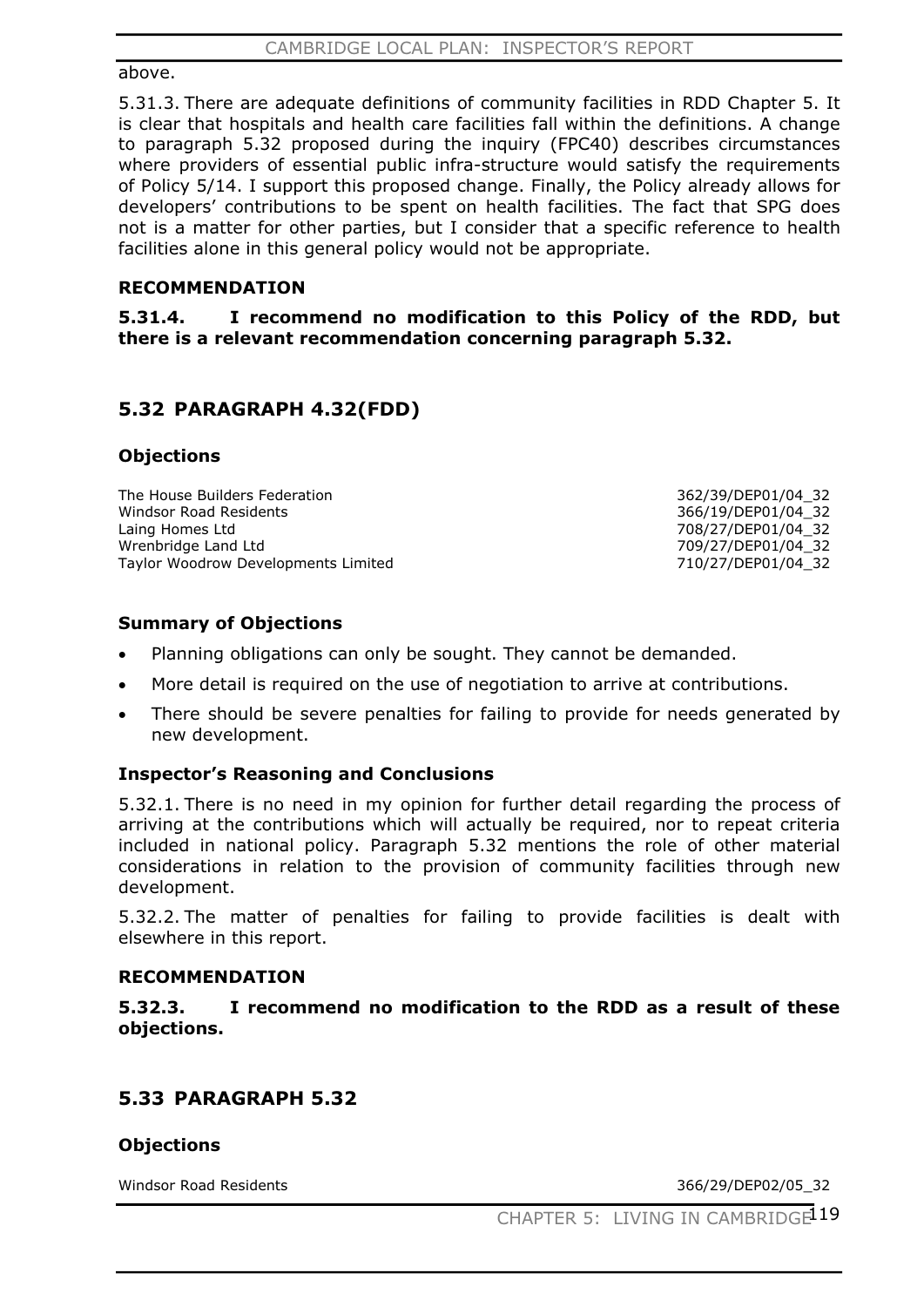above.

5.31.3. There are adequate definitions of community facilities in RDD Chapter 5. It is clear that hospitals and health care facilities fall within the definitions. A change to paragraph 5.32 proposed during the inquiry (FPC40) describes circumstances where providers of essential public infra-structure would satisfy the requirements of Policy 5/14. I support this proposed change. Finally, the Policy already allows for developers' contributions to be spent on health facilities. The fact that SPG does not is a matter for other parties, but I consider that a specific reference to health facilities alone in this general policy would not be appropriate.

**RECOMMENDATION**

**5.31.4. I recommend no modification to this Policy of the RDD, but there is a relevant recommendation concerning paragraph 5.32.**

## 5.32 PARAGRAPH 4.32(FDD)

**Objections**

| | |
|---|---|
| The House Builders Federation | 362/39/DEP01/04_32 |
| Windsor Road Residents | 366/19/DEP01/04_32 |
| Laing Homes Ltd | 708/27/DEP01/04_32 |
| Wrenbridge Land Ltd | 709/27/DEP01/04_32 |
| Taylor Woodrow Developments Limited | 710/27/DEP01/04_32 |

**Summary of Objections**

- Planning obligations can only be sought. They cannot be demanded.
- More detail is required on the use of negotiation to arrive at contributions.
- There should be severe penalties for failing to provide for needs generated by new development.

**Inspector's Reasoning and Conclusions**

5.32.1. There is no need in my opinion for further detail regarding the process of arriving at the contributions which will actually be required, nor to repeat criteria included in national policy. Paragraph 5.32 mentions the role of other material considerations in relation to the provision of community facilities through new development.

5.32.2. The matter of penalties for failing to provide facilities is dealt with elsewhere in this report.

**RECOMMENDATION**

**5.32.3. I recommend no modification to the RDD as a result of these objections.**

## 5.33 PARAGRAPH 5.32

**Objections**

| | |
|---|---|
| Windsor Road Residents | 366/29/DEP02/05_32 |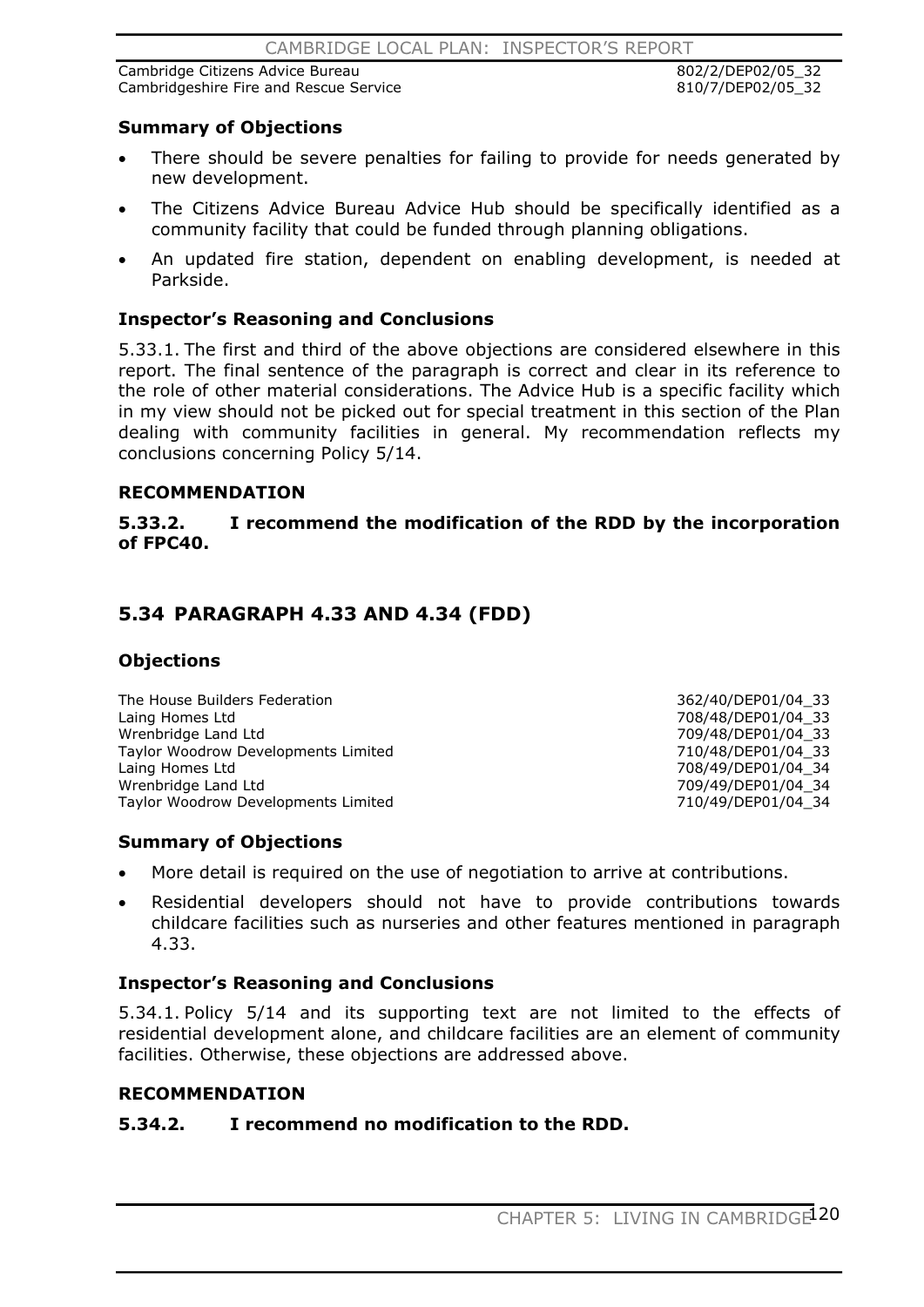| | |
|---|---|
| Cambridge Citizens Advice Bureau | 802/2/DEP02/05_32 |
| Cambridgeshire Fire and Rescue Service | 810/7/DEP02/05_32 |

### Summary of Objections

- There should be severe penalties for failing to provide for needs generated by new development.
- The Citizens Advice Bureau Advice Hub should be specifically identified as a community facility that could be funded through planning obligations.
- An updated fire station, dependent on enabling development, is needed at Parkside.

### Inspector's Reasoning and Conclusions

5.33.1. The first and third of the above objections are considered elsewhere in this report. The final sentence of the paragraph is correct and clear in its reference to the role of other material considerations. The Advice Hub is a specific facility which in my view should not be picked out for special treatment in this section of the Plan dealing with community facilities in general. My recommendation reflects my conclusions concerning Policy 5/14.

### RECOMMENDATION

**5.33.2. I recommend the modification of the RDD by the incorporation of FPC40.**

## 5.34 PARAGRAPH 4.33 AND 4.34 (FDD)

### Objections

| | |
|---|---|
| The House Builders Federation | 362/40/DEP01/04_33 |
| Laing Homes Ltd | 708/48/DEP01/04_33 |
| Wrenbridge Land Ltd | 709/48/DEP01/04_33 |
| Taylor Woodrow Developments Limited | 710/48/DEP01/04_33 |
| Laing Homes Ltd | 708/49/DEP01/04_34 |
| Wrenbridge Land Ltd | 709/49/DEP01/04_34 |
| Taylor Woodrow Developments Limited | 710/49/DEP01/04_34 |

### Summary of Objections

- More detail is required on the use of negotiation to arrive at contributions.
- Residential developers should not have to provide contributions towards childcare facilities such as nurseries and other features mentioned in paragraph 4.33.

### Inspector's Reasoning and Conclusions

5.34.1. Policy 5/14 and its supporting text are not limited to the effects of residential development alone, and childcare facilities are an element of community facilities. Otherwise, these objections are addressed above.

### RECOMMENDATION

**5.34.2. I recommend no modification to the RDD.**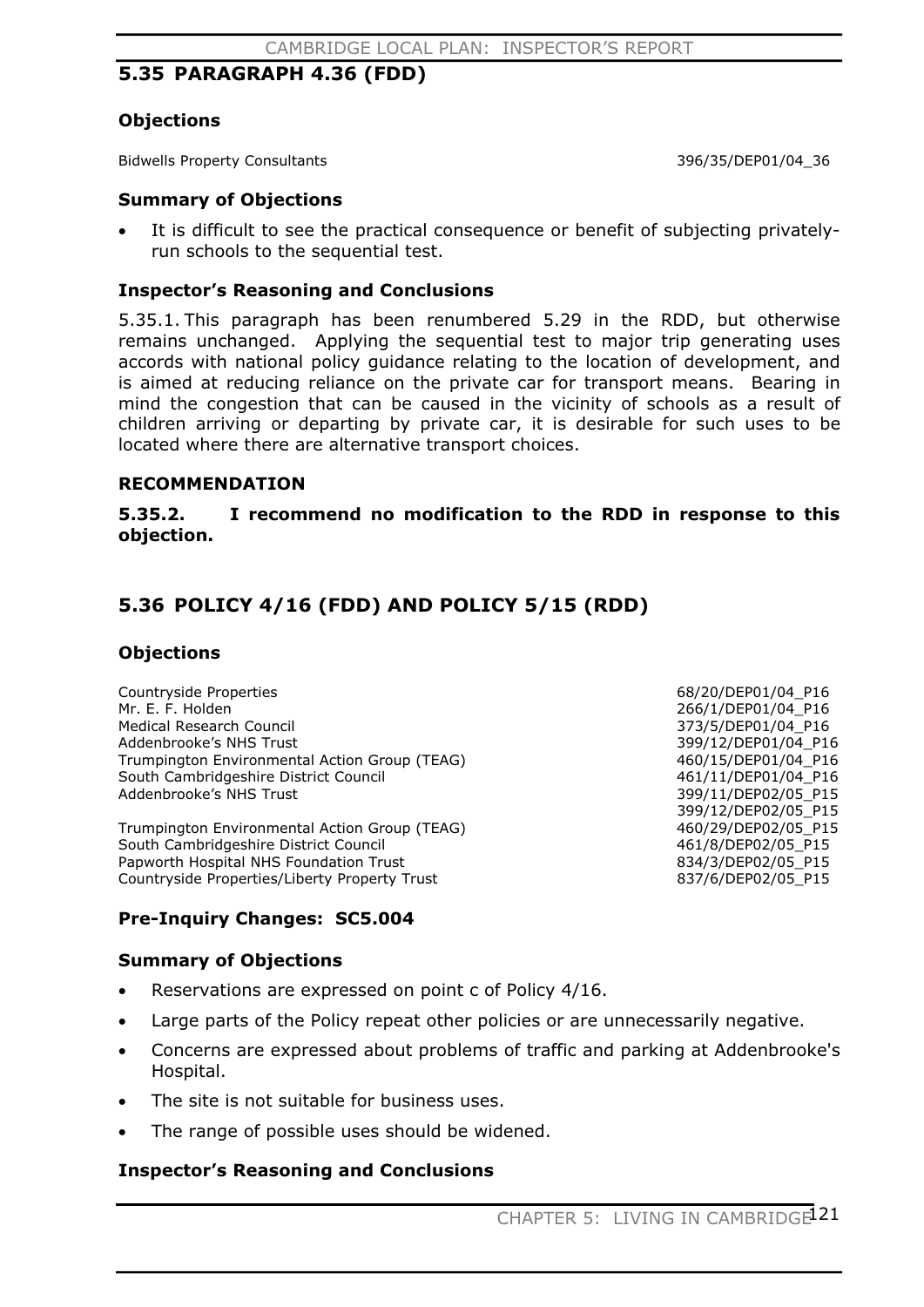## 5.35 PARAGRAPH 4.36 (FDD)

### Objections

| | |
|---|---|
| Bidwells Property Consultants | 396/35/DEP01/04_36 |

### Summary of Objections

- It is difficult to see the practical consequence or benefit of subjecting privately-run schools to the sequential test.

### Inspector's Reasoning and Conclusions

5.35.1. This paragraph has been renumbered 5.29 in the RDD, but otherwise remains unchanged. Applying the sequential test to major trip generating uses accords with national policy guidance relating to the location of development, and is aimed at reducing reliance on the private car for transport means. Bearing in mind the congestion that can be caused in the vicinity of schools as a result of children arriving or departing by private car, it is desirable for such uses to be located where there are alternative transport choices.

### RECOMMENDATION

**5.35.2. I recommend no modification to the RDD in response to this objection.**

## 5.36 POLICY 4/16 (FDD) AND POLICY 5/15 (RDD)

### Objections

| | |
|---|---|
| Countryside Properties | 68/20/DEP01/04_P16 |
| Mr. E. F. Holden | 266/1/DEP01/04_P16 |
| Medical Research Council | 373/5/DEP01/04_P16 |
| Addenbrooke's NHS Trust | 399/12/DEP01/04_P16 |
| Trumpington Environmental Action Group (TEAG) | 460/15/DEP01/04_P16 |
| South Cambridgeshire District Council | 461/11/DEP01/04_P16 |
| Addenbrooke's NHS Trust | 399/11/DEP02/05_P15 |
| | 399/12/DEP02/05_P15 |
| Trumpington Environmental Action Group (TEAG) | 460/29/DEP02/05_P15 |
| South Cambridgeshire District Council | 461/8/DEP02/05_P15 |
| Papworth Hospital NHS Foundation Trust | 834/3/DEP02/05_P15 |
| Countryside Properties/Liberty Property Trust | 837/6/DEP02/05_P15 |

### Pre-Inquiry Changes: SC5.004

### Summary of Objections

- Reservations are expressed on point c of Policy 4/16.
- Large parts of the Policy repeat other policies or are unnecessarily negative.
- Concerns are expressed about problems of traffic and parking at Addenbrooke's Hospital.
- The site is not suitable for business uses.
- The range of possible uses should be widened.

### Inspector's Reasoning and Conclusions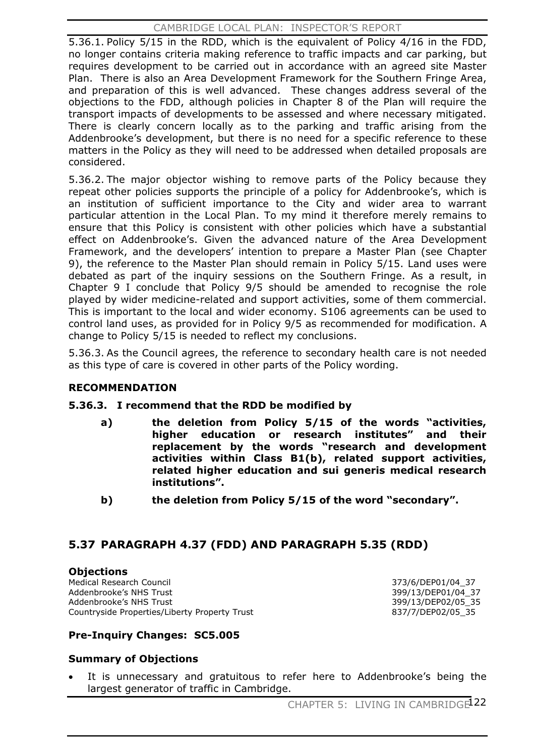5.36.1. Policy 5/15 in the RDD, which is the equivalent of Policy 4/16 in the FDD, no longer contains criteria making reference to traffic impacts and car parking, but requires development to be carried out in accordance with an agreed site Master Plan. There is also an Area Development Framework for the Southern Fringe Area, and preparation of this is well advanced. These changes address several of the objections to the FDD, although policies in Chapter 8 of the Plan will require the transport impacts of developments to be assessed and where necessary mitigated. There is clearly concern locally as to the parking and traffic arising from the Addenbrooke's development, but there is no need for a specific reference to these matters in the Policy as they will need to be addressed when detailed proposals are considered.

5.36.2. The major objector wishing to remove parts of the Policy because they repeat other policies supports the principle of a policy for Addenbrooke's, which is an institution of sufficient importance to the City and wider area to warrant particular attention in the Local Plan. To my mind it therefore merely remains to ensure that this Policy is consistent with other policies which have a substantial effect on Addenbrooke's. Given the advanced nature of the Area Development Framework, and the developers' intention to prepare a Master Plan (see Chapter 9), the reference to the Master Plan should remain in Policy 5/15. Land uses were debated as part of the inquiry sessions on the Southern Fringe. As a result, in Chapter 9 I conclude that Policy 9/5 should be amended to recognise the role played by wider medicine-related and support activities, some of them commercial. This is important to the local and wider economy. S106 agreements can be used to control land uses, as provided for in Policy 9/5 as recommended for modification. A change to Policy 5/15 is needed to reflect my conclusions.

5.36.3. As the Council agrees, the reference to secondary health care is not needed as this type of care is covered in other parts of the Policy wording.

**RECOMMENDATION**

**5.36.3. I recommend that the RDD be modified by**

- **a) the deletion from Policy 5/15 of the words "activities, higher education or research institutes" and their replacement by the words "research and development activities within Class B1(b), related support activities, related higher education and sui generis medical research institutions".**
- **b) the deletion from Policy 5/15 of the word "secondary".**

## 5.37 PARAGRAPH 4.37 (FDD) AND PARAGRAPH 5.35 (RDD)

**Objections**

| | |
|---|---|
| Medical Research Council | 373/6/DEP01/04_37 |
| Addenbrooke's NHS Trust | 399/13/DEP01/04_37 |
| Addenbrooke's NHS Trust | 399/13/DEP02/05_35 |
| Countryside Properties/Liberty Property Trust | 837/7/DEP02/05_35 |

**Pre-Inquiry Changes: SC5.005**

**Summary of Objections**

- It is unnecessary and gratuitous to refer here to Addenbrooke's being the largest generator of traffic in Cambridge.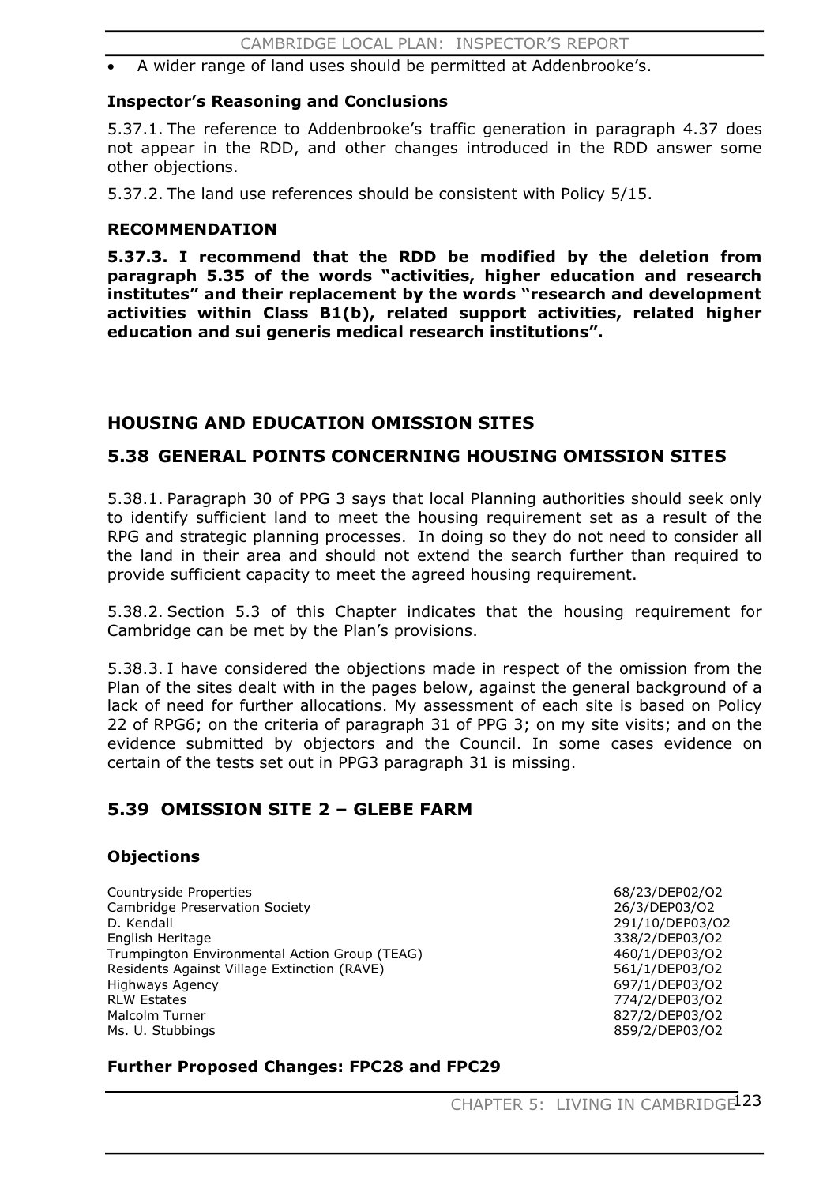- A wider range of land uses should be permitted at Addenbrooke's.

### Inspector's Reasoning and Conclusions

5.37.1. The reference to Addenbrooke's traffic generation in paragraph 4.37 does not appear in the RDD, and other changes introduced in the RDD answer some other objections.

5.37.2. The land use references should be consistent with Policy 5/15.

### RECOMMENDATION

**5.37.3. I recommend that the RDD be modified by the deletion from paragraph 5.35 of the words "activities, higher education and research institutes" and their replacement by the words "research and development activities within Class B1(b), related support activities, related higher education and sui generis medical research institutions".**

## HOUSING AND EDUCATION OMISSION SITES

## 5.38 GENERAL POINTS CONCERNING HOUSING OMISSION SITES

5.38.1. Paragraph 30 of PPG 3 says that local Planning authorities should seek only to identify sufficient land to meet the housing requirement set as a result of the RPG and strategic planning processes. In doing so they do not need to consider all the land in their area and should not extend the search further than required to provide sufficient capacity to meet the agreed housing requirement.

5.38.2. Section 5.3 of this Chapter indicates that the housing requirement for Cambridge can be met by the Plan's provisions.

5.38.3. I have considered the objections made in respect of the omission from the Plan of the sites dealt with in the pages below, against the general background of a lack of need for further allocations. My assessment of each site is based on Policy 22 of RPG6; on the criteria of paragraph 31 of PPG 3; on my site visits; and on the evidence submitted by objectors and the Council. In some cases evidence on certain of the tests set out in PPG3 paragraph 31 is missing.

## 5.39 OMISSION SITE 2 – GLEBE FARM

### Objections

| | |
|---|---|
| Countryside Properties | 68/23/DEP02/O2 |
| Cambridge Preservation Society | 26/3/DEP03/O2 |
| D. Kendall | 291/10/DEP03/O2 |
| English Heritage | 338/2/DEP03/O2 |
| Trumpington Environmental Action Group (TEAG) | 460/1/DEP03/O2 |
| Residents Against Village Extinction (RAVE) | 561/1/DEP03/O2 |
| Highways Agency | 697/1/DEP03/O2 |
| RLW Estates | 774/2/DEP03/O2 |
| Malcolm Turner | 827/2/DEP03/O2 |
| Ms. U. Stubbings | 859/2/DEP03/O2 |

### Further Proposed Changes: FPC28 and FPC29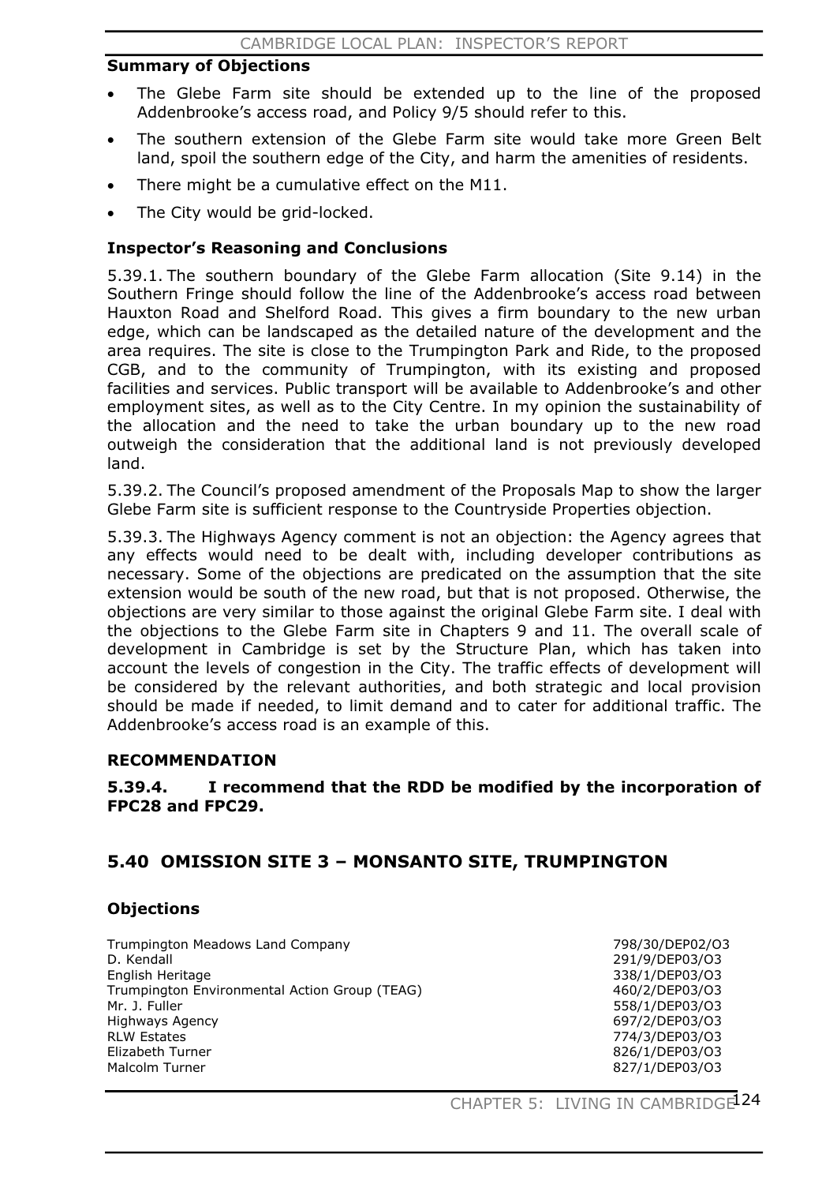### Summary of Objections

- The Glebe Farm site should be extended up to the line of the proposed Addenbrooke's access road, and Policy 9/5 should refer to this.
- The southern extension of the Glebe Farm site would take more Green Belt land, spoil the southern edge of the City, and harm the amenities of residents.
- There might be a cumulative effect on the M11.
- The City would be grid-locked.

### Inspector's Reasoning and Conclusions

5.39.1. The southern boundary of the Glebe Farm allocation (Site 9.14) in the Southern Fringe should follow the line of the Addenbrooke's access road between Hauxton Road and Shelford Road. This gives a firm boundary to the new urban edge, which can be landscaped as the detailed nature of the development and the area requires. The site is close to the Trumpington Park and Ride, to the proposed CGB, and to the community of Trumpington, with its existing and proposed facilities and services. Public transport will be available to Addenbrooke's and other employment sites, as well as to the City Centre. In my opinion the sustainability of the allocation and the need to take the urban boundary up to the new road outweigh the consideration that the additional land is not previously developed land.

5.39.2. The Council's proposed amendment of the Proposals Map to show the larger Glebe Farm site is sufficient response to the Countryside Properties objection.

5.39.3. The Highways Agency comment is not an objection: the Agency agrees that any effects would need to be dealt with, including developer contributions as necessary. Some of the objections are predicated on the assumption that the site extension would be south of the new road, but that is not proposed. Otherwise, the objections are very similar to those against the original Glebe Farm site. I deal with the objections to the Glebe Farm site in Chapters 9 and 11. The overall scale of development in Cambridge is set by the Structure Plan, which has taken into account the levels of congestion in the City. The traffic effects of development will be considered by the relevant authorities, and both strategic and local provision should be made if needed, to limit demand and to cater for additional traffic. The Addenbrooke's access road is an example of this.

### RECOMMENDATION

**5.39.4. I recommend that the RDD be modified by the incorporation of FPC28 and FPC29.**

## 5.40 OMISSION SITE 3 – MONSANTO SITE, TRUMPINGTON

### Objections

| | |
|---|---|
| Trumpington Meadows Land Company | 798/30/DEP02/O3 |
| D. Kendall | 291/9/DEP03/O3 |
| English Heritage | 338/1/DEP03/O3 |
| Trumpington Environmental Action Group (TEAG) | 460/2/DEP03/O3 |
| Mr. J. Fuller | 558/1/DEP03/O3 |
| Highways Agency | 697/2/DEP03/O3 |
| RLW Estates | 774/3/DEP03/O3 |
| Elizabeth Turner | 826/1/DEP03/O3 |
| Malcolm Turner | 827/1/DEP03/O3 |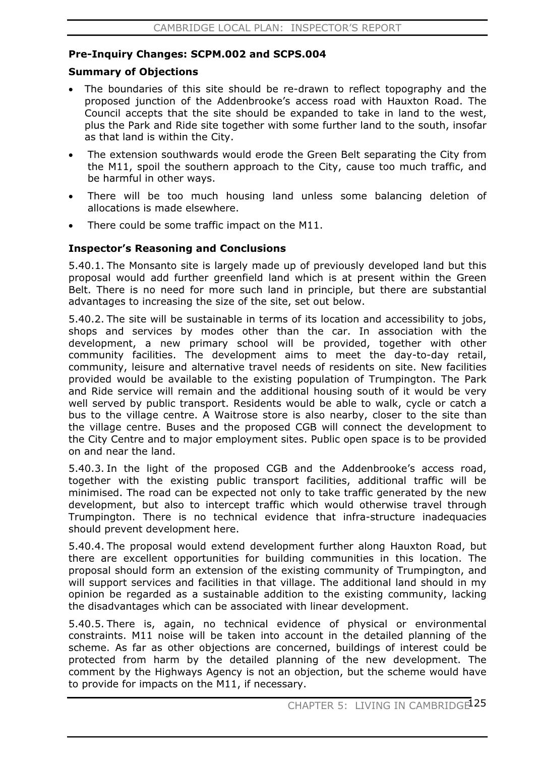**Pre-Inquiry Changes: SCPM.002 and SCPS.004**

**Summary of Objections**

- The boundaries of this site should be re-drawn to reflect topography and the proposed junction of the Addenbrooke's access road with Hauxton Road. The Council accepts that the site should be expanded to take in land to the west, plus the Park and Ride site together with some further land to the south, insofar as that land is within the City.
- The extension southwards would erode the Green Belt separating the City from the M11, spoil the southern approach to the City, cause too much traffic, and be harmful in other ways.
- There will be too much housing land unless some balancing deletion of allocations is made elsewhere.
- There could be some traffic impact on the M11.

**Inspector's Reasoning and Conclusions**

5.40.1. The Monsanto site is largely made up of previously developed land but this proposal would add further greenfield land which is at present within the Green Belt. There is no need for more such land in principle, but there are substantial advantages to increasing the size of the site, set out below.

5.40.2. The site will be sustainable in terms of its location and accessibility to jobs, shops and services by modes other than the car. In association with the development, a new primary school will be provided, together with other community facilities. The development aims to meet the day-to-day retail, community, leisure and alternative travel needs of residents on site. New facilities provided would be available to the existing population of Trumpington. The Park and Ride service will remain and the additional housing south of it would be very well served by public transport. Residents would be able to walk, cycle or catch a bus to the village centre. A Waitrose store is also nearby, closer to the site than the village centre. Buses and the proposed CGB will connect the development to the City Centre and to major employment sites. Public open space is to be provided on and near the land.

5.40.3. In the light of the proposed CGB and the Addenbrooke's access road, together with the existing public transport facilities, additional traffic will be minimised. The road can be expected not only to take traffic generated by the new development, but also to intercept traffic which would otherwise travel through Trumpington. There is no technical evidence that infra-structure inadequacies should prevent development here.

5.40.4. The proposal would extend development further along Hauxton Road, but there are excellent opportunities for building communities in this location. The proposal should form an extension of the existing community of Trumpington, and will support services and facilities in that village. The additional land should in my opinion be regarded as a sustainable addition to the existing community, lacking the disadvantages which can be associated with linear development.

5.40.5. There is, again, no technical evidence of physical or environmental constraints. M11 noise will be taken into account in the detailed planning of the scheme. As far as other objections are concerned, buildings of interest could be protected from harm by the detailed planning of the new development. The comment by the Highways Agency is not an objection, but the scheme would have to provide for impacts on the M11, if necessary.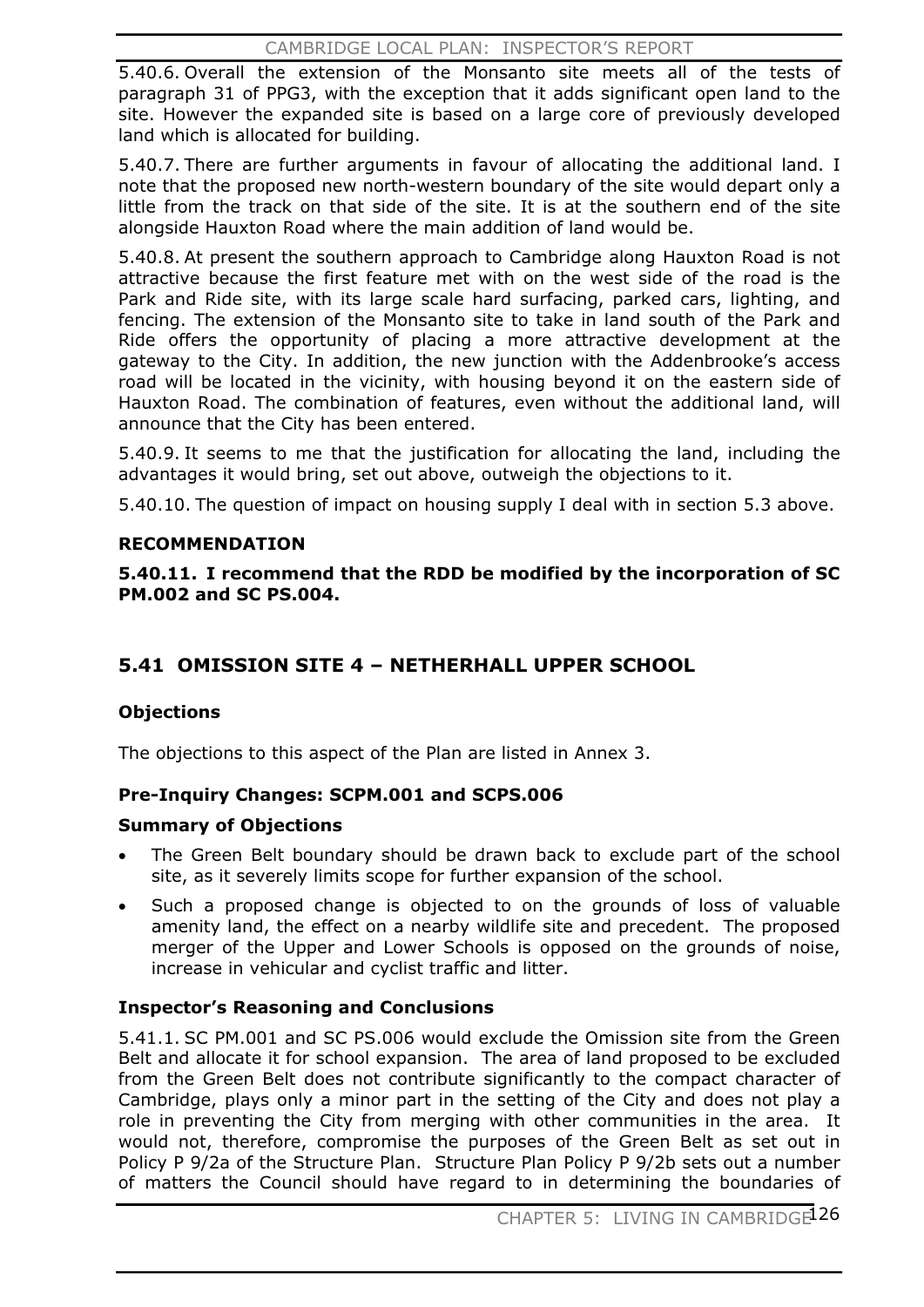5.40.6. Overall the extension of the Monsanto site meets all of the tests of paragraph 31 of PPG3, with the exception that it adds significant open land to the site. However the expanded site is based on a large core of previously developed land which is allocated for building.

5.40.7. There are further arguments in favour of allocating the additional land. I note that the proposed new north-western boundary of the site would depart only a little from the track on that side of the site. It is at the southern end of the site alongside Hauxton Road where the main addition of land would be.

5.40.8. At present the southern approach to Cambridge along Hauxton Road is not attractive because the first feature met with on the west side of the road is the Park and Ride site, with its large scale hard surfacing, parked cars, lighting, and fencing. The extension of the Monsanto site to take in land south of the Park and Ride offers the opportunity of placing a more attractive development at the gateway to the City. In addition, the new junction with the Addenbrooke's access road will be located in the vicinity, with housing beyond it on the eastern side of Hauxton Road. The combination of features, even without the additional land, will announce that the City has been entered.

5.40.9. It seems to me that the justification for allocating the land, including the advantages it would bring, set out above, outweigh the objections to it.

5.40.10. The question of impact on housing supply I deal with in section 5.3 above.

**RECOMMENDATION**

**5.40.11. I recommend that the RDD be modified by the incorporation of SC PM.002 and SC PS.004.**

## 5.41 OMISSION SITE 4 – NETHERHALL UPPER SCHOOL

### Objections

The objections to this aspect of the Plan are listed in Annex 3.

### Pre-Inquiry Changes: SCPM.001 and SCPS.006

### Summary of Objections

- The Green Belt boundary should be drawn back to exclude part of the school site, as it severely limits scope for further expansion of the school.
- Such a proposed change is objected to on the grounds of loss of valuable amenity land, the effect on a nearby wildlife site and precedent. The proposed merger of the Upper and Lower Schools is opposed on the grounds of noise, increase in vehicular and cyclist traffic and litter.

### Inspector's Reasoning and Conclusions

5.41.1. SC PM.001 and SC PS.006 would exclude the Omission site from the Green Belt and allocate it for school expansion. The area of land proposed to be excluded from the Green Belt does not contribute significantly to the compact character of Cambridge, plays only a minor part in the setting of the City and does not play a role in preventing the City from merging with other communities in the area. It would not, therefore, compromise the purposes of the Green Belt as set out in Policy P 9/2a of the Structure Plan. Structure Plan Policy P 9/2b sets out a number of matters the Council should have regard to in determining the boundaries of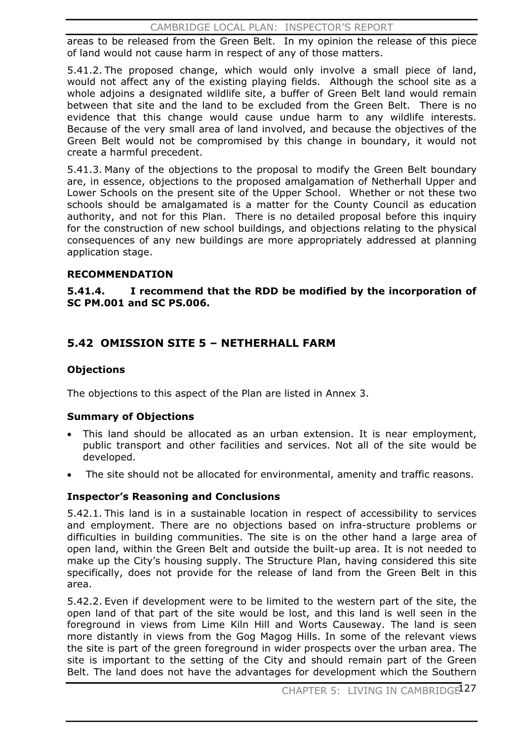areas to be released from the Green Belt. In my opinion the release of this piece of land would not cause harm in respect of any of those matters.

5.41.2. The proposed change, which would only involve a small piece of land, would not affect any of the existing playing fields. Although the school site as a whole adjoins a designated wildlife site, a buffer of Green Belt land would remain between that site and the land to be excluded from the Green Belt. There is no evidence that this change would cause undue harm to any wildlife interests. Because of the very small area of land involved, and because the objectives of the Green Belt would not be compromised by this change in boundary, it would not create a harmful precedent.

5.41.3. Many of the objections to the proposal to modify the Green Belt boundary are, in essence, objections to the proposed amalgamation of Netherhall Upper and Lower Schools on the present site of the Upper School. Whether or not these two schools should be amalgamated is a matter for the County Council as education authority, and not for this Plan. There is no detailed proposal before this inquiry for the construction of new school buildings, and objections relating to the physical consequences of any new buildings are more appropriately addressed at planning application stage.

### RECOMMENDATION

**5.41.4. I recommend that the RDD be modified by the incorporation of SC PM.001 and SC PS.006.**

## 5.42 OMISSION SITE 5 – NETHERHALL FARM

### Objections

The objections to this aspect of the Plan are listed in Annex 3.

### Summary of Objections

- This land should be allocated as an urban extension. It is near employment, public transport and other facilities and services. Not all of the site would be developed.
- The site should not be allocated for environmental, amenity and traffic reasons.

### Inspector's Reasoning and Conclusions

5.42.1. This land is in a sustainable location in respect of accessibility to services and employment. There are no objections based on infra-structure problems or difficulties in building communities. The site is on the other hand a large area of open land, within the Green Belt and outside the built-up area. It is not needed to make up the City's housing supply. The Structure Plan, having considered this site specifically, does not provide for the release of land from the Green Belt in this area.

5.42.2. Even if development were to be limited to the western part of the site, the open land of that part of the site would be lost, and this land is well seen in the foreground in views from Lime Kiln Hill and Worts Causeway. The land is seen more distantly in views from the Gog Magog Hills. In some of the relevant views the site is part of the green foreground in wider prospects over the urban area. The site is important to the setting of the City and should remain part of the Green Belt. The land does not have the advantages for development which the Southern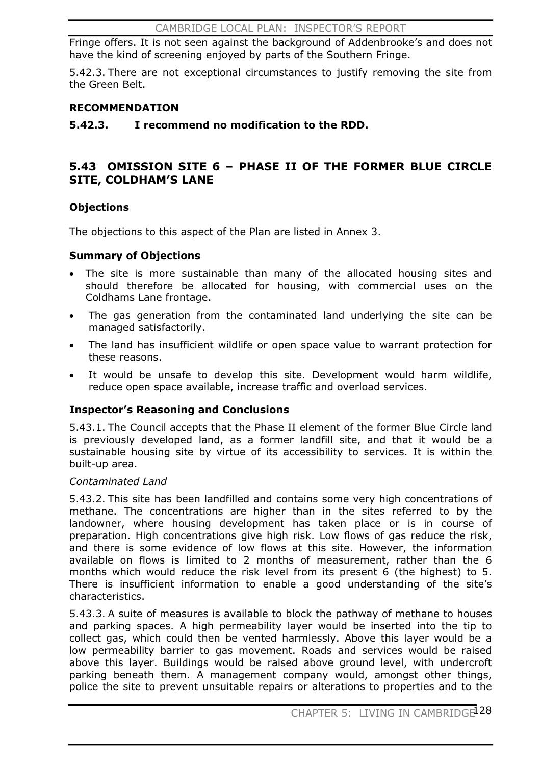Fringe offers. It is not seen against the background of Addenbrooke's and does not have the kind of screening enjoyed by parts of the Southern Fringe.

5.42.3. There are not exceptional circumstances to justify removing the site from the Green Belt.

**RECOMMENDATION**

**5.42.3. I recommend no modification to the RDD.**

## 5.43 OMISSION SITE 6 – PHASE II OF THE FORMER BLUE CIRCLE SITE, COLDHAM'S LANE

**Objections**

The objections to this aspect of the Plan are listed in Annex 3.

**Summary of Objections**

- The site is more sustainable than many of the allocated housing sites and should therefore be allocated for housing, with commercial uses on the Coldhams Lane frontage.
- The gas generation from the contaminated land underlying the site can be managed satisfactorily.
- The land has insufficient wildlife or open space value to warrant protection for these reasons.
- It would be unsafe to develop this site. Development would harm wildlife, reduce open space available, increase traffic and overload services.

**Inspector's Reasoning and Conclusions**

5.43.1. The Council accepts that the Phase II element of the former Blue Circle land is previously developed land, as a former landfill site, and that it would be a sustainable housing site by virtue of its accessibility to services. It is within the built-up area.

*Contaminated Land*

5.43.2. This site has been landfilled and contains some very high concentrations of methane. The concentrations are higher than in the sites referred to by the landowner, where housing development has taken place or is in course of preparation. High concentrations give high risk. Low flows of gas reduce the risk, and there is some evidence of low flows at this site. However, the information available on flows is limited to 2 months of measurement, rather than the 6 months which would reduce the risk level from its present 6 (the highest) to 5. There is insufficient information to enable a good understanding of the site's characteristics.

5.43.3. A suite of measures is available to block the pathway of methane to houses and parking spaces. A high permeability layer would be inserted into the tip to collect gas, which could then be vented harmlessly. Above this layer would be a low permeability barrier to gas movement. Roads and services would be raised above this layer. Buildings would be raised above ground level, with undercroft parking beneath them. A management company would, amongst other things, police the site to prevent unsuitable repairs or alterations to properties and to the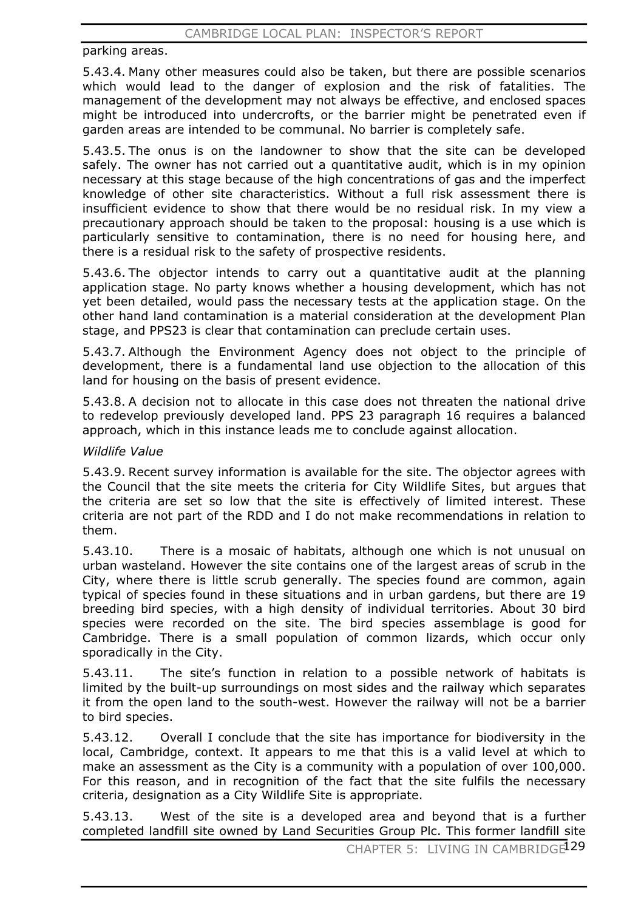parking areas.

5.43.4. Many other measures could also be taken, but there are possible scenarios which would lead to the danger of explosion and the risk of fatalities. The management of the development may not always be effective, and enclosed spaces might be introduced into undercrofts, or the barrier might be penetrated even if garden areas are intended to be communal. No barrier is completely safe.

5.43.5. The onus is on the landowner to show that the site can be developed safely. The owner has not carried out a quantitative audit, which is in my opinion necessary at this stage because of the high concentrations of gas and the imperfect knowledge of other site characteristics. Without a full risk assessment there is insufficient evidence to show that there would be no residual risk. In my view a precautionary approach should be taken to the proposal: housing is a use which is particularly sensitive to contamination, there is no need for housing here, and there is a residual risk to the safety of prospective residents.

5.43.6. The objector intends to carry out a quantitative audit at the planning application stage. No party knows whether a housing development, which has not yet been detailed, would pass the necessary tests at the application stage. On the other hand land contamination is a material consideration at the development Plan stage, and PPS23 is clear that contamination can preclude certain uses.

5.43.7. Although the Environment Agency does not object to the principle of development, there is a fundamental land use objection to the allocation of this land for housing on the basis of present evidence.

5.43.8. A decision not to allocate in this case does not threaten the national drive to redevelop previously developed land. PPS 23 paragraph 16 requires a balanced approach, which in this instance leads me to conclude against allocation.

*Wildlife Value*

5.43.9. Recent survey information is available for the site. The objector agrees with the Council that the site meets the criteria for City Wildlife Sites, but argues that the criteria are set so low that the site is effectively of limited interest. These criteria are not part of the RDD and I do not make recommendations in relation to them.

5.43.10. There is a mosaic of habitats, although one which is not unusual on urban wasteland. However the site contains one of the largest areas of scrub in the City, where there is little scrub generally. The species found are common, again typical of species found in these situations and in urban gardens, but there are 19 breeding bird species, with a high density of individual territories. About 30 bird species were recorded on the site. The bird species assemblage is good for Cambridge. There is a small population of common lizards, which occur only sporadically in the City.

5.43.11. The site's function in relation to a possible network of habitats is limited by the built-up surroundings on most sides and the railway which separates it from the open land to the south-west. However the railway will not be a barrier to bird species.

5.43.12. Overall I conclude that the site has importance for biodiversity in the local, Cambridge, context. It appears to me that this is a valid level at which to make an assessment as the City is a community with a population of over 100,000. For this reason, and in recognition of the fact that the site fulfils the necessary criteria, designation as a City Wildlife Site is appropriate.

5.43.13. West of the site is a developed area and beyond that is a further completed landfill site owned by Land Securities Group Plc. This former landfill site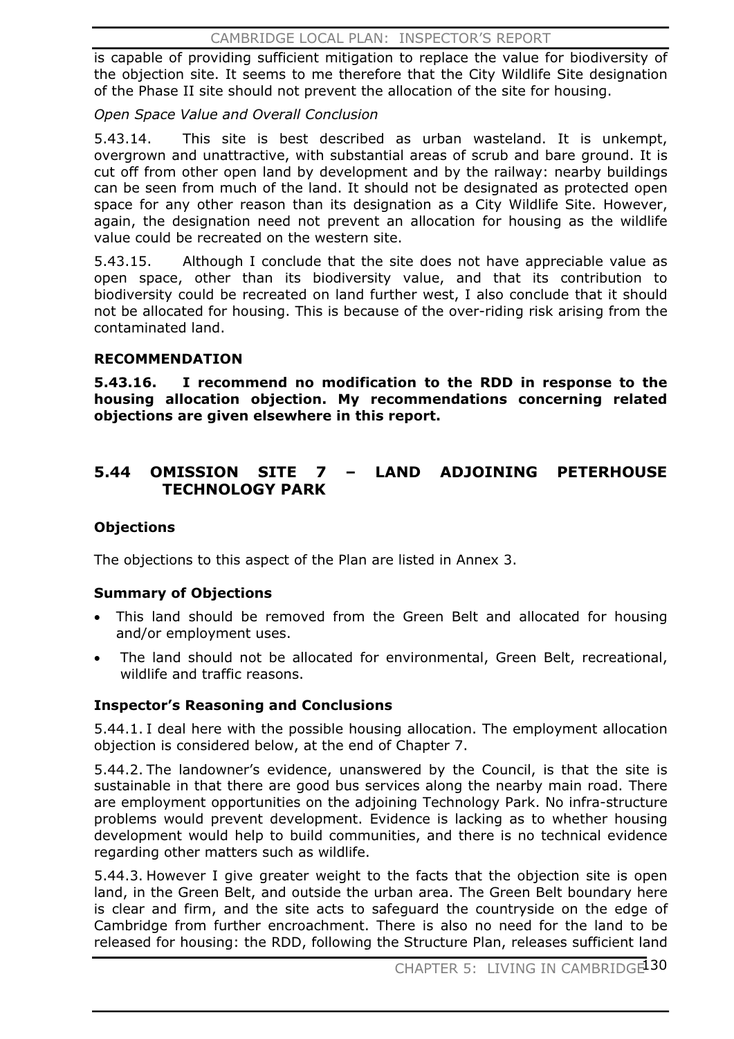is capable of providing sufficient mitigation to replace the value for biodiversity of the objection site. It seems to me therefore that the City Wildlife Site designation of the Phase II site should not prevent the allocation of the site for housing.

*Open Space Value and Overall Conclusion*

5.43.14. This site is best described as urban wasteland. It is unkempt, overgrown and unattractive, with substantial areas of scrub and bare ground. It is cut off from other open land by development and by the railway: nearby buildings can be seen from much of the land. It should not be designated as protected open space for any other reason than its designation as a City Wildlife Site. However, again, the designation need not prevent an allocation for housing as the wildlife value could be recreated on the western site.

5.43.15. Although I conclude that the site does not have appreciable value as open space, other than its biodiversity value, and that its contribution to biodiversity could be recreated on land further west, I also conclude that it should not be allocated for housing. This is because of the over-riding risk arising from the contaminated land.

**RECOMMENDATION**

**5.43.16. I recommend no modification to the RDD in response to the housing allocation objection. My recommendations concerning related objections are given elsewhere in this report.**

## 5.44 OMISSION SITE 7 – LAND ADJOINING PETERHOUSE TECHNOLOGY PARK

**Objections**

The objections to this aspect of the Plan are listed in Annex 3.

**Summary of Objections**

- This land should be removed from the Green Belt and allocated for housing and/or employment uses.
- The land should not be allocated for environmental, Green Belt, recreational, wildlife and traffic reasons.

**Inspector's Reasoning and Conclusions**

5.44.1. I deal here with the possible housing allocation. The employment allocation objection is considered below, at the end of Chapter 7.

5.44.2. The landowner's evidence, unanswered by the Council, is that the site is sustainable in that there are good bus services along the nearby main road. There are employment opportunities on the adjoining Technology Park. No infra-structure problems would prevent development. Evidence is lacking as to whether housing development would help to build communities, and there is no technical evidence regarding other matters such as wildlife.

5.44.3. However I give greater weight to the facts that the objection site is open land, in the Green Belt, and outside the urban area. The Green Belt boundary here is clear and firm, and the site acts to safeguard the countryside on the edge of Cambridge from further encroachment. There is also no need for the land to be released for housing: the RDD, following the Structure Plan, releases sufficient land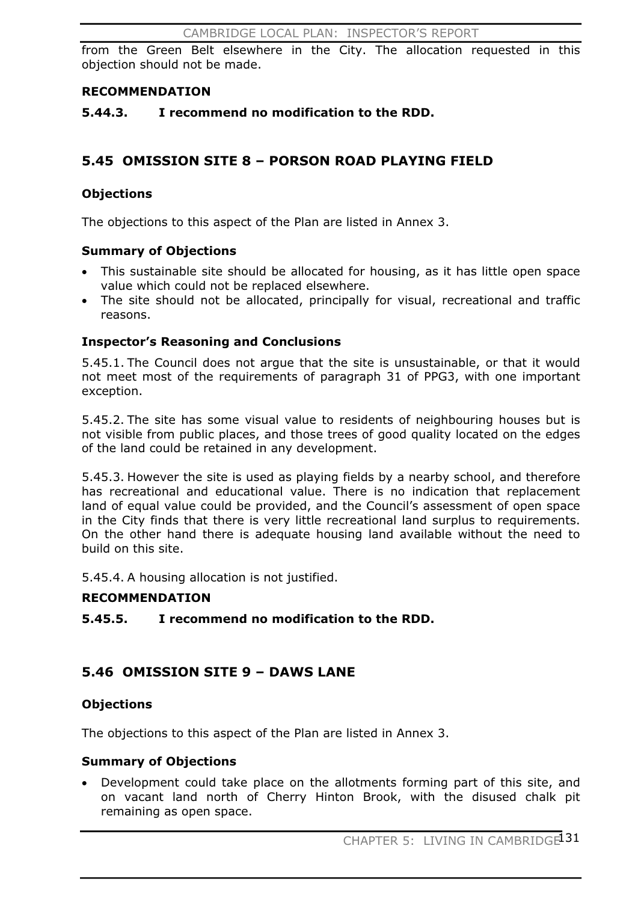from the Green Belt elsewhere in the City. The allocation requested in this objection should not be made.

**RECOMMENDATION**

**5.44.3. I recommend no modification to the RDD.**

## 5.45 OMISSION SITE 8 – PORSON ROAD PLAYING FIELD

### Objections

The objections to this aspect of the Plan are listed in Annex 3.

### Summary of Objections

- This sustainable site should be allocated for housing, as it has little open space value which could not be replaced elsewhere.
- The site should not be allocated, principally for visual, recreational and traffic reasons.

### Inspector's Reasoning and Conclusions

5.45.1. The Council does not argue that the site is unsustainable, or that it would not meet most of the requirements of paragraph 31 of PPG3, with one important exception.

5.45.2. The site has some visual value to residents of neighbouring houses but is not visible from public places, and those trees of good quality located on the edges of the land could be retained in any development.

5.45.3. However the site is used as playing fields by a nearby school, and therefore has recreational and educational value. There is no indication that replacement land of equal value could be provided, and the Council's assessment of open space in the City finds that there is very little recreational land surplus to requirements. On the other hand there is adequate housing land available without the need to build on this site.

5.45.4. A housing allocation is not justified.

**RECOMMENDATION**

**5.45.5. I recommend no modification to the RDD.**

## 5.46 OMISSION SITE 9 – DAWS LANE

### Objections

The objections to this aspect of the Plan are listed in Annex 3.

### Summary of Objections

- Development could take place on the allotments forming part of this site, and on vacant land north of Cherry Hinton Brook, with the disused chalk pit remaining as open space.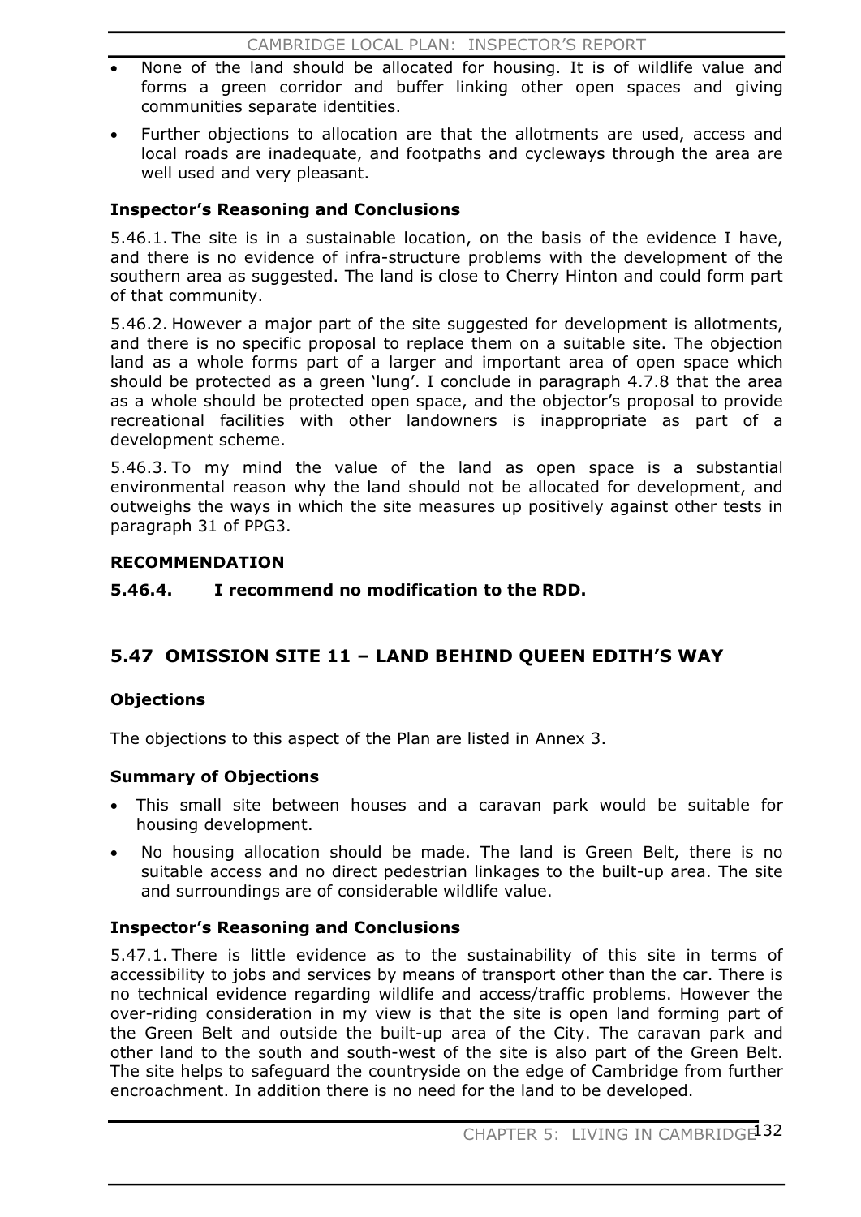- None of the land should be allocated for housing. It is of wildlife value and forms a green corridor and buffer linking other open spaces and giving communities separate identities.
- Further objections to allocation are that the allotments are used, access and local roads are inadequate, and footpaths and cycleways through the area are well used and very pleasant.

### Inspector's Reasoning and Conclusions

5.46.1. The site is in a sustainable location, on the basis of the evidence I have, and there is no evidence of infra-structure problems with the development of the southern area as suggested. The land is close to Cherry Hinton and could form part of that community.

5.46.2. However a major part of the site suggested for development is allotments, and there is no specific proposal to replace them on a suitable site. The objection land as a whole forms part of a larger and important area of open space which should be protected as a green 'lung'. I conclude in paragraph 4.7.8 that the area as a whole should be protected open space, and the objector's proposal to provide recreational facilities with other landowners is inappropriate as part of a development scheme.

5.46.3. To my mind the value of the land as open space is a substantial environmental reason why the land should not be allocated for development, and outweighs the ways in which the site measures up positively against other tests in paragraph 31 of PPG3.

### RECOMMENDATION

**5.46.4. I recommend no modification to the RDD.**

## 5.47 OMISSION SITE 11 – LAND BEHIND QUEEN EDITH'S WAY

### Objections

The objections to this aspect of the Plan are listed in Annex 3.

### Summary of Objections

- This small site between houses and a caravan park would be suitable for housing development.
- No housing allocation should be made. The land is Green Belt, there is no suitable access and no direct pedestrian linkages to the built-up area. The site and surroundings are of considerable wildlife value.

### Inspector's Reasoning and Conclusions

5.47.1. There is little evidence as to the sustainability of this site in terms of accessibility to jobs and services by means of transport other than the car. There is no technical evidence regarding wildlife and access/traffic problems. However the over-riding consideration in my view is that the site is open land forming part of the Green Belt and outside the built-up area of the City. The caravan park and other land to the south and south-west of the site is also part of the Green Belt. The site helps to safeguard the countryside on the edge of Cambridge from further encroachment. In addition there is no need for the land to be developed.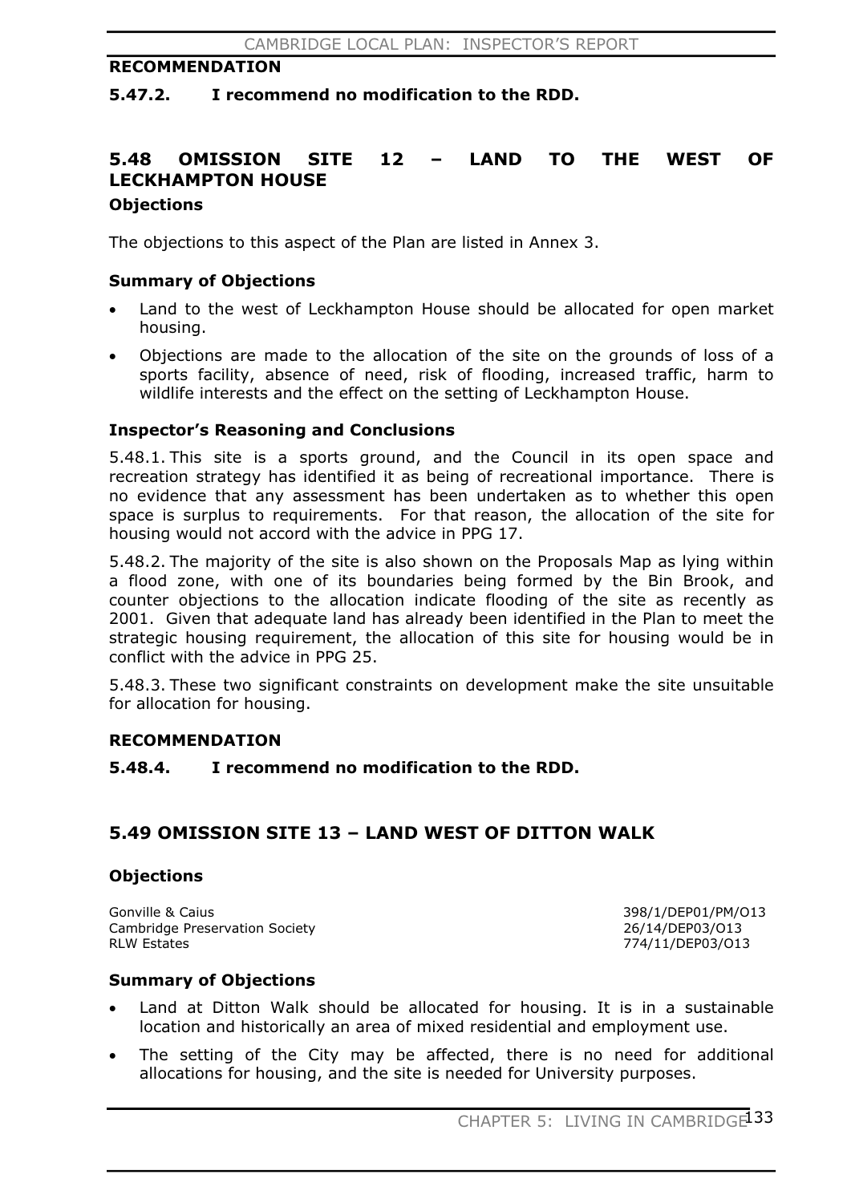**RECOMMENDATION**

**5.47.2. I recommend no modification to the RDD.**

## 5.48 OMISSION SITE 12 – LAND TO THE WEST OF LECKHAMPTON HOUSE

### Objections

The objections to this aspect of the Plan are listed in Annex 3.

### Summary of Objections

- Land to the west of Leckhampton House should be allocated for open market housing.
- Objections are made to the allocation of the site on the grounds of loss of a sports facility, absence of need, risk of flooding, increased traffic, harm to wildlife interests and the effect on the setting of Leckhampton House.

### Inspector's Reasoning and Conclusions

5.48.1. This site is a sports ground, and the Council in its open space and recreation strategy has identified it as being of recreational importance. There is no evidence that any assessment has been undertaken as to whether this open space is surplus to requirements. For that reason, the allocation of the site for housing would not accord with the advice in PPG 17.

5.48.2. The majority of the site is also shown on the Proposals Map as lying within a flood zone, with one of its boundaries being formed by the Bin Brook, and counter objections to the allocation indicate flooding of the site as recently as 2001. Given that adequate land has already been identified in the Plan to meet the strategic housing requirement, the allocation of this site for housing would be in conflict with the advice in PPG 25.

5.48.3. These two significant constraints on development make the site unsuitable for allocation for housing.

**RECOMMENDATION**

**5.48.4. I recommend no modification to the RDD.**

## 5.49 OMISSION SITE 13 – LAND WEST OF DITTON WALK

### Objections

| | |
|---|---|
| Gonville & Caius | 398/1/DEP01/PM/O13 |
| Cambridge Preservation Society | 26/14/DEP03/O13 |
| RLW Estates | 774/11/DEP03/O13 |

### Summary of Objections

- Land at Ditton Walk should be allocated for housing. It is in a sustainable location and historically an area of mixed residential and employment use.
- The setting of the City may be affected, there is no need for additional allocations for housing, and the site is needed for University purposes.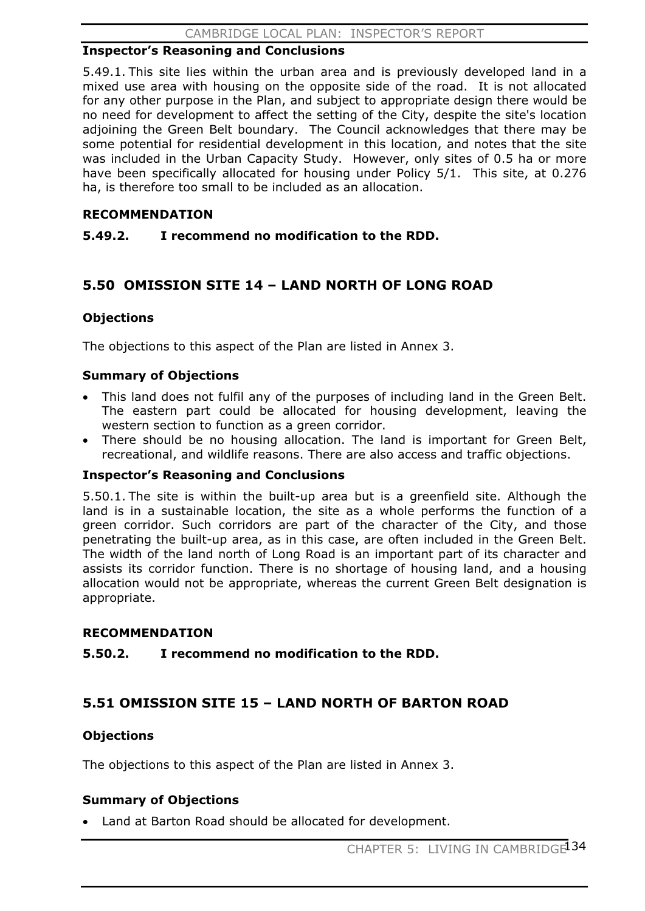### Inspector's Reasoning and Conclusions

5.49.1. This site lies within the urban area and is previously developed land in a mixed use area with housing on the opposite side of the road. It is not allocated for any other purpose in the Plan, and subject to appropriate design there would be no need for development to affect the setting of the City, despite the site's location adjoining the Green Belt boundary. The Council acknowledges that there may be some potential for residential development in this location, and notes that the site was included in the Urban Capacity Study. However, only sites of 0.5 ha or more have been specifically allocated for housing under Policy 5/1. This site, at 0.276 ha, is therefore too small to be included as an allocation.

### RECOMMENDATION

**5.49.2. I recommend no modification to the RDD.**

## 5.50 OMISSION SITE 14 – LAND NORTH OF LONG ROAD

### Objections

The objections to this aspect of the Plan are listed in Annex 3.

### Summary of Objections

- This land does not fulfil any of the purposes of including land in the Green Belt. The eastern part could be allocated for housing development, leaving the western section to function as a green corridor.
- There should be no housing allocation. The land is important for Green Belt, recreational, and wildlife reasons. There are also access and traffic objections.

### Inspector's Reasoning and Conclusions

5.50.1. The site is within the built-up area but is a greenfield site. Although the land is in a sustainable location, the site as a whole performs the function of a green corridor. Such corridors are part of the character of the City, and those penetrating the built-up area, as in this case, are often included in the Green Belt. The width of the land north of Long Road is an important part of its character and assists its corridor function. There is no shortage of housing land, and a housing allocation would not be appropriate, whereas the current Green Belt designation is appropriate.

### RECOMMENDATION

**5.50.2. I recommend no modification to the RDD.**

## 5.51 OMISSION SITE 15 – LAND NORTH OF BARTON ROAD

### Objections

The objections to this aspect of the Plan are listed in Annex 3.

### Summary of Objections

- Land at Barton Road should be allocated for development.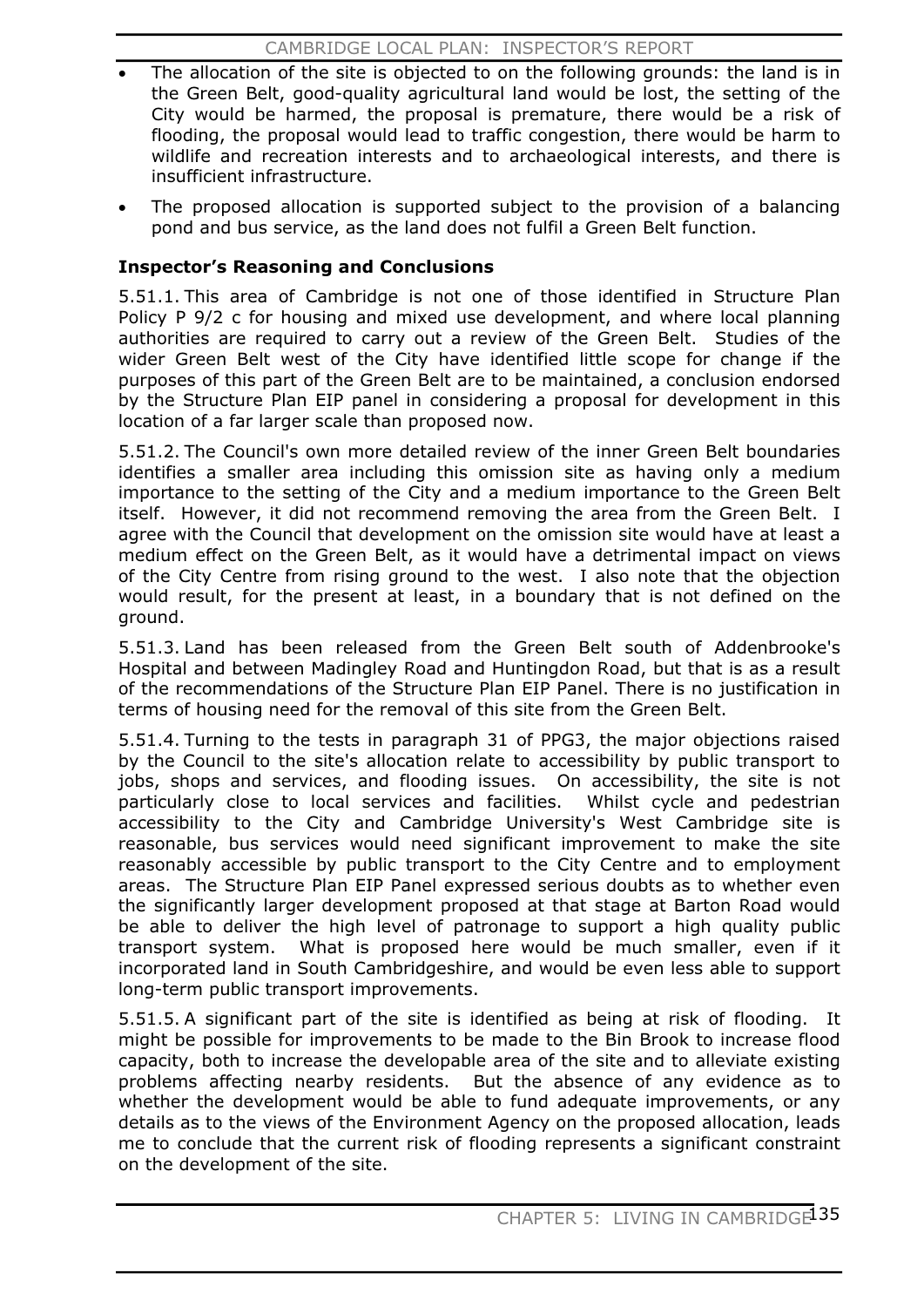- The allocation of the site is objected to on the following grounds: the land is in the Green Belt, good-quality agricultural land would be lost, the setting of the City would be harmed, the proposal is premature, there would be a risk of flooding, the proposal would lead to traffic congestion, there would be harm to wildlife and recreation interests and to archaeological interests, and there is insufficient infrastructure.
- The proposed allocation is supported subject to the provision of a balancing pond and bus service, as the land does not fulfil a Green Belt function.

### Inspector's Reasoning and Conclusions

5.51.1. This area of Cambridge is not one of those identified in Structure Plan Policy P 9/2 c for housing and mixed use development, and where local planning authorities are required to carry out a review of the Green Belt. Studies of the wider Green Belt west of the City have identified little scope for change if the purposes of this part of the Green Belt are to be maintained, a conclusion endorsed by the Structure Plan EIP panel in considering a proposal for development in this location of a far larger scale than proposed now.

5.51.2. The Council's own more detailed review of the inner Green Belt boundaries identifies a smaller area including this omission site as having only a medium importance to the setting of the City and a medium importance to the Green Belt itself. However, it did not recommend removing the area from the Green Belt. I agree with the Council that development on the omission site would have at least a medium effect on the Green Belt, as it would have a detrimental impact on views of the City Centre from rising ground to the west. I also note that the objection would result, for the present at least, in a boundary that is not defined on the ground.

5.51.3. Land has been released from the Green Belt south of Addenbrooke's Hospital and between Madingley Road and Huntingdon Road, but that is as a result of the recommendations of the Structure Plan EIP Panel. There is no justification in terms of housing need for the removal of this site from the Green Belt.

5.51.4. Turning to the tests in paragraph 31 of PPG3, the major objections raised by the Council to the site's allocation relate to accessibility by public transport to jobs, shops and services, and flooding issues. On accessibility, the site is not particularly close to local services and facilities. Whilst cycle and pedestrian accessibility to the City and Cambridge University's West Cambridge site is reasonable, bus services would need significant improvement to make the site reasonably accessible by public transport to the City Centre and to employment areas. The Structure Plan EIP Panel expressed serious doubts as to whether even the significantly larger development proposed at that stage at Barton Road would be able to deliver the high level of patronage to support a high quality public transport system. What is proposed here would be much smaller, even if it incorporated land in South Cambridgeshire, and would be even less able to support long-term public transport improvements.

5.51.5. A significant part of the site is identified as being at risk of flooding. It might be possible for improvements to be made to the Bin Brook to increase flood capacity, both to increase the developable area of the site and to alleviate existing problems affecting nearby residents. But the absence of any evidence as to whether the development would be able to fund adequate improvements, or any details as to the views of the Environment Agency on the proposed allocation, leads me to conclude that the current risk of flooding represents a significant constraint on the development of the site.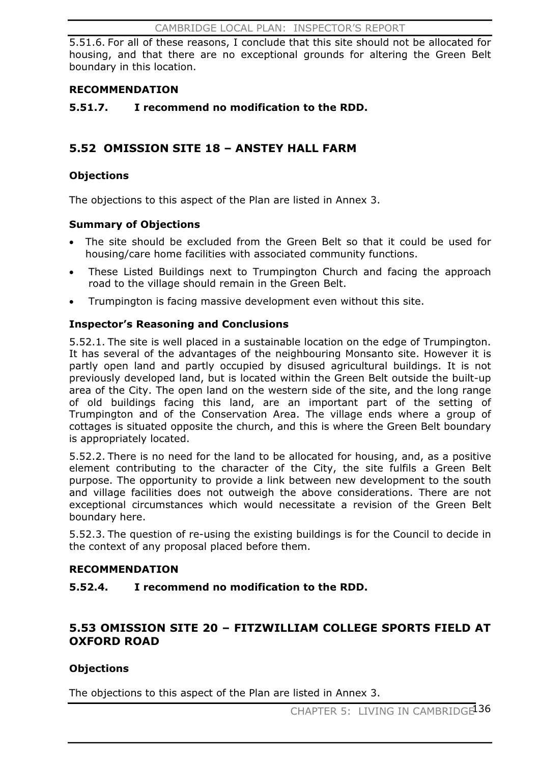5.51.6. For all of these reasons, I conclude that this site should not be allocated for housing, and that there are no exceptional grounds for altering the Green Belt boundary in this location.

**RECOMMENDATION**

**5.51.7. I recommend no modification to the RDD.**

## 5.52 OMISSION SITE 18 – ANSTEY HALL FARM

**Objections**

The objections to this aspect of the Plan are listed in Annex 3.

**Summary of Objections**

- The site should be excluded from the Green Belt so that it could be used for housing/care home facilities with associated community functions.
- These Listed Buildings next to Trumpington Church and facing the approach road to the village should remain in the Green Belt.
- Trumpington is facing massive development even without this site.

**Inspector's Reasoning and Conclusions**

5.52.1. The site is well placed in a sustainable location on the edge of Trumpington. It has several of the advantages of the neighbouring Monsanto site. However it is partly open land and partly occupied by disused agricultural buildings. It is not previously developed land, but is located within the Green Belt outside the built-up area of the City. The open land on the western side of the site, and the long range of old buildings facing this land, are an important part of the setting of Trumpington and of the Conservation Area. The village ends where a group of cottages is situated opposite the church, and this is where the Green Belt boundary is appropriately located.

5.52.2. There is no need for the land to be allocated for housing, and, as a positive element contributing to the character of the City, the site fulfils a Green Belt purpose. The opportunity to provide a link between new development to the south and village facilities does not outweigh the above considerations. There are not exceptional circumstances which would necessitate a revision of the Green Belt boundary here.

5.52.3. The question of re-using the existing buildings is for the Council to decide in the context of any proposal placed before them.

**RECOMMENDATION**

**5.52.4. I recommend no modification to the RDD.**

## 5.53 OMISSION SITE 20 – FITZWILLIAM COLLEGE SPORTS FIELD AT OXFORD ROAD

**Objections**

The objections to this aspect of the Plan are listed in Annex 3.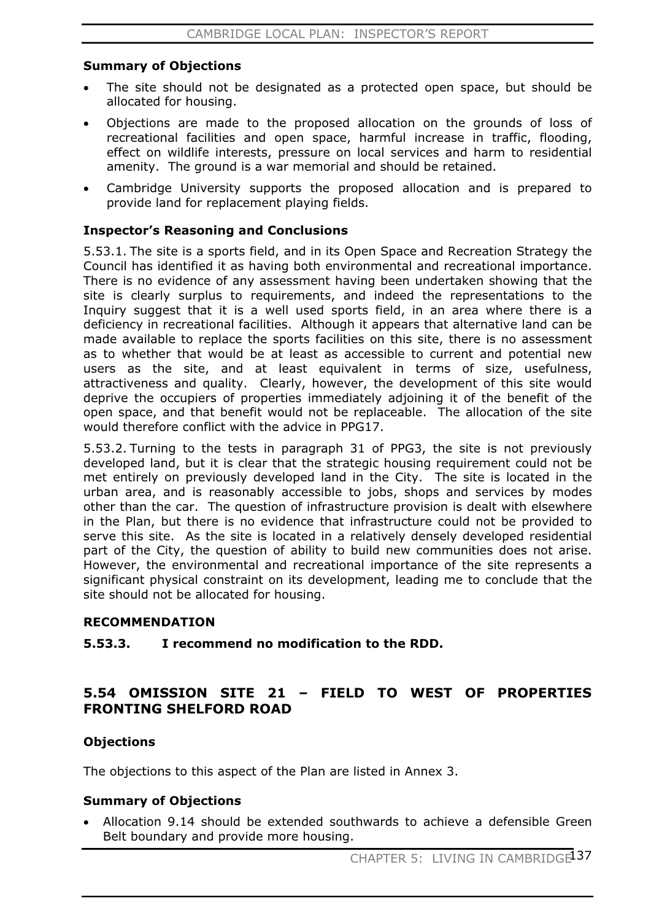### Summary of Objections

- The site should not be designated as a protected open space, but should be allocated for housing.
- Objections are made to the proposed allocation on the grounds of loss of recreational facilities and open space, harmful increase in traffic, flooding, effect on wildlife interests, pressure on local services and harm to residential amenity. The ground is a war memorial and should be retained.
- Cambridge University supports the proposed allocation and is prepared to provide land for replacement playing fields.

### Inspector's Reasoning and Conclusions

5.53.1. The site is a sports field, and in its Open Space and Recreation Strategy the Council has identified it as having both environmental and recreational importance. There is no evidence of any assessment having been undertaken showing that the site is clearly surplus to requirements, and indeed the representations to the Inquiry suggest that it is a well used sports field, in an area where there is a deficiency in recreational facilities. Although it appears that alternative land can be made available to replace the sports facilities on this site, there is no assessment as to whether that would be at least as accessible to current and potential new users as the site, and at least equivalent in terms of size, usefulness, attractiveness and quality. Clearly, however, the development of this site would deprive the occupiers of properties immediately adjoining it of the benefit of the open space, and that benefit would not be replaceable. The allocation of the site would therefore conflict with the advice in PPG17.

5.53.2. Turning to the tests in paragraph 31 of PPG3, the site is not previously developed land, but it is clear that the strategic housing requirement could not be met entirely on previously developed land in the City. The site is located in the urban area, and is reasonably accessible to jobs, shops and services by modes other than the car. The question of infrastructure provision is dealt with elsewhere in the Plan, but there is no evidence that infrastructure could not be provided to serve this site. As the site is located in a relatively densely developed residential part of the City, the question of ability to build new communities does not arise. However, the environmental and recreational importance of the site represents a significant physical constraint on its development, leading me to conclude that the site should not be allocated for housing.

### RECOMMENDATION

**5.53.3. I recommend no modification to the RDD.**

## 5.54 OMISSION SITE 21 – FIELD TO WEST OF PROPERTIES FRONTING SHELFORD ROAD

### Objections

The objections to this aspect of the Plan are listed in Annex 3.

### Summary of Objections

- Allocation 9.14 should be extended southwards to achieve a defensible Green Belt boundary and provide more housing.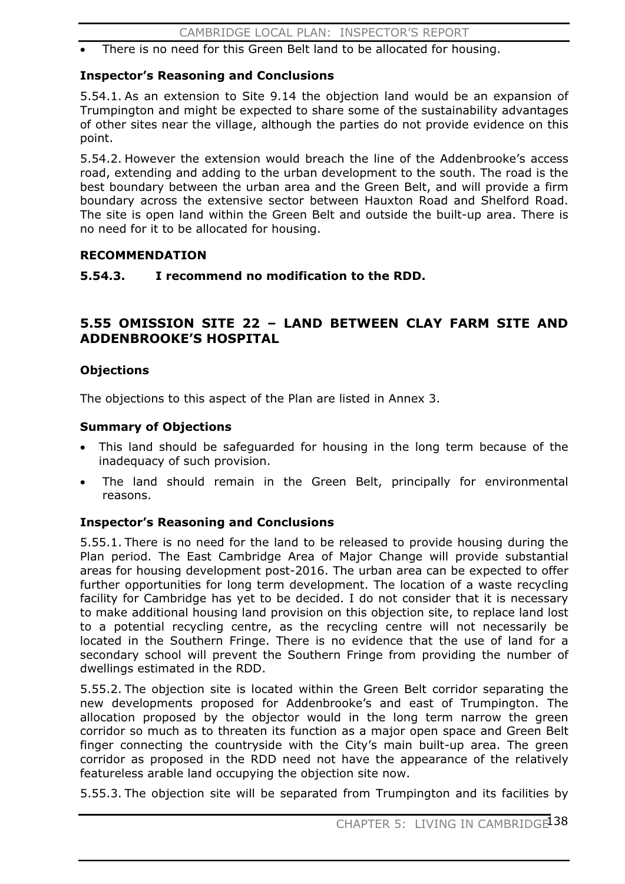- There is no need for this Green Belt land to be allocated for housing.

**Inspector's Reasoning and Conclusions**

5.54.1. As an extension to Site 9.14 the objection land would be an expansion of Trumpington and might be expected to share some of the sustainability advantages of other sites near the village, although the parties do not provide evidence on this point.

5.54.2. However the extension would breach the line of the Addenbrooke's access road, extending and adding to the urban development to the south. The road is the best boundary between the urban area and the Green Belt, and will provide a firm boundary across the extensive sector between Hauxton Road and Shelford Road. The site is open land within the Green Belt and outside the built-up area. There is no need for it to be allocated for housing.

**RECOMMENDATION**

**5.54.3. I recommend no modification to the RDD.**

## 5.55 OMISSION SITE 22 – LAND BETWEEN CLAY FARM SITE AND ADDENBROOKE'S HOSPITAL

**Objections**

The objections to this aspect of the Plan are listed in Annex 3.

**Summary of Objections**

- This land should be safeguarded for housing in the long term because of the inadequacy of such provision.
- The land should remain in the Green Belt, principally for environmental reasons.

**Inspector's Reasoning and Conclusions**

5.55.1. There is no need for the land to be released to provide housing during the Plan period. The East Cambridge Area of Major Change will provide substantial areas for housing development post-2016. The urban area can be expected to offer further opportunities for long term development. The location of a waste recycling facility for Cambridge has yet to be decided. I do not consider that it is necessary to make additional housing land provision on this objection site, to replace land lost to a potential recycling centre, as the recycling centre will not necessarily be located in the Southern Fringe. There is no evidence that the use of land for a secondary school will prevent the Southern Fringe from providing the number of dwellings estimated in the RDD.

5.55.2. The objection site is located within the Green Belt corridor separating the new developments proposed for Addenbrooke's and east of Trumpington. The allocation proposed by the objector would in the long term narrow the green corridor so much as to threaten its function as a major open space and Green Belt finger connecting the countryside with the City's main built-up area. The green corridor as proposed in the RDD need not have the appearance of the relatively featureless arable land occupying the objection site now.

5.55.3. The objection site will be separated from Trumpington and its facilities by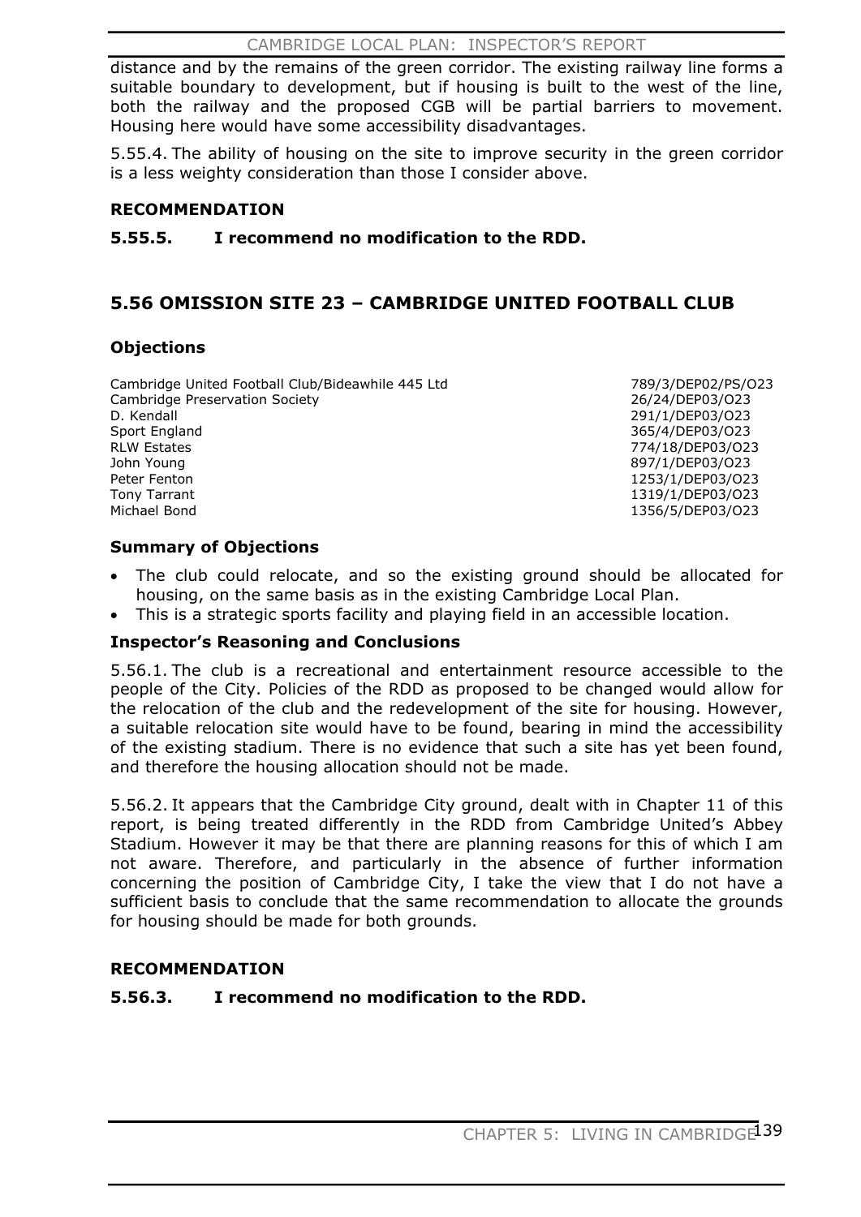distance and by the remains of the green corridor. The existing railway line forms a suitable boundary to development, but if housing is built to the west of the line, both the railway and the proposed CGB will be partial barriers to movement. Housing here would have some accessibility disadvantages.

5.55.4. The ability of housing on the site to improve security in the green corridor is a less weighty consideration than those I consider above.

### RECOMMENDATION

**5.55.5. I recommend no modification to the RDD.**

## 5.56 OMISSION SITE 23 – CAMBRIDGE UNITED FOOTBALL CLUB

### Objections

| | |
|---|---|
| Cambridge United Football Club/Bideawhile 445 Ltd | 789/3/DEP02/PS/O23 |
| Cambridge Preservation Society | 26/24/DEP03/O23 |
| D. Kendall | 291/1/DEP03/O23 |
| Sport England | 365/4/DEP03/O23 |
| RLW Estates | 774/18/DEP03/O23 |
| John Young | 897/1/DEP03/O23 |
| Peter Fenton | 1253/1/DEP03/O23 |
| Tony Tarrant | 1319/1/DEP03/O23 |
| Michael Bond | 1356/5/DEP03/O23 |

### Summary of Objections

- The club could relocate, and so the existing ground should be allocated for housing, on the same basis as in the existing Cambridge Local Plan.
- This is a strategic sports facility and playing field in an accessible location.

### Inspector's Reasoning and Conclusions

5.56.1. The club is a recreational and entertainment resource accessible to the people of the City. Policies of the RDD as proposed to be changed would allow for the relocation of the club and the redevelopment of the site for housing. However, a suitable relocation site would have to be found, bearing in mind the accessibility of the existing stadium. There is no evidence that such a site has yet been found, and therefore the housing allocation should not be made.

5.56.2. It appears that the Cambridge City ground, dealt with in Chapter 11 of this report, is being treated differently in the RDD from Cambridge United's Abbey Stadium. However it may be that there are planning reasons for this of which I am not aware. Therefore, and particularly in the absence of further information concerning the position of Cambridge City, I take the view that I do not have a sufficient basis to conclude that the same recommendation to allocate the grounds for housing should be made for both grounds.

### RECOMMENDATION

**5.56.3. I recommend no modification to the RDD.**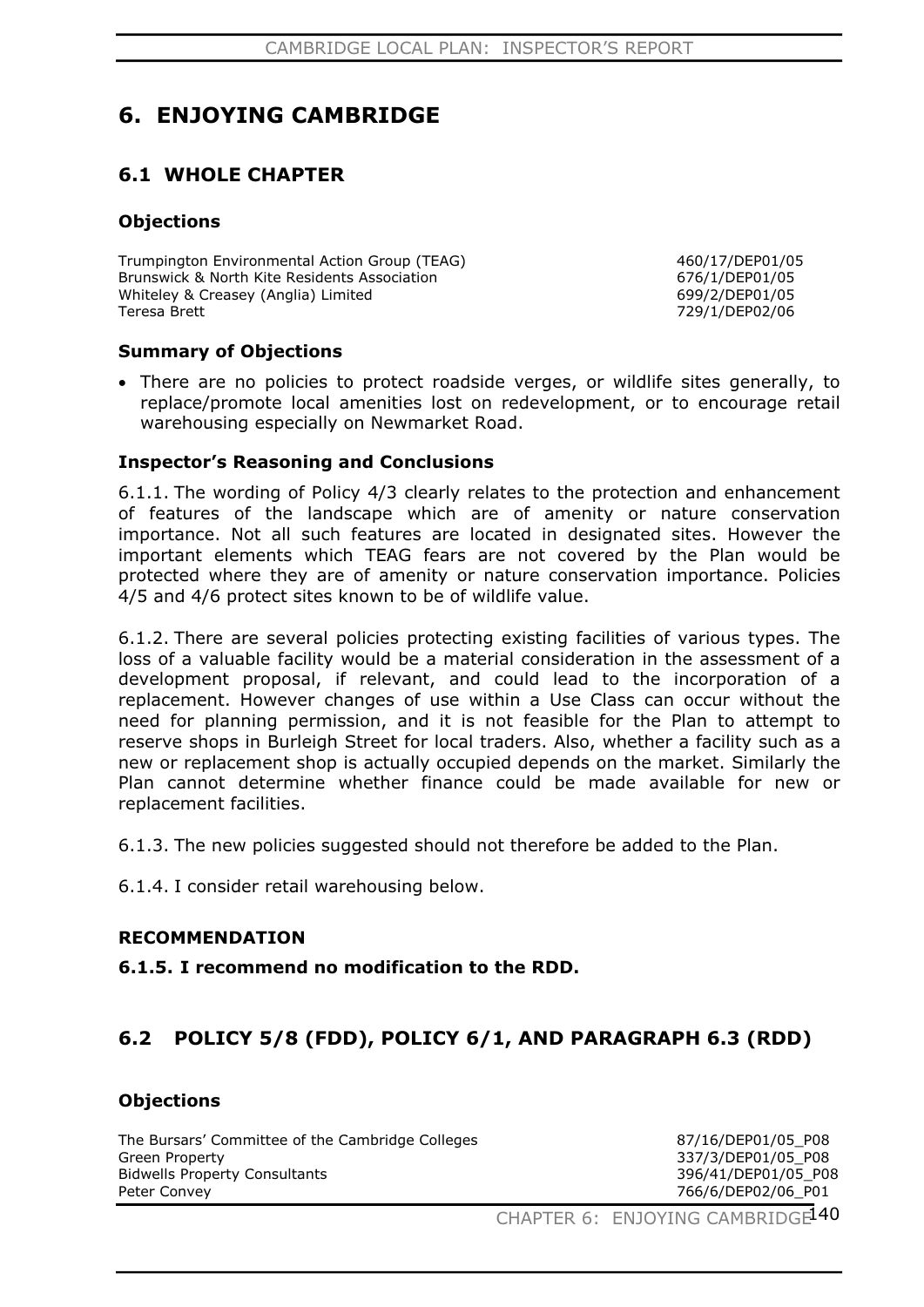# 6. ENJOYING CAMBRIDGE

## 6.1 WHOLE CHAPTER

### Objections

| | |
|---|---|
| Trumpington Environmental Action Group (TEAG) | 460/17/DEP01/05 |
| Brunswick & North Kite Residents Association | 676/1/DEP01/05 |
| Whiteley & Creasey (Anglia) Limited | 699/2/DEP01/05 |
| Teresa Brett | 729/1/DEP02/06 |

### Summary of Objections

- There are no policies to protect roadside verges, or wildlife sites generally, to replace/promote local amenities lost on redevelopment, or to encourage retail warehousing especially on Newmarket Road.

### Inspector's Reasoning and Conclusions

6.1.1. The wording of Policy 4/3 clearly relates to the protection and enhancement of features of the landscape which are of amenity or nature conservation importance. Not all such features are located in designated sites. However the important elements which TEAG fears are not covered by the Plan would be protected where they are of amenity or nature conservation importance. Policies 4/5 and 4/6 protect sites known to be of wildlife value.

6.1.2. There are several policies protecting existing facilities of various types. The loss of a valuable facility would be a material consideration in the assessment of a development proposal, if relevant, and could lead to the incorporation of a replacement. However changes of use within a Use Class can occur without the need for planning permission, and it is not feasible for the Plan to attempt to reserve shops in Burleigh Street for local traders. Also, whether a facility such as a new or replacement shop is actually occupied depends on the market. Similarly the Plan cannot determine whether finance could be made available for new or replacement facilities.

6.1.3. The new policies suggested should not therefore be added to the Plan.

6.1.4. I consider retail warehousing below.

### RECOMMENDATION

**6.1.5. I recommend no modification to the RDD.**

## 6.2 POLICY 5/8 (FDD), POLICY 6/1, AND PARAGRAPH 6.3 (RDD)

### Objections

| | |
|---|---|
| The Bursars' Committee of the Cambridge Colleges | 87/16/DEP01/05_P08 |
| Green Property | 337/3/DEP01/05_P08 |
| Bidwells Property Consultants | 396/41/DEP01/05_P08 |
| Peter Convey | 766/6/DEP02/06_P01 |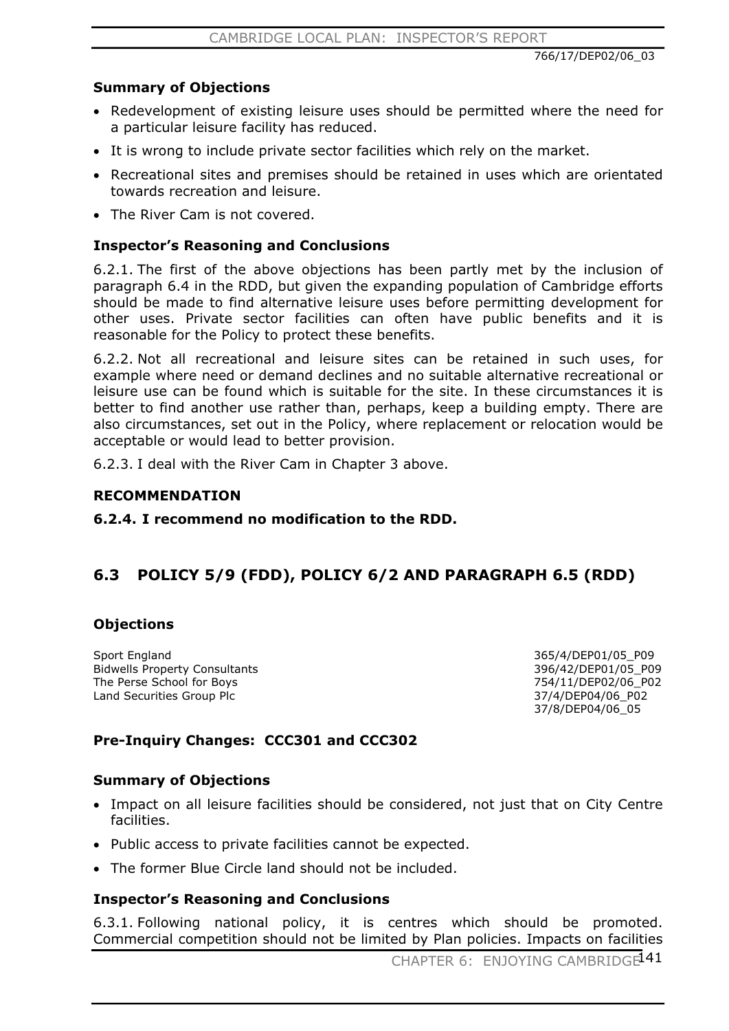766/17/DEP02/06_03

**Summary of Objections**

- Redevelopment of existing leisure uses should be permitted where the need for a particular leisure facility has reduced.
- It is wrong to include private sector facilities which rely on the market.
- Recreational sites and premises should be retained in uses which are orientated towards recreation and leisure.
- The River Cam is not covered.

**Inspector's Reasoning and Conclusions**

6.2.1. The first of the above objections has been partly met by the inclusion of paragraph 6.4 in the RDD, but given the expanding population of Cambridge efforts should be made to find alternative leisure uses before permitting development for other uses. Private sector facilities can often have public benefits and it is reasonable for the Policy to protect these benefits.

6.2.2. Not all recreational and leisure sites can be retained in such uses, for example where need or demand declines and no suitable alternative recreational or leisure use can be found which is suitable for the site. In these circumstances it is better to find another use rather than, perhaps, keep a building empty. There are also circumstances, set out in the Policy, where replacement or relocation would be acceptable or would lead to better provision.

6.2.3. I deal with the River Cam in Chapter 3 above.

**RECOMMENDATION**

**6.2.4. I recommend no modification to the RDD.**

## 6.3 POLICY 5/9 (FDD), POLICY 6/2 AND PARAGRAPH 6.5 (RDD)

**Objections**

| | |
|---|---|
| Sport England | 365/4/DEP01/05_P09 |
| Bidwells Property Consultants | 396/42/DEP01/05_P09 |
| The Perse School for Boys | 754/11/DEP02/06_P02 |
| Land Securities Group Plc | 37/4/DEP04/06_P02 |
| | 37/8/DEP04/06_05 |

**Pre-Inquiry Changes: CCC301 and CCC302**

**Summary of Objections**

- Impact on all leisure facilities should be considered, not just that on City Centre facilities.
- Public access to private facilities cannot be expected.
- The former Blue Circle land should not be included.

**Inspector's Reasoning and Conclusions**

6.3.1. Following national policy, it is centres which should be promoted. Commercial competition should not be limited by Plan policies. Impacts on facilities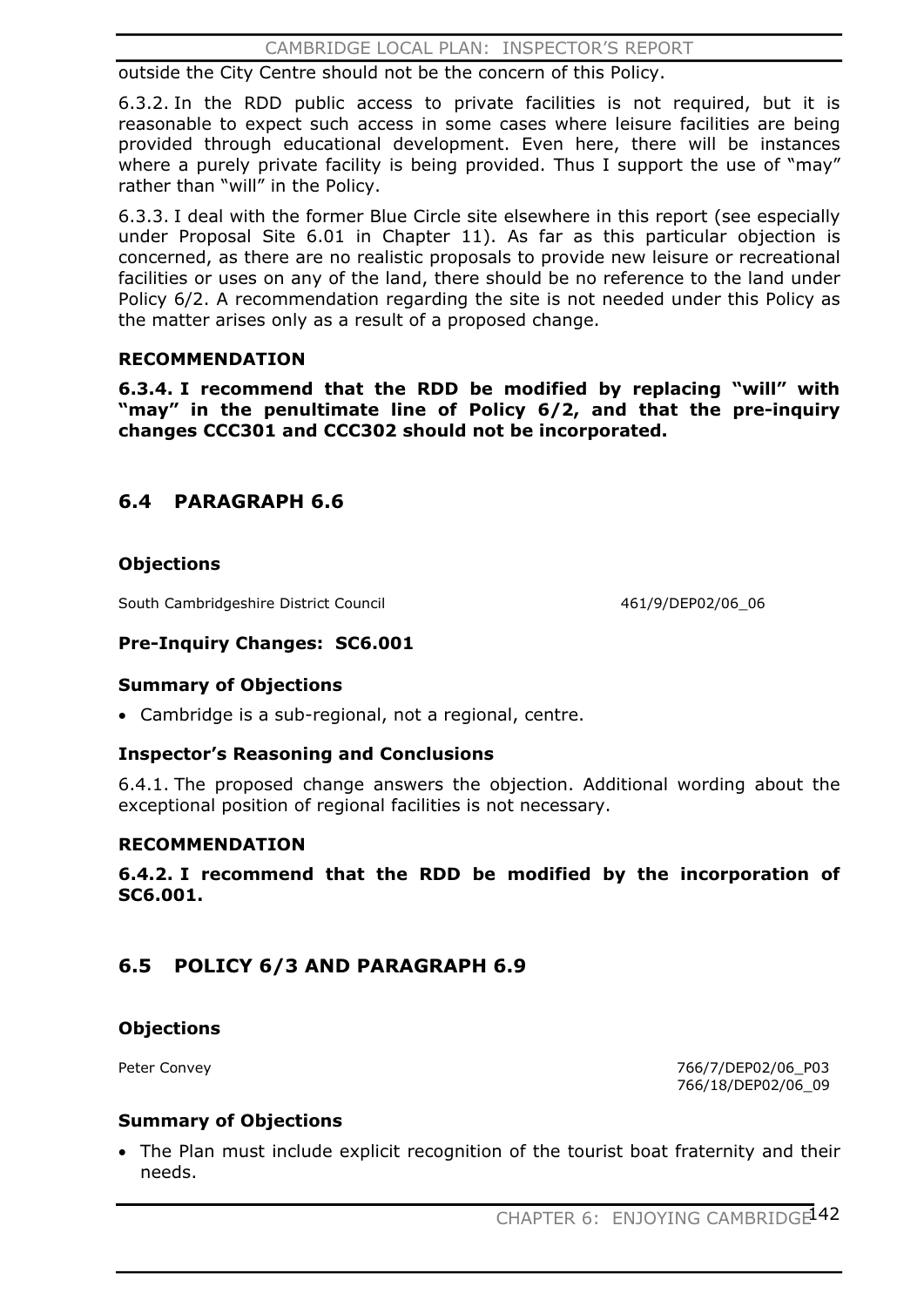outside the City Centre should not be the concern of this Policy.

6.3.2. In the RDD public access to private facilities is not required, but it is reasonable to expect such access in some cases where leisure facilities are being provided through educational development. Even here, there will be instances where a purely private facility is being provided. Thus I support the use of "may" rather than "will" in the Policy.

6.3.3. I deal with the former Blue Circle site elsewhere in this report (see especially under Proposal Site 6.01 in Chapter 11). As far as this particular objection is concerned, as there are no realistic proposals to provide new leisure or recreational facilities or uses on any of the land, there should be no reference to the land under Policy 6/2. A recommendation regarding the site is not needed under this Policy as the matter arises only as a result of a proposed change.

#### RECOMMENDATION

**6.3.4. I recommend that the RDD be modified by replacing "will" with "may" in the penultimate line of Policy 6/2, and that the pre-inquiry changes CCC301 and CCC302 should not be incorporated.**

## 6.4 PARAGRAPH 6.6

#### Objections

South Cambridgeshire District Council 461/9/DEP02/06_06

#### Pre-Inquiry Changes: SC6.001

#### Summary of Objections

- Cambridge is a sub-regional, not a regional, centre.

#### Inspector's Reasoning and Conclusions

6.4.1. The proposed change answers the objection. Additional wording about the exceptional position of regional facilities is not necessary.

#### RECOMMENDATION

**6.4.2. I recommend that the RDD be modified by the incorporation of SC6.001.**

## 6.5 POLICY 6/3 AND PARAGRAPH 6.9

#### Objections

Peter Convey 766/7/DEP02/06_P03
766/18/DEP02/06_09

#### Summary of Objections

- The Plan must include explicit recognition of the tourist boat fraternity and their needs.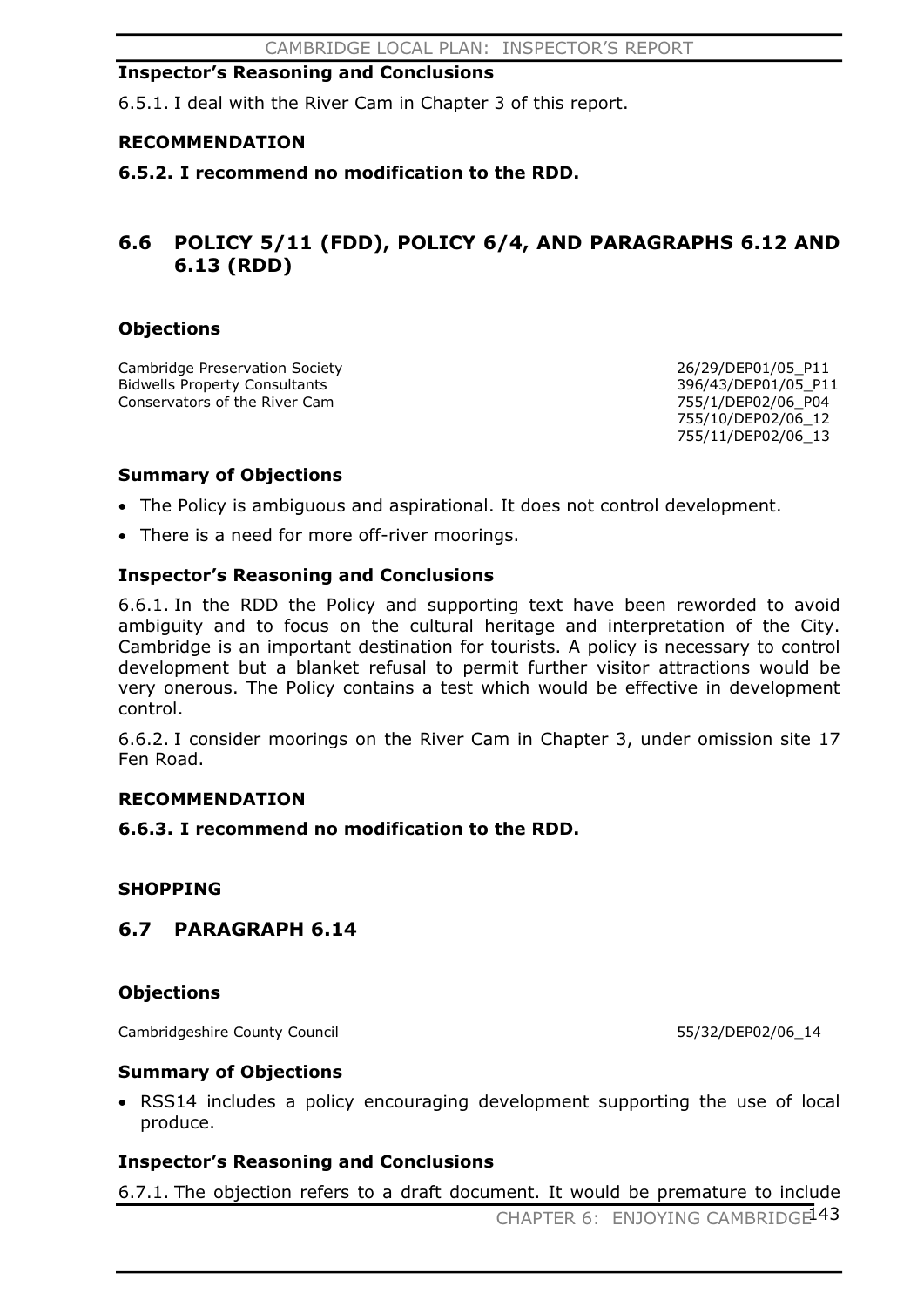**Inspector's Reasoning and Conclusions**

6.5.1. I deal with the River Cam in Chapter 3 of this report.

**RECOMMENDATION**

**6.5.2. I recommend no modification to the RDD.**

## 6.6 POLICY 5/11 (FDD), POLICY 6/4, AND PARAGRAPHS 6.12 AND 6.13 (RDD)

**Objections**

| | |
|---|---|
| Cambridge Preservation Society | 26/29/DEP01/05_P11 |
| Bidwells Property Consultants | 396/43/DEP01/05_P11 |
| Conservators of the River Cam | 755/1/DEP02/06_P04 |
| | 755/10/DEP02/06_12 |
| | 755/11/DEP02/06_13 |

**Summary of Objections**

- The Policy is ambiguous and aspirational. It does not control development.
- There is a need for more off-river moorings.

**Inspector's Reasoning and Conclusions**

6.6.1. In the RDD the Policy and supporting text have been reworded to avoid ambiguity and to focus on the cultural heritage and interpretation of the City. Cambridge is an important destination for tourists. A policy is necessary to control development but a blanket refusal to permit further visitor attractions would be very onerous. The Policy contains a test which would be effective in development control.

6.6.2. I consider moorings on the River Cam in Chapter 3, under omission site 17 Fen Road.

**RECOMMENDATION**

**6.6.3. I recommend no modification to the RDD.**

**SHOPPING**

## 6.7 PARAGRAPH 6.14

**Objections**

| | |
|---|---|
| Cambridgeshire County Council | 55/32/DEP02/06_14 |

**Summary of Objections**

- RSS14 includes a policy encouraging development supporting the use of local produce.

**Inspector's Reasoning and Conclusions**

6.7.1. The objection refers to a draft document. It would be premature to include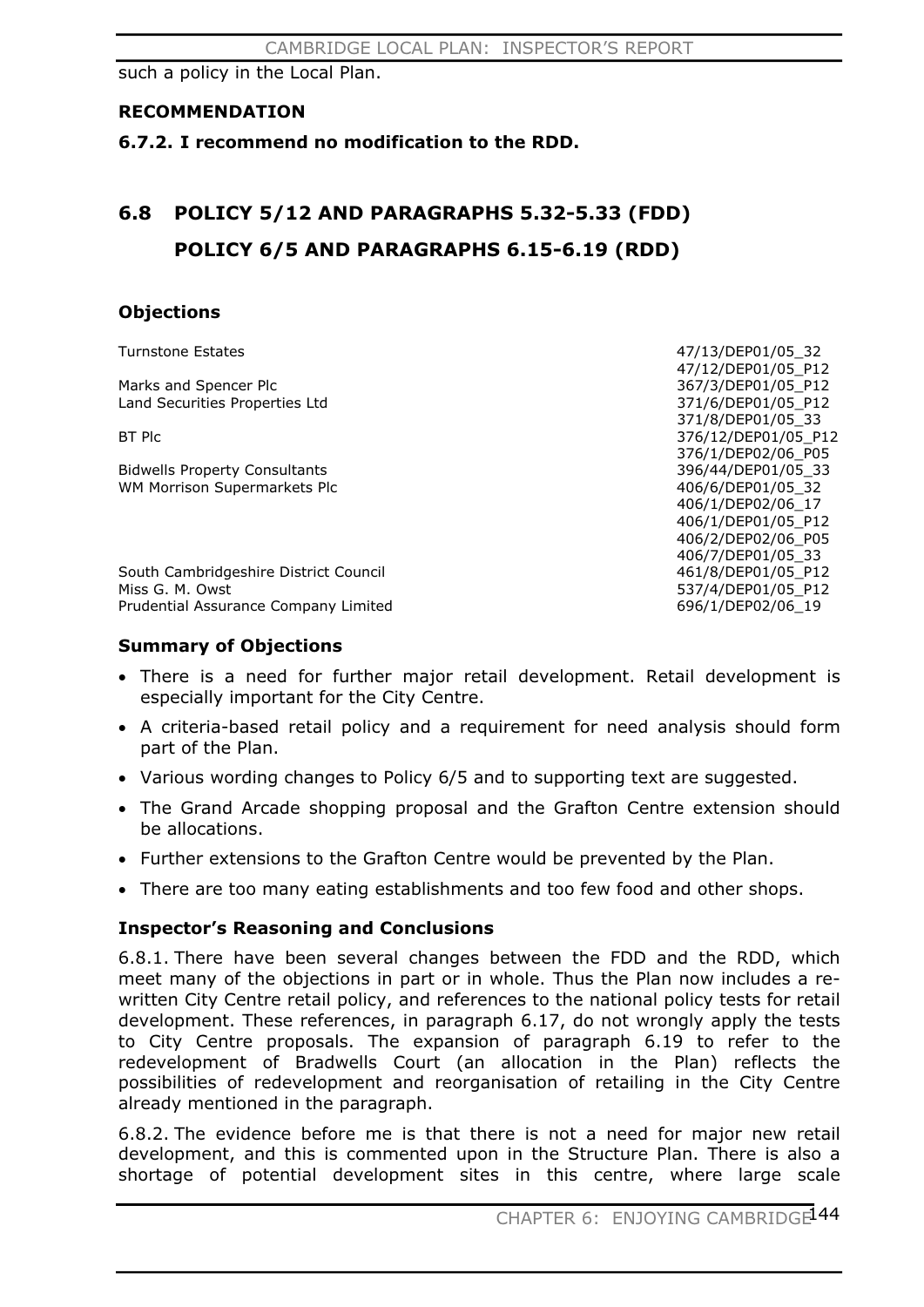such a policy in the Local Plan.

**RECOMMENDATION**

**6.7.2. I recommend no modification to the RDD.**

## 6.8 POLICY 5/12 AND PARAGRAPHS 5.32-5.33 (FDD) POLICY 6/5 AND PARAGRAPHS 6.15-6.19 (RDD)

### Objections

| | |
|---|---|
| Turnstone Estates | 47/13/DEP01/05_32 |
| | 47/12/DEP01/05_P12 |
| Marks and Spencer Plc | 367/3/DEP01/05_P12 |
| Land Securities Properties Ltd | 371/6/DEP01/05_P12 |
| | 371/8/DEP01/05_33 |
| BT Plc | 376/12/DEP01/05_P12 |
| | 376/1/DEP02/06_P05 |
| Bidwells Property Consultants | 396/44/DEP01/05_33 |
| WM Morrison Supermarkets Plc | 406/6/DEP01/05_32 |
| | 406/1/DEP02/06_17 |
| | 406/1/DEP01/05_P12 |
| | 406/2/DEP02/06_P05 |
| | 406/7/DEP01/05_33 |
| South Cambridgeshire District Council | 461/8/DEP01/05_P12 |
| Miss G. M. Owst | 537/4/DEP01/05_P12 |
| Prudential Assurance Company Limited | 696/1/DEP02/06_19 |

### Summary of Objections

- There is a need for further major retail development. Retail development is especially important for the City Centre.
- A criteria-based retail policy and a requirement for need analysis should form part of the Plan.
- Various wording changes to Policy 6/5 and to supporting text are suggested.
- The Grand Arcade shopping proposal and the Grafton Centre extension should be allocations.
- Further extensions to the Grafton Centre would be prevented by the Plan.
- There are too many eating establishments and too few food and other shops.

### Inspector's Reasoning and Conclusions

6.8.1. There have been several changes between the FDD and the RDD, which meet many of the objections in part or in whole. Thus the Plan now includes a re-written City Centre retail policy, and references to the national policy tests for retail development. These references, in paragraph 6.17, do not wrongly apply the tests to City Centre proposals. The expansion of paragraph 6.19 to refer to the redevelopment of Bradwells Court (an allocation in the Plan) reflects the possibilities of redevelopment and reorganisation of retailing in the City Centre already mentioned in the paragraph.

6.8.2. The evidence before me is that there is not a need for major new retail development, and this is commented upon in the Structure Plan. There is also a shortage of potential development sites in this centre, where large scale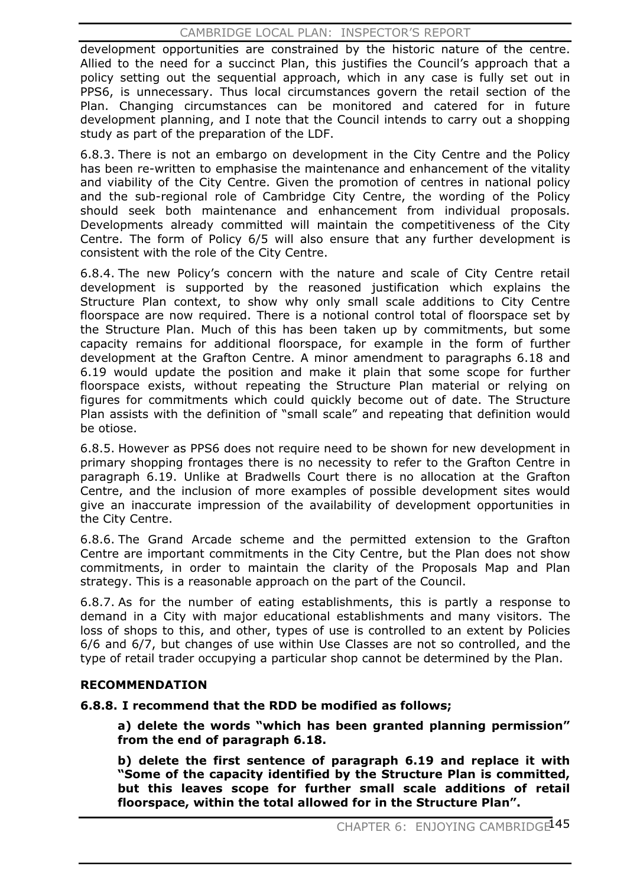development opportunities are constrained by the historic nature of the centre. Allied to the need for a succinct Plan, this justifies the Council's approach that a policy setting out the sequential approach, which in any case is fully set out in PPS6, is unnecessary. Thus local circumstances govern the retail section of the Plan. Changing circumstances can be monitored and catered for in future development planning, and I note that the Council intends to carry out a shopping study as part of the preparation of the LDF.

6.8.3. There is not an embargo on development in the City Centre and the Policy has been re-written to emphasise the maintenance and enhancement of the vitality and viability of the City Centre. Given the promotion of centres in national policy and the sub-regional role of Cambridge City Centre, the wording of the Policy should seek both maintenance and enhancement from individual proposals. Developments already committed will maintain the competitiveness of the City Centre. The form of Policy 6/5 will also ensure that any further development is consistent with the role of the City Centre.

6.8.4. The new Policy's concern with the nature and scale of City Centre retail development is supported by the reasoned justification which explains the Structure Plan context, to show why only small scale additions to City Centre floorspace are now required. There is a notional control total of floorspace set by the Structure Plan. Much of this has been taken up by commitments, but some capacity remains for additional floorspace, for example in the form of further development at the Grafton Centre. A minor amendment to paragraphs 6.18 and 6.19 would update the position and make it plain that some scope for further floorspace exists, without repeating the Structure Plan material or relying on figures for commitments which could quickly become out of date. The Structure Plan assists with the definition of "small scale" and repeating that definition would be otiose.

6.8.5. However as PPS6 does not require need to be shown for new development in primary shopping frontages there is no necessity to refer to the Grafton Centre in paragraph 6.19. Unlike at Bradwells Court there is no allocation at the Grafton Centre, and the inclusion of more examples of possible development sites would give an inaccurate impression of the availability of development opportunities in the City Centre.

6.8.6. The Grand Arcade scheme and the permitted extension to the Grafton Centre are important commitments in the City Centre, but the Plan does not show commitments, in order to maintain the clarity of the Proposals Map and Plan strategy. This is a reasonable approach on the part of the Council.

6.8.7. As for the number of eating establishments, this is partly a response to demand in a City with major educational establishments and many visitors. The loss of shops to this, and other, types of use is controlled to an extent by Policies 6/6 and 6/7, but changes of use within Use Classes are not so controlled, and the type of retail trader occupying a particular shop cannot be determined by the Plan.

**RECOMMENDATION**

**6.8.8. I recommend that the RDD be modified as follows;**

> **a) delete the words "which has been granted planning permission" from the end of paragraph 6.18.**
>
> **b) delete the first sentence of paragraph 6.19 and replace it with "Some of the capacity identified by the Structure Plan is committed, but this leaves scope for further small scale additions of retail floorspace, within the total allowed for in the Structure Plan".**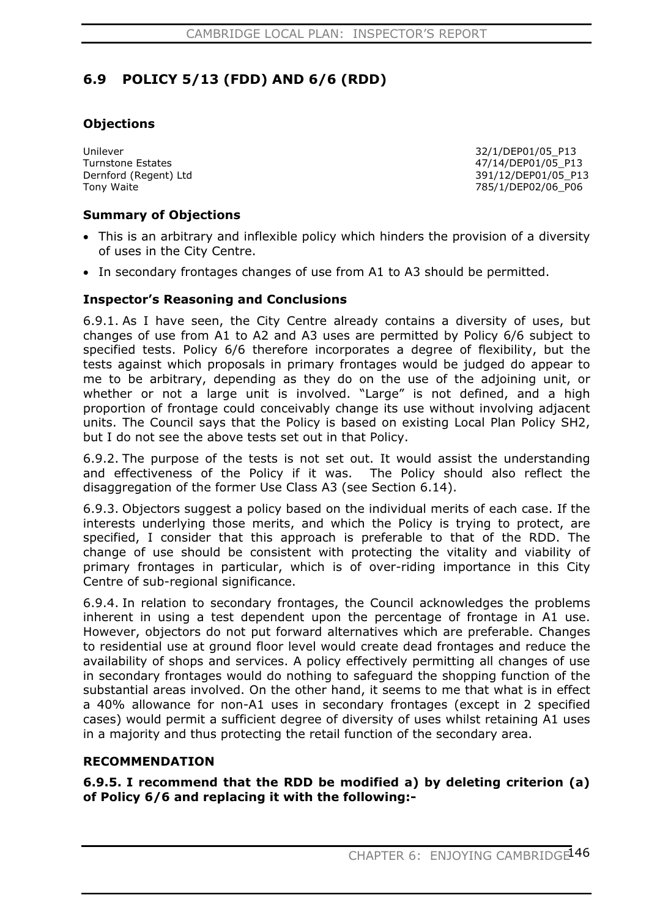## 6.9 POLICY 5/13 (FDD) AND 6/6 (RDD)

### Objections

| | |
|---|---|
| Unilever | 32/1/DEP01/05_P13 |
| Turnstone Estates | 47/14/DEP01/05_P13 |
| Dernford (Regent) Ltd | 391/12/DEP01/05_P13 |
| Tony Waite | 785/1/DEP02/06_P06 |

### Summary of Objections

- This is an arbitrary and inflexible policy which hinders the provision of a diversity of uses in the City Centre.
- In secondary frontages changes of use from A1 to A3 should be permitted.

### Inspector's Reasoning and Conclusions

6.9.1. As I have seen, the City Centre already contains a diversity of uses, but changes of use from A1 to A2 and A3 uses are permitted by Policy 6/6 subject to specified tests. Policy 6/6 therefore incorporates a degree of flexibility, but the tests against which proposals in primary frontages would be judged do appear to me to be arbitrary, depending as they do on the use of the adjoining unit, or whether or not a large unit is involved. "Large" is not defined, and a high proportion of frontage could conceivably change its use without involving adjacent units. The Council says that the Policy is based on existing Local Plan Policy SH2, but I do not see the above tests set out in that Policy.

6.9.2. The purpose of the tests is not set out. It would assist the understanding and effectiveness of the Policy if it was. The Policy should also reflect the disaggregation of the former Use Class A3 (see Section 6.14).

6.9.3. Objectors suggest a policy based on the individual merits of each case. If the interests underlying those merits, and which the Policy is trying to protect, are specified, I consider that this approach is preferable to that of the RDD. The change of use should be consistent with protecting the vitality and viability of primary frontages in particular, which is of over-riding importance in this City Centre of sub-regional significance.

6.9.4. In relation to secondary frontages, the Council acknowledges the problems inherent in using a test dependent upon the percentage of frontage in A1 use. However, objectors do not put forward alternatives which are preferable. Changes to residential use at ground floor level would create dead frontages and reduce the availability of shops and services. A policy effectively permitting all changes of use in secondary frontages would do nothing to safeguard the shopping function of the substantial areas involved. On the other hand, it seems to me that what is in effect a 40% allowance for non-A1 uses in secondary frontages (except in 2 specified cases) would permit a sufficient degree of diversity of uses whilst retaining A1 uses in a majority and thus protecting the retail function of the secondary area.

### RECOMMENDATION

**6.9.5. I recommend that the RDD be modified a) by deleting criterion (a) of Policy 6/6 and replacing it with the following:-**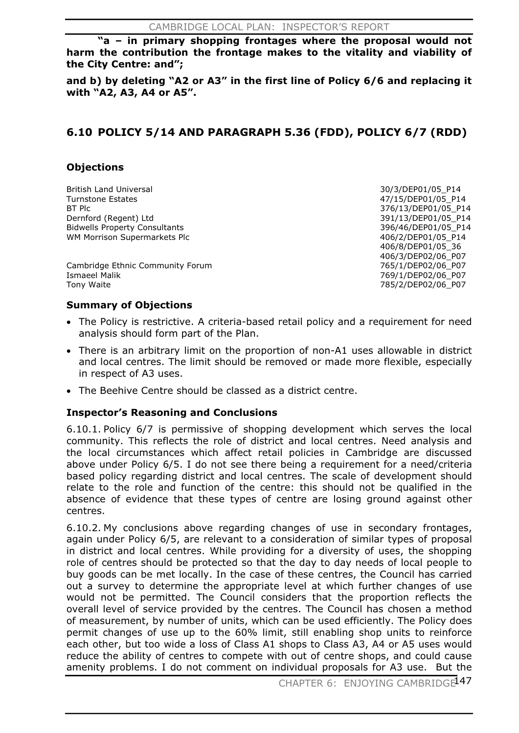**"a – in primary shopping frontages where the proposal would not harm the contribution the frontage makes to the vitality and viability of the City Centre: and";**

**and b) by deleting "A2 or A3" in the first line of Policy 6/6 and replacing it with "A2, A3, A4 or A5".**

## 6.10 POLICY 5/14 AND PARAGRAPH 5.36 (FDD), POLICY 6/7 (RDD)

### Objections

| | |
|---|---|
| British Land Universal | 30/3/DEP01/05_P14 |
| Turnstone Estates | 47/15/DEP01/05_P14 |
| BT Plc | 376/13/DEP01/05_P14 |
| Dernford (Regent) Ltd | 391/13/DEP01/05_P14 |
| Bidwells Property Consultants | 396/46/DEP01/05_P14 |
| WM Morrison Supermarkets Plc | 406/2/DEP01/05_P14 |
| | 406/8/DEP01/05_36 |
| | 406/3/DEP02/06_P07 |
| Cambridge Ethnic Community Forum | 765/1/DEP02/06_P07 |
| Ismaeel Malik | 769/1/DEP02/06_P07 |
| Tony Waite | 785/2/DEP02/06_P07 |

### Summary of Objections

- The Policy is restrictive. A criteria-based retail policy and a requirement for need analysis should form part of the Plan.
- There is an arbitrary limit on the proportion of non-A1 uses allowable in district and local centres. The limit should be removed or made more flexible, especially in respect of A3 uses.
- The Beehive Centre should be classed as a district centre.

### Inspector's Reasoning and Conclusions

6.10.1. Policy 6/7 is permissive of shopping development which serves the local community. This reflects the role of district and local centres. Need analysis and the local circumstances which affect retail policies in Cambridge are discussed above under Policy 6/5. I do not see there being a requirement for a need/criteria based policy regarding district and local centres. The scale of development should relate to the role and function of the centre: this should not be qualified in the absence of evidence that these types of centre are losing ground against other centres.

6.10.2. My conclusions above regarding changes of use in secondary frontages, again under Policy 6/5, are relevant to a consideration of similar types of proposal in district and local centres. While providing for a diversity of uses, the shopping role of centres should be protected so that the day to day needs of local people to buy goods can be met locally. In the case of these centres, the Council has carried out a survey to determine the appropriate level at which further changes of use would not be permitted. The Council considers that the proportion reflects the overall level of service provided by the centres. The Council has chosen a method of measurement, by number of units, which can be used efficiently. The Policy does permit changes of use up to the 60% limit, still enabling shop units to reinforce each other, but too wide a loss of Class A1 shops to Class A3, A4 or A5 uses would reduce the ability of centres to compete with out of centre shops, and could cause amenity problems. I do not comment on individual proposals for A3 use. But the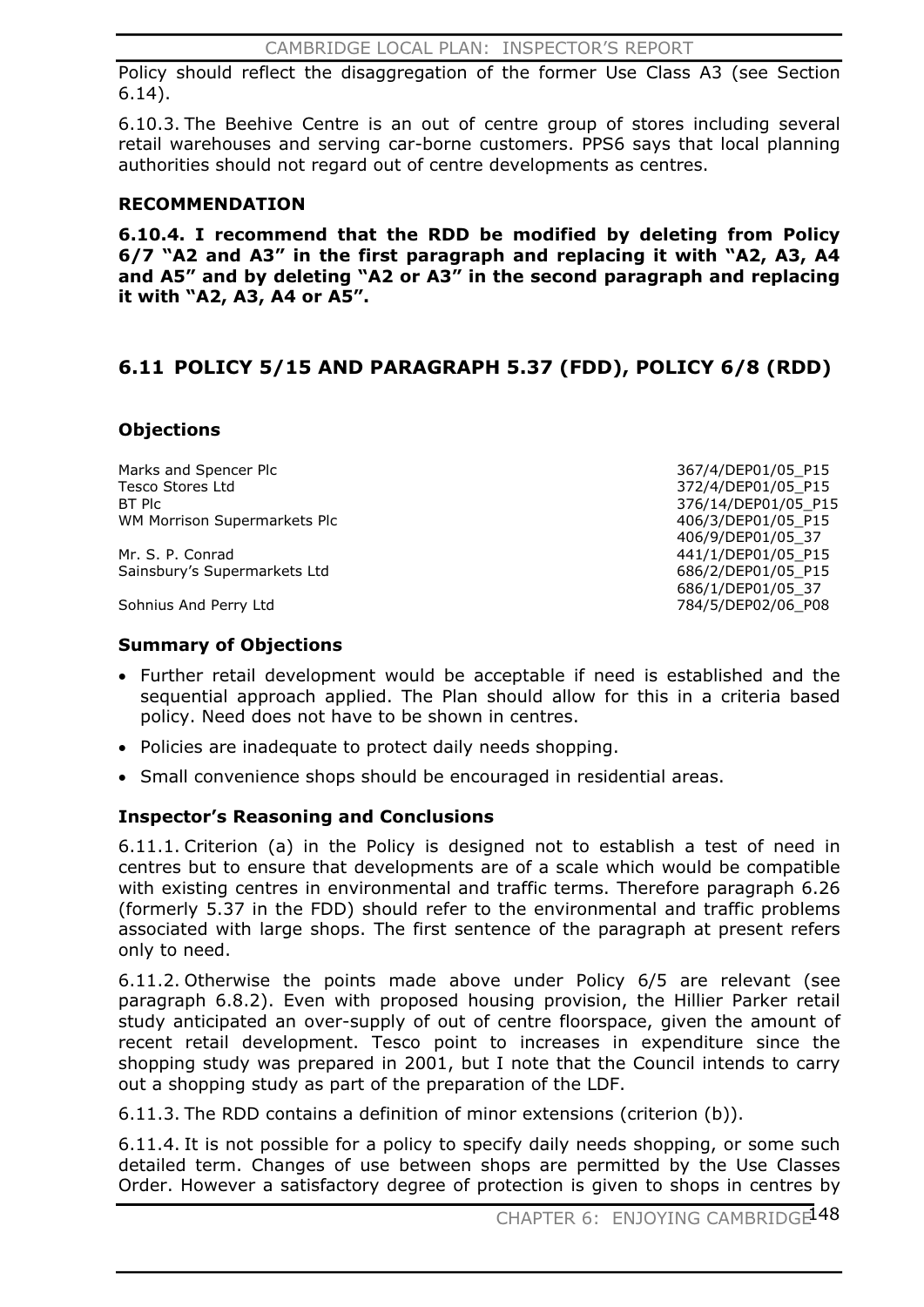Policy should reflect the disaggregation of the former Use Class A3 (see Section 6.14).

6.10.3. The Beehive Centre is an out of centre group of stores including several retail warehouses and serving car-borne customers. PPS6 says that local planning authorities should not regard out of centre developments as centres.

**RECOMMENDATION**

**6.10.4. I recommend that the RDD be modified by deleting from Policy 6/7 "A2 and A3" in the first paragraph and replacing it with "A2, A3, A4 and A5" and by deleting "A2 or A3" in the second paragraph and replacing it with "A2, A3, A4 or A5".**

## 6.11 POLICY 5/15 AND PARAGRAPH 5.37 (FDD), POLICY 6/8 (RDD)

### Objections

| | |
|---|---|
| Marks and Spencer Plc | 367/4/DEP01/05_P15 |
| Tesco Stores Ltd | 372/4/DEP01/05_P15 |
| BT Plc | 376/14/DEP01/05_P15 |
| WM Morrison Supermarkets Plc | 406/3/DEP01/05_P15 |
| | 406/9/DEP01/05_37 |
| Mr. S. P. Conrad | 441/1/DEP01/05_P15 |
| Sainsbury's Supermarkets Ltd | 686/2/DEP01/05_P15 |
| | 686/1/DEP01/05_37 |
| Sohnius And Perry Ltd | 784/5/DEP02/06_P08 |

### Summary of Objections

- Further retail development would be acceptable if need is established and the sequential approach applied. The Plan should allow for this in a criteria based policy. Need does not have to be shown in centres.
- Policies are inadequate to protect daily needs shopping.
- Small convenience shops should be encouraged in residential areas.

### Inspector's Reasoning and Conclusions

6.11.1. Criterion (a) in the Policy is designed not to establish a test of need in centres but to ensure that developments are of a scale which would be compatible with existing centres in environmental and traffic terms. Therefore paragraph 6.26 (formerly 5.37 in the FDD) should refer to the environmental and traffic problems associated with large shops. The first sentence of the paragraph at present refers only to need.

6.11.2. Otherwise the points made above under Policy 6/5 are relevant (see paragraph 6.8.2). Even with proposed housing provision, the Hillier Parker retail study anticipated an over-supply of out of centre floorspace, given the amount of recent retail development. Tesco point to increases in expenditure since the shopping study was prepared in 2001, but I note that the Council intends to carry out a shopping study as part of the preparation of the LDF.

6.11.3. The RDD contains a definition of minor extensions (criterion (b)).

6.11.4. It is not possible for a policy to specify daily needs shopping, or some such detailed term. Changes of use between shops are permitted by the Use Classes Order. However a satisfactory degree of protection is given to shops in centres by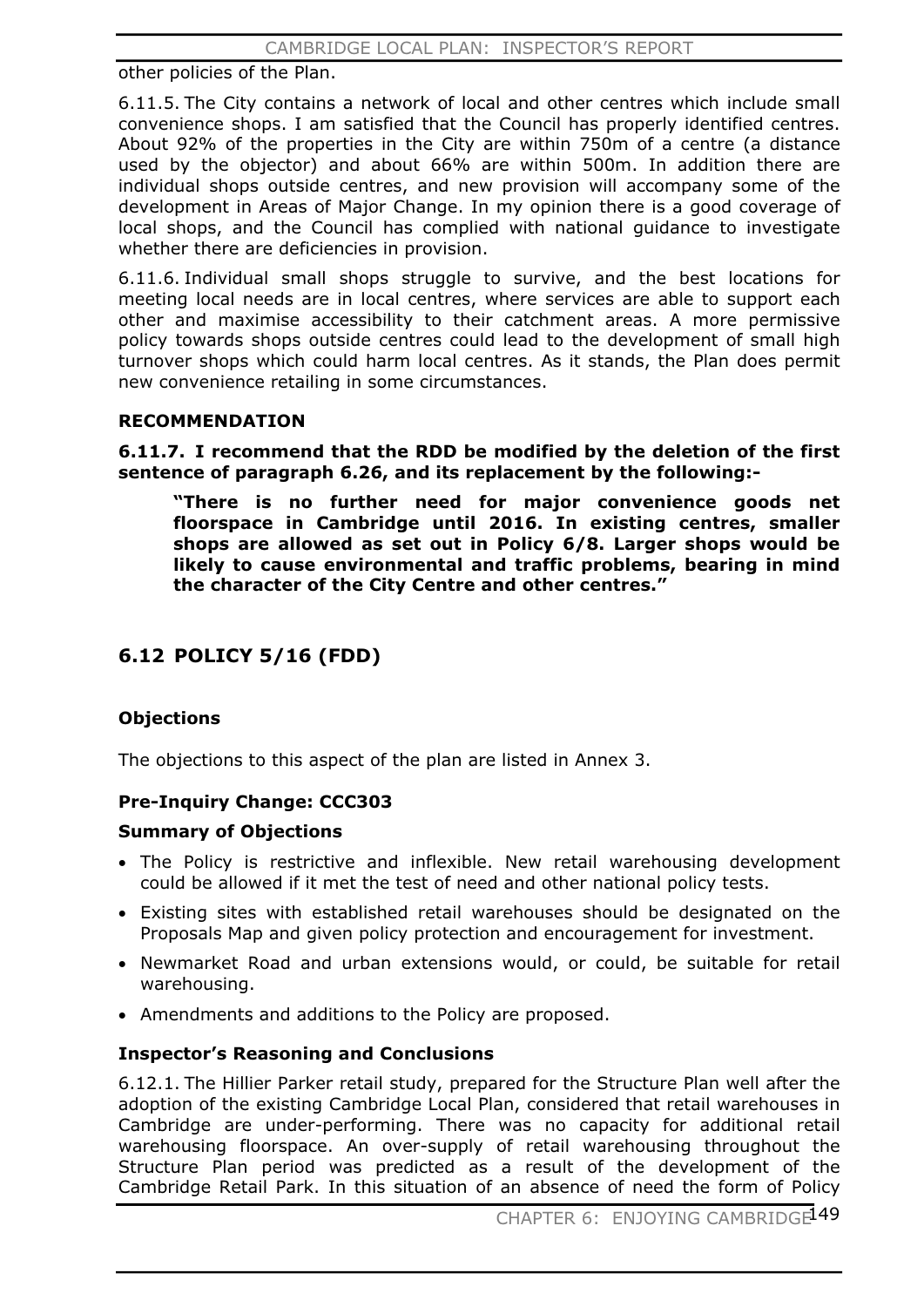other policies of the Plan.

6.11.5. The City contains a network of local and other centres which include small convenience shops. I am satisfied that the Council has properly identified centres. About 92% of the properties in the City are within 750m of a centre (a distance used by the objector) and about 66% are within 500m. In addition there are individual shops outside centres, and new provision will accompany some of the development in Areas of Major Change. In my opinion there is a good coverage of local shops, and the Council has complied with national guidance to investigate whether there are deficiencies in provision.

6.11.6. Individual small shops struggle to survive, and the best locations for meeting local needs are in local centres, where services are able to support each other and maximise accessibility to their catchment areas. A more permissive policy towards shops outside centres could lead to the development of small high turnover shops which could harm local centres. As it stands, the Plan does permit new convenience retailing in some circumstances.

#### RECOMMENDATION

**6.11.7. I recommend that the RDD be modified by the deletion of the first sentence of paragraph 6.26, and its replacement by the following:-**

> **"There is no further need for major convenience goods net floorspace in Cambridge until 2016. In existing centres, smaller shops are allowed as set out in Policy 6/8. Larger shops would be likely to cause environmental and traffic problems, bearing in mind the character of the City Centre and other centres."**

## 6.12 POLICY 5/16 (FDD)

### Objections

The objections to this aspect of the plan are listed in Annex 3.

#### Pre-Inquiry Change: CCC303

#### Summary of Objections

- The Policy is restrictive and inflexible. New retail warehousing development could be allowed if it met the test of need and other national policy tests.
- Existing sites with established retail warehouses should be designated on the Proposals Map and given policy protection and encouragement for investment.
- Newmarket Road and urban extensions would, or could, be suitable for retail warehousing.
- Amendments and additions to the Policy are proposed.

#### Inspector's Reasoning and Conclusions

6.12.1. The Hillier Parker retail study, prepared for the Structure Plan well after the adoption of the existing Cambridge Local Plan, considered that retail warehouses in Cambridge are under-performing. There was no capacity for additional retail warehousing floorspace. An over-supply of retail warehousing throughout the Structure Plan period was predicted as a result of the development of the Cambridge Retail Park. In this situation of an absence of need the form of Policy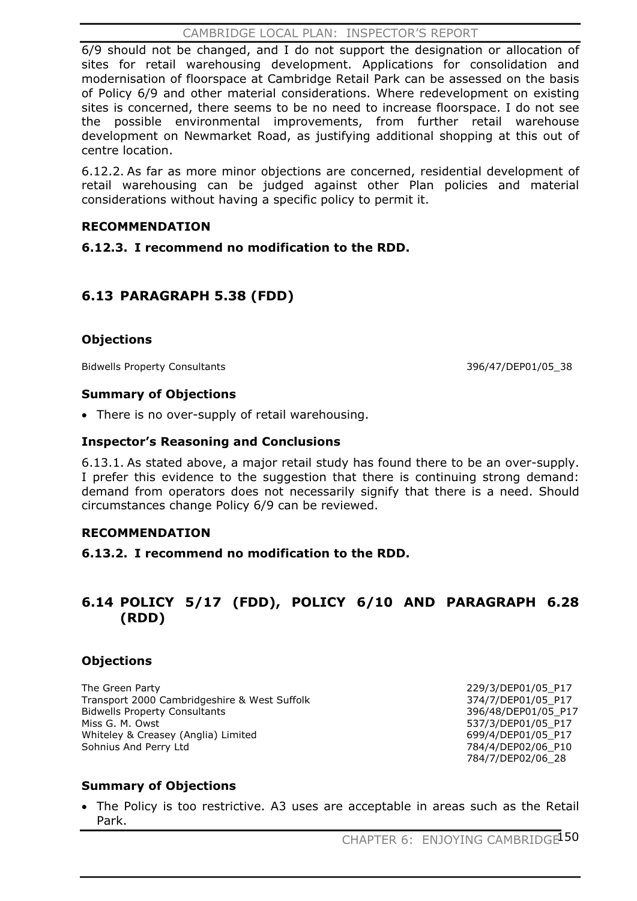6/9 should not be changed, and I do not support the designation or allocation of sites for retail warehousing development. Applications for consolidation and modernisation of floorspace at Cambridge Retail Park can be assessed on the basis of Policy 6/9 and other material considerations. Where redevelopment on existing sites is concerned, there seems to be no need to increase floorspace. I do not see the possible environmental improvements, from further retail warehouse development on Newmarket Road, as justifying additional shopping at this out of centre location.

6.12.2. As far as more minor objections are concerned, residential development of retail warehousing can be judged against other Plan policies and material considerations without having a specific policy to permit it.

#### RECOMMENDATION

**6.12.3. I recommend no modification to the RDD.**

## 6.13 PARAGRAPH 5.38 (FDD)

### Objections

| | |
|---|---|
| Bidwells Property Consultants | 396/47/DEP01/05_38 |

### Summary of Objections

- There is no over-supply of retail warehousing.

### Inspector's Reasoning and Conclusions

6.13.1. As stated above, a major retail study has found there to be an over-supply. I prefer this evidence to the suggestion that there is continuing strong demand: demand from operators does not necessarily signify that there is a need. Should circumstances change Policy 6/9 can be reviewed.

#### RECOMMENDATION

**6.13.2. I recommend no modification to the RDD.**

## 6.14 POLICY 5/17 (FDD), POLICY 6/10 AND PARAGRAPH 6.28 (RDD)

### Objections

| | |
|---|---|
| The Green Party | 229/3/DEP01/05_P17 |
| Transport 2000 Cambridgeshire & West Suffolk | 374/7/DEP01/05_P17 |
| Bidwells Property Consultants | 396/48/DEP01/05_P17 |
| Miss G. M. Owst | 537/3/DEP01/05_P17 |
| Whiteley & Creasey (Anglia) Limited | 699/4/DEP01/05_P17 |
| Sohnius And Perry Ltd | 784/4/DEP02/06_P10 |
| | 784/7/DEP02/06_28 |

### Summary of Objections

- The Policy is too restrictive. A3 uses are acceptable in areas such as the Retail Park.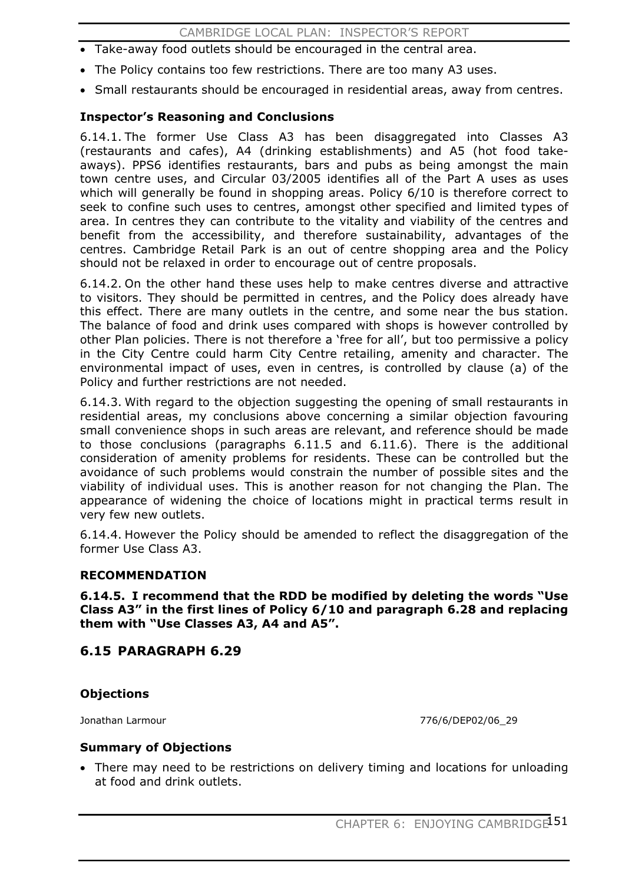- Take-away food outlets should be encouraged in the central area.
- The Policy contains too few restrictions. There are too many A3 uses.
- Small restaurants should be encouraged in residential areas, away from centres.

### Inspector's Reasoning and Conclusions

6.14.1. The former Use Class A3 has been disaggregated into Classes A3 (restaurants and cafes), A4 (drinking establishments) and A5 (hot food take-aways). PPS6 identifies restaurants, bars and pubs as being amongst the main town centre uses, and Circular 03/2005 identifies all of the Part A uses as uses which will generally be found in shopping areas. Policy 6/10 is therefore correct to seek to confine such uses to centres, amongst other specified and limited types of area. In centres they can contribute to the vitality and viability of the centres and benefit from the accessibility, and therefore sustainability, advantages of the centres. Cambridge Retail Park is an out of centre shopping area and the Policy should not be relaxed in order to encourage out of centre proposals.

6.14.2. On the other hand these uses help to make centres diverse and attractive to visitors. They should be permitted in centres, and the Policy does already have this effect. There are many outlets in the centre, and some near the bus station. The balance of food and drink uses compared with shops is however controlled by other Plan policies. There is not therefore a 'free for all', but too permissive a policy in the City Centre could harm City Centre retailing, amenity and character. The environmental impact of uses, even in centres, is controlled by clause (a) of the Policy and further restrictions are not needed.

6.14.3. With regard to the objection suggesting the opening of small restaurants in residential areas, my conclusions above concerning a similar objection favouring small convenience shops in such areas are relevant, and reference should be made to those conclusions (paragraphs 6.11.5 and 6.11.6). There is the additional consideration of amenity problems for residents. These can be controlled but the avoidance of such problems would constrain the number of possible sites and the viability of individual uses. This is another reason for not changing the Plan. The appearance of widening the choice of locations might in practical terms result in very few new outlets.

6.14.4. However the Policy should be amended to reflect the disaggregation of the former Use Class A3.

### RECOMMENDATION

**6.14.5. I recommend that the RDD be modified by deleting the words "Use Class A3" in the first lines of Policy 6/10 and paragraph 6.28 and replacing them with "Use Classes A3, A4 and A5".**

## 6.15 PARAGRAPH 6.29

### Objections

Jonathan Larmour 776/6/DEP02/06_29

### Summary of Objections

- There may need to be restrictions on delivery timing and locations for unloading at food and drink outlets.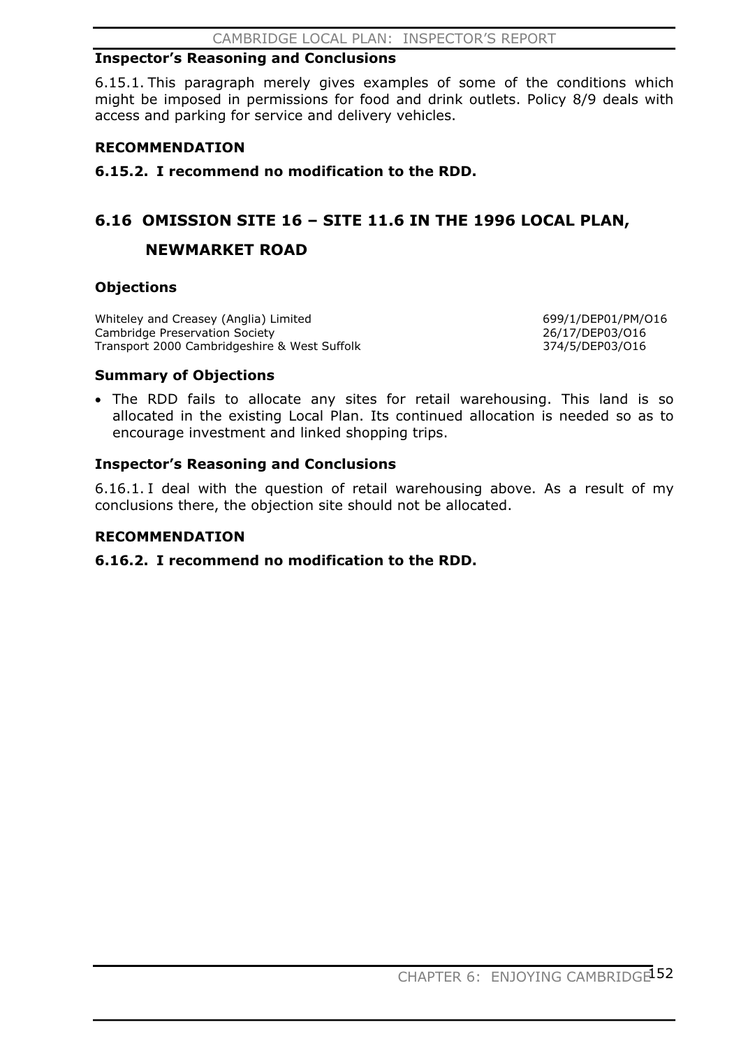### Inspector's Reasoning and Conclusions

6.15.1. This paragraph merely gives examples of some of the conditions which might be imposed in permissions for food and drink outlets. Policy 8/9 deals with access and parking for service and delivery vehicles.

### RECOMMENDATION

**6.15.2. I recommend no modification to the RDD.**

## 6.16 OMISSION SITE 16 – SITE 11.6 IN THE 1996 LOCAL PLAN, NEWMARKET ROAD

### Objections

| | |
|---|---|
| Whiteley and Creasey (Anglia) Limited | 699/1/DEP01/PM/O16 |
| Cambridge Preservation Society | 26/17/DEP03/O16 |
| Transport 2000 Cambridgeshire & West Suffolk | 374/5/DEP03/O16 |

### Summary of Objections

- The RDD fails to allocate any sites for retail warehousing. This land is so allocated in the existing Local Plan. Its continued allocation is needed so as to encourage investment and linked shopping trips.

### Inspector's Reasoning and Conclusions

6.16.1. I deal with the question of retail warehousing above. As a result of my conclusions there, the objection site should not be allocated.

### RECOMMENDATION

**6.16.2. I recommend no modification to the RDD.**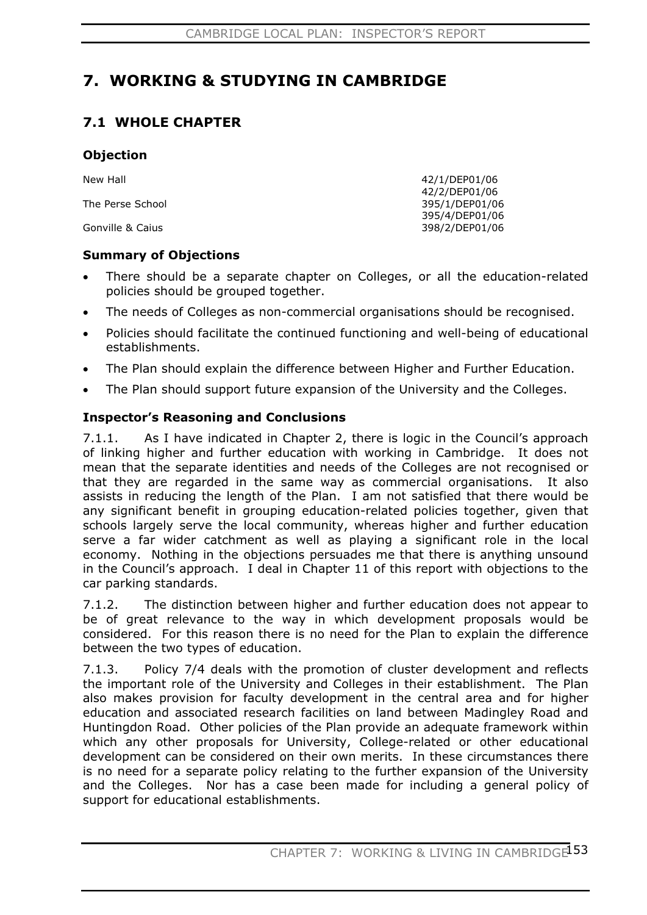# 7. WORKING & STUDYING IN CAMBRIDGE

## 7.1 WHOLE CHAPTER

### Objection

| | |
|---|---|
| New Hall | 42/1/DEP01/06 |
| | 42/2/DEP01/06 |
| The Perse School | 395/1/DEP01/06 |
| | 395/4/DEP01/06 |
| Gonville & Caius | 398/2/DEP01/06 |

### Summary of Objections

- There should be a separate chapter on Colleges, or all the education-related policies should be grouped together.
- The needs of Colleges as non-commercial organisations should be recognised.
- Policies should facilitate the continued functioning and well-being of educational establishments.
- The Plan should explain the difference between Higher and Further Education.
- The Plan should support future expansion of the University and the Colleges.

### Inspector's Reasoning and Conclusions

7.1.1. As I have indicated in Chapter 2, there is logic in the Council's approach of linking higher and further education with working in Cambridge. It does not mean that the separate identities and needs of the Colleges are not recognised or that they are regarded in the same way as commercial organisations. It also assists in reducing the length of the Plan. I am not satisfied that there would be any significant benefit in grouping education-related policies together, given that schools largely serve the local community, whereas higher and further education serve a far wider catchment as well as playing a significant role in the local economy. Nothing in the objections persuades me that there is anything unsound in the Council's approach. I deal in Chapter 11 of this report with objections to the car parking standards.

7.1.2. The distinction between higher and further education does not appear to be of great relevance to the way in which development proposals would be considered. For this reason there is no need for the Plan to explain the difference between the two types of education.

7.1.3. Policy 7/4 deals with the promotion of cluster development and reflects the important role of the University and Colleges in their establishment. The Plan also makes provision for faculty development in the central area and for higher education and associated research facilities on land between Madingley Road and Huntingdon Road. Other policies of the Plan provide an adequate framework within which any other proposals for University, College-related or other educational development can be considered on their own merits. In these circumstances there is no need for a separate policy relating to the further expansion of the University and the Colleges. Nor has a case been made for including a general policy of support for educational establishments.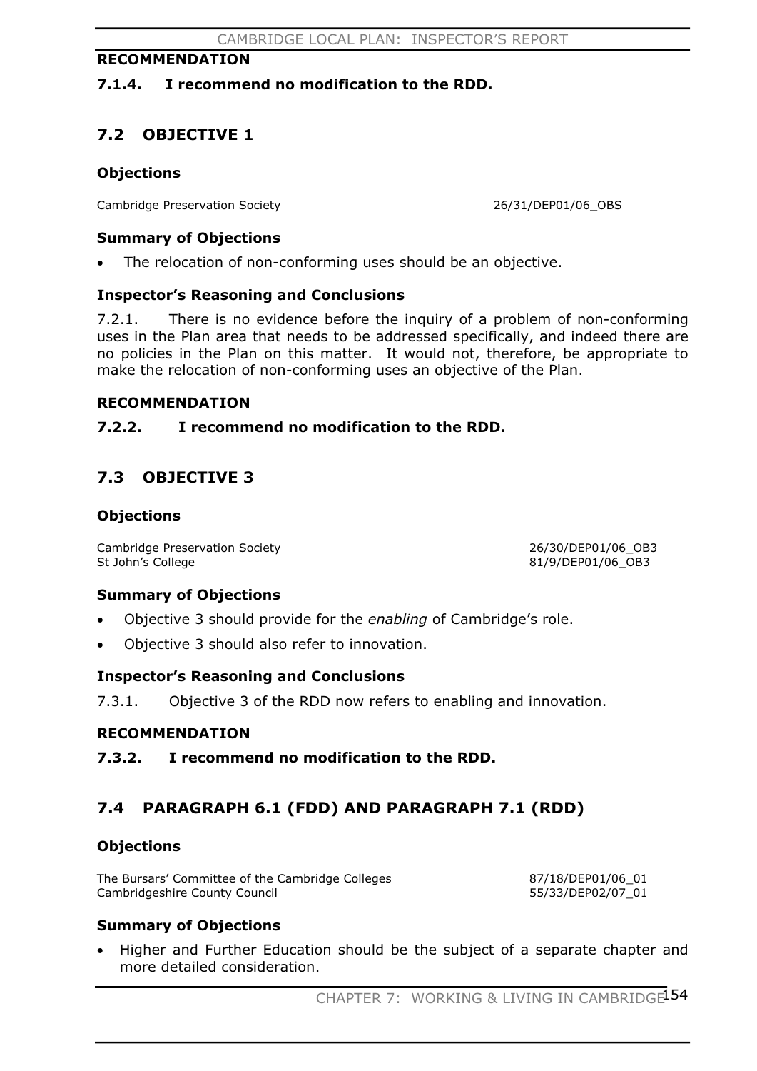### RECOMMENDATION

**7.1.4. I recommend no modification to the RDD.**

## 7.2 OBJECTIVE 1

### Objections

Cambridge Preservation Society — 26/31/DEP01/06_OBS

### Summary of Objections

- The relocation of non-conforming uses should be an objective.

### Inspector's Reasoning and Conclusions

7.2.1. There is no evidence before the inquiry of a problem of non-conforming uses in the Plan area that needs to be addressed specifically, and indeed there are no policies in the Plan on this matter. It would not, therefore, be appropriate to make the relocation of non-conforming uses an objective of the Plan.

### RECOMMENDATION

**7.2.2. I recommend no modification to the RDD.**

## 7.3 OBJECTIVE 3

### Objections

Cambridge Preservation Society — 26/30/DEP01/06_OB3
St John's College — 81/9/DEP01/06_OB3

### Summary of Objections

- Objective 3 should provide for the *enabling* of Cambridge's role.
- Objective 3 should also refer to innovation.

### Inspector's Reasoning and Conclusions

7.3.1. Objective 3 of the RDD now refers to enabling and innovation.

### RECOMMENDATION

**7.3.2. I recommend no modification to the RDD.**

## 7.4 PARAGRAPH 6.1 (FDD) AND PARAGRAPH 7.1 (RDD)

### Objections

The Bursars' Committee of the Cambridge Colleges — 87/18/DEP01/06_01
Cambridgeshire County Council — 55/33/DEP02/07_01

### Summary of Objections

- Higher and Further Education should be the subject of a separate chapter and more detailed consideration.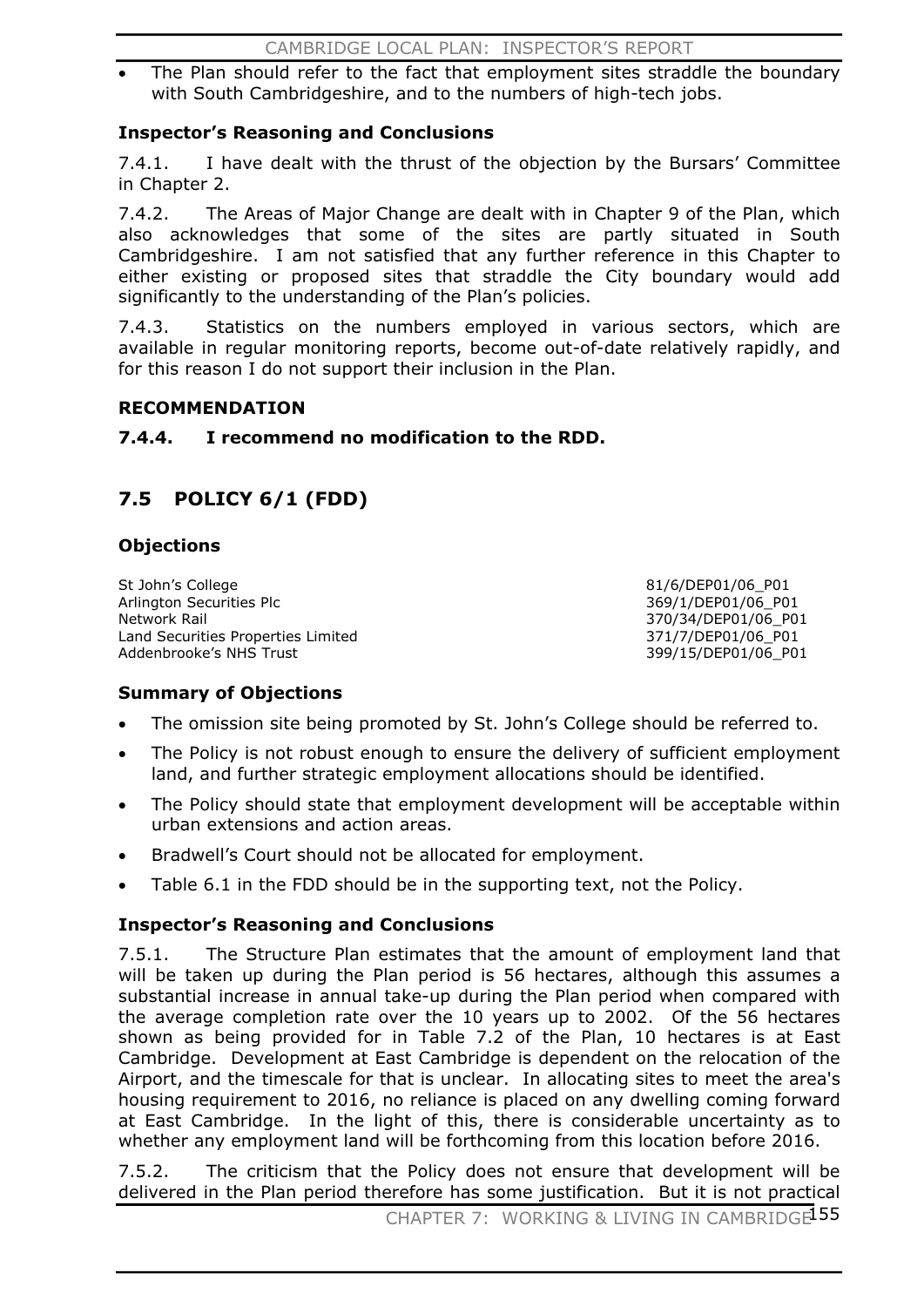- The Plan should refer to the fact that employment sites straddle the boundary with South Cambridgeshire, and to the numbers of high-tech jobs.

### Inspector's Reasoning and Conclusions

7.4.1. I have dealt with the thrust of the objection by the Bursars' Committee in Chapter 2.

7.4.2. The Areas of Major Change are dealt with in Chapter 9 of the Plan, which also acknowledges that some of the sites are partly situated in South Cambridgeshire. I am not satisfied that any further reference in this Chapter to either existing or proposed sites that straddle the City boundary would add significantly to the understanding of the Plan's policies.

7.4.3. Statistics on the numbers employed in various sectors, which are available in regular monitoring reports, become out-of-date relatively rapidly, and for this reason I do not support their inclusion in the Plan.

### RECOMMENDATION

**7.4.4. I recommend no modification to the RDD.**

## 7.5 POLICY 6/1 (FDD)

### Objections

| | |
|---|---|
| St John's College | 81/6/DEP01/06_P01 |
| Arlington Securities Plc | 369/1/DEP01/06_P01 |
| Network Rail | 370/34/DEP01/06_P01 |
| Land Securities Properties Limited | 371/7/DEP01/06_P01 |
| Addenbrooke's NHS Trust | 399/15/DEP01/06_P01 |

### Summary of Objections

- The omission site being promoted by St. John's College should be referred to.
- The Policy is not robust enough to ensure the delivery of sufficient employment land, and further strategic employment allocations should be identified.
- The Policy should state that employment development will be acceptable within urban extensions and action areas.
- Bradwell's Court should not be allocated for employment.
- Table 6.1 in the FDD should be in the supporting text, not the Policy.

### Inspector's Reasoning and Conclusions

7.5.1. The Structure Plan estimates that the amount of employment land that will be taken up during the Plan period is 56 hectares, although this assumes a substantial increase in annual take-up during the Plan period when compared with the average completion rate over the 10 years up to 2002. Of the 56 hectares shown as being provided for in Table 7.2 of the Plan, 10 hectares is at East Cambridge. Development at East Cambridge is dependent on the relocation of the Airport, and the timescale for that is unclear. In allocating sites to meet the area's housing requirement to 2016, no reliance is placed on any dwelling coming forward at East Cambridge. In the light of this, there is considerable uncertainty as to whether any employment land will be forthcoming from this location before 2016.

7.5.2. The criticism that the Policy does not ensure that development will be delivered in the Plan period therefore has some justification. But it is not practical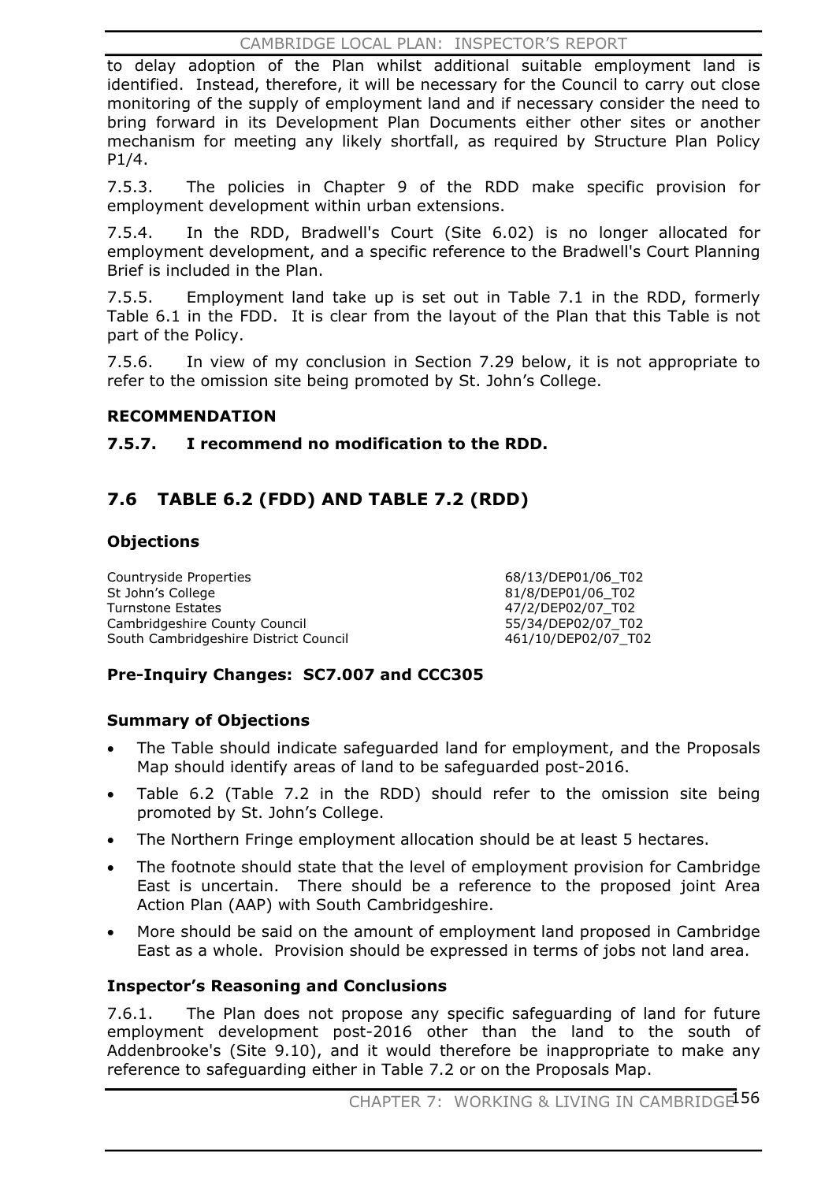to delay adoption of the Plan whilst additional suitable employment land is identified. Instead, therefore, it will be necessary for the Council to carry out close monitoring of the supply of employment land and if necessary consider the need to bring forward in its Development Plan Documents either other sites or another mechanism for meeting any likely shortfall, as required by Structure Plan Policy P1/4.

7.5.3. The policies in Chapter 9 of the RDD make specific provision for employment development within urban extensions.

7.5.4. In the RDD, Bradwell's Court (Site 6.02) is no longer allocated for employment development, and a specific reference to the Bradwell's Court Planning Brief is included in the Plan.

7.5.5. Employment land take up is set out in Table 7.1 in the RDD, formerly Table 6.1 in the FDD. It is clear from the layout of the Plan that this Table is not part of the Policy.

7.5.6. In view of my conclusion in Section 7.29 below, it is not appropriate to refer to the omission site being promoted by St. John's College.

**RECOMMENDATION**

**7.5.7. I recommend no modification to the RDD.**

## 7.6 TABLE 6.2 (FDD) AND TABLE 7.2 (RDD)

### Objections

| | |
|---|---|
| Countryside Properties | 68/13/DEP01/06_T02 |
| St John's College | 81/8/DEP01/06_T02 |
| Turnstone Estates | 47/2/DEP02/07_T02 |
| Cambridgeshire County Council | 55/34/DEP02/07_T02 |
| South Cambridgeshire District Council | 461/10/DEP02/07_T02 |

### Pre-Inquiry Changes: SC7.007 and CCC305

### Summary of Objections

- The Table should indicate safeguarded land for employment, and the Proposals Map should identify areas of land to be safeguarded post-2016.
- Table 6.2 (Table 7.2 in the RDD) should refer to the omission site being promoted by St. John's College.
- The Northern Fringe employment allocation should be at least 5 hectares.
- The footnote should state that the level of employment provision for Cambridge East is uncertain. There should be a reference to the proposed joint Area Action Plan (AAP) with South Cambridgeshire.
- More should be said on the amount of employment land proposed in Cambridge East as a whole. Provision should be expressed in terms of jobs not land area.

### Inspector's Reasoning and Conclusions

7.6.1. The Plan does not propose any specific safeguarding of land for future employment development post-2016 other than the land to the south of Addenbrooke's (Site 9.10), and it would therefore be inappropriate to make any reference to safeguarding either in Table 7.2 or on the Proposals Map.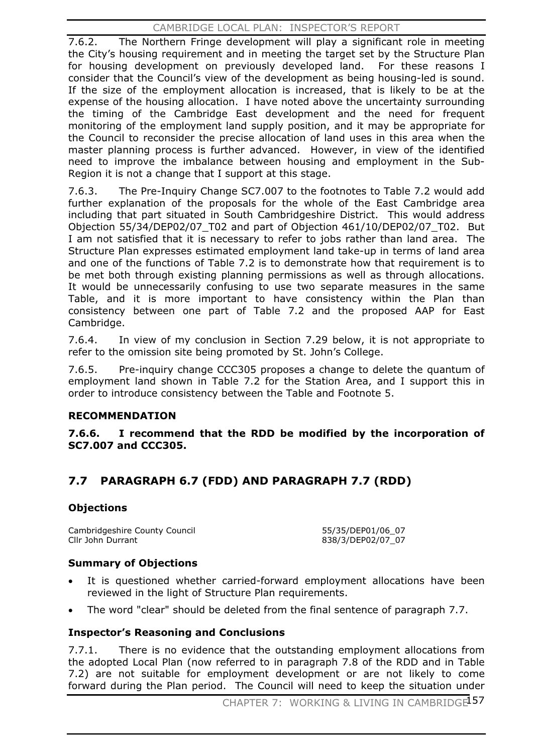7.6.2. The Northern Fringe development will play a significant role in meeting the City's housing requirement and in meeting the target set by the Structure Plan for housing development on previously developed land. For these reasons I consider that the Council's view of the development as being housing-led is sound. If the size of the employment allocation is increased, that is likely to be at the expense of the housing allocation. I have noted above the uncertainty surrounding the timing of the Cambridge East development and the need for frequent monitoring of the employment land supply position, and it may be appropriate for the Council to reconsider the precise allocation of land uses in this area when the master planning process is further advanced. However, in view of the identified need to improve the imbalance between housing and employment in the Sub-Region it is not a change that I support at this stage.

7.6.3. The Pre-Inquiry Change SC7.007 to the footnotes to Table 7.2 would add further explanation of the proposals for the whole of the East Cambridge area including that part situated in South Cambridgeshire District. This would address Objection 55/34/DEP02/07_T02 and part of Objection 461/10/DEP02/07_T02. But I am not satisfied that it is necessary to refer to jobs rather than land area. The Structure Plan expresses estimated employment land take-up in terms of land area and one of the functions of Table 7.2 is to demonstrate how that requirement is to be met both through existing planning permissions as well as through allocations. It would be unnecessarily confusing to use two separate measures in the same Table, and it is more important to have consistency within the Plan than consistency between one part of Table 7.2 and the proposed AAP for East Cambridge.

7.6.4. In view of my conclusion in Section 7.29 below, it is not appropriate to refer to the omission site being promoted by St. John's College.

7.6.5. Pre-inquiry change CCC305 proposes a change to delete the quantum of employment land shown in Table 7.2 for the Station Area, and I support this in order to introduce consistency between the Table and Footnote 5.

### RECOMMENDATION

**7.6.6. I recommend that the RDD be modified by the incorporation of SC7.007 and CCC305.**

## 7.7 PARAGRAPH 6.7 (FDD) AND PARAGRAPH 7.7 (RDD)

### Objections

| | |
|---|---|
| Cambridgeshire County Council | 55/35/DEP01/06_07 |
| Cllr John Durrant | 838/3/DEP02/07_07 |

### Summary of Objections

- It is questioned whether carried-forward employment allocations have been reviewed in the light of Structure Plan requirements.
- The word "clear" should be deleted from the final sentence of paragraph 7.7.

### Inspector's Reasoning and Conclusions

7.7.1. There is no evidence that the outstanding employment allocations from the adopted Local Plan (now referred to in paragraph 7.8 of the RDD and in Table 7.2) are not suitable for employment development or are not likely to come forward during the Plan period. The Council will need to keep the situation under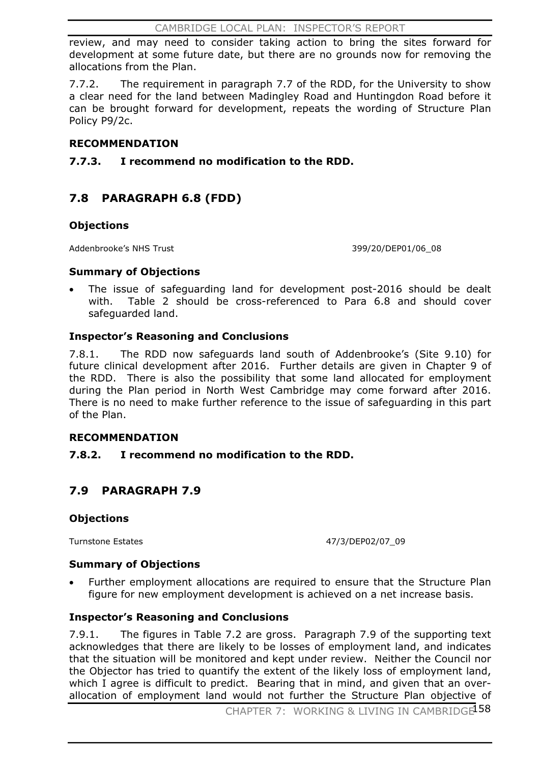review, and may need to consider taking action to bring the sites forward for development at some future date, but there are no grounds now for removing the allocations from the Plan.

7.7.2. The requirement in paragraph 7.7 of the RDD, for the University to show a clear need for the land between Madingley Road and Huntingdon Road before it can be brought forward for development, repeats the wording of Structure Plan Policy P9/2c.

### RECOMMENDATION

**7.7.3. I recommend no modification to the RDD.**

## 7.8 PARAGRAPH 6.8 (FDD)

### Objections

| | |
|---|---|
| Addenbrooke's NHS Trust | 399/20/DEP01/06_08 |

### Summary of Objections

- The issue of safeguarding land for development post-2016 should be dealt with. Table 2 should be cross-referenced to Para 6.8 and should cover safeguarded land.

### Inspector's Reasoning and Conclusions

7.8.1. The RDD now safeguards land south of Addenbrooke's (Site 9.10) for future clinical development after 2016. Further details are given in Chapter 9 of the RDD. There is also the possibility that some land allocated for employment during the Plan period in North West Cambridge may come forward after 2016. There is no need to make further reference to the issue of safeguarding in this part of the Plan.

### RECOMMENDATION

**7.8.2. I recommend no modification to the RDD.**

## 7.9 PARAGRAPH 7.9

### Objections

| | |
|---|---|
| Turnstone Estates | 47/3/DEP02/07_09 |

### Summary of Objections

- Further employment allocations are required to ensure that the Structure Plan figure for new employment development is achieved on a net increase basis.

### Inspector's Reasoning and Conclusions

7.9.1. The figures in Table 7.2 are gross. Paragraph 7.9 of the supporting text acknowledges that there are likely to be losses of employment land, and indicates that the situation will be monitored and kept under review. Neither the Council nor the Objector has tried to quantify the extent of the likely loss of employment land, which I agree is difficult to predict. Bearing that in mind, and given that an over-allocation of employment land would not further the Structure Plan objective of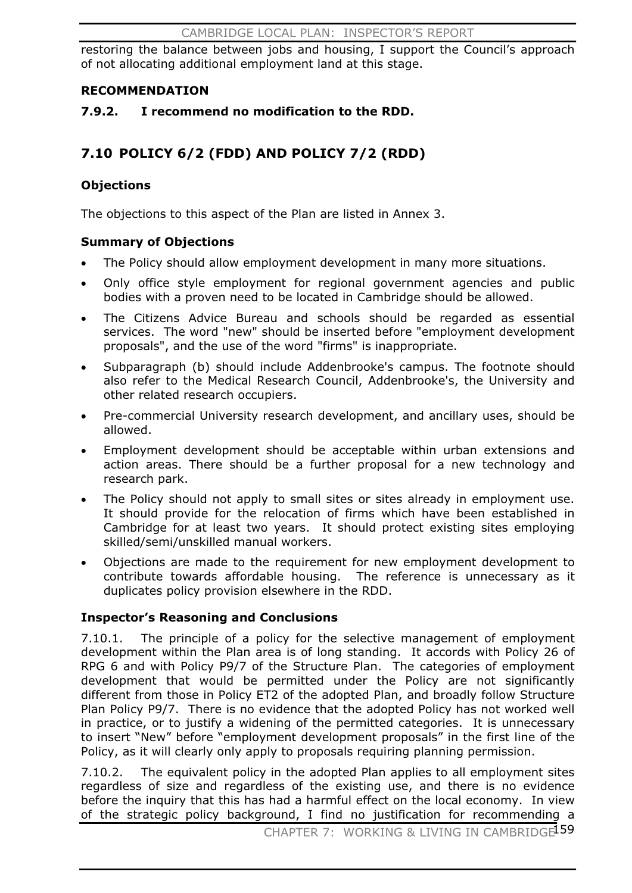restoring the balance between jobs and housing, I support the Council's approach of not allocating additional employment land at this stage.

**RECOMMENDATION**

**7.9.2. I recommend no modification to the RDD.**

## 7.10 POLICY 6/2 (FDD) AND POLICY 7/2 (RDD)

### Objections

The objections to this aspect of the Plan are listed in Annex 3.

### Summary of Objections

- The Policy should allow employment development in many more situations.
- Only office style employment for regional government agencies and public bodies with a proven need to be located in Cambridge should be allowed.
- The Citizens Advice Bureau and schools should be regarded as essential services. The word "new" should be inserted before "employment development proposals", and the use of the word "firms" is inappropriate.
- Subparagraph (b) should include Addenbrooke's campus. The footnote should also refer to the Medical Research Council, Addenbrooke's, the University and other related research occupiers.
- Pre-commercial University research development, and ancillary uses, should be allowed.
- Employment development should be acceptable within urban extensions and action areas. There should be a further proposal for a new technology and research park.
- The Policy should not apply to small sites or sites already in employment use. It should provide for the relocation of firms which have been established in Cambridge for at least two years. It should protect existing sites employing skilled/semi/unskilled manual workers.
- Objections are made to the requirement for new employment development to contribute towards affordable housing. The reference is unnecessary as it duplicates policy provision elsewhere in the RDD.

### Inspector's Reasoning and Conclusions

7.10.1. The principle of a policy for the selective management of employment development within the Plan area is of long standing. It accords with Policy 26 of RPG 6 and with Policy P9/7 of the Structure Plan. The categories of employment development that would be permitted under the Policy are not significantly different from those in Policy ET2 of the adopted Plan, and broadly follow Structure Plan Policy P9/7. There is no evidence that the adopted Policy has not worked well in practice, or to justify a widening of the permitted categories. It is unnecessary to insert "New" before "employment development proposals" in the first line of the Policy, as it will clearly only apply to proposals requiring planning permission.

7.10.2. The equivalent policy in the adopted Plan applies to all employment sites regardless of size and regardless of the existing use, and there is no evidence before the inquiry that this has had a harmful effect on the local economy. In view of the strategic policy background, I find no justification for recommending a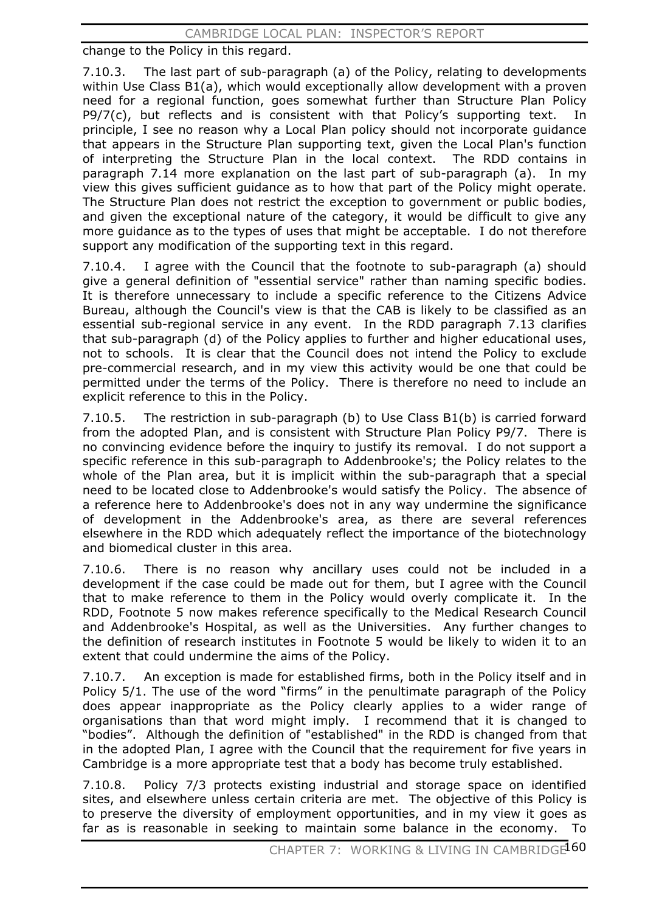change to the Policy in this regard.

7.10.3. The last part of sub-paragraph (a) of the Policy, relating to developments within Use Class B1(a), which would exceptionally allow development with a proven need for a regional function, goes somewhat further than Structure Plan Policy P9/7(c), but reflects and is consistent with that Policy's supporting text. In principle, I see no reason why a Local Plan policy should not incorporate guidance that appears in the Structure Plan supporting text, given the Local Plan's function of interpreting the Structure Plan in the local context. The RDD contains in paragraph 7.14 more explanation on the last part of sub-paragraph (a). In my view this gives sufficient guidance as to how that part of the Policy might operate. The Structure Plan does not restrict the exception to government or public bodies, and given the exceptional nature of the category, it would be difficult to give any more guidance as to the types of uses that might be acceptable. I do not therefore support any modification of the supporting text in this regard.

7.10.4. I agree with the Council that the footnote to sub-paragraph (a) should give a general definition of "essential service" rather than naming specific bodies. It is therefore unnecessary to include a specific reference to the Citizens Advice Bureau, although the Council's view is that the CAB is likely to be classified as an essential sub-regional service in any event. In the RDD paragraph 7.13 clarifies that sub-paragraph (d) of the Policy applies to further and higher educational uses, not to schools. It is clear that the Council does not intend the Policy to exclude pre-commercial research, and in my view this activity would be one that could be permitted under the terms of the Policy. There is therefore no need to include an explicit reference to this in the Policy.

7.10.5. The restriction in sub-paragraph (b) to Use Class B1(b) is carried forward from the adopted Plan, and is consistent with Structure Plan Policy P9/7. There is no convincing evidence before the inquiry to justify its removal. I do not support a specific reference in this sub-paragraph to Addenbrooke's; the Policy relates to the whole of the Plan area, but it is implicit within the sub-paragraph that a special need to be located close to Addenbrooke's would satisfy the Policy. The absence of a reference here to Addenbrooke's does not in any way undermine the significance of development in the Addenbrooke's area, as there are several references elsewhere in the RDD which adequately reflect the importance of the biotechnology and biomedical cluster in this area.

7.10.6. There is no reason why ancillary uses could not be included in a development if the case could be made out for them, but I agree with the Council that to make reference to them in the Policy would overly complicate it. In the RDD, Footnote 5 now makes reference specifically to the Medical Research Council and Addenbrooke's Hospital, as well as the Universities. Any further changes to the definition of research institutes in Footnote 5 would be likely to widen it to an extent that could undermine the aims of the Policy.

7.10.7. An exception is made for established firms, both in the Policy itself and in Policy 5/1. The use of the word "firms" in the penultimate paragraph of the Policy does appear inappropriate as the Policy clearly applies to a wider range of organisations than that word might imply. I recommend that it is changed to "bodies". Although the definition of "established" in the RDD is changed from that in the adopted Plan, I agree with the Council that the requirement for five years in Cambridge is a more appropriate test that a body has become truly established.

7.10.8. Policy 7/3 protects existing industrial and storage space on identified sites, and elsewhere unless certain criteria are met. The objective of this Policy is to preserve the diversity of employment opportunities, and in my view it goes as far as is reasonable in seeking to maintain some balance in the economy. To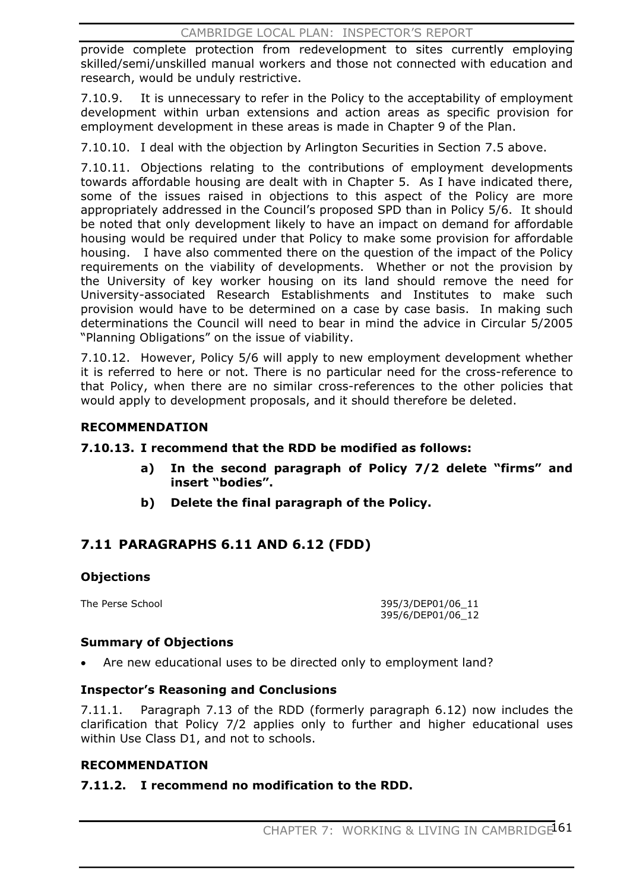provide complete protection from redevelopment to sites currently employing skilled/semi/unskilled manual workers and those not connected with education and research, would be unduly restrictive.

7.10.9. It is unnecessary to refer in the Policy to the acceptability of employment development within urban extensions and action areas as specific provision for employment development in these areas is made in Chapter 9 of the Plan.

7.10.10. I deal with the objection by Arlington Securities in Section 7.5 above.

7.10.11. Objections relating to the contributions of employment developments towards affordable housing are dealt with in Chapter 5. As I have indicated there, some of the issues raised in objections to this aspect of the Policy are more appropriately addressed in the Council's proposed SPD than in Policy 5/6. It should be noted that only development likely to have an impact on demand for affordable housing would be required under that Policy to make some provision for affordable housing. I have also commented there on the question of the impact of the Policy requirements on the viability of developments. Whether or not the provision by the University of key worker housing on its land should remove the need for University-associated Research Establishments and Institutes to make such provision would have to be determined on a case by case basis. In making such determinations the Council will need to bear in mind the advice in Circular 5/2005 "Planning Obligations" on the issue of viability.

7.10.12. However, Policy 5/6 will apply to new employment development whether it is referred to here or not. There is no particular need for the cross-reference to that Policy, when there are no similar cross-references to the other policies that would apply to development proposals, and it should therefore be deleted.

### RECOMMENDATION

**7.10.13. I recommend that the RDD be modified as follows:**

- **a) In the second paragraph of Policy 7/2 delete "firms" and insert "bodies".**
- **b) Delete the final paragraph of the Policy.**

## 7.11 PARAGRAPHS 6.11 AND 6.12 (FDD)

### Objections

| | |
|---|---|
| The Perse School | 395/3/DEP01/06_11<br>395/6/DEP01/06_12 |

### Summary of Objections

- Are new educational uses to be directed only to employment land?

### Inspector's Reasoning and Conclusions

7.11.1. Paragraph 7.13 of the RDD (formerly paragraph 6.12) now includes the clarification that Policy 7/2 applies only to further and higher educational uses within Use Class D1, and not to schools.

### RECOMMENDATION

**7.11.2. I recommend no modification to the RDD.**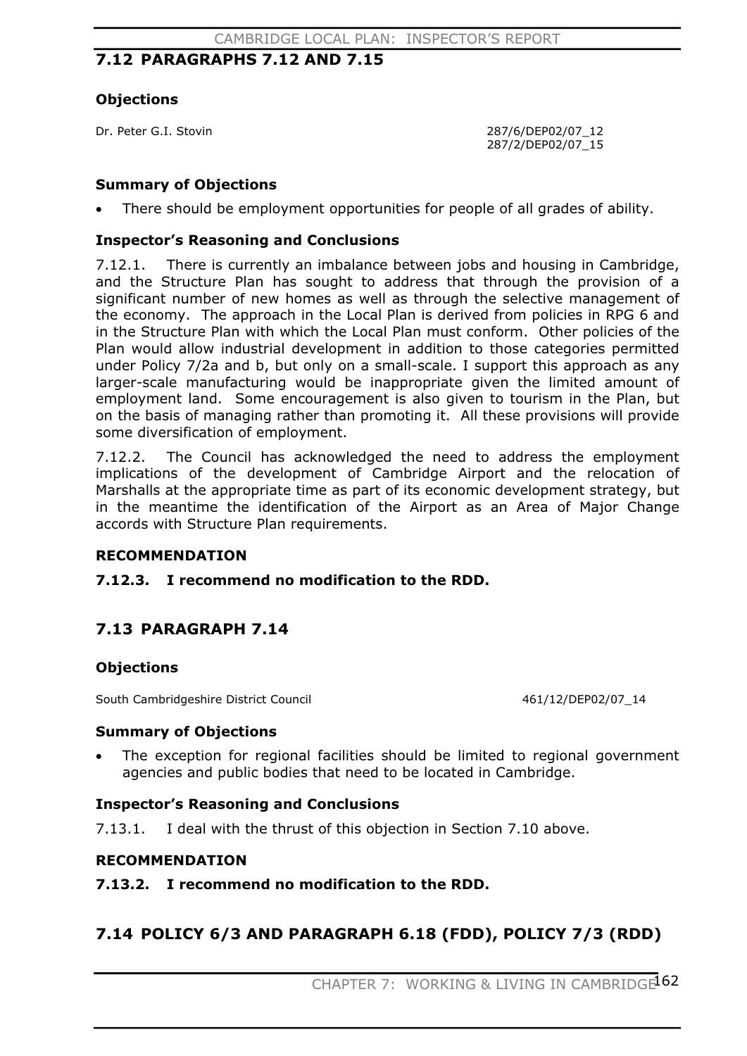## 7.12 PARAGRAPHS 7.12 AND 7.15

### Objections

| | |
|---|---|
| Dr. Peter G.I. Stovin | 287/6/DEP02/07_12<br>287/2/DEP02/07_15 |

### Summary of Objections

- There should be employment opportunities for people of all grades of ability.

### Inspector's Reasoning and Conclusions

7.12.1. There is currently an imbalance between jobs and housing in Cambridge, and the Structure Plan has sought to address that through the provision of a significant number of new homes as well as through the selective management of the economy. The approach in the Local Plan is derived from policies in RPG 6 and in the Structure Plan with which the Local Plan must conform. Other policies of the Plan would allow industrial development in addition to those categories permitted under Policy 7/2a and b, but only on a small-scale. I support this approach as any larger-scale manufacturing would be inappropriate given the limited amount of employment land. Some encouragement is also given to tourism in the Plan, but on the basis of managing rather than promoting it. All these provisions will provide some diversification of employment.

7.12.2. The Council has acknowledged the need to address the employment implications of the development of Cambridge Airport and the relocation of Marshalls at the appropriate time as part of its economic development strategy, but in the meantime the identification of the Airport as an Area of Major Change accords with Structure Plan requirements.

### RECOMMENDATION

**7.12.3. I recommend no modification to the RDD.**

## 7.13 PARAGRAPH 7.14

### Objections

| | |
|---|---|
| South Cambridgeshire District Council | 461/12/DEP02/07_14 |

### Summary of Objections

- The exception for regional facilities should be limited to regional government agencies and public bodies that need to be located in Cambridge.

### Inspector's Reasoning and Conclusions

7.13.1. I deal with the thrust of this objection in Section 7.10 above.

### RECOMMENDATION

**7.13.2. I recommend no modification to the RDD.**

## 7.14 POLICY 6/3 AND PARAGRAPH 6.18 (FDD), POLICY 7/3 (RDD)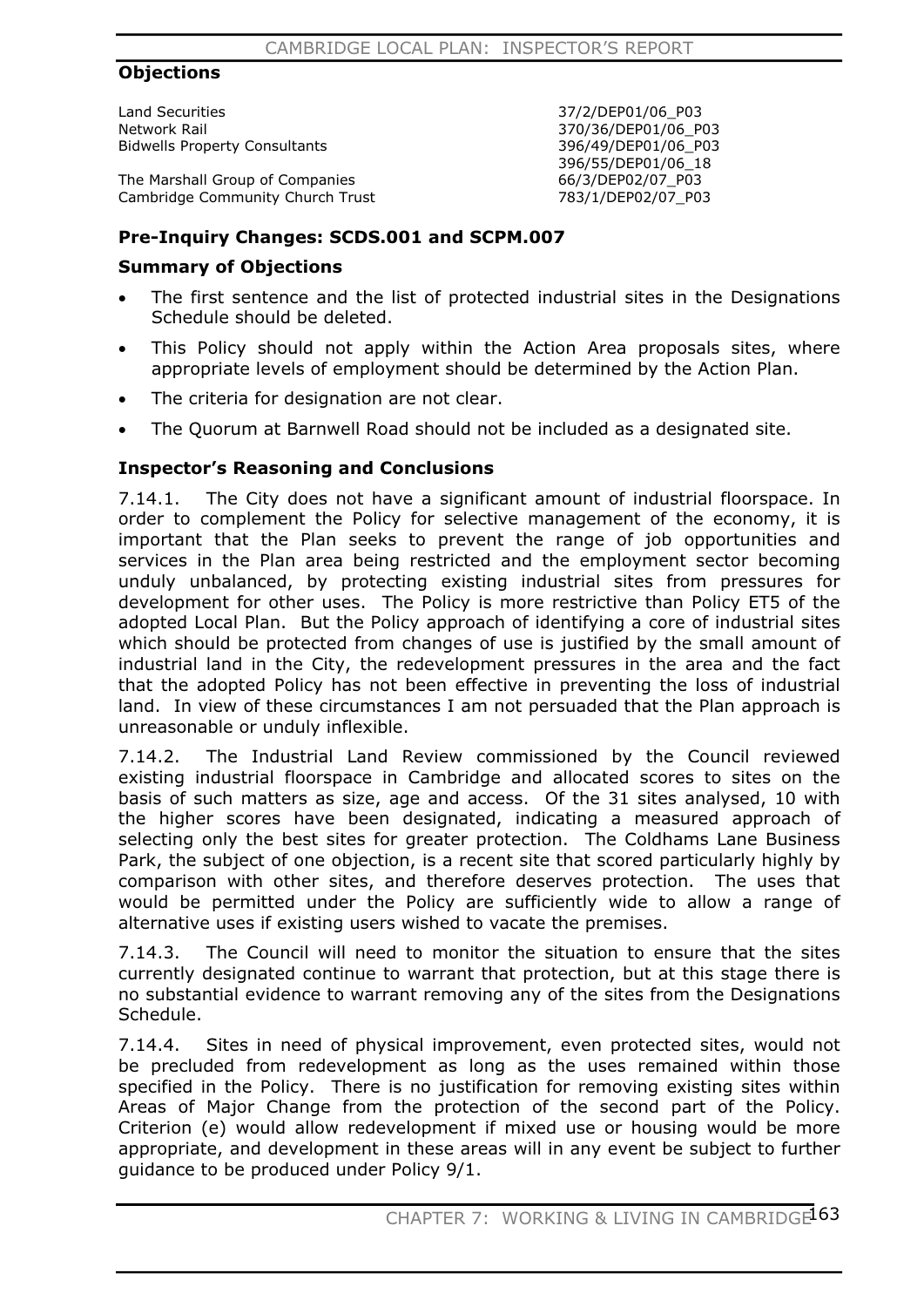### Objections

| | |
|---|---|
| Land Securities | 37/2/DEP01/06_P03 |
| Network Rail | 370/36/DEP01/06_P03 |
| Bidwells Property Consultants | 396/49/DEP01/06_P03 |
| | 396/55/DEP01/06_18 |
| The Marshall Group of Companies | 66/3/DEP02/07_P03 |
| Cambridge Community Church Trust | 783/1/DEP02/07_P03 |

### Pre-Inquiry Changes: SCDS.001 and SCPM.007

### Summary of Objections

- The first sentence and the list of protected industrial sites in the Designations Schedule should be deleted.
- This Policy should not apply within the Action Area proposals sites, where appropriate levels of employment should be determined by the Action Plan.
- The criteria for designation are not clear.
- The Quorum at Barnwell Road should not be included as a designated site.

### Inspector's Reasoning and Conclusions

7.14.1. The City does not have a significant amount of industrial floorspace. In order to complement the Policy for selective management of the economy, it is important that the Plan seeks to prevent the range of job opportunities and services in the Plan area being restricted and the employment sector becoming unduly unbalanced, by protecting existing industrial sites from pressures for development for other uses. The Policy is more restrictive than Policy ET5 of the adopted Local Plan. But the Policy approach of identifying a core of industrial sites which should be protected from changes of use is justified by the small amount of industrial land in the City, the redevelopment pressures in the area and the fact that the adopted Policy has not been effective in preventing the loss of industrial land. In view of these circumstances I am not persuaded that the Plan approach is unreasonable or unduly inflexible.

7.14.2. The Industrial Land Review commissioned by the Council reviewed existing industrial floorspace in Cambridge and allocated scores to sites on the basis of such matters as size, age and access. Of the 31 sites analysed, 10 with the higher scores have been designated, indicating a measured approach of selecting only the best sites for greater protection. The Coldhams Lane Business Park, the subject of one objection, is a recent site that scored particularly highly by comparison with other sites, and therefore deserves protection. The uses that would be permitted under the Policy are sufficiently wide to allow a range of alternative uses if existing users wished to vacate the premises.

7.14.3. The Council will need to monitor the situation to ensure that the sites currently designated continue to warrant that protection, but at this stage there is no substantial evidence to warrant removing any of the sites from the Designations Schedule.

7.14.4. Sites in need of physical improvement, even protected sites, would not be precluded from redevelopment as long as the uses remained within those specified in the Policy. There is no justification for removing existing sites within Areas of Major Change from the protection of the second part of the Policy. Criterion (e) would allow redevelopment if mixed use or housing would be more appropriate, and development in these areas will in any event be subject to further guidance to be produced under Policy 9/1.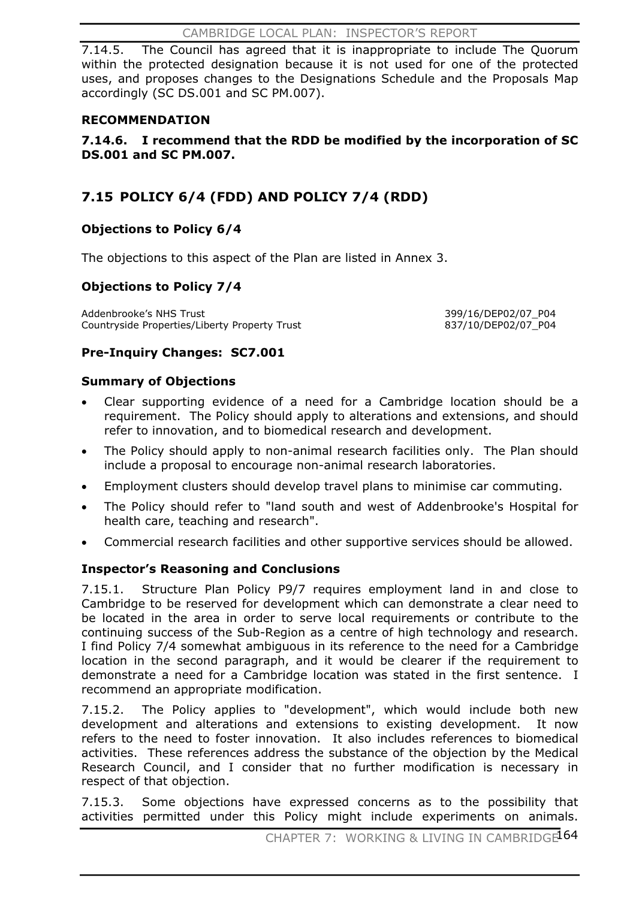7.14.5. The Council has agreed that it is inappropriate to include The Quorum within the protected designation because it is not used for one of the protected uses, and proposes changes to the Designations Schedule and the Proposals Map accordingly (SC DS.001 and SC PM.007).

#### RECOMMENDATION

**7.14.6. I recommend that the RDD be modified by the incorporation of SC DS.001 and SC PM.007.**

## 7.15 POLICY 6/4 (FDD) AND POLICY 7/4 (RDD)

### Objections to Policy 6/4

The objections to this aspect of the Plan are listed in Annex 3.

### Objections to Policy 7/4

| | |
|---|---|
| Addenbrooke's NHS Trust | 399/16/DEP02/07_P04 |
| Countryside Properties/Liberty Property Trust | 837/10/DEP02/07_P04 |

### Pre-Inquiry Changes: SC7.001

### Summary of Objections

- Clear supporting evidence of a need for a Cambridge location should be a requirement. The Policy should apply to alterations and extensions, and should refer to innovation, and to biomedical research and development.
- The Policy should apply to non-animal research facilities only. The Plan should include a proposal to encourage non-animal research laboratories.
- Employment clusters should develop travel plans to minimise car commuting.
- The Policy should refer to "land south and west of Addenbrooke's Hospital for health care, teaching and research".
- Commercial research facilities and other supportive services should be allowed.

### Inspector's Reasoning and Conclusions

7.15.1. Structure Plan Policy P9/7 requires employment land in and close to Cambridge to be reserved for development which can demonstrate a clear need to be located in the area in order to serve local requirements or contribute to the continuing success of the Sub-Region as a centre of high technology and research. I find Policy 7/4 somewhat ambiguous in its reference to the need for a Cambridge location in the second paragraph, and it would be clearer if the requirement to demonstrate a need for a Cambridge location was stated in the first sentence. I recommend an appropriate modification.

7.15.2. The Policy applies to "development", which would include both new development and alterations and extensions to existing development. It now refers to the need to foster innovation. It also includes references to biomedical activities. These references address the substance of the objection by the Medical Research Council, and I consider that no further modification is necessary in respect of that objection.

7.15.3. Some objections have expressed concerns as to the possibility that activities permitted under this Policy might include experiments on animals.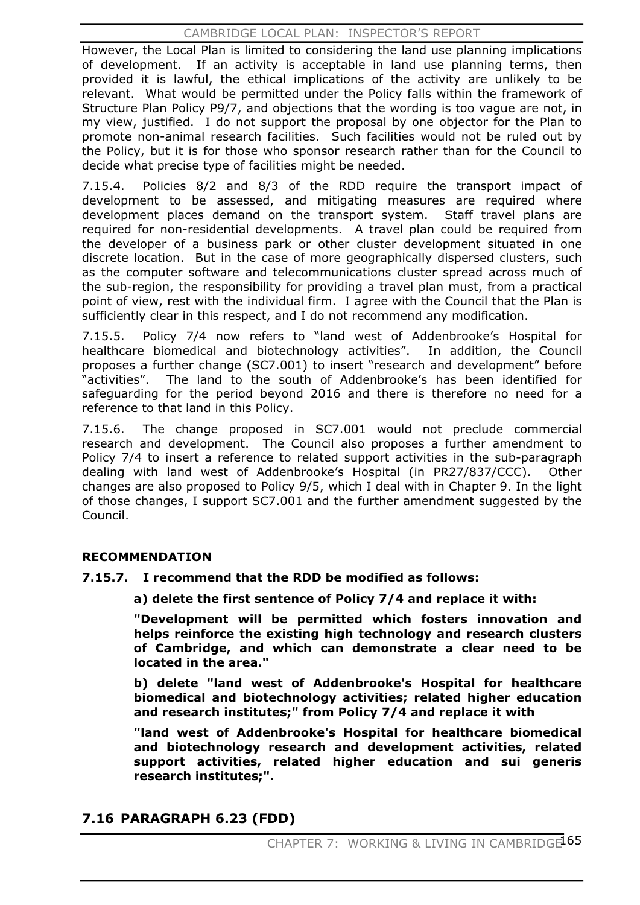However, the Local Plan is limited to considering the land use planning implications of development. If an activity is acceptable in land use planning terms, then provided it is lawful, the ethical implications of the activity are unlikely to be relevant. What would be permitted under the Policy falls within the framework of Structure Plan Policy P9/7, and objections that the wording is too vague are not, in my view, justified. I do not support the proposal by one objector for the Plan to promote non-animal research facilities. Such facilities would not be ruled out by the Policy, but it is for those who sponsor research rather than for the Council to decide what precise type of facilities might be needed.

7.15.4. Policies 8/2 and 8/3 of the RDD require the transport impact of development to be assessed, and mitigating measures are required where development places demand on the transport system. Staff travel plans are required for non-residential developments. A travel plan could be required from the developer of a business park or other cluster development situated in one discrete location. But in the case of more geographically dispersed clusters, such as the computer software and telecommunications cluster spread across much of the sub-region, the responsibility for providing a travel plan must, from a practical point of view, rest with the individual firm. I agree with the Council that the Plan is sufficiently clear in this respect, and I do not recommend any modification.

7.15.5. Policy 7/4 now refers to "land west of Addenbrooke's Hospital for healthcare biomedical and biotechnology activities". In addition, the Council proposes a further change (SC7.001) to insert "research and development" before "activities". The land to the south of Addenbrooke's has been identified for safeguarding for the period beyond 2016 and there is therefore no need for a reference to that land in this Policy.

7.15.6. The change proposed in SC7.001 would not preclude commercial research and development. The Council also proposes a further amendment to Policy 7/4 to insert a reference to related support activities in the sub-paragraph dealing with land west of Addenbrooke's Hospital (in PR27/837/CCC). Other changes are also proposed to Policy 9/5, which I deal with in Chapter 9. In the light of those changes, I support SC7.001 and the further amendment suggested by the Council.

**RECOMMENDATION**

**7.15.7. I recommend that the RDD be modified as follows:**

**a) delete the first sentence of Policy 7/4 and replace it with:**

**"Development will be permitted which fosters innovation and helps reinforce the existing high technology and research clusters of Cambridge, and which can demonstrate a clear need to be located in the area."**

**b) delete "land west of Addenbrooke's Hospital for healthcare biomedical and biotechnology activities; related higher education and research institutes;" from Policy 7/4 and replace it with**

**"land west of Addenbrooke's Hospital for healthcare biomedical and biotechnology research and development activities, related support activities, related higher education and sui generis research institutes;".**

## 7.16 PARAGRAPH 6.23 (FDD)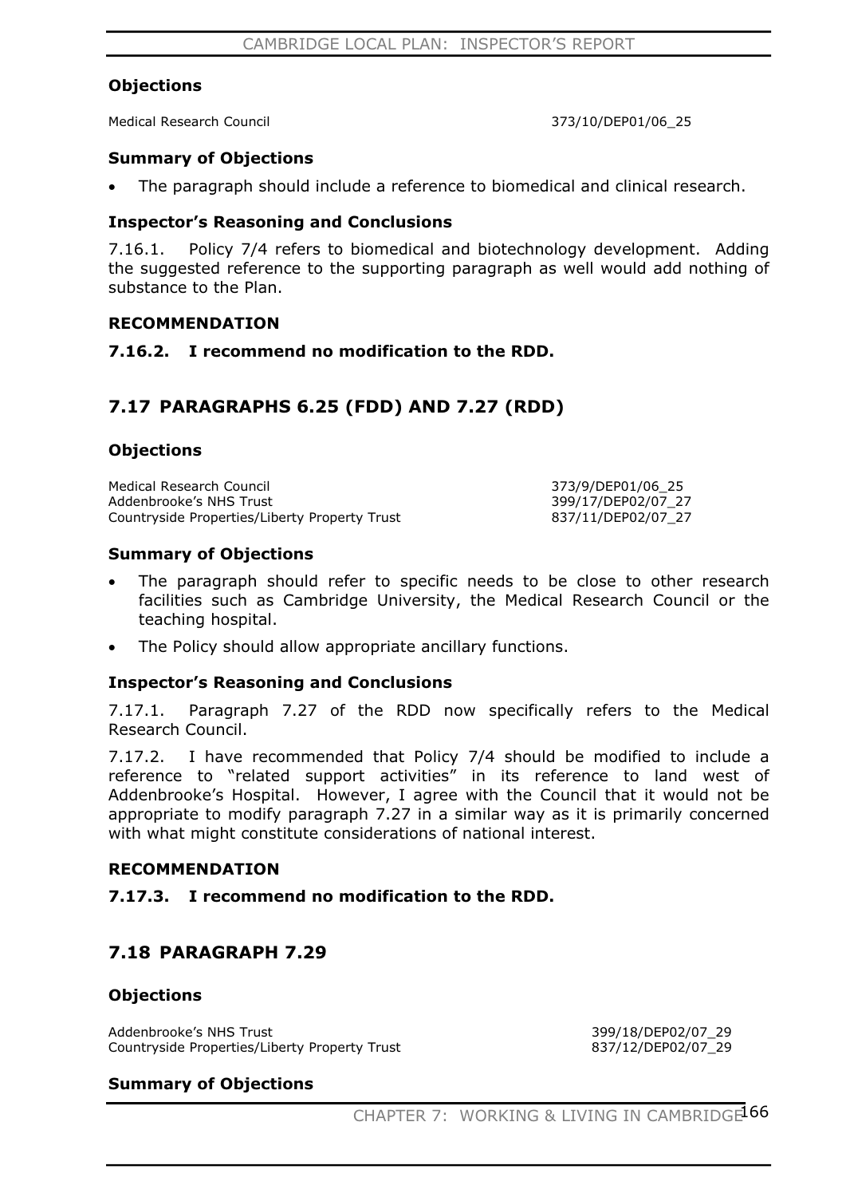### Objections

Medical Research Council 373/10/DEP01/06_25

### Summary of Objections

- The paragraph should include a reference to biomedical and clinical research.

### Inspector's Reasoning and Conclusions

7.16.1. Policy 7/4 refers to biomedical and biotechnology development. Adding the suggested reference to the supporting paragraph as well would add nothing of substance to the Plan.

### RECOMMENDATION

**7.16.2. I recommend no modification to the RDD.**

## 7.17 PARAGRAPHS 6.25 (FDD) AND 7.27 (RDD)

### Objections

Medical Research Council 373/9/DEP01/06_25
Addenbrooke's NHS Trust 399/17/DEP02/07_27
Countryside Properties/Liberty Property Trust 837/11/DEP02/07_27

### Summary of Objections

- The paragraph should refer to specific needs to be close to other research facilities such as Cambridge University, the Medical Research Council or the teaching hospital.
- The Policy should allow appropriate ancillary functions.

### Inspector's Reasoning and Conclusions

7.17.1. Paragraph 7.27 of the RDD now specifically refers to the Medical Research Council.

7.17.2. I have recommended that Policy 7/4 should be modified to include a reference to "related support activities" in its reference to land west of Addenbrooke's Hospital. However, I agree with the Council that it would not be appropriate to modify paragraph 7.27 in a similar way as it is primarily concerned with what might constitute considerations of national interest.

### RECOMMENDATION

**7.17.3. I recommend no modification to the RDD.**

## 7.18 PARAGRAPH 7.29

### Objections

Addenbrooke's NHS Trust 399/18/DEP02/07_29
Countryside Properties/Liberty Property Trust 837/12/DEP02/07_29

### Summary of Objections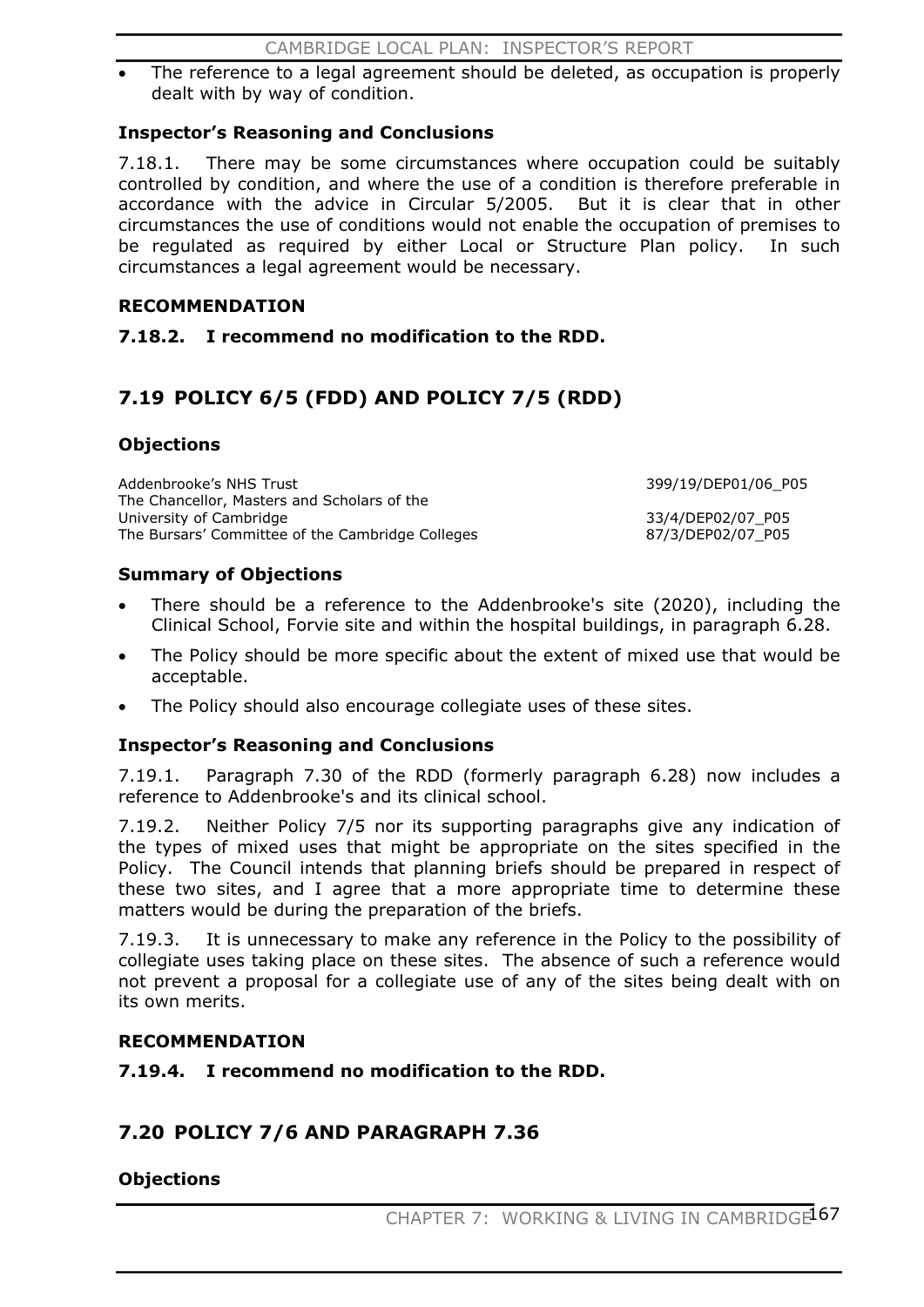- The reference to a legal agreement should be deleted, as occupation is properly dealt with by way of condition.

### Inspector's Reasoning and Conclusions

7.18.1. There may be some circumstances where occupation could be suitably controlled by condition, and where the use of a condition is therefore preferable in accordance with the advice in Circular 5/2005. But it is clear that in other circumstances the use of conditions would not enable the occupation of premises to be regulated as required by either Local or Structure Plan policy. In such circumstances a legal agreement would be necessary.

### RECOMMENDATION

**7.18.2. I recommend no modification to the RDD.**

## 7.19 POLICY 6/5 (FDD) AND POLICY 7/5 (RDD)

### Objections

| | |
|---|---|
| Addenbrooke's NHS Trust | 399/19/DEP01/06_P05 |
| The Chancellor, Masters and Scholars of the University of Cambridge | 33/4/DEP02/07_P05 |
| The Bursars' Committee of the Cambridge Colleges | 87/3/DEP02/07_P05 |

### Summary of Objections

- There should be a reference to the Addenbrooke's site (2020), including the Clinical School, Forvie site and within the hospital buildings, in paragraph 6.28.
- The Policy should be more specific about the extent of mixed use that would be acceptable.
- The Policy should also encourage collegiate uses of these sites.

### Inspector's Reasoning and Conclusions

7.19.1. Paragraph 7.30 of the RDD (formerly paragraph 6.28) now includes a reference to Addenbrooke's and its clinical school.

7.19.2. Neither Policy 7/5 nor its supporting paragraphs give any indication of the types of mixed uses that might be appropriate on the sites specified in the Policy. The Council intends that planning briefs should be prepared in respect of these two sites, and I agree that a more appropriate time to determine these matters would be during the preparation of the briefs.

7.19.3. It is unnecessary to make any reference in the Policy to the possibility of collegiate uses taking place on these sites. The absence of such a reference would not prevent a proposal for a collegiate use of any of the sites being dealt with on its own merits.

### RECOMMENDATION

**7.19.4. I recommend no modification to the RDD.**

## 7.20 POLICY 7/6 AND PARAGRAPH 7.36

### Objections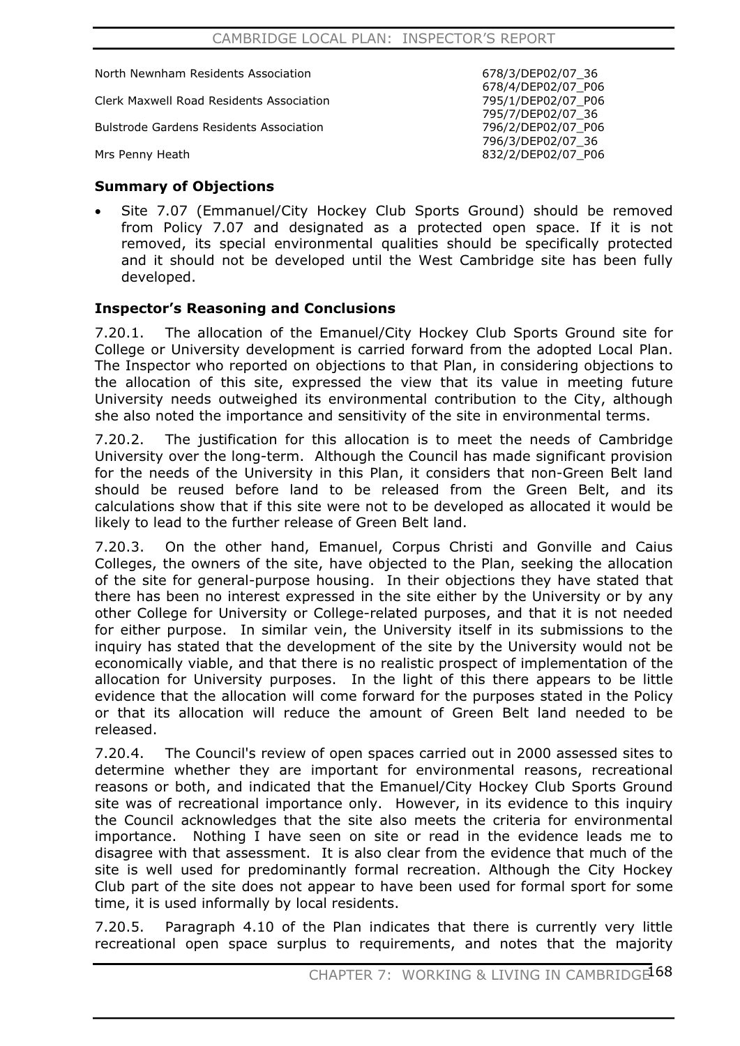| | |
|---|---|
| North Newnham Residents Association | 678/3/DEP02/07_36<br>678/4/DEP02/07_P06 |
| Clerk Maxwell Road Residents Association | 795/1/DEP02/07_P06<br>795/7/DEP02/07_36 |
| Bulstrode Gardens Residents Association | 796/2/DEP02/07_P06<br>796/3/DEP02/07_36 |
| Mrs Penny Heath | 832/2/DEP02/07_P06 |

### Summary of Objections

- Site 7.07 (Emmanuel/City Hockey Club Sports Ground) should be removed from Policy 7.07 and designated as a protected open space. If it is not removed, its special environmental qualities should be specifically protected and it should not be developed until the West Cambridge site has been fully developed.

### Inspector's Reasoning and Conclusions

7.20.1. The allocation of the Emanuel/City Hockey Club Sports Ground site for College or University development is carried forward from the adopted Local Plan. The Inspector who reported on objections to that Plan, in considering objections to the allocation of this site, expressed the view that its value in meeting future University needs outweighed its environmental contribution to the City, although she also noted the importance and sensitivity of the site in environmental terms.

7.20.2. The justification for this allocation is to meet the needs of Cambridge University over the long-term. Although the Council has made significant provision for the needs of the University in this Plan, it considers that non-Green Belt land should be reused before land to be released from the Green Belt, and its calculations show that if this site were not to be developed as allocated it would be likely to lead to the further release of Green Belt land.

7.20.3. On the other hand, Emanuel, Corpus Christi and Gonville and Caius Colleges, the owners of the site, have objected to the Plan, seeking the allocation of the site for general-purpose housing. In their objections they have stated that there has been no interest expressed in the site either by the University or by any other College for University or College-related purposes, and that it is not needed for either purpose. In similar vein, the University itself in its submissions to the inquiry has stated that the development of the site by the University would not be economically viable, and that there is no realistic prospect of implementation of the allocation for University purposes. In the light of this there appears to be little evidence that the allocation will come forward for the purposes stated in the Policy or that its allocation will reduce the amount of Green Belt land needed to be released.

7.20.4. The Council's review of open spaces carried out in 2000 assessed sites to determine whether they are important for environmental reasons, recreational reasons or both, and indicated that the Emanuel/City Hockey Club Sports Ground site was of recreational importance only. However, in its evidence to this inquiry the Council acknowledges that the site also meets the criteria for environmental importance. Nothing I have seen on site or read in the evidence leads me to disagree with that assessment. It is also clear from the evidence that much of the site is well used for predominantly formal recreation. Although the City Hockey Club part of the site does not appear to have been used for formal sport for some time, it is used informally by local residents.

7.20.5. Paragraph 4.10 of the Plan indicates that there is currently very little recreational open space surplus to requirements, and notes that the majority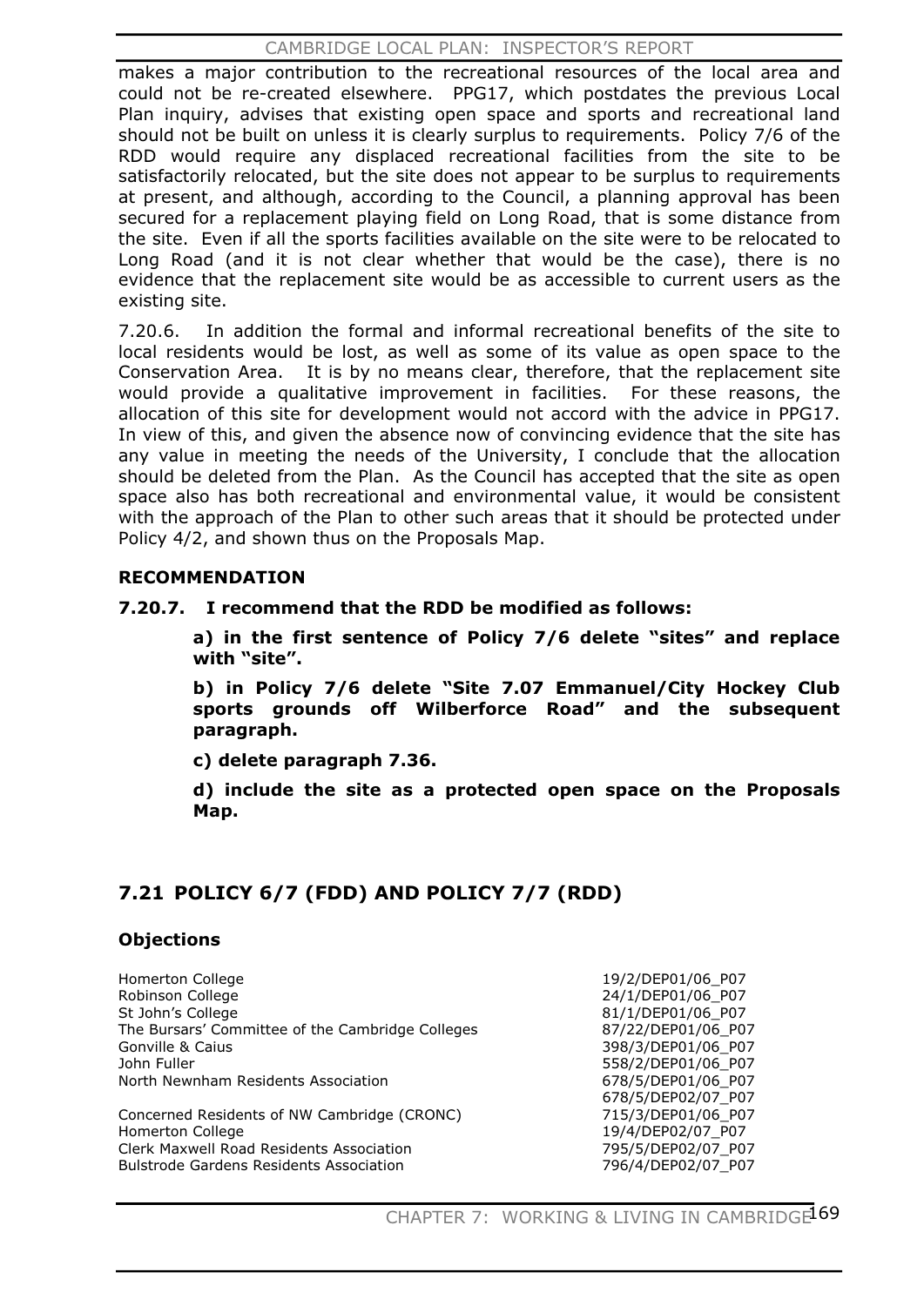makes a major contribution to the recreational resources of the local area and could not be re-created elsewhere. PPG17, which postdates the previous Local Plan inquiry, advises that existing open space and sports and recreational land should not be built on unless it is clearly surplus to requirements. Policy 7/6 of the RDD would require any displaced recreational facilities from the site to be satisfactorily relocated, but the site does not appear to be surplus to requirements at present, and although, according to the Council, a planning approval has been secured for a replacement playing field on Long Road, that is some distance from the site. Even if all the sports facilities available on the site were to be relocated to Long Road (and it is not clear whether that would be the case), there is no evidence that the replacement site would be as accessible to current users as the existing site.

7.20.6. In addition the formal and informal recreational benefits of the site to local residents would be lost, as well as some of its value as open space to the Conservation Area. It is by no means clear, therefore, that the replacement site would provide a qualitative improvement in facilities. For these reasons, the allocation of this site for development would not accord with the advice in PPG17. In view of this, and given the absence now of convincing evidence that the site has any value in meeting the needs of the University, I conclude that the allocation should be deleted from the Plan. As the Council has accepted that the site as open space also has both recreational and environmental value, it would be consistent with the approach of the Plan to other such areas that it should be protected under Policy 4/2, and shown thus on the Proposals Map.

**RECOMMENDATION**

**7.20.7. I recommend that the RDD be modified as follows:**

**a) in the first sentence of Policy 7/6 delete "sites" and replace with "site".**

**b) in Policy 7/6 delete "Site 7.07 Emmanuel/City Hockey Club sports grounds off Wilberforce Road" and the subsequent paragraph.**

**c) delete paragraph 7.36.**

**d) include the site as a protected open space on the Proposals Map.**

## 7.21 POLICY 6/7 (FDD) AND POLICY 7/7 (RDD)

**Objections**

| | |
|---|---|
| Homerton College | 19/2/DEP01/06_P07 |
| Robinson College | 24/1/DEP01/06_P07 |
| St John's College | 81/1/DEP01/06_P07 |
| The Bursars' Committee of the Cambridge Colleges | 87/22/DEP01/06_P07 |
| Gonville & Caius | 398/3/DEP01/06_P07 |
| John Fuller | 558/2/DEP01/06_P07 |
| North Newnham Residents Association | 678/5/DEP01/06_P07<br>678/5/DEP02/07_P07 |
| Concerned Residents of NW Cambridge (CRONC) | 715/3/DEP01/06_P07 |
| Homerton College | 19/4/DEP02/07_P07 |
| Clerk Maxwell Road Residents Association | 795/5/DEP02/07_P07 |
| Bulstrode Gardens Residents Association | 796/4/DEP02/07_P07 |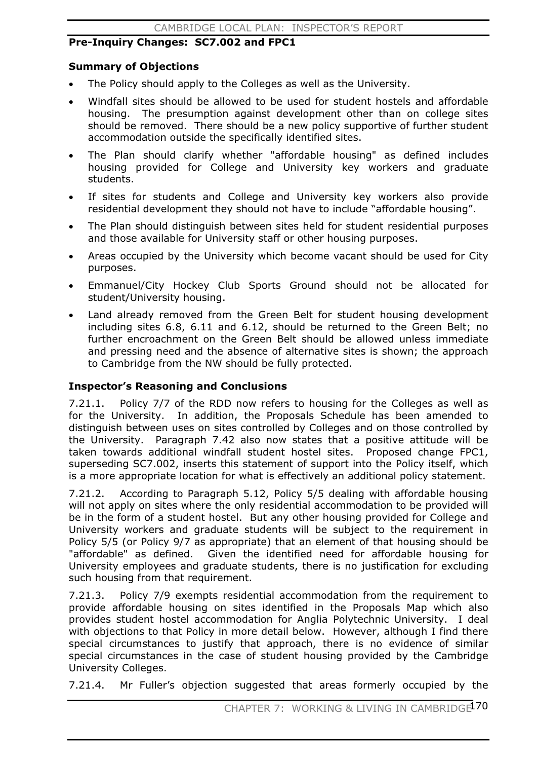**Pre-Inquiry Changes: SC7.002 and FPC1**

**Summary of Objections**

- The Policy should apply to the Colleges as well as the University.
- Windfall sites should be allowed to be used for student hostels and affordable housing. The presumption against development other than on college sites should be removed. There should be a new policy supportive of further student accommodation outside the specifically identified sites.
- The Plan should clarify whether "affordable housing" as defined includes housing provided for College and University key workers and graduate students.
- If sites for students and College and University key workers also provide residential development they should not have to include "affordable housing".
- The Plan should distinguish between sites held for student residential purposes and those available for University staff or other housing purposes.
- Areas occupied by the University which become vacant should be used for City purposes.
- Emmanuel/City Hockey Club Sports Ground should not be allocated for student/University housing.
- Land already removed from the Green Belt for student housing development including sites 6.8, 6.11 and 6.12, should be returned to the Green Belt; no further encroachment on the Green Belt should be allowed unless immediate and pressing need and the absence of alternative sites is shown; the approach to Cambridge from the NW should be fully protected.

**Inspector's Reasoning and Conclusions**

7.21.1. Policy 7/7 of the RDD now refers to housing for the Colleges as well as for the University. In addition, the Proposals Schedule has been amended to distinguish between uses on sites controlled by Colleges and on those controlled by the University. Paragraph 7.42 also now states that a positive attitude will be taken towards additional windfall student hostel sites. Proposed change FPC1, superseding SC7.002, inserts this statement of support into the Policy itself, which is a more appropriate location for what is effectively an additional policy statement.

7.21.2. According to Paragraph 5.12, Policy 5/5 dealing with affordable housing will not apply on sites where the only residential accommodation to be provided will be in the form of a student hostel. But any other housing provided for College and University workers and graduate students will be subject to the requirement in Policy 5/5 (or Policy 9/7 as appropriate) that an element of that housing should be "affordable" as defined. Given the identified need for affordable housing for University employees and graduate students, there is no justification for excluding such housing from that requirement.

7.21.3. Policy 7/9 exempts residential accommodation from the requirement to provide affordable housing on sites identified in the Proposals Map which also provides student hostel accommodation for Anglia Polytechnic University. I deal with objections to that Policy in more detail below. However, although I find there special circumstances to justify that approach, there is no evidence of similar special circumstances in the case of student housing provided by the Cambridge University Colleges.

7.21.4. Mr Fuller's objection suggested that areas formerly occupied by the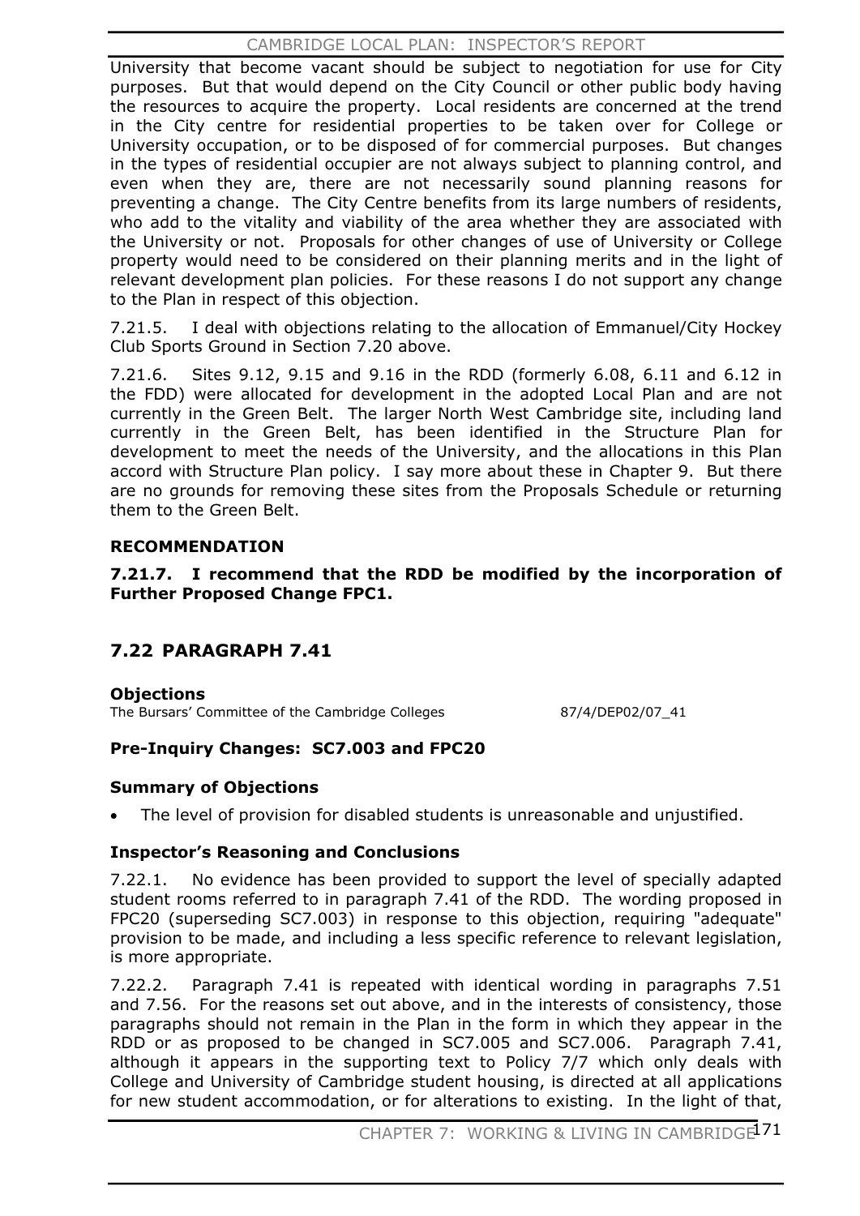University that become vacant should be subject to negotiation for use for City purposes. But that would depend on the City Council or other public body having the resources to acquire the property. Local residents are concerned at the trend in the City centre for residential properties to be taken over for College or University occupation, or to be disposed of for commercial purposes. But changes in the types of residential occupier are not always subject to planning control, and even when they are, there are not necessarily sound planning reasons for preventing a change. The City Centre benefits from its large numbers of residents, who add to the vitality and viability of the area whether they are associated with the University or not. Proposals for other changes of use of University or College property would need to be considered on their planning merits and in the light of relevant development plan policies. For these reasons I do not support any change to the Plan in respect of this objection.

7.21.5. I deal with objections relating to the allocation of Emmanuel/City Hockey Club Sports Ground in Section 7.20 above.

7.21.6. Sites 9.12, 9.15 and 9.16 in the RDD (formerly 6.08, 6.11 and 6.12 in the FDD) were allocated for development in the adopted Local Plan and are not currently in the Green Belt. The larger North West Cambridge site, including land currently in the Green Belt, has been identified in the Structure Plan for development to meet the needs of the University, and the allocations in this Plan accord with Structure Plan policy. I say more about these in Chapter 9. But there are no grounds for removing these sites from the Proposals Schedule or returning them to the Green Belt.

**RECOMMENDATION**

**7.21.7. I recommend that the RDD be modified by the incorporation of Further Proposed Change FPC1.**

## 7.22 PARAGRAPH 7.41

**Objections**

The Bursars' Committee of the Cambridge Colleges 87/4/DEP02/07_41

**Pre-Inquiry Changes: SC7.003 and FPC20**

**Summary of Objections**

- The level of provision for disabled students is unreasonable and unjustified.

**Inspector's Reasoning and Conclusions**

7.22.1. No evidence has been provided to support the level of specially adapted student rooms referred to in paragraph 7.41 of the RDD. The wording proposed in FPC20 (superseding SC7.003) in response to this objection, requiring "adequate" provision to be made, and including a less specific reference to relevant legislation, is more appropriate.

7.22.2. Paragraph 7.41 is repeated with identical wording in paragraphs 7.51 and 7.56. For the reasons set out above, and in the interests of consistency, those paragraphs should not remain in the Plan in the form in which they appear in the RDD or as proposed to be changed in SC7.005 and SC7.006. Paragraph 7.41, although it appears in the supporting text to Policy 7/7 which only deals with College and University of Cambridge student housing, is directed at all applications for new student accommodation, or for alterations to existing. In the light of that,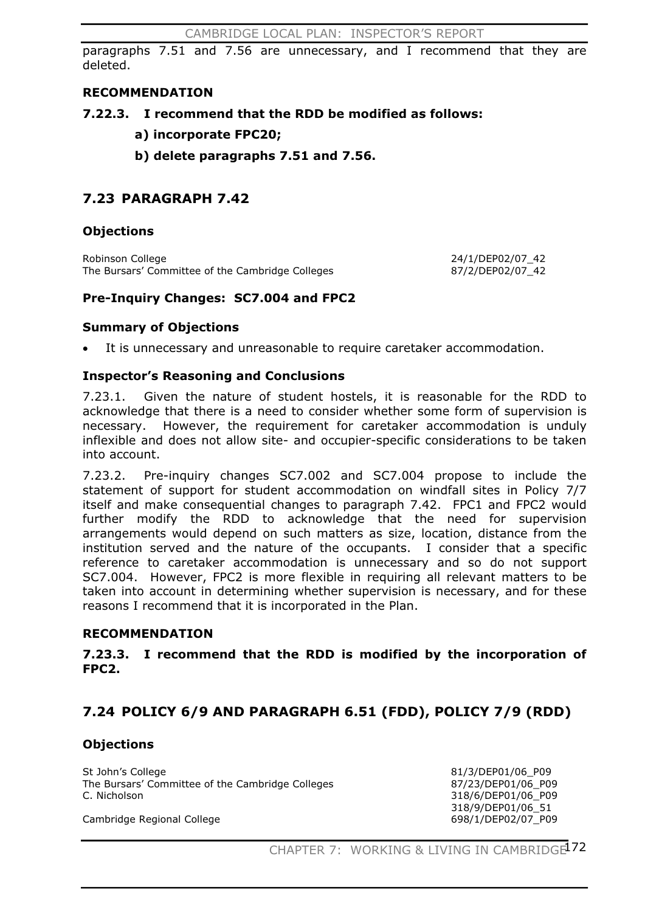paragraphs 7.51 and 7.56 are unnecessary, and I recommend that they are deleted.

**RECOMMENDATION**

**7.22.3. I recommend that the RDD be modified as follows:**

**a) incorporate FPC20;**

**b) delete paragraphs 7.51 and 7.56.**

## 7.23 PARAGRAPH 7.42

### Objections

| | |
|---|---|
| Robinson College | 24/1/DEP02/07_42 |
| The Bursars' Committee of the Cambridge Colleges | 87/2/DEP02/07_42 |

### Pre-Inquiry Changes: SC7.004 and FPC2

### Summary of Objections

- It is unnecessary and unreasonable to require caretaker accommodation.

### Inspector's Reasoning and Conclusions

7.23.1. Given the nature of student hostels, it is reasonable for the RDD to acknowledge that there is a need to consider whether some form of supervision is necessary. However, the requirement for caretaker accommodation is unduly inflexible and does not allow site- and occupier-specific considerations to be taken into account.

7.23.2. Pre-inquiry changes SC7.002 and SC7.004 propose to include the statement of support for student accommodation on windfall sites in Policy 7/7 itself and make consequential changes to paragraph 7.42. FPC1 and FPC2 would further modify the RDD to acknowledge that the need for supervision arrangements would depend on such matters as size, location, distance from the institution served and the nature of the occupants. I consider that a specific reference to caretaker accommodation is unnecessary and so do not support SC7.004. However, FPC2 is more flexible in requiring all relevant matters to be taken into account in determining whether supervision is necessary, and for these reasons I recommend that it is incorporated in the Plan.

**RECOMMENDATION**

**7.23.3. I recommend that the RDD is modified by the incorporation of FPC2.**

## 7.24 POLICY 6/9 AND PARAGRAPH 6.51 (FDD), POLICY 7/9 (RDD)

### Objections

| | |
|---|---|
| St John's College | 81/3/DEP01/06_P09 |
| The Bursars' Committee of the Cambridge Colleges | 87/23/DEP01/06_P09 |
| C. Nicholson | 318/6/DEP01/06_P09 |
| | 318/9/DEP01/06_51 |
| Cambridge Regional College | 698/1/DEP02/07_P09 |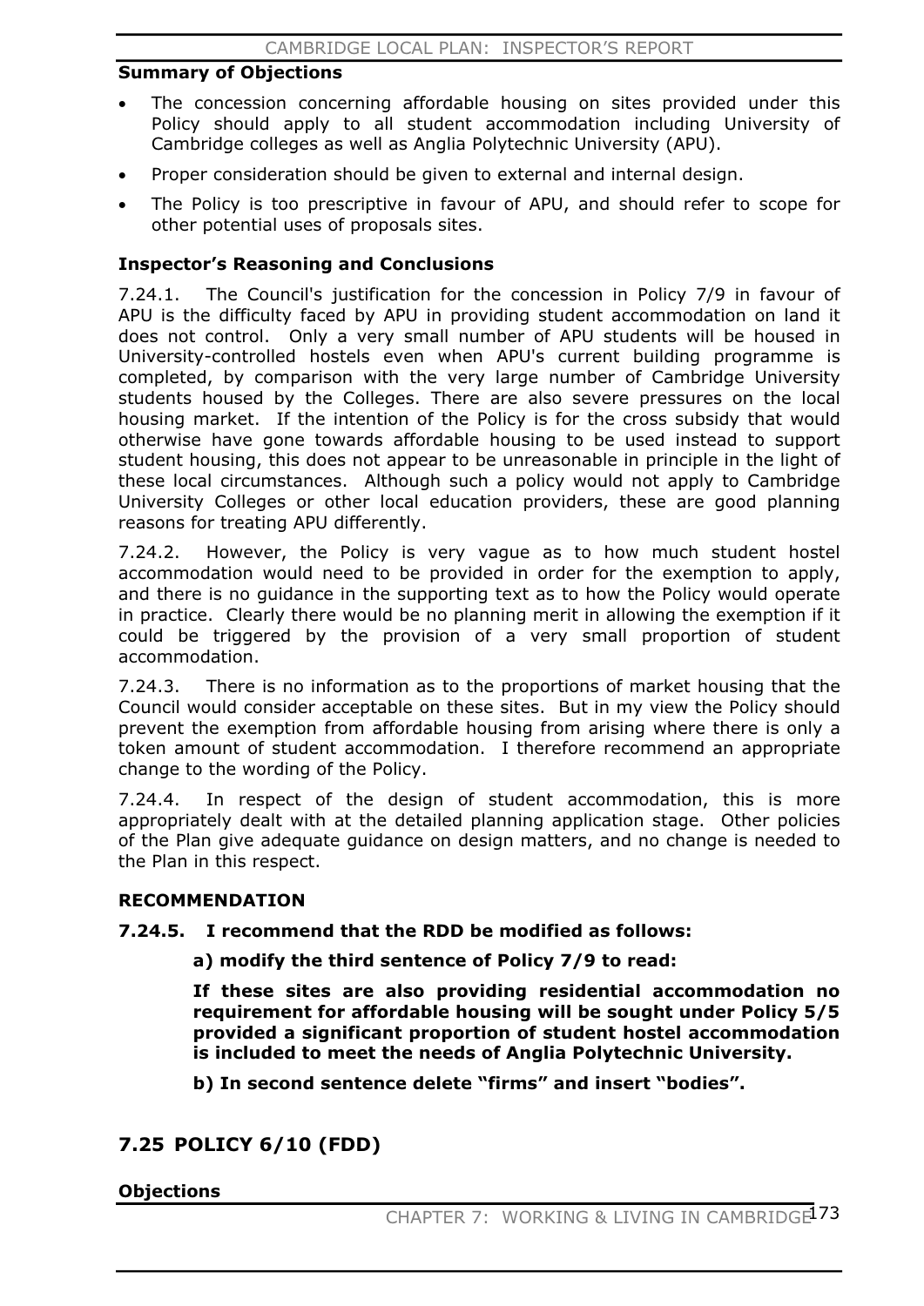### Summary of Objections

- The concession concerning affordable housing on sites provided under this Policy should apply to all student accommodation including University of Cambridge colleges as well as Anglia Polytechnic University (APU).
- Proper consideration should be given to external and internal design.
- The Policy is too prescriptive in favour of APU, and should refer to scope for other potential uses of proposals sites.

### Inspector's Reasoning and Conclusions

7.24.1. The Council's justification for the concession in Policy 7/9 in favour of APU is the difficulty faced by APU in providing student accommodation on land it does not control. Only a very small number of APU students will be housed in University-controlled hostels even when APU's current building programme is completed, by comparison with the very large number of Cambridge University students housed by the Colleges. There are also severe pressures on the local housing market. If the intention of the Policy is for the cross subsidy that would otherwise have gone towards affordable housing to be used instead to support student housing, this does not appear to be unreasonable in principle in the light of these local circumstances. Although such a policy would not apply to Cambridge University Colleges or other local education providers, these are good planning reasons for treating APU differently.

7.24.2. However, the Policy is very vague as to how much student hostel accommodation would need to be provided in order for the exemption to apply, and there is no guidance in the supporting text as to how the Policy would operate in practice. Clearly there would be no planning merit in allowing the exemption if it could be triggered by the provision of a very small proportion of student accommodation.

7.24.3. There is no information as to the proportions of market housing that the Council would consider acceptable on these sites. But in my view the Policy should prevent the exemption from affordable housing from arising where there is only a token amount of student accommodation. I therefore recommend an appropriate change to the wording of the Policy.

7.24.4. In respect of the design of student accommodation, this is more appropriately dealt with at the detailed planning application stage. Other policies of the Plan give adequate guidance on design matters, and no change is needed to the Plan in this respect.

### RECOMMENDATION

**7.24.5. I recommend that the RDD be modified as follows:**

**a) modify the third sentence of Policy 7/9 to read:**

**If these sites are also providing residential accommodation no requirement for affordable housing will be sought under Policy 5/5 provided a significant proportion of student hostel accommodation is included to meet the needs of Anglia Polytechnic University.**

**b) In second sentence delete "firms" and insert "bodies".**

## 7.25 POLICY 6/10 (FDD)

### Objections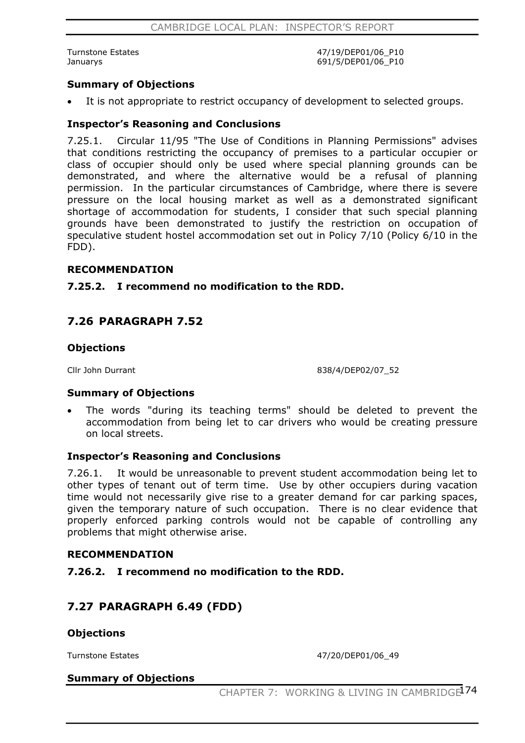| | |
|---|---|
| Turnstone Estates | 47/19/DEP01/06_P10 |
| Januarys | 691/5/DEP01/06_P10 |

### Summary of Objections

- It is not appropriate to restrict occupancy of development to selected groups.

### Inspector's Reasoning and Conclusions

7.25.1. Circular 11/95 "The Use of Conditions in Planning Permissions" advises that conditions restricting the occupancy of premises to a particular occupier or class of occupier should only be used where special planning grounds can be demonstrated, and where the alternative would be a refusal of planning permission. In the particular circumstances of Cambridge, where there is severe pressure on the local housing market as well as a demonstrated significant shortage of accommodation for students, I consider that such special planning grounds have been demonstrated to justify the restriction on occupation of speculative student hostel accommodation set out in Policy 7/10 (Policy 6/10 in the FDD).

### RECOMMENDATION

**7.25.2. I recommend no modification to the RDD.**

## 7.26 PARAGRAPH 7.52

### Objections

| | |
|---|---|
| Cllr John Durrant | 838/4/DEP02/07_52 |

### Summary of Objections

- The words "during its teaching terms" should be deleted to prevent the accommodation from being let to car drivers who would be creating pressure on local streets.

### Inspector's Reasoning and Conclusions

7.26.1. It would be unreasonable to prevent student accommodation being let to other types of tenant out of term time. Use by other occupiers during vacation time would not necessarily give rise to a greater demand for car parking spaces, given the temporary nature of such occupation. There is no clear evidence that properly enforced parking controls would not be capable of controlling any problems that might otherwise arise.

### RECOMMENDATION

**7.26.2. I recommend no modification to the RDD.**

## 7.27 PARAGRAPH 6.49 (FDD)

### Objections

| | |
|---|---|
| Turnstone Estates | 47/20/DEP01/06_49 |

### Summary of Objections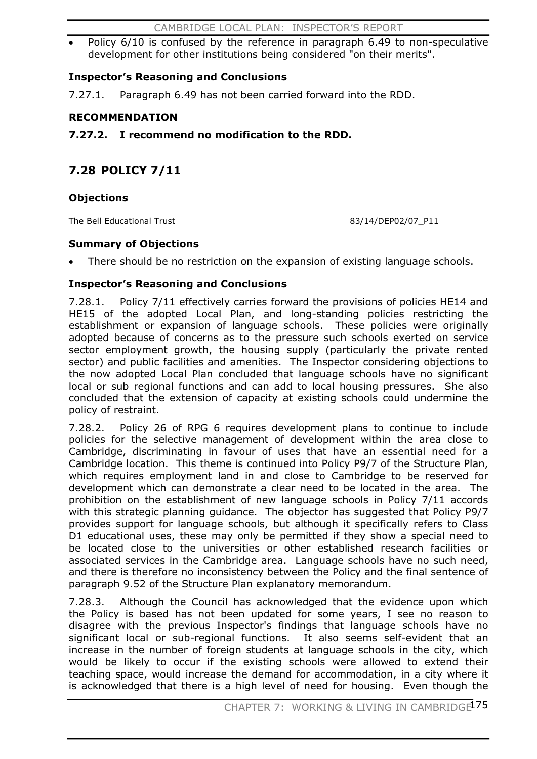- Policy 6/10 is confused by the reference in paragraph 6.49 to non-speculative development for other institutions being considered "on their merits".

### Inspector's Reasoning and Conclusions

7.27.1. Paragraph 6.49 has not been carried forward into the RDD.

### RECOMMENDATION

**7.27.2. I recommend no modification to the RDD.**

## 7.28 POLICY 7/11

### Objections

| | |
|---|---|
| The Bell Educational Trust | 83/14/DEP02/07_P11 |

### Summary of Objections

- There should be no restriction on the expansion of existing language schools.

### Inspector's Reasoning and Conclusions

7.28.1. Policy 7/11 effectively carries forward the provisions of policies HE14 and HE15 of the adopted Local Plan, and long-standing policies restricting the establishment or expansion of language schools. These policies were originally adopted because of concerns as to the pressure such schools exerted on service sector employment growth, the housing supply (particularly the private rented sector) and public facilities and amenities. The Inspector considering objections to the now adopted Local Plan concluded that language schools have no significant local or sub regional functions and can add to local housing pressures. She also concluded that the extension of capacity at existing schools could undermine the policy of restraint.

7.28.2. Policy 26 of RPG 6 requires development plans to continue to include policies for the selective management of development within the area close to Cambridge, discriminating in favour of uses that have an essential need for a Cambridge location. This theme is continued into Policy P9/7 of the Structure Plan, which requires employment land in and close to Cambridge to be reserved for development which can demonstrate a clear need to be located in the area. The prohibition on the establishment of new language schools in Policy 7/11 accords with this strategic planning guidance. The objector has suggested that Policy P9/7 provides support for language schools, but although it specifically refers to Class D1 educational uses, these may only be permitted if they show a special need to be located close to the universities or other established research facilities or associated services in the Cambridge area. Language schools have no such need, and there is therefore no inconsistency between the Policy and the final sentence of paragraph 9.52 of the Structure Plan explanatory memorandum.

7.28.3. Although the Council has acknowledged that the evidence upon which the Policy is based has not been updated for some years, I see no reason to disagree with the previous Inspector's findings that language schools have no significant local or sub-regional functions. It also seems self-evident that an increase in the number of foreign students at language schools in the city, which would be likely to occur if the existing schools were allowed to extend their teaching space, would increase the demand for accommodation, in a city where it is acknowledged that there is a high level of need for housing. Even though the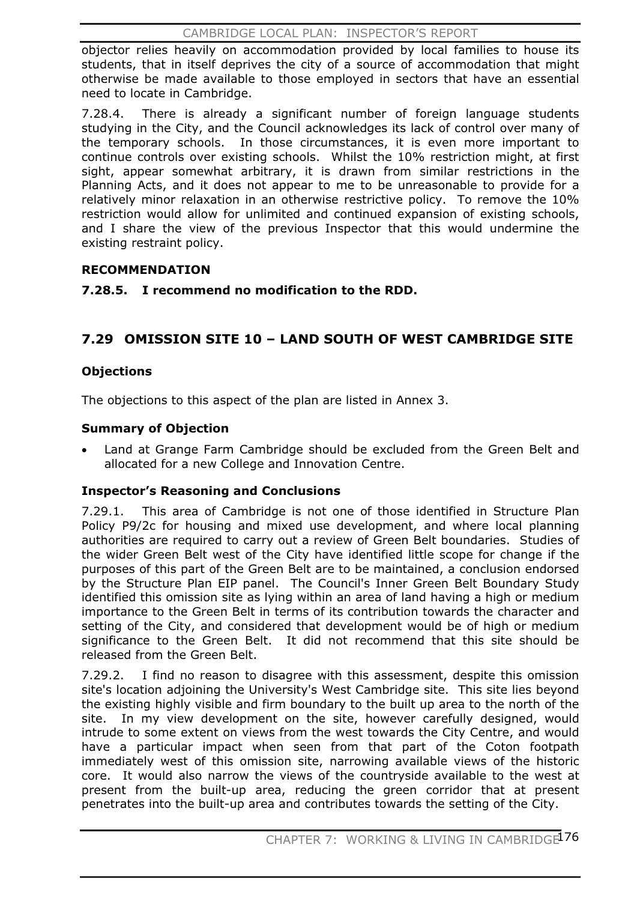objector relies heavily on accommodation provided by local families to house its students, that in itself deprives the city of a source of accommodation that might otherwise be made available to those employed in sectors that have an essential need to locate in Cambridge.

7.28.4. There is already a significant number of foreign language students studying in the City, and the Council acknowledges its lack of control over many of the temporary schools. In those circumstances, it is even more important to continue controls over existing schools. Whilst the 10% restriction might, at first sight, appear somewhat arbitrary, it is drawn from similar restrictions in the Planning Acts, and it does not appear to me to be unreasonable to provide for a relatively minor relaxation in an otherwise restrictive policy. To remove the 10% restriction would allow for unlimited and continued expansion of existing schools, and I share the view of the previous Inspector that this would undermine the existing restraint policy.

**RECOMMENDATION**

**7.28.5. I recommend no modification to the RDD.**

## 7.29 OMISSION SITE 10 – LAND SOUTH OF WEST CAMBRIDGE SITE

**Objections**

The objections to this aspect of the plan are listed in Annex 3.

**Summary of Objection**

- Land at Grange Farm Cambridge should be excluded from the Green Belt and allocated for a new College and Innovation Centre.

**Inspector's Reasoning and Conclusions**

7.29.1. This area of Cambridge is not one of those identified in Structure Plan Policy P9/2c for housing and mixed use development, and where local planning authorities are required to carry out a review of Green Belt boundaries. Studies of the wider Green Belt west of the City have identified little scope for change if the purposes of this part of the Green Belt are to be maintained, a conclusion endorsed by the Structure Plan EIP panel. The Council's Inner Green Belt Boundary Study identified this omission site as lying within an area of land having a high or medium importance to the Green Belt in terms of its contribution towards the character and setting of the City, and considered that development would be of high or medium significance to the Green Belt. It did not recommend that this site should be released from the Green Belt.

7.29.2. I find no reason to disagree with this assessment, despite this omission site's location adjoining the University's West Cambridge site. This site lies beyond the existing highly visible and firm boundary to the built up area to the north of the site. In my view development on the site, however carefully designed, would intrude to some extent on views from the west towards the City Centre, and would have a particular impact when seen from that part of the Coton footpath immediately west of this omission site, narrowing available views of the historic core. It would also narrow the views of the countryside available to the west at present from the built-up area, reducing the green corridor that at present penetrates into the built-up area and contributes towards the setting of the City.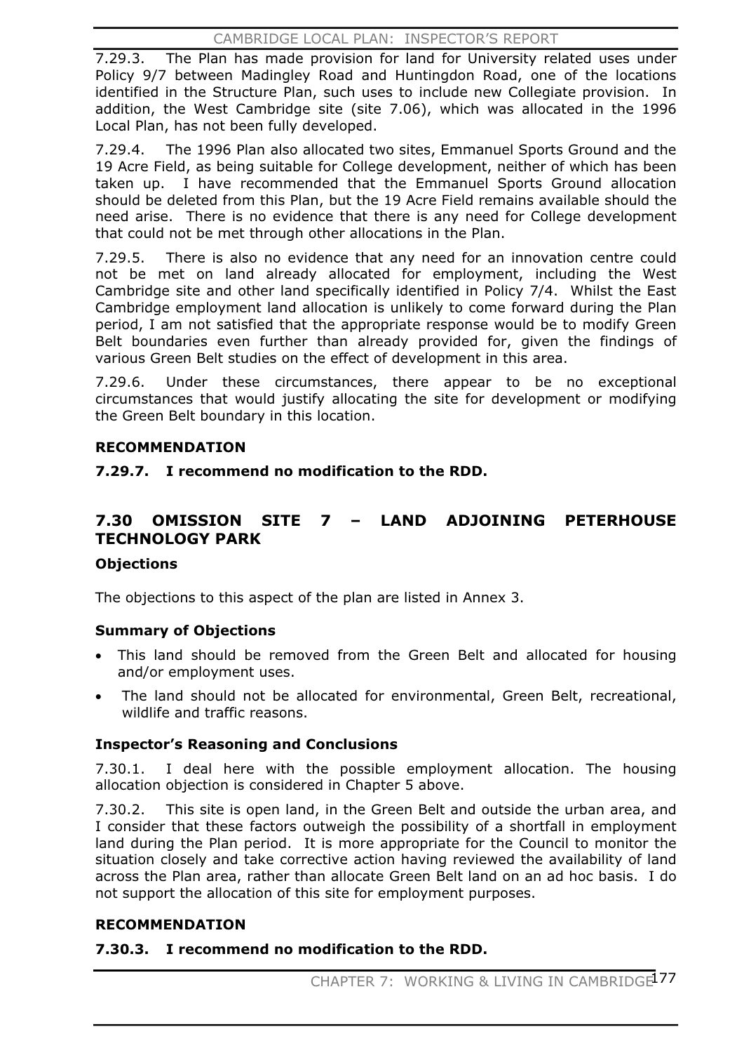7.29.3. The Plan has made provision for land for University related uses under Policy 9/7 between Madingley Road and Huntingdon Road, one of the locations identified in the Structure Plan, such uses to include new Collegiate provision. In addition, the West Cambridge site (site 7.06), which was allocated in the 1996 Local Plan, has not been fully developed.

7.29.4. The 1996 Plan also allocated two sites, Emmanuel Sports Ground and the 19 Acre Field, as being suitable for College development, neither of which has been taken up. I have recommended that the Emmanuel Sports Ground allocation should be deleted from this Plan, but the 19 Acre Field remains available should the need arise. There is no evidence that there is any need for College development that could not be met through other allocations in the Plan.

7.29.5. There is also no evidence that any need for an innovation centre could not be met on land already allocated for employment, including the West Cambridge site and other land specifically identified in Policy 7/4. Whilst the East Cambridge employment land allocation is unlikely to come forward during the Plan period, I am not satisfied that the appropriate response would be to modify Green Belt boundaries even further than already provided for, given the findings of various Green Belt studies on the effect of development in this area.

7.29.6. Under these circumstances, there appear to be no exceptional circumstances that would justify allocating the site for development or modifying the Green Belt boundary in this location.

### RECOMMENDATION

**7.29.7. I recommend no modification to the RDD.**

## 7.30 OMISSION SITE 7 – LAND ADJOINING PETERHOUSE TECHNOLOGY PARK

### Objections

The objections to this aspect of the plan are listed in Annex 3.

### Summary of Objections

- This land should be removed from the Green Belt and allocated for housing and/or employment uses.
- The land should not be allocated for environmental, Green Belt, recreational, wildlife and traffic reasons.

### Inspector's Reasoning and Conclusions

7.30.1. I deal here with the possible employment allocation. The housing allocation objection is considered in Chapter 5 above.

7.30.2. This site is open land, in the Green Belt and outside the urban area, and I consider that these factors outweigh the possibility of a shortfall in employment land during the Plan period. It is more appropriate for the Council to monitor the situation closely and take corrective action having reviewed the availability of land across the Plan area, rather than allocate Green Belt land on an ad hoc basis. I do not support the allocation of this site for employment purposes.

### RECOMMENDATION

**7.30.3. I recommend no modification to the RDD.**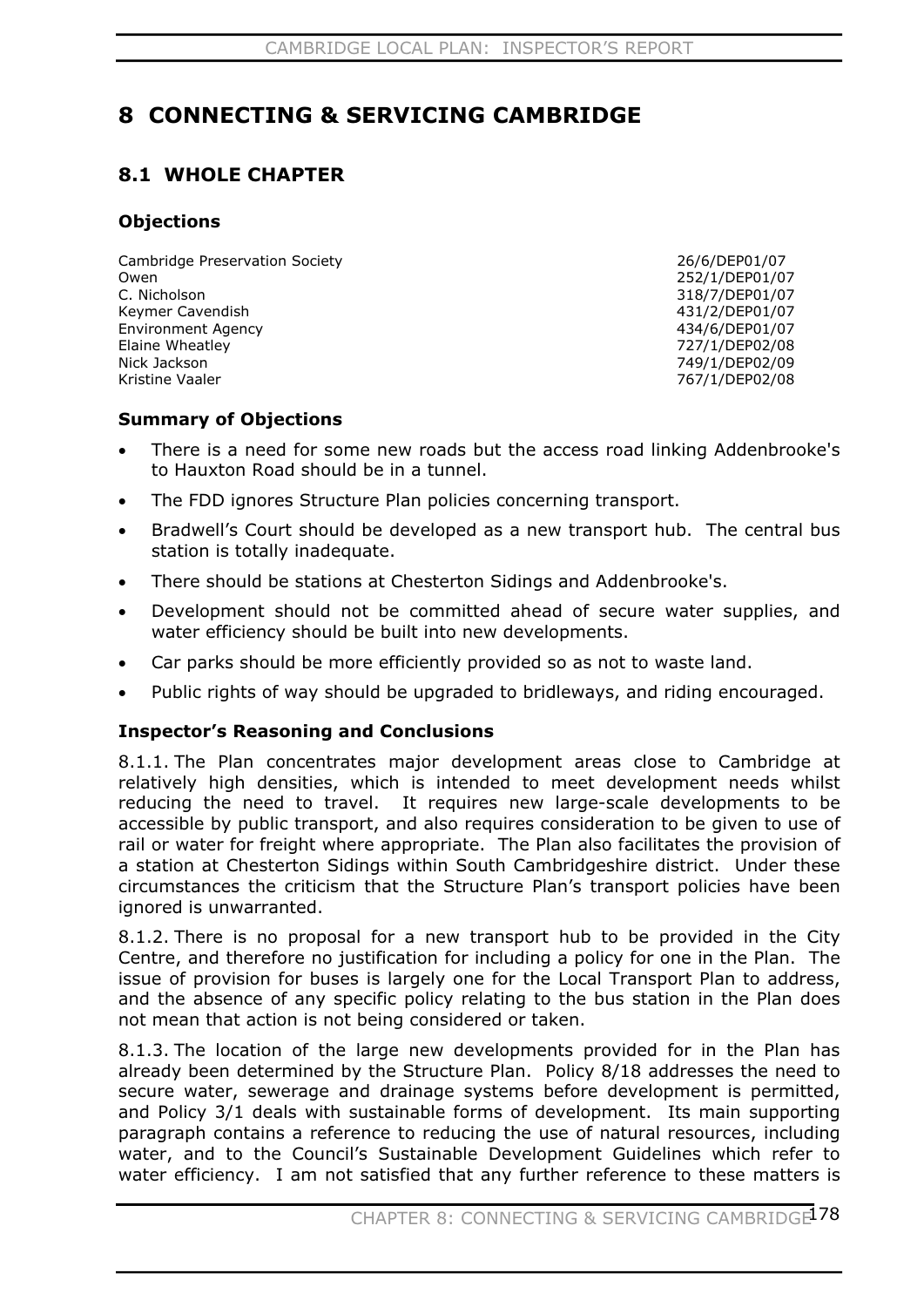# 8 CONNECTING & SERVICING CAMBRIDGE

## 8.1 WHOLE CHAPTER

### Objections

| | |
|---|---|
| Cambridge Preservation Society | 26/6/DEP01/07 |
| Owen | 252/1/DEP01/07 |
| C. Nicholson | 318/7/DEP01/07 |
| Keymer Cavendish | 431/2/DEP01/07 |
| Environment Agency | 434/6/DEP01/07 |
| Elaine Wheatley | 727/1/DEP02/08 |
| Nick Jackson | 749/1/DEP02/09 |
| Kristine Vaaler | 767/1/DEP02/08 |

### Summary of Objections

- There is a need for some new roads but the access road linking Addenbrooke's to Hauxton Road should be in a tunnel.
- The FDD ignores Structure Plan policies concerning transport.
- Bradwell's Court should be developed as a new transport hub. The central bus station is totally inadequate.
- There should be stations at Chesterton Sidings and Addenbrooke's.
- Development should not be committed ahead of secure water supplies, and water efficiency should be built into new developments.
- Car parks should be more efficiently provided so as not to waste land.
- Public rights of way should be upgraded to bridleways, and riding encouraged.

### Inspector's Reasoning and Conclusions

8.1.1. The Plan concentrates major development areas close to Cambridge at relatively high densities, which is intended to meet development needs whilst reducing the need to travel. It requires new large-scale developments to be accessible by public transport, and also requires consideration to be given to use of rail or water for freight where appropriate. The Plan also facilitates the provision of a station at Chesterton Sidings within South Cambridgeshire district. Under these circumstances the criticism that the Structure Plan's transport policies have been ignored is unwarranted.

8.1.2. There is no proposal for a new transport hub to be provided in the City Centre, and therefore no justification for including a policy for one in the Plan. The issue of provision for buses is largely one for the Local Transport Plan to address, and the absence of any specific policy relating to the bus station in the Plan does not mean that action is not being considered or taken.

8.1.3. The location of the large new developments provided for in the Plan has already been determined by the Structure Plan. Policy 8/18 addresses the need to secure water, sewerage and drainage systems before development is permitted, and Policy 3/1 deals with sustainable forms of development. Its main supporting paragraph contains a reference to reducing the use of natural resources, including water, and to the Council's Sustainable Development Guidelines which refer to water efficiency. I am not satisfied that any further reference to these matters is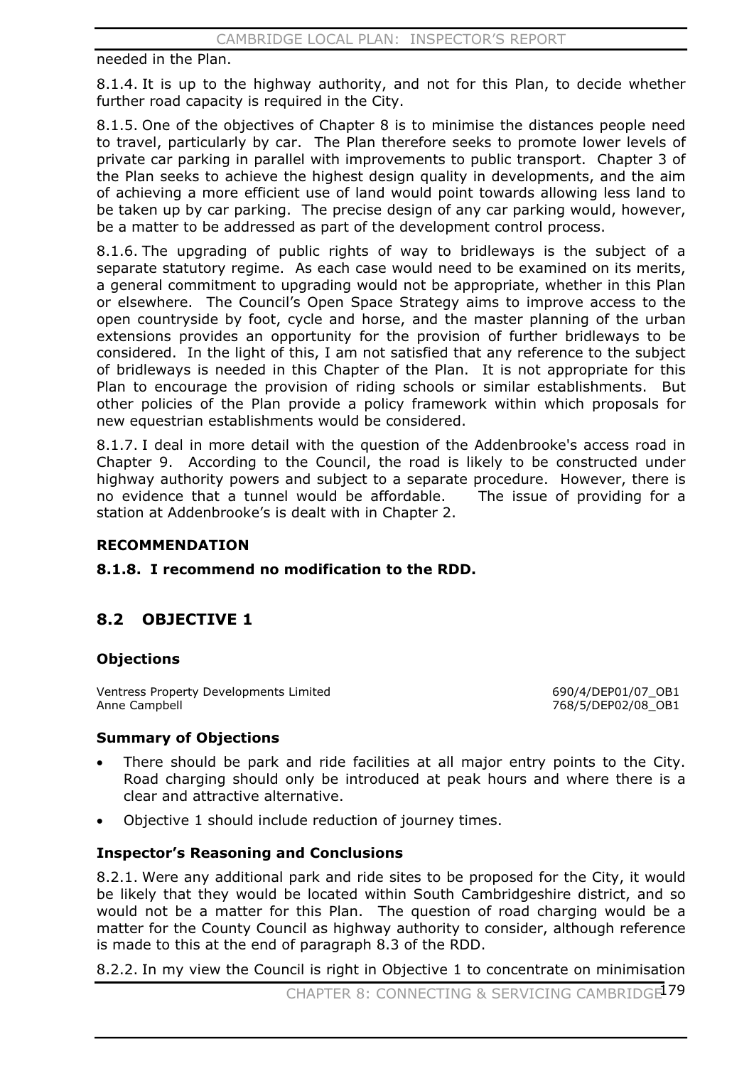needed in the Plan.

8.1.4. It is up to the highway authority, and not for this Plan, to decide whether further road capacity is required in the City.

8.1.5. One of the objectives of Chapter 8 is to minimise the distances people need to travel, particularly by car. The Plan therefore seeks to promote lower levels of private car parking in parallel with improvements to public transport. Chapter 3 of the Plan seeks to achieve the highest design quality in developments, and the aim of achieving a more efficient use of land would point towards allowing less land to be taken up by car parking. The precise design of any car parking would, however, be a matter to be addressed as part of the development control process.

8.1.6. The upgrading of public rights of way to bridleways is the subject of a separate statutory regime. As each case would need to be examined on its merits, a general commitment to upgrading would not be appropriate, whether in this Plan or elsewhere. The Council's Open Space Strategy aims to improve access to the open countryside by foot, cycle and horse, and the master planning of the urban extensions provides an opportunity for the provision of further bridleways to be considered. In the light of this, I am not satisfied that any reference to the subject of bridleways is needed in this Chapter of the Plan. It is not appropriate for this Plan to encourage the provision of riding schools or similar establishments. But other policies of the Plan provide a policy framework within which proposals for new equestrian establishments would be considered.

8.1.7. I deal in more detail with the question of the Addenbrooke's access road in Chapter 9. According to the Council, the road is likely to be constructed under highway authority powers and subject to a separate procedure. However, there is no evidence that a tunnel would be affordable. The issue of providing for a station at Addenbrooke's is dealt with in Chapter 2.

**RECOMMENDATION**

**8.1.8. I recommend no modification to the RDD.**

## 8.2 OBJECTIVE 1

### Objections

Ventress Property Developments Limited 690/4/DEP01/07_OB1
Anne Campbell 768/5/DEP02/08_OB1

### Summary of Objections

- There should be park and ride facilities at all major entry points to the City. Road charging should only be introduced at peak hours and where there is a clear and attractive alternative.
- Objective 1 should include reduction of journey times.

### Inspector's Reasoning and Conclusions

8.2.1. Were any additional park and ride sites to be proposed for the City, it would be likely that they would be located within South Cambridgeshire district, and so would not be a matter for this Plan. The question of road charging would be a matter for the County Council as highway authority to consider, although reference is made to this at the end of paragraph 8.3 of the RDD.

8.2.2. In my view the Council is right in Objective 1 to concentrate on minimisation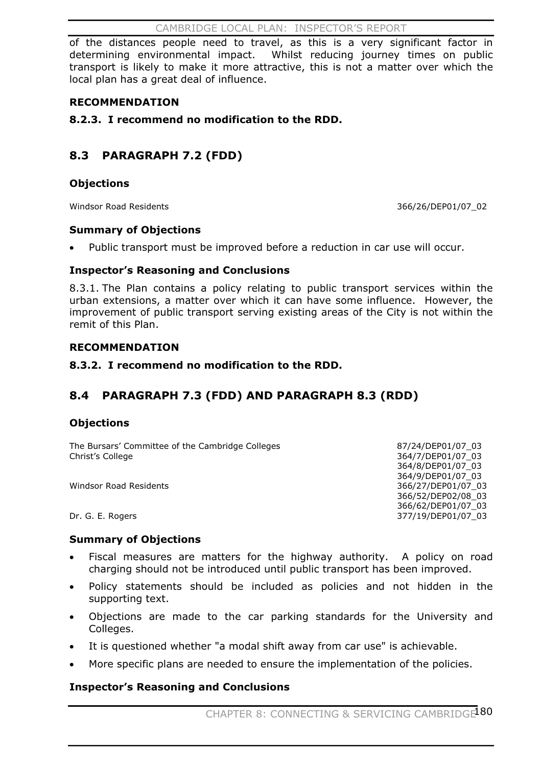of the distances people need to travel, as this is a very significant factor in determining environmental impact. Whilst reducing journey times on public transport is likely to make it more attractive, this is not a matter over which the local plan has a great deal of influence.

**RECOMMENDATION**

**8.2.3. I recommend no modification to the RDD.**

## 8.3 PARAGRAPH 7.2 (FDD)

### Objections

| | |
|---|---|
| Windsor Road Residents | 366/26/DEP01/07_02 |

### Summary of Objections

- Public transport must be improved before a reduction in car use will occur.

### Inspector's Reasoning and Conclusions

8.3.1. The Plan contains a policy relating to public transport services within the urban extensions, a matter over which it can have some influence. However, the improvement of public transport serving existing areas of the City is not within the remit of this Plan.

**RECOMMENDATION**

**8.3.2. I recommend no modification to the RDD.**

## 8.4 PARAGRAPH 7.3 (FDD) AND PARAGRAPH 8.3 (RDD)

### Objections

| | |
|---|---|
| The Bursars' Committee of the Cambridge Colleges | 87/24/DEP01/07_03 |
| Christ's College | 364/7/DEP01/07_03 |
| | 364/8/DEP01/07_03 |
| | 364/9/DEP01/07_03 |
| Windsor Road Residents | 366/27/DEP01/07_03 |
| | 366/52/DEP02/08_03 |
| | 366/62/DEP01/07_03 |
| Dr. G. E. Rogers | 377/19/DEP01/07_03 |

### Summary of Objections

- Fiscal measures are matters for the highway authority. A policy on road charging should not be introduced until public transport has been improved.
- Policy statements should be included as policies and not hidden in the supporting text.
- Objections are made to the car parking standards for the University and Colleges.
- It is questioned whether "a modal shift away from car use" is achievable.
- More specific plans are needed to ensure the implementation of the policies.

### Inspector's Reasoning and Conclusions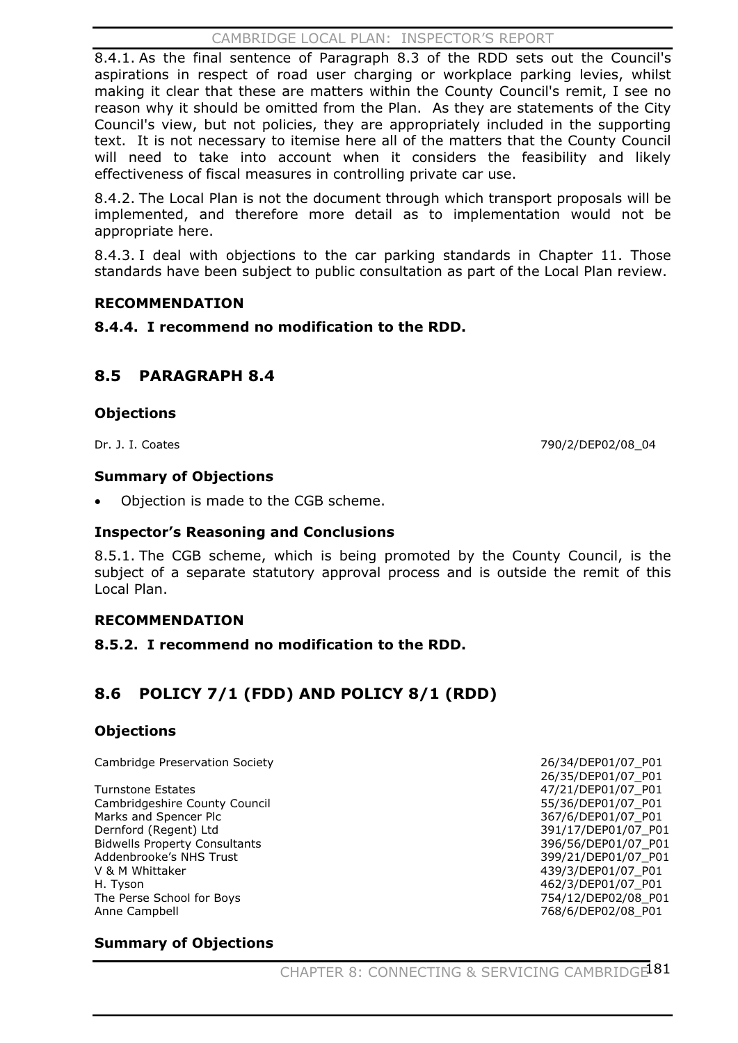8.4.1. As the final sentence of Paragraph 8.3 of the RDD sets out the Council's aspirations in respect of road user charging or workplace parking levies, whilst making it clear that these are matters within the County Council's remit, I see no reason why it should be omitted from the Plan. As they are statements of the City Council's view, but not policies, they are appropriately included in the supporting text. It is not necessary to itemise here all of the matters that the County Council will need to take into account when it considers the feasibility and likely effectiveness of fiscal measures in controlling private car use.

8.4.2. The Local Plan is not the document through which transport proposals will be implemented, and therefore more detail as to implementation would not be appropriate here.

8.4.3. I deal with objections to the car parking standards in Chapter 11. Those standards have been subject to public consultation as part of the Local Plan review.

**RECOMMENDATION**

**8.4.4. I recommend no modification to the RDD.**

## 8.5 PARAGRAPH 8.4

### Objections

| | |
|---|---|
| Dr. J. I. Coates | 790/2/DEP02/08_04 |

### Summary of Objections

- Objection is made to the CGB scheme.

### Inspector's Reasoning and Conclusions

8.5.1. The CGB scheme, which is being promoted by the County Council, is the subject of a separate statutory approval process and is outside the remit of this Local Plan.

**RECOMMENDATION**

**8.5.2. I recommend no modification to the RDD.**

## 8.6 POLICY 7/1 (FDD) AND POLICY 8/1 (RDD)

### Objections

| | |
|---|---|
| Cambridge Preservation Society | 26/34/DEP01/07_P01 |
| | 26/35/DEP01/07_P01 |
| Turnstone Estates | 47/21/DEP01/07_P01 |
| Cambridgeshire County Council | 55/36/DEP01/07_P01 |
| Marks and Spencer Plc | 367/6/DEP01/07_P01 |
| Dernford (Regent) Ltd | 391/17/DEP01/07_P01 |
| Bidwells Property Consultants | 396/56/DEP01/07_P01 |
| Addenbrooke's NHS Trust | 399/21/DEP01/07_P01 |
| V & M Whittaker | 439/3/DEP01/07_P01 |
| H. Tyson | 462/3/DEP01/07_P01 |
| The Perse School for Boys | 754/12/DEP02/08_P01 |
| Anne Campbell | 768/6/DEP02/08_P01 |

### Summary of Objections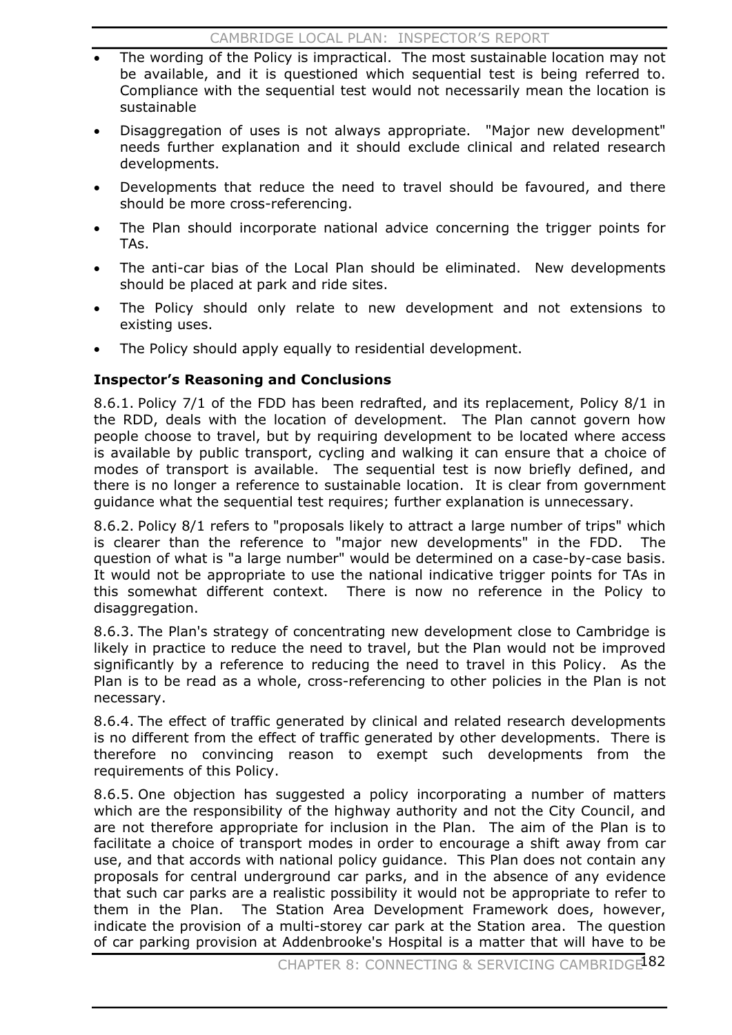- The wording of the Policy is impractical. The most sustainable location may not be available, and it is questioned which sequential test is being referred to. Compliance with the sequential test would not necessarily mean the location is sustainable
- Disaggregation of uses is not always appropriate. "Major new development" needs further explanation and it should exclude clinical and related research developments.
- Developments that reduce the need to travel should be favoured, and there should be more cross-referencing.
- The Plan should incorporate national advice concerning the trigger points for TAs.
- The anti-car bias of the Local Plan should be eliminated. New developments should be placed at park and ride sites.
- The Policy should only relate to new development and not extensions to existing uses.
- The Policy should apply equally to residential development.

**Inspector's Reasoning and Conclusions**

8.6.1. Policy 7/1 of the FDD has been redrafted, and its replacement, Policy 8/1 in the RDD, deals with the location of development. The Plan cannot govern how people choose to travel, but by requiring development to be located where access is available by public transport, cycling and walking it can ensure that a choice of modes of transport is available. The sequential test is now briefly defined, and there is no longer a reference to sustainable location. It is clear from government guidance what the sequential test requires; further explanation is unnecessary.

8.6.2. Policy 8/1 refers to "proposals likely to attract a large number of trips" which is clearer than the reference to "major new developments" in the FDD. The question of what is "a large number" would be determined on a case-by-case basis. It would not be appropriate to use the national indicative trigger points for TAs in this somewhat different context. There is now no reference in the Policy to disaggregation.

8.6.3. The Plan's strategy of concentrating new development close to Cambridge is likely in practice to reduce the need to travel, but the Plan would not be improved significantly by a reference to reducing the need to travel in this Policy. As the Plan is to be read as a whole, cross-referencing to other policies in the Plan is not necessary.

8.6.4. The effect of traffic generated by clinical and related research developments is no different from the effect of traffic generated by other developments. There is therefore no convincing reason to exempt such developments from the requirements of this Policy.

8.6.5. One objection has suggested a policy incorporating a number of matters which are the responsibility of the highway authority and not the City Council, and are not therefore appropriate for inclusion in the Plan. The aim of the Plan is to facilitate a choice of transport modes in order to encourage a shift away from car use, and that accords with national policy guidance. This Plan does not contain any proposals for central underground car parks, and in the absence of any evidence that such car parks are a realistic possibility it would not be appropriate to refer to them in the Plan. The Station Area Development Framework does, however, indicate the provision of a multi-storey car park at the Station area. The question of car parking provision at Addenbrooke's Hospital is a matter that will have to be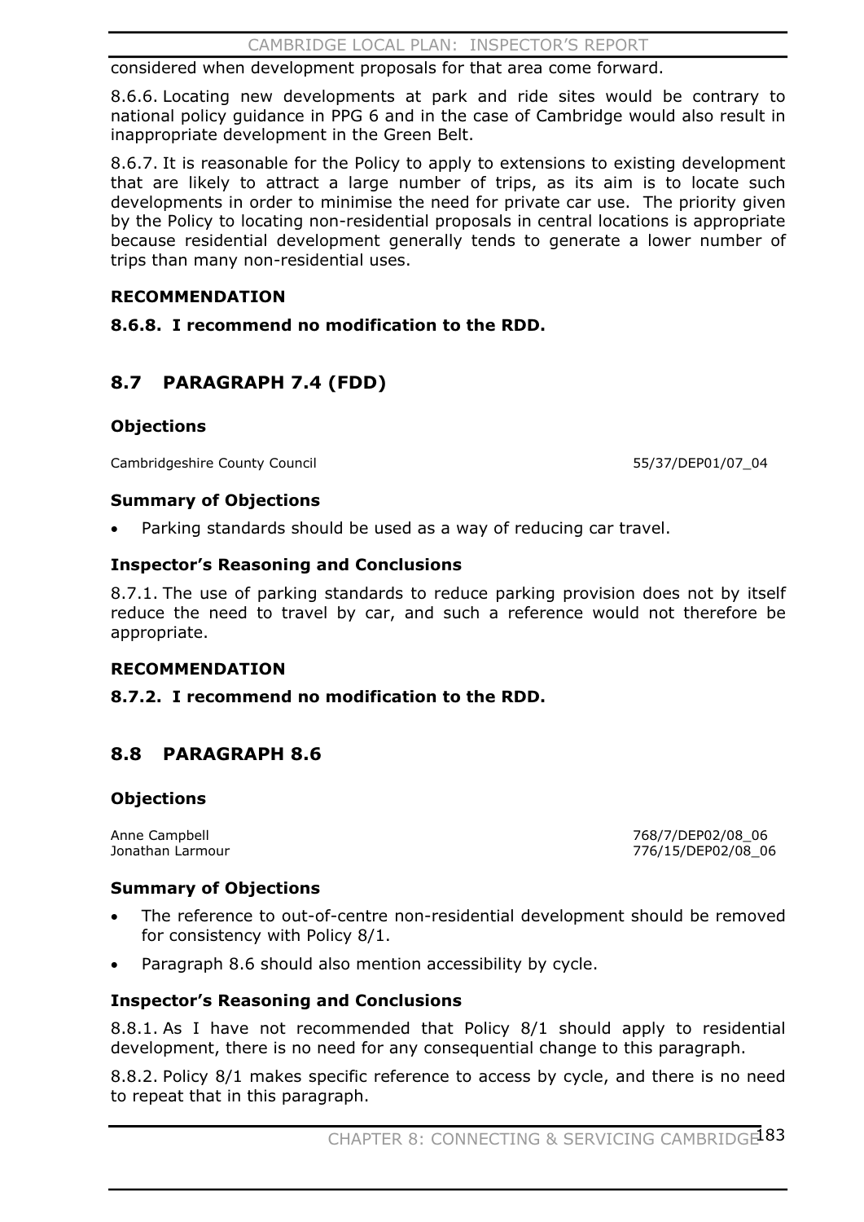considered when development proposals for that area come forward.

8.6.6. Locating new developments at park and ride sites would be contrary to national policy guidance in PPG 6 and in the case of Cambridge would also result in inappropriate development in the Green Belt.

8.6.7. It is reasonable for the Policy to apply to extensions to existing development that are likely to attract a large number of trips, as its aim is to locate such developments in order to minimise the need for private car use. The priority given by the Policy to locating non-residential proposals in central locations is appropriate because residential development generally tends to generate a lower number of trips than many non-residential uses.

**RECOMMENDATION**

**8.6.8. I recommend no modification to the RDD.**

## 8.7 PARAGRAPH 7.4 (FDD)

### Objections

Cambridgeshire County Council 55/37/DEP01/07_04

### Summary of Objections

- Parking standards should be used as a way of reducing car travel.

### Inspector's Reasoning and Conclusions

8.7.1. The use of parking standards to reduce parking provision does not by itself reduce the need to travel by car, and such a reference would not therefore be appropriate.

**RECOMMENDATION**

**8.7.2. I recommend no modification to the RDD.**

## 8.8 PARAGRAPH 8.6

### Objections

Anne Campbell 768/7/DEP02/08_06
Jonathan Larmour 776/15/DEP02/08_06

### Summary of Objections

- The reference to out-of-centre non-residential development should be removed for consistency with Policy 8/1.
- Paragraph 8.6 should also mention accessibility by cycle.

### Inspector's Reasoning and Conclusions

8.8.1. As I have not recommended that Policy 8/1 should apply to residential development, there is no need for any consequential change to this paragraph.

8.8.2. Policy 8/1 makes specific reference to access by cycle, and there is no need to repeat that in this paragraph.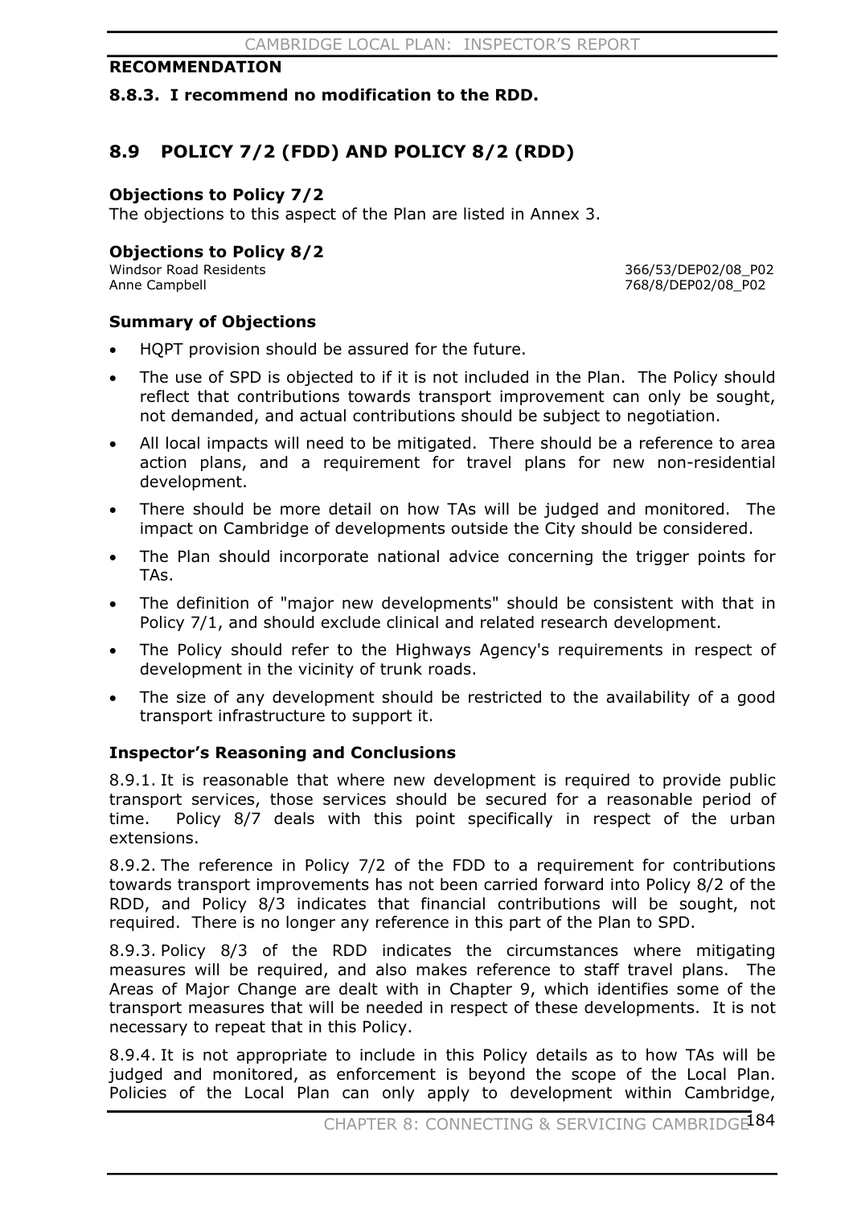**RECOMMENDATION**

**8.8.3. I recommend no modification to the RDD.**

## 8.9 POLICY 7/2 (FDD) AND POLICY 8/2 (RDD)

**Objections to Policy 7/2**

The objections to this aspect of the Plan are listed in Annex 3.

**Objections to Policy 8/2**

| | |
|---|---|
| Windsor Road Residents | 366/53/DEP02/08_P02 |
| Anne Campbell | 768/8/DEP02/08_P02 |

**Summary of Objections**

- HQPT provision should be assured for the future.
- The use of SPD is objected to if it is not included in the Plan. The Policy should reflect that contributions towards transport improvement can only be sought, not demanded, and actual contributions should be subject to negotiation.
- All local impacts will need to be mitigated. There should be a reference to area action plans, and a requirement for travel plans for new non-residential development.
- There should be more detail on how TAs will be judged and monitored. The impact on Cambridge of developments outside the City should be considered.
- The Plan should incorporate national advice concerning the trigger points for TAs.
- The definition of "major new developments" should be consistent with that in Policy 7/1, and should exclude clinical and related research development.
- The Policy should refer to the Highways Agency's requirements in respect of development in the vicinity of trunk roads.
- The size of any development should be restricted to the availability of a good transport infrastructure to support it.

**Inspector's Reasoning and Conclusions**

8.9.1. It is reasonable that where new development is required to provide public transport services, those services should be secured for a reasonable period of time. Policy 8/7 deals with this point specifically in respect of the urban extensions.

8.9.2. The reference in Policy 7/2 of the FDD to a requirement for contributions towards transport improvements has not been carried forward into Policy 8/2 of the RDD, and Policy 8/3 indicates that financial contributions will be sought, not required. There is no longer any reference in this part of the Plan to SPD.

8.9.3. Policy 8/3 of the RDD indicates the circumstances where mitigating measures will be required, and also makes reference to staff travel plans. The Areas of Major Change are dealt with in Chapter 9, which identifies some of the transport measures that will be needed in respect of these developments. It is not necessary to repeat that in this Policy.

8.9.4. It is not appropriate to include in this Policy details as to how TAs will be judged and monitored, as enforcement is beyond the scope of the Local Plan. Policies of the Local Plan can only apply to development within Cambridge,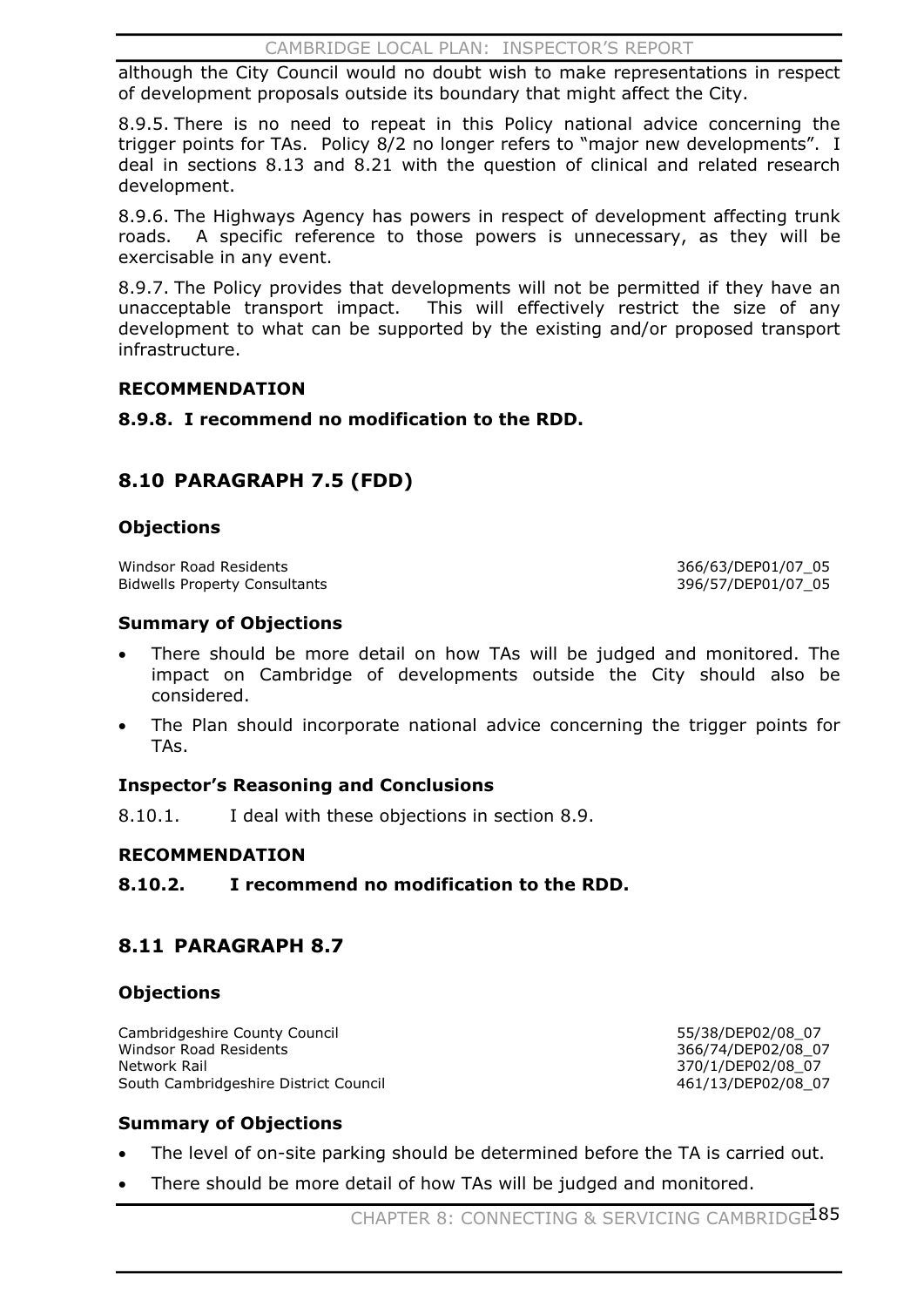although the City Council would no doubt wish to make representations in respect of development proposals outside its boundary that might affect the City.

8.9.5. There is no need to repeat in this Policy national advice concerning the trigger points for TAs. Policy 8/2 no longer refers to "major new developments". I deal in sections 8.13 and 8.21 with the question of clinical and related research development.

8.9.6. The Highways Agency has powers in respect of development affecting trunk roads. A specific reference to those powers is unnecessary, as they will be exercisable in any event.

8.9.7. The Policy provides that developments will not be permitted if they have an unacceptable transport impact. This will effectively restrict the size of any development to what can be supported by the existing and/or proposed transport infrastructure.

### RECOMMENDATION

**8.9.8. I recommend no modification to the RDD.**

## 8.10 PARAGRAPH 7.5 (FDD)

### Objections

| | |
|---|---|
| Windsor Road Residents | 366/63/DEP01/07_05 |
| Bidwells Property Consultants | 396/57/DEP01/07_05 |

### Summary of Objections

- There should be more detail on how TAs will be judged and monitored. The impact on Cambridge of developments outside the City should also be considered.
- The Plan should incorporate national advice concerning the trigger points for TAs.

### Inspector's Reasoning and Conclusions

8.10.1. I deal with these objections in section 8.9.

### RECOMMENDATION

**8.10.2. I recommend no modification to the RDD.**

## 8.11 PARAGRAPH 8.7

### Objections

| | |
|---|---|
| Cambridgeshire County Council | 55/38/DEP02/08_07 |
| Windsor Road Residents | 366/74/DEP02/08_07 |
| Network Rail | 370/1/DEP02/08_07 |
| South Cambridgeshire District Council | 461/13/DEP02/08_07 |

### Summary of Objections

- The level of on-site parking should be determined before the TA is carried out.
- There should be more detail of how TAs will be judged and monitored.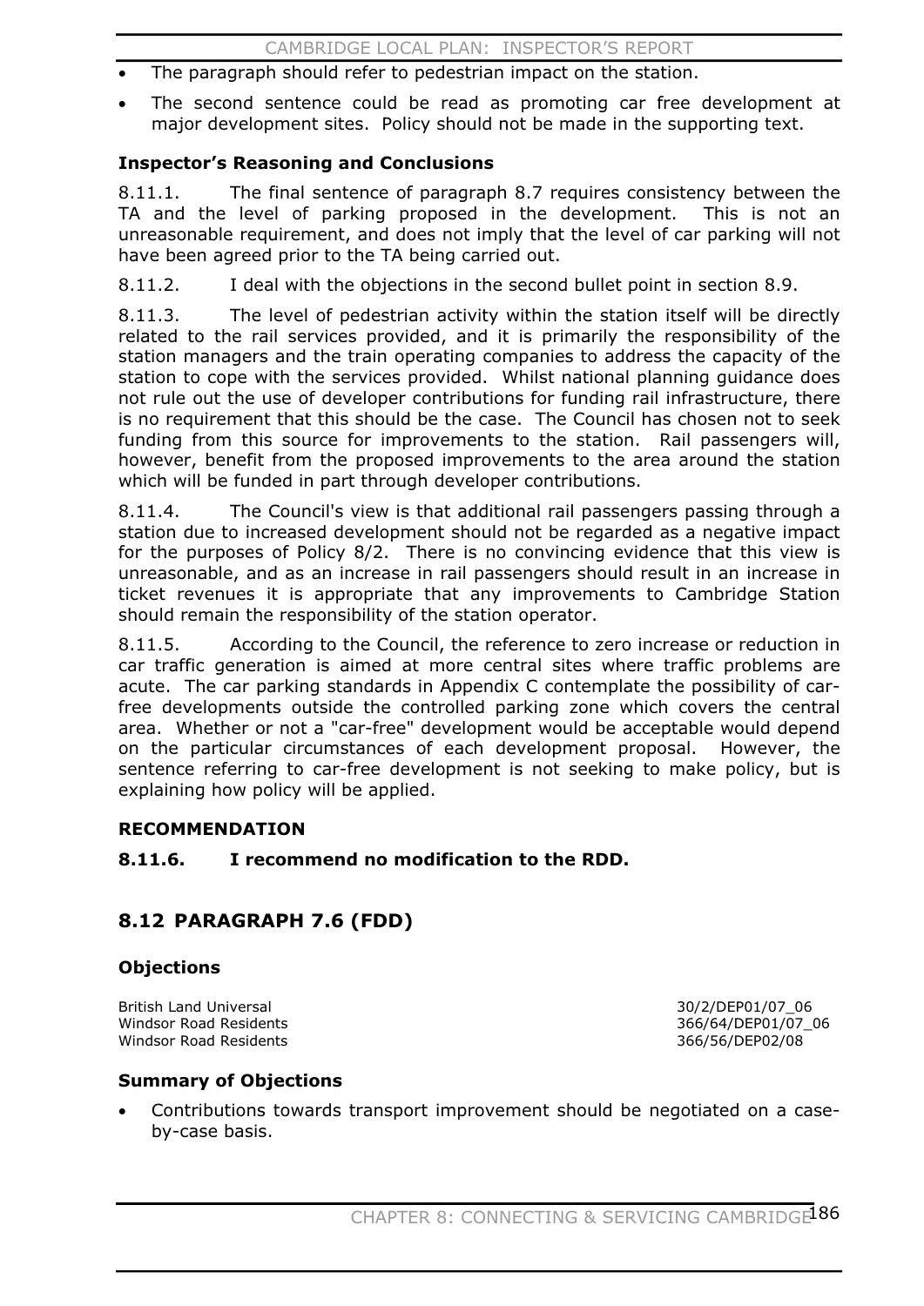- The paragraph should refer to pedestrian impact on the station.
- The second sentence could be read as promoting car free development at major development sites. Policy should not be made in the supporting text.

### Inspector's Reasoning and Conclusions

8.11.1. The final sentence of paragraph 8.7 requires consistency between the TA and the level of parking proposed in the development. This is not an unreasonable requirement, and does not imply that the level of car parking will not have been agreed prior to the TA being carried out.

8.11.2. I deal with the objections in the second bullet point in section 8.9.

8.11.3. The level of pedestrian activity within the station itself will be directly related to the rail services provided, and it is primarily the responsibility of the station managers and the train operating companies to address the capacity of the station to cope with the services provided. Whilst national planning guidance does not rule out the use of developer contributions for funding rail infrastructure, there is no requirement that this should be the case. The Council has chosen not to seek funding from this source for improvements to the station. Rail passengers will, however, benefit from the proposed improvements to the area around the station which will be funded in part through developer contributions.

8.11.4. The Council's view is that additional rail passengers passing through a station due to increased development should not be regarded as a negative impact for the purposes of Policy 8/2. There is no convincing evidence that this view is unreasonable, and as an increase in rail passengers should result in an increase in ticket revenues it is appropriate that any improvements to Cambridge Station should remain the responsibility of the station operator.

8.11.5. According to the Council, the reference to zero increase or reduction in car traffic generation is aimed at more central sites where traffic problems are acute. The car parking standards in Appendix C contemplate the possibility of car-free developments outside the controlled parking zone which covers the central area. Whether or not a "car-free" development would be acceptable would depend on the particular circumstances of each development proposal. However, the sentence referring to car-free development is not seeking to make policy, but is explaining how policy will be applied.

### RECOMMENDATION

**8.11.6. I recommend no modification to the RDD.**

## 8.12 PARAGRAPH 7.6 (FDD)

### Objections

| | |
|---|---|
| British Land Universal | 30/2/DEP01/07_06 |
| Windsor Road Residents | 366/64/DEP01/07_06 |
| Windsor Road Residents | 366/56/DEP02/08 |

### Summary of Objections

- Contributions towards transport improvement should be negotiated on a case-by-case basis.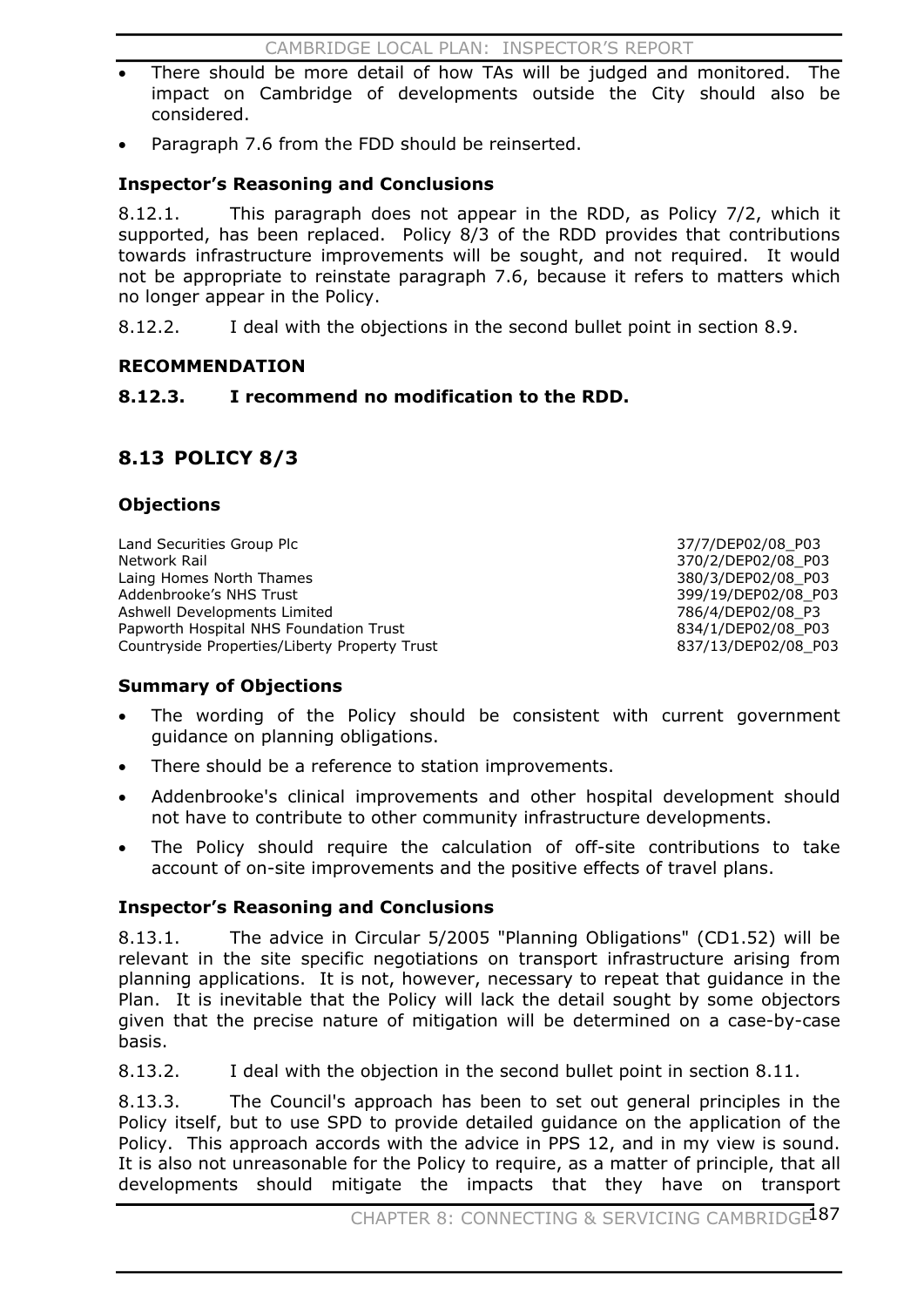- There should be more detail of how TAs will be judged and monitored. The impact on Cambridge of developments outside the City should also be considered.
- Paragraph 7.6 from the FDD should be reinserted.

### Inspector's Reasoning and Conclusions

8.12.1. This paragraph does not appear in the RDD, as Policy 7/2, which it supported, has been replaced. Policy 8/3 of the RDD provides that contributions towards infrastructure improvements will be sought, and not required. It would not be appropriate to reinstate paragraph 7.6, because it refers to matters which no longer appear in the Policy.

8.12.2. I deal with the objections in the second bullet point in section 8.9.

### RECOMMENDATION

**8.12.3. I recommend no modification to the RDD.**

## 8.13 POLICY 8/3

### Objections

| | |
|---|---|
| Land Securities Group Plc | 37/7/DEP02/08_P03 |
| Network Rail | 370/2/DEP02/08_P03 |
| Laing Homes North Thames | 380/3/DEP02/08_P03 |
| Addenbrooke's NHS Trust | 399/19/DEP02/08_P03 |
| Ashwell Developments Limited | 786/4/DEP02/08_P3 |
| Papworth Hospital NHS Foundation Trust | 834/1/DEP02/08_P03 |
| Countryside Properties/Liberty Property Trust | 837/13/DEP02/08_P03 |

### Summary of Objections

- The wording of the Policy should be consistent with current government guidance on planning obligations.
- There should be a reference to station improvements.
- Addenbrooke's clinical improvements and other hospital development should not have to contribute to other community infrastructure developments.
- The Policy should require the calculation of off-site contributions to take account of on-site improvements and the positive effects of travel plans.

### Inspector's Reasoning and Conclusions

8.13.1. The advice in Circular 5/2005 "Planning Obligations" (CD1.52) will be relevant in the site specific negotiations on transport infrastructure arising from planning applications. It is not, however, necessary to repeat that guidance in the Plan. It is inevitable that the Policy will lack the detail sought by some objectors given that the precise nature of mitigation will be determined on a case-by-case basis.

8.13.2. I deal with the objection in the second bullet point in section 8.11.

8.13.3. The Council's approach has been to set out general principles in the Policy itself, but to use SPD to provide detailed guidance on the application of the Policy. This approach accords with the advice in PPS 12, and in my view is sound. It is also not unreasonable for the Policy to require, as a matter of principle, that all developments should mitigate the impacts that they have on transport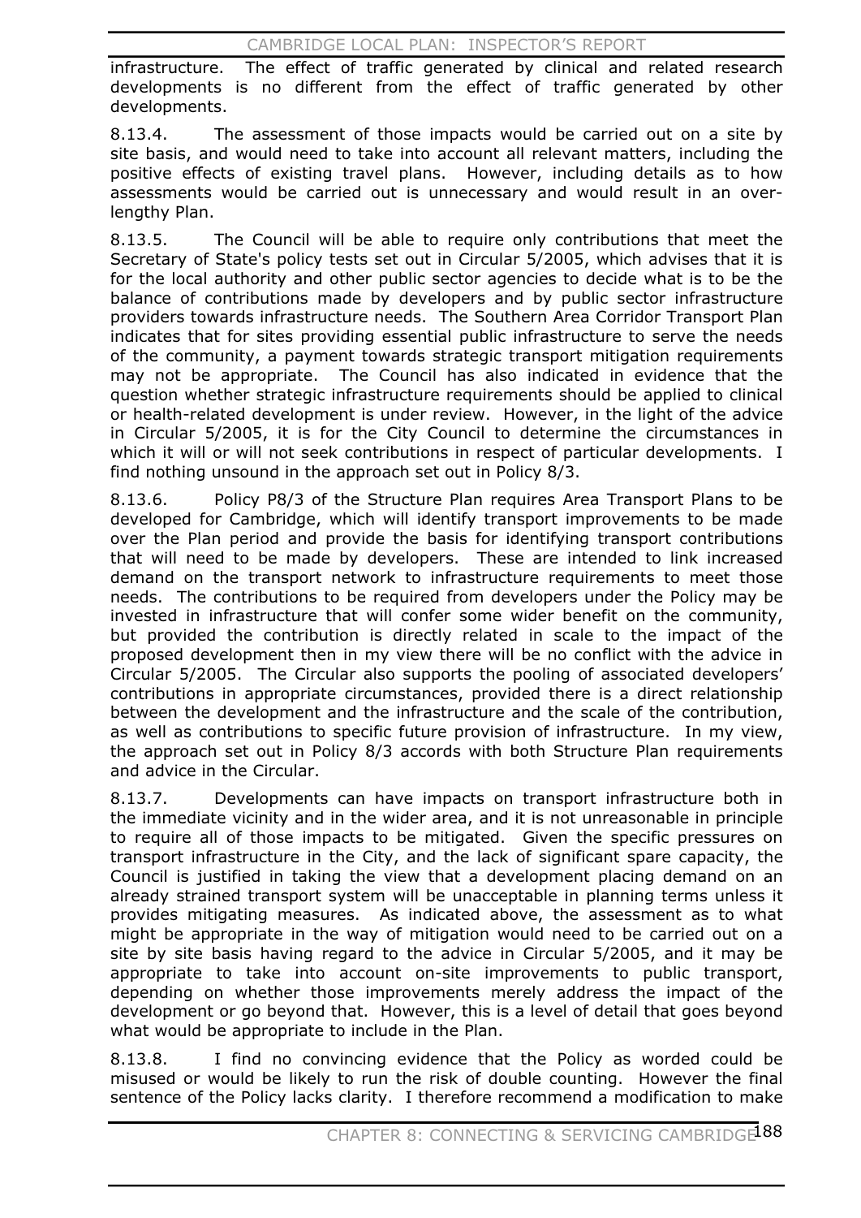infrastructure. The effect of traffic generated by clinical and related research developments is no different from the effect of traffic generated by other developments.

8.13.4. The assessment of those impacts would be carried out on a site by site basis, and would need to take into account all relevant matters, including the positive effects of existing travel plans. However, including details as to how assessments would be carried out is unnecessary and would result in an over-lengthy Plan.

8.13.5. The Council will be able to require only contributions that meet the Secretary of State's policy tests set out in Circular 5/2005, which advises that it is for the local authority and other public sector agencies to decide what is to be the balance of contributions made by developers and by public sector infrastructure providers towards infrastructure needs. The Southern Area Corridor Transport Plan indicates that for sites providing essential public infrastructure to serve the needs of the community, a payment towards strategic transport mitigation requirements may not be appropriate. The Council has also indicated in evidence that the question whether strategic infrastructure requirements should be applied to clinical or health-related development is under review. However, in the light of the advice in Circular 5/2005, it is for the City Council to determine the circumstances in which it will or will not seek contributions in respect of particular developments. I find nothing unsound in the approach set out in Policy 8/3.

8.13.6. Policy P8/3 of the Structure Plan requires Area Transport Plans to be developed for Cambridge, which will identify transport improvements to be made over the Plan period and provide the basis for identifying transport contributions that will need to be made by developers. These are intended to link increased demand on the transport network to infrastructure requirements to meet those needs. The contributions to be required from developers under the Policy may be invested in infrastructure that will confer some wider benefit on the community, but provided the contribution is directly related in scale to the impact of the proposed development then in my view there will be no conflict with the advice in Circular 5/2005. The Circular also supports the pooling of associated developers' contributions in appropriate circumstances, provided there is a direct relationship between the development and the infrastructure and the scale of the contribution, as well as contributions to specific future provision of infrastructure. In my view, the approach set out in Policy 8/3 accords with both Structure Plan requirements and advice in the Circular.

8.13.7. Developments can have impacts on transport infrastructure both in the immediate vicinity and in the wider area, and it is not unreasonable in principle to require all of those impacts to be mitigated. Given the specific pressures on transport infrastructure in the City, and the lack of significant spare capacity, the Council is justified in taking the view that a development placing demand on an already strained transport system will be unacceptable in planning terms unless it provides mitigating measures. As indicated above, the assessment as to what might be appropriate in the way of mitigation would need to be carried out on a site by site basis having regard to the advice in Circular 5/2005, and it may be appropriate to take into account on-site improvements to public transport, depending on whether those improvements merely address the impact of the development or go beyond that. However, this is a level of detail that goes beyond what would be appropriate to include in the Plan.

8.13.8. I find no convincing evidence that the Policy as worded could be misused or would be likely to run the risk of double counting. However the final sentence of the Policy lacks clarity. I therefore recommend a modification to make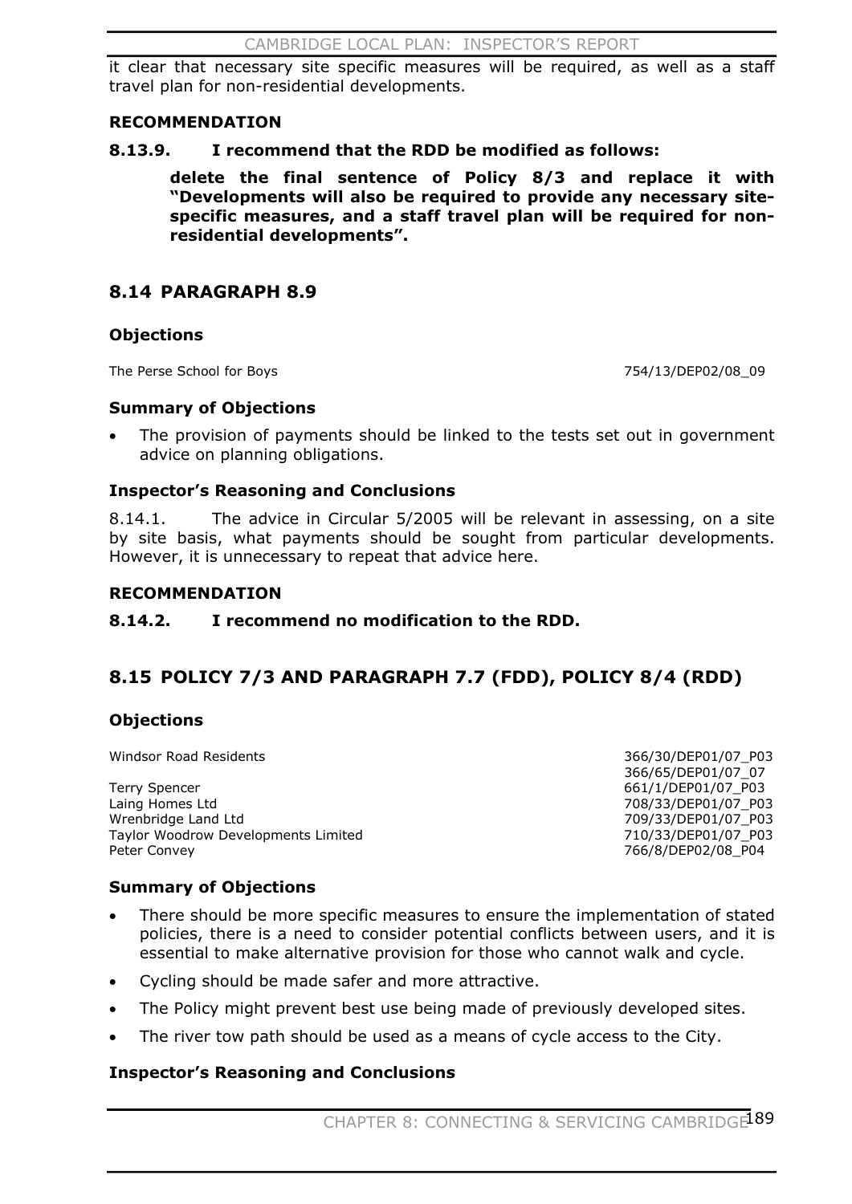it clear that necessary site specific measures will be required, as well as a staff travel plan for non-residential developments.

**RECOMMENDATION**

**8.13.9. I recommend that the RDD be modified as follows:**

> **delete the final sentence of Policy 8/3 and replace it with "Developments will also be required to provide any necessary site-specific measures, and a staff travel plan will be required for non-residential developments".**

## 8.14 PARAGRAPH 8.9

### Objections

| | |
|---|---|
| The Perse School for Boys | 754/13/DEP02/08_09 |

### Summary of Objections

- The provision of payments should be linked to the tests set out in government advice on planning obligations.

### Inspector's Reasoning and Conclusions

8.14.1. The advice in Circular 5/2005 will be relevant in assessing, on a site by site basis, what payments should be sought from particular developments. However, it is unnecessary to repeat that advice here.

**RECOMMENDATION**

**8.14.2. I recommend no modification to the RDD.**

## 8.15 POLICY 7/3 AND PARAGRAPH 7.7 (FDD), POLICY 8/4 (RDD)

### Objections

| | |
|---|---|
| Windsor Road Residents | 366/30/DEP01/07_P03 |
| | 366/65/DEP01/07_07 |
| Terry Spencer | 661/1/DEP01/07_P03 |
| Laing Homes Ltd | 708/33/DEP01/07_P03 |
| Wrenbridge Land Ltd | 709/33/DEP01/07_P03 |
| Taylor Woodrow Developments Limited | 710/33/DEP01/07_P03 |
| Peter Convey | 766/8/DEP02/08_P04 |

### Summary of Objections

- There should be more specific measures to ensure the implementation of stated policies, there is a need to consider potential conflicts between users, and it is essential to make alternative provision for those who cannot walk and cycle.
- Cycling should be made safer and more attractive.
- The Policy might prevent best use being made of previously developed sites.
- The river tow path should be used as a means of cycle access to the City.

### Inspector's Reasoning and Conclusions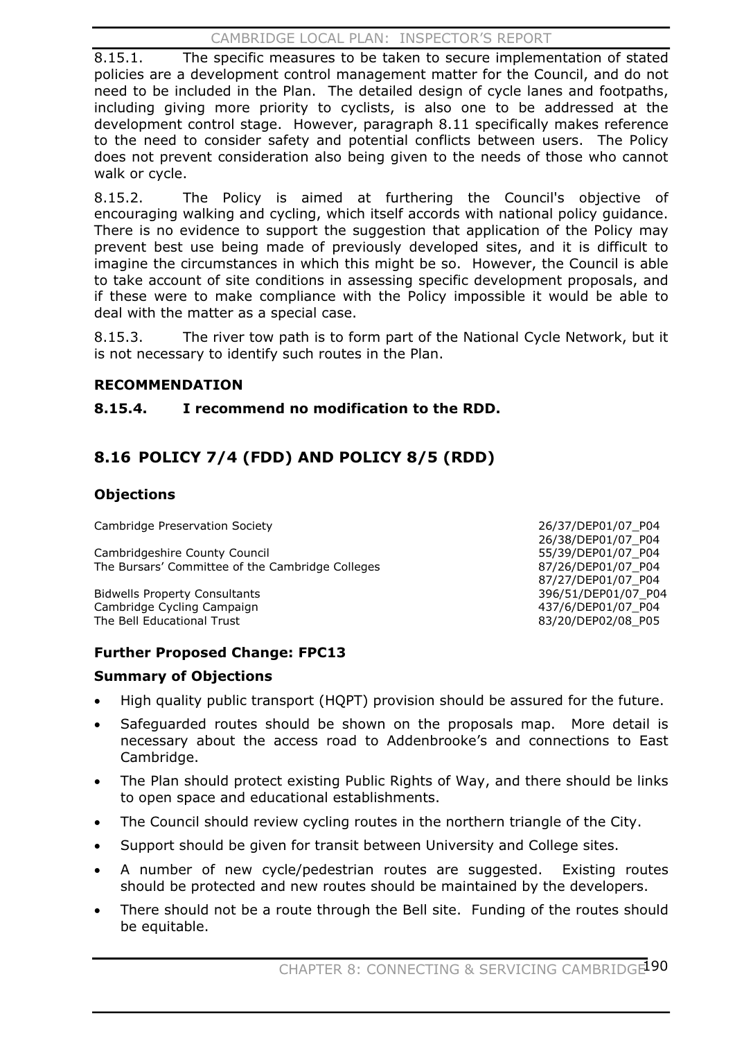8.15.1. The specific measures to be taken to secure implementation of stated policies are a development control management matter for the Council, and do not need to be included in the Plan. The detailed design of cycle lanes and footpaths, including giving more priority to cyclists, is also one to be addressed at the development control stage. However, paragraph 8.11 specifically makes reference to the need to consider safety and potential conflicts between users. The Policy does not prevent consideration also being given to the needs of those who cannot walk or cycle.

8.15.2. The Policy is aimed at furthering the Council's objective of encouraging walking and cycling, which itself accords with national policy guidance. There is no evidence to support the suggestion that application of the Policy may prevent best use being made of previously developed sites, and it is difficult to imagine the circumstances in which this might be so. However, the Council is able to take account of site conditions in assessing specific development proposals, and if these were to make compliance with the Policy impossible it would be able to deal with the matter as a special case.

8.15.3. The river tow path is to form part of the National Cycle Network, but it is not necessary to identify such routes in the Plan.

**RECOMMENDATION**

**8.15.4. I recommend no modification to the RDD.**

## 8.16 POLICY 7/4 (FDD) AND POLICY 8/5 (RDD)

### Objections

| | |
|---|---|
| Cambridge Preservation Society | 26/37/DEP01/07_P04<br>26/38/DEP01/07_P04 |
| Cambridgeshire County Council | 55/39/DEP01/07_P04 |
| The Bursars' Committee of the Cambridge Colleges | 87/26/DEP01/07_P04<br>87/27/DEP01/07_P04 |
| Bidwells Property Consultants | 396/51/DEP01/07_P04 |
| Cambridge Cycling Campaign | 437/6/DEP01/07_P04 |
| The Bell Educational Trust | 83/20/DEP02/08_P05 |

### Further Proposed Change: FPC13

### Summary of Objections

- High quality public transport (HQPT) provision should be assured for the future.
- Safeguarded routes should be shown on the proposals map. More detail is necessary about the access road to Addenbrooke's and connections to East Cambridge.
- The Plan should protect existing Public Rights of Way, and there should be links to open space and educational establishments.
- The Council should review cycling routes in the northern triangle of the City.
- Support should be given for transit between University and College sites.
- A number of new cycle/pedestrian routes are suggested. Existing routes should be protected and new routes should be maintained by the developers.
- There should not be a route through the Bell site. Funding of the routes should be equitable.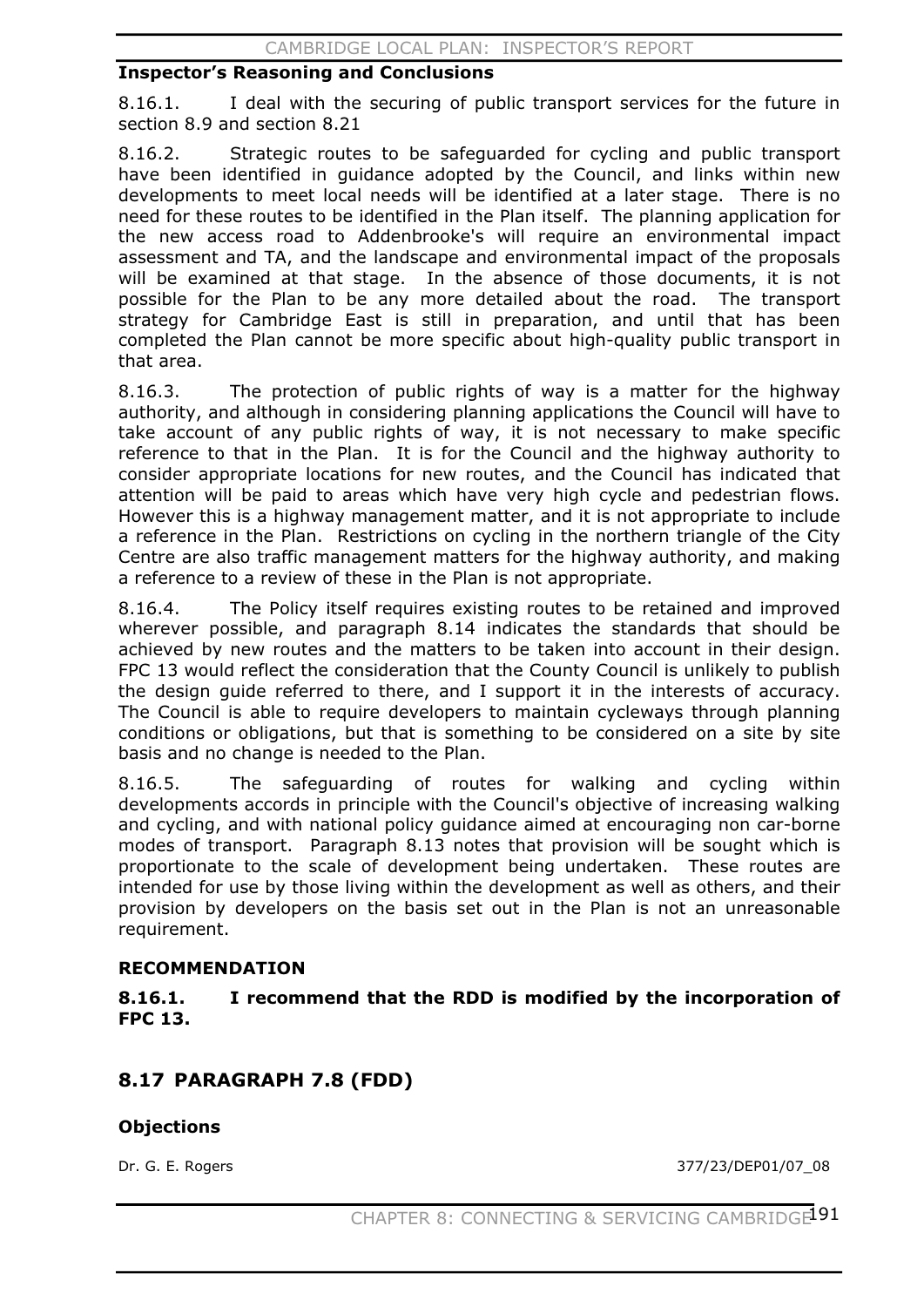### Inspector's Reasoning and Conclusions

8.16.1. I deal with the securing of public transport services for the future in section 8.9 and section 8.21

8.16.2. Strategic routes to be safeguarded for cycling and public transport have been identified in guidance adopted by the Council, and links within new developments to meet local needs will be identified at a later stage. There is no need for these routes to be identified in the Plan itself. The planning application for the new access road to Addenbrooke's will require an environmental impact assessment and TA, and the landscape and environmental impact of the proposals will be examined at that stage. In the absence of those documents, it is not possible for the Plan to be any more detailed about the road. The transport strategy for Cambridge East is still in preparation, and until that has been completed the Plan cannot be more specific about high-quality public transport in that area.

8.16.3. The protection of public rights of way is a matter for the highway authority, and although in considering planning applications the Council will have to take account of any public rights of way, it is not necessary to make specific reference to that in the Plan. It is for the Council and the highway authority to consider appropriate locations for new routes, and the Council has indicated that attention will be paid to areas which have very high cycle and pedestrian flows. However this is a highway management matter, and it is not appropriate to include a reference in the Plan. Restrictions on cycling in the northern triangle of the City Centre are also traffic management matters for the highway authority, and making a reference to a review of these in the Plan is not appropriate.

8.16.4. The Policy itself requires existing routes to be retained and improved wherever possible, and paragraph 8.14 indicates the standards that should be achieved by new routes and the matters to be taken into account in their design. FPC 13 would reflect the consideration that the County Council is unlikely to publish the design guide referred to there, and I support it in the interests of accuracy. The Council is able to require developers to maintain cycleways through planning conditions or obligations, but that is something to be considered on a site by site basis and no change is needed to the Plan.

8.16.5. The safeguarding of routes for walking and cycling within developments accords in principle with the Council's objective of increasing walking and cycling, and with national policy guidance aimed at encouraging non car-borne modes of transport. Paragraph 8.13 notes that provision will be sought which is proportionate to the scale of development being undertaken. These routes are intended for use by those living within the development as well as others, and their provision by developers on the basis set out in the Plan is not an unreasonable requirement.

### RECOMMENDATION

**8.16.1. I recommend that the RDD is modified by the incorporation of FPC 13.**

## 8.17 PARAGRAPH 7.8 (FDD)

### Objections

Dr. G. E. Rogers 377/23/DEP01/07_08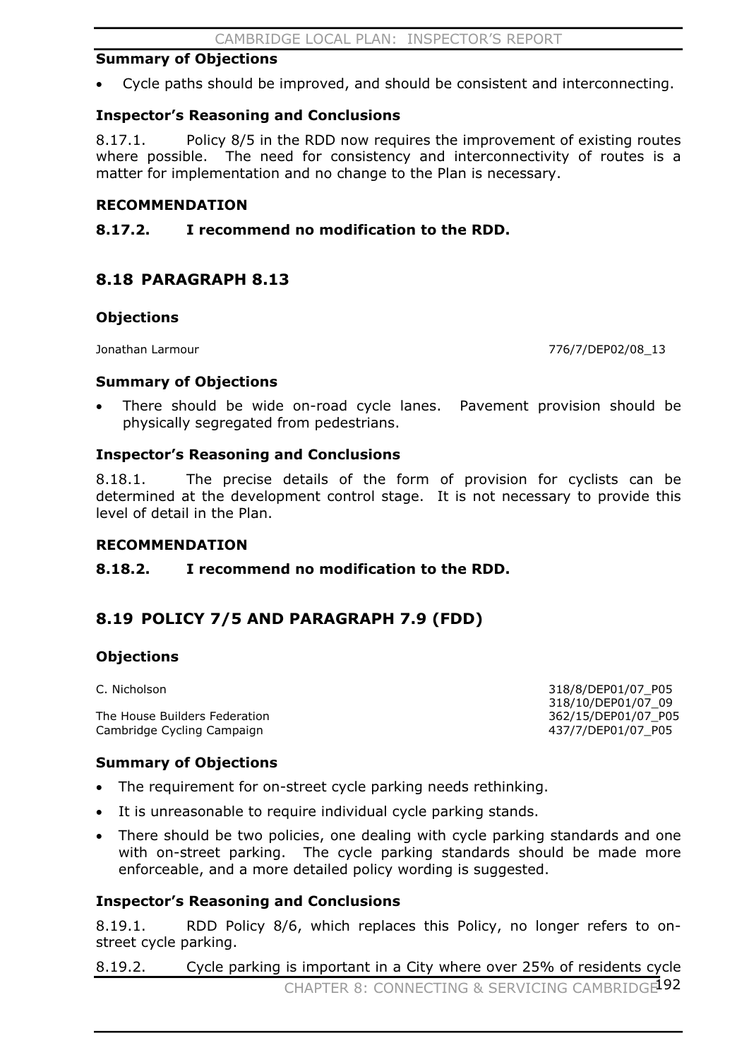### Summary of Objections

- Cycle paths should be improved, and should be consistent and interconnecting.

### Inspector's Reasoning and Conclusions

8.17.1. Policy 8/5 in the RDD now requires the improvement of existing routes where possible. The need for consistency and interconnectivity of routes is a matter for implementation and no change to the Plan is necessary.

### RECOMMENDATION

**8.17.2. I recommend no modification to the RDD.**

## 8.18 PARAGRAPH 8.13

### Objections

| | |
|---|---|
| Jonathan Larmour | 776/7/DEP02/08_13 |

### Summary of Objections

- There should be wide on-road cycle lanes. Pavement provision should be physically segregated from pedestrians.

### Inspector's Reasoning and Conclusions

8.18.1. The precise details of the form of provision for cyclists can be determined at the development control stage. It is not necessary to provide this level of detail in the Plan.

### RECOMMENDATION

**8.18.2. I recommend no modification to the RDD.**

## 8.19 POLICY 7/5 AND PARAGRAPH 7.9 (FDD)

### Objections

| | |
|---|---|
| C. Nicholson | 318/8/DEP01/07_P05<br>318/10/DEP01/07_09 |
| The House Builders Federation | 362/15/DEP01/07_P05 |
| Cambridge Cycling Campaign | 437/7/DEP01/07_P05 |

### Summary of Objections

- The requirement for on-street cycle parking needs rethinking.
- It is unreasonable to require individual cycle parking stands.
- There should be two policies, one dealing with cycle parking standards and one with on-street parking. The cycle parking standards should be made more enforceable, and a more detailed policy wording is suggested.

### Inspector's Reasoning and Conclusions

8.19.1. RDD Policy 8/6, which replaces this Policy, no longer refers to on-street cycle parking.

8.19.2. Cycle parking is important in a City where over 25% of residents cycle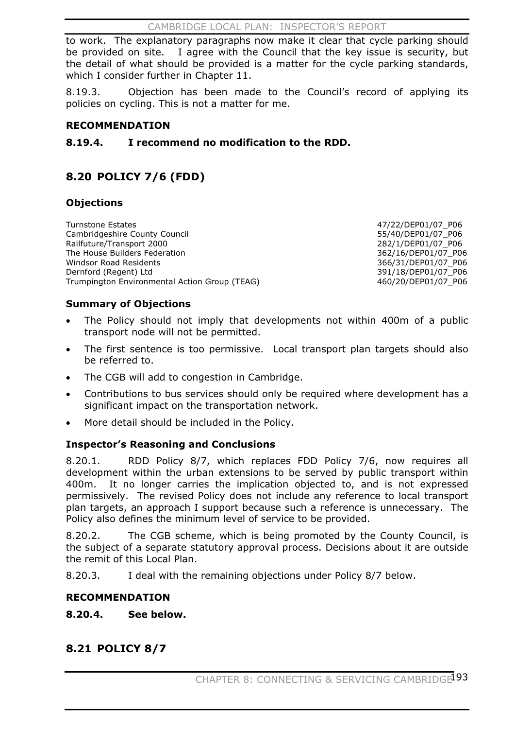to work. The explanatory paragraphs now make it clear that cycle parking should be provided on site. I agree with the Council that the key issue is security, but the detail of what should be provided is a matter for the cycle parking standards, which I consider further in Chapter 11.

8.19.3. Objection has been made to the Council's record of applying its policies on cycling. This is not a matter for me.

**RECOMMENDATION**

**8.19.4. I recommend no modification to the RDD.**

## 8.20 POLICY 7/6 (FDD)

### Objections

| | |
|---|---|
| Turnstone Estates | 47/22/DEP01/07_P06 |
| Cambridgeshire County Council | 55/40/DEP01/07_P06 |
| Railfuture/Transport 2000 | 282/1/DEP01/07_P06 |
| The House Builders Federation | 362/16/DEP01/07_P06 |
| Windsor Road Residents | 366/31/DEP01/07_P06 |
| Dernford (Regent) Ltd | 391/18/DEP01/07_P06 |
| Trumpington Environmental Action Group (TEAG) | 460/20/DEP01/07_P06 |

### Summary of Objections

- The Policy should not imply that developments not within 400m of a public transport node will not be permitted.
- The first sentence is too permissive. Local transport plan targets should also be referred to.
- The CGB will add to congestion in Cambridge.
- Contributions to bus services should only be required where development has a significant impact on the transportation network.
- More detail should be included in the Policy.

### Inspector's Reasoning and Conclusions

8.20.1. RDD Policy 8/7, which replaces FDD Policy 7/6, now requires all development within the urban extensions to be served by public transport within 400m. It no longer carries the implication objected to, and is not expressed permissively. The revised Policy does not include any reference to local transport plan targets, an approach I support because such a reference is unnecessary. The Policy also defines the minimum level of service to be provided.

8.20.2. The CGB scheme, which is being promoted by the County Council, is the subject of a separate statutory approval process. Decisions about it are outside the remit of this Local Plan.

8.20.3. I deal with the remaining objections under Policy 8/7 below.

**RECOMMENDATION**

**8.20.4. See below.**

## 8.21 POLICY 8/7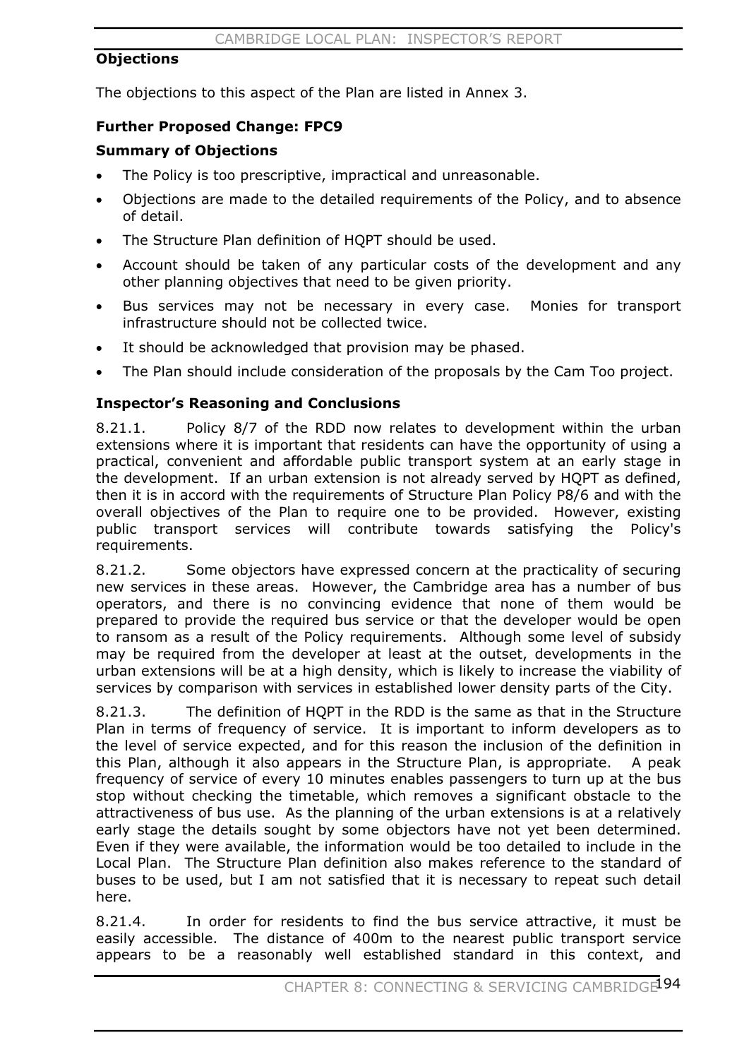**Objections**

The objections to this aspect of the Plan are listed in Annex 3.

**Further Proposed Change: FPC9**

**Summary of Objections**

- The Policy is too prescriptive, impractical and unreasonable.
- Objections are made to the detailed requirements of the Policy, and to absence of detail.
- The Structure Plan definition of HQPT should be used.
- Account should be taken of any particular costs of the development and any other planning objectives that need to be given priority.
- Bus services may not be necessary in every case. Monies for transport infrastructure should not be collected twice.
- It should be acknowledged that provision may be phased.
- The Plan should include consideration of the proposals by the Cam Too project.

**Inspector's Reasoning and Conclusions**

8.21.1. Policy 8/7 of the RDD now relates to development within the urban extensions where it is important that residents can have the opportunity of using a practical, convenient and affordable public transport system at an early stage in the development. If an urban extension is not already served by HQPT as defined, then it is in accord with the requirements of Structure Plan Policy P8/6 and with the overall objectives of the Plan to require one to be provided. However, existing public transport services will contribute towards satisfying the Policy's requirements.

8.21.2. Some objectors have expressed concern at the practicality of securing new services in these areas. However, the Cambridge area has a number of bus operators, and there is no convincing evidence that none of them would be prepared to provide the required bus service or that the developer would be open to ransom as a result of the Policy requirements. Although some level of subsidy may be required from the developer at least at the outset, developments in the urban extensions will be at a high density, which is likely to increase the viability of services by comparison with services in established lower density parts of the City.

8.21.3. The definition of HQPT in the RDD is the same as that in the Structure Plan in terms of frequency of service. It is important to inform developers as to the level of service expected, and for this reason the inclusion of the definition in this Plan, although it also appears in the Structure Plan, is appropriate. A peak frequency of service of every 10 minutes enables passengers to turn up at the bus stop without checking the timetable, which removes a significant obstacle to the attractiveness of bus use. As the planning of the urban extensions is at a relatively early stage the details sought by some objectors have not yet been determined. Even if they were available, the information would be too detailed to include in the Local Plan. The Structure Plan definition also makes reference to the standard of buses to be used, but I am not satisfied that it is necessary to repeat such detail here.

8.21.4. In order for residents to find the bus service attractive, it must be easily accessible. The distance of 400m to the nearest public transport service appears to be a reasonably well established standard in this context, and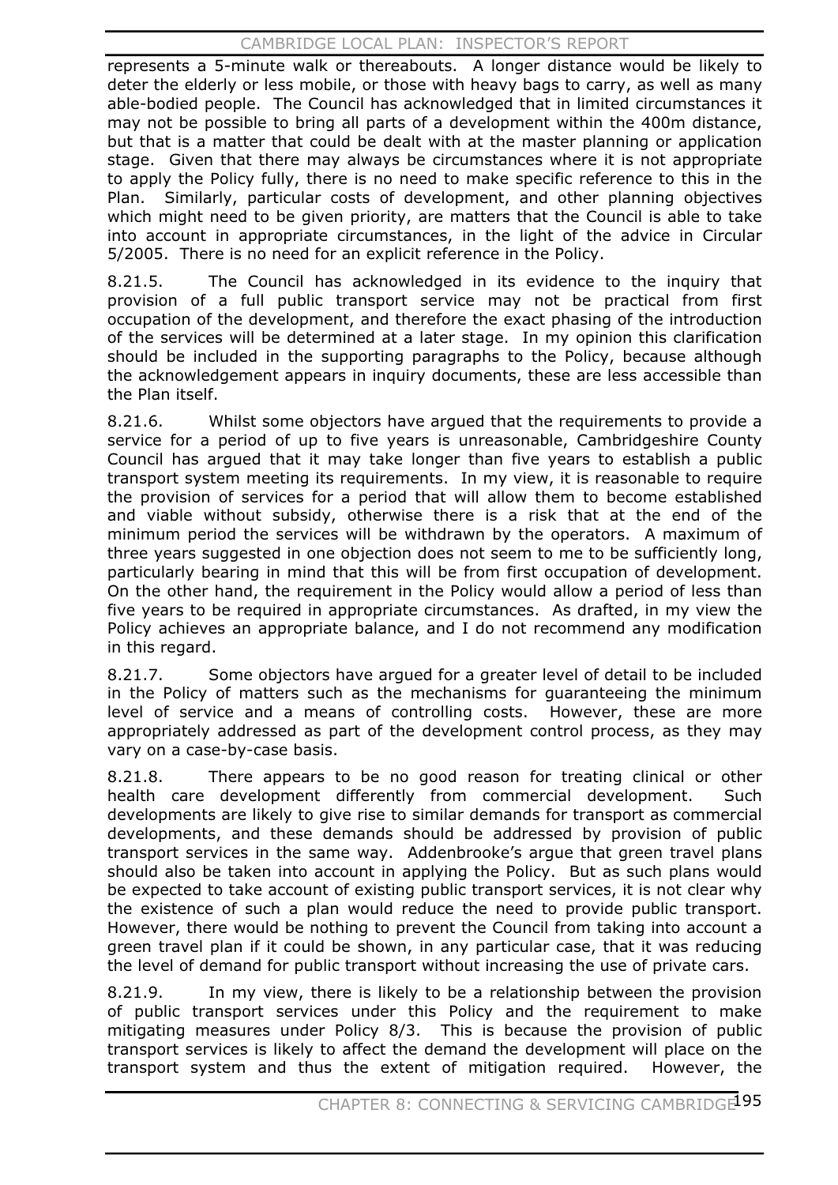represents a 5-minute walk or thereabouts. A longer distance would be likely to deter the elderly or less mobile, or those with heavy bags to carry, as well as many able-bodied people. The Council has acknowledged that in limited circumstances it may not be possible to bring all parts of a development within the 400m distance, but that is a matter that could be dealt with at the master planning or application stage. Given that there may always be circumstances where it is not appropriate to apply the Policy fully, there is no need to make specific reference to this in the Plan. Similarly, particular costs of development, and other planning objectives which might need to be given priority, are matters that the Council is able to take into account in appropriate circumstances, in the light of the advice in Circular 5/2005. There is no need for an explicit reference in the Policy.

8.21.5. The Council has acknowledged in its evidence to the inquiry that provision of a full public transport service may not be practical from first occupation of the development, and therefore the exact phasing of the introduction of the services will be determined at a later stage. In my opinion this clarification should be included in the supporting paragraphs to the Policy, because although the acknowledgement appears in inquiry documents, these are less accessible than the Plan itself.

8.21.6. Whilst some objectors have argued that the requirements to provide a service for a period of up to five years is unreasonable, Cambridgeshire County Council has argued that it may take longer than five years to establish a public transport system meeting its requirements. In my view, it is reasonable to require the provision of services for a period that will allow them to become established and viable without subsidy, otherwise there is a risk that at the end of the minimum period the services will be withdrawn by the operators. A maximum of three years suggested in one objection does not seem to me to be sufficiently long, particularly bearing in mind that this will be from first occupation of development. On the other hand, the requirement in the Policy would allow a period of less than five years to be required in appropriate circumstances. As drafted, in my view the Policy achieves an appropriate balance, and I do not recommend any modification in this regard.

8.21.7. Some objectors have argued for a greater level of detail to be included in the Policy of matters such as the mechanisms for guaranteeing the minimum level of service and a means of controlling costs. However, these are more appropriately addressed as part of the development control process, as they may vary on a case-by-case basis.

8.21.8. There appears to be no good reason for treating clinical or other health care development differently from commercial development. Such developments are likely to give rise to similar demands for transport as commercial developments, and these demands should be addressed by provision of public transport services in the same way. Addenbrooke's argue that green travel plans should also be taken into account in applying the Policy. But as such plans would be expected to take account of existing public transport services, it is not clear why the existence of such a plan would reduce the need to provide public transport. However, there would be nothing to prevent the Council from taking into account a green travel plan if it could be shown, in any particular case, that it was reducing the level of demand for public transport without increasing the use of private cars.

8.21.9. In my view, there is likely to be a relationship between the provision of public transport services under this Policy and the requirement to make mitigating measures under Policy 8/3. This is because the provision of public transport services is likely to affect the demand the development will place on the transport system and thus the extent of mitigation required. However, the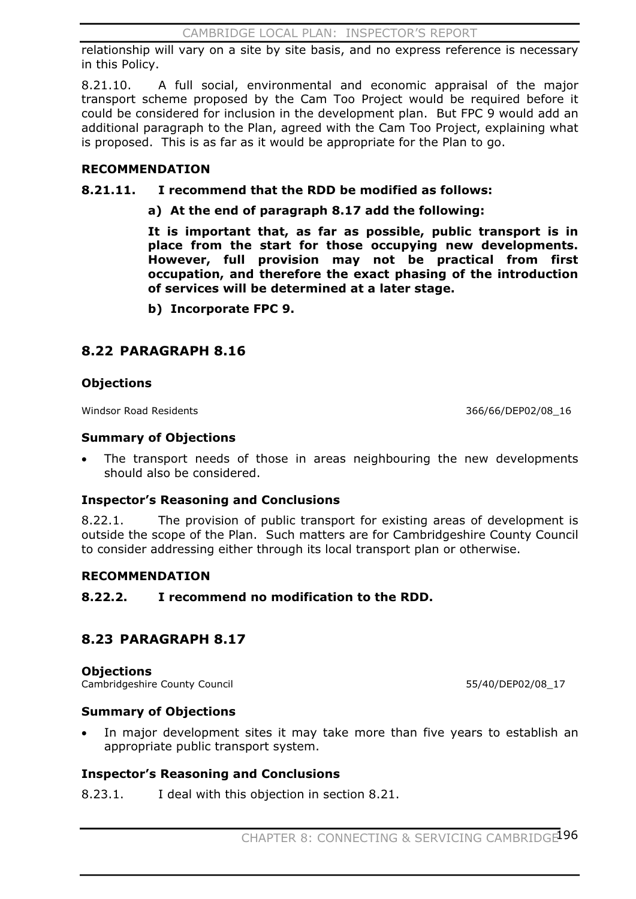relationship will vary on a site by site basis, and no express reference is necessary in this Policy.

8.21.10. A full social, environmental and economic appraisal of the major transport scheme proposed by the Cam Too Project would be required before it could be considered for inclusion in the development plan. But FPC 9 would add an additional paragraph to the Plan, agreed with the Cam Too Project, explaining what is proposed. This is as far as it would be appropriate for the Plan to go.

**RECOMMENDATION**

**8.21.11. I recommend that the RDD be modified as follows:**

**a) At the end of paragraph 8.17 add the following:**

**It is important that, as far as possible, public transport is in place from the start for those occupying new developments. However, full provision may not be practical from first occupation, and therefore the exact phasing of the introduction of services will be determined at a later stage.**

**b) Incorporate FPC 9.**

## 8.22 PARAGRAPH 8.16

### Objections

Windsor Road Residents 366/66/DEP02/08_16

### Summary of Objections

- The transport needs of those in areas neighbouring the new developments should also be considered.

### Inspector's Reasoning and Conclusions

8.22.1. The provision of public transport for existing areas of development is outside the scope of the Plan. Such matters are for Cambridgeshire County Council to consider addressing either through its local transport plan or otherwise.

**RECOMMENDATION**

**8.22.2. I recommend no modification to the RDD.**

## 8.23 PARAGRAPH 8.17

### Objections

Cambridgeshire County Council 55/40/DEP02/08_17

### Summary of Objections

- In major development sites it may take more than five years to establish an appropriate public transport system.

### Inspector's Reasoning and Conclusions

8.23.1. I deal with this objection in section 8.21.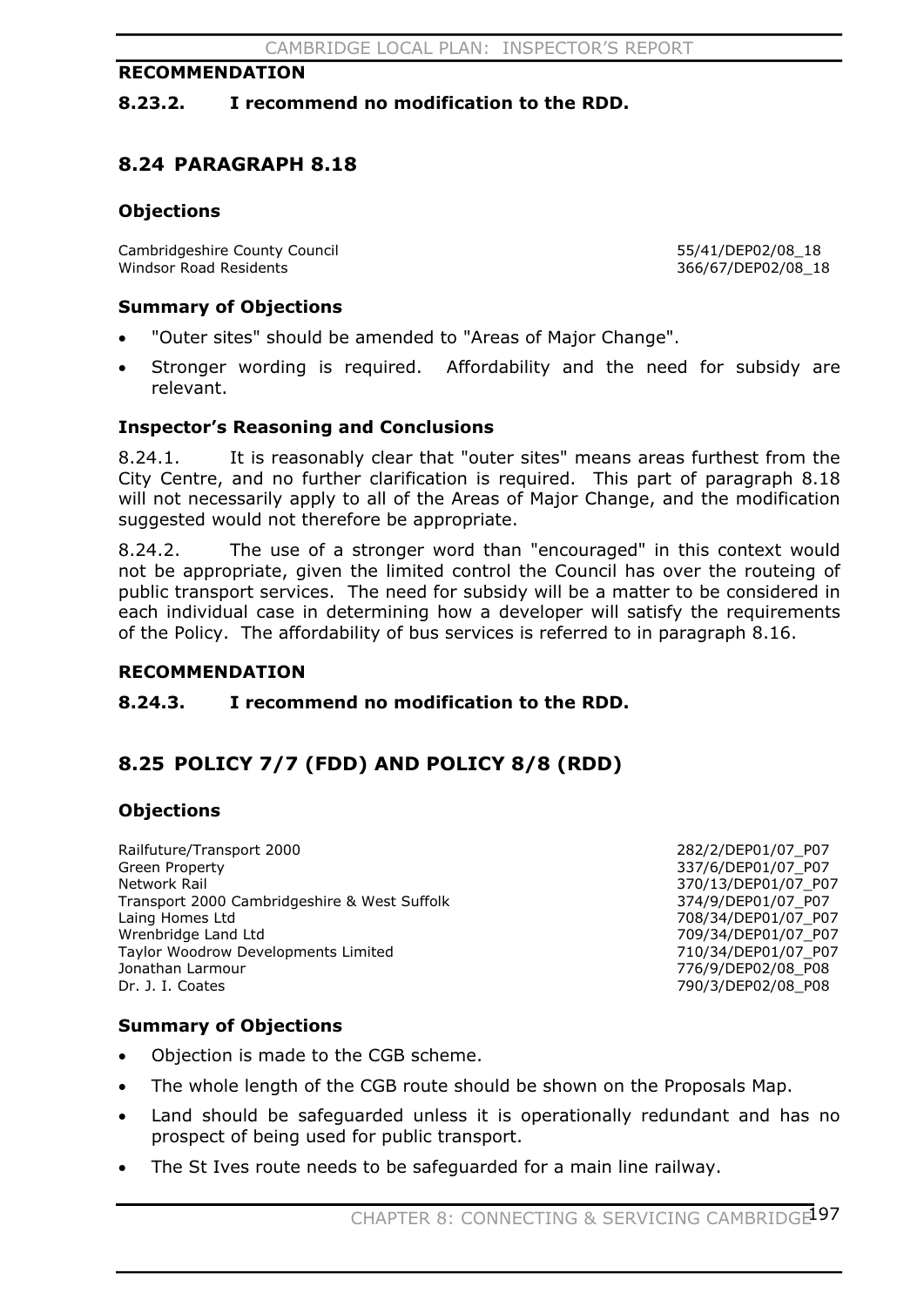**RECOMMENDATION**

**8.23.2. I recommend no modification to the RDD.**

## 8.24 PARAGRAPH 8.18

### Objections

| | |
|---|---|
| Cambridgeshire County Council | 55/41/DEP02/08_18 |
| Windsor Road Residents | 366/67/DEP02/08_18 |

### Summary of Objections

- "Outer sites" should be amended to "Areas of Major Change".
- Stronger wording is required. Affordability and the need for subsidy are relevant.

### Inspector's Reasoning and Conclusions

8.24.1. It is reasonably clear that "outer sites" means areas furthest from the City Centre, and no further clarification is required. This part of paragraph 8.18 will not necessarily apply to all of the Areas of Major Change, and the modification suggested would not therefore be appropriate.

8.24.2. The use of a stronger word than "encouraged" in this context would not be appropriate, given the limited control the Council has over the routeing of public transport services. The need for subsidy will be a matter to be considered in each individual case in determining how a developer will satisfy the requirements of the Policy. The affordability of bus services is referred to in paragraph 8.16.

**RECOMMENDATION**

**8.24.3. I recommend no modification to the RDD.**

## 8.25 POLICY 7/7 (FDD) AND POLICY 8/8 (RDD)

### Objections

| | |
|---|---|
| Railfuture/Transport 2000 | 282/2/DEP01/07_P07 |
| Green Property | 337/6/DEP01/07_P07 |
| Network Rail | 370/13/DEP01/07_P07 |
| Transport 2000 Cambridgeshire & West Suffolk | 374/9/DEP01/07_P07 |
| Laing Homes Ltd | 708/34/DEP01/07_P07 |
| Wrenbridge Land Ltd | 709/34/DEP01/07_P07 |
| Taylor Woodrow Developments Limited | 710/34/DEP01/07_P07 |
| Jonathan Larmour | 776/9/DEP02/08_P08 |
| Dr. J. I. Coates | 790/3/DEP02/08_P08 |

### Summary of Objections

- Objection is made to the CGB scheme.
- The whole length of the CGB route should be shown on the Proposals Map.
- Land should be safeguarded unless it is operationally redundant and has no prospect of being used for public transport.
- The St Ives route needs to be safeguarded for a main line railway.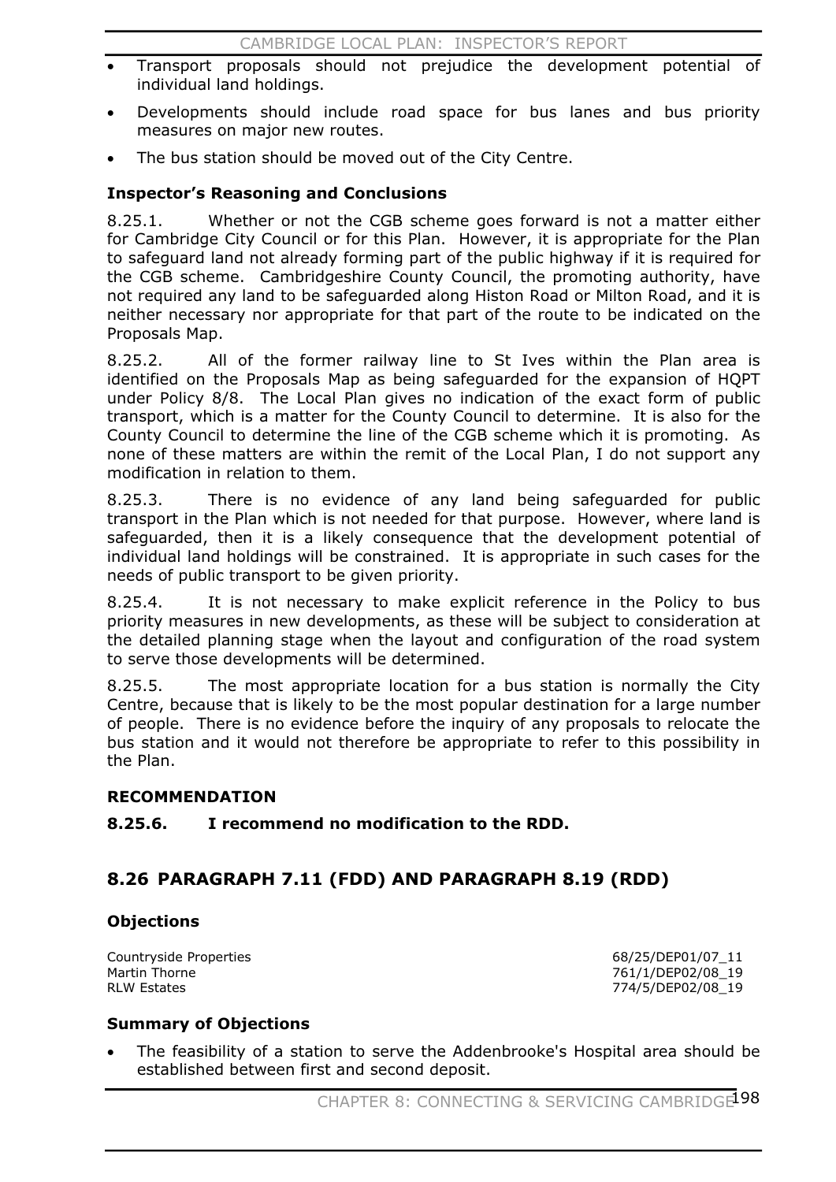- Transport proposals should not prejudice the development potential of individual land holdings.
- Developments should include road space for bus lanes and bus priority measures on major new routes.
- The bus station should be moved out of the City Centre.

### Inspector's Reasoning and Conclusions

8.25.1. Whether or not the CGB scheme goes forward is not a matter either for Cambridge City Council or for this Plan. However, it is appropriate for the Plan to safeguard land not already forming part of the public highway if it is required for the CGB scheme. Cambridgeshire County Council, the promoting authority, have not required any land to be safeguarded along Histon Road or Milton Road, and it is neither necessary nor appropriate for that part of the route to be indicated on the Proposals Map.

8.25.2. All of the former railway line to St Ives within the Plan area is identified on the Proposals Map as being safeguarded for the expansion of HQPT under Policy 8/8. The Local Plan gives no indication of the exact form of public transport, which is a matter for the County Council to determine. It is also for the County Council to determine the line of the CGB scheme which it is promoting. As none of these matters are within the remit of the Local Plan, I do not support any modification in relation to them.

8.25.3. There is no evidence of any land being safeguarded for public transport in the Plan which is not needed for that purpose. However, where land is safeguarded, then it is a likely consequence that the development potential of individual land holdings will be constrained. It is appropriate in such cases for the needs of public transport to be given priority.

8.25.4. It is not necessary to make explicit reference in the Policy to bus priority measures in new developments, as these will be subject to consideration at the detailed planning stage when the layout and configuration of the road system to serve those developments will be determined.

8.25.5. The most appropriate location for a bus station is normally the City Centre, because that is likely to be the most popular destination for a large number of people. There is no evidence before the inquiry of any proposals to relocate the bus station and it would not therefore be appropriate to refer to this possibility in the Plan.

### RECOMMENDATION

**8.25.6. I recommend no modification to the RDD.**

## 8.26 PARAGRAPH 7.11 (FDD) AND PARAGRAPH 8.19 (RDD)

### Objections

| | |
|---|---|
| Countryside Properties | 68/25/DEP01/07_11 |
| Martin Thorne | 761/1/DEP02/08_19 |
| RLW Estates | 774/5/DEP02/08_19 |

### Summary of Objections

- The feasibility of a station to serve the Addenbrooke's Hospital area should be established between first and second deposit.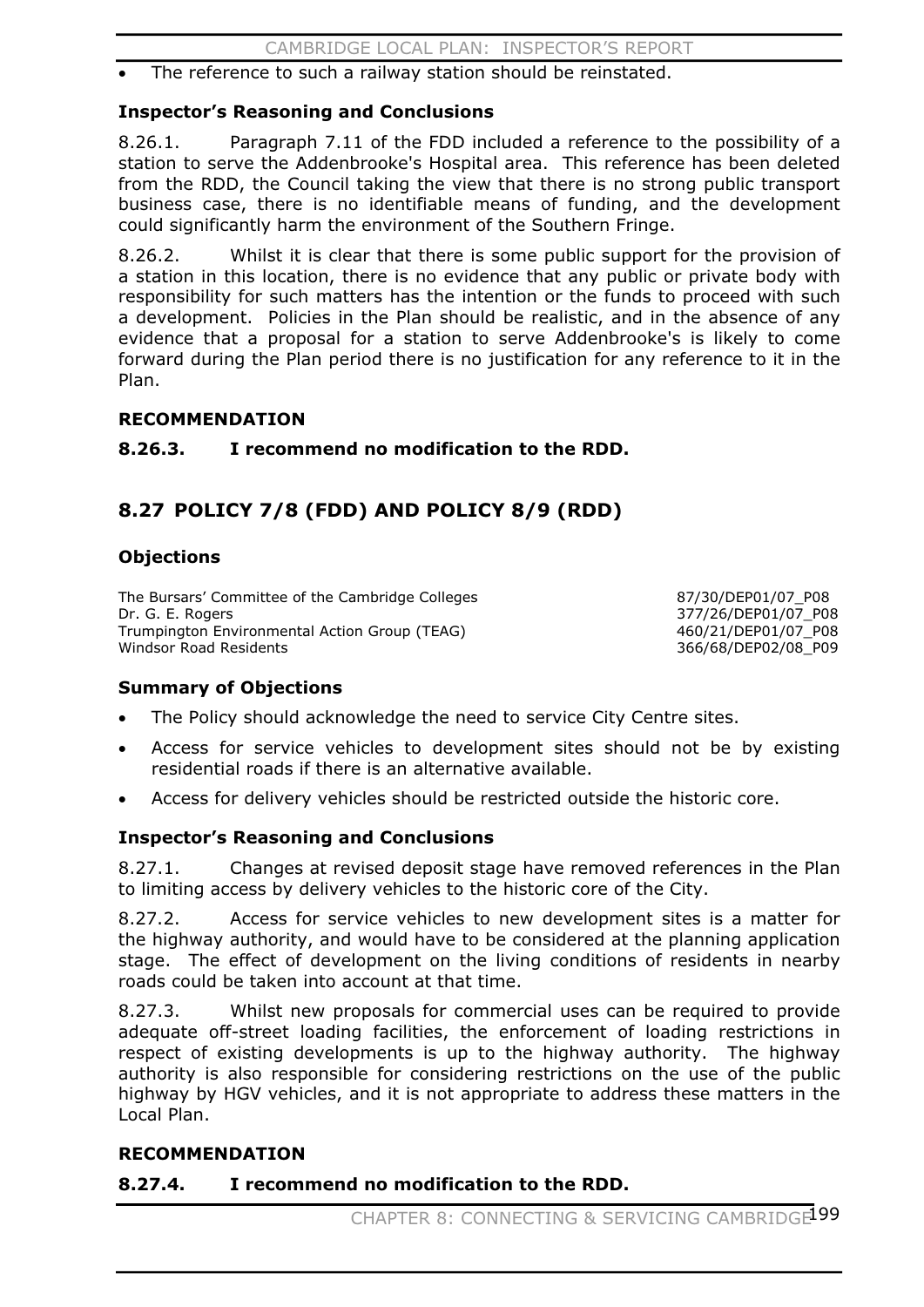- The reference to such a railway station should be reinstated.

### Inspector's Reasoning and Conclusions

8.26.1. Paragraph 7.11 of the FDD included a reference to the possibility of a station to serve the Addenbrooke's Hospital area. This reference has been deleted from the RDD, the Council taking the view that there is no strong public transport business case, there is no identifiable means of funding, and the development could significantly harm the environment of the Southern Fringe.

8.26.2. Whilst it is clear that there is some public support for the provision of a station in this location, there is no evidence that any public or private body with responsibility for such matters has the intention or the funds to proceed with such a development. Policies in the Plan should be realistic, and in the absence of any evidence that a proposal for a station to serve Addenbrooke's is likely to come forward during the Plan period there is no justification for any reference to it in the Plan.

### RECOMMENDATION

**8.26.3. I recommend no modification to the RDD.**

## 8.27 POLICY 7/8 (FDD) AND POLICY 8/9 (RDD)

### Objections

| | |
|---|---|
| The Bursars' Committee of the Cambridge Colleges | 87/30/DEP01/07_P08 |
| Dr. G. E. Rogers | 377/26/DEP01/07_P08 |
| Trumpington Environmental Action Group (TEAG) | 460/21/DEP01/07_P08 |
| Windsor Road Residents | 366/68/DEP02/08_P09 |

### Summary of Objections

- The Policy should acknowledge the need to service City Centre sites.
- Access for service vehicles to development sites should not be by existing residential roads if there is an alternative available.
- Access for delivery vehicles should be restricted outside the historic core.

### Inspector's Reasoning and Conclusions

8.27.1. Changes at revised deposit stage have removed references in the Plan to limiting access by delivery vehicles to the historic core of the City.

8.27.2. Access for service vehicles to new development sites is a matter for the highway authority, and would have to be considered at the planning application stage. The effect of development on the living conditions of residents in nearby roads could be taken into account at that time.

8.27.3. Whilst new proposals for commercial uses can be required to provide adequate off-street loading facilities, the enforcement of loading restrictions in respect of existing developments is up to the highway authority. The highway authority is also responsible for considering restrictions on the use of the public highway by HGV vehicles, and it is not appropriate to address these matters in the Local Plan.

### RECOMMENDATION

**8.27.4. I recommend no modification to the RDD.**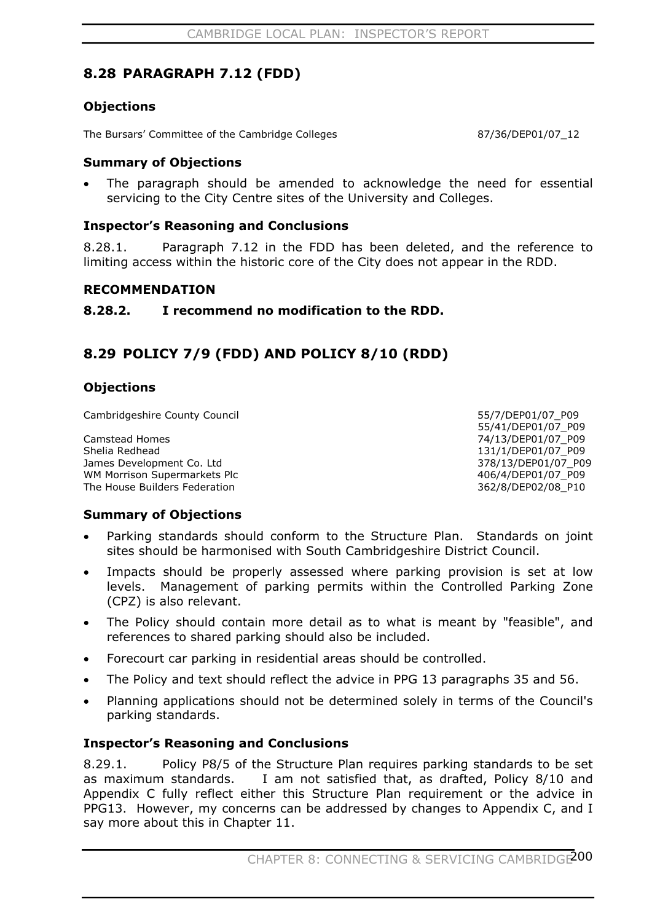## 8.28 PARAGRAPH 7.12 (FDD)

### Objections

The Bursars' Committee of the Cambridge Colleges 87/36/DEP01/07_12

### Summary of Objections

- The paragraph should be amended to acknowledge the need for essential servicing to the City Centre sites of the University and Colleges.

### Inspector's Reasoning and Conclusions

8.28.1. Paragraph 7.12 in the FDD has been deleted, and the reference to limiting access within the historic core of the City does not appear in the RDD.

### RECOMMENDATION

**8.28.2. I recommend no modification to the RDD.**

## 8.29 POLICY 7/9 (FDD) AND POLICY 8/10 (RDD)

### Objections

| | |
|---|---|
| Cambridgeshire County Council | 55/7/DEP01/07_P09 |
| | 55/41/DEP01/07_P09 |
| Camstead Homes | 74/13/DEP01/07_P09 |
| Shelia Redhead | 131/1/DEP01/07_P09 |
| James Development Co. Ltd | 378/13/DEP01/07_P09 |
| WM Morrison Supermarkets Plc | 406/4/DEP01/07_P09 |
| The House Builders Federation | 362/8/DEP02/08_P10 |

### Summary of Objections

- Parking standards should conform to the Structure Plan. Standards on joint sites should be harmonised with South Cambridgeshire District Council.
- Impacts should be properly assessed where parking provision is set at low levels. Management of parking permits within the Controlled Parking Zone (CPZ) is also relevant.
- The Policy should contain more detail as to what is meant by "feasible", and references to shared parking should also be included.
- Forecourt car parking in residential areas should be controlled.
- The Policy and text should reflect the advice in PPG 13 paragraphs 35 and 56.
- Planning applications should not be determined solely in terms of the Council's parking standards.

### Inspector's Reasoning and Conclusions

8.29.1. Policy P8/5 of the Structure Plan requires parking standards to be set as maximum standards. I am not satisfied that, as drafted, Policy 8/10 and Appendix C fully reflect either this Structure Plan requirement or the advice in PPG13. However, my concerns can be addressed by changes to Appendix C, and I say more about this in Chapter 11.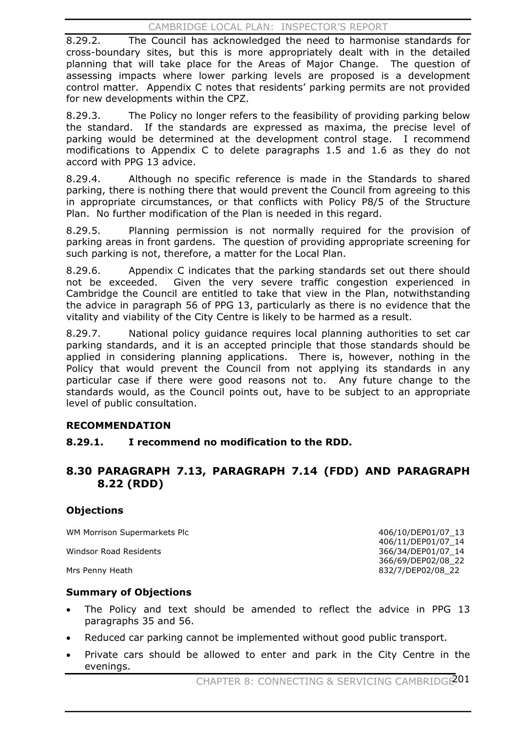8.29.2. The Council has acknowledged the need to harmonise standards for cross-boundary sites, but this is more appropriately dealt with in the detailed planning that will take place for the Areas of Major Change. The question of assessing impacts where lower parking levels are proposed is a development control matter. Appendix C notes that residents' parking permits are not provided for new developments within the CPZ.

8.29.3. The Policy no longer refers to the feasibility of providing parking below the standard. If the standards are expressed as maxima, the precise level of parking would be determined at the development control stage. I recommend modifications to Appendix C to delete paragraphs 1.5 and 1.6 as they do not accord with PPG 13 advice.

8.29.4. Although no specific reference is made in the Standards to shared parking, there is nothing there that would prevent the Council from agreeing to this in appropriate circumstances, or that conflicts with Policy P8/5 of the Structure Plan. No further modification of the Plan is needed in this regard.

8.29.5. Planning permission is not normally required for the provision of parking areas in front gardens. The question of providing appropriate screening for such parking is not, therefore, a matter for the Local Plan.

8.29.6. Appendix C indicates that the parking standards set out there should not be exceeded. Given the very severe traffic congestion experienced in Cambridge the Council are entitled to take that view in the Plan, notwithstanding the advice in paragraph 56 of PPG 13, particularly as there is no evidence that the vitality and viability of the City Centre is likely to be harmed as a result.

8.29.7. National policy guidance requires local planning authorities to set car parking standards, and it is an accepted principle that those standards should be applied in considering planning applications. There is, however, nothing in the Policy that would prevent the Council from not applying its standards in any particular case if there were good reasons not to. Any future change to the standards would, as the Council points out, have to be subject to an appropriate level of public consultation.

### RECOMMENDATION

**8.29.1. I recommend no modification to the RDD.**

## 8.30 PARAGRAPH 7.13, PARAGRAPH 7.14 (FDD) AND PARAGRAPH 8.22 (RDD)

### Objections

| | |
|---|---|
| WM Morrison Supermarkets Plc | 406/10/DEP01/07_13 |
| | 406/11/DEP01/07_14 |
| Windsor Road Residents | 366/34/DEP01/07_14 |
| | 366/69/DEP02/08_22 |
| Mrs Penny Heath | 832/7/DEP02/08_22 |

### Summary of Objections

- The Policy and text should be amended to reflect the advice in PPG 13 paragraphs 35 and 56.
- Reduced car parking cannot be implemented without good public transport.
- Private cars should be allowed to enter and park in the City Centre in the evenings.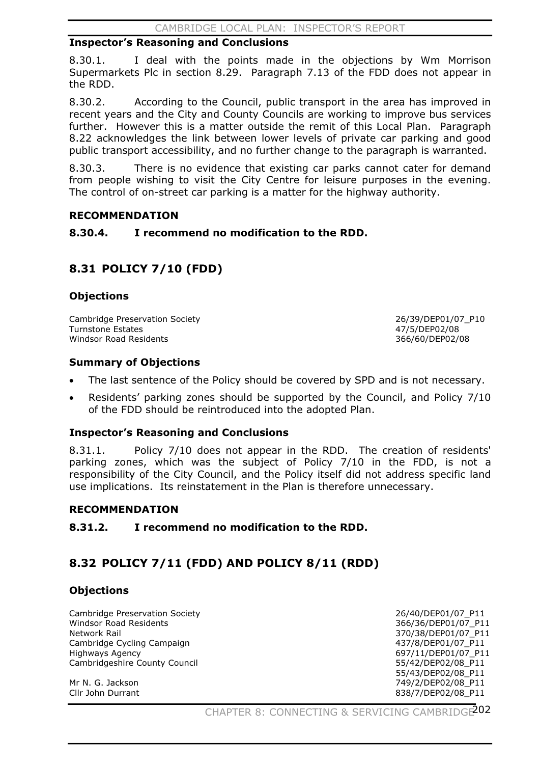### Inspector's Reasoning and Conclusions

8.30.1. I deal with the points made in the objections by Wm Morrison Supermarkets Plc in section 8.29. Paragraph 7.13 of the FDD does not appear in the RDD.

8.30.2. According to the Council, public transport in the area has improved in recent years and the City and County Councils are working to improve bus services further. However this is a matter outside the remit of this Local Plan. Paragraph 8.22 acknowledges the link between lower levels of private car parking and good public transport accessibility, and no further change to the paragraph is warranted.

8.30.3. There is no evidence that existing car parks cannot cater for demand from people wishing to visit the City Centre for leisure purposes in the evening. The control of on-street car parking is a matter for the highway authority.

### RECOMMENDATION

**8.30.4. I recommend no modification to the RDD.**

## 8.31 POLICY 7/10 (FDD)

### Objections

| | |
|---|---|
| Cambridge Preservation Society | 26/39/DEP01/07_P10 |
| Turnstone Estates | 47/5/DEP02/08 |
| Windsor Road Residents | 366/60/DEP02/08 |

### Summary of Objections

- The last sentence of the Policy should be covered by SPD and is not necessary.
- Residents' parking zones should be supported by the Council, and Policy 7/10 of the FDD should be reintroduced into the adopted Plan.

### Inspector's Reasoning and Conclusions

8.31.1. Policy 7/10 does not appear in the RDD. The creation of residents' parking zones, which was the subject of Policy 7/10 in the FDD, is not a responsibility of the City Council, and the Policy itself did not address specific land use implications. Its reinstatement in the Plan is therefore unnecessary.

### RECOMMENDATION

**8.31.2. I recommend no modification to the RDD.**

## 8.32 POLICY 7/11 (FDD) AND POLICY 8/11 (RDD)

### Objections

| | |
|---|---|
| Cambridge Preservation Society | 26/40/DEP01/07_P11 |
| Windsor Road Residents | 366/36/DEP01/07_P11 |
| Network Rail | 370/38/DEP01/07_P11 |
| Cambridge Cycling Campaign | 437/8/DEP01/07_P11 |
| Highways Agency | 697/11/DEP01/07_P11 |
| Cambridgeshire County Council | 55/42/DEP02/08_P11 |
| | 55/43/DEP02/08_P11 |
| Mr N. G. Jackson | 749/2/DEP02/08_P11 |
| Cllr John Durrant | 838/7/DEP02/08_P11 |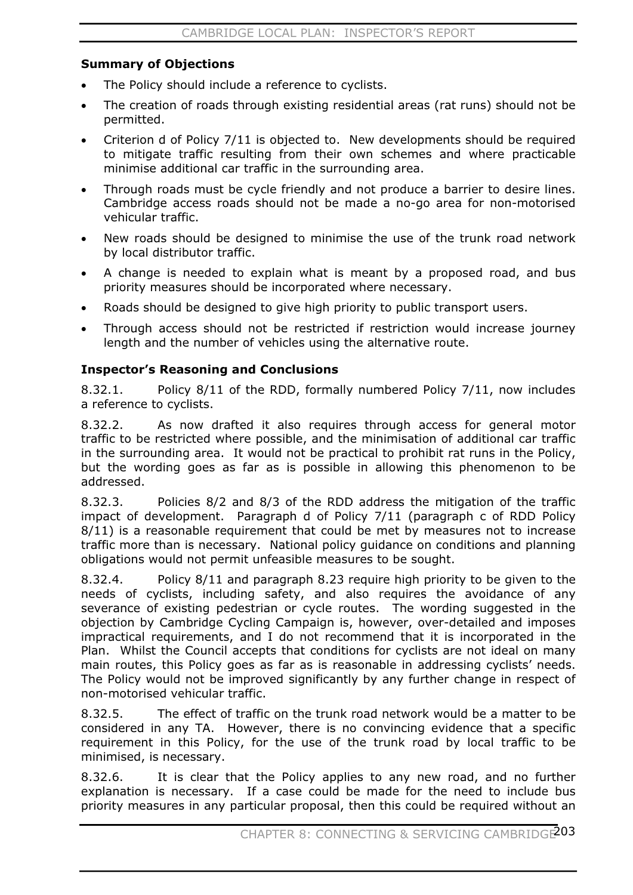### Summary of Objections

- The Policy should include a reference to cyclists.
- The creation of roads through existing residential areas (rat runs) should not be permitted.
- Criterion d of Policy 7/11 is objected to. New developments should be required to mitigate traffic resulting from their own schemes and where practicable minimise additional car traffic in the surrounding area.
- Through roads must be cycle friendly and not produce a barrier to desire lines. Cambridge access roads should not be made a no-go area for non-motorised vehicular traffic.
- New roads should be designed to minimise the use of the trunk road network by local distributor traffic.
- A change is needed to explain what is meant by a proposed road, and bus priority measures should be incorporated where necessary.
- Roads should be designed to give high priority to public transport users.
- Through access should not be restricted if restriction would increase journey length and the number of vehicles using the alternative route.

### Inspector's Reasoning and Conclusions

8.32.1. Policy 8/11 of the RDD, formally numbered Policy 7/11, now includes a reference to cyclists.

8.32.2. As now drafted it also requires through access for general motor traffic to be restricted where possible, and the minimisation of additional car traffic in the surrounding area. It would not be practical to prohibit rat runs in the Policy, but the wording goes as far as is possible in allowing this phenomenon to be addressed.

8.32.3. Policies 8/2 and 8/3 of the RDD address the mitigation of the traffic impact of development. Paragraph d of Policy 7/11 (paragraph c of RDD Policy 8/11) is a reasonable requirement that could be met by measures not to increase traffic more than is necessary. National policy guidance on conditions and planning obligations would not permit unfeasible measures to be sought.

8.32.4. Policy 8/11 and paragraph 8.23 require high priority to be given to the needs of cyclists, including safety, and also requires the avoidance of any severance of existing pedestrian or cycle routes. The wording suggested in the objection by Cambridge Cycling Campaign is, however, over-detailed and imposes impractical requirements, and I do not recommend that it is incorporated in the Plan. Whilst the Council accepts that conditions for cyclists are not ideal on many main routes, this Policy goes as far as is reasonable in addressing cyclists' needs. The Policy would not be improved significantly by any further change in respect of non-motorised vehicular traffic.

8.32.5. The effect of traffic on the trunk road network would be a matter to be considered in any TA. However, there is no convincing evidence that a specific requirement in this Policy, for the use of the trunk road by local traffic to be minimised, is necessary.

8.32.6. It is clear that the Policy applies to any new road, and no further explanation is necessary. If a case could be made for the need to include bus priority measures in any particular proposal, then this could be required without an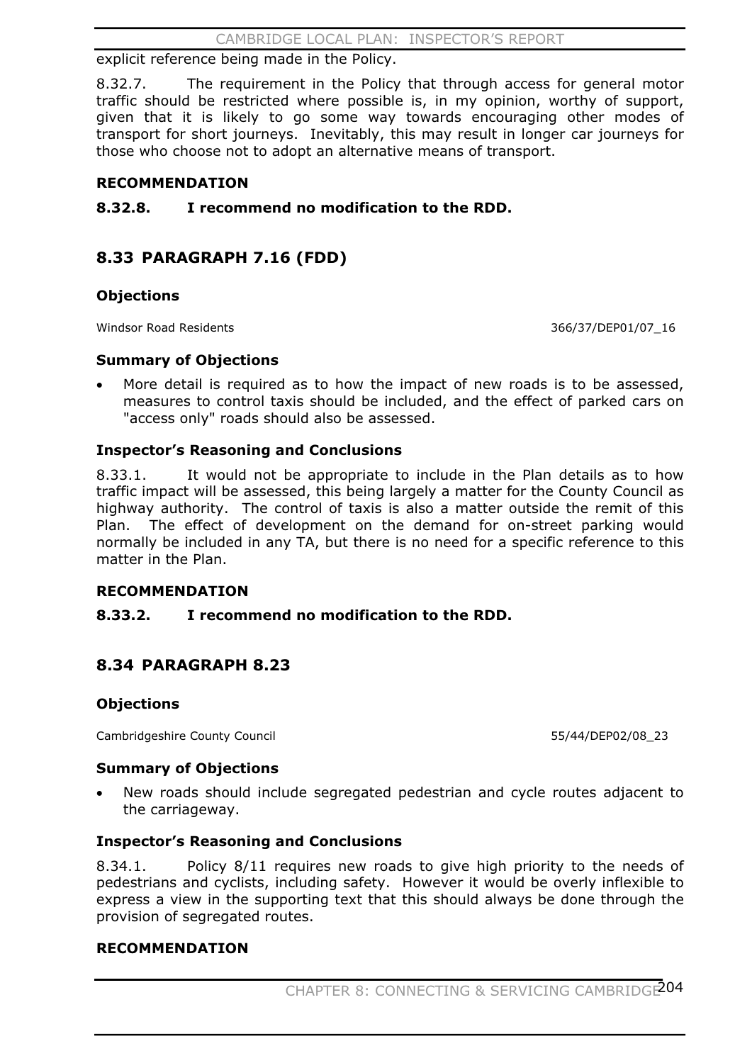explicit reference being made in the Policy.

8.32.7. The requirement in the Policy that through access for general motor traffic should be restricted where possible is, in my opinion, worthy of support, given that it is likely to go some way towards encouraging other modes of transport for short journeys. Inevitably, this may result in longer car journeys for those who choose not to adopt an alternative means of transport.

**RECOMMENDATION**

**8.32.8. I recommend no modification to the RDD.**

## 8.33 PARAGRAPH 7.16 (FDD)

### Objections

Windsor Road Residents 366/37/DEP01/07_16

### Summary of Objections

- More detail is required as to how the impact of new roads is to be assessed, measures to control taxis should be included, and the effect of parked cars on "access only" roads should also be assessed.

### Inspector's Reasoning and Conclusions

8.33.1. It would not be appropriate to include in the Plan details as to how traffic impact will be assessed, this being largely a matter for the County Council as highway authority. The control of taxis is also a matter outside the remit of this Plan. The effect of development on the demand for on-street parking would normally be included in any TA, but there is no need for a specific reference to this matter in the Plan.

**RECOMMENDATION**

**8.33.2. I recommend no modification to the RDD.**

## 8.34 PARAGRAPH 8.23

### Objections

Cambridgeshire County Council 55/44/DEP02/08_23

### Summary of Objections

- New roads should include segregated pedestrian and cycle routes adjacent to the carriageway.

### Inspector's Reasoning and Conclusions

8.34.1. Policy 8/11 requires new roads to give high priority to the needs of pedestrians and cyclists, including safety. However it would be overly inflexible to express a view in the supporting text that this should always be done through the provision of segregated routes.

**RECOMMENDATION**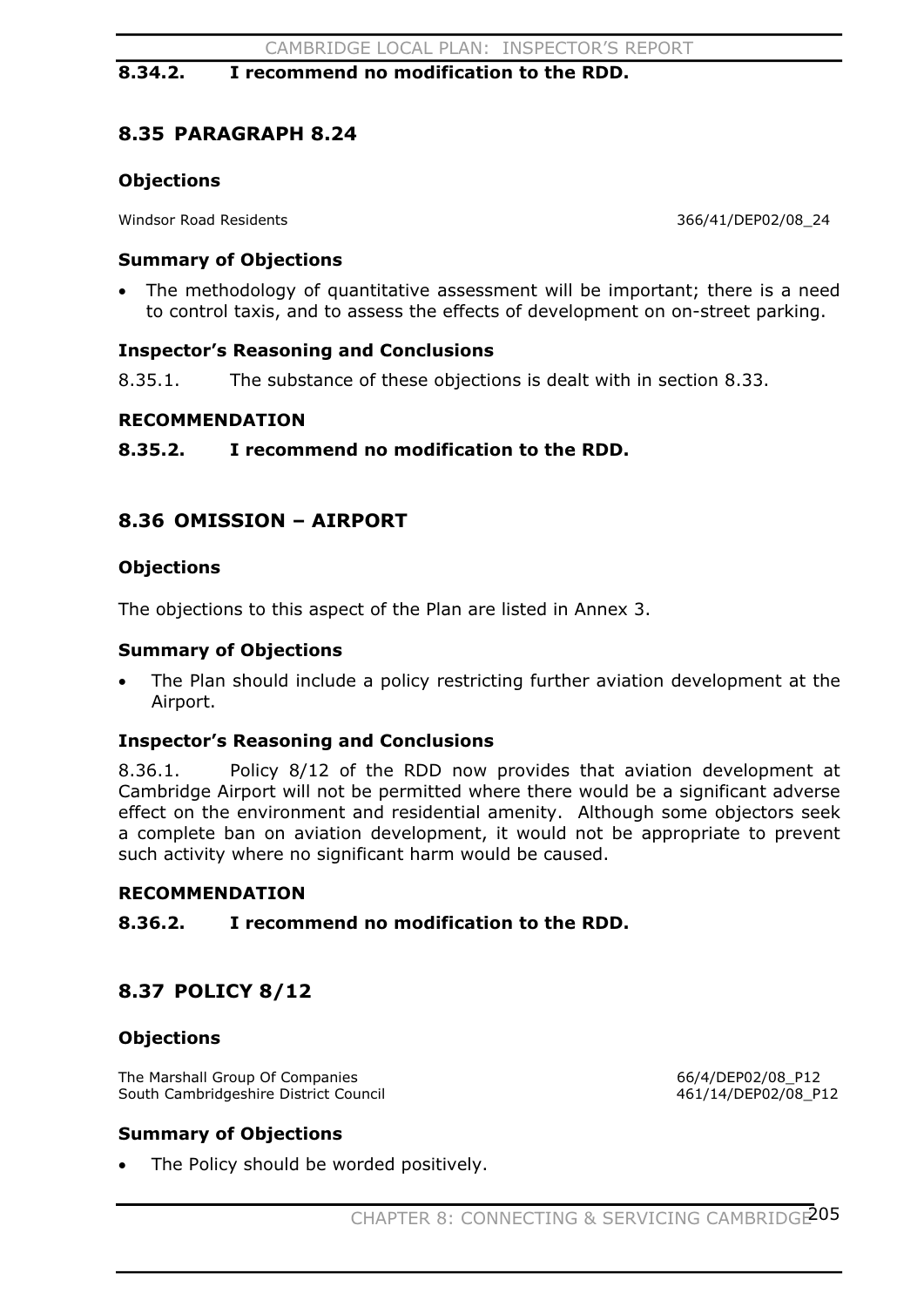**8.34.2. I recommend no modification to the RDD.**

## 8.35 PARAGRAPH 8.24

### Objections

| | |
|---|---|
| Windsor Road Residents | 366/41/DEP02/08_24 |

### Summary of Objections

- The methodology of quantitative assessment will be important; there is a need to control taxis, and to assess the effects of development on on-street parking.

### Inspector's Reasoning and Conclusions

8.35.1. The substance of these objections is dealt with in section 8.33.

### RECOMMENDATION

**8.35.2. I recommend no modification to the RDD.**

## 8.36 OMISSION – AIRPORT

### Objections

The objections to this aspect of the Plan are listed in Annex 3.

### Summary of Objections

- The Plan should include a policy restricting further aviation development at the Airport.

### Inspector's Reasoning and Conclusions

8.36.1. Policy 8/12 of the RDD now provides that aviation development at Cambridge Airport will not be permitted where there would be a significant adverse effect on the environment and residential amenity. Although some objectors seek a complete ban on aviation development, it would not be appropriate to prevent such activity where no significant harm would be caused.

### RECOMMENDATION

**8.36.2. I recommend no modification to the RDD.**

## 8.37 POLICY 8/12

### Objections

| | |
|---|---|
| The Marshall Group Of Companies | 66/4/DEP02/08_P12 |
| South Cambridgeshire District Council | 461/14/DEP02/08_P12 |

### Summary of Objections

- The Policy should be worded positively.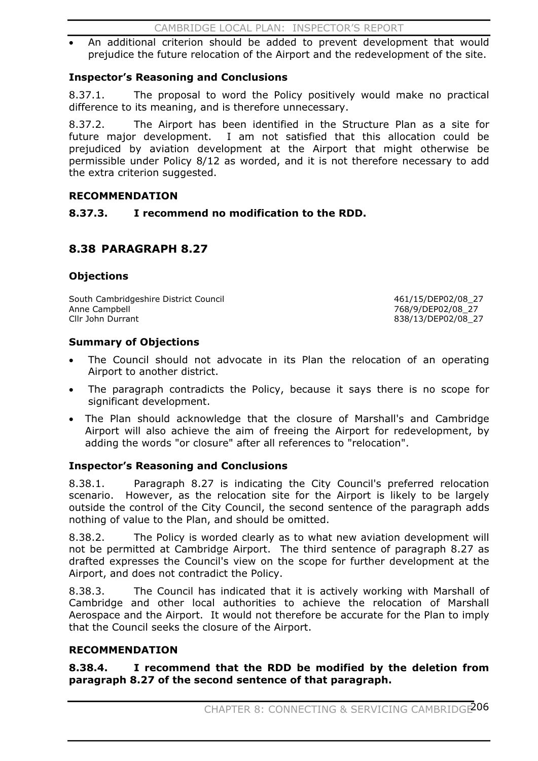- An additional criterion should be added to prevent development that would prejudice the future relocation of the Airport and the redevelopment of the site.

**Inspector's Reasoning and Conclusions**

8.37.1. The proposal to word the Policy positively would make no practical difference to its meaning, and is therefore unnecessary.

8.37.2. The Airport has been identified in the Structure Plan as a site for future major development. I am not satisfied that this allocation could be prejudiced by aviation development at the Airport that might otherwise be permissible under Policy 8/12 as worded, and it is not therefore necessary to add the extra criterion suggested.

**RECOMMENDATION**

**8.37.3. I recommend no modification to the RDD.**

## 8.38 PARAGRAPH 8.27

**Objections**

| | |
|---|---|
| South Cambridgeshire District Council | 461/15/DEP02/08_27 |
| Anne Campbell | 768/9/DEP02/08_27 |
| Cllr John Durrant | 838/13/DEP02/08_27 |

**Summary of Objections**

- The Council should not advocate in its Plan the relocation of an operating Airport to another district.
- The paragraph contradicts the Policy, because it says there is no scope for significant development.
- The Plan should acknowledge that the closure of Marshall's and Cambridge Airport will also achieve the aim of freeing the Airport for redevelopment, by adding the words "or closure" after all references to "relocation".

**Inspector's Reasoning and Conclusions**

8.38.1. Paragraph 8.27 is indicating the City Council's preferred relocation scenario. However, as the relocation site for the Airport is likely to be largely outside the control of the City Council, the second sentence of the paragraph adds nothing of value to the Plan, and should be omitted.

8.38.2. The Policy is worded clearly as to what new aviation development will not be permitted at Cambridge Airport. The third sentence of paragraph 8.27 as drafted expresses the Council's view on the scope for further development at the Airport, and does not contradict the Policy.

8.38.3. The Council has indicated that it is actively working with Marshall of Cambridge and other local authorities to achieve the relocation of Marshall Aerospace and the Airport. It would not therefore be accurate for the Plan to imply that the Council seeks the closure of the Airport.

**RECOMMENDATION**

**8.38.4. I recommend that the RDD be modified by the deletion from paragraph 8.27 of the second sentence of that paragraph.**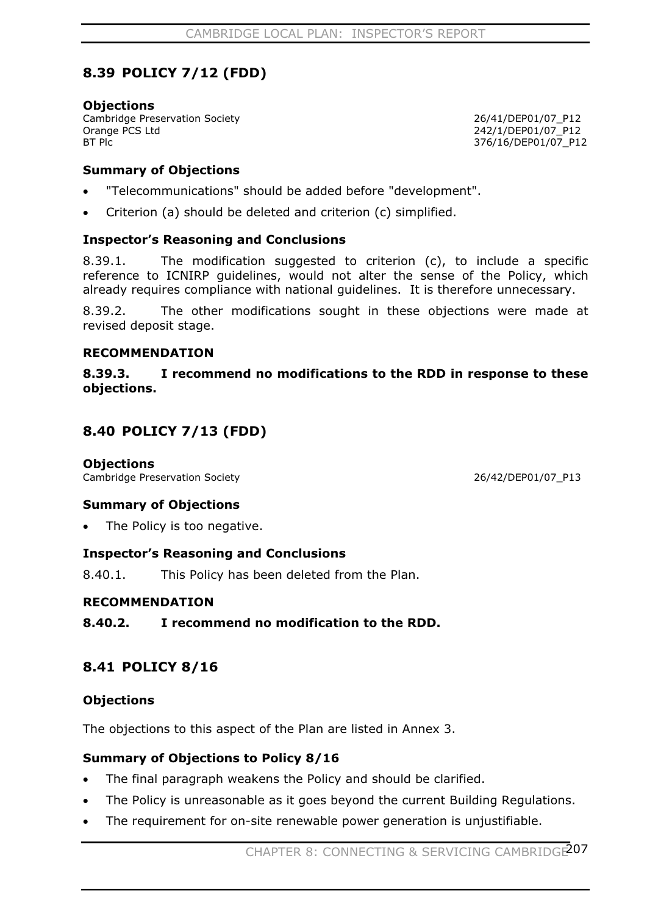## 8.39 POLICY 7/12 (FDD)

**Objections**

| | |
|---|---|
| Cambridge Preservation Society | 26/41/DEP01/07_P12 |
| Orange PCS Ltd | 242/1/DEP01/07_P12 |
| BT Plc | 376/16/DEP01/07_P12 |

**Summary of Objections**

- "Telecommunications" should be added before "development".
- Criterion (a) should be deleted and criterion (c) simplified.

**Inspector's Reasoning and Conclusions**

8.39.1. The modification suggested to criterion (c), to include a specific reference to ICNIRP guidelines, would not alter the sense of the Policy, which already requires compliance with national guidelines. It is therefore unnecessary.

8.39.2. The other modifications sought in these objections were made at revised deposit stage.

**RECOMMENDATION**

**8.39.3. I recommend no modifications to the RDD in response to these objections.**

## 8.40 POLICY 7/13 (FDD)

**Objections**

| | |
|---|---|
| Cambridge Preservation Society | 26/42/DEP01/07_P13 |

**Summary of Objections**

- The Policy is too negative.

**Inspector's Reasoning and Conclusions**

8.40.1. This Policy has been deleted from the Plan.

**RECOMMENDATION**

**8.40.2. I recommend no modification to the RDD.**

## 8.41 POLICY 8/16

**Objections**

The objections to this aspect of the Plan are listed in Annex 3.

**Summary of Objections to Policy 8/16**

- The final paragraph weakens the Policy and should be clarified.
- The Policy is unreasonable as it goes beyond the current Building Regulations.
- The requirement for on-site renewable power generation is unjustifiable.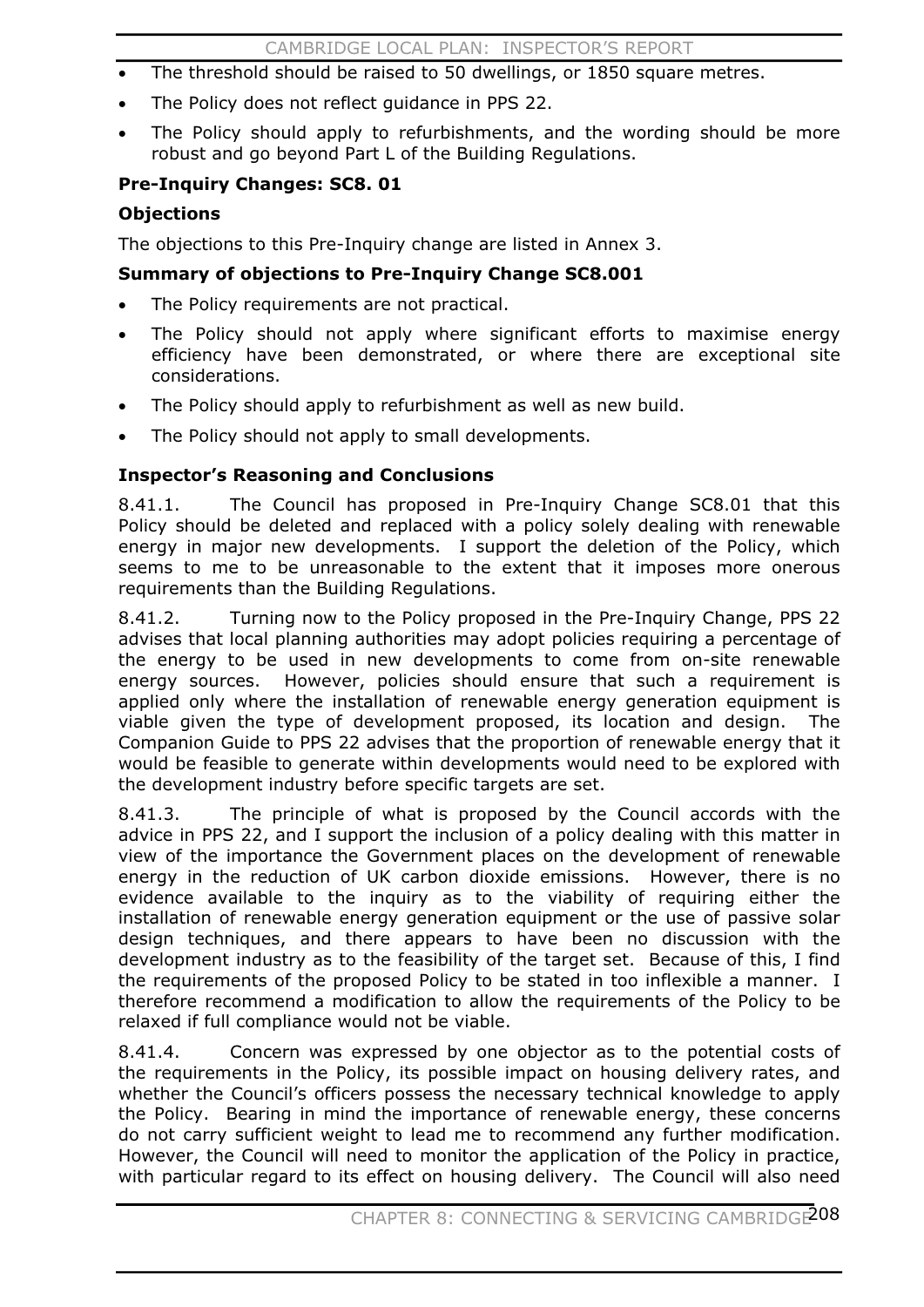- The threshold should be raised to 50 dwellings, or 1850 square metres.
- The Policy does not reflect guidance in PPS 22.
- The Policy should apply to refurbishments, and the wording should be more robust and go beyond Part L of the Building Regulations.

**Pre-Inquiry Changes: SC8. 01**

**Objections**

The objections to this Pre-Inquiry change are listed in Annex 3.

**Summary of objections to Pre-Inquiry Change SC8.001**

- The Policy requirements are not practical.
- The Policy should not apply where significant efforts to maximise energy efficiency have been demonstrated, or where there are exceptional site considerations.
- The Policy should apply to refurbishment as well as new build.
- The Policy should not apply to small developments.

**Inspector's Reasoning and Conclusions**

8.41.1. The Council has proposed in Pre-Inquiry Change SC8.01 that this Policy should be deleted and replaced with a policy solely dealing with renewable energy in major new developments. I support the deletion of the Policy, which seems to me to be unreasonable to the extent that it imposes more onerous requirements than the Building Regulations.

8.41.2. Turning now to the Policy proposed in the Pre-Inquiry Change, PPS 22 advises that local planning authorities may adopt policies requiring a percentage of the energy to be used in new developments to come from on-site renewable energy sources. However, policies should ensure that such a requirement is applied only where the installation of renewable energy generation equipment is viable given the type of development proposed, its location and design. The Companion Guide to PPS 22 advises that the proportion of renewable energy that it would be feasible to generate within developments would need to be explored with the development industry before specific targets are set.

8.41.3. The principle of what is proposed by the Council accords with the advice in PPS 22, and I support the inclusion of a policy dealing with this matter in view of the importance the Government places on the development of renewable energy in the reduction of UK carbon dioxide emissions. However, there is no evidence available to the inquiry as to the viability of requiring either the installation of renewable energy generation equipment or the use of passive solar design techniques, and there appears to have been no discussion with the development industry as to the feasibility of the target set. Because of this, I find the requirements of the proposed Policy to be stated in too inflexible a manner. I therefore recommend a modification to allow the requirements of the Policy to be relaxed if full compliance would not be viable.

8.41.4. Concern was expressed by one objector as to the potential costs of the requirements in the Policy, its possible impact on housing delivery rates, and whether the Council's officers possess the necessary technical knowledge to apply the Policy. Bearing in mind the importance of renewable energy, these concerns do not carry sufficient weight to lead me to recommend any further modification. However, the Council will need to monitor the application of the Policy in practice, with particular regard to its effect on housing delivery. The Council will also need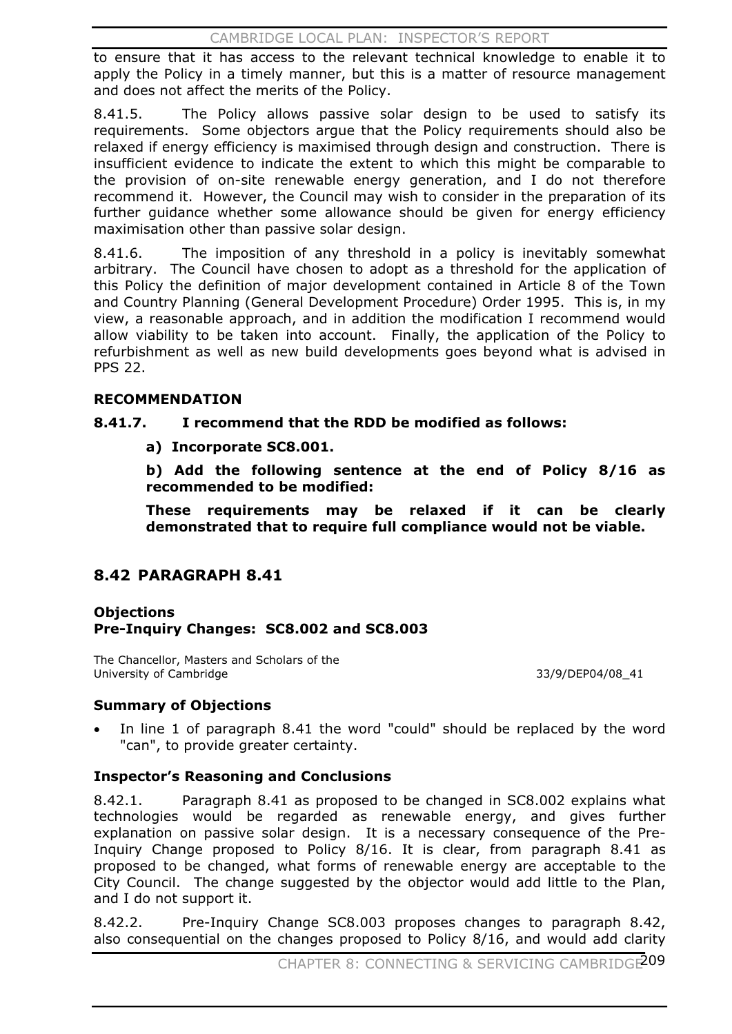to ensure that it has access to the relevant technical knowledge to enable it to apply the Policy in a timely manner, but this is a matter of resource management and does not affect the merits of the Policy.

8.41.5. The Policy allows passive solar design to be used to satisfy its requirements. Some objectors argue that the Policy requirements should also be relaxed if energy efficiency is maximised through design and construction. There is insufficient evidence to indicate the extent to which this might be comparable to the provision of on-site renewable energy generation, and I do not therefore recommend it. However, the Council may wish to consider in the preparation of its further guidance whether some allowance should be given for energy efficiency maximisation other than passive solar design.

8.41.6. The imposition of any threshold in a policy is inevitably somewhat arbitrary. The Council have chosen to adopt as a threshold for the application of this Policy the definition of major development contained in Article 8 of the Town and Country Planning (General Development Procedure) Order 1995. This is, in my view, a reasonable approach, and in addition the modification I recommend would allow viability to be taken into account. Finally, the application of the Policy to refurbishment as well as new build developments goes beyond what is advised in PPS 22.

**RECOMMENDATION**

**8.41.7. I recommend that the RDD be modified as follows:**

**a) Incorporate SC8.001.**

**b) Add the following sentence at the end of Policy 8/16 as recommended to be modified:**

**These requirements may be relaxed if it can be clearly demonstrated that to require full compliance would not be viable.**

## 8.42 PARAGRAPH 8.41

**Objections**
**Pre-Inquiry Changes: SC8.002 and SC8.003**

The Chancellor, Masters and Scholars of the University of Cambridge — 33/9/DEP04/08_41

**Summary of Objections**

- In line 1 of paragraph 8.41 the word "could" should be replaced by the word "can", to provide greater certainty.

**Inspector's Reasoning and Conclusions**

8.42.1. Paragraph 8.41 as proposed to be changed in SC8.002 explains what technologies would be regarded as renewable energy, and gives further explanation on passive solar design. It is a necessary consequence of the Pre-Inquiry Change proposed to Policy 8/16. It is clear, from paragraph 8.41 as proposed to be changed, what forms of renewable energy are acceptable to the City Council. The change suggested by the objector would add little to the Plan, and I do not support it.

8.42.2. Pre-Inquiry Change SC8.003 proposes changes to paragraph 8.42, also consequential on the changes proposed to Policy 8/16, and would add clarity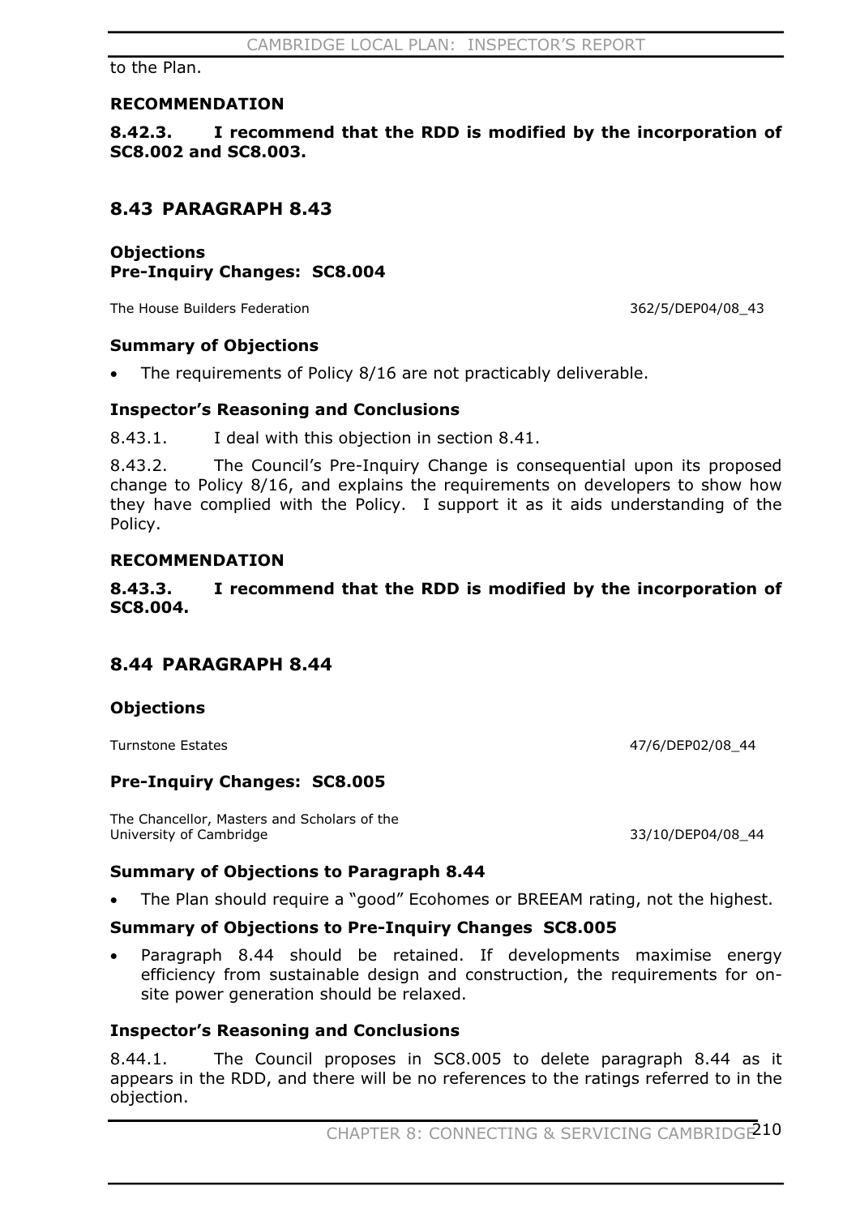to the Plan.

#### RECOMMENDATION

**8.42.3. I recommend that the RDD is modified by the incorporation of SC8.002 and SC8.003.**

## 8.43 PARAGRAPH 8.43

### Objections
### Pre-Inquiry Changes: SC8.004

The House Builders Federation 362/5/DEP04/08_43

### Summary of Objections

- The requirements of Policy 8/16 are not practicably deliverable.

### Inspector's Reasoning and Conclusions

8.43.1. I deal with this objection in section 8.41.

8.43.2. The Council's Pre-Inquiry Change is consequential upon its proposed change to Policy 8/16, and explains the requirements on developers to show how they have complied with the Policy. I support it as it aids understanding of the Policy.

#### RECOMMENDATION

**8.43.3. I recommend that the RDD is modified by the incorporation of SC8.004.**

## 8.44 PARAGRAPH 8.44

### Objections

Turnstone Estates 47/6/DEP02/08_44

### Pre-Inquiry Changes: SC8.005

The Chancellor, Masters and Scholars of the University of Cambridge 33/10/DEP04/08_44

### Summary of Objections to Paragraph 8.44

- The Plan should require a "good" Ecohomes or BREEAM rating, not the highest.

### Summary of Objections to Pre-Inquiry Changes SC8.005

- Paragraph 8.44 should be retained. If developments maximise energy efficiency from sustainable design and construction, the requirements for on-site power generation should be relaxed.

### Inspector's Reasoning and Conclusions

8.44.1. The Council proposes in SC8.005 to delete paragraph 8.44 as it appears in the RDD, and there will be no references to the ratings referred to in the objection.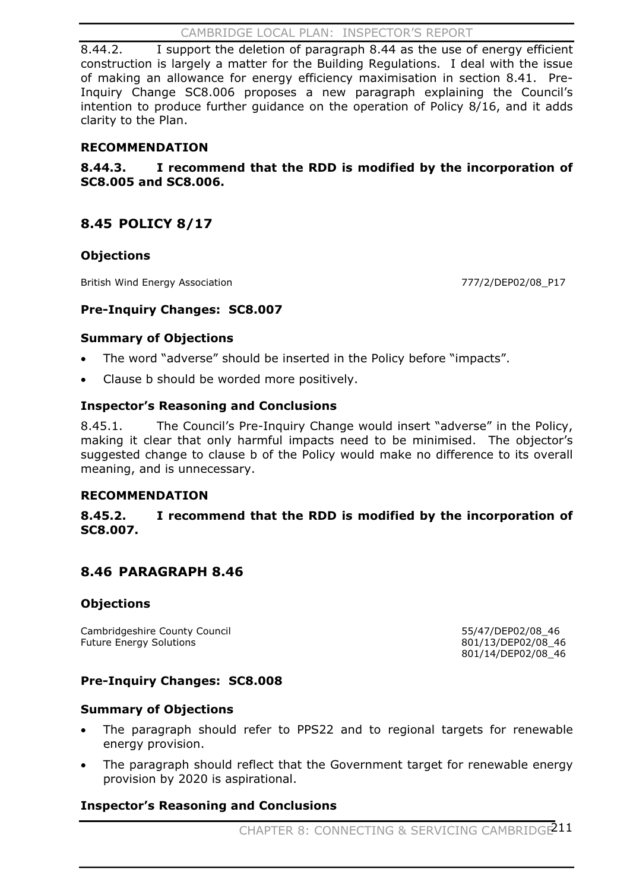8.44.2. I support the deletion of paragraph 8.44 as the use of energy efficient construction is largely a matter for the Building Regulations. I deal with the issue of making an allowance for energy efficiency maximisation in section 8.41. Pre-Inquiry Change SC8.006 proposes a new paragraph explaining the Council's intention to produce further guidance on the operation of Policy 8/16, and it adds clarity to the Plan.

**RECOMMENDATION**

**8.44.3. I recommend that the RDD is modified by the incorporation of SC8.005 and SC8.006.**

## 8.45 POLICY 8/17

### Objections

British Wind Energy Association 777/2/DEP02/08_P17

### Pre-Inquiry Changes: SC8.007

### Summary of Objections

- The word "adverse" should be inserted in the Policy before "impacts".
- Clause b should be worded more positively.

### Inspector's Reasoning and Conclusions

8.45.1. The Council's Pre-Inquiry Change would insert "adverse" in the Policy, making it clear that only harmful impacts need to be minimised. The objector's suggested change to clause b of the Policy would make no difference to its overall meaning, and is unnecessary.

**RECOMMENDATION**

**8.45.2. I recommend that the RDD is modified by the incorporation of SC8.007.**

## 8.46 PARAGRAPH 8.46

### Objections

Cambridgeshire County Council 55/47/DEP02/08_46
Future Energy Solutions 801/13/DEP02/08_46
801/14/DEP02/08_46

### Pre-Inquiry Changes: SC8.008

### Summary of Objections

- The paragraph should refer to PPS22 and to regional targets for renewable energy provision.
- The paragraph should reflect that the Government target for renewable energy provision by 2020 is aspirational.

### Inspector's Reasoning and Conclusions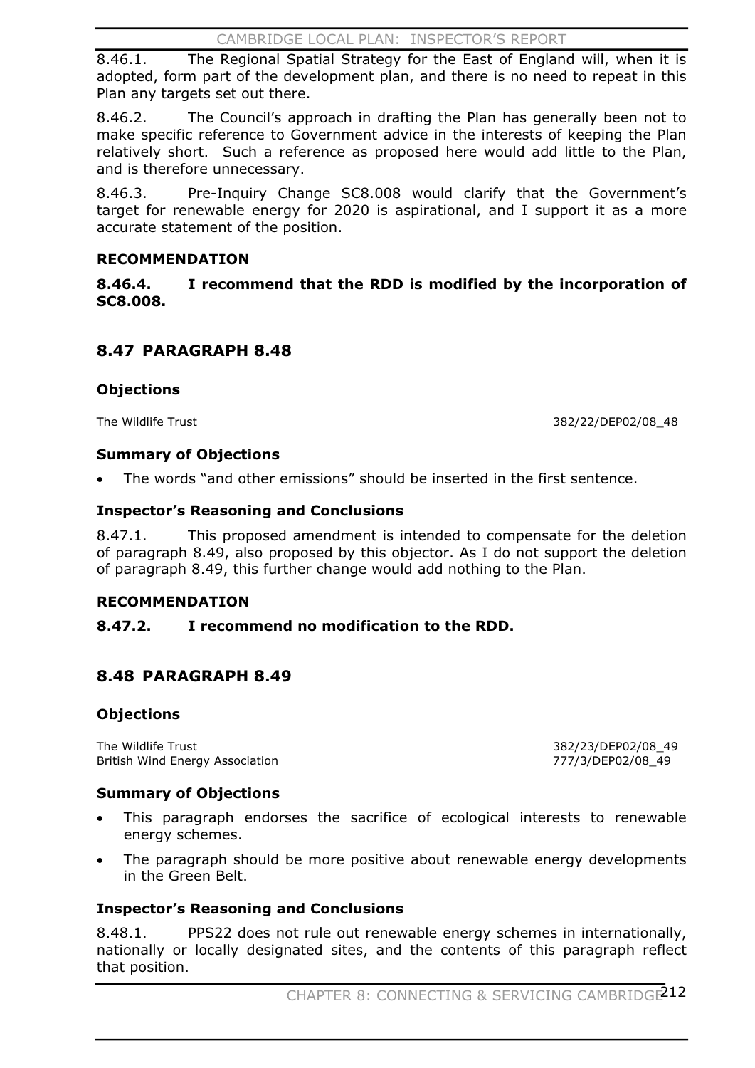8.46.1. The Regional Spatial Strategy for the East of England will, when it is adopted, form part of the development plan, and there is no need to repeat in this Plan any targets set out there.

8.46.2. The Council's approach in drafting the Plan has generally been not to make specific reference to Government advice in the interests of keeping the Plan relatively short. Such a reference as proposed here would add little to the Plan, and is therefore unnecessary.

8.46.3. Pre-Inquiry Change SC8.008 would clarify that the Government's target for renewable energy for 2020 is aspirational, and I support it as a more accurate statement of the position.

### RECOMMENDATION

**8.46.4. I recommend that the RDD is modified by the incorporation of SC8.008.**

## 8.47 PARAGRAPH 8.48

### Objections

| | |
|---|---|
| The Wildlife Trust | 382/22/DEP02/08_48 |

### Summary of Objections

- The words "and other emissions" should be inserted in the first sentence.

### Inspector's Reasoning and Conclusions

8.47.1. This proposed amendment is intended to compensate for the deletion of paragraph 8.49, also proposed by this objector. As I do not support the deletion of paragraph 8.49, this further change would add nothing to the Plan.

### RECOMMENDATION

**8.47.2. I recommend no modification to the RDD.**

## 8.48 PARAGRAPH 8.49

### Objections

| | |
|---|---|
| The Wildlife Trust | 382/23/DEP02/08_49 |
| British Wind Energy Association | 777/3/DEP02/08_49 |

### Summary of Objections

- This paragraph endorses the sacrifice of ecological interests to renewable energy schemes.
- The paragraph should be more positive about renewable energy developments in the Green Belt.

### Inspector's Reasoning and Conclusions

8.48.1. PPS22 does not rule out renewable energy schemes in internationally, nationally or locally designated sites, and the contents of this paragraph reflect that position.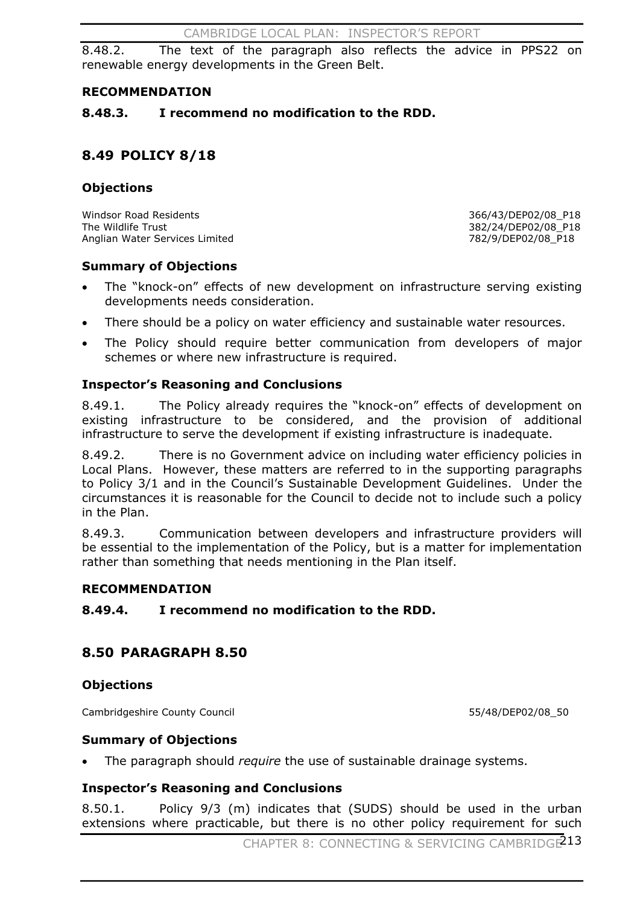8.48.2. The text of the paragraph also reflects the advice in PPS22 on renewable energy developments in the Green Belt.

**RECOMMENDATION**

**8.48.3. I recommend no modification to the RDD.**

## 8.49 POLICY 8/18

### Objections

| | |
|---|---|
| Windsor Road Residents | 366/43/DEP02/08_P18 |
| The Wildlife Trust | 382/24/DEP02/08_P18 |
| Anglian Water Services Limited | 782/9/DEP02/08_P18 |

### Summary of Objections

- The "knock-on" effects of new development on infrastructure serving existing developments needs consideration.
- There should be a policy on water efficiency and sustainable water resources.
- The Policy should require better communication from developers of major schemes or where new infrastructure is required.

### Inspector's Reasoning and Conclusions

8.49.1. The Policy already requires the "knock-on" effects of development on existing infrastructure to be considered, and the provision of additional infrastructure to serve the development if existing infrastructure is inadequate.

8.49.2. There is no Government advice on including water efficiency policies in Local Plans. However, these matters are referred to in the supporting paragraphs to Policy 3/1 and in the Council's Sustainable Development Guidelines. Under the circumstances it is reasonable for the Council to decide not to include such a policy in the Plan.

8.49.3. Communication between developers and infrastructure providers will be essential to the implementation of the Policy, but is a matter for implementation rather than something that needs mentioning in the Plan itself.

**RECOMMENDATION**

**8.49.4. I recommend no modification to the RDD.**

## 8.50 PARAGRAPH 8.50

### Objections

| | |
|---|---|
| Cambridgeshire County Council | 55/48/DEP02/08_50 |

### Summary of Objections

- The paragraph should *require* the use of sustainable drainage systems.

### Inspector's Reasoning and Conclusions

8.50.1. Policy 9/3 (m) indicates that (SUDS) should be used in the urban extensions where practicable, but there is no other policy requirement for such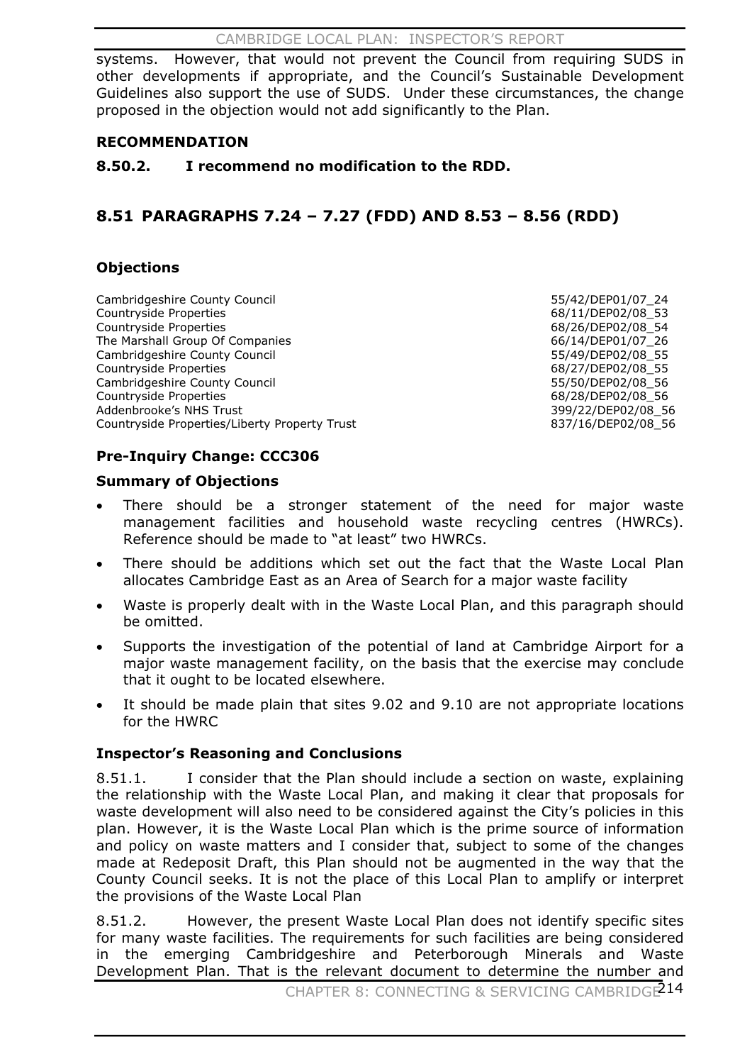systems. However, that would not prevent the Council from requiring SUDS in other developments if appropriate, and the Council's Sustainable Development Guidelines also support the use of SUDS. Under these circumstances, the change proposed in the objection would not add significantly to the Plan.

**RECOMMENDATION**

**8.50.2. I recommend no modification to the RDD.**

## 8.51 PARAGRAPHS 7.24 – 7.27 (FDD) AND 8.53 – 8.56 (RDD)

### Objections

| | |
|---|---|
| Cambridgeshire County Council | 55/42/DEP01/07_24 |
| Countryside Properties | 68/11/DEP02/08_53 |
| Countryside Properties | 68/26/DEP02/08_54 |
| The Marshall Group Of Companies | 66/14/DEP01/07_26 |
| Cambridgeshire County Council | 55/49/DEP02/08_55 |
| Countryside Properties | 68/27/DEP02/08_55 |
| Cambridgeshire County Council | 55/50/DEP02/08_56 |
| Countryside Properties | 68/28/DEP02/08_56 |
| Addenbrooke's NHS Trust | 399/22/DEP02/08_56 |
| Countryside Properties/Liberty Property Trust | 837/16/DEP02/08_56 |

### Pre-Inquiry Change: CCC306

### Summary of Objections

- There should be a stronger statement of the need for major waste management facilities and household waste recycling centres (HWRCs). Reference should be made to "at least" two HWRCs.
- There should be additions which set out the fact that the Waste Local Plan allocates Cambridge East as an Area of Search for a major waste facility
- Waste is properly dealt with in the Waste Local Plan, and this paragraph should be omitted.
- Supports the investigation of the potential of land at Cambridge Airport for a major waste management facility, on the basis that the exercise may conclude that it ought to be located elsewhere.
- It should be made plain that sites 9.02 and 9.10 are not appropriate locations for the HWRC

### Inspector's Reasoning and Conclusions

8.51.1. I consider that the Plan should include a section on waste, explaining the relationship with the Waste Local Plan, and making it clear that proposals for waste development will also need to be considered against the City's policies in this plan. However, it is the Waste Local Plan which is the prime source of information and policy on waste matters and I consider that, subject to some of the changes made at Redeposit Draft, this Plan should not be augmented in the way that the County Council seeks. It is not the place of this Local Plan to amplify or interpret the provisions of the Waste Local Plan

8.51.2. However, the present Waste Local Plan does not identify specific sites for many waste facilities. The requirements for such facilities are being considered in the emerging Cambridgeshire and Peterborough Minerals and Waste Development Plan. That is the relevant document to determine the number and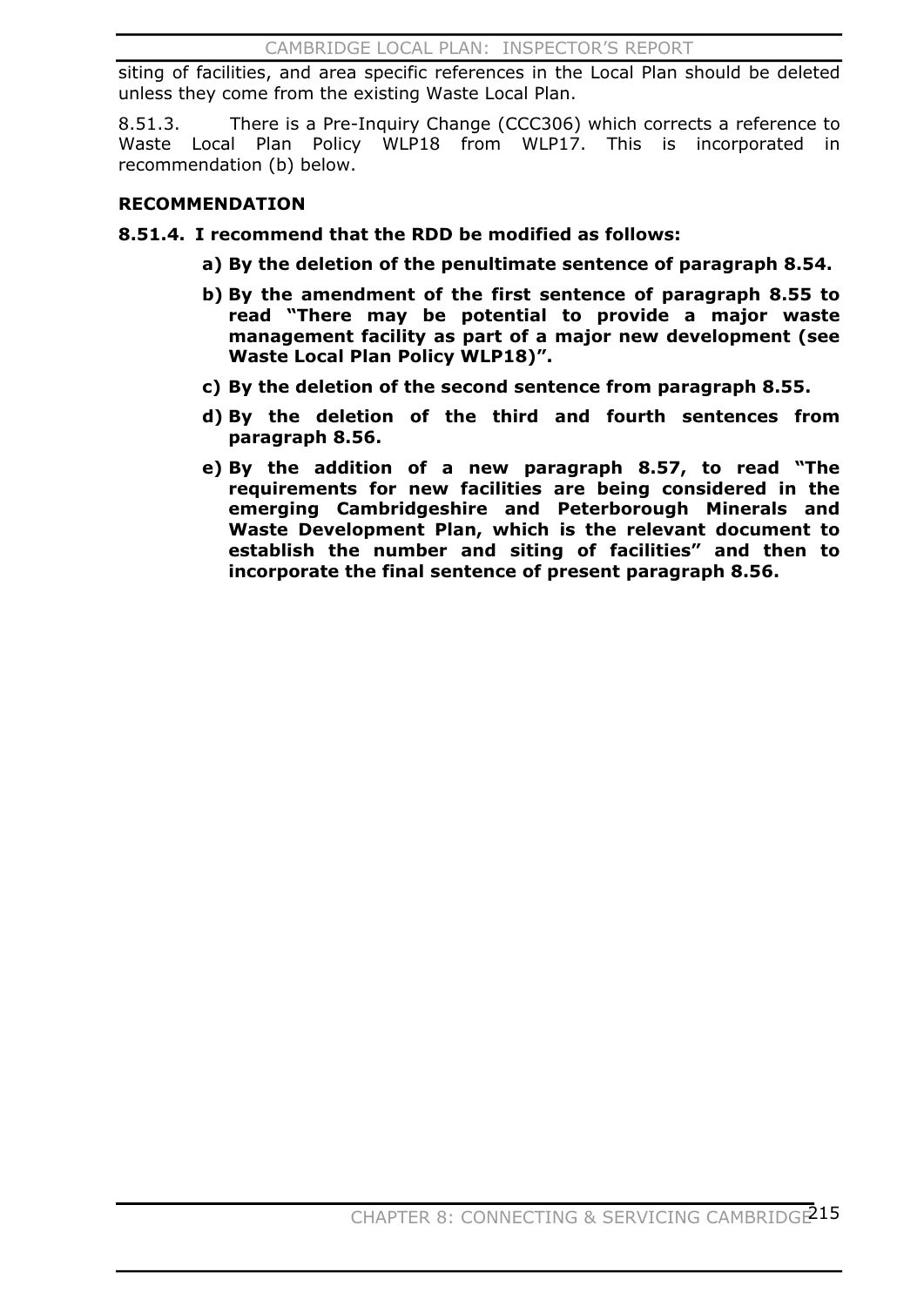siting of facilities, and area specific references in the Local Plan should be deleted unless they come from the existing Waste Local Plan.

8.51.3. There is a Pre-Inquiry Change (CCC306) which corrects a reference to Waste Local Plan Policy WLP18 from WLP17. This is incorporated in recommendation (b) below.

**RECOMMENDATION**

**8.51.4. I recommend that the RDD be modified as follows:**

**a) By the deletion of the penultimate sentence of paragraph 8.54.**

**b) By the amendment of the first sentence of paragraph 8.55 to read "There may be potential to provide a major waste management facility as part of a major new development (see Waste Local Plan Policy WLP18)".**

**c) By the deletion of the second sentence from paragraph 8.55.**

**d) By the deletion of the third and fourth sentences from paragraph 8.56.**

**e) By the addition of a new paragraph 8.57, to read "The requirements for new facilities are being considered in the emerging Cambridgeshire and Peterborough Minerals and Waste Development Plan, which is the relevant document to establish the number and siting of facilities" and then to incorporate the final sentence of present paragraph 8.56.**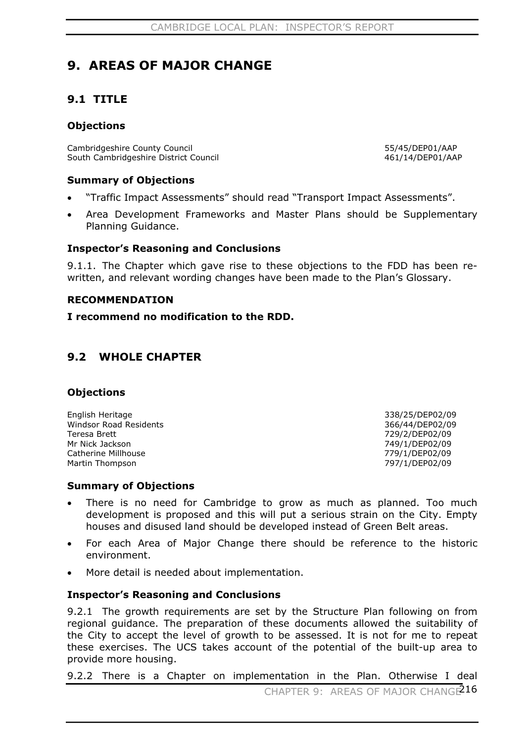# 9. AREAS OF MAJOR CHANGE

## 9.1 TITLE

### Objections

| | |
|---|---|
| Cambridgeshire County Council | 55/45/DEP01/AAP |
| South Cambridgeshire District Council | 461/14/DEP01/AAP |

### Summary of Objections

- "Traffic Impact Assessments" should read "Transport Impact Assessments".
- Area Development Frameworks and Master Plans should be Supplementary Planning Guidance.

### Inspector's Reasoning and Conclusions

9.1.1. The Chapter which gave rise to these objections to the FDD has been re-written, and relevant wording changes have been made to the Plan's Glossary.

### RECOMMENDATION

**I recommend no modification to the RDD.**

## 9.2 WHOLE CHAPTER

### Objections

| | |
|---|---|
| English Heritage | 338/25/DEP02/09 |
| Windsor Road Residents | 366/44/DEP02/09 |
| Teresa Brett | 729/2/DEP02/09 |
| Mr Nick Jackson | 749/1/DEP02/09 |
| Catherine Millhouse | 779/1/DEP02/09 |
| Martin Thompson | 797/1/DEP02/09 |

### Summary of Objections

- There is no need for Cambridge to grow as much as planned. Too much development is proposed and this will put a serious strain on the City. Empty houses and disused land should be developed instead of Green Belt areas.
- For each Area of Major Change there should be reference to the historic environment.
- More detail is needed about implementation.

### Inspector's Reasoning and Conclusions

9.2.1 The growth requirements are set by the Structure Plan following on from regional guidance. The preparation of these documents allowed the suitability of the City to accept the level of growth to be assessed. It is not for me to repeat these exercises. The UCS takes account of the potential of the built-up area to provide more housing.

9.2.2 There is a Chapter on implementation in the Plan. Otherwise I deal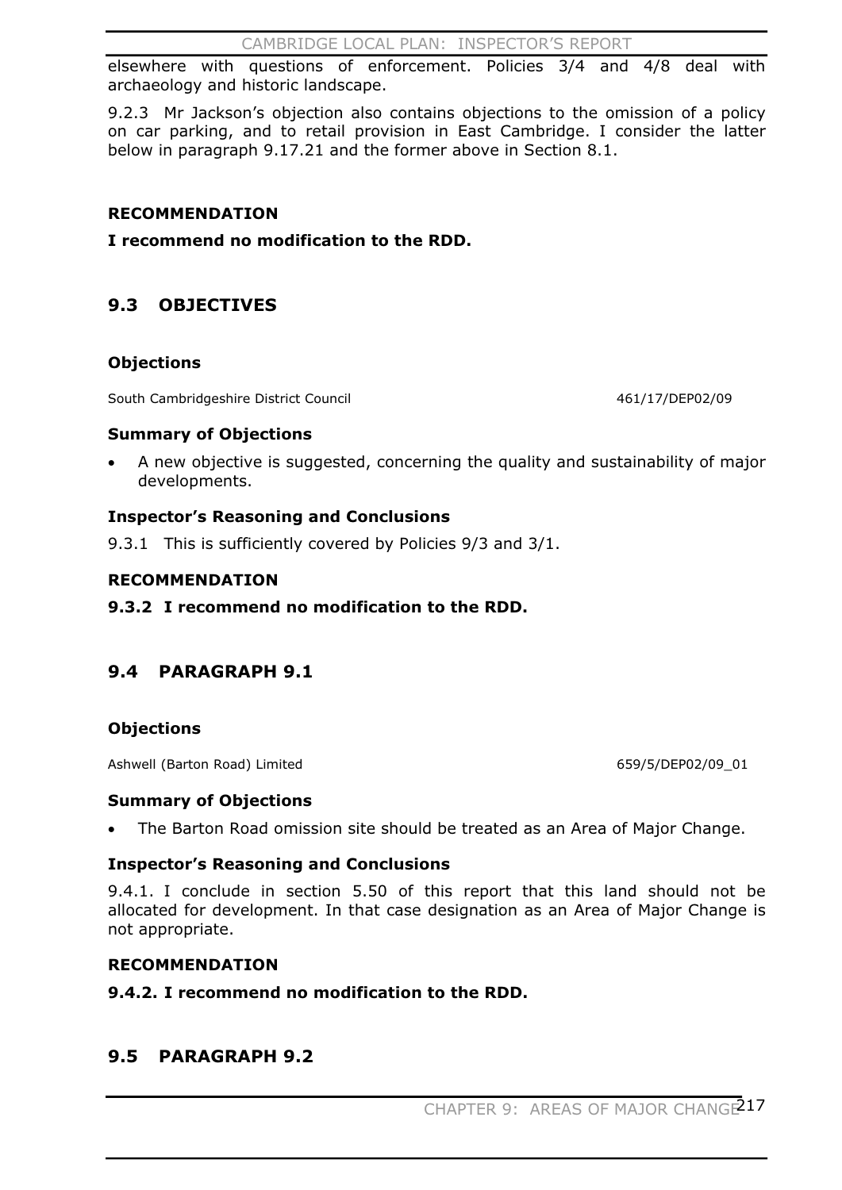elsewhere with questions of enforcement. Policies 3/4 and 4/8 deal with archaeology and historic landscape.

9.2.3 Mr Jackson's objection also contains objections to the omission of a policy on car parking, and to retail provision in East Cambridge. I consider the latter below in paragraph 9.17.21 and the former above in Section 8.1.

**RECOMMENDATION**

**I recommend no modification to the RDD.**

## 9.3 OBJECTIVES

### Objections

South Cambridgeshire District Council 461/17/DEP02/09

### Summary of Objections

- A new objective is suggested, concerning the quality and sustainability of major developments.

### Inspector's Reasoning and Conclusions

9.3.1 This is sufficiently covered by Policies 9/3 and 3/1.

**RECOMMENDATION**

**9.3.2 I recommend no modification to the RDD.**

## 9.4 PARAGRAPH 9.1

### Objections

Ashwell (Barton Road) Limited 659/5/DEP02/09_01

### Summary of Objections

- The Barton Road omission site should be treated as an Area of Major Change.

### Inspector's Reasoning and Conclusions

9.4.1. I conclude in section 5.50 of this report that this land should not be allocated for development. In that case designation as an Area of Major Change is not appropriate.

**RECOMMENDATION**

**9.4.2. I recommend no modification to the RDD.**

## 9.5 PARAGRAPH 9.2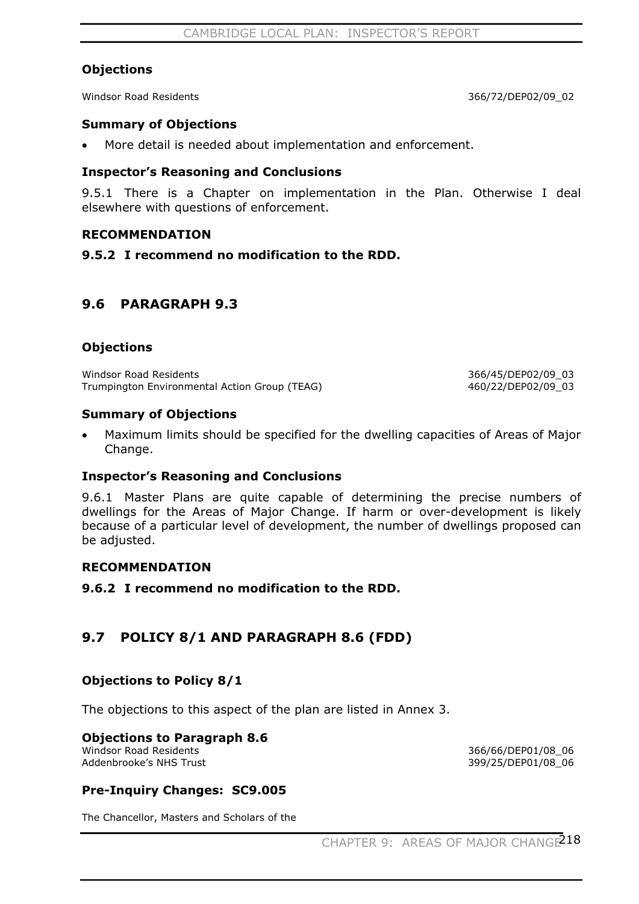### Objections

Windsor Road Residents 366/72/DEP02/09_02

### Summary of Objections

- More detail is needed about implementation and enforcement.

### Inspector's Reasoning and Conclusions

9.5.1 There is a Chapter on implementation in the Plan. Otherwise I deal elsewhere with questions of enforcement.

### RECOMMENDATION

**9.5.2 I recommend no modification to the RDD.**

## 9.6 PARAGRAPH 9.3

### Objections

Windsor Road Residents 366/45/DEP02/09_03
Trumpington Environmental Action Group (TEAG) 460/22/DEP02/09_03

### Summary of Objections

- Maximum limits should be specified for the dwelling capacities of Areas of Major Change.

### Inspector's Reasoning and Conclusions

9.6.1 Master Plans are quite capable of determining the precise numbers of dwellings for the Areas of Major Change. If harm or over-development is likely because of a particular level of development, the number of dwellings proposed can be adjusted.

### RECOMMENDATION

**9.6.2 I recommend no modification to the RDD.**

## 9.7 POLICY 8/1 AND PARAGRAPH 8.6 (FDD)

### Objections to Policy 8/1

The objections to this aspect of the plan are listed in Annex 3.

### Objections to Paragraph 8.6

Windsor Road Residents 366/66/DEP01/08_06
Addenbrooke's NHS Trust 399/25/DEP01/08_06

### Pre-Inquiry Changes: SC9.005

The Chancellor, Masters and Scholars of the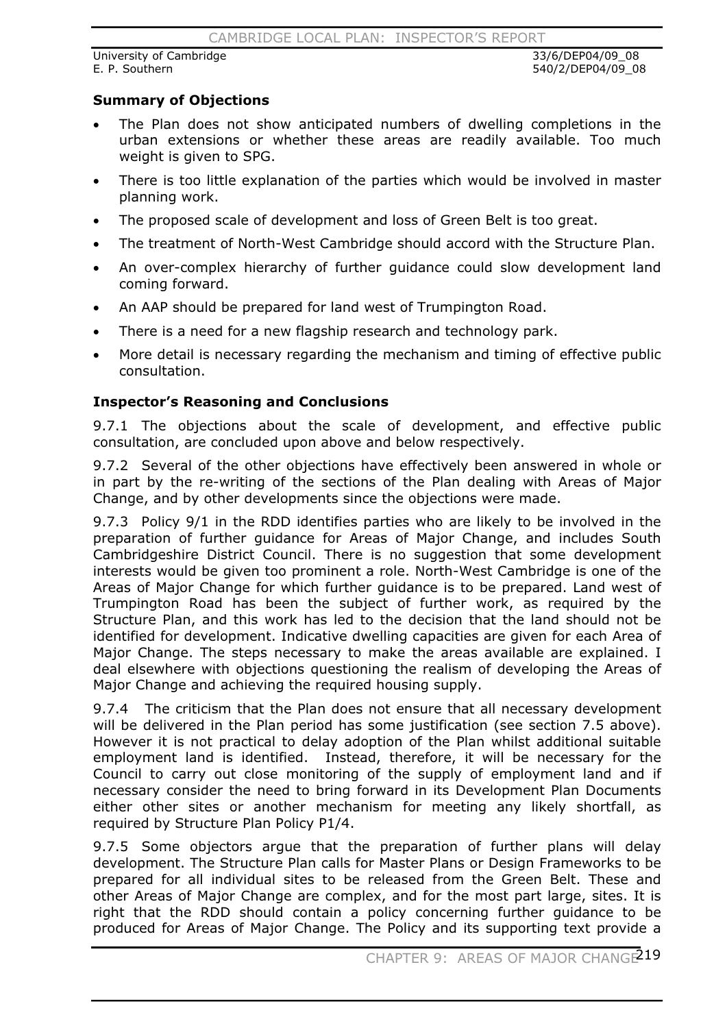University of Cambridge 33/6/DEP04/09_08
E. P. Southern 540/2/DEP04/09_08

**Summary of Objections**

- The Plan does not show anticipated numbers of dwelling completions in the urban extensions or whether these areas are readily available. Too much weight is given to SPG.
- There is too little explanation of the parties which would be involved in master planning work.
- The proposed scale of development and loss of Green Belt is too great.
- The treatment of North-West Cambridge should accord with the Structure Plan.
- An over-complex hierarchy of further guidance could slow development land coming forward.
- An AAP should be prepared for land west of Trumpington Road.
- There is a need for a new flagship research and technology park.
- More detail is necessary regarding the mechanism and timing of effective public consultation.

**Inspector's Reasoning and Conclusions**

9.7.1 The objections about the scale of development, and effective public consultation, are concluded upon above and below respectively.

9.7.2 Several of the other objections have effectively been answered in whole or in part by the re-writing of the sections of the Plan dealing with Areas of Major Change, and by other developments since the objections were made.

9.7.3 Policy 9/1 in the RDD identifies parties who are likely to be involved in the preparation of further guidance for Areas of Major Change, and includes South Cambridgeshire District Council. There is no suggestion that some development interests would be given too prominent a role. North-West Cambridge is one of the Areas of Major Change for which further guidance is to be prepared. Land west of Trumpington Road has been the subject of further work, as required by the Structure Plan, and this work has led to the decision that the land should not be identified for development. Indicative dwelling capacities are given for each Area of Major Change. The steps necessary to make the areas available are explained. I deal elsewhere with objections questioning the realism of developing the Areas of Major Change and achieving the required housing supply.

9.7.4 The criticism that the Plan does not ensure that all necessary development will be delivered in the Plan period has some justification (see section 7.5 above). However it is not practical to delay adoption of the Plan whilst additional suitable employment land is identified. Instead, therefore, it will be necessary for the Council to carry out close monitoring of the supply of employment land and if necessary consider the need to bring forward in its Development Plan Documents either other sites or another mechanism for meeting any likely shortfall, as required by Structure Plan Policy P1/4.

9.7.5 Some objectors argue that the preparation of further plans will delay development. The Structure Plan calls for Master Plans or Design Frameworks to be prepared for all individual sites to be released from the Green Belt. These and other Areas of Major Change are complex, and for the most part large, sites. It is right that the RDD should contain a policy concerning further guidance to be produced for Areas of Major Change. The Policy and its supporting text provide a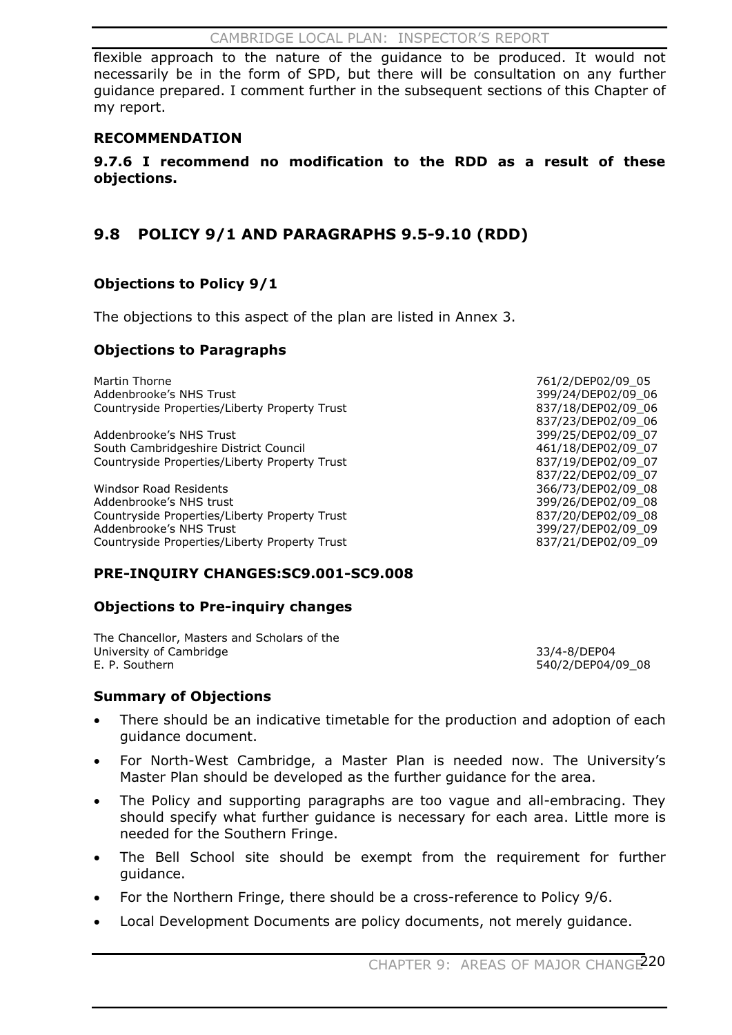flexible approach to the nature of the guidance to be produced. It would not necessarily be in the form of SPD, but there will be consultation on any further guidance prepared. I comment further in the subsequent sections of this Chapter of my report.

**RECOMMENDATION**

**9.7.6 I recommend no modification to the RDD as a result of these objections.**

## 9.8 POLICY 9/1 AND PARAGRAPHS 9.5-9.10 (RDD)

### Objections to Policy 9/1

The objections to this aspect of the plan are listed in Annex 3.

### Objections to Paragraphs

| | |
|---|---|
| Martin Thorne | 761/2/DEP02/09_05 |
| Addenbrooke's NHS Trust | 399/24/DEP02/09_06 |
| Countryside Properties/Liberty Property Trust | 837/18/DEP02/09_06<br>837/23/DEP02/09_06 |
| Addenbrooke's NHS Trust | 399/25/DEP02/09_07 |
| South Cambridgeshire District Council | 461/18/DEP02/09_07 |
| Countryside Properties/Liberty Property Trust | 837/19/DEP02/09_07<br>837/22/DEP02/09_07 |
| Windsor Road Residents | 366/73/DEP02/09_08 |
| Addenbrooke's NHS trust | 399/26/DEP02/09_08 |
| Countryside Properties/Liberty Property Trust | 837/20/DEP02/09_08 |
| Addenbrooke's NHS Trust | 399/27/DEP02/09_09 |
| Countryside Properties/Liberty Property Trust | 837/21/DEP02/09_09 |

### PRE-INQUIRY CHANGES:SC9.001-SC9.008

### Objections to Pre-inquiry changes

| | |
|---|---|
| The Chancellor, Masters and Scholars of the University of Cambridge | 33/4-8/DEP04 |
| E. P. Southern | 540/2/DEP04/09_08 |

### Summary of Objections

- There should be an indicative timetable for the production and adoption of each guidance document.
- For North-West Cambridge, a Master Plan is needed now. The University's Master Plan should be developed as the further guidance for the area.
- The Policy and supporting paragraphs are too vague and all-embracing. They should specify what further guidance is necessary for each area. Little more is needed for the Southern Fringe.
- The Bell School site should be exempt from the requirement for further guidance.
- For the Northern Fringe, there should be a cross-reference to Policy 9/6.
- Local Development Documents are policy documents, not merely guidance.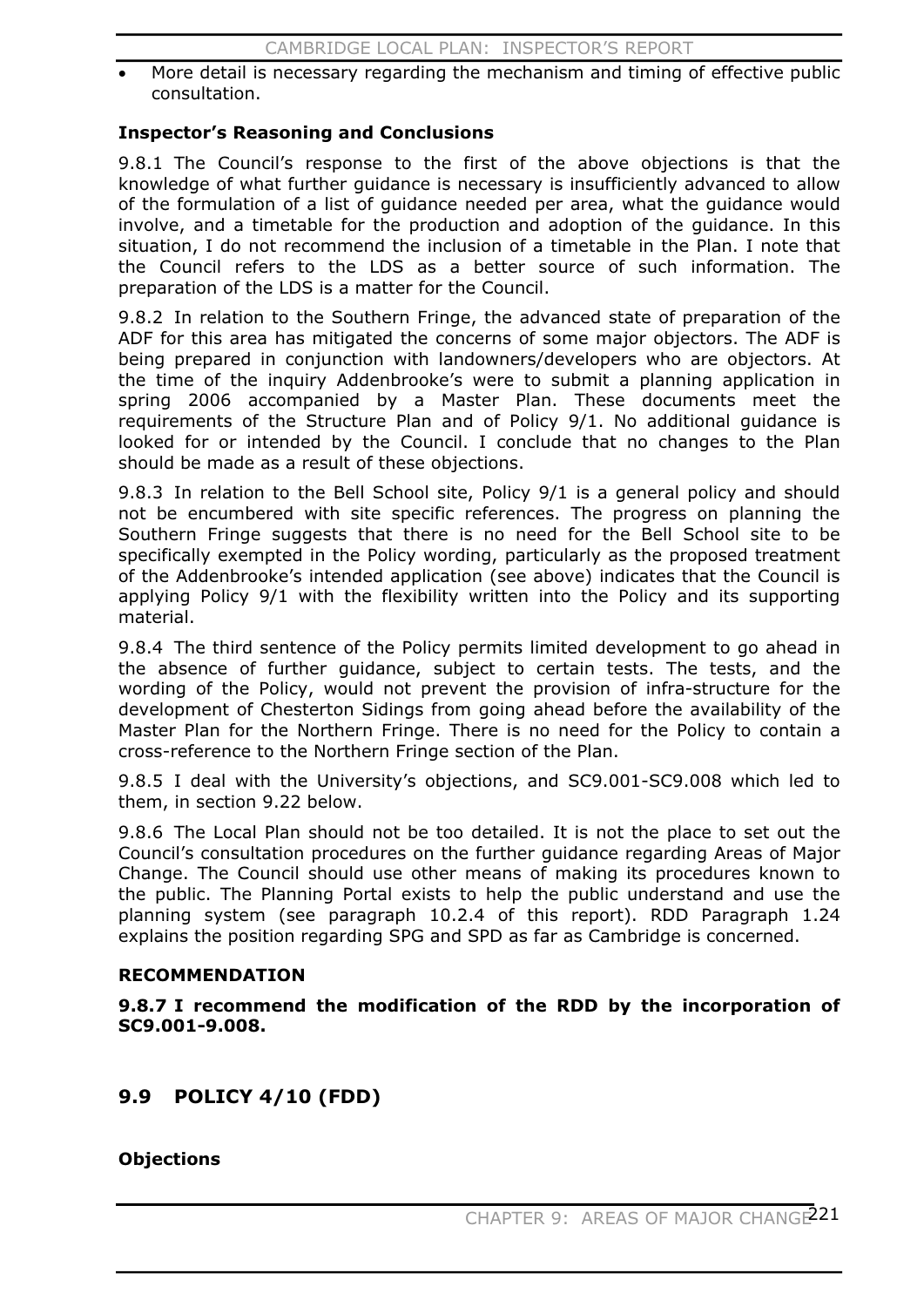- More detail is necessary regarding the mechanism and timing of effective public consultation.

**Inspector's Reasoning and Conclusions**

9.8.1 The Council's response to the first of the above objections is that the knowledge of what further guidance is necessary is insufficiently advanced to allow of the formulation of a list of guidance needed per area, what the guidance would involve, and a timetable for the production and adoption of the guidance. In this situation, I do not recommend the inclusion of a timetable in the Plan. I note that the Council refers to the LDS as a better source of such information. The preparation of the LDS is a matter for the Council.

9.8.2 In relation to the Southern Fringe, the advanced state of preparation of the ADF for this area has mitigated the concerns of some major objectors. The ADF is being prepared in conjunction with landowners/developers who are objectors. At the time of the inquiry Addenbrooke's were to submit a planning application in spring 2006 accompanied by a Master Plan. These documents meet the requirements of the Structure Plan and of Policy 9/1. No additional guidance is looked for or intended by the Council. I conclude that no changes to the Plan should be made as a result of these objections.

9.8.3 In relation to the Bell School site, Policy 9/1 is a general policy and should not be encumbered with site specific references. The progress on planning the Southern Fringe suggests that there is no need for the Bell School site to be specifically exempted in the Policy wording, particularly as the proposed treatment of the Addenbrooke's intended application (see above) indicates that the Council is applying Policy 9/1 with the flexibility written into the Policy and its supporting material.

9.8.4 The third sentence of the Policy permits limited development to go ahead in the absence of further guidance, subject to certain tests. The tests, and the wording of the Policy, would not prevent the provision of infra-structure for the development of Chesterton Sidings from going ahead before the availability of the Master Plan for the Northern Fringe. There is no need for the Policy to contain a cross-reference to the Northern Fringe section of the Plan.

9.8.5 I deal with the University's objections, and SC9.001-SC9.008 which led to them, in section 9.22 below.

9.8.6 The Local Plan should not be too detailed. It is not the place to set out the Council's consultation procedures on the further guidance regarding Areas of Major Change. The Council should use other means of making its procedures known to the public. The Planning Portal exists to help the public understand and use the planning system (see paragraph 10.2.4 of this report). RDD Paragraph 1.24 explains the position regarding SPG and SPD as far as Cambridge is concerned.

**RECOMMENDATION**

**9.8.7 I recommend the modification of the RDD by the incorporation of SC9.001-9.008.**

## 9.9 POLICY 4/10 (FDD)

**Objections**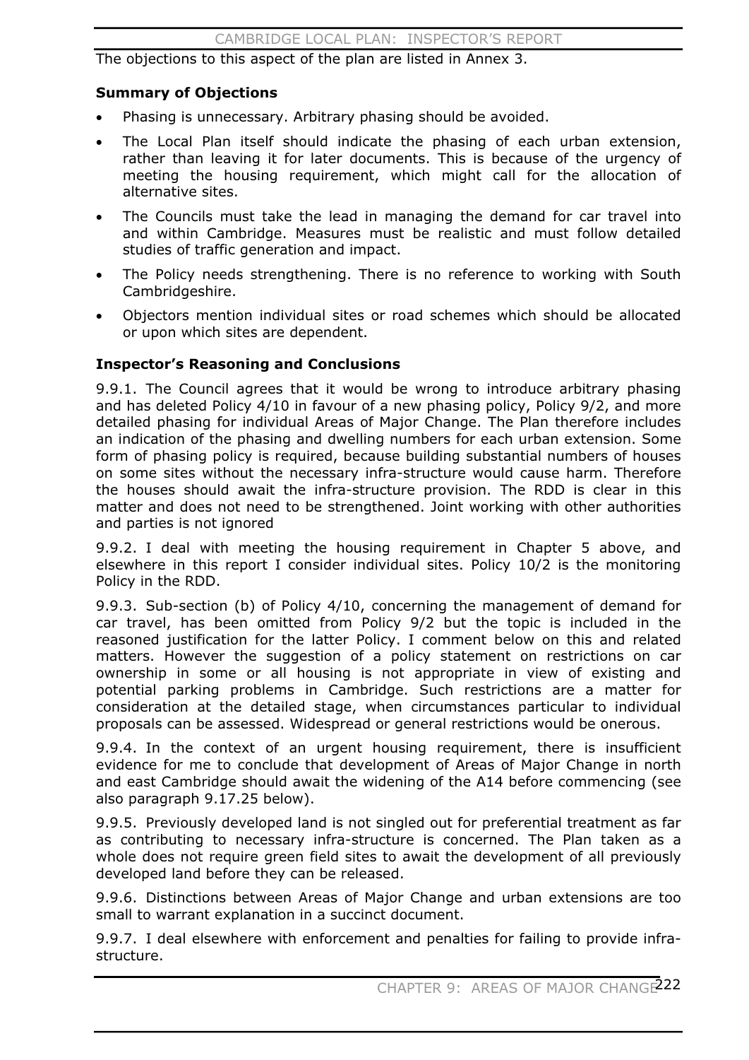The objections to this aspect of the plan are listed in Annex 3.

**Summary of Objections**

- Phasing is unnecessary. Arbitrary phasing should be avoided.
- The Local Plan itself should indicate the phasing of each urban extension, rather than leaving it for later documents. This is because of the urgency of meeting the housing requirement, which might call for the allocation of alternative sites.
- The Councils must take the lead in managing the demand for car travel into and within Cambridge. Measures must be realistic and must follow detailed studies of traffic generation and impact.
- The Policy needs strengthening. There is no reference to working with South Cambridgeshire.
- Objectors mention individual sites or road schemes which should be allocated or upon which sites are dependent.

**Inspector's Reasoning and Conclusions**

9.9.1. The Council agrees that it would be wrong to introduce arbitrary phasing and has deleted Policy 4/10 in favour of a new phasing policy, Policy 9/2, and more detailed phasing for individual Areas of Major Change. The Plan therefore includes an indication of the phasing and dwelling numbers for each urban extension. Some form of phasing policy is required, because building substantial numbers of houses on some sites without the necessary infra-structure would cause harm. Therefore the houses should await the infra-structure provision. The RDD is clear in this matter and does not need to be strengthened. Joint working with other authorities and parties is not ignored

9.9.2. I deal with meeting the housing requirement in Chapter 5 above, and elsewhere in this report I consider individual sites. Policy 10/2 is the monitoring Policy in the RDD.

9.9.3. Sub-section (b) of Policy 4/10, concerning the management of demand for car travel, has been omitted from Policy 9/2 but the topic is included in the reasoned justification for the latter Policy. I comment below on this and related matters. However the suggestion of a policy statement on restrictions on car ownership in some or all housing is not appropriate in view of existing and potential parking problems in Cambridge. Such restrictions are a matter for consideration at the detailed stage, when circumstances particular to individual proposals can be assessed. Widespread or general restrictions would be onerous.

9.9.4. In the context of an urgent housing requirement, there is insufficient evidence for me to conclude that development of Areas of Major Change in north and east Cambridge should await the widening of the A14 before commencing (see also paragraph 9.17.25 below).

9.9.5. Previously developed land is not singled out for preferential treatment as far as contributing to necessary infra-structure is concerned. The Plan taken as a whole does not require green field sites to await the development of all previously developed land before they can be released.

9.9.6. Distinctions between Areas of Major Change and urban extensions are too small to warrant explanation in a succinct document.

9.9.7. I deal elsewhere with enforcement and penalties for failing to provide infra-structure.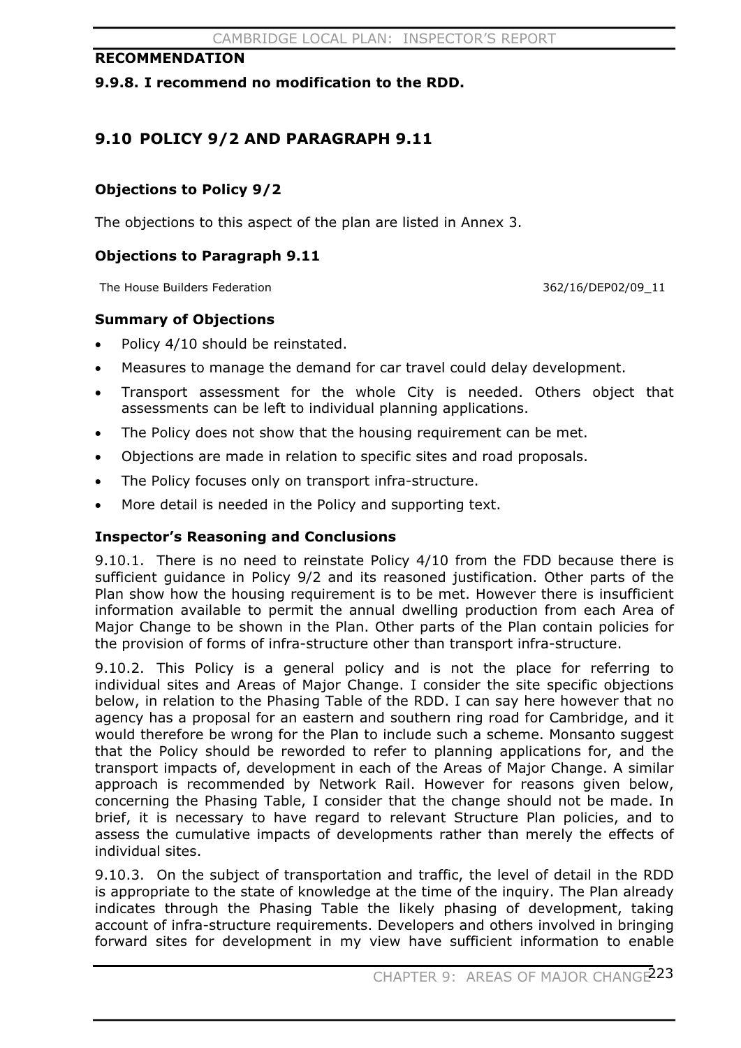### RECOMMENDATION

**9.9.8. I recommend no modification to the RDD.**

## 9.10 POLICY 9/2 AND PARAGRAPH 9.11

### Objections to Policy 9/2

The objections to this aspect of the plan are listed in Annex 3.

### Objections to Paragraph 9.11

| | |
|---|---|
| The House Builders Federation | 362/16/DEP02/09_11 |

### Summary of Objections

- Policy 4/10 should be reinstated.
- Measures to manage the demand for car travel could delay development.
- Transport assessment for the whole City is needed. Others object that assessments can be left to individual planning applications.
- The Policy does not show that the housing requirement can be met.
- Objections are made in relation to specific sites and road proposals.
- The Policy focuses only on transport infra-structure.
- More detail is needed in the Policy and supporting text.

### Inspector's Reasoning and Conclusions

9.10.1. There is no need to reinstate Policy 4/10 from the FDD because there is sufficient guidance in Policy 9/2 and its reasoned justification. Other parts of the Plan show how the housing requirement is to be met. However there is insufficient information available to permit the annual dwelling production from each Area of Major Change to be shown in the Plan. Other parts of the Plan contain policies for the provision of forms of infra-structure other than transport infra-structure.

9.10.2. This Policy is a general policy and is not the place for referring to individual sites and Areas of Major Change. I consider the site specific objections below, in relation to the Phasing Table of the RDD. I can say here however that no agency has a proposal for an eastern and southern ring road for Cambridge, and it would therefore be wrong for the Plan to include such a scheme. Monsanto suggest that the Policy should be reworded to refer to planning applications for, and the transport impacts of, development in each of the Areas of Major Change. A similar approach is recommended by Network Rail. However for reasons given below, concerning the Phasing Table, I consider that the change should not be made. In brief, it is necessary to have regard to relevant Structure Plan policies, and to assess the cumulative impacts of developments rather than merely the effects of individual sites.

9.10.3. On the subject of transportation and traffic, the level of detail in the RDD is appropriate to the state of knowledge at the time of the inquiry. The Plan already indicates through the Phasing Table the likely phasing of development, taking account of infra-structure requirements. Developers and others involved in bringing forward sites for development in my view have sufficient information to enable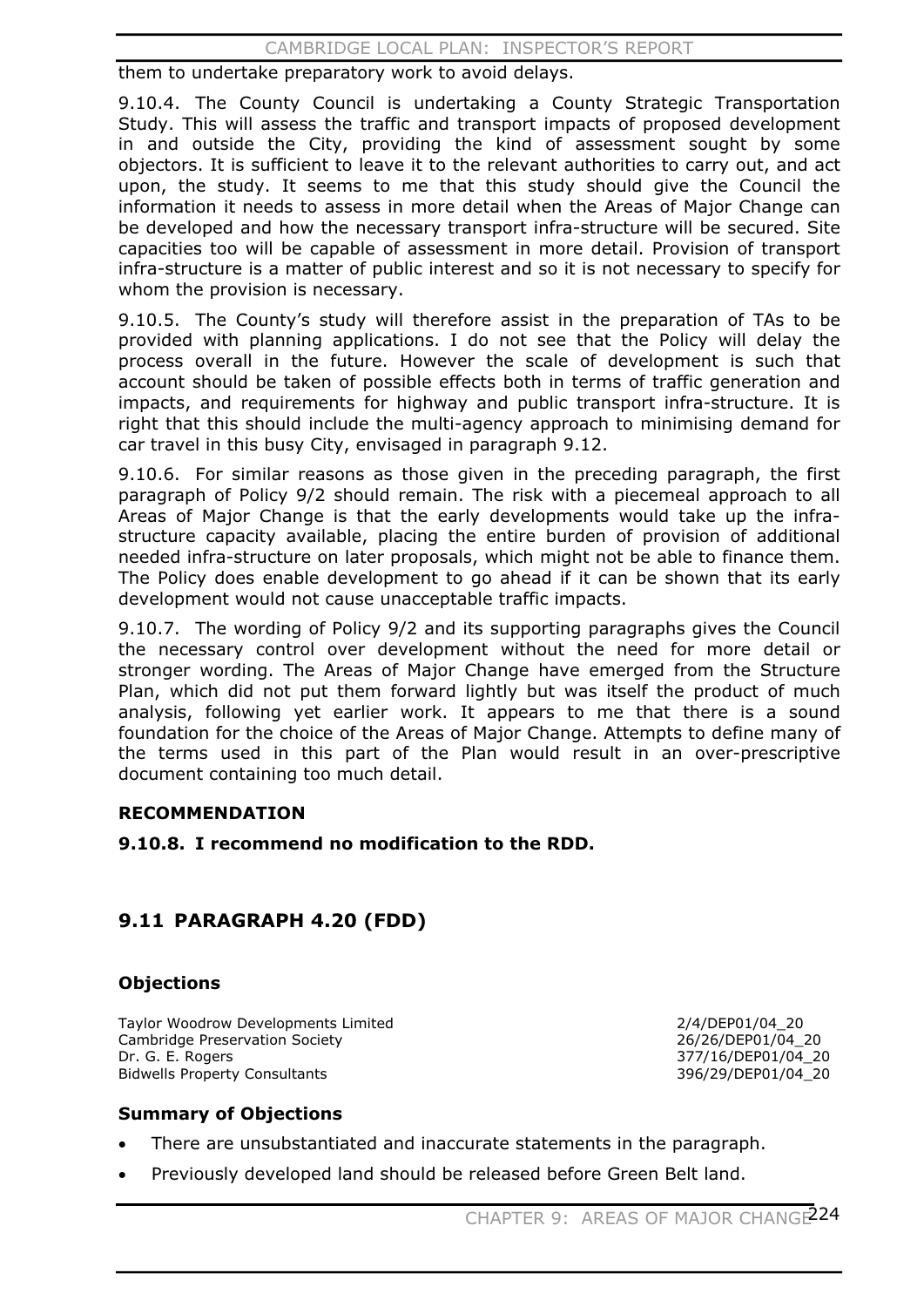them to undertake preparatory work to avoid delays.

9.10.4. The County Council is undertaking a County Strategic Transportation Study. This will assess the traffic and transport impacts of proposed development in and outside the City, providing the kind of assessment sought by some objectors. It is sufficient to leave it to the relevant authorities to carry out, and act upon, the study. It seems to me that this study should give the Council the information it needs to assess in more detail when the Areas of Major Change can be developed and how the necessary transport infra-structure will be secured. Site capacities too will be capable of assessment in more detail. Provision of transport infra-structure is a matter of public interest and so it is not necessary to specify for whom the provision is necessary.

9.10.5. The County's study will therefore assist in the preparation of TAs to be provided with planning applications. I do not see that the Policy will delay the process overall in the future. However the scale of development is such that account should be taken of possible effects both in terms of traffic generation and impacts, and requirements for highway and public transport infra-structure. It is right that this should include the multi-agency approach to minimising demand for car travel in this busy City, envisaged in paragraph 9.12.

9.10.6. For similar reasons as those given in the preceding paragraph, the first paragraph of Policy 9/2 should remain. The risk with a piecemeal approach to all Areas of Major Change is that the early developments would take up the infra-structure capacity available, placing the entire burden of provision of additional needed infra-structure on later proposals, which might not be able to finance them. The Policy does enable development to go ahead if it can be shown that its early development would not cause unacceptable traffic impacts.

9.10.7. The wording of Policy 9/2 and its supporting paragraphs gives the Council the necessary control over development without the need for more detail or stronger wording. The Areas of Major Change have emerged from the Structure Plan, which did not put them forward lightly but was itself the product of much analysis, following yet earlier work. It appears to me that there is a sound foundation for the choice of the Areas of Major Change. Attempts to define many of the terms used in this part of the Plan would result in an over-prescriptive document containing too much detail.

**RECOMMENDATION**

**9.10.8. I recommend no modification to the RDD.**

## 9.11 PARAGRAPH 4.20 (FDD)

### Objections

| | |
|---|---|
| Taylor Woodrow Developments Limited | 2/4/DEP01/04_20 |
| Cambridge Preservation Society | 26/26/DEP01/04_20 |
| Dr. G. E. Rogers | 377/16/DEP01/04_20 |
| Bidwells Property Consultants | 396/29/DEP01/04_20 |

### Summary of Objections

- There are unsubstantiated and inaccurate statements in the paragraph.
- Previously developed land should be released before Green Belt land.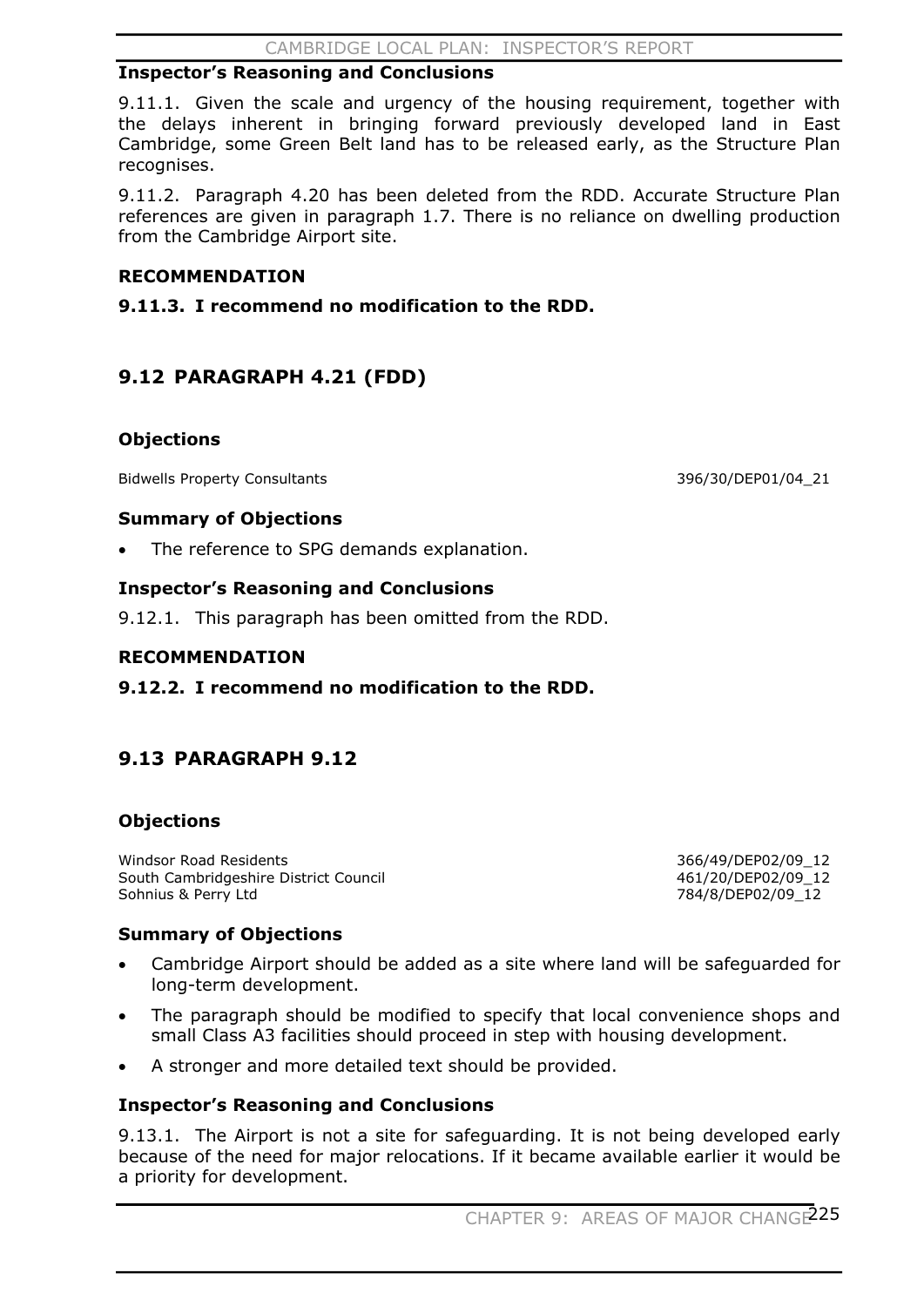### Inspector's Reasoning and Conclusions

9.11.1. Given the scale and urgency of the housing requirement, together with the delays inherent in bringing forward previously developed land in East Cambridge, some Green Belt land has to be released early, as the Structure Plan recognises.

9.11.2. Paragraph 4.20 has been deleted from the RDD. Accurate Structure Plan references are given in paragraph 1.7. There is no reliance on dwelling production from the Cambridge Airport site.

### RECOMMENDATION

**9.11.3. I recommend no modification to the RDD.**

## 9.12 PARAGRAPH 4.21 (FDD)

### Objections

Bidwells Property Consultants 396/30/DEP01/04_21

### Summary of Objections

- The reference to SPG demands explanation.

### Inspector's Reasoning and Conclusions

9.12.1. This paragraph has been omitted from the RDD.

### RECOMMENDATION

**9.12.2. I recommend no modification to the RDD.**

## 9.13 PARAGRAPH 9.12

### Objections

Windsor Road Residents 366/49/DEP02/09_12
South Cambridgeshire District Council 461/20/DEP02/09_12
Sohnius & Perry Ltd 784/8/DEP02/09_12

### Summary of Objections

- Cambridge Airport should be added as a site where land will be safeguarded for long-term development.
- The paragraph should be modified to specify that local convenience shops and small Class A3 facilities should proceed in step with housing development.
- A stronger and more detailed text should be provided.

### Inspector's Reasoning and Conclusions

9.13.1. The Airport is not a site for safeguarding. It is not being developed early because of the need for major relocations. If it became available earlier it would be a priority for development.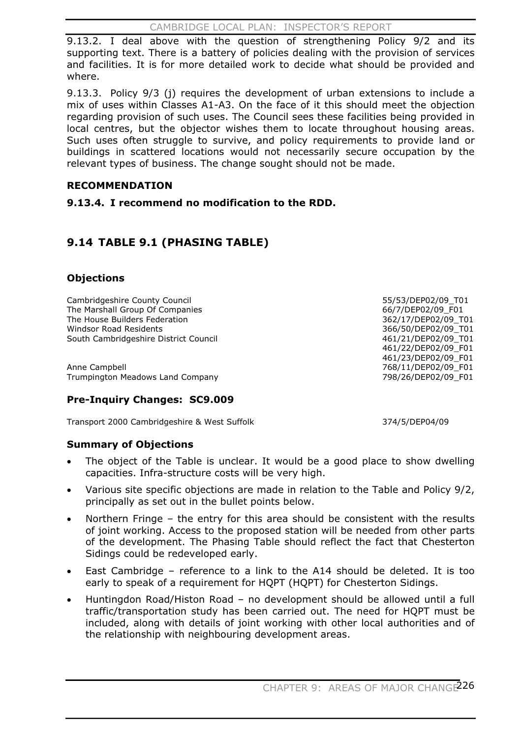9.13.2. I deal above with the question of strengthening Policy 9/2 and its supporting text. There is a battery of policies dealing with the provision of services and facilities. It is for more detailed work to decide what should be provided and where.

9.13.3. Policy 9/3 (j) requires the development of urban extensions to include a mix of uses within Classes A1-A3. On the face of it this should meet the objection regarding provision of such uses. The Council sees these facilities being provided in local centres, but the objector wishes them to locate throughout housing areas. Such uses often struggle to survive, and policy requirements to provide land or buildings in scattered locations would not necessarily secure occupation by the relevant types of business. The change sought should not be made.

**RECOMMENDATION**

**9.13.4. I recommend no modification to the RDD.**

## 9.14 TABLE 9.1 (PHASING TABLE)

### Objections

| | |
|---|---|
| Cambridgeshire County Council | 55/53/DEP02/09_T01 |
| The Marshall Group Of Companies | 66/7/DEP02/09_F01 |
| The House Builders Federation | 362/17/DEP02/09_T01 |
| Windsor Road Residents | 366/50/DEP02/09_T01 |
| South Cambridgeshire District Council | 461/21/DEP02/09_T01 |
| | 461/22/DEP02/09_F01 |
| | 461/23/DEP02/09_F01 |
| Anne Campbell | 768/11/DEP02/09_F01 |
| Trumpington Meadows Land Company | 798/26/DEP02/09_F01 |

### Pre-Inquiry Changes: SC9.009

| | |
|---|---|
| Transport 2000 Cambridgeshire & West Suffolk | 374/5/DEP04/09 |

### Summary of Objections

- The object of the Table is unclear. It would be a good place to show dwelling capacities. Infra-structure costs will be very high.
- Various site specific objections are made in relation to the Table and Policy 9/2, principally as set out in the bullet points below.
- Northern Fringe – the entry for this area should be consistent with the results of joint working. Access to the proposed station will be needed from other parts of the development. The Phasing Table should reflect the fact that Chesterton Sidings could be redeveloped early.
- East Cambridge – reference to a link to the A14 should be deleted. It is too early to speak of a requirement for HQPT (HQPT) for Chesterton Sidings.
- Huntingdon Road/Histon Road – no development should be allowed until a full traffic/transportation study has been carried out. The need for HQPT must be included, along with details of joint working with other local authorities and of the relationship with neighbouring development areas.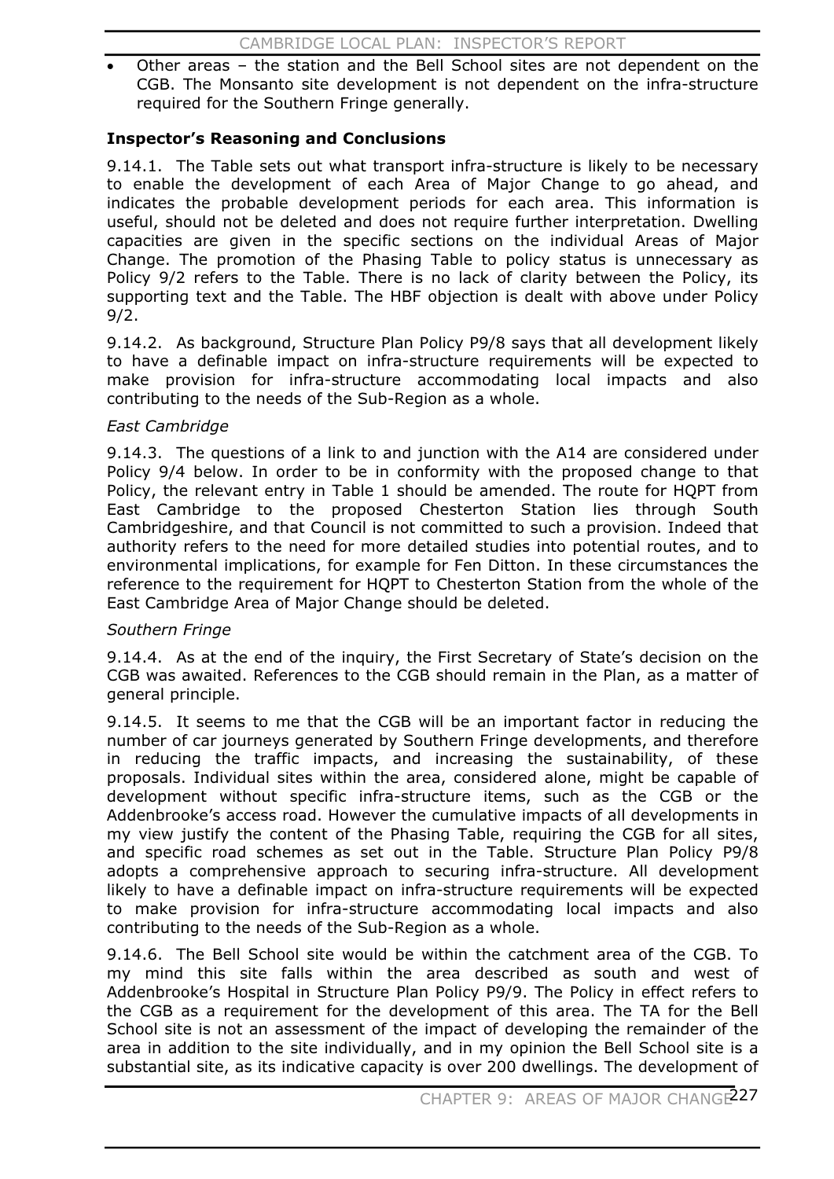- Other areas – the station and the Bell School sites are not dependent on the CGB. The Monsanto site development is not dependent on the infra-structure required for the Southern Fringe generally.

**Inspector's Reasoning and Conclusions**

9.14.1. The Table sets out what transport infra-structure is likely to be necessary to enable the development of each Area of Major Change to go ahead, and indicates the probable development periods for each area. This information is useful, should not be deleted and does not require further interpretation. Dwelling capacities are given in the specific sections on the individual Areas of Major Change. The promotion of the Phasing Table to policy status is unnecessary as Policy 9/2 refers to the Table. There is no lack of clarity between the Policy, its supporting text and the Table. The HBF objection is dealt with above under Policy 9/2.

9.14.2. As background, Structure Plan Policy P9/8 says that all development likely to have a definable impact on infra-structure requirements will be expected to make provision for infra-structure accommodating local impacts and also contributing to the needs of the Sub-Region as a whole.

*East Cambridge*

9.14.3. The questions of a link to and junction with the A14 are considered under Policy 9/4 below. In order to be in conformity with the proposed change to that Policy, the relevant entry in Table 1 should be amended. The route for HQPT from East Cambridge to the proposed Chesterton Station lies through South Cambridgeshire, and that Council is not committed to such a provision. Indeed that authority refers to the need for more detailed studies into potential routes, and to environmental implications, for example for Fen Ditton. In these circumstances the reference to the requirement for HQPT to Chesterton Station from the whole of the East Cambridge Area of Major Change should be deleted.

*Southern Fringe*

9.14.4. As at the end of the inquiry, the First Secretary of State's decision on the CGB was awaited. References to the CGB should remain in the Plan, as a matter of general principle.

9.14.5. It seems to me that the CGB will be an important factor in reducing the number of car journeys generated by Southern Fringe developments, and therefore in reducing the traffic impacts, and increasing the sustainability, of these proposals. Individual sites within the area, considered alone, might be capable of development without specific infra-structure items, such as the CGB or the Addenbrooke's access road. However the cumulative impacts of all developments in my view justify the content of the Phasing Table, requiring the CGB for all sites, and specific road schemes as set out in the Table. Structure Plan Policy P9/8 adopts a comprehensive approach to securing infra-structure. All development likely to have a definable impact on infra-structure requirements will be expected to make provision for infra-structure accommodating local impacts and also contributing to the needs of the Sub-Region as a whole.

9.14.6. The Bell School site would be within the catchment area of the CGB. To my mind this site falls within the area described as south and west of Addenbrooke's Hospital in Structure Plan Policy P9/9. The Policy in effect refers to the CGB as a requirement for the development of this area. The TA for the Bell School site is not an assessment of the impact of developing the remainder of the area in addition to the site individually, and in my opinion the Bell School site is a substantial site, as its indicative capacity is over 200 dwellings. The development of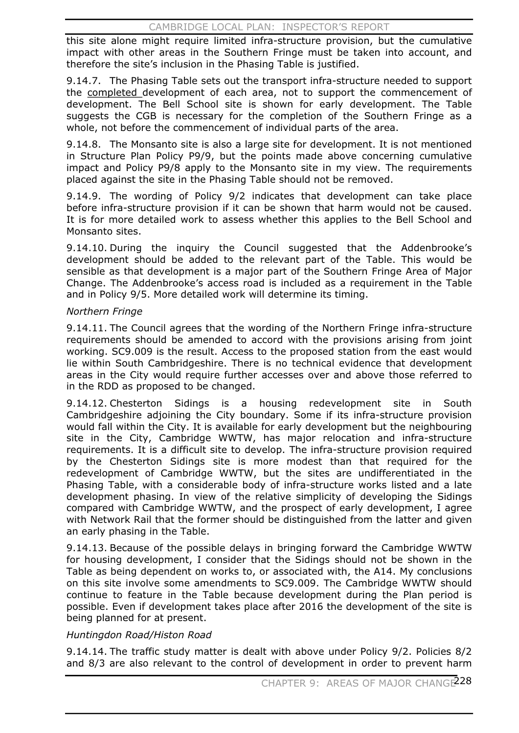this site alone might require limited infra-structure provision, but the cumulative impact with other areas in the Southern Fringe must be taken into account, and therefore the site's inclusion in the Phasing Table is justified.

9.14.7. The Phasing Table sets out the transport infra-structure needed to support the completed development of each area, not to support the commencement of development. The Bell School site is shown for early development. The Table suggests the CGB is necessary for the completion of the Southern Fringe as a whole, not before the commencement of individual parts of the area.

9.14.8. The Monsanto site is also a large site for development. It is not mentioned in Structure Plan Policy P9/9, but the points made above concerning cumulative impact and Policy P9/8 apply to the Monsanto site in my view. The requirements placed against the site in the Phasing Table should not be removed.

9.14.9. The wording of Policy 9/2 indicates that development can take place before infra-structure provision if it can be shown that harm would not be caused. It is for more detailed work to assess whether this applies to the Bell School and Monsanto sites.

9.14.10. During the inquiry the Council suggested that the Addenbrooke's development should be added to the relevant part of the Table. This would be sensible as that development is a major part of the Southern Fringe Area of Major Change. The Addenbrooke's access road is included as a requirement in the Table and in Policy 9/5. More detailed work will determine its timing.

*Northern Fringe*

9.14.11. The Council agrees that the wording of the Northern Fringe infra-structure requirements should be amended to accord with the provisions arising from joint working. SC9.009 is the result. Access to the proposed station from the east would lie within South Cambridgeshire. There is no technical evidence that development areas in the City would require further accesses over and above those referred to in the RDD as proposed to be changed.

9.14.12. Chesterton Sidings is a housing redevelopment site in South Cambridgeshire adjoining the City boundary. Some if its infra-structure provision would fall within the City. It is available for early development but the neighbouring site in the City, Cambridge WWTW, has major relocation and infra-structure requirements. It is a difficult site to develop. The infra-structure provision required by the Chesterton Sidings site is more modest than that required for the redevelopment of Cambridge WWTW, but the sites are undifferentiated in the Phasing Table, with a considerable body of infra-structure works listed and a late development phasing. In view of the relative simplicity of developing the Sidings compared with Cambridge WWTW, and the prospect of early development, I agree with Network Rail that the former should be distinguished from the latter and given an early phasing in the Table.

9.14.13. Because of the possible delays in bringing forward the Cambridge WWTW for housing development, I consider that the Sidings should not be shown in the Table as being dependent on works to, or associated with, the A14. My conclusions on this site involve some amendments to SC9.009. The Cambridge WWTW should continue to feature in the Table because development during the Plan period is possible. Even if development takes place after 2016 the development of the site is being planned for at present.

*Huntingdon Road/Histon Road*

9.14.14. The traffic study matter is dealt with above under Policy 9/2. Policies 8/2 and 8/3 are also relevant to the control of development in order to prevent harm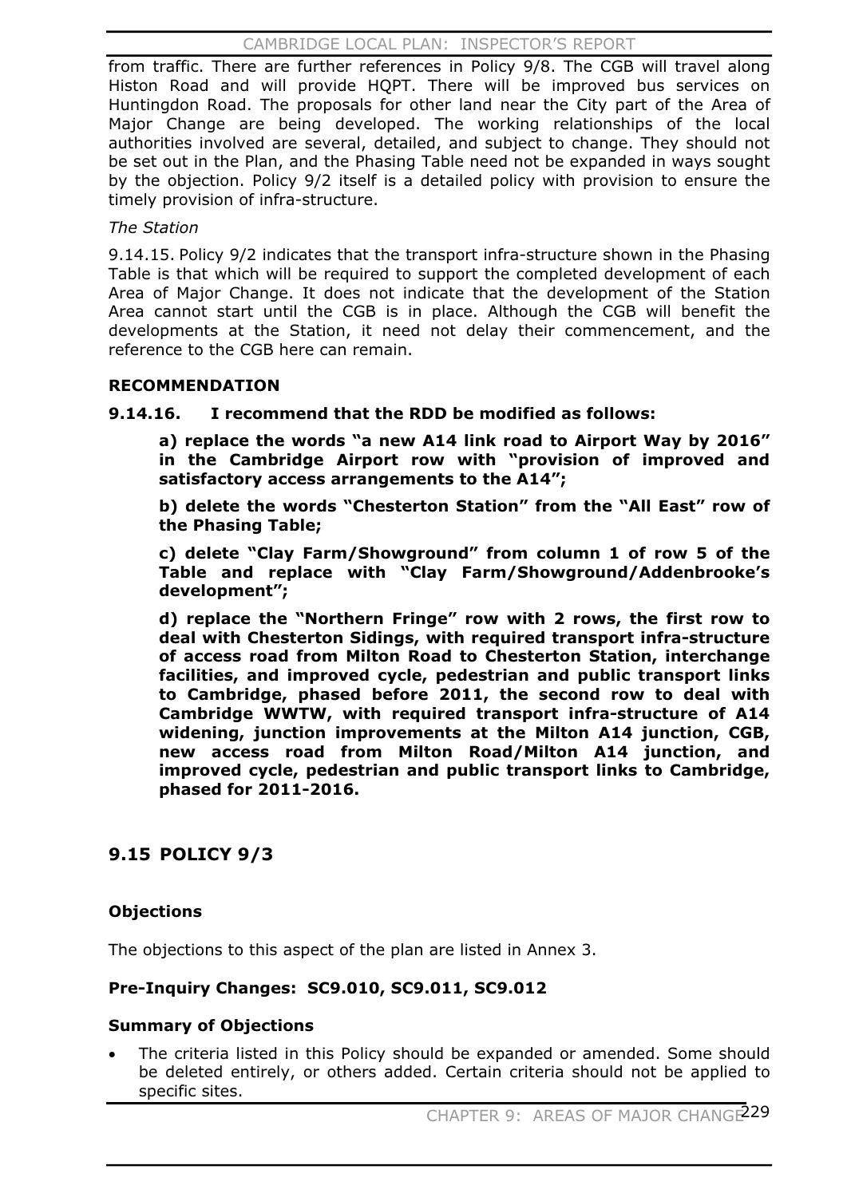from traffic. There are further references in Policy 9/8. The CGB will travel along Histon Road and will provide HQPT. There will be improved bus services on Huntingdon Road. The proposals for other land near the City part of the Area of Major Change are being developed. The working relationships of the local authorities involved are several, detailed, and subject to change. They should not be set out in the Plan, and the Phasing Table need not be expanded in ways sought by the objection. Policy 9/2 itself is a detailed policy with provision to ensure the timely provision of infra-structure.

*The Station*

9.14.15. Policy 9/2 indicates that the transport infra-structure shown in the Phasing Table is that which will be required to support the completed development of each Area of Major Change. It does not indicate that the development of the Station Area cannot start until the CGB is in place. Although the CGB will benefit the developments at the Station, it need not delay their commencement, and the reference to the CGB here can remain.

**RECOMMENDATION**

**9.14.16. I recommend that the RDD be modified as follows:**

**a) replace the words "a new A14 link road to Airport Way by 2016" in the Cambridge Airport row with "provision of improved and satisfactory access arrangements to the A14";**

**b) delete the words "Chesterton Station" from the "All East" row of the Phasing Table;**

**c) delete "Clay Farm/Showground" from column 1 of row 5 of the Table and replace with "Clay Farm/Showground/Addenbrooke's development";**

**d) replace the "Northern Fringe" row with 2 rows, the first row to deal with Chesterton Sidings, with required transport infra-structure of access road from Milton Road to Chesterton Station, interchange facilities, and improved cycle, pedestrian and public transport links to Cambridge, phased before 2011, the second row to deal with Cambridge WWTW, with required transport infra-structure of A14 widening, junction improvements at the Milton A14 junction, CGB, new access road from Milton Road/Milton A14 junction, and improved cycle, pedestrian and public transport links to Cambridge, phased for 2011-2016.**

## 9.15 POLICY 9/3

**Objections**

The objections to this aspect of the plan are listed in Annex 3.

**Pre-Inquiry Changes: SC9.010, SC9.011, SC9.012**

**Summary of Objections**

- The criteria listed in this Policy should be expanded or amended. Some should be deleted entirely, or others added. Certain criteria should not be applied to specific sites.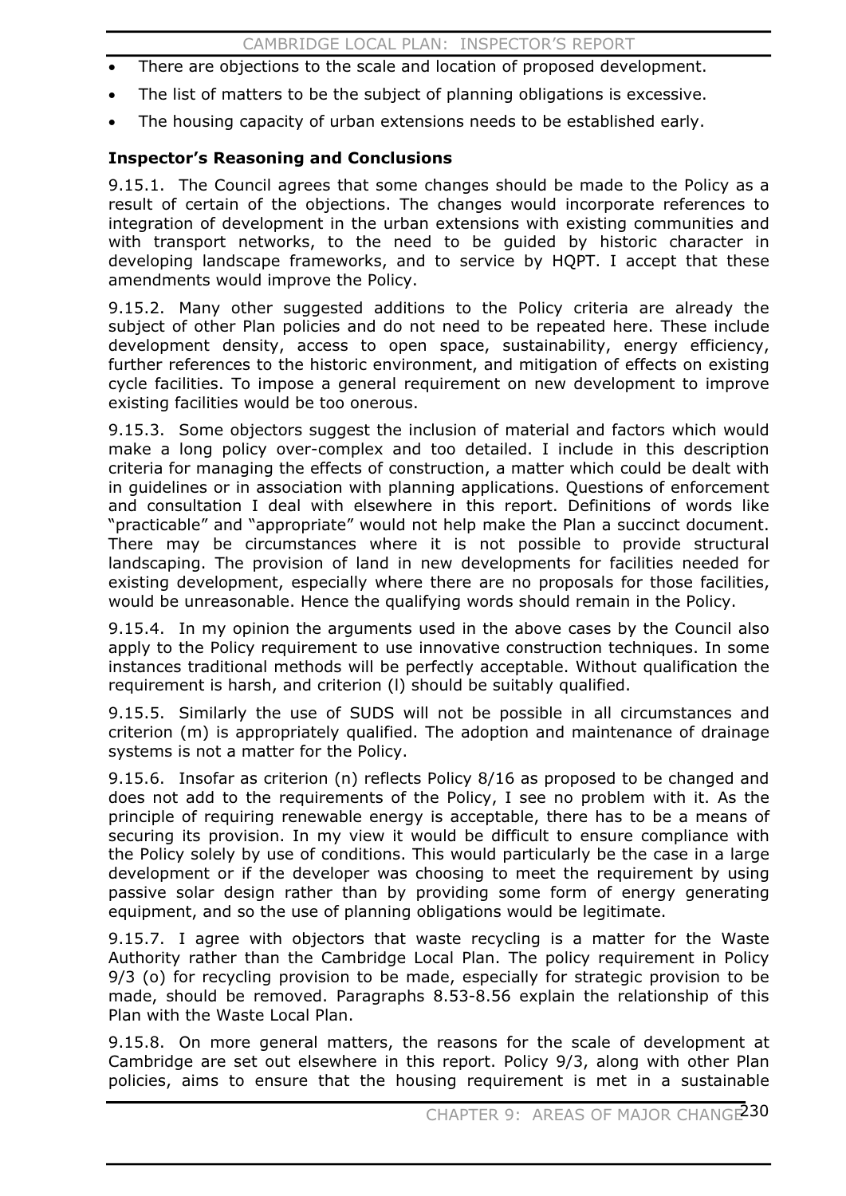- There are objections to the scale and location of proposed development.
- The list of matters to be the subject of planning obligations is excessive.
- The housing capacity of urban extensions needs to be established early.

**Inspector's Reasoning and Conclusions**

9.15.1. The Council agrees that some changes should be made to the Policy as a result of certain of the objections. The changes would incorporate references to integration of development in the urban extensions with existing communities and with transport networks, to the need to be guided by historic character in developing landscape frameworks, and to service by HQPT. I accept that these amendments would improve the Policy.

9.15.2. Many other suggested additions to the Policy criteria are already the subject of other Plan policies and do not need to be repeated here. These include development density, access to open space, sustainability, energy efficiency, further references to the historic environment, and mitigation of effects on existing cycle facilities. To impose a general requirement on new development to improve existing facilities would be too onerous.

9.15.3. Some objectors suggest the inclusion of material and factors which would make a long policy over-complex and too detailed. I include in this description criteria for managing the effects of construction, a matter which could be dealt with in guidelines or in association with planning applications. Questions of enforcement and consultation I deal with elsewhere in this report. Definitions of words like "practicable" and "appropriate" would not help make the Plan a succinct document. There may be circumstances where it is not possible to provide structural landscaping. The provision of land in new developments for facilities needed for existing development, especially where there are no proposals for those facilities, would be unreasonable. Hence the qualifying words should remain in the Policy.

9.15.4. In my opinion the arguments used in the above cases by the Council also apply to the Policy requirement to use innovative construction techniques. In some instances traditional methods will be perfectly acceptable. Without qualification the requirement is harsh, and criterion (l) should be suitably qualified.

9.15.5. Similarly the use of SUDS will not be possible in all circumstances and criterion (m) is appropriately qualified. The adoption and maintenance of drainage systems is not a matter for the Policy.

9.15.6. Insofar as criterion (n) reflects Policy 8/16 as proposed to be changed and does not add to the requirements of the Policy, I see no problem with it. As the principle of requiring renewable energy is acceptable, there has to be a means of securing its provision. In my view it would be difficult to ensure compliance with the Policy solely by use of conditions. This would particularly be the case in a large development or if the developer was choosing to meet the requirement by using passive solar design rather than by providing some form of energy generating equipment, and so the use of planning obligations would be legitimate.

9.15.7. I agree with objectors that waste recycling is a matter for the Waste Authority rather than the Cambridge Local Plan. The policy requirement in Policy 9/3 (o) for recycling provision to be made, especially for strategic provision to be made, should be removed. Paragraphs 8.53-8.56 explain the relationship of this Plan with the Waste Local Plan.

9.15.8. On more general matters, the reasons for the scale of development at Cambridge are set out elsewhere in this report. Policy 9/3, along with other Plan policies, aims to ensure that the housing requirement is met in a sustainable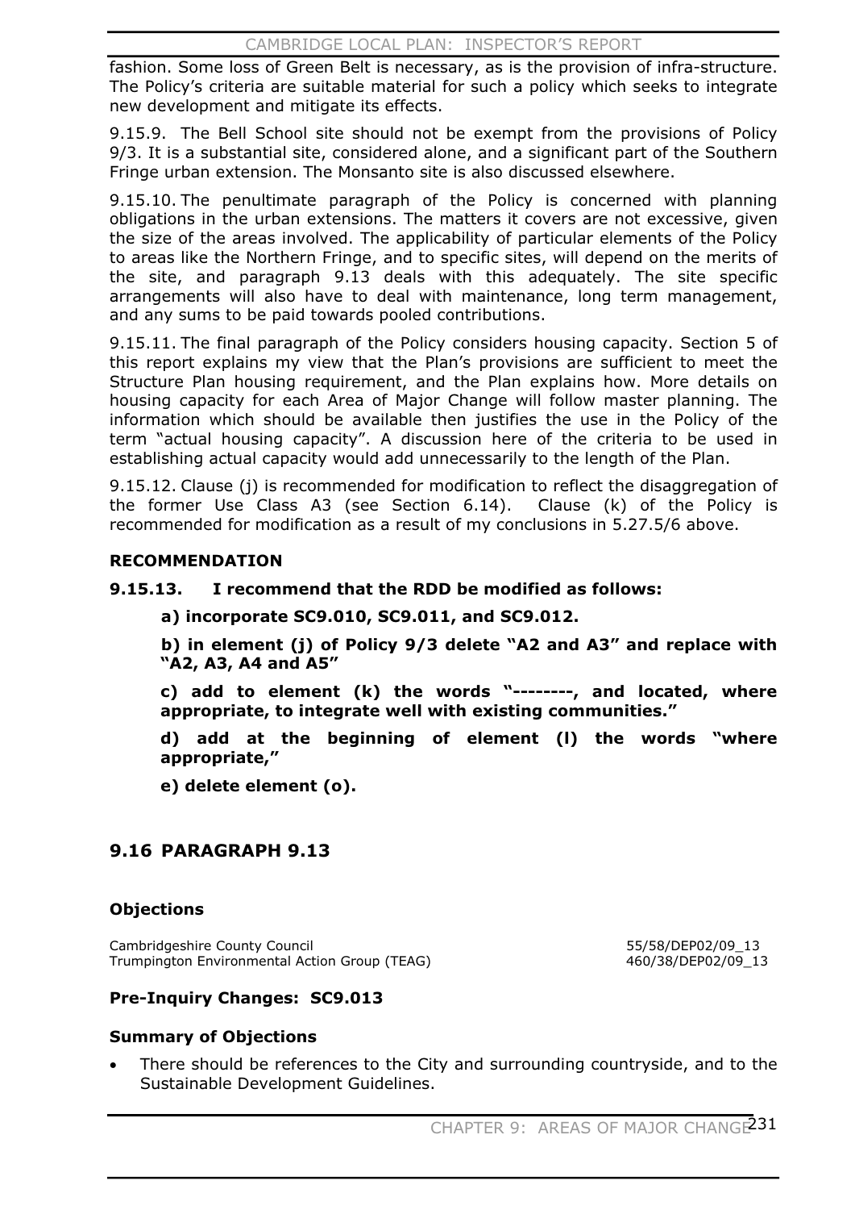fashion. Some loss of Green Belt is necessary, as is the provision of infra-structure. The Policy's criteria are suitable material for such a policy which seeks to integrate new development and mitigate its effects.

9.15.9. The Bell School site should not be exempt from the provisions of Policy 9/3. It is a substantial site, considered alone, and a significant part of the Southern Fringe urban extension. The Monsanto site is also discussed elsewhere.

9.15.10. The penultimate paragraph of the Policy is concerned with planning obligations in the urban extensions. The matters it covers are not excessive, given the size of the areas involved. The applicability of particular elements of the Policy to areas like the Northern Fringe, and to specific sites, will depend on the merits of the site, and paragraph 9.13 deals with this adequately. The site specific arrangements will also have to deal with maintenance, long term management, and any sums to be paid towards pooled contributions.

9.15.11. The final paragraph of the Policy considers housing capacity. Section 5 of this report explains my view that the Plan's provisions are sufficient to meet the Structure Plan housing requirement, and the Plan explains how. More details on housing capacity for each Area of Major Change will follow master planning. The information which should be available then justifies the use in the Policy of the term "actual housing capacity". A discussion here of the criteria to be used in establishing actual capacity would add unnecessarily to the length of the Plan.

9.15.12. Clause (j) is recommended for modification to reflect the disaggregation of the former Use Class A3 (see Section 6.14). Clause (k) of the Policy is recommended for modification as a result of my conclusions in 5.27.5/6 above.

**RECOMMENDATION**

**9.15.13. I recommend that the RDD be modified as follows:**

**a) incorporate SC9.010, SC9.011, and SC9.012.**

**b) in element (j) of Policy 9/3 delete "A2 and A3" and replace with "A2, A3, A4 and A5"**

**c) add to element (k) the words "--------, and located, where appropriate, to integrate well with existing communities."**

**d) add at the beginning of element (l) the words "where appropriate,"**

**e) delete element (o).**

## 9.16 PARAGRAPH 9.13

### Objections

| | |
|---|---|
| Cambridgeshire County Council | 55/58/DEP02/09_13 |
| Trumpington Environmental Action Group (TEAG) | 460/38/DEP02/09_13 |

### Pre-Inquiry Changes: SC9.013

### Summary of Objections

- There should be references to the City and surrounding countryside, and to the Sustainable Development Guidelines.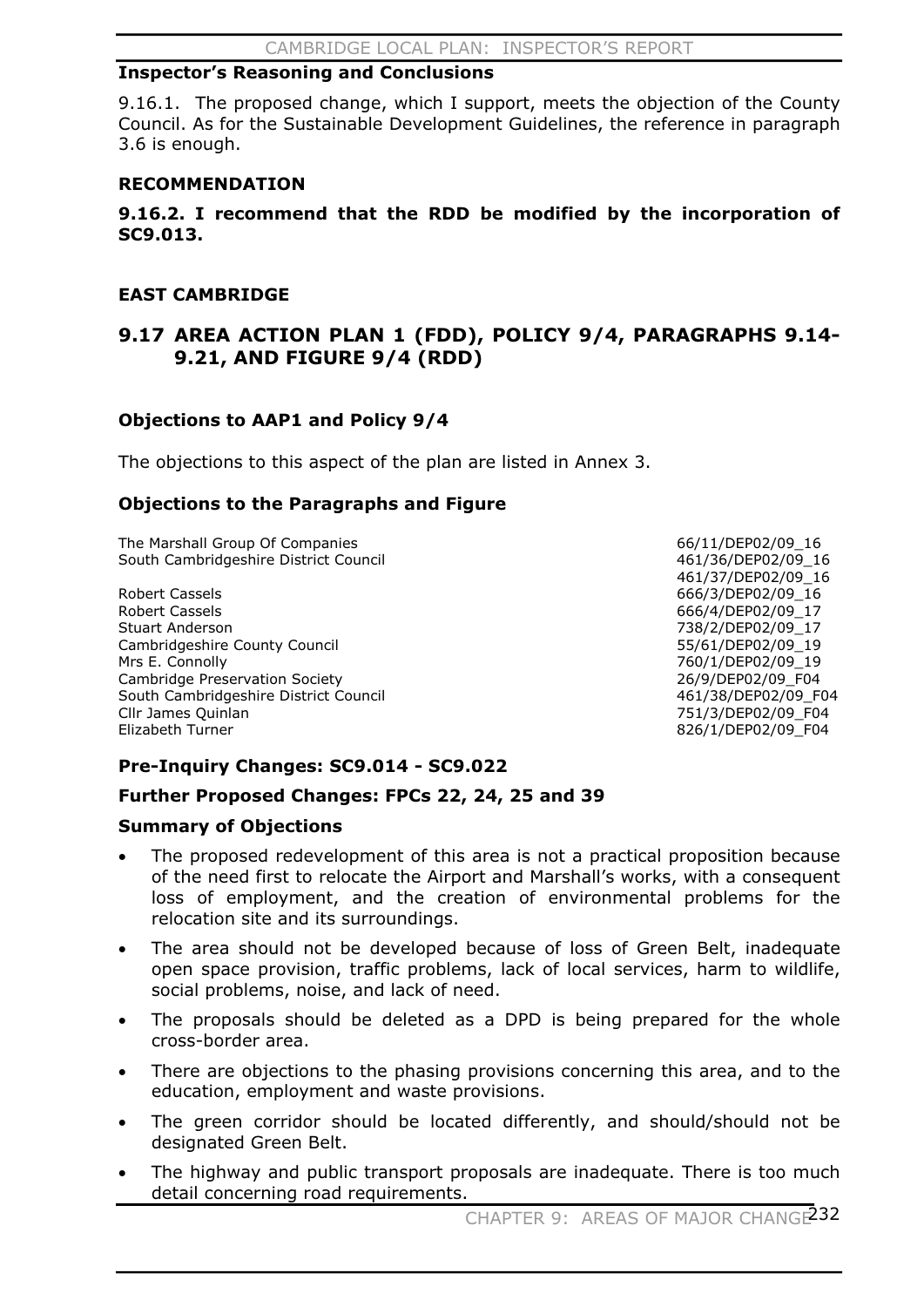### Inspector's Reasoning and Conclusions

9.16.1. The proposed change, which I support, meets the objection of the County Council. As for the Sustainable Development Guidelines, the reference in paragraph 3.6 is enough.

### RECOMMENDATION

**9.16.2. I recommend that the RDD be modified by the incorporation of SC9.013.**

### EAST CAMBRIDGE

## 9.17 AREA ACTION PLAN 1 (FDD), POLICY 9/4, PARAGRAPHS 9.14-9.21, AND FIGURE 9/4 (RDD)

### Objections to AAP1 and Policy 9/4

The objections to this aspect of the plan are listed in Annex 3.

### Objections to the Paragraphs and Figure

| | |
|---|---|
| The Marshall Group Of Companies | 66/11/DEP02/09_16 |
| South Cambridgeshire District Council | 461/36/DEP02/09_16 |
| | 461/37/DEP02/09_16 |
| Robert Cassels | 666/3/DEP02/09_16 |
| Robert Cassels | 666/4/DEP02/09_17 |
| Stuart Anderson | 738/2/DEP02/09_17 |
| Cambridgeshire County Council | 55/61/DEP02/09_19 |
| Mrs E. Connolly | 760/1/DEP02/09_19 |
| Cambridge Preservation Society | 26/9/DEP02/09_F04 |
| South Cambridgeshire District Council | 461/38/DEP02/09_F04 |
| Cllr James Quinlan | 751/3/DEP02/09_F04 |
| Elizabeth Turner | 826/1/DEP02/09_F04 |

### Pre-Inquiry Changes: SC9.014 - SC9.022

### Further Proposed Changes: FPCs 22, 24, 25 and 39

### Summary of Objections

- The proposed redevelopment of this area is not a practical proposition because of the need first to relocate the Airport and Marshall's works, with a consequent loss of employment, and the creation of environmental problems for the relocation site and its surroundings.
- The area should not be developed because of loss of Green Belt, inadequate open space provision, traffic problems, lack of local services, harm to wildlife, social problems, noise, and lack of need.
- The proposals should be deleted as a DPD is being prepared for the whole cross-border area.
- There are objections to the phasing provisions concerning this area, and to the education, employment and waste provisions.
- The green corridor should be located differently, and should/should not be designated Green Belt.
- The highway and public transport proposals are inadequate. There is too much detail concerning road requirements.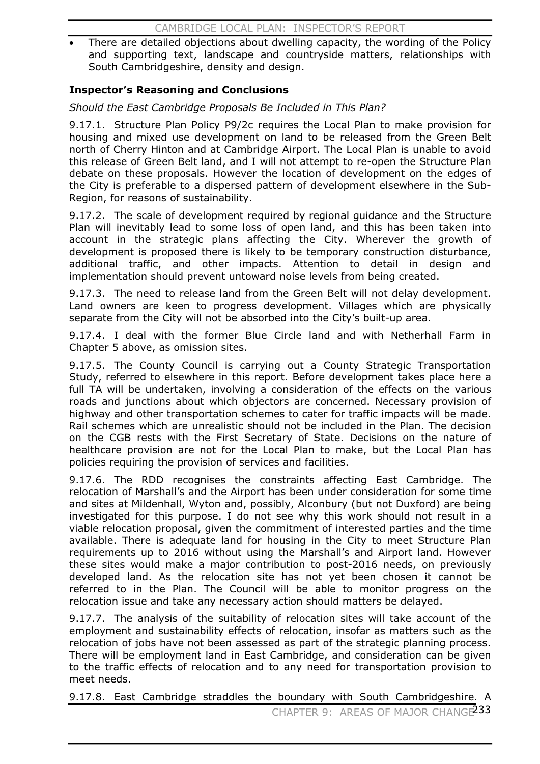- There are detailed objections about dwelling capacity, the wording of the Policy and supporting text, landscape and countryside matters, relationships with South Cambridgeshire, density and design.

**Inspector's Reasoning and Conclusions**

*Should the East Cambridge Proposals Be Included in This Plan?*

9.17.1. Structure Plan Policy P9/2c requires the Local Plan to make provision for housing and mixed use development on land to be released from the Green Belt north of Cherry Hinton and at Cambridge Airport. The Local Plan is unable to avoid this release of Green Belt land, and I will not attempt to re-open the Structure Plan debate on these proposals. However the location of development on the edges of the City is preferable to a dispersed pattern of development elsewhere in the Sub-Region, for reasons of sustainability.

9.17.2. The scale of development required by regional guidance and the Structure Plan will inevitably lead to some loss of open land, and this has been taken into account in the strategic plans affecting the City. Wherever the growth of development is proposed there is likely to be temporary construction disturbance, additional traffic, and other impacts. Attention to detail in design and implementation should prevent untoward noise levels from being created.

9.17.3. The need to release land from the Green Belt will not delay development. Land owners are keen to progress development. Villages which are physically separate from the City will not be absorbed into the City's built-up area.

9.17.4. I deal with the former Blue Circle land and with Netherhall Farm in Chapter 5 above, as omission sites.

9.17.5. The County Council is carrying out a County Strategic Transportation Study, referred to elsewhere in this report. Before development takes place here a full TA will be undertaken, involving a consideration of the effects on the various roads and junctions about which objectors are concerned. Necessary provision of highway and other transportation schemes to cater for traffic impacts will be made. Rail schemes which are unrealistic should not be included in the Plan. The decision on the CGB rests with the First Secretary of State. Decisions on the nature of healthcare provision are not for the Local Plan to make, but the Local Plan has policies requiring the provision of services and facilities.

9.17.6. The RDD recognises the constraints affecting East Cambridge. The relocation of Marshall's and the Airport has been under consideration for some time and sites at Mildenhall, Wyton and, possibly, Alconbury (but not Duxford) are being investigated for this purpose. I do not see why this work should not result in a viable relocation proposal, given the commitment of interested parties and the time available. There is adequate land for housing in the City to meet Structure Plan requirements up to 2016 without using the Marshall's and Airport land. However these sites would make a major contribution to post-2016 needs, on previously developed land. As the relocation site has not yet been chosen it cannot be referred to in the Plan. The Council will be able to monitor progress on the relocation issue and take any necessary action should matters be delayed.

9.17.7. The analysis of the suitability of relocation sites will take account of the employment and sustainability effects of relocation, insofar as matters such as the relocation of jobs have not been assessed as part of the strategic planning process. There will be employment land in East Cambridge, and consideration can be given to the traffic effects of relocation and to any need for transportation provision to meet needs.

9.17.8. East Cambridge straddles the boundary with South Cambridgeshire. A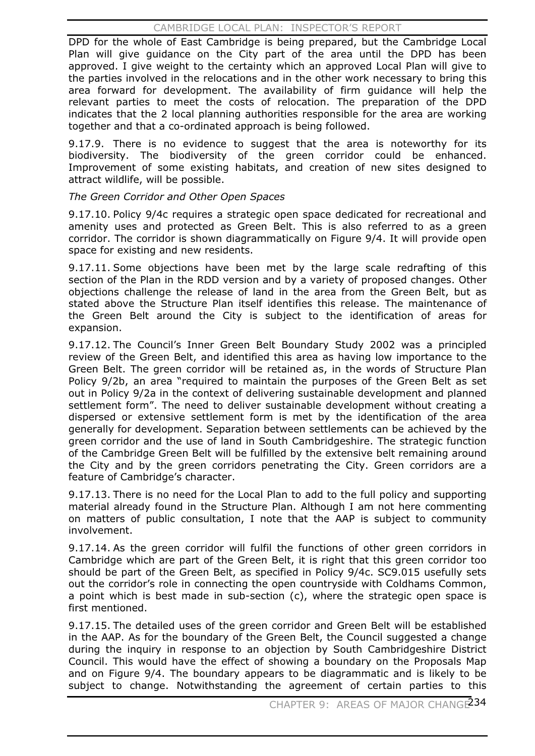DPD for the whole of East Cambridge is being prepared, but the Cambridge Local Plan will give guidance on the City part of the area until the DPD has been approved. I give weight to the certainty which an approved Local Plan will give to the parties involved in the relocations and in the other work necessary to bring this area forward for development. The availability of firm guidance will help the relevant parties to meet the costs of relocation. The preparation of the DPD indicates that the 2 local planning authorities responsible for the area are working together and that a co-ordinated approach is being followed.

9.17.9. There is no evidence to suggest that the area is noteworthy for its biodiversity. The biodiversity of the green corridor could be enhanced. Improvement of some existing habitats, and creation of new sites designed to attract wildlife, will be possible.

*The Green Corridor and Other Open Spaces*

9.17.10. Policy 9/4c requires a strategic open space dedicated for recreational and amenity uses and protected as Green Belt. This is also referred to as a green corridor. The corridor is shown diagrammatically on Figure 9/4. It will provide open space for existing and new residents.

9.17.11. Some objections have been met by the large scale redrafting of this section of the Plan in the RDD version and by a variety of proposed changes. Other objections challenge the release of land in the area from the Green Belt, but as stated above the Structure Plan itself identifies this release. The maintenance of the Green Belt around the City is subject to the identification of areas for expansion.

9.17.12. The Council's Inner Green Belt Boundary Study 2002 was a principled review of the Green Belt, and identified this area as having low importance to the Green Belt. The green corridor will be retained as, in the words of Structure Plan Policy 9/2b, an area "required to maintain the purposes of the Green Belt as set out in Policy 9/2a in the context of delivering sustainable development and planned settlement form". The need to deliver sustainable development without creating a dispersed or extensive settlement form is met by the identification of the area generally for development. Separation between settlements can be achieved by the green corridor and the use of land in South Cambridgeshire. The strategic function of the Cambridge Green Belt will be fulfilled by the extensive belt remaining around the City and by the green corridors penetrating the City. Green corridors are a feature of Cambridge's character.

9.17.13. There is no need for the Local Plan to add to the full policy and supporting material already found in the Structure Plan. Although I am not here commenting on matters of public consultation, I note that the AAP is subject to community involvement.

9.17.14. As the green corridor will fulfil the functions of other green corridors in Cambridge which are part of the Green Belt, it is right that this green corridor too should be part of the Green Belt, as specified in Policy 9/4c. SC9.015 usefully sets out the corridor's role in connecting the open countryside with Coldhams Common, a point which is best made in sub-section (c), where the strategic open space is first mentioned.

9.17.15. The detailed uses of the green corridor and Green Belt will be established in the AAP. As for the boundary of the Green Belt, the Council suggested a change during the inquiry in response to an objection by South Cambridgeshire District Council. This would have the effect of showing a boundary on the Proposals Map and on Figure 9/4. The boundary appears to be diagrammatic and is likely to be subject to change. Notwithstanding the agreement of certain parties to this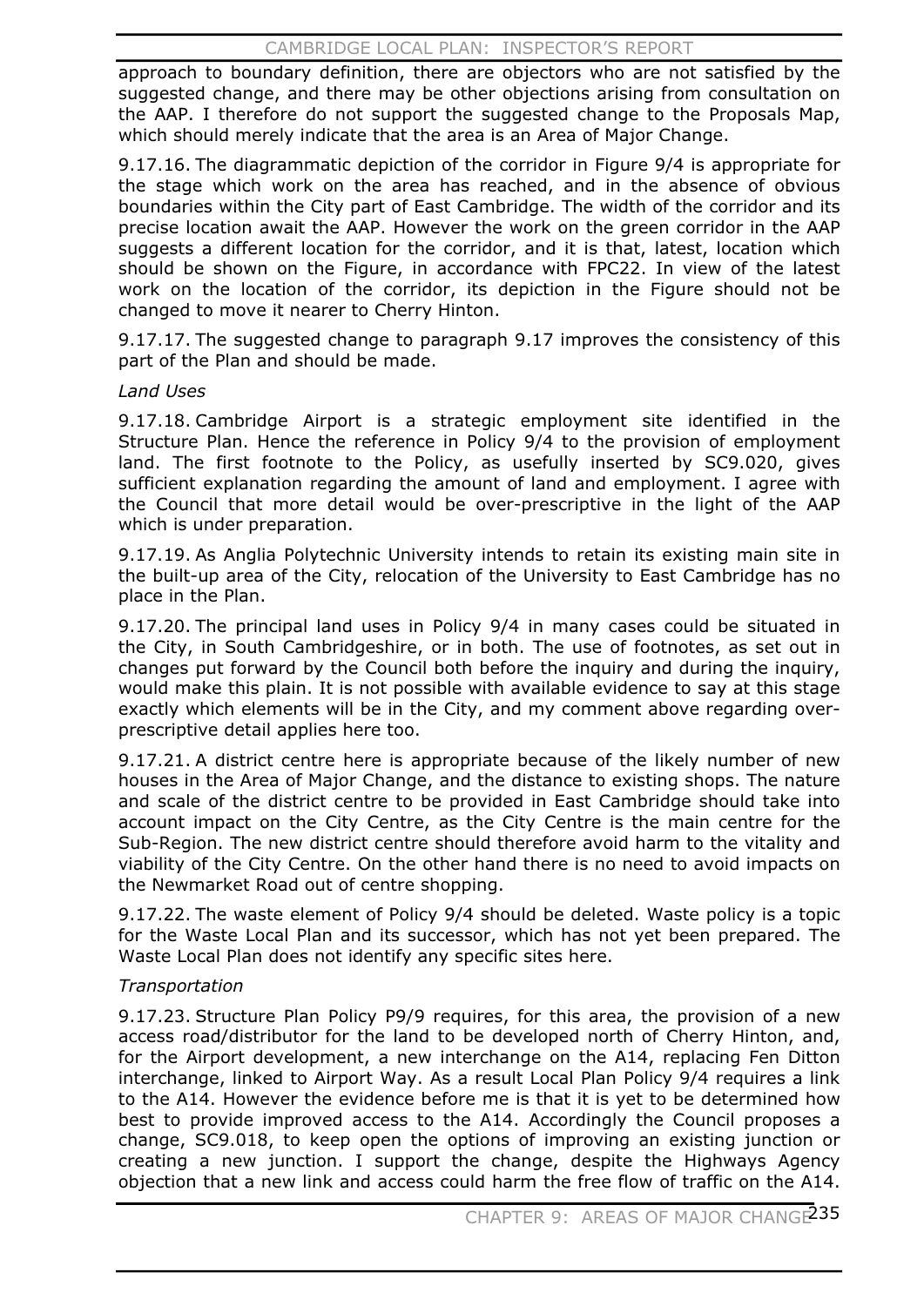approach to boundary definition, there are objectors who are not satisfied by the suggested change, and there may be other objections arising from consultation on the AAP. I therefore do not support the suggested change to the Proposals Map, which should merely indicate that the area is an Area of Major Change.

9.17.16. The diagrammatic depiction of the corridor in Figure 9/4 is appropriate for the stage which work on the area has reached, and in the absence of obvious boundaries within the City part of East Cambridge. The width of the corridor and its precise location await the AAP. However the work on the green corridor in the AAP suggests a different location for the corridor, and it is that, latest, location which should be shown on the Figure, in accordance with FPC22. In view of the latest work on the location of the corridor, its depiction in the Figure should not be changed to move it nearer to Cherry Hinton.

9.17.17. The suggested change to paragraph 9.17 improves the consistency of this part of the Plan and should be made.

*Land Uses*

9.17.18. Cambridge Airport is a strategic employment site identified in the Structure Plan. Hence the reference in Policy 9/4 to the provision of employment land. The first footnote to the Policy, as usefully inserted by SC9.020, gives sufficient explanation regarding the amount of land and employment. I agree with the Council that more detail would be over-prescriptive in the light of the AAP which is under preparation.

9.17.19. As Anglia Polytechnic University intends to retain its existing main site in the built-up area of the City, relocation of the University to East Cambridge has no place in the Plan.

9.17.20. The principal land uses in Policy 9/4 in many cases could be situated in the City, in South Cambridgeshire, or in both. The use of footnotes, as set out in changes put forward by the Council both before the inquiry and during the inquiry, would make this plain. It is not possible with available evidence to say at this stage exactly which elements will be in the City, and my comment above regarding over-prescriptive detail applies here too.

9.17.21. A district centre here is appropriate because of the likely number of new houses in the Area of Major Change, and the distance to existing shops. The nature and scale of the district centre to be provided in East Cambridge should take into account impact on the City Centre, as the City Centre is the main centre for the Sub-Region. The new district centre should therefore avoid harm to the vitality and viability of the City Centre. On the other hand there is no need to avoid impacts on the Newmarket Road out of centre shopping.

9.17.22. The waste element of Policy 9/4 should be deleted. Waste policy is a topic for the Waste Local Plan and its successor, which has not yet been prepared. The Waste Local Plan does not identify any specific sites here.

*Transportation*

9.17.23. Structure Plan Policy P9/9 requires, for this area, the provision of a new access road/distributor for the land to be developed north of Cherry Hinton, and, for the Airport development, a new interchange on the A14, replacing Fen Ditton interchange, linked to Airport Way. As a result Local Plan Policy 9/4 requires a link to the A14. However the evidence before me is that it is yet to be determined how best to provide improved access to the A14. Accordingly the Council proposes a change, SC9.018, to keep open the options of improving an existing junction or creating a new junction. I support the change, despite the Highways Agency objection that a new link and access could harm the free flow of traffic on the A14.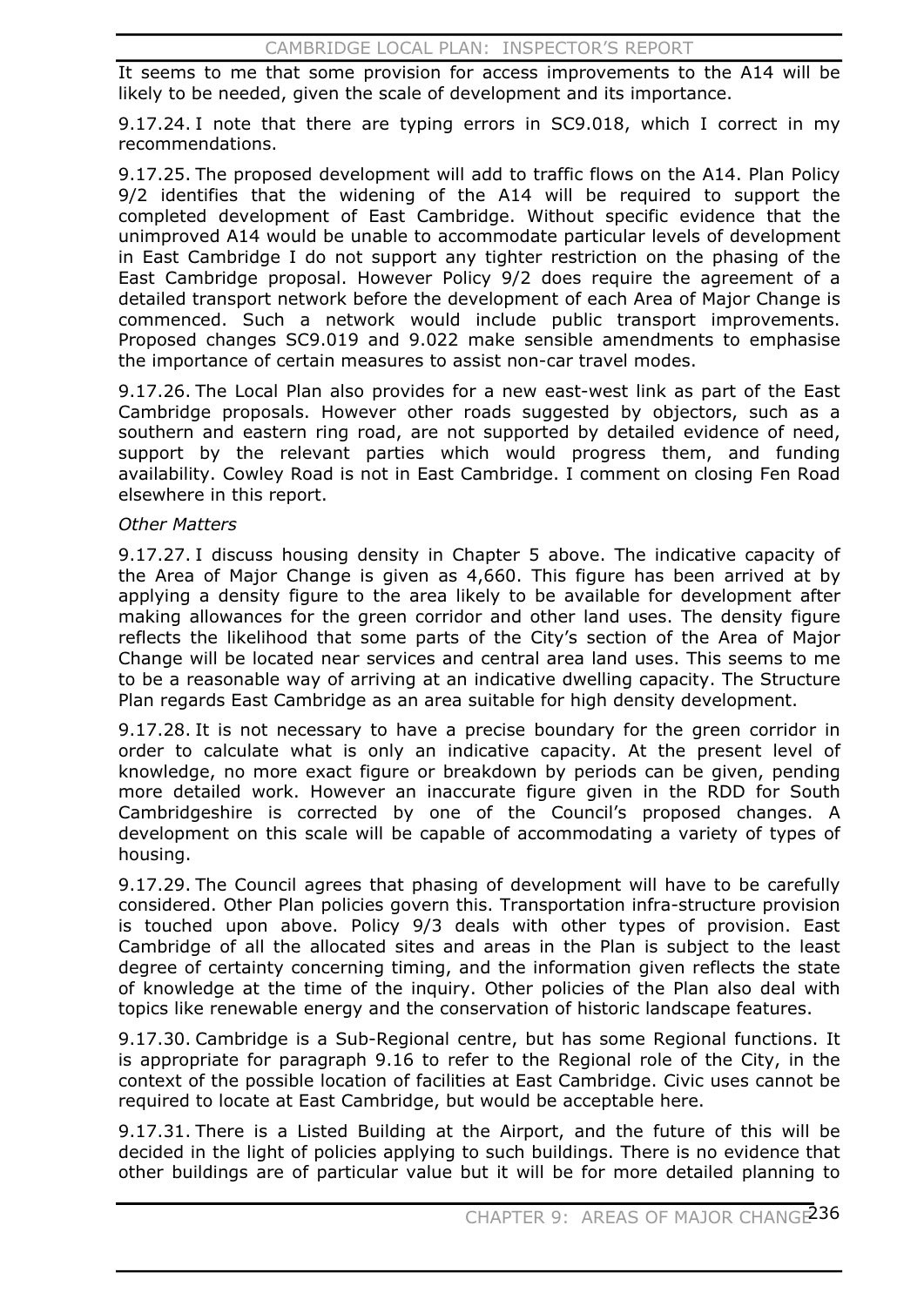It seems to me that some provision for access improvements to the A14 will be likely to be needed, given the scale of development and its importance.

9.17.24. I note that there are typing errors in SC9.018, which I correct in my recommendations.

9.17.25. The proposed development will add to traffic flows on the A14. Plan Policy 9/2 identifies that the widening of the A14 will be required to support the completed development of East Cambridge. Without specific evidence that the unimproved A14 would be unable to accommodate particular levels of development in East Cambridge I do not support any tighter restriction on the phasing of the East Cambridge proposal. However Policy 9/2 does require the agreement of a detailed transport network before the development of each Area of Major Change is commenced. Such a network would include public transport improvements. Proposed changes SC9.019 and 9.022 make sensible amendments to emphasise the importance of certain measures to assist non-car travel modes.

9.17.26. The Local Plan also provides for a new east-west link as part of the East Cambridge proposals. However other roads suggested by objectors, such as a southern and eastern ring road, are not supported by detailed evidence of need, support by the relevant parties which would progress them, and funding availability. Cowley Road is not in East Cambridge. I comment on closing Fen Road elsewhere in this report.

*Other Matters*

9.17.27. I discuss housing density in Chapter 5 above. The indicative capacity of the Area of Major Change is given as 4,660. This figure has been arrived at by applying a density figure to the area likely to be available for development after making allowances for the green corridor and other land uses. The density figure reflects the likelihood that some parts of the City's section of the Area of Major Change will be located near services and central area land uses. This seems to me to be a reasonable way of arriving at an indicative dwelling capacity. The Structure Plan regards East Cambridge as an area suitable for high density development.

9.17.28. It is not necessary to have a precise boundary for the green corridor in order to calculate what is only an indicative capacity. At the present level of knowledge, no more exact figure or breakdown by periods can be given, pending more detailed work. However an inaccurate figure given in the RDD for South Cambridgeshire is corrected by one of the Council's proposed changes. A development on this scale will be capable of accommodating a variety of types of housing.

9.17.29. The Council agrees that phasing of development will have to be carefully considered. Other Plan policies govern this. Transportation infra-structure provision is touched upon above. Policy 9/3 deals with other types of provision. East Cambridge of all the allocated sites and areas in the Plan is subject to the least degree of certainty concerning timing, and the information given reflects the state of knowledge at the time of the inquiry. Other policies of the Plan also deal with topics like renewable energy and the conservation of historic landscape features.

9.17.30. Cambridge is a Sub-Regional centre, but has some Regional functions. It is appropriate for paragraph 9.16 to refer to the Regional role of the City, in the context of the possible location of facilities at East Cambridge. Civic uses cannot be required to locate at East Cambridge, but would be acceptable here.

9.17.31. There is a Listed Building at the Airport, and the future of this will be decided in the light of policies applying to such buildings. There is no evidence that other buildings are of particular value but it will be for more detailed planning to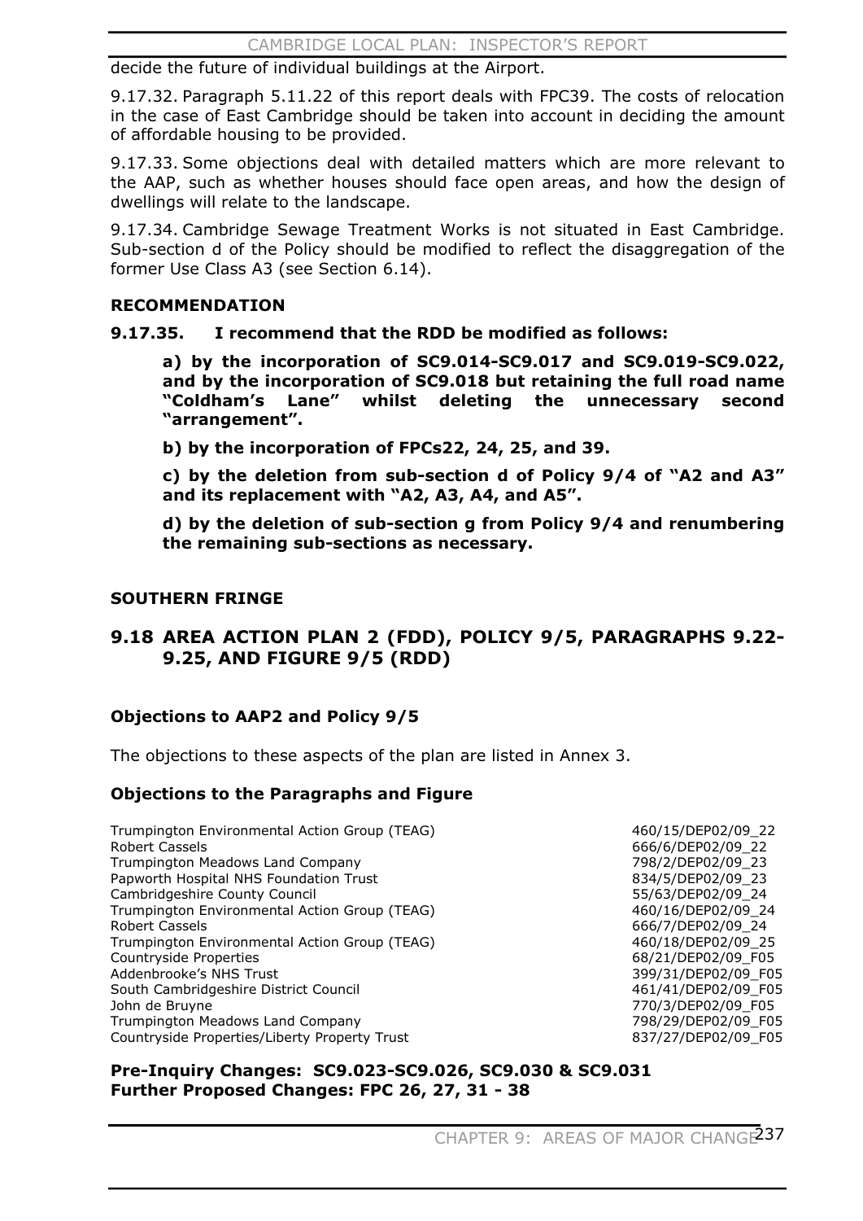decide the future of individual buildings at the Airport.

9.17.32. Paragraph 5.11.22 of this report deals with FPC39. The costs of relocation in the case of East Cambridge should be taken into account in deciding the amount of affordable housing to be provided.

9.17.33. Some objections deal with detailed matters which are more relevant to the AAP, such as whether houses should face open areas, and how the design of dwellings will relate to the landscape.

9.17.34. Cambridge Sewage Treatment Works is not situated in East Cambridge. Sub-section d of the Policy should be modified to reflect the disaggregation of the former Use Class A3 (see Section 6.14).

**RECOMMENDATION**

**9.17.35. I recommend that the RDD be modified as follows:**

**a) by the incorporation of SC9.014-SC9.017 and SC9.019-SC9.022, and by the incorporation of SC9.018 but retaining the full road name "Coldham's Lane" whilst deleting the unnecessary second "arrangement".**

**b) by the incorporation of FPCs22, 24, 25, and 39.**

**c) by the deletion from sub-section d of Policy 9/4 of "A2 and A3" and its replacement with "A2, A3, A4, and A5".**

**d) by the deletion of sub-section g from Policy 9/4 and renumbering the remaining sub-sections as necessary.**

**SOUTHERN FRINGE**

## 9.18 AREA ACTION PLAN 2 (FDD), POLICY 9/5, PARAGRAPHS 9.22-9.25, AND FIGURE 9/5 (RDD)

### Objections to AAP2 and Policy 9/5

The objections to these aspects of the plan are listed in Annex 3.

### Objections to the Paragraphs and Figure

| | |
|---|---|
| Trumpington Environmental Action Group (TEAG) | 460/15/DEP02/09_22 |
| Robert Cassels | 666/6/DEP02/09_22 |
| Trumpington Meadows Land Company | 798/2/DEP02/09_23 |
| Papworth Hospital NHS Foundation Trust | 834/5/DEP02/09_23 |
| Cambridgeshire County Council | 55/63/DEP02/09_24 |
| Trumpington Environmental Action Group (TEAG) | 460/16/DEP02/09_24 |
| Robert Cassels | 666/7/DEP02/09_24 |
| Trumpington Environmental Action Group (TEAG) | 460/18/DEP02/09_25 |
| Countryside Properties | 68/21/DEP02/09_F05 |
| Addenbrooke's NHS Trust | 399/31/DEP02/09_F05 |
| South Cambridgeshire District Council | 461/41/DEP02/09_F05 |
| John de Bruyne | 770/3/DEP02/09_F05 |
| Trumpington Meadows Land Company | 798/29/DEP02/09_F05 |
| Countryside Properties/Liberty Property Trust | 837/27/DEP02/09_F05 |

**Pre-Inquiry Changes: SC9.023-SC9.026, SC9.030 & SC9.031**
**Further Proposed Changes: FPC 26, 27, 31 - 38**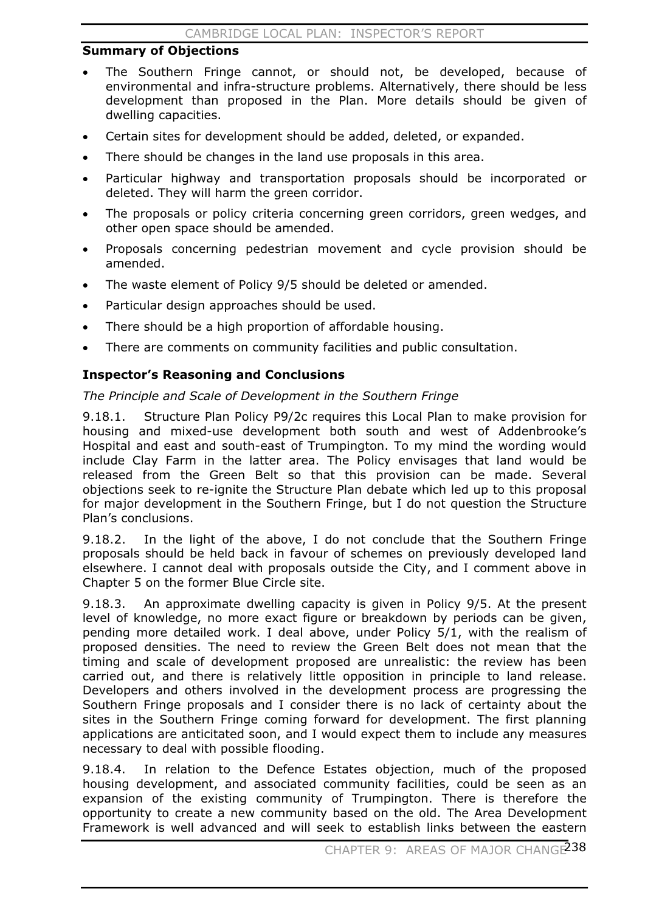**Summary of Objections**

- The Southern Fringe cannot, or should not, be developed, because of environmental and infra-structure problems. Alternatively, there should be less development than proposed in the Plan. More details should be given of dwelling capacities.
- Certain sites for development should be added, deleted, or expanded.
- There should be changes in the land use proposals in this area.
- Particular highway and transportation proposals should be incorporated or deleted. They will harm the green corridor.
- The proposals or policy criteria concerning green corridors, green wedges, and other open space should be amended.
- Proposals concerning pedestrian movement and cycle provision should be amended.
- The waste element of Policy 9/5 should be deleted or amended.
- Particular design approaches should be used.
- There should be a high proportion of affordable housing.
- There are comments on community facilities and public consultation.

**Inspector's Reasoning and Conclusions**

*The Principle and Scale of Development in the Southern Fringe*

9.18.1. Structure Plan Policy P9/2c requires this Local Plan to make provision for housing and mixed-use development both south and west of Addenbrooke's Hospital and east and south-east of Trumpington. To my mind the wording would include Clay Farm in the latter area. The Policy envisages that land would be released from the Green Belt so that this provision can be made. Several objections seek to re-ignite the Structure Plan debate which led up to this proposal for major development in the Southern Fringe, but I do not question the Structure Plan's conclusions.

9.18.2. In the light of the above, I do not conclude that the Southern Fringe proposals should be held back in favour of schemes on previously developed land elsewhere. I cannot deal with proposals outside the City, and I comment above in Chapter 5 on the former Blue Circle site.

9.18.3. An approximate dwelling capacity is given in Policy 9/5. At the present level of knowledge, no more exact figure or breakdown by periods can be given, pending more detailed work. I deal above, under Policy 5/1, with the realism of proposed densities. The need to review the Green Belt does not mean that the timing and scale of development proposed are unrealistic: the review has been carried out, and there is relatively little opposition in principle to land release. Developers and others involved in the development process are progressing the Southern Fringe proposals and I consider there is no lack of certainty about the sites in the Southern Fringe coming forward for development. The first planning applications are anticitated soon, and I would expect them to include any measures necessary to deal with possible flooding.

9.18.4. In relation to the Defence Estates objection, much of the proposed housing development, and associated community facilities, could be seen as an expansion of the existing community of Trumpington. There is therefore the opportunity to create a new community based on the old. The Area Development Framework is well advanced and will seek to establish links between the eastern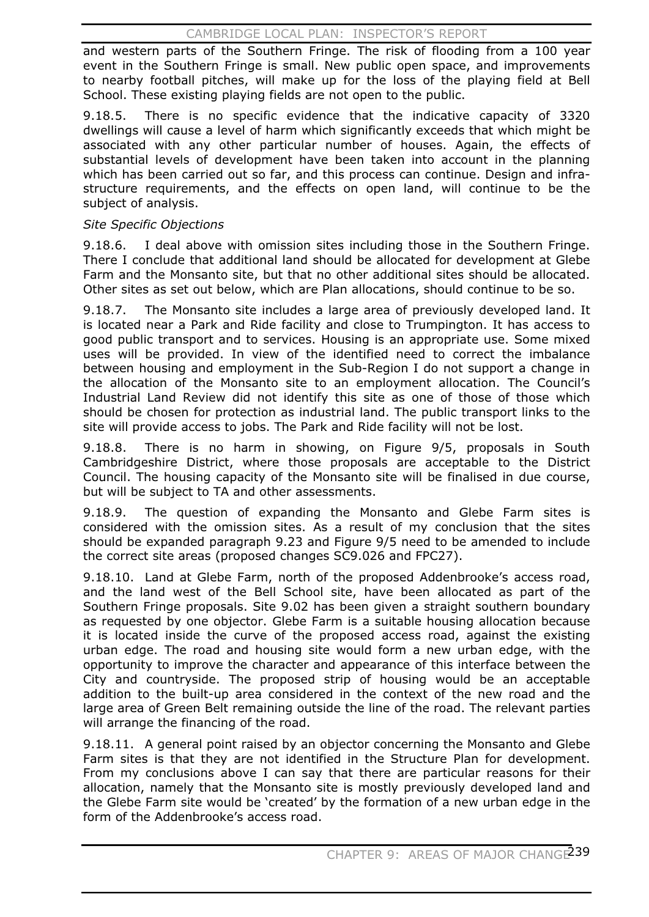and western parts of the Southern Fringe. The risk of flooding from a 100 year event in the Southern Fringe is small. New public open space, and improvements to nearby football pitches, will make up for the loss of the playing field at Bell School. These existing playing fields are not open to the public.

9.18.5. There is no specific evidence that the indicative capacity of 3320 dwellings will cause a level of harm which significantly exceeds that which might be associated with any other particular number of houses. Again, the effects of substantial levels of development have been taken into account in the planning which has been carried out so far, and this process can continue. Design and infra-structure requirements, and the effects on open land, will continue to be the subject of analysis.

*Site Specific Objections*

9.18.6. I deal above with omission sites including those in the Southern Fringe. There I conclude that additional land should be allocated for development at Glebe Farm and the Monsanto site, but that no other additional sites should be allocated. Other sites as set out below, which are Plan allocations, should continue to be so.

9.18.7. The Monsanto site includes a large area of previously developed land. It is located near a Park and Ride facility and close to Trumpington. It has access to good public transport and to services. Housing is an appropriate use. Some mixed uses will be provided. In view of the identified need to correct the imbalance between housing and employment in the Sub-Region I do not support a change in the allocation of the Monsanto site to an employment allocation. The Council's Industrial Land Review did not identify this site as one of those of those which should be chosen for protection as industrial land. The public transport links to the site will provide access to jobs. The Park and Ride facility will not be lost.

9.18.8. There is no harm in showing, on Figure 9/5, proposals in South Cambridgeshire District, where those proposals are acceptable to the District Council. The housing capacity of the Monsanto site will be finalised in due course, but will be subject to TA and other assessments.

9.18.9. The question of expanding the Monsanto and Glebe Farm sites is considered with the omission sites. As a result of my conclusion that the sites should be expanded paragraph 9.23 and Figure 9/5 need to be amended to include the correct site areas (proposed changes SC9.026 and FPC27).

9.18.10. Land at Glebe Farm, north of the proposed Addenbrooke's access road, and the land west of the Bell School site, have been allocated as part of the Southern Fringe proposals. Site 9.02 has been given a straight southern boundary as requested by one objector. Glebe Farm is a suitable housing allocation because it is located inside the curve of the proposed access road, against the existing urban edge. The road and housing site would form a new urban edge, with the opportunity to improve the character and appearance of this interface between the City and countryside. The proposed strip of housing would be an acceptable addition to the built-up area considered in the context of the new road and the large area of Green Belt remaining outside the line of the road. The relevant parties will arrange the financing of the road.

9.18.11. A general point raised by an objector concerning the Monsanto and Glebe Farm sites is that they are not identified in the Structure Plan for development. From my conclusions above I can say that there are particular reasons for their allocation, namely that the Monsanto site is mostly previously developed land and the Glebe Farm site would be 'created' by the formation of a new urban edge in the form of the Addenbrooke's access road.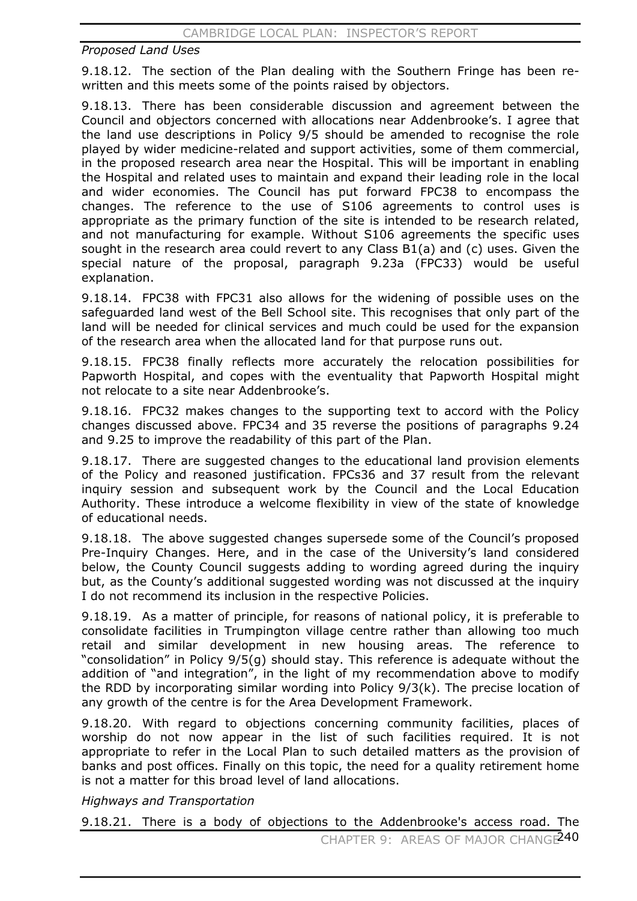*Proposed Land Uses*

9.18.12. The section of the Plan dealing with the Southern Fringe has been re-written and this meets some of the points raised by objectors.

9.18.13. There has been considerable discussion and agreement between the Council and objectors concerned with allocations near Addenbrooke's. I agree that the land use descriptions in Policy 9/5 should be amended to recognise the role played by wider medicine-related and support activities, some of them commercial, in the proposed research area near the Hospital. This will be important in enabling the Hospital and related uses to maintain and expand their leading role in the local and wider economies. The Council has put forward FPC38 to encompass the changes. The reference to the use of S106 agreements to control uses is appropriate as the primary function of the site is intended to be research related, and not manufacturing for example. Without S106 agreements the specific uses sought in the research area could revert to any Class B1(a) and (c) uses. Given the special nature of the proposal, paragraph 9.23a (FPC33) would be useful explanation.

9.18.14. FPC38 with FPC31 also allows for the widening of possible uses on the safeguarded land west of the Bell School site. This recognises that only part of the land will be needed for clinical services and much could be used for the expansion of the research area when the allocated land for that purpose runs out.

9.18.15. FPC38 finally reflects more accurately the relocation possibilities for Papworth Hospital, and copes with the eventuality that Papworth Hospital might not relocate to a site near Addenbrooke's.

9.18.16. FPC32 makes changes to the supporting text to accord with the Policy changes discussed above. FPC34 and 35 reverse the positions of paragraphs 9.24 and 9.25 to improve the readability of this part of the Plan.

9.18.17. There are suggested changes to the educational land provision elements of the Policy and reasoned justification. FPCs36 and 37 result from the relevant inquiry session and subsequent work by the Council and the Local Education Authority. These introduce a welcome flexibility in view of the state of knowledge of educational needs.

9.18.18. The above suggested changes supersede some of the Council's proposed Pre-Inquiry Changes. Here, and in the case of the University's land considered below, the County Council suggests adding to wording agreed during the inquiry but, as the County's additional suggested wording was not discussed at the inquiry I do not recommend its inclusion in the respective Policies.

9.18.19. As a matter of principle, for reasons of national policy, it is preferable to consolidate facilities in Trumpington village centre rather than allowing too much retail and similar development in new housing areas. The reference to "consolidation" in Policy 9/5(g) should stay. This reference is adequate without the addition of "and integration", in the light of my recommendation above to modify the RDD by incorporating similar wording into Policy 9/3(k). The precise location of any growth of the centre is for the Area Development Framework.

9.18.20. With regard to objections concerning community facilities, places of worship do not now appear in the list of such facilities required. It is not appropriate to refer in the Local Plan to such detailed matters as the provision of banks and post offices. Finally on this topic, the need for a quality retirement home is not a matter for this broad level of land allocations.

*Highways and Transportation*

9.18.21. There is a body of objections to the Addenbrooke's access road. The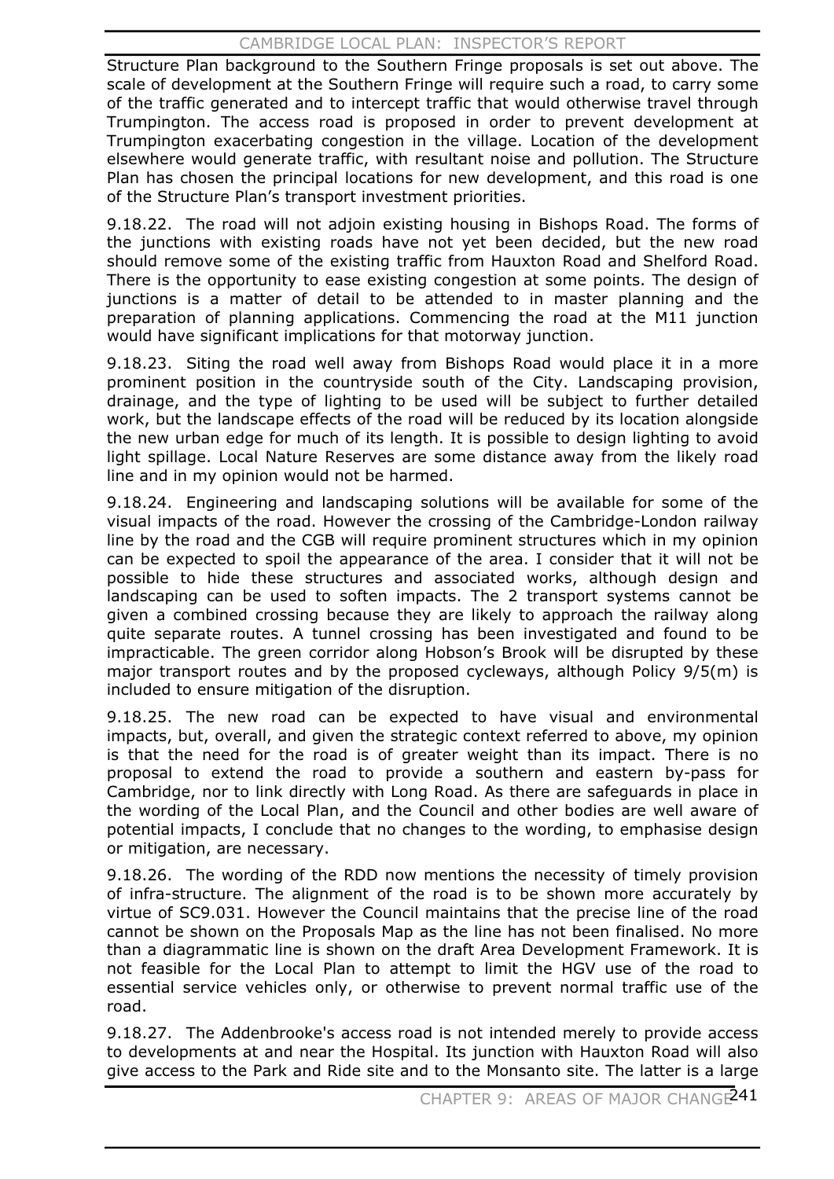Structure Plan background to the Southern Fringe proposals is set out above. The scale of development at the Southern Fringe will require such a road, to carry some of the traffic generated and to intercept traffic that would otherwise travel through Trumpington. The access road is proposed in order to prevent development at Trumpington exacerbating congestion in the village. Location of the development elsewhere would generate traffic, with resultant noise and pollution. The Structure Plan has chosen the principal locations for new development, and this road is one of the Structure Plan's transport investment priorities.

9.18.22. The road will not adjoin existing housing in Bishops Road. The forms of the junctions with existing roads have not yet been decided, but the new road should remove some of the existing traffic from Hauxton Road and Shelford Road. There is the opportunity to ease existing congestion at some points. The design of junctions is a matter of detail to be attended to in master planning and the preparation of planning applications. Commencing the road at the M11 junction would have significant implications for that motorway junction.

9.18.23. Siting the road well away from Bishops Road would place it in a more prominent position in the countryside south of the City. Landscaping provision, drainage, and the type of lighting to be used will be subject to further detailed work, but the landscape effects of the road will be reduced by its location alongside the new urban edge for much of its length. It is possible to design lighting to avoid light spillage. Local Nature Reserves are some distance away from the likely road line and in my opinion would not be harmed.

9.18.24. Engineering and landscaping solutions will be available for some of the visual impacts of the road. However the crossing of the Cambridge-London railway line by the road and the CGB will require prominent structures which in my opinion can be expected to spoil the appearance of the area. I consider that it will not be possible to hide these structures and associated works, although design and landscaping can be used to soften impacts. The 2 transport systems cannot be given a combined crossing because they are likely to approach the railway along quite separate routes. A tunnel crossing has been investigated and found to be impracticable. The green corridor along Hobson's Brook will be disrupted by these major transport routes and by the proposed cycleways, although Policy 9/5(m) is included to ensure mitigation of the disruption.

9.18.25. The new road can be expected to have visual and environmental impacts, but, overall, and given the strategic context referred to above, my opinion is that the need for the road is of greater weight than its impact. There is no proposal to extend the road to provide a southern and eastern by-pass for Cambridge, nor to link directly with Long Road. As there are safeguards in place in the wording of the Local Plan, and the Council and other bodies are well aware of potential impacts, I conclude that no changes to the wording, to emphasise design or mitigation, are necessary.

9.18.26. The wording of the RDD now mentions the necessity of timely provision of infra-structure. The alignment of the road is to be shown more accurately by virtue of SC9.031. However the Council maintains that the precise line of the road cannot be shown on the Proposals Map as the line has not been finalised. No more than a diagrammatic line is shown on the draft Area Development Framework. It is not feasible for the Local Plan to attempt to limit the HGV use of the road to essential service vehicles only, or otherwise to prevent normal traffic use of the road.

9.18.27. The Addenbrooke's access road is not intended merely to provide access to developments at and near the Hospital. Its junction with Hauxton Road will also give access to the Park and Ride site and to the Monsanto site. The latter is a large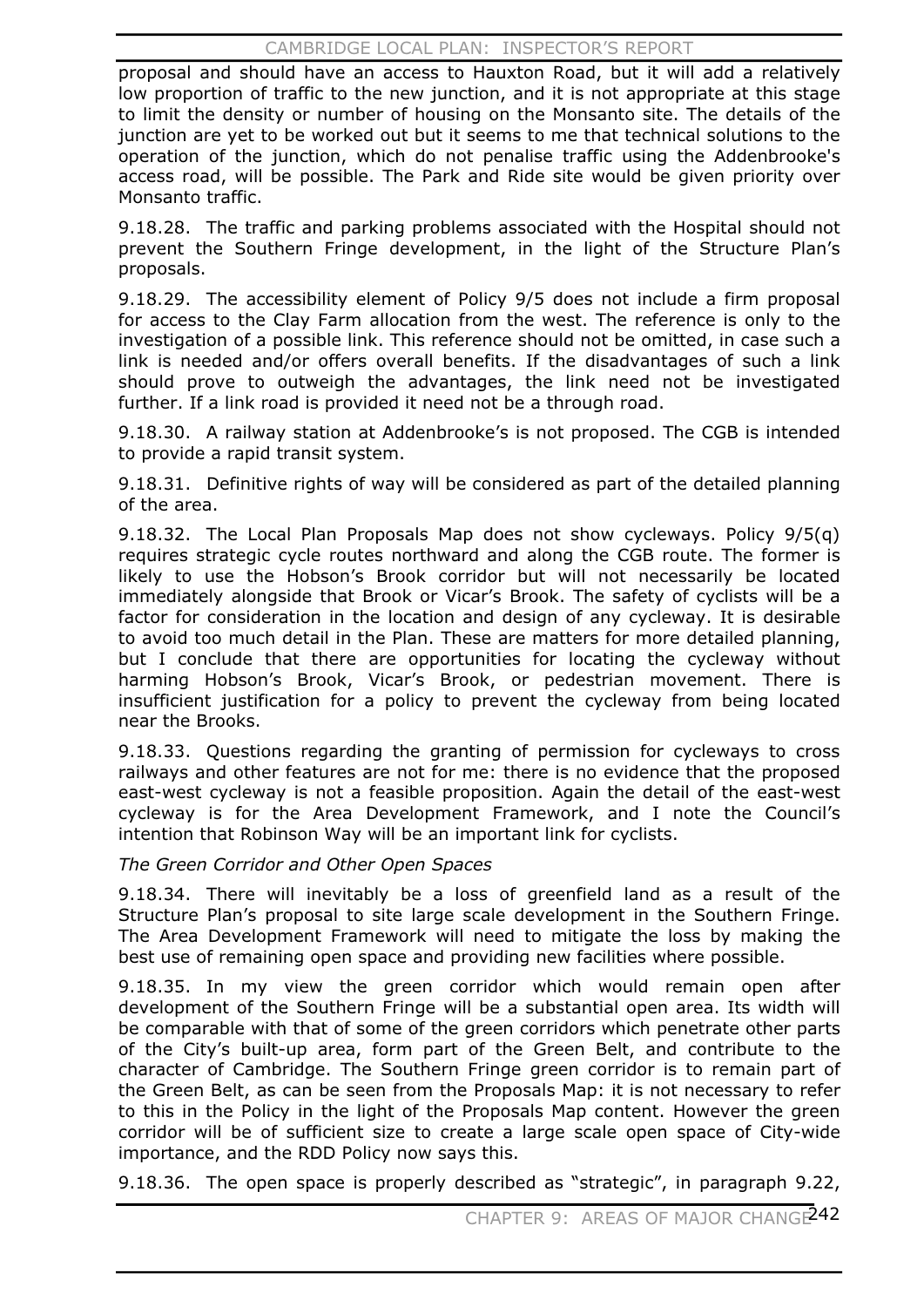proposal and should have an access to Hauxton Road, but it will add a relatively low proportion of traffic to the new junction, and it is not appropriate at this stage to limit the density or number of housing on the Monsanto site. The details of the junction are yet to be worked out but it seems to me that technical solutions to the operation of the junction, which do not penalise traffic using the Addenbrooke's access road, will be possible. The Park and Ride site would be given priority over Monsanto traffic.

9.18.28. The traffic and parking problems associated with the Hospital should not prevent the Southern Fringe development, in the light of the Structure Plan's proposals.

9.18.29. The accessibility element of Policy 9/5 does not include a firm proposal for access to the Clay Farm allocation from the west. The reference is only to the investigation of a possible link. This reference should not be omitted, in case such a link is needed and/or offers overall benefits. If the disadvantages of such a link should prove to outweigh the advantages, the link need not be investigated further. If a link road is provided it need not be a through road.

9.18.30. A railway station at Addenbrooke's is not proposed. The CGB is intended to provide a rapid transit system.

9.18.31. Definitive rights of way will be considered as part of the detailed planning of the area.

9.18.32. The Local Plan Proposals Map does not show cycleways. Policy 9/5(q) requires strategic cycle routes northward and along the CGB route. The former is likely to use the Hobson's Brook corridor but will not necessarily be located immediately alongside that Brook or Vicar's Brook. The safety of cyclists will be a factor for consideration in the location and design of any cycleway. It is desirable to avoid too much detail in the Plan. These are matters for more detailed planning, but I conclude that there are opportunities for locating the cycleway without harming Hobson's Brook, Vicar's Brook, or pedestrian movement. There is insufficient justification for a policy to prevent the cycleway from being located near the Brooks.

9.18.33. Questions regarding the granting of permission for cycleways to cross railways and other features are not for me: there is no evidence that the proposed east-west cycleway is not a feasible proposition. Again the detail of the east-west cycleway is for the Area Development Framework, and I note the Council's intention that Robinson Way will be an important link for cyclists.

*The Green Corridor and Other Open Spaces*

9.18.34. There will inevitably be a loss of greenfield land as a result of the Structure Plan's proposal to site large scale development in the Southern Fringe. The Area Development Framework will need to mitigate the loss by making the best use of remaining open space and providing new facilities where possible.

9.18.35. In my view the green corridor which would remain open after development of the Southern Fringe will be a substantial open area. Its width will be comparable with that of some of the green corridors which penetrate other parts of the City's built-up area, form part of the Green Belt, and contribute to the character of Cambridge. The Southern Fringe green corridor is to remain part of the Green Belt, as can be seen from the Proposals Map: it is not necessary to refer to this in the Policy in the light of the Proposals Map content. However the green corridor will be of sufficient size to create a large scale open space of City-wide importance, and the RDD Policy now says this.

9.18.36. The open space is properly described as "strategic", in paragraph 9.22,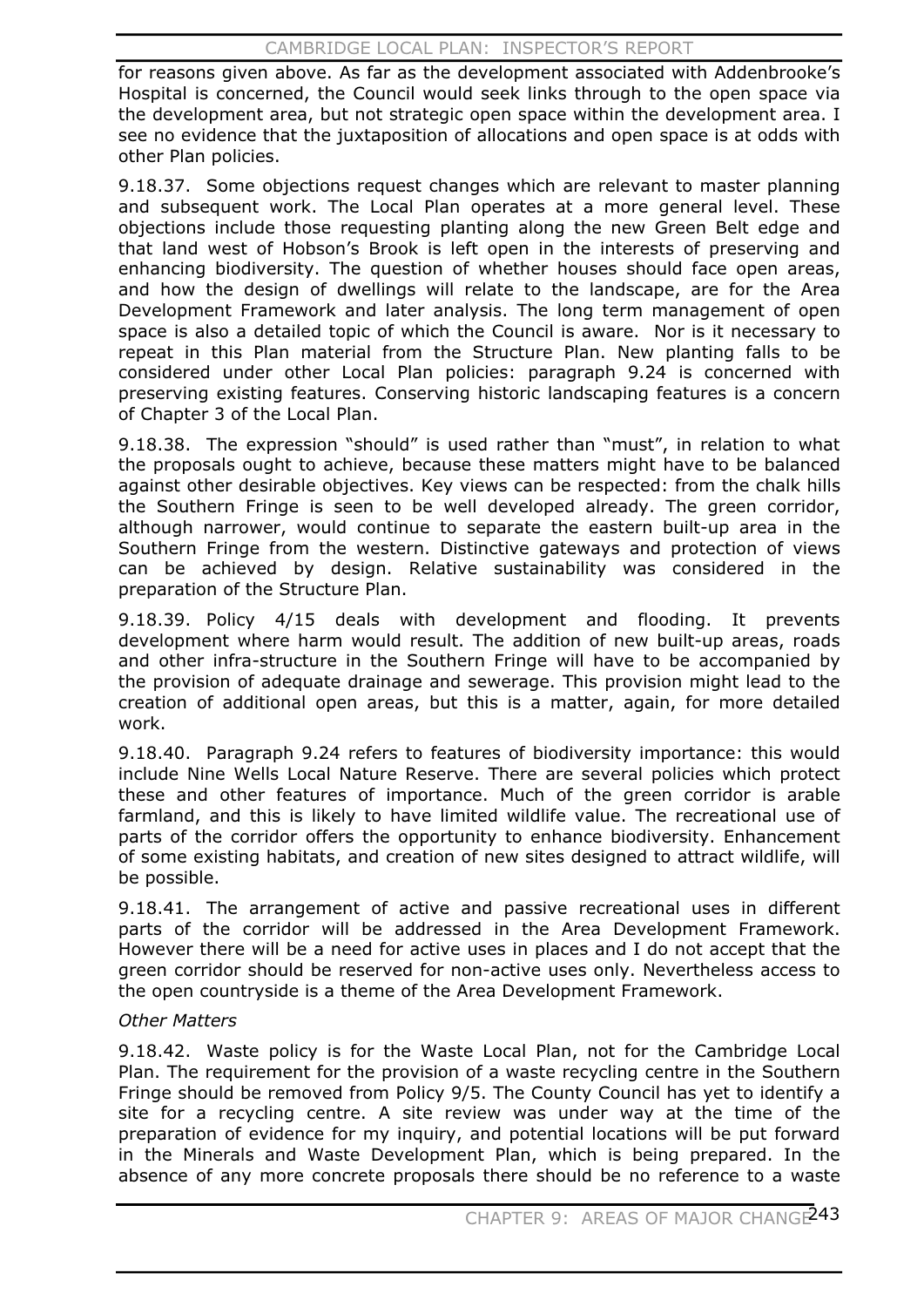for reasons given above. As far as the development associated with Addenbrooke's Hospital is concerned, the Council would seek links through to the open space via the development area, but not strategic open space within the development area. I see no evidence that the juxtaposition of allocations and open space is at odds with other Plan policies.

9.18.37. Some objections request changes which are relevant to master planning and subsequent work. The Local Plan operates at a more general level. These objections include those requesting planting along the new Green Belt edge and that land west of Hobson's Brook is left open in the interests of preserving and enhancing biodiversity. The question of whether houses should face open areas, and how the design of dwellings will relate to the landscape, are for the Area Development Framework and later analysis. The long term management of open space is also a detailed topic of which the Council is aware. Nor is it necessary to repeat in this Plan material from the Structure Plan. New planting falls to be considered under other Local Plan policies: paragraph 9.24 is concerned with preserving existing features. Conserving historic landscaping features is a concern of Chapter 3 of the Local Plan.

9.18.38. The expression "should" is used rather than "must", in relation to what the proposals ought to achieve, because these matters might have to be balanced against other desirable objectives. Key views can be respected: from the chalk hills the Southern Fringe is seen to be well developed already. The green corridor, although narrower, would continue to separate the eastern built-up area in the Southern Fringe from the western. Distinctive gateways and protection of views can be achieved by design. Relative sustainability was considered in the preparation of the Structure Plan.

9.18.39. Policy 4/15 deals with development and flooding. It prevents development where harm would result. The addition of new built-up areas, roads and other infra-structure in the Southern Fringe will have to be accompanied by the provision of adequate drainage and sewerage. This provision might lead to the creation of additional open areas, but this is a matter, again, for more detailed work.

9.18.40. Paragraph 9.24 refers to features of biodiversity importance: this would include Nine Wells Local Nature Reserve. There are several policies which protect these and other features of importance. Much of the green corridor is arable farmland, and this is likely to have limited wildlife value. The recreational use of parts of the corridor offers the opportunity to enhance biodiversity. Enhancement of some existing habitats, and creation of new sites designed to attract wildlife, will be possible.

9.18.41. The arrangement of active and passive recreational uses in different parts of the corridor will be addressed in the Area Development Framework. However there will be a need for active uses in places and I do not accept that the green corridor should be reserved for non-active uses only. Nevertheless access to the open countryside is a theme of the Area Development Framework.

*Other Matters*

9.18.42. Waste policy is for the Waste Local Plan, not for the Cambridge Local Plan. The requirement for the provision of a waste recycling centre in the Southern Fringe should be removed from Policy 9/5. The County Council has yet to identify a site for a recycling centre. A site review was under way at the time of the preparation of evidence for my inquiry, and potential locations will be put forward in the Minerals and Waste Development Plan, which is being prepared. In the absence of any more concrete proposals there should be no reference to a waste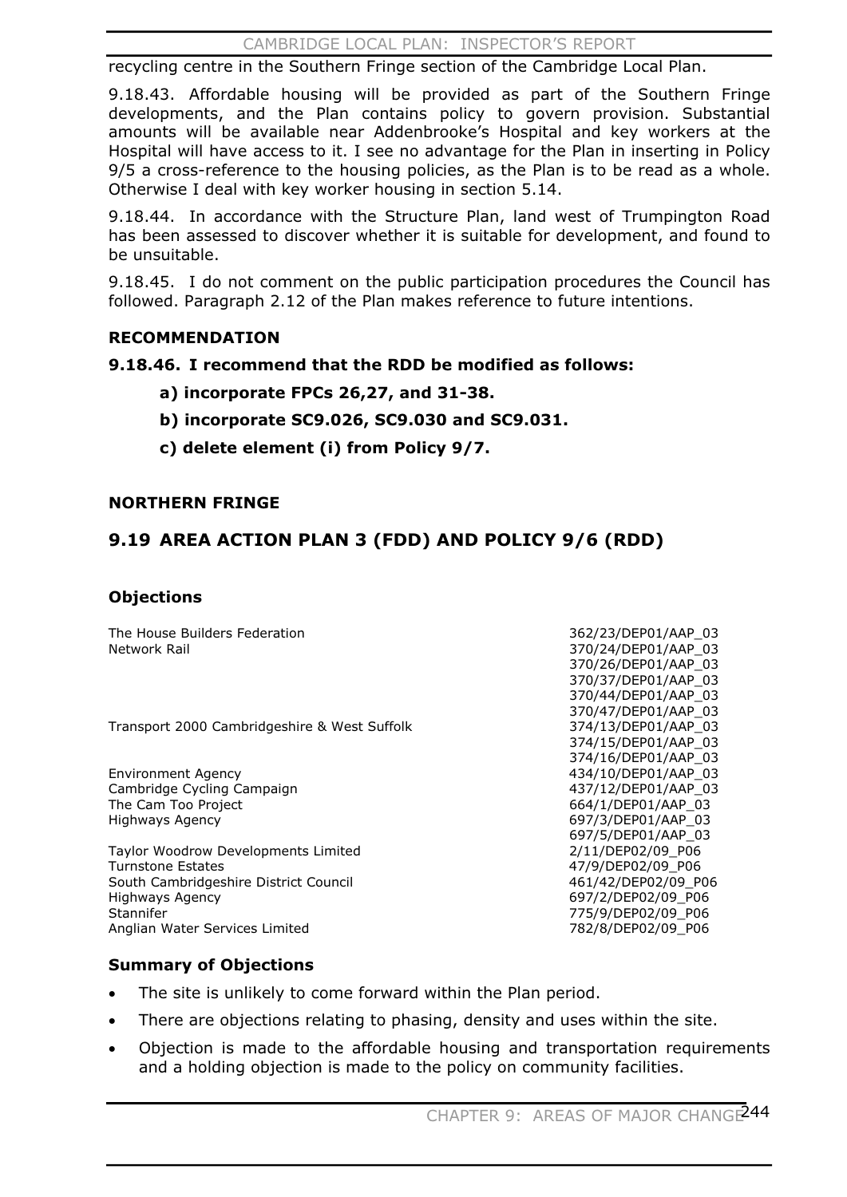recycling centre in the Southern Fringe section of the Cambridge Local Plan.

9.18.43. Affordable housing will be provided as part of the Southern Fringe developments, and the Plan contains policy to govern provision. Substantial amounts will be available near Addenbrooke's Hospital and key workers at the Hospital will have access to it. I see no advantage for the Plan in inserting in Policy 9/5 a cross-reference to the housing policies, as the Plan is to be read as a whole. Otherwise I deal with key worker housing in section 5.14.

9.18.44. In accordance with the Structure Plan, land west of Trumpington Road has been assessed to discover whether it is suitable for development, and found to be unsuitable.

9.18.45. I do not comment on the public participation procedures the Council has followed. Paragraph 2.12 of the Plan makes reference to future intentions.

**RECOMMENDATION**

**9.18.46. I recommend that the RDD be modified as follows:**

**a) incorporate FPCs 26,27, and 31-38.**

**b) incorporate SC9.026, SC9.030 and SC9.031.**

**c) delete element (i) from Policy 9/7.**

**NORTHERN FRINGE**

## 9.19 AREA ACTION PLAN 3 (FDD) AND POLICY 9/6 (RDD)

### Objections

| | |
|---|---|
| The House Builders Federation | 362/23/DEP01/AAP_03 |
| Network Rail | 370/24/DEP01/AAP_03 |
| | 370/26/DEP01/AAP_03 |
| | 370/37/DEP01/AAP_03 |
| | 370/44/DEP01/AAP_03 |
| | 370/47/DEP01/AAP_03 |
| Transport 2000 Cambridgeshire & West Suffolk | 374/13/DEP01/AAP_03 |
| | 374/15/DEP01/AAP_03 |
| | 374/16/DEP01/AAP_03 |
| Environment Agency | 434/10/DEP01/AAP_03 |
| Cambridge Cycling Campaign | 437/12/DEP01/AAP_03 |
| The Cam Too Project | 664/1/DEP01/AAP_03 |
| Highways Agency | 697/3/DEP01/AAP_03 |
| | 697/5/DEP01/AAP_03 |
| Taylor Woodrow Developments Limited | 2/11/DEP02/09_P06 |
| Turnstone Estates | 47/9/DEP02/09_P06 |
| South Cambridgeshire District Council | 461/42/DEP02/09_P06 |
| Highways Agency | 697/2/DEP02/09_P06 |
| Stannifer | 775/9/DEP02/09_P06 |
| Anglian Water Services Limited | 782/8/DEP02/09_P06 |

### Summary of Objections

- The site is unlikely to come forward within the Plan period.
- There are objections relating to phasing, density and uses within the site.
- Objection is made to the affordable housing and transportation requirements and a holding objection is made to the policy on community facilities.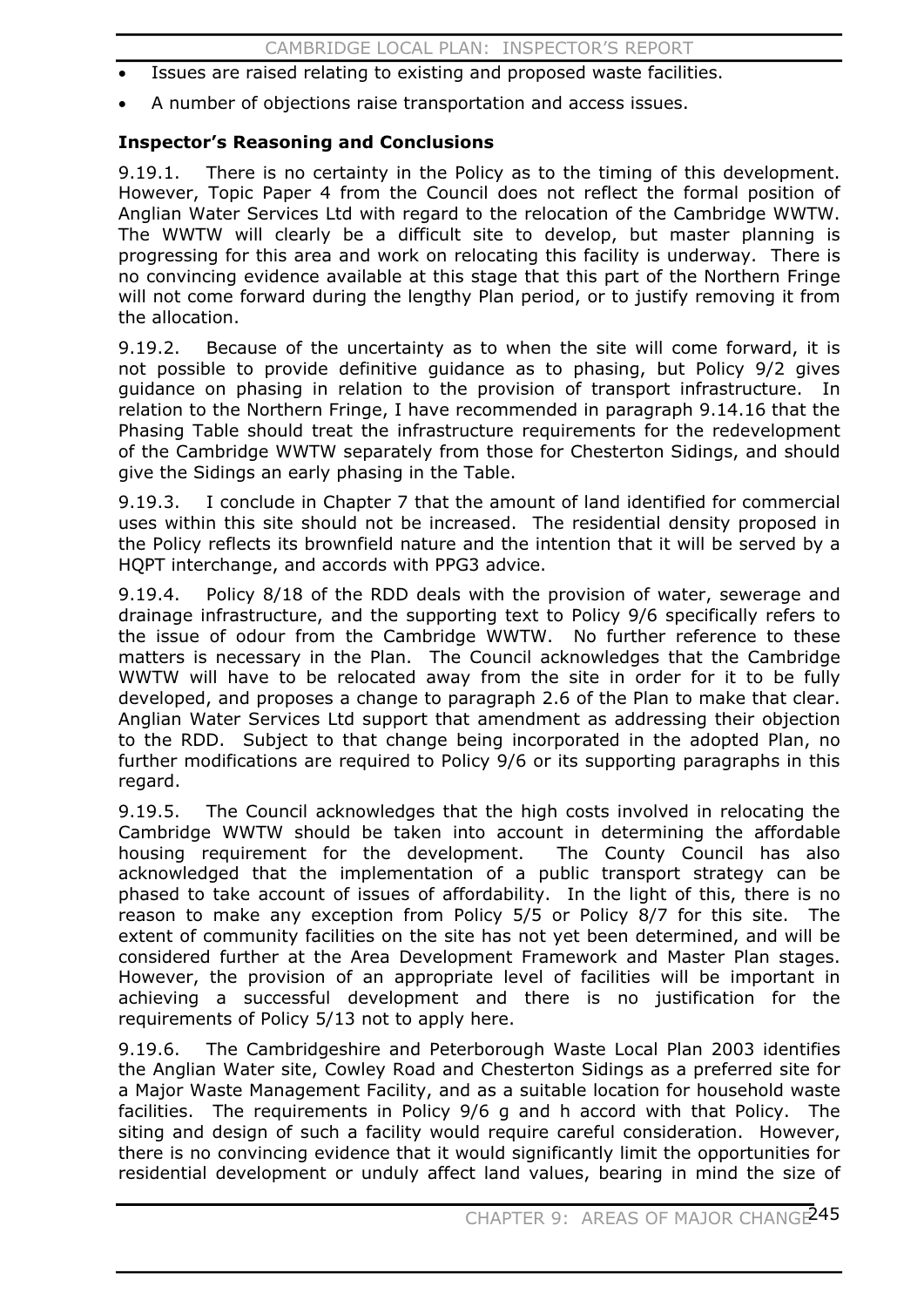- Issues are raised relating to existing and proposed waste facilities.
- A number of objections raise transportation and access issues.

**Inspector's Reasoning and Conclusions**

9.19.1. There is no certainty in the Policy as to the timing of this development. However, Topic Paper 4 from the Council does not reflect the formal position of Anglian Water Services Ltd with regard to the relocation of the Cambridge WWTW. The WWTW will clearly be a difficult site to develop, but master planning is progressing for this area and work on relocating this facility is underway. There is no convincing evidence available at this stage that this part of the Northern Fringe will not come forward during the lengthy Plan period, or to justify removing it from the allocation.

9.19.2. Because of the uncertainty as to when the site will come forward, it is not possible to provide definitive guidance as to phasing, but Policy 9/2 gives guidance on phasing in relation to the provision of transport infrastructure. In relation to the Northern Fringe, I have recommended in paragraph 9.14.16 that the Phasing Table should treat the infrastructure requirements for the redevelopment of the Cambridge WWTW separately from those for Chesterton Sidings, and should give the Sidings an early phasing in the Table.

9.19.3. I conclude in Chapter 7 that the amount of land identified for commercial uses within this site should not be increased. The residential density proposed in the Policy reflects its brownfield nature and the intention that it will be served by a HQPT interchange, and accords with PPG3 advice.

9.19.4. Policy 8/18 of the RDD deals with the provision of water, sewerage and drainage infrastructure, and the supporting text to Policy 9/6 specifically refers to the issue of odour from the Cambridge WWTW. No further reference to these matters is necessary in the Plan. The Council acknowledges that the Cambridge WWTW will have to be relocated away from the site in order for it to be fully developed, and proposes a change to paragraph 2.6 of the Plan to make that clear. Anglian Water Services Ltd support that amendment as addressing their objection to the RDD. Subject to that change being incorporated in the adopted Plan, no further modifications are required to Policy 9/6 or its supporting paragraphs in this regard.

9.19.5. The Council acknowledges that the high costs involved in relocating the Cambridge WWTW should be taken into account in determining the affordable housing requirement for the development. The County Council has also acknowledged that the implementation of a public transport strategy can be phased to take account of issues of affordability. In the light of this, there is no reason to make any exception from Policy 5/5 or Policy 8/7 for this site. The extent of community facilities on the site has not yet been determined, and will be considered further at the Area Development Framework and Master Plan stages. However, the provision of an appropriate level of facilities will be important in achieving a successful development and there is no justification for the requirements of Policy 5/13 not to apply here.

9.19.6. The Cambridgeshire and Peterborough Waste Local Plan 2003 identifies the Anglian Water site, Cowley Road and Chesterton Sidings as a preferred site for a Major Waste Management Facility, and as a suitable location for household waste facilities. The requirements in Policy 9/6 g and h accord with that Policy. The siting and design of such a facility would require careful consideration. However, there is no convincing evidence that it would significantly limit the opportunities for residential development or unduly affect land values, bearing in mind the size of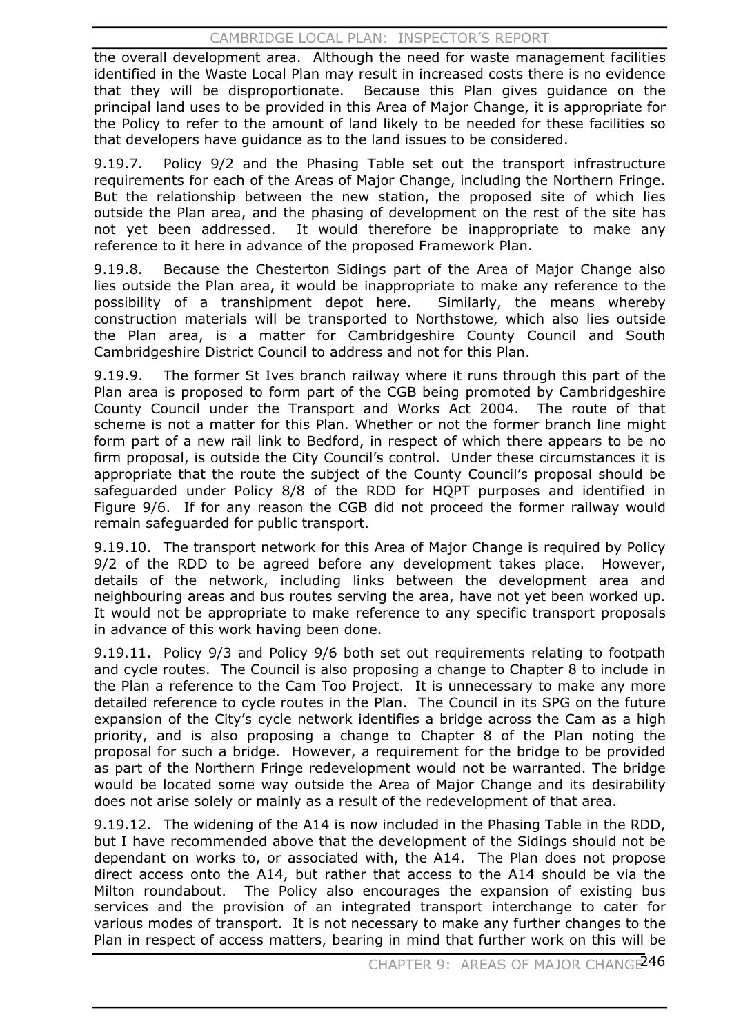the overall development area. Although the need for waste management facilities identified in the Waste Local Plan may result in increased costs there is no evidence that they will be disproportionate. Because this Plan gives guidance on the principal land uses to be provided in this Area of Major Change, it is appropriate for the Policy to refer to the amount of land likely to be needed for these facilities so that developers have guidance as to the land issues to be considered.

9.19.7. Policy 9/2 and the Phasing Table set out the transport infrastructure requirements for each of the Areas of Major Change, including the Northern Fringe. But the relationship between the new station, the proposed site of which lies outside the Plan area, and the phasing of development on the rest of the site has not yet been addressed. It would therefore be inappropriate to make any reference to it here in advance of the proposed Framework Plan.

9.19.8. Because the Chesterton Sidings part of the Area of Major Change also lies outside the Plan area, it would be inappropriate to make any reference to the possibility of a transhipment depot here. Similarly, the means whereby construction materials will be transported to Northstowe, which also lies outside the Plan area, is a matter for Cambridgeshire County Council and South Cambridgeshire District Council to address and not for this Plan.

9.19.9. The former St Ives branch railway where it runs through this part of the Plan area is proposed to form part of the CGB being promoted by Cambridgeshire County Council under the Transport and Works Act 2004. The route of that scheme is not a matter for this Plan. Whether or not the former branch line might form part of a new rail link to Bedford, in respect of which there appears to be no firm proposal, is outside the City Council's control. Under these circumstances it is appropriate that the route the subject of the County Council's proposal should be safeguarded under Policy 8/8 of the RDD for HQPT purposes and identified in Figure 9/6. If for any reason the CGB did not proceed the former railway would remain safeguarded for public transport.

9.19.10. The transport network for this Area of Major Change is required by Policy 9/2 of the RDD to be agreed before any development takes place. However, details of the network, including links between the development area and neighbouring areas and bus routes serving the area, have not yet been worked up. It would not be appropriate to make reference to any specific transport proposals in advance of this work having been done.

9.19.11. Policy 9/3 and Policy 9/6 both set out requirements relating to footpath and cycle routes. The Council is also proposing a change to Chapter 8 to include in the Plan a reference to the Cam Too Project. It is unnecessary to make any more detailed reference to cycle routes in the Plan. The Council in its SPG on the future expansion of the City's cycle network identifies a bridge across the Cam as a high priority, and is also proposing a change to Chapter 8 of the Plan noting the proposal for such a bridge. However, a requirement for the bridge to be provided as part of the Northern Fringe redevelopment would not be warranted. The bridge would be located some way outside the Area of Major Change and its desirability does not arise solely or mainly as a result of the redevelopment of that area.

9.19.12. The widening of the A14 is now included in the Phasing Table in the RDD, but I have recommended above that the development of the Sidings should not be dependant on works to, or associated with, the A14. The Plan does not propose direct access onto the A14, but rather that access to the A14 should be via the Milton roundabout. The Policy also encourages the expansion of existing bus services and the provision of an integrated transport interchange to cater for various modes of transport. It is not necessary to make any further changes to the Plan in respect of access matters, bearing in mind that further work on this will be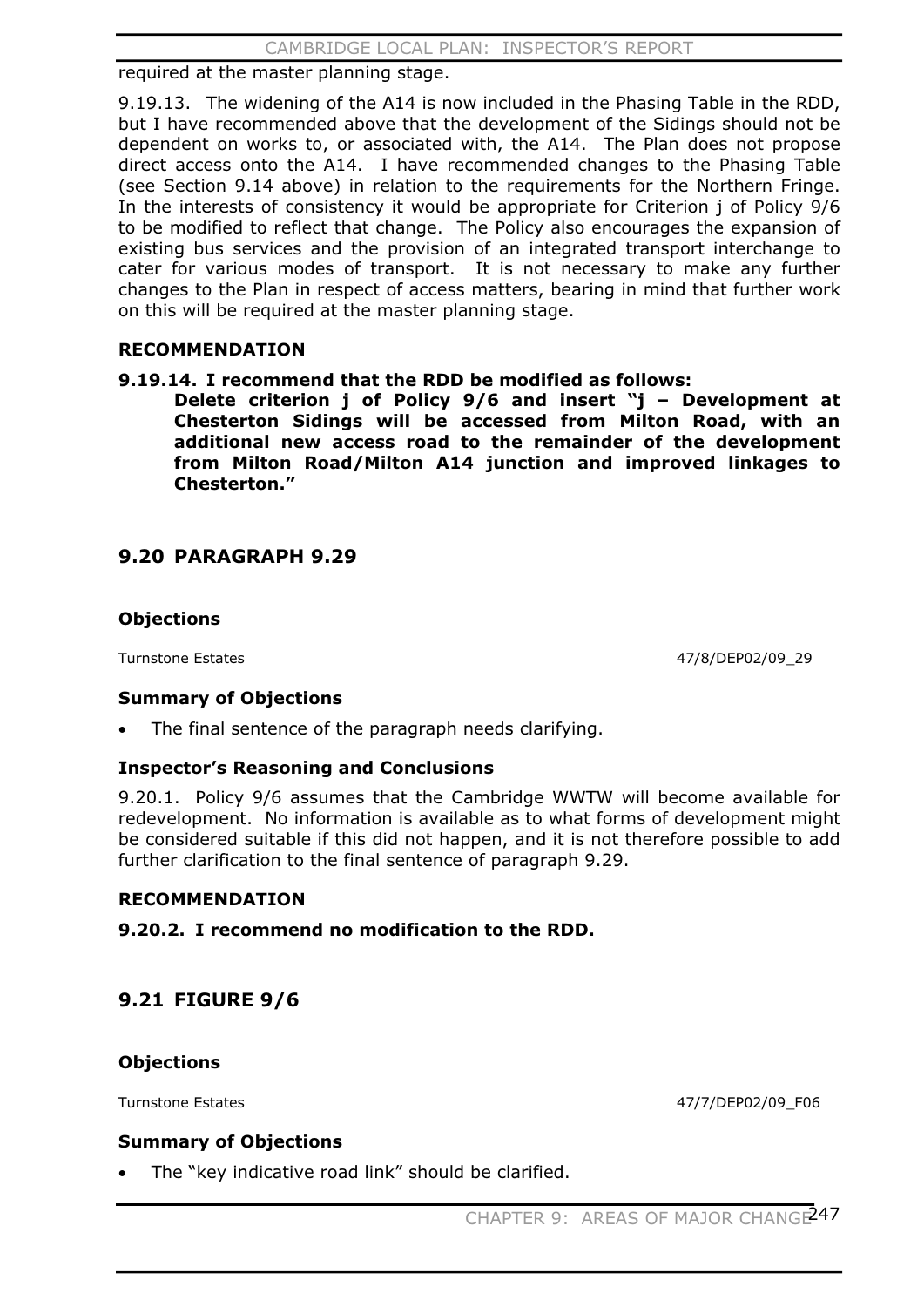required at the master planning stage.

9.19.13. The widening of the A14 is now included in the Phasing Table in the RDD, but I have recommended above that the development of the Sidings should not be dependent on works to, or associated with, the A14. The Plan does not propose direct access onto the A14. I have recommended changes to the Phasing Table (see Section 9.14 above) in relation to the requirements for the Northern Fringe. In the interests of consistency it would be appropriate for Criterion j of Policy 9/6 to be modified to reflect that change. The Policy also encourages the expansion of existing bus services and the provision of an integrated transport interchange to cater for various modes of transport. It is not necessary to make any further changes to the Plan in respect of access matters, bearing in mind that further work on this will be required at the master planning stage.

**RECOMMENDATION**

**9.19.14. I recommend that the RDD be modified as follows:**

**Delete criterion j of Policy 9/6 and insert "j – Development at Chesterton Sidings will be accessed from Milton Road, with an additional new access road to the remainder of the development from Milton Road/Milton A14 junction and improved linkages to Chesterton."**

## 9.20 PARAGRAPH 9.29

### Objections

Turnstone Estates 47/8/DEP02/09_29

### Summary of Objections

- The final sentence of the paragraph needs clarifying.

### Inspector's Reasoning and Conclusions

9.20.1. Policy 9/6 assumes that the Cambridge WWTW will become available for redevelopment. No information is available as to what forms of development might be considered suitable if this did not happen, and it is not therefore possible to add further clarification to the final sentence of paragraph 9.29.

**RECOMMENDATION**

**9.20.2. I recommend no modification to the RDD.**

## 9.21 FIGURE 9/6

### Objections

Turnstone Estates 47/7/DEP02/09_F06

### Summary of Objections

- The "key indicative road link" should be clarified.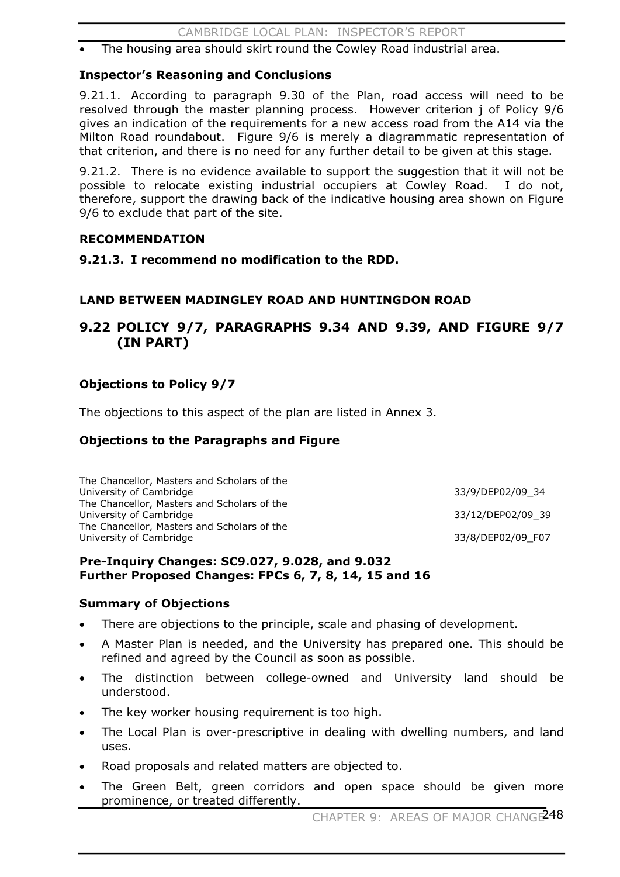- The housing area should skirt round the Cowley Road industrial area.

### Inspector's Reasoning and Conclusions

9.21.1. According to paragraph 9.30 of the Plan, road access will need to be resolved through the master planning process. However criterion j of Policy 9/6 gives an indication of the requirements for a new access road from the A14 via the Milton Road roundabout. Figure 9/6 is merely a diagrammatic representation of that criterion, and there is no need for any further detail to be given at this stage.

9.21.2. There is no evidence available to support the suggestion that it will not be possible to relocate existing industrial occupiers at Cowley Road. I do not, therefore, support the drawing back of the indicative housing area shown on Figure 9/6 to exclude that part of the site.

### RECOMMENDATION

**9.21.3. I recommend no modification to the RDD.**

### LAND BETWEEN MADINGLEY ROAD AND HUNTINGDON ROAD

## 9.22 POLICY 9/7, PARAGRAPHS 9.34 AND 9.39, AND FIGURE 9/7 (IN PART)

### Objections to Policy 9/7

The objections to this aspect of the plan are listed in Annex 3.

### Objections to the Paragraphs and Figure

| | |
|---|---|
| The Chancellor, Masters and Scholars of the University of Cambridge | 33/9/DEP02/09_34 |
| The Chancellor, Masters and Scholars of the University of Cambridge | 33/12/DEP02/09_39 |
| The Chancellor, Masters and Scholars of the University of Cambridge | 33/8/DEP02/09_F07 |

**Pre-Inquiry Changes: SC9.027, 9.028, and 9.032**
**Further Proposed Changes: FPCs 6, 7, 8, 14, 15 and 16**

### Summary of Objections

- There are objections to the principle, scale and phasing of development.
- A Master Plan is needed, and the University has prepared one. This should be refined and agreed by the Council as soon as possible.
- The distinction between college-owned and University land should be understood.
- The key worker housing requirement is too high.
- The Local Plan is over-prescriptive in dealing with dwelling numbers, and land uses.
- Road proposals and related matters are objected to.
- The Green Belt, green corridors and open space should be given more prominence, or treated differently.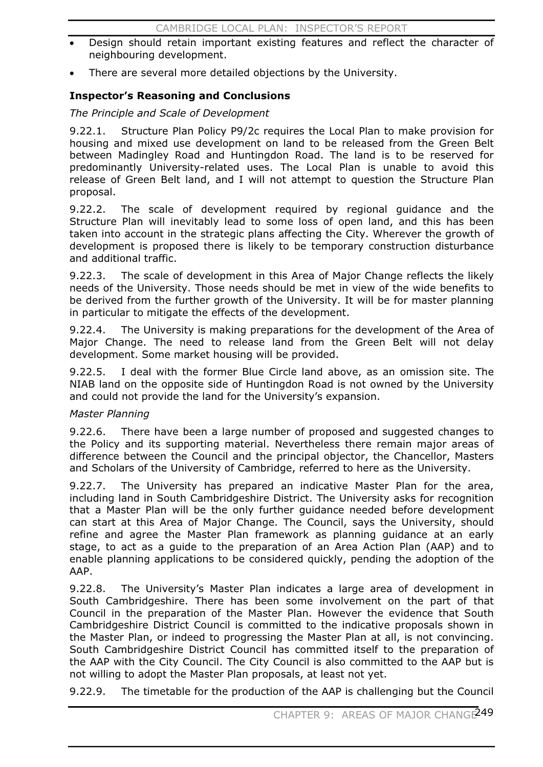- Design should retain important existing features and reflect the character of neighbouring development.
- There are several more detailed objections by the University.

**Inspector's Reasoning and Conclusions**

*The Principle and Scale of Development*

9.22.1. Structure Plan Policy P9/2c requires the Local Plan to make provision for housing and mixed use development on land to be released from the Green Belt between Madingley Road and Huntingdon Road. The land is to be reserved for predominantly University-related uses. The Local Plan is unable to avoid this release of Green Belt land, and I will not attempt to question the Structure Plan proposal.

9.22.2. The scale of development required by regional guidance and the Structure Plan will inevitably lead to some loss of open land, and this has been taken into account in the strategic plans affecting the City. Wherever the growth of development is proposed there is likely to be temporary construction disturbance and additional traffic.

9.22.3. The scale of development in this Area of Major Change reflects the likely needs of the University. Those needs should be met in view of the wide benefits to be derived from the further growth of the University. It will be for master planning in particular to mitigate the effects of the development.

9.22.4. The University is making preparations for the development of the Area of Major Change. The need to release land from the Green Belt will not delay development. Some market housing will be provided.

9.22.5. I deal with the former Blue Circle land above, as an omission site. The NIAB land on the opposite side of Huntingdon Road is not owned by the University and could not provide the land for the University's expansion.

*Master Planning*

9.22.6. There have been a large number of proposed and suggested changes to the Policy and its supporting material. Nevertheless there remain major areas of difference between the Council and the principal objector, the Chancellor, Masters and Scholars of the University of Cambridge, referred to here as the University.

9.22.7. The University has prepared an indicative Master Plan for the area, including land in South Cambridgeshire District. The University asks for recognition that a Master Plan will be the only further guidance needed before development can start at this Area of Major Change. The Council, says the University, should refine and agree the Master Plan framework as planning guidance at an early stage, to act as a guide to the preparation of an Area Action Plan (AAP) and to enable planning applications to be considered quickly, pending the adoption of the AAP.

9.22.8. The University's Master Plan indicates a large area of development in South Cambridgeshire. There has been some involvement on the part of that Council in the preparation of the Master Plan. However the evidence that South Cambridgeshire District Council is committed to the indicative proposals shown in the Master Plan, or indeed to progressing the Master Plan at all, is not convincing. South Cambridgeshire District Council has committed itself to the preparation of the AAP with the City Council. The City Council is also committed to the AAP but is not willing to adopt the Master Plan proposals, at least not yet.

9.22.9. The timetable for the production of the AAP is challenging but the Council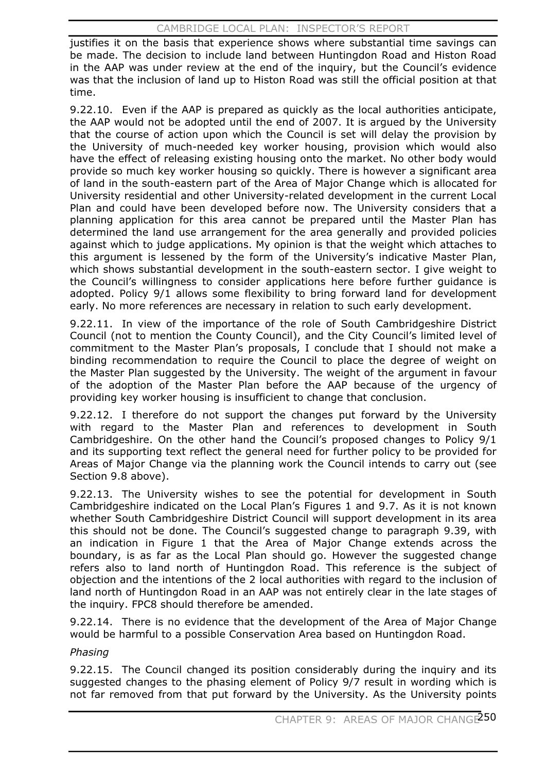justifies it on the basis that experience shows where substantial time savings can be made. The decision to include land between Huntingdon Road and Histon Road in the AAP was under review at the end of the inquiry, but the Council's evidence was that the inclusion of land up to Histon Road was still the official position at that time.

9.22.10. Even if the AAP is prepared as quickly as the local authorities anticipate, the AAP would not be adopted until the end of 2007. It is argued by the University that the course of action upon which the Council is set will delay the provision by the University of much-needed key worker housing, provision which would also have the effect of releasing existing housing onto the market. No other body would provide so much key worker housing so quickly. There is however a significant area of land in the south-eastern part of the Area of Major Change which is allocated for University residential and other University-related development in the current Local Plan and could have been developed before now. The University considers that a planning application for this area cannot be prepared until the Master Plan has determined the land use arrangement for the area generally and provided policies against which to judge applications. My opinion is that the weight which attaches to this argument is lessened by the form of the University's indicative Master Plan, which shows substantial development in the south-eastern sector. I give weight to the Council's willingness to consider applications here before further guidance is adopted. Policy 9/1 allows some flexibility to bring forward land for development early. No more references are necessary in relation to such early development.

9.22.11. In view of the importance of the role of South Cambridgeshire District Council (not to mention the County Council), and the City Council's limited level of commitment to the Master Plan's proposals, I conclude that I should not make a binding recommendation to require the Council to place the degree of weight on the Master Plan suggested by the University. The weight of the argument in favour of the adoption of the Master Plan before the AAP because of the urgency of providing key worker housing is insufficient to change that conclusion.

9.22.12. I therefore do not support the changes put forward by the University with regard to the Master Plan and references to development in South Cambridgeshire. On the other hand the Council's proposed changes to Policy 9/1 and its supporting text reflect the general need for further policy to be provided for Areas of Major Change via the planning work the Council intends to carry out (see Section 9.8 above).

9.22.13. The University wishes to see the potential for development in South Cambridgeshire indicated on the Local Plan's Figures 1 and 9.7. As it is not known whether South Cambridgeshire District Council will support development in its area this should not be done. The Council's suggested change to paragraph 9.39, with an indication in Figure 1 that the Area of Major Change extends across the boundary, is as far as the Local Plan should go. However the suggested change refers also to land north of Huntingdon Road. This reference is the subject of objection and the intentions of the 2 local authorities with regard to the inclusion of land north of Huntingdon Road in an AAP was not entirely clear in the late stages of the inquiry. FPC8 should therefore be amended.

9.22.14. There is no evidence that the development of the Area of Major Change would be harmful to a possible Conservation Area based on Huntingdon Road.

*Phasing*

9.22.15. The Council changed its position considerably during the inquiry and its suggested changes to the phasing element of Policy 9/7 result in wording which is not far removed from that put forward by the University. As the University points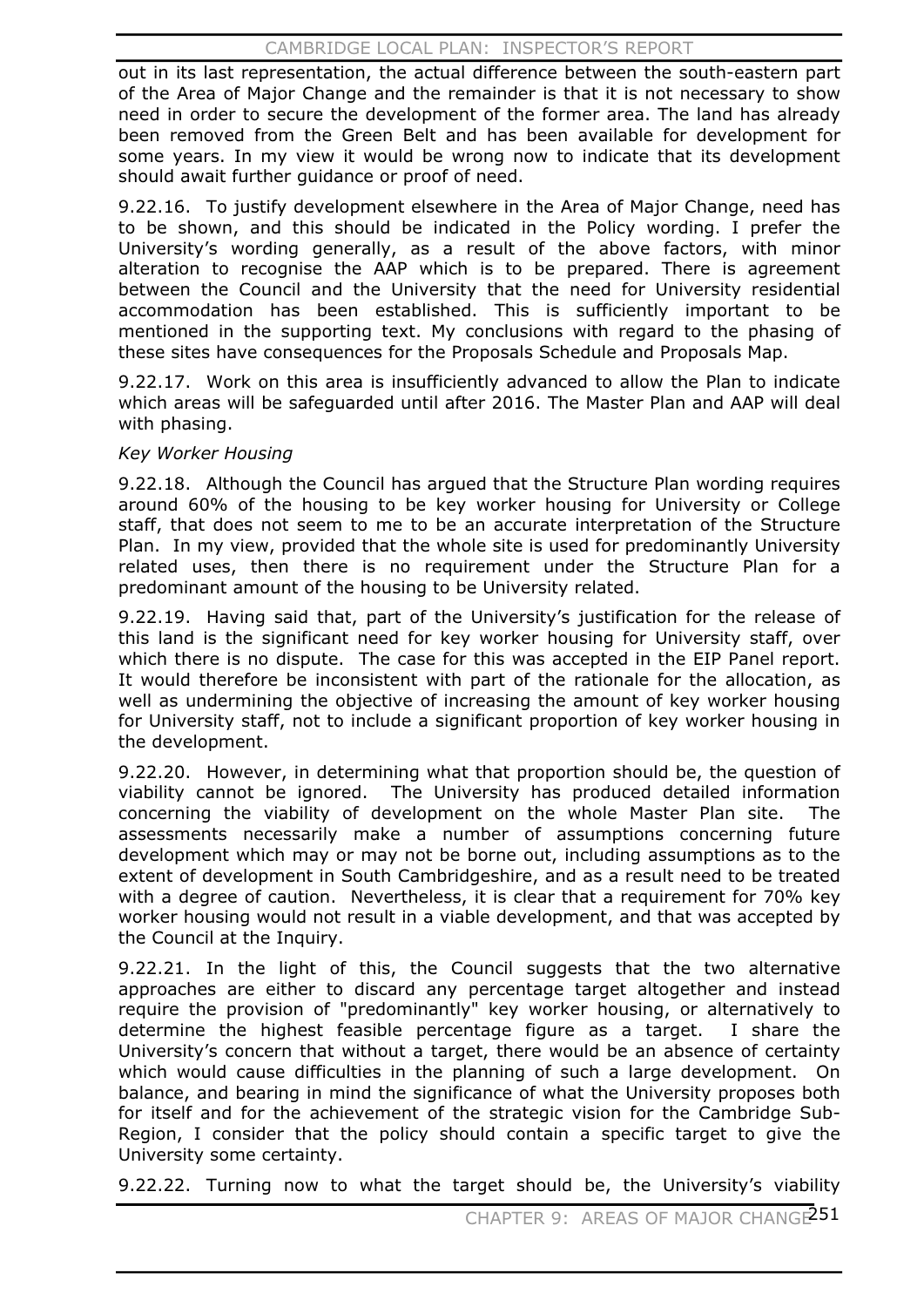out in its last representation, the actual difference between the south-eastern part of the Area of Major Change and the remainder is that it is not necessary to show need in order to secure the development of the former area. The land has already been removed from the Green Belt and has been available for development for some years. In my view it would be wrong now to indicate that its development should await further guidance or proof of need.

9.22.16. To justify development elsewhere in the Area of Major Change, need has to be shown, and this should be indicated in the Policy wording. I prefer the University's wording generally, as a result of the above factors, with minor alteration to recognise the AAP which is to be prepared. There is agreement between the Council and the University that the need for University residential accommodation has been established. This is sufficiently important to be mentioned in the supporting text. My conclusions with regard to the phasing of these sites have consequences for the Proposals Schedule and Proposals Map.

9.22.17. Work on this area is insufficiently advanced to allow the Plan to indicate which areas will be safeguarded until after 2016. The Master Plan and AAP will deal with phasing.

*Key Worker Housing*

9.22.18. Although the Council has argued that the Structure Plan wording requires around 60% of the housing to be key worker housing for University or College staff, that does not seem to me to be an accurate interpretation of the Structure Plan. In my view, provided that the whole site is used for predominantly University related uses, then there is no requirement under the Structure Plan for a predominant amount of the housing to be University related.

9.22.19. Having said that, part of the University's justification for the release of this land is the significant need for key worker housing for University staff, over which there is no dispute. The case for this was accepted in the EIP Panel report. It would therefore be inconsistent with part of the rationale for the allocation, as well as undermining the objective of increasing the amount of key worker housing for University staff, not to include a significant proportion of key worker housing in the development.

9.22.20. However, in determining what that proportion should be, the question of viability cannot be ignored. The University has produced detailed information concerning the viability of development on the whole Master Plan site. The assessments necessarily make a number of assumptions concerning future development which may or may not be borne out, including assumptions as to the extent of development in South Cambridgeshire, and as a result need to be treated with a degree of caution. Nevertheless, it is clear that a requirement for 70% key worker housing would not result in a viable development, and that was accepted by the Council at the Inquiry.

9.22.21. In the light of this, the Council suggests that the two alternative approaches are either to discard any percentage target altogether and instead require the provision of "predominantly" key worker housing, or alternatively to determine the highest feasible percentage figure as a target. I share the University's concern that without a target, there would be an absence of certainty which would cause difficulties in the planning of such a large development. On balance, and bearing in mind the significance of what the University proposes both for itself and for the achievement of the strategic vision for the Cambridge Sub-Region, I consider that the policy should contain a specific target to give the University some certainty.

9.22.22. Turning now to what the target should be, the University's viability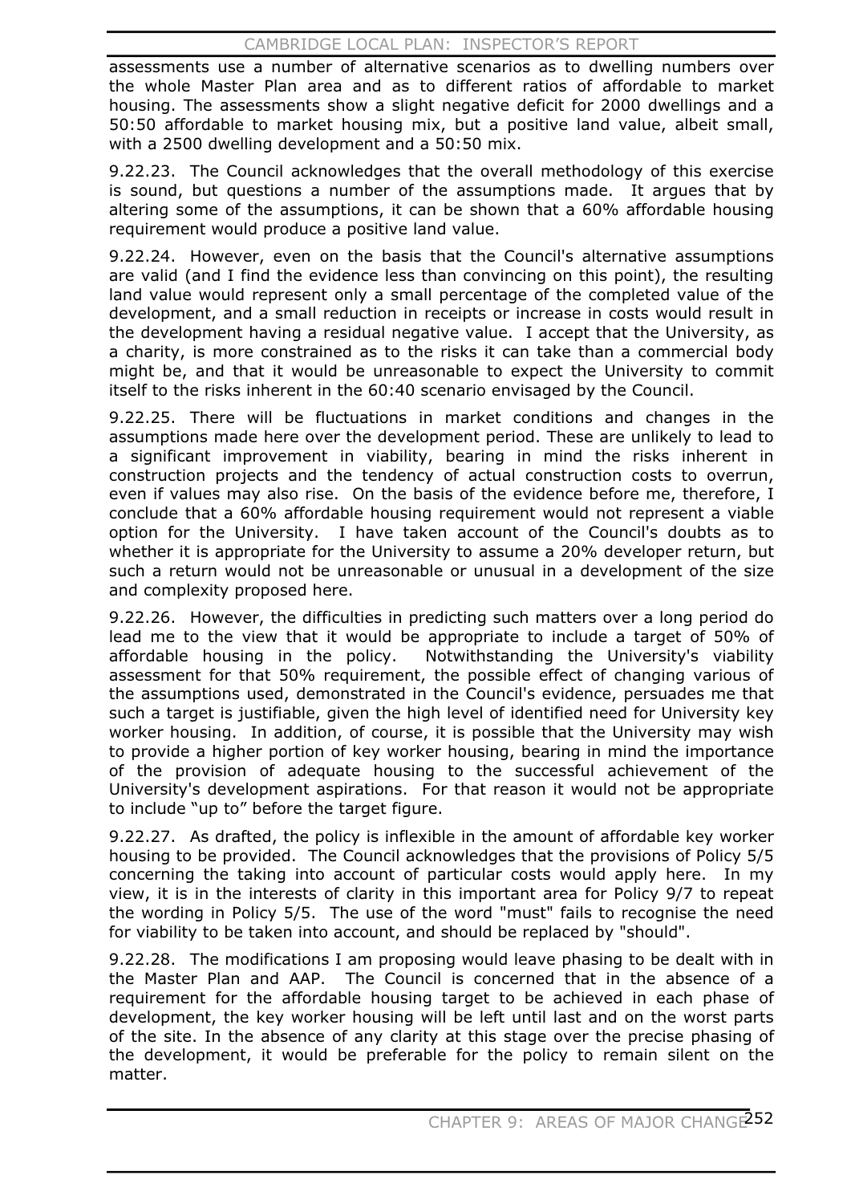assessments use a number of alternative scenarios as to dwelling numbers over the whole Master Plan area and as to different ratios of affordable to market housing. The assessments show a slight negative deficit for 2000 dwellings and a 50:50 affordable to market housing mix, but a positive land value, albeit small, with a 2500 dwelling development and a 50:50 mix.

9.22.23. The Council acknowledges that the overall methodology of this exercise is sound, but questions a number of the assumptions made. It argues that by altering some of the assumptions, it can be shown that a 60% affordable housing requirement would produce a positive land value.

9.22.24. However, even on the basis that the Council's alternative assumptions are valid (and I find the evidence less than convincing on this point), the resulting land value would represent only a small percentage of the completed value of the development, and a small reduction in receipts or increase in costs would result in the development having a residual negative value. I accept that the University, as a charity, is more constrained as to the risks it can take than a commercial body might be, and that it would be unreasonable to expect the University to commit itself to the risks inherent in the 60:40 scenario envisaged by the Council.

9.22.25. There will be fluctuations in market conditions and changes in the assumptions made here over the development period. These are unlikely to lead to a significant improvement in viability, bearing in mind the risks inherent in construction projects and the tendency of actual construction costs to overrun, even if values may also rise. On the basis of the evidence before me, therefore, I conclude that a 60% affordable housing requirement would not represent a viable option for the University. I have taken account of the Council's doubts as to whether it is appropriate for the University to assume a 20% developer return, but such a return would not be unreasonable or unusual in a development of the size and complexity proposed here.

9.22.26. However, the difficulties in predicting such matters over a long period do lead me to the view that it would be appropriate to include a target of 50% of affordable housing in the policy. Notwithstanding the University's viability assessment for that 50% requirement, the possible effect of changing various of the assumptions used, demonstrated in the Council's evidence, persuades me that such a target is justifiable, given the high level of identified need for University key worker housing. In addition, of course, it is possible that the University may wish to provide a higher portion of key worker housing, bearing in mind the importance of the provision of adequate housing to the successful achievement of the University's development aspirations. For that reason it would not be appropriate to include "up to" before the target figure.

9.22.27. As drafted, the policy is inflexible in the amount of affordable key worker housing to be provided. The Council acknowledges that the provisions of Policy 5/5 concerning the taking into account of particular costs would apply here. In my view, it is in the interests of clarity in this important area for Policy 9/7 to repeat the wording in Policy 5/5. The use of the word "must" fails to recognise the need for viability to be taken into account, and should be replaced by "should".

9.22.28. The modifications I am proposing would leave phasing to be dealt with in the Master Plan and AAP. The Council is concerned that in the absence of a requirement for the affordable housing target to be achieved in each phase of development, the key worker housing will be left until last and on the worst parts of the site. In the absence of any clarity at this stage over the precise phasing of the development, it would be preferable for the policy to remain silent on the matter.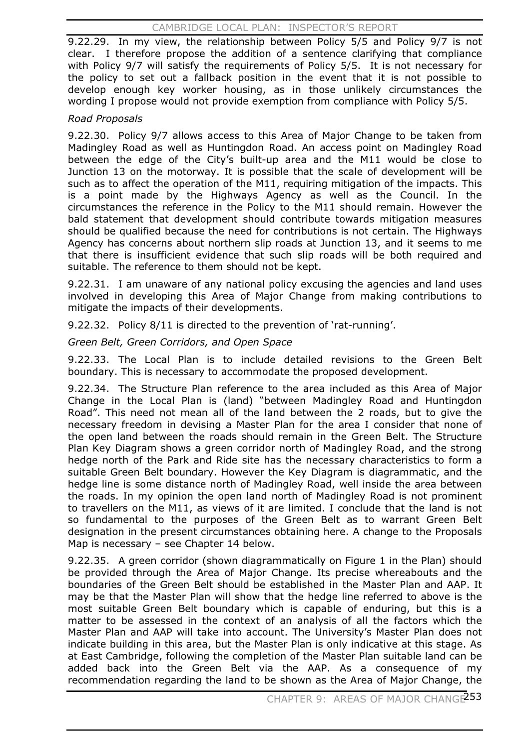9.22.29. In my view, the relationship between Policy 5/5 and Policy 9/7 is not clear. I therefore propose the addition of a sentence clarifying that compliance with Policy 9/7 will satisfy the requirements of Policy 5/5. It is not necessary for the policy to set out a fallback position in the event that it is not possible to develop enough key worker housing, as in those unlikely circumstances the wording I propose would not provide exemption from compliance with Policy 5/5.

*Road Proposals*

9.22.30. Policy 9/7 allows access to this Area of Major Change to be taken from Madingley Road as well as Huntingdon Road. An access point on Madingley Road between the edge of the City's built-up area and the M11 would be close to Junction 13 on the motorway. It is possible that the scale of development will be such as to affect the operation of the M11, requiring mitigation of the impacts. This is a point made by the Highways Agency as well as the Council. In the circumstances the reference in the Policy to the M11 should remain. However the bald statement that development should contribute towards mitigation measures should be qualified because the need for contributions is not certain. The Highways Agency has concerns about northern slip roads at Junction 13, and it seems to me that there is insufficient evidence that such slip roads will be both required and suitable. The reference to them should not be kept.

9.22.31. I am unaware of any national policy excusing the agencies and land uses involved in developing this Area of Major Change from making contributions to mitigate the impacts of their developments.

9.22.32. Policy 8/11 is directed to the prevention of 'rat-running'.

*Green Belt, Green Corridors, and Open Space*

9.22.33. The Local Plan is to include detailed revisions to the Green Belt boundary. This is necessary to accommodate the proposed development.

9.22.34. The Structure Plan reference to the area included as this Area of Major Change in the Local Plan is (land) "between Madingley Road and Huntingdon Road". This need not mean all of the land between the 2 roads, but to give the necessary freedom in devising a Master Plan for the area I consider that none of the open land between the roads should remain in the Green Belt. The Structure Plan Key Diagram shows a green corridor north of Madingley Road, and the strong hedge north of the Park and Ride site has the necessary characteristics to form a suitable Green Belt boundary. However the Key Diagram is diagrammatic, and the hedge line is some distance north of Madingley Road, well inside the area between the roads. In my opinion the open land north of Madingley Road is not prominent to travellers on the M11, as views of it are limited. I conclude that the land is not so fundamental to the purposes of the Green Belt as to warrant Green Belt designation in the present circumstances obtaining here. A change to the Proposals Map is necessary – see Chapter 14 below.

9.22.35. A green corridor (shown diagrammatically on Figure 1 in the Plan) should be provided through the Area of Major Change. Its precise whereabouts and the boundaries of the Green Belt should be established in the Master Plan and AAP. It may be that the Master Plan will show that the hedge line referred to above is the most suitable Green Belt boundary which is capable of enduring, but this is a matter to be assessed in the context of an analysis of all the factors which the Master Plan and AAP will take into account. The University's Master Plan does not indicate building in this area, but the Master Plan is only indicative at this stage. As at East Cambridge, following the completion of the Master Plan suitable land can be added back into the Green Belt via the AAP. As a consequence of my recommendation regarding the land to be shown as the Area of Major Change, the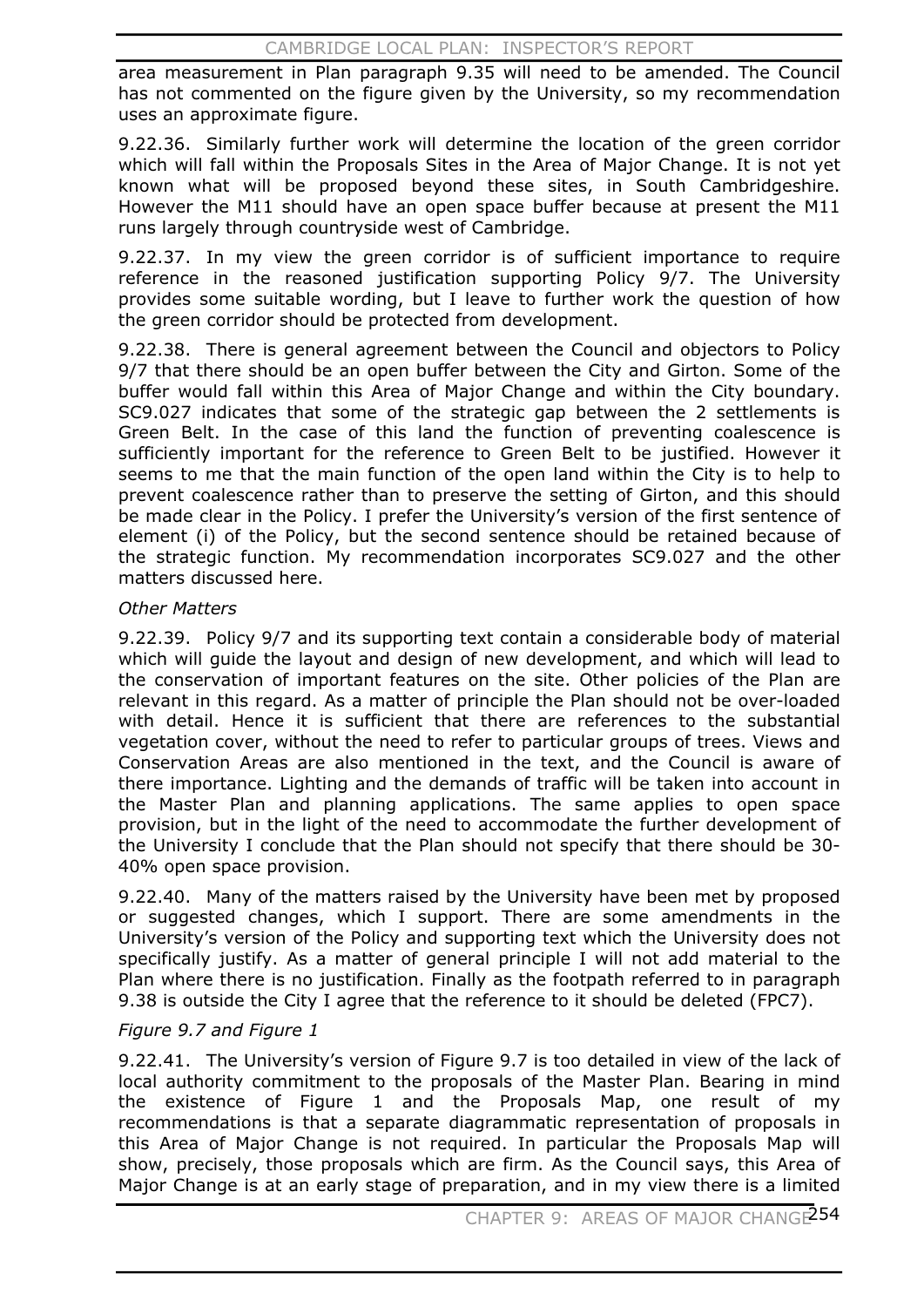area measurement in Plan paragraph 9.35 will need to be amended. The Council has not commented on the figure given by the University, so my recommendation uses an approximate figure.

9.22.36. Similarly further work will determine the location of the green corridor which will fall within the Proposals Sites in the Area of Major Change. It is not yet known what will be proposed beyond these sites, in South Cambridgeshire. However the M11 should have an open space buffer because at present the M11 runs largely through countryside west of Cambridge.

9.22.37. In my view the green corridor is of sufficient importance to require reference in the reasoned justification supporting Policy 9/7. The University provides some suitable wording, but I leave to further work the question of how the green corridor should be protected from development.

9.22.38. There is general agreement between the Council and objectors to Policy 9/7 that there should be an open buffer between the City and Girton. Some of the buffer would fall within this Area of Major Change and within the City boundary. SC9.027 indicates that some of the strategic gap between the 2 settlements is Green Belt. In the case of this land the function of preventing coalescence is sufficiently important for the reference to Green Belt to be justified. However it seems to me that the main function of the open land within the City is to help to prevent coalescence rather than to preserve the setting of Girton, and this should be made clear in the Policy. I prefer the University's version of the first sentence of element (i) of the Policy, but the second sentence should be retained because of the strategic function. My recommendation incorporates SC9.027 and the other matters discussed here.

*Other Matters*

9.22.39. Policy 9/7 and its supporting text contain a considerable body of material which will guide the layout and design of new development, and which will lead to the conservation of important features on the site. Other policies of the Plan are relevant in this regard. As a matter of principle the Plan should not be over-loaded with detail. Hence it is sufficient that there are references to the substantial vegetation cover, without the need to refer to particular groups of trees. Views and Conservation Areas are also mentioned in the text, and the Council is aware of there importance. Lighting and the demands of traffic will be taken into account in the Master Plan and planning applications. The same applies to open space provision, but in the light of the need to accommodate the further development of the University I conclude that the Plan should not specify that there should be 30-40% open space provision.

9.22.40. Many of the matters raised by the University have been met by proposed or suggested changes, which I support. There are some amendments in the University's version of the Policy and supporting text which the University does not specifically justify. As a matter of general principle I will not add material to the Plan where there is no justification. Finally as the footpath referred to in paragraph 9.38 is outside the City I agree that the reference to it should be deleted (FPC7).

*Figure 9.7 and Figure 1*

9.22.41. The University's version of Figure 9.7 is too detailed in view of the lack of local authority commitment to the proposals of the Master Plan. Bearing in mind the existence of Figure 1 and the Proposals Map, one result of my recommendations is that a separate diagrammatic representation of proposals in this Area of Major Change is not required. In particular the Proposals Map will show, precisely, those proposals which are firm. As the Council says, this Area of Major Change is at an early stage of preparation, and in my view there is a limited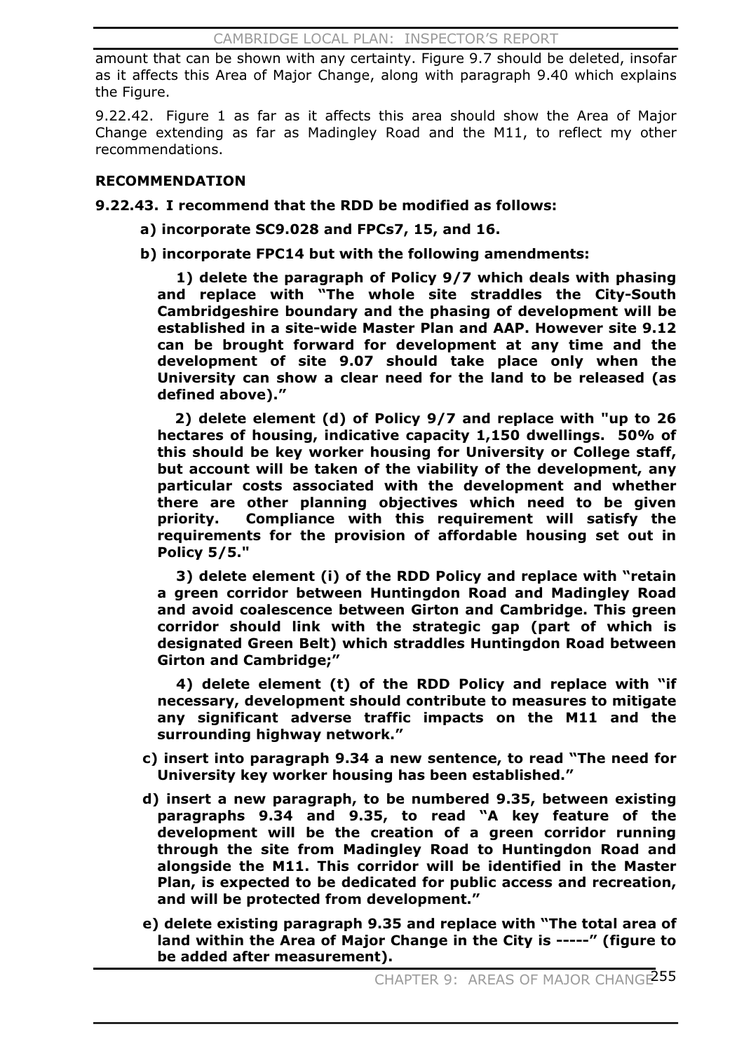amount that can be shown with any certainty. Figure 9.7 should be deleted, insofar as it affects this Area of Major Change, along with paragraph 9.40 which explains the Figure.

9.22.42. Figure 1 as far as it affects this area should show the Area of Major Change extending as far as Madingley Road and the M11, to reflect my other recommendations.

**RECOMMENDATION**

**9.22.43. I recommend that the RDD be modified as follows:**

**a) incorporate SC9.028 and FPCs7, 15, and 16.**

**b) incorporate FPC14 but with the following amendments:**

**1) delete the paragraph of Policy 9/7 which deals with phasing and replace with "The whole site straddles the City-South Cambridgeshire boundary and the phasing of development will be established in a site-wide Master Plan and AAP. However site 9.12 can be brought forward for development at any time and the development of site 9.07 should take place only when the University can show a clear need for the land to be released (as defined above)."**

**2) delete element (d) of Policy 9/7 and replace with "up to 26 hectares of housing, indicative capacity 1,150 dwellings. 50% of this should be key worker housing for University or College staff, but account will be taken of the viability of the development, any particular costs associated with the development and whether there are other planning objectives which need to be given priority. Compliance with this requirement will satisfy the requirements for the provision of affordable housing set out in Policy 5/5."**

**3) delete element (i) of the RDD Policy and replace with "retain a green corridor between Huntingdon Road and Madingley Road and avoid coalescence between Girton and Cambridge. This green corridor should link with the strategic gap (part of which is designated Green Belt) which straddles Huntingdon Road between Girton and Cambridge;"**

**4) delete element (t) of the RDD Policy and replace with "if necessary, development should contribute to measures to mitigate any significant adverse traffic impacts on the M11 and the surrounding highway network."**

**c) insert into paragraph 9.34 a new sentence, to read "The need for University key worker housing has been established."**

**d) insert a new paragraph, to be numbered 9.35, between existing paragraphs 9.34 and 9.35, to read "A key feature of the development will be the creation of a green corridor running through the site from Madingley Road to Huntingdon Road and alongside the M11. This corridor will be identified in the Master Plan, is expected to be dedicated for public access and recreation, and will be protected from development."**

**e) delete existing paragraph 9.35 and replace with "The total area of land within the Area of Major Change in the City is -----" (figure to be added after measurement).**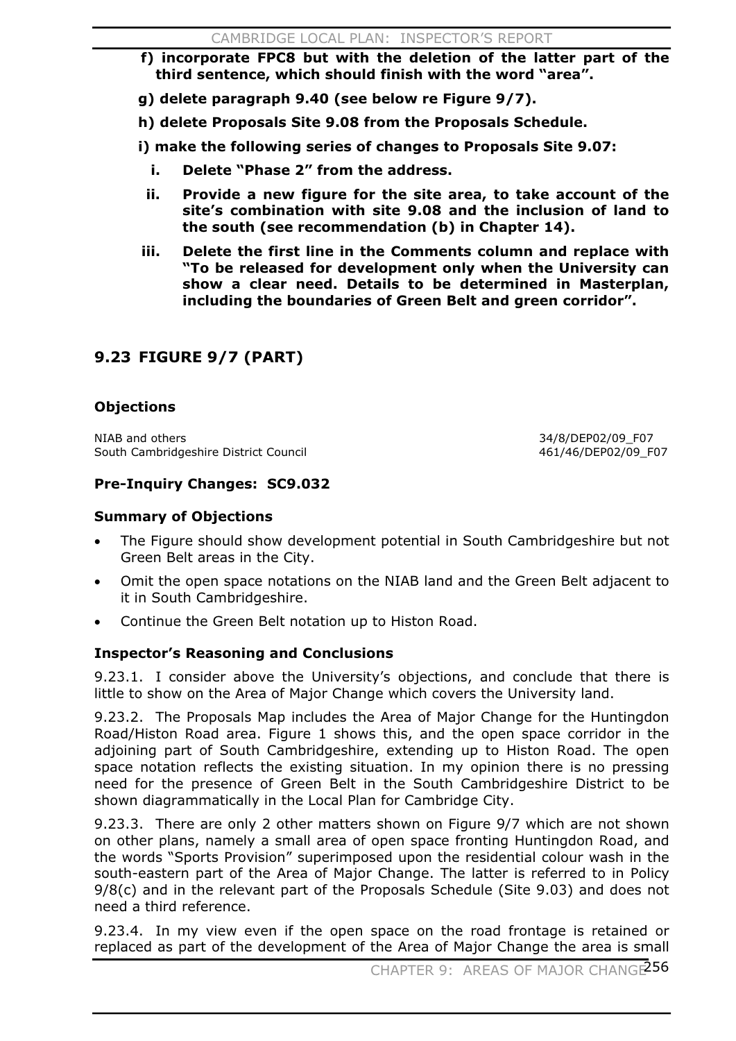**f) incorporate FPC8 but with the deletion of the latter part of the third sentence, which should finish with the word "area".**

**g) delete paragraph 9.40 (see below re Figure 9/7).**

**h) delete Proposals Site 9.08 from the Proposals Schedule.**

**i) make the following series of changes to Proposals Site 9.07:**

**i. Delete "Phase 2" from the address.**

**ii. Provide a new figure for the site area, to take account of the site's combination with site 9.08 and the inclusion of land to the south (see recommendation (b) in Chapter 14).**

**iii. Delete the first line in the Comments column and replace with "To be released for development only when the University can show a clear need. Details to be determined in Masterplan, including the boundaries of Green Belt and green corridor".**

## 9.23 FIGURE 9/7 (PART)

### Objections

| | |
|---|---|
| NIAB and others | 34/8/DEP02/09_F07 |
| South Cambridgeshire District Council | 461/46/DEP02/09_F07 |

### Pre-Inquiry Changes: SC9.032

### Summary of Objections

- The Figure should show development potential in South Cambridgeshire but not Green Belt areas in the City.
- Omit the open space notations on the NIAB land and the Green Belt adjacent to it in South Cambridgeshire.
- Continue the Green Belt notation up to Histon Road.

### Inspector's Reasoning and Conclusions

9.23.1. I consider above the University's objections, and conclude that there is little to show on the Area of Major Change which covers the University land.

9.23.2. The Proposals Map includes the Area of Major Change for the Huntingdon Road/Histon Road area. Figure 1 shows this, and the open space corridor in the adjoining part of South Cambridgeshire, extending up to Histon Road. The open space notation reflects the existing situation. In my opinion there is no pressing need for the presence of Green Belt in the South Cambridgeshire District to be shown diagrammatically in the Local Plan for Cambridge City.

9.23.3. There are only 2 other matters shown on Figure 9/7 which are not shown on other plans, namely a small area of open space fronting Huntingdon Road, and the words "Sports Provision" superimposed upon the residential colour wash in the south-eastern part of the Area of Major Change. The latter is referred to in Policy 9/8(c) and in the relevant part of the Proposals Schedule (Site 9.03) and does not need a third reference.

9.23.4. In my view even if the open space on the road frontage is retained or replaced as part of the development of the Area of Major Change the area is small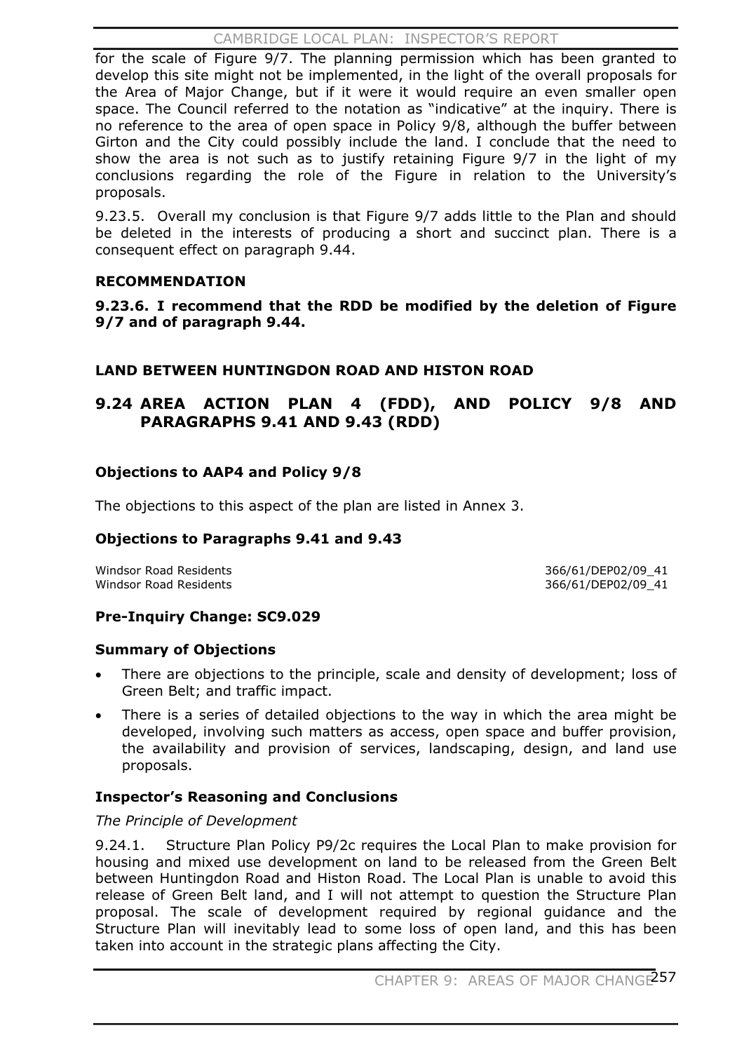for the scale of Figure 9/7. The planning permission which has been granted to develop this site might not be implemented, in the light of the overall proposals for the Area of Major Change, but if it were it would require an even smaller open space. The Council referred to the notation as "indicative" at the inquiry. There is no reference to the area of open space in Policy 9/8, although the buffer between Girton and the City could possibly include the land. I conclude that the need to show the area is not such as to justify retaining Figure 9/7 in the light of my conclusions regarding the role of the Figure in relation to the University's proposals.

9.23.5. Overall my conclusion is that Figure 9/7 adds little to the Plan and should be deleted in the interests of producing a short and succinct plan. There is a consequent effect on paragraph 9.44.

**RECOMMENDATION**

**9.23.6. I recommend that the RDD be modified by the deletion of Figure 9/7 and of paragraph 9.44.**

**LAND BETWEEN HUNTINGDON ROAD AND HISTON ROAD**

## 9.24 AREA ACTION PLAN 4 (FDD), AND POLICY 9/8 AND PARAGRAPHS 9.41 AND 9.43 (RDD)

### Objections to AAP4 and Policy 9/8

The objections to this aspect of the plan are listed in Annex 3.

### Objections to Paragraphs 9.41 and 9.43

| | |
|---|---|
| Windsor Road Residents | 366/61/DEP02/09_41 |
| Windsor Road Residents | 366/61/DEP02/09_41 |

### Pre-Inquiry Change: SC9.029

### Summary of Objections

- There are objections to the principle, scale and density of development; loss of Green Belt; and traffic impact.
- There is a series of detailed objections to the way in which the area might be developed, involving such matters as access, open space and buffer provision, the availability and provision of services, landscaping, design, and land use proposals.

### Inspector's Reasoning and Conclusions

*The Principle of Development*

9.24.1. Structure Plan Policy P9/2c requires the Local Plan to make provision for housing and mixed use development on land to be released from the Green Belt between Huntingdon Road and Histon Road. The Local Plan is unable to avoid this release of Green Belt land, and I will not attempt to question the Structure Plan proposal. The scale of development required by regional guidance and the Structure Plan will inevitably lead to some loss of open land, and this has been taken into account in the strategic plans affecting the City.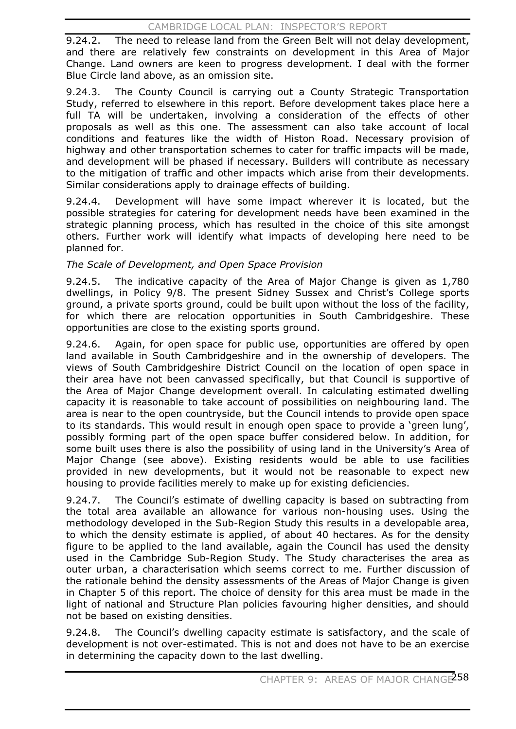9.24.2. The need to release land from the Green Belt will not delay development, and there are relatively few constraints on development in this Area of Major Change. Land owners are keen to progress development. I deal with the former Blue Circle land above, as an omission site.

9.24.3. The County Council is carrying out a County Strategic Transportation Study, referred to elsewhere in this report. Before development takes place here a full TA will be undertaken, involving a consideration of the effects of other proposals as well as this one. The assessment can also take account of local conditions and features like the width of Histon Road. Necessary provision of highway and other transportation schemes to cater for traffic impacts will be made, and development will be phased if necessary. Builders will contribute as necessary to the mitigation of traffic and other impacts which arise from their developments. Similar considerations apply to drainage effects of building.

9.24.4. Development will have some impact wherever it is located, but the possible strategies for catering for development needs have been examined in the strategic planning process, which has resulted in the choice of this site amongst others. Further work will identify what impacts of developing here need to be planned for.

*The Scale of Development, and Open Space Provision*

9.24.5. The indicative capacity of the Area of Major Change is given as 1,780 dwellings, in Policy 9/8. The present Sidney Sussex and Christ's College sports ground, a private sports ground, could be built upon without the loss of the facility, for which there are relocation opportunities in South Cambridgeshire. These opportunities are close to the existing sports ground.

9.24.6. Again, for open space for public use, opportunities are offered by open land available in South Cambridgeshire and in the ownership of developers. The views of South Cambridgeshire District Council on the location of open space in their area have not been canvassed specifically, but that Council is supportive of the Area of Major Change development overall. In calculating estimated dwelling capacity it is reasonable to take account of possibilities on neighbouring land. The area is near to the open countryside, but the Council intends to provide open space to its standards. This would result in enough open space to provide a 'green lung', possibly forming part of the open space buffer considered below. In addition, for some built uses there is also the possibility of using land in the University's Area of Major Change (see above). Existing residents would be able to use facilities provided in new developments, but it would not be reasonable to expect new housing to provide facilities merely to make up for existing deficiencies.

9.24.7. The Council's estimate of dwelling capacity is based on subtracting from the total area available an allowance for various non-housing uses. Using the methodology developed in the Sub-Region Study this results in a developable area, to which the density estimate is applied, of about 40 hectares. As for the density figure to be applied to the land available, again the Council has used the density used in the Cambridge Sub-Region Study. The Study characterises the area as outer urban, a characterisation which seems correct to me. Further discussion of the rationale behind the density assessments of the Areas of Major Change is given in Chapter 5 of this report. The choice of density for this area must be made in the light of national and Structure Plan policies favouring higher densities, and should not be based on existing densities.

9.24.8. The Council's dwelling capacity estimate is satisfactory, and the scale of development is not over-estimated. This is not and does not have to be an exercise in determining the capacity down to the last dwelling.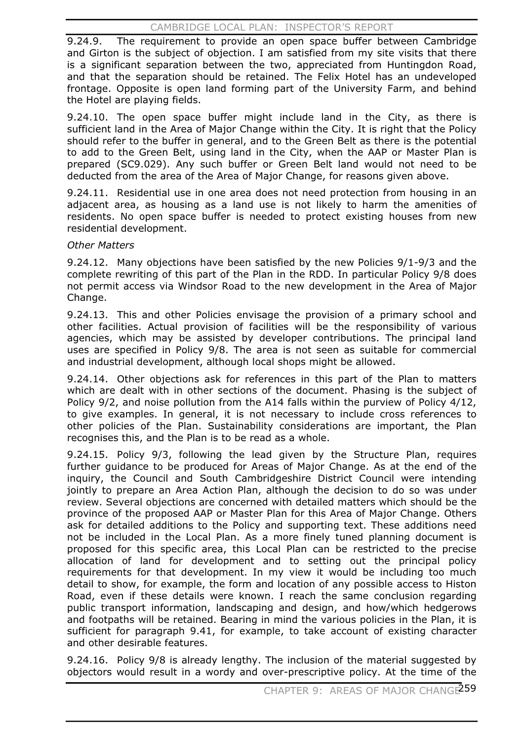9.24.9. The requirement to provide an open space buffer between Cambridge and Girton is the subject of objection. I am satisfied from my site visits that there is a significant separation between the two, appreciated from Huntingdon Road, and that the separation should be retained. The Felix Hotel has an undeveloped frontage. Opposite is open land forming part of the University Farm, and behind the Hotel are playing fields.

9.24.10. The open space buffer might include land in the City, as there is sufficient land in the Area of Major Change within the City. It is right that the Policy should refer to the buffer in general, and to the Green Belt as there is the potential to add to the Green Belt, using land in the City, when the AAP or Master Plan is prepared (SC9.029). Any such buffer or Green Belt land would not need to be deducted from the area of the Area of Major Change, for reasons given above.

9.24.11. Residential use in one area does not need protection from housing in an adjacent area, as housing as a land use is not likely to harm the amenities of residents. No open space buffer is needed to protect existing houses from new residential development.

*Other Matters*

9.24.12. Many objections have been satisfied by the new Policies 9/1-9/3 and the complete rewriting of this part of the Plan in the RDD. In particular Policy 9/8 does not permit access via Windsor Road to the new development in the Area of Major Change.

9.24.13. This and other Policies envisage the provision of a primary school and other facilities. Actual provision of facilities will be the responsibility of various agencies, which may be assisted by developer contributions. The principal land uses are specified in Policy 9/8. The area is not seen as suitable for commercial and industrial development, although local shops might be allowed.

9.24.14. Other objections ask for references in this part of the Plan to matters which are dealt with in other sections of the document. Phasing is the subject of Policy 9/2, and noise pollution from the A14 falls within the purview of Policy 4/12, to give examples. In general, it is not necessary to include cross references to other policies of the Plan. Sustainability considerations are important, the Plan recognises this, and the Plan is to be read as a whole.

9.24.15. Policy 9/3, following the lead given by the Structure Plan, requires further guidance to be produced for Areas of Major Change. As at the end of the inquiry, the Council and South Cambridgeshire District Council were intending jointly to prepare an Area Action Plan, although the decision to do so was under review. Several objections are concerned with detailed matters which should be the province of the proposed AAP or Master Plan for this Area of Major Change. Others ask for detailed additions to the Policy and supporting text. These additions need not be included in the Local Plan. As a more finely tuned planning document is proposed for this specific area, this Local Plan can be restricted to the precise allocation of land for development and to setting out the principal policy requirements for that development. In my view it would be including too much detail to show, for example, the form and location of any possible access to Histon Road, even if these details were known. I reach the same conclusion regarding public transport information, landscaping and design, and how/which hedgerows and footpaths will be retained. Bearing in mind the various policies in the Plan, it is sufficient for paragraph 9.41, for example, to take account of existing character and other desirable features.

9.24.16. Policy 9/8 is already lengthy. The inclusion of the material suggested by objectors would result in a wordy and over-prescriptive policy. At the time of the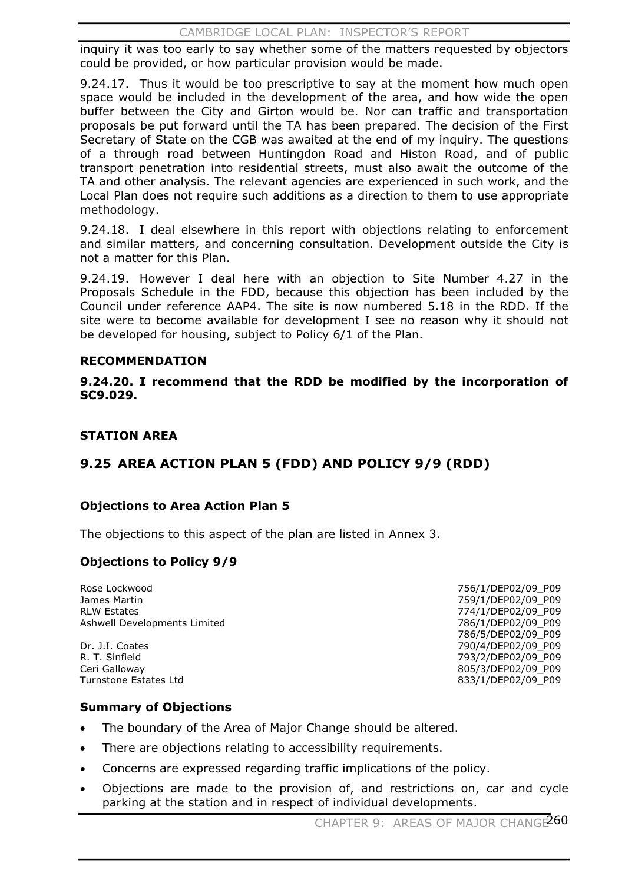inquiry it was too early to say whether some of the matters requested by objectors could be provided, or how particular provision would be made.

9.24.17. Thus it would be too prescriptive to say at the moment how much open space would be included in the development of the area, and how wide the open buffer between the City and Girton would be. Nor can traffic and transportation proposals be put forward until the TA has been prepared. The decision of the First Secretary of State on the CGB was awaited at the end of my inquiry. The questions of a through road between Huntingdon Road and Histon Road, and of public transport penetration into residential streets, must also await the outcome of the TA and other analysis. The relevant agencies are experienced in such work, and the Local Plan does not require such additions as a direction to them to use appropriate methodology.

9.24.18. I deal elsewhere in this report with objections relating to enforcement and similar matters, and concerning consultation. Development outside the City is not a matter for this Plan.

9.24.19. However I deal here with an objection to Site Number 4.27 in the Proposals Schedule in the FDD, because this objection has been included by the Council under reference AAP4. The site is now numbered 5.18 in the RDD. If the site were to become available for development I see no reason why it should not be developed for housing, subject to Policy 6/1 of the Plan.

**RECOMMENDATION**

**9.24.20. I recommend that the RDD be modified by the incorporation of SC9.029.**

### STATION AREA

## 9.25 AREA ACTION PLAN 5 (FDD) AND POLICY 9/9 (RDD)

### Objections to Area Action Plan 5

The objections to this aspect of the plan are listed in Annex 3.

### Objections to Policy 9/9

| | |
|---|---|
| Rose Lockwood | 756/1/DEP02/09_P09 |
| James Martin | 759/1/DEP02/09_P09 |
| RLW Estates | 774/1/DEP02/09_P09 |
| Ashwell Developments Limited | 786/1/DEP02/09_P09 |
| | 786/5/DEP02/09_P09 |
| Dr. J.I. Coates | 790/4/DEP02/09_P09 |
| R. T. Sinfield | 793/2/DEP02/09_P09 |
| Ceri Galloway | 805/3/DEP02/09_P09 |
| Turnstone Estates Ltd | 833/1/DEP02/09_P09 |

### Summary of Objections

- The boundary of the Area of Major Change should be altered.
- There are objections relating to accessibility requirements.
- Concerns are expressed regarding traffic implications of the policy.
- Objections are made to the provision of, and restrictions on, car and cycle parking at the station and in respect of individual developments.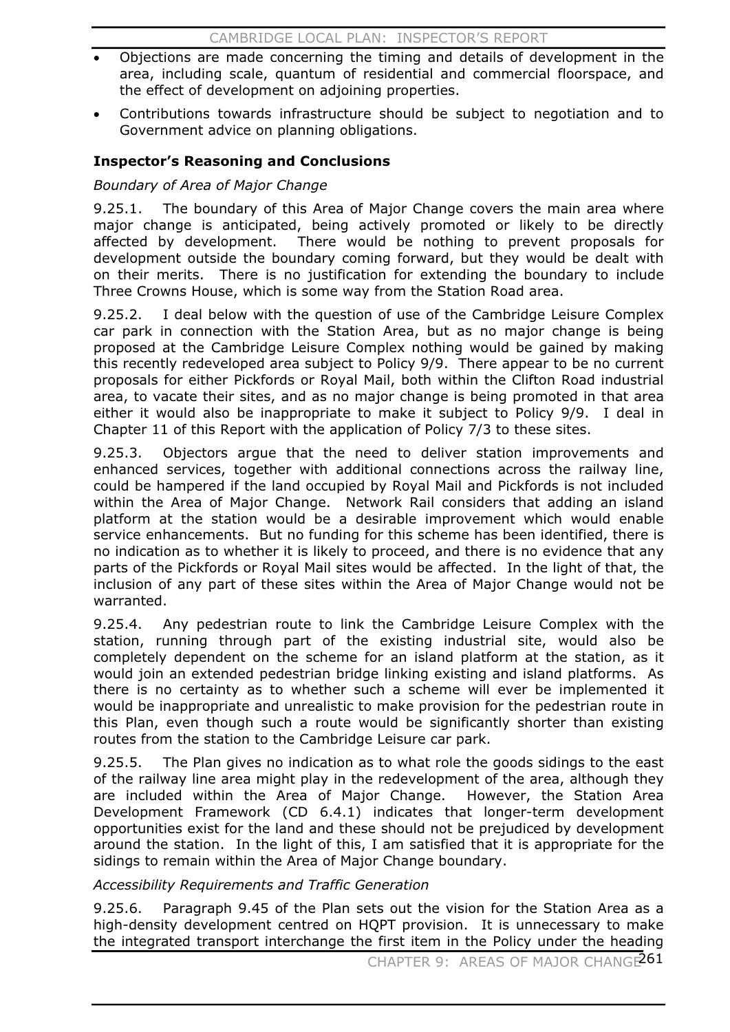- Objections are made concerning the timing and details of development in the area, including scale, quantum of residential and commercial floorspace, and the effect of development on adjoining properties.
- Contributions towards infrastructure should be subject to negotiation and to Government advice on planning obligations.

**Inspector's Reasoning and Conclusions**

*Boundary of Area of Major Change*

9.25.1. The boundary of this Area of Major Change covers the main area where major change is anticipated, being actively promoted or likely to be directly affected by development. There would be nothing to prevent proposals for development outside the boundary coming forward, but they would be dealt with on their merits. There is no justification for extending the boundary to include Three Crowns House, which is some way from the Station Road area.

9.25.2. I deal below with the question of use of the Cambridge Leisure Complex car park in connection with the Station Area, but as no major change is being proposed at the Cambridge Leisure Complex nothing would be gained by making this recently redeveloped area subject to Policy 9/9. There appear to be no current proposals for either Pickfords or Royal Mail, both within the Clifton Road industrial area, to vacate their sites, and as no major change is being promoted in that area either it would also be inappropriate to make it subject to Policy 9/9. I deal in Chapter 11 of this Report with the application of Policy 7/3 to these sites.

9.25.3. Objectors argue that the need to deliver station improvements and enhanced services, together with additional connections across the railway line, could be hampered if the land occupied by Royal Mail and Pickfords is not included within the Area of Major Change. Network Rail considers that adding an island platform at the station would be a desirable improvement which would enable service enhancements. But no funding for this scheme has been identified, there is no indication as to whether it is likely to proceed, and there is no evidence that any parts of the Pickfords or Royal Mail sites would be affected. In the light of that, the inclusion of any part of these sites within the Area of Major Change would not be warranted.

9.25.4. Any pedestrian route to link the Cambridge Leisure Complex with the station, running through part of the existing industrial site, would also be completely dependent on the scheme for an island platform at the station, as it would join an extended pedestrian bridge linking existing and island platforms. As there is no certainty as to whether such a scheme will ever be implemented it would be inappropriate and unrealistic to make provision for the pedestrian route in this Plan, even though such a route would be significantly shorter than existing routes from the station to the Cambridge Leisure car park.

9.25.5. The Plan gives no indication as to what role the goods sidings to the east of the railway line area might play in the redevelopment of the area, although they are included within the Area of Major Change. However, the Station Area Development Framework (CD 6.4.1) indicates that longer-term development opportunities exist for the land and these should not be prejudiced by development around the station. In the light of this, I am satisfied that it is appropriate for the sidings to remain within the Area of Major Change boundary.

*Accessibility Requirements and Traffic Generation*

9.25.6. Paragraph 9.45 of the Plan sets out the vision for the Station Area as a high-density development centred on HQPT provision. It is unnecessary to make the integrated transport interchange the first item in the Policy under the heading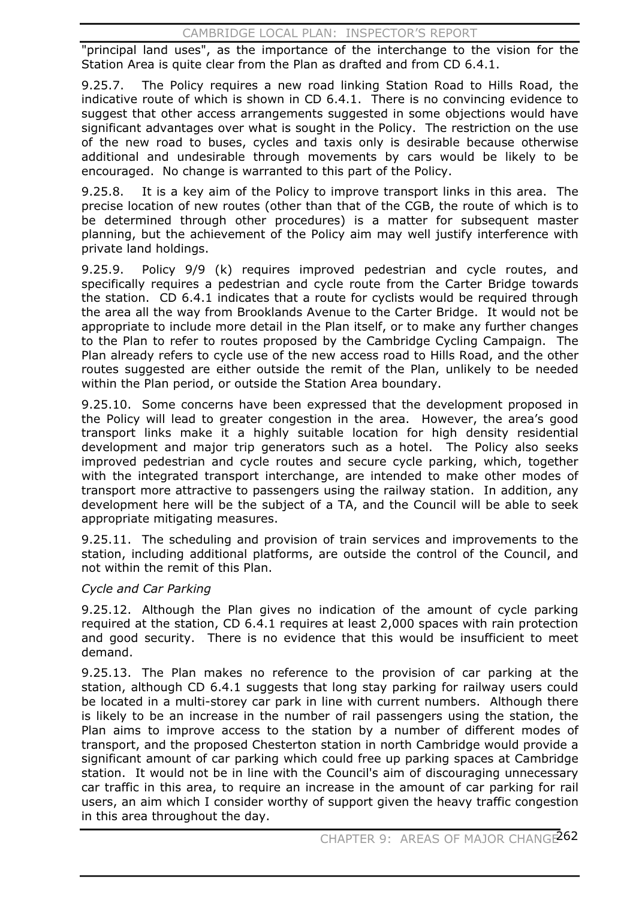"principal land uses", as the importance of the interchange to the vision for the Station Area is quite clear from the Plan as drafted and from CD 6.4.1.

9.25.7. The Policy requires a new road linking Station Road to Hills Road, the indicative route of which is shown in CD 6.4.1. There is no convincing evidence to suggest that other access arrangements suggested in some objections would have significant advantages over what is sought in the Policy. The restriction on the use of the new road to buses, cycles and taxis only is desirable because otherwise additional and undesirable through movements by cars would be likely to be encouraged. No change is warranted to this part of the Policy.

9.25.8. It is a key aim of the Policy to improve transport links in this area. The precise location of new routes (other than that of the CGB, the route of which is to be determined through other procedures) is a matter for subsequent master planning, but the achievement of the Policy aim may well justify interference with private land holdings.

9.25.9. Policy 9/9 (k) requires improved pedestrian and cycle routes, and specifically requires a pedestrian and cycle route from the Carter Bridge towards the station. CD 6.4.1 indicates that a route for cyclists would be required through the area all the way from Brooklands Avenue to the Carter Bridge. It would not be appropriate to include more detail in the Plan itself, or to make any further changes to the Plan to refer to routes proposed by the Cambridge Cycling Campaign. The Plan already refers to cycle use of the new access road to Hills Road, and the other routes suggested are either outside the remit of the Plan, unlikely to be needed within the Plan period, or outside the Station Area boundary.

9.25.10. Some concerns have been expressed that the development proposed in the Policy will lead to greater congestion in the area. However, the area's good transport links make it a highly suitable location for high density residential development and major trip generators such as a hotel. The Policy also seeks improved pedestrian and cycle routes and secure cycle parking, which, together with the integrated transport interchange, are intended to make other modes of transport more attractive to passengers using the railway station. In addition, any development here will be the subject of a TA, and the Council will be able to seek appropriate mitigating measures.

9.25.11. The scheduling and provision of train services and improvements to the station, including additional platforms, are outside the control of the Council, and not within the remit of this Plan.

*Cycle and Car Parking*

9.25.12. Although the Plan gives no indication of the amount of cycle parking required at the station, CD 6.4.1 requires at least 2,000 spaces with rain protection and good security. There is no evidence that this would be insufficient to meet demand.

9.25.13. The Plan makes no reference to the provision of car parking at the station, although CD 6.4.1 suggests that long stay parking for railway users could be located in a multi-storey car park in line with current numbers. Although there is likely to be an increase in the number of rail passengers using the station, the Plan aims to improve access to the station by a number of different modes of transport, and the proposed Chesterton station in north Cambridge would provide a significant amount of car parking which could free up parking spaces at Cambridge station. It would not be in line with the Council's aim of discouraging unnecessary car traffic in this area, to require an increase in the amount of car parking for rail users, an aim which I consider worthy of support given the heavy traffic congestion in this area throughout the day.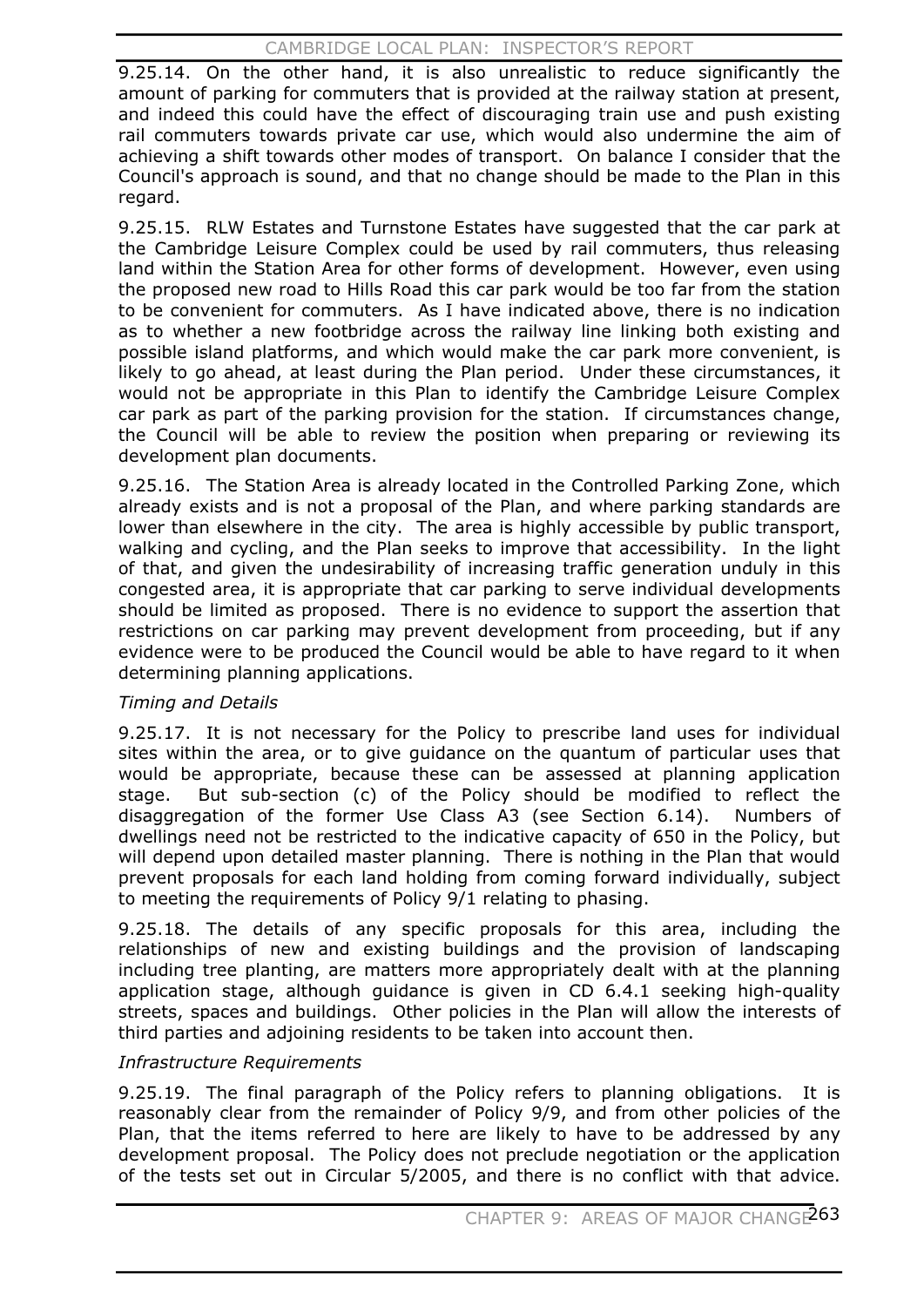9.25.14. On the other hand, it is also unrealistic to reduce significantly the amount of parking for commuters that is provided at the railway station at present, and indeed this could have the effect of discouraging train use and push existing rail commuters towards private car use, which would also undermine the aim of achieving a shift towards other modes of transport. On balance I consider that the Council's approach is sound, and that no change should be made to the Plan in this regard.

9.25.15. RLW Estates and Turnstone Estates have suggested that the car park at the Cambridge Leisure Complex could be used by rail commuters, thus releasing land within the Station Area for other forms of development. However, even using the proposed new road to Hills Road this car park would be too far from the station to be convenient for commuters. As I have indicated above, there is no indication as to whether a new footbridge across the railway line linking both existing and possible island platforms, and which would make the car park more convenient, is likely to go ahead, at least during the Plan period. Under these circumstances, it would not be appropriate in this Plan to identify the Cambridge Leisure Complex car park as part of the parking provision for the station. If circumstances change, the Council will be able to review the position when preparing or reviewing its development plan documents.

9.25.16. The Station Area is already located in the Controlled Parking Zone, which already exists and is not a proposal of the Plan, and where parking standards are lower than elsewhere in the city. The area is highly accessible by public transport, walking and cycling, and the Plan seeks to improve that accessibility. In the light of that, and given the undesirability of increasing traffic generation unduly in this congested area, it is appropriate that car parking to serve individual developments should be limited as proposed. There is no evidence to support the assertion that restrictions on car parking may prevent development from proceeding, but if any evidence were to be produced the Council would be able to have regard to it when determining planning applications.

*Timing and Details*

9.25.17. It is not necessary for the Policy to prescribe land uses for individual sites within the area, or to give guidance on the quantum of particular uses that would be appropriate, because these can be assessed at planning application stage. But sub-section (c) of the Policy should be modified to reflect the disaggregation of the former Use Class A3 (see Section 6.14). Numbers of dwellings need not be restricted to the indicative capacity of 650 in the Policy, but will depend upon detailed master planning. There is nothing in the Plan that would prevent proposals for each land holding from coming forward individually, subject to meeting the requirements of Policy 9/1 relating to phasing.

9.25.18. The details of any specific proposals for this area, including the relationships of new and existing buildings and the provision of landscaping including tree planting, are matters more appropriately dealt with at the planning application stage, although guidance is given in CD 6.4.1 seeking high-quality streets, spaces and buildings. Other policies in the Plan will allow the interests of third parties and adjoining residents to be taken into account then.

*Infrastructure Requirements*

9.25.19. The final paragraph of the Policy refers to planning obligations. It is reasonably clear from the remainder of Policy 9/9, and from other policies of the Plan, that the items referred to here are likely to have to be addressed by any development proposal. The Policy does not preclude negotiation or the application of the tests set out in Circular 5/2005, and there is no conflict with that advice.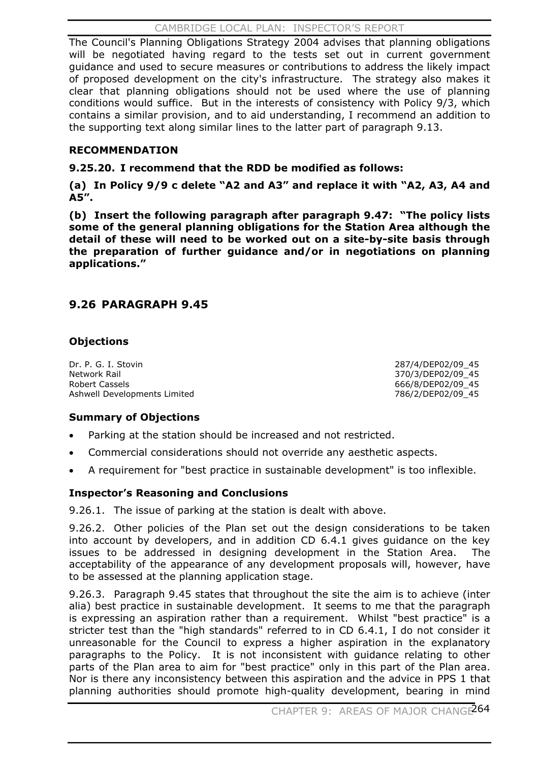The Council's Planning Obligations Strategy 2004 advises that planning obligations will be negotiated having regard to the tests set out in current government guidance and used to secure measures or contributions to address the likely impact of proposed development on the city's infrastructure. The strategy also makes it clear that planning obligations should not be used where the use of planning conditions would suffice. But in the interests of consistency with Policy 9/3, which contains a similar provision, and to aid understanding, I recommend an addition to the supporting text along similar lines to the latter part of paragraph 9.13.

**RECOMMENDATION**

**9.25.20. I recommend that the RDD be modified as follows:**

**(a) In Policy 9/9 c delete "A2 and A3" and replace it with "A2, A3, A4 and A5".**

**(b) Insert the following paragraph after paragraph 9.47: "The policy lists some of the general planning obligations for the Station Area although the detail of these will need to be worked out on a site-by-site basis through the preparation of further guidance and/or in negotiations on planning applications."**

## 9.26 PARAGRAPH 9.45

### Objections

| | |
|---|---|
| Dr. P. G. I. Stovin | 287/4/DEP02/09_45 |
| Network Rail | 370/3/DEP02/09_45 |
| Robert Cassels | 666/8/DEP02/09_45 |
| Ashwell Developments Limited | 786/2/DEP02/09_45 |

### Summary of Objections

- Parking at the station should be increased and not restricted.
- Commercial considerations should not override any aesthetic aspects.
- A requirement for "best practice in sustainable development" is too inflexible.

### Inspector's Reasoning and Conclusions

9.26.1. The issue of parking at the station is dealt with above.

9.26.2. Other policies of the Plan set out the design considerations to be taken into account by developers, and in addition CD 6.4.1 gives guidance on the key issues to be addressed in designing development in the Station Area. The acceptability of the appearance of any development proposals will, however, have to be assessed at the planning application stage.

9.26.3. Paragraph 9.45 states that throughout the site the aim is to achieve (inter alia) best practice in sustainable development. It seems to me that the paragraph is expressing an aspiration rather than a requirement. Whilst "best practice" is a stricter test than the "high standards" referred to in CD 6.4.1, I do not consider it unreasonable for the Council to express a higher aspiration in the explanatory paragraphs to the Policy. It is not inconsistent with guidance relating to other parts of the Plan area to aim for "best practice" only in this part of the Plan area. Nor is there any inconsistency between this aspiration and the advice in PPS 1 that planning authorities should promote high-quality development, bearing in mind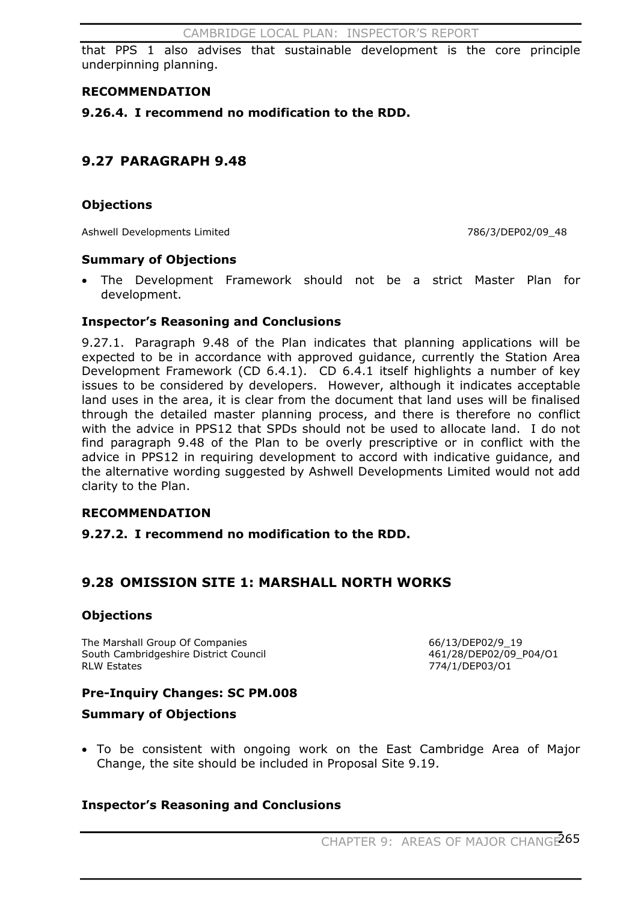that PPS 1 also advises that sustainable development is the core principle underpinning planning.

**RECOMMENDATION**

**9.26.4. I recommend no modification to the RDD.**

## 9.27 PARAGRAPH 9.48

### Objections

Ashwell Developments Limited 786/3/DEP02/09_48

### Summary of Objections

- The Development Framework should not be a strict Master Plan for development.

### Inspector's Reasoning and Conclusions

9.27.1. Paragraph 9.48 of the Plan indicates that planning applications will be expected to be in accordance with approved guidance, currently the Station Area Development Framework (CD 6.4.1). CD 6.4.1 itself highlights a number of key issues to be considered by developers. However, although it indicates acceptable land uses in the area, it is clear from the document that land uses will be finalised through the detailed master planning process, and there is therefore no conflict with the advice in PPS12 that SPDs should not be used to allocate land. I do not find paragraph 9.48 of the Plan to be overly prescriptive or in conflict with the advice in PPS12 in requiring development to accord with indicative guidance, and the alternative wording suggested by Ashwell Developments Limited would not add clarity to the Plan.

**RECOMMENDATION**

**9.27.2. I recommend no modification to the RDD.**

## 9.28 OMISSION SITE 1: MARSHALL NORTH WORKS

### Objections

The Marshall Group Of Companies 66/13/DEP02/9_19
South Cambridgeshire District Council 461/28/DEP02/09_P04/O1
RLW Estates 774/1/DEP03/O1

### Pre-Inquiry Changes: SC PM.008

### Summary of Objections

- To be consistent with ongoing work on the East Cambridge Area of Major Change, the site should be included in Proposal Site 9.19.

### Inspector's Reasoning and Conclusions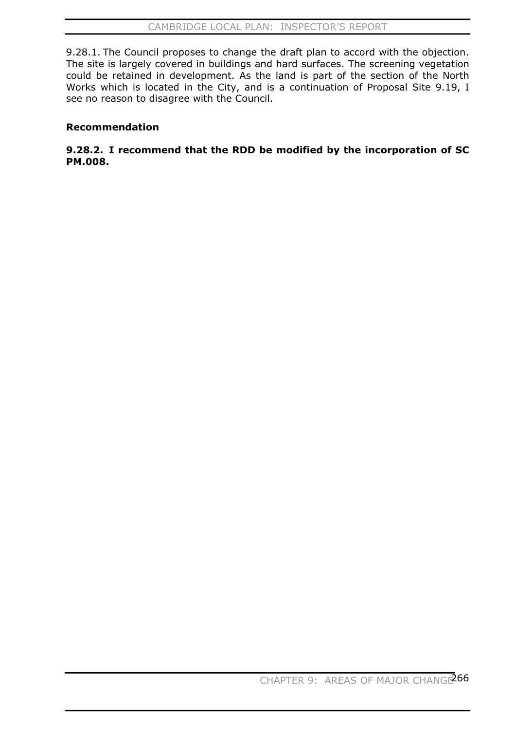9.28.1. The Council proposes to change the draft plan to accord with the objection. The site is largely covered in buildings and hard surfaces. The screening vegetation could be retained in development. As the land is part of the section of the North Works which is located in the City, and is a continuation of Proposal Site 9.19, I see no reason to disagree with the Council.

**Recommendation**

**9.28.2. I recommend that the RDD be modified by the incorporation of SC PM.008.**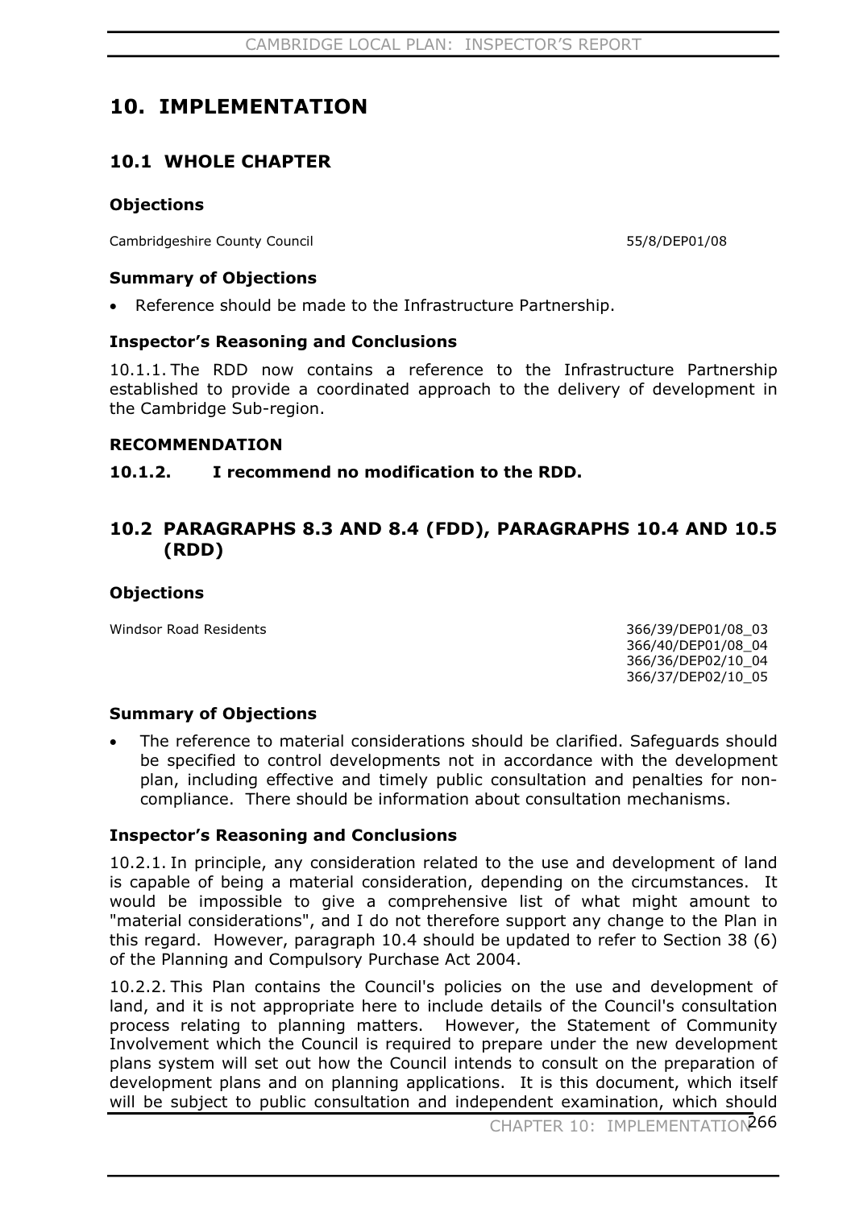# 10. IMPLEMENTATION

## 10.1 WHOLE CHAPTER

### Objections

| | |
|---|---|
| Cambridgeshire County Council | 55/8/DEP01/08 |

### Summary of Objections

- Reference should be made to the Infrastructure Partnership.

### Inspector's Reasoning and Conclusions

10.1.1. The RDD now contains a reference to the Infrastructure Partnership established to provide a coordinated approach to the delivery of development in the Cambridge Sub-region.

### RECOMMENDATION

**10.1.2. I recommend no modification to the RDD.**

## 10.2 PARAGRAPHS 8.3 AND 8.4 (FDD), PARAGRAPHS 10.4 AND 10.5 (RDD)

### Objections

| | |
|---|---|
| Windsor Road Residents | 366/39/DEP01/08_03<br>366/40/DEP01/08_04<br>366/36/DEP02/10_04<br>366/37/DEP02/10_05 |

### Summary of Objections

- The reference to material considerations should be clarified. Safeguards should be specified to control developments not in accordance with the development plan, including effective and timely public consultation and penalties for non-compliance. There should be information about consultation mechanisms.

### Inspector's Reasoning and Conclusions

10.2.1. In principle, any consideration related to the use and development of land is capable of being a material consideration, depending on the circumstances. It would be impossible to give a comprehensive list of what might amount to "material considerations", and I do not therefore support any change to the Plan in this regard. However, paragraph 10.4 should be updated to refer to Section 38 (6) of the Planning and Compulsory Purchase Act 2004.

10.2.2. This Plan contains the Council's policies on the use and development of land, and it is not appropriate here to include details of the Council's consultation process relating to planning matters. However, the Statement of Community Involvement which the Council is required to prepare under the new development plans system will set out how the Council intends to consult on the preparation of development plans and on planning applications. It is this document, which itself will be subject to public consultation and independent examination, which should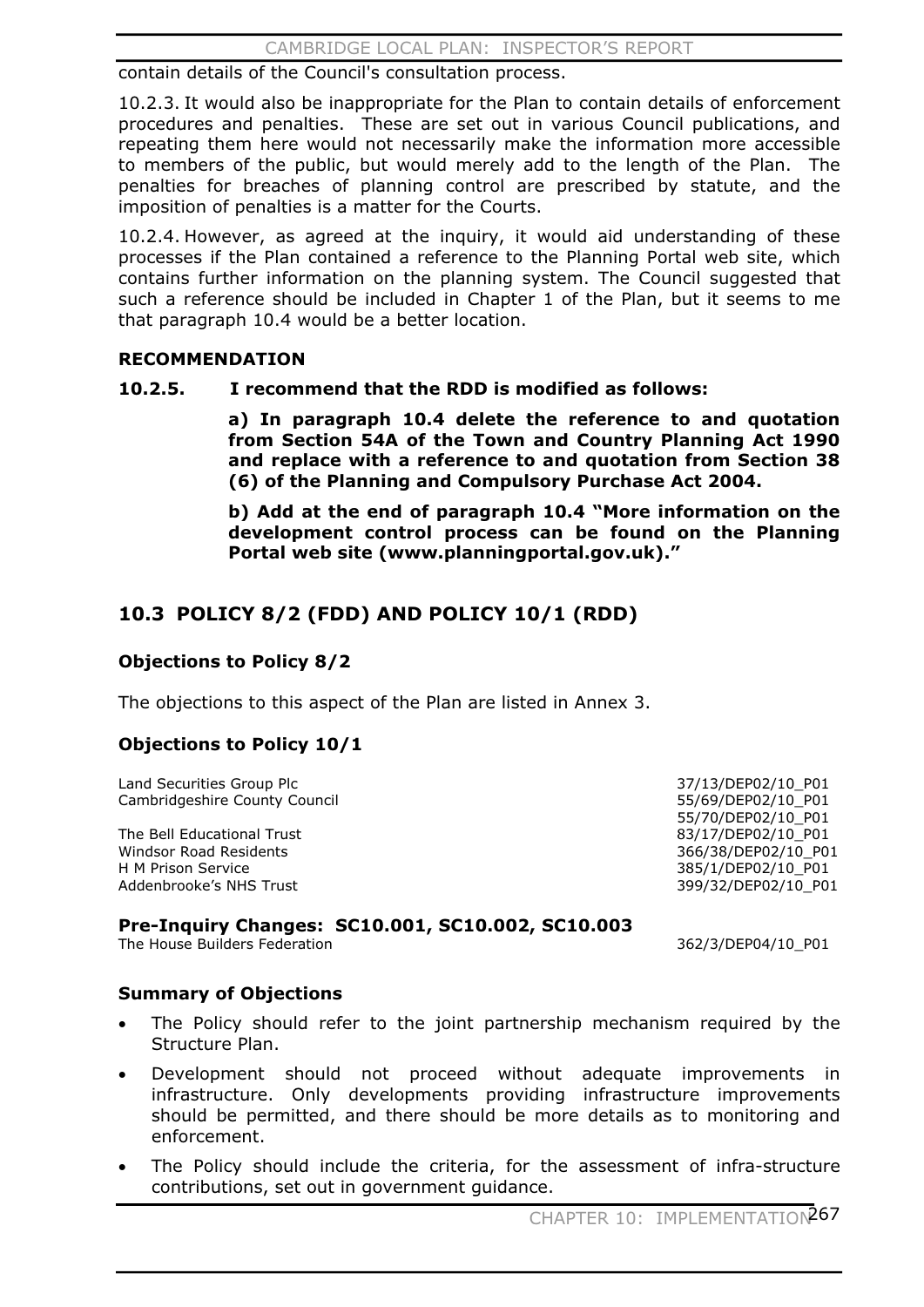contain details of the Council's consultation process.

10.2.3. It would also be inappropriate for the Plan to contain details of enforcement procedures and penalties. These are set out in various Council publications, and repeating them here would not necessarily make the information more accessible to members of the public, but would merely add to the length of the Plan. The penalties for breaches of planning control are prescribed by statute, and the imposition of penalties is a matter for the Courts.

10.2.4. However, as agreed at the inquiry, it would aid understanding of these processes if the Plan contained a reference to the Planning Portal web site, which contains further information on the planning system. The Council suggested that such a reference should be included in Chapter 1 of the Plan, but it seems to me that paragraph 10.4 would be a better location.

**RECOMMENDATION**

**10.2.5. I recommend that the RDD is modified as follows:**

**a) In paragraph 10.4 delete the reference to and quotation from Section 54A of the Town and Country Planning Act 1990 and replace with a reference to and quotation from Section 38 (6) of the Planning and Compulsory Purchase Act 2004.**

**b) Add at the end of paragraph 10.4 "More information on the development control process can be found on the Planning Portal web site (www.planningportal.gov.uk)."**

## 10.3 POLICY 8/2 (FDD) AND POLICY 10/1 (RDD)

### Objections to Policy 8/2

The objections to this aspect of the Plan are listed in Annex 3.

### Objections to Policy 10/1

| | |
|---|---|
| Land Securities Group Plc | 37/13/DEP02/10_P01 |
| Cambridgeshire County Council | 55/69/DEP02/10_P01 |
| | 55/70/DEP02/10_P01 |
| The Bell Educational Trust | 83/17/DEP02/10_P01 |
| Windsor Road Residents | 366/38/DEP02/10_P01 |
| H M Prison Service | 385/1/DEP02/10_P01 |
| Addenbrooke's NHS Trust | 399/32/DEP02/10_P01 |

### Pre-Inquiry Changes: SC10.001, SC10.002, SC10.003

| | |
|---|---|
| The House Builders Federation | 362/3/DEP04/10_P01 |

### Summary of Objections

- The Policy should refer to the joint partnership mechanism required by the Structure Plan.
- Development should not proceed without adequate improvements in infrastructure. Only developments providing infrastructure improvements should be permitted, and there should be more details as to monitoring and enforcement.
- The Policy should include the criteria, for the assessment of infra-structure contributions, set out in government guidance.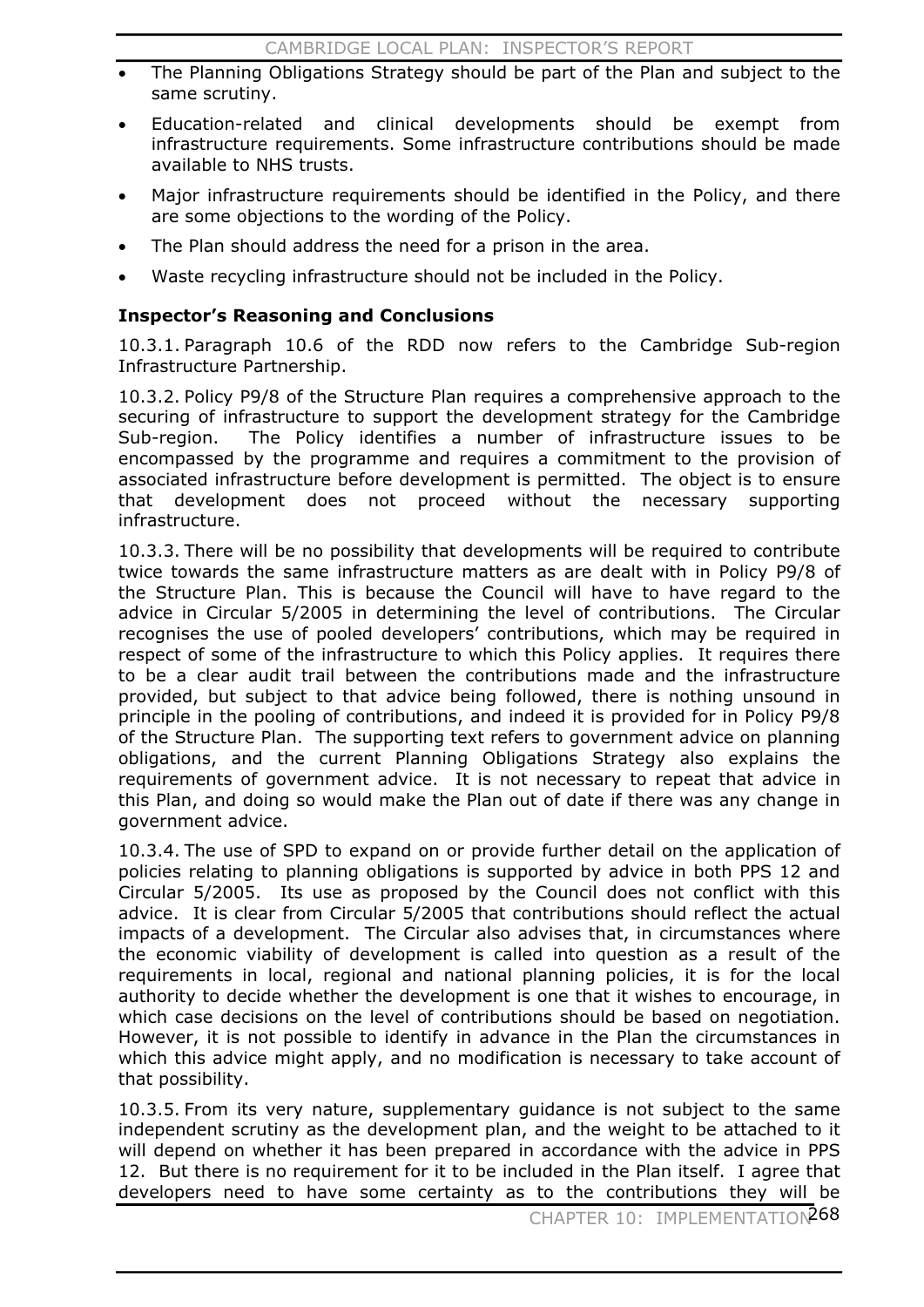- The Planning Obligations Strategy should be part of the Plan and subject to the same scrutiny.
- Education-related and clinical developments should be exempt from infrastructure requirements. Some infrastructure contributions should be made available to NHS trusts.
- Major infrastructure requirements should be identified in the Policy, and there are some objections to the wording of the Policy.
- The Plan should address the need for a prison in the area.
- Waste recycling infrastructure should not be included in the Policy.

### Inspector's Reasoning and Conclusions

10.3.1. Paragraph 10.6 of the RDD now refers to the Cambridge Sub-region Infrastructure Partnership.

10.3.2. Policy P9/8 of the Structure Plan requires a comprehensive approach to the securing of infrastructure to support the development strategy for the Cambridge Sub-region. The Policy identifies a number of infrastructure issues to be encompassed by the programme and requires a commitment to the provision of associated infrastructure before development is permitted. The object is to ensure that development does not proceed without the necessary supporting infrastructure.

10.3.3. There will be no possibility that developments will be required to contribute twice towards the same infrastructure matters as are dealt with in Policy P9/8 of the Structure Plan. This is because the Council will have to have regard to the advice in Circular 5/2005 in determining the level of contributions. The Circular recognises the use of pooled developers' contributions, which may be required in respect of some of the infrastructure to which this Policy applies. It requires there to be a clear audit trail between the contributions made and the infrastructure provided, but subject to that advice being followed, there is nothing unsound in principle in the pooling of contributions, and indeed it is provided for in Policy P9/8 of the Structure Plan. The supporting text refers to government advice on planning obligations, and the current Planning Obligations Strategy also explains the requirements of government advice. It is not necessary to repeat that advice in this Plan, and doing so would make the Plan out of date if there was any change in government advice.

10.3.4. The use of SPD to expand on or provide further detail on the application of policies relating to planning obligations is supported by advice in both PPS 12 and Circular 5/2005. Its use as proposed by the Council does not conflict with this advice. It is clear from Circular 5/2005 that contributions should reflect the actual impacts of a development. The Circular also advises that, in circumstances where the economic viability of development is called into question as a result of the requirements in local, regional and national planning policies, it is for the local authority to decide whether the development is one that it wishes to encourage, in which case decisions on the level of contributions should be based on negotiation. However, it is not possible to identify in advance in the Plan the circumstances in which this advice might apply, and no modification is necessary to take account of that possibility.

10.3.5. From its very nature, supplementary guidance is not subject to the same independent scrutiny as the development plan, and the weight to be attached to it will depend on whether it has been prepared in accordance with the advice in PPS 12. But there is no requirement for it to be included in the Plan itself. I agree that developers need to have some certainty as to the contributions they will be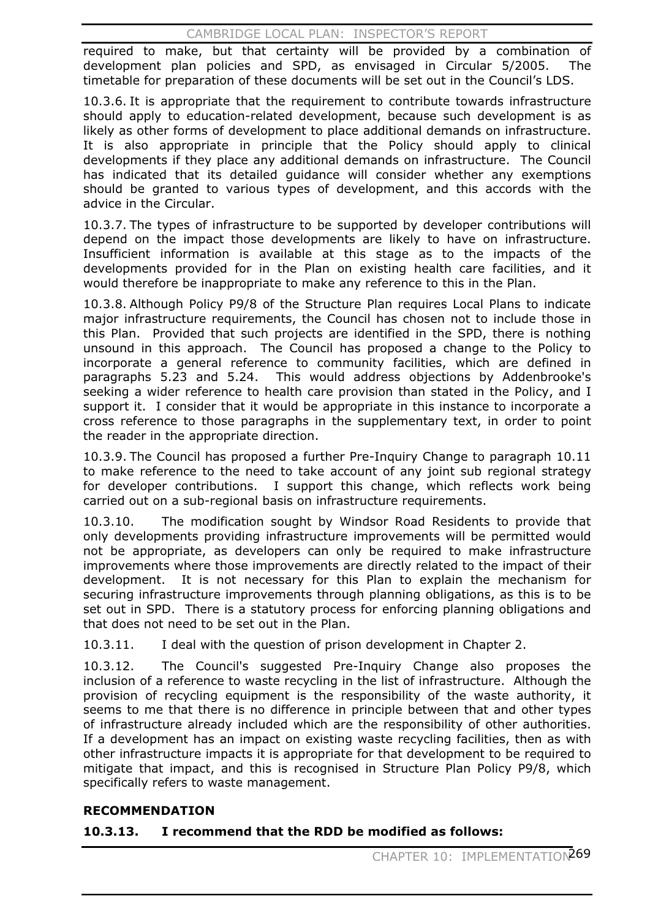required to make, but that certainty will be provided by a combination of development plan policies and SPD, as envisaged in Circular 5/2005. The timetable for preparation of these documents will be set out in the Council's LDS.

10.3.6. It is appropriate that the requirement to contribute towards infrastructure should apply to education-related development, because such development is as likely as other forms of development to place additional demands on infrastructure. It is also appropriate in principle that the Policy should apply to clinical developments if they place any additional demands on infrastructure. The Council has indicated that its detailed guidance will consider whether any exemptions should be granted to various types of development, and this accords with the advice in the Circular.

10.3.7. The types of infrastructure to be supported by developer contributions will depend on the impact those developments are likely to have on infrastructure. Insufficient information is available at this stage as to the impacts of the developments provided for in the Plan on existing health care facilities, and it would therefore be inappropriate to make any reference to this in the Plan.

10.3.8. Although Policy P9/8 of the Structure Plan requires Local Plans to indicate major infrastructure requirements, the Council has chosen not to include those in this Plan. Provided that such projects are identified in the SPD, there is nothing unsound in this approach. The Council has proposed a change to the Policy to incorporate a general reference to community facilities, which are defined in paragraphs 5.23 and 5.24. This would address objections by Addenbrooke's seeking a wider reference to health care provision than stated in the Policy, and I support it. I consider that it would be appropriate in this instance to incorporate a cross reference to those paragraphs in the supplementary text, in order to point the reader in the appropriate direction.

10.3.9. The Council has proposed a further Pre-Inquiry Change to paragraph 10.11 to make reference to the need to take account of any joint sub regional strategy for developer contributions. I support this change, which reflects work being carried out on a sub-regional basis on infrastructure requirements.

10.3.10. The modification sought by Windsor Road Residents to provide that only developments providing infrastructure improvements will be permitted would not be appropriate, as developers can only be required to make infrastructure improvements where those improvements are directly related to the impact of their development. It is not necessary for this Plan to explain the mechanism for securing infrastructure improvements through planning obligations, as this is to be set out in SPD. There is a statutory process for enforcing planning obligations and that does not need to be set out in the Plan.

10.3.11. I deal with the question of prison development in Chapter 2.

10.3.12. The Council's suggested Pre-Inquiry Change also proposes the inclusion of a reference to waste recycling in the list of infrastructure. Although the provision of recycling equipment is the responsibility of the waste authority, it seems to me that there is no difference in principle between that and other types of infrastructure already included which are the responsibility of other authorities. If a development has an impact on existing waste recycling facilities, then as with other infrastructure impacts it is appropriate for that development to be required to mitigate that impact, and this is recognised in Structure Plan Policy P9/8, which specifically refers to waste management.

**RECOMMENDATION**

**10.3.13. I recommend that the RDD be modified as follows:**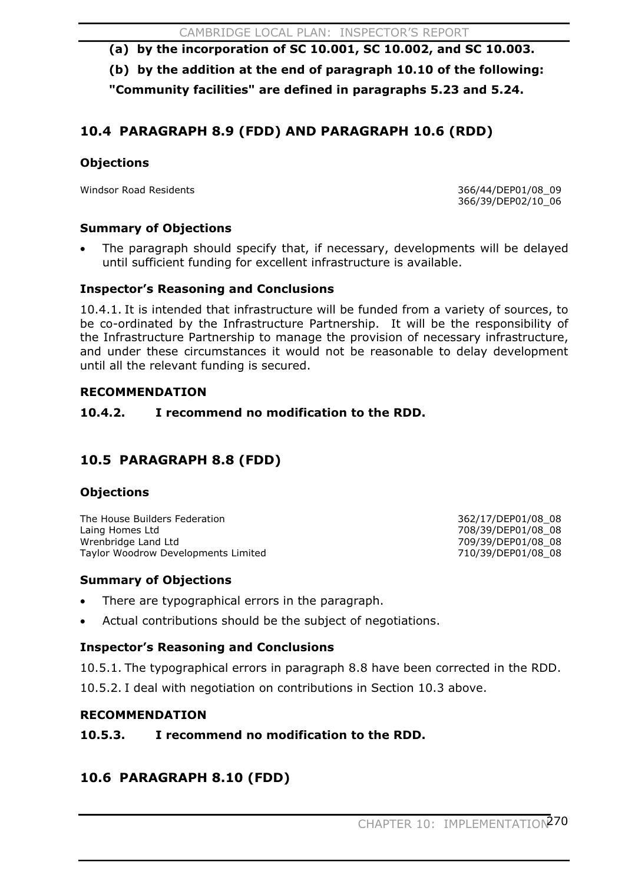**(a) by the incorporation of SC 10.001, SC 10.002, and SC 10.003.**

**(b) by the addition at the end of paragraph 10.10 of the following:**

**"Community facilities" are defined in paragraphs 5.23 and 5.24.**

## 10.4 PARAGRAPH 8.9 (FDD) AND PARAGRAPH 10.6 (RDD)

### Objections

| | |
|---|---|
| Windsor Road Residents | 366/44/DEP01/08_09<br>366/39/DEP02/10_06 |

### Summary of Objections

- The paragraph should specify that, if necessary, developments will be delayed until sufficient funding for excellent infrastructure is available.

### Inspector's Reasoning and Conclusions

10.4.1. It is intended that infrastructure will be funded from a variety of sources, to be co-ordinated by the Infrastructure Partnership. It will be the responsibility of the Infrastructure Partnership to manage the provision of necessary infrastructure, and under these circumstances it would not be reasonable to delay development until all the relevant funding is secured.

### RECOMMENDATION

**10.4.2. I recommend no modification to the RDD.**

## 10.5 PARAGRAPH 8.8 (FDD)

### Objections

| | |
|---|---|
| The House Builders Federation | 362/17/DEP01/08_08 |
| Laing Homes Ltd | 708/39/DEP01/08_08 |
| Wrenbridge Land Ltd | 709/39/DEP01/08_08 |
| Taylor Woodrow Developments Limited | 710/39/DEP01/08_08 |

### Summary of Objections

- There are typographical errors in the paragraph.
- Actual contributions should be the subject of negotiations.

### Inspector's Reasoning and Conclusions

10.5.1. The typographical errors in paragraph 8.8 have been corrected in the RDD.

10.5.2. I deal with negotiation on contributions in Section 10.3 above.

### RECOMMENDATION

**10.5.3. I recommend no modification to the RDD.**

## 10.6 PARAGRAPH 8.10 (FDD)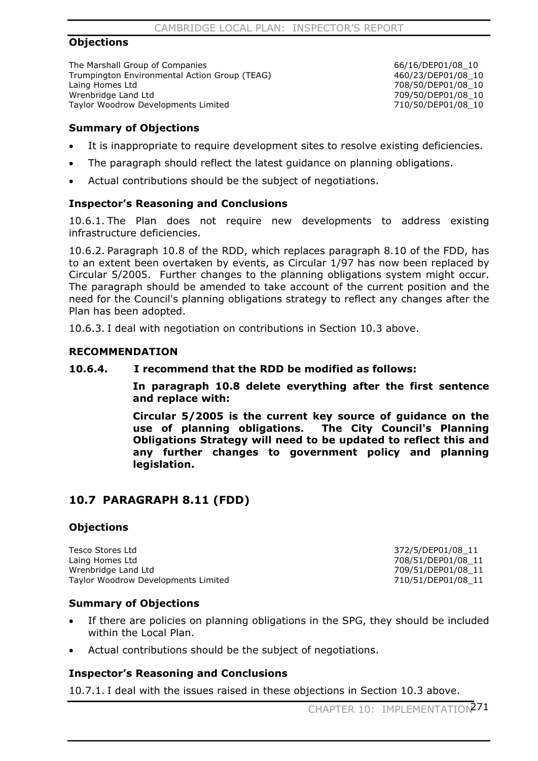### Objections

| | |
|---|---|
| The Marshall Group of Companies | 66/16/DEP01/08_10 |
| Trumpington Environmental Action Group (TEAG) | 460/23/DEP01/08_10 |
| Laing Homes Ltd | 708/50/DEP01/08_10 |
| Wrenbridge Land Ltd | 709/50/DEP01/08_10 |
| Taylor Woodrow Developments Limited | 710/50/DEP01/08_10 |

### Summary of Objections

- It is inappropriate to require development sites to resolve existing deficiencies.
- The paragraph should reflect the latest guidance on planning obligations.
- Actual contributions should be the subject of negotiations.

### Inspector's Reasoning and Conclusions

10.6.1. The Plan does not require new developments to address existing infrastructure deficiencies.

10.6.2. Paragraph 10.8 of the RDD, which replaces paragraph 8.10 of the FDD, has to an extent been overtaken by events, as Circular 1/97 has now been replaced by Circular 5/2005. Further changes to the planning obligations system might occur. The paragraph should be amended to take account of the current position and the need for the Council's planning obligations strategy to reflect any changes after the Plan has been adopted.

10.6.3. I deal with negotiation on contributions in Section 10.3 above.

### RECOMMENDATION

**10.6.4. I recommend that the RDD be modified as follows:**

**In paragraph 10.8 delete everything after the first sentence and replace with:**

**Circular 5/2005 is the current key source of guidance on the use of planning obligations. The City Council's Planning Obligations Strategy will need to be updated to reflect this and any further changes to government policy and planning legislation.**

## 10.7 PARAGRAPH 8.11 (FDD)

### Objections

| | |
|---|---|
| Tesco Stores Ltd | 372/5/DEP01/08_11 |
| Laing Homes Ltd | 708/51/DEP01/08_11 |
| Wrenbridge Land Ltd | 709/51/DEP01/08_11 |
| Taylor Woodrow Developments Limited | 710/51/DEP01/08_11 |

### Summary of Objections

- If there are policies on planning obligations in the SPG, they should be included within the Local Plan.
- Actual contributions should be the subject of negotiations.

### Inspector's Reasoning and Conclusions

10.7.1. I deal with the issues raised in these objections in Section 10.3 above.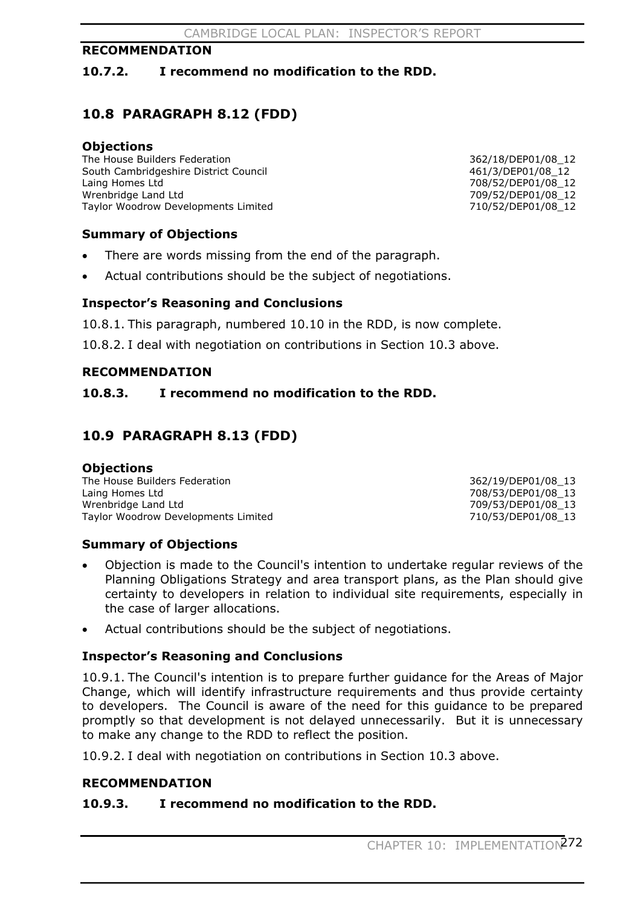**RECOMMENDATION**

**10.7.2. I recommend no modification to the RDD.**

## 10.8 PARAGRAPH 8.12 (FDD)

### Objections

| | |
|---|---|
| The House Builders Federation | 362/18/DEP01/08_12 |
| South Cambridgeshire District Council | 461/3/DEP01/08_12 |
| Laing Homes Ltd | 708/52/DEP01/08_12 |
| Wrenbridge Land Ltd | 709/52/DEP01/08_12 |
| Taylor Woodrow Developments Limited | 710/52/DEP01/08_12 |

### Summary of Objections

- There are words missing from the end of the paragraph.
- Actual contributions should be the subject of negotiations.

### Inspector's Reasoning and Conclusions

10.8.1. This paragraph, numbered 10.10 in the RDD, is now complete.

10.8.2. I deal with negotiation on contributions in Section 10.3 above.

**RECOMMENDATION**

**10.8.3. I recommend no modification to the RDD.**

## 10.9 PARAGRAPH 8.13 (FDD)

### Objections

| | |
|---|---|
| The House Builders Federation | 362/19/DEP01/08_13 |
| Laing Homes Ltd | 708/53/DEP01/08_13 |
| Wrenbridge Land Ltd | 709/53/DEP01/08_13 |
| Taylor Woodrow Developments Limited | 710/53/DEP01/08_13 |

### Summary of Objections

- Objection is made to the Council's intention to undertake regular reviews of the Planning Obligations Strategy and area transport plans, as the Plan should give certainty to developers in relation to individual site requirements, especially in the case of larger allocations.
- Actual contributions should be the subject of negotiations.

### Inspector's Reasoning and Conclusions

10.9.1. The Council's intention is to prepare further guidance for the Areas of Major Change, which will identify infrastructure requirements and thus provide certainty to developers. The Council is aware of the need for this guidance to be prepared promptly so that development is not delayed unnecessarily. But it is unnecessary to make any change to the RDD to reflect the position.

10.9.2. I deal with negotiation on contributions in Section 10.3 above.

**RECOMMENDATION**

**10.9.3. I recommend no modification to the RDD.**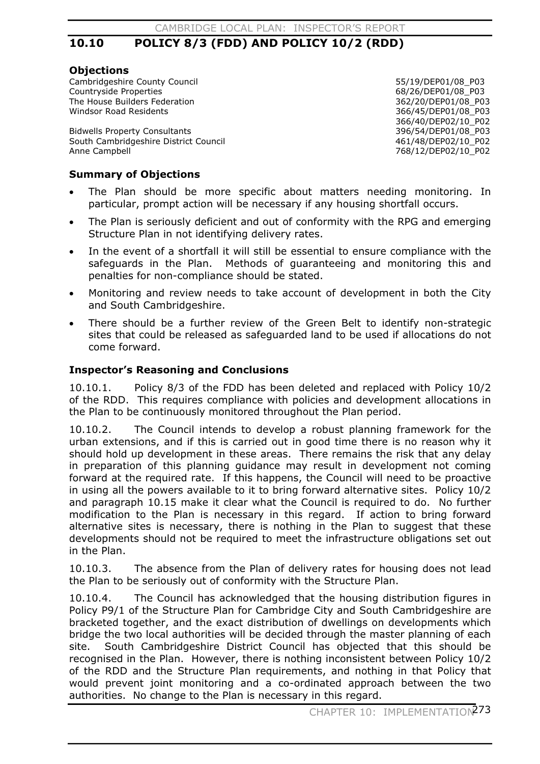## 10.10 POLICY 8/3 (FDD) AND POLICY 10/2 (RDD)

### Objections

| | |
|---|---|
| Cambridgeshire County Council | 55/19/DEP01/08_P03 |
| Countryside Properties | 68/26/DEP01/08_P03 |
| The House Builders Federation | 362/20/DEP01/08_P03 |
| Windsor Road Residents | 366/45/DEP01/08_P03 |
| | 366/40/DEP02/10_P02 |
| Bidwells Property Consultants | 396/54/DEP01/08_P03 |
| South Cambridgeshire District Council | 461/48/DEP02/10_P02 |
| Anne Campbell | 768/12/DEP02/10_P02 |

### Summary of Objections

- The Plan should be more specific about matters needing monitoring. In particular, prompt action will be necessary if any housing shortfall occurs.
- The Plan is seriously deficient and out of conformity with the RPG and emerging Structure Plan in not identifying delivery rates.
- In the event of a shortfall it will still be essential to ensure compliance with the safeguards in the Plan. Methods of guaranteeing and monitoring this and penalties for non-compliance should be stated.
- Monitoring and review needs to take account of development in both the City and South Cambridgeshire.
- There should be a further review of the Green Belt to identify non-strategic sites that could be released as safeguarded land to be used if allocations do not come forward.

### Inspector's Reasoning and Conclusions

10.10.1. Policy 8/3 of the FDD has been deleted and replaced with Policy 10/2 of the RDD. This requires compliance with policies and development allocations in the Plan to be continuously monitored throughout the Plan period.

10.10.2. The Council intends to develop a robust planning framework for the urban extensions, and if this is carried out in good time there is no reason why it should hold up development in these areas. There remains the risk that any delay in preparation of this planning guidance may result in development not coming forward at the required rate. If this happens, the Council will need to be proactive in using all the powers available to it to bring forward alternative sites. Policy 10/2 and paragraph 10.15 make it clear what the Council is required to do. No further modification to the Plan is necessary in this regard. If action to bring forward alternative sites is necessary, there is nothing in the Plan to suggest that these developments should not be required to meet the infrastructure obligations set out in the Plan.

10.10.3. The absence from the Plan of delivery rates for housing does not lead the Plan to be seriously out of conformity with the Structure Plan.

10.10.4. The Council has acknowledged that the housing distribution figures in Policy P9/1 of the Structure Plan for Cambridge City and South Cambridgeshire are bracketed together, and the exact distribution of dwellings on developments which bridge the two local authorities will be decided through the master planning of each site. South Cambridgeshire District Council has objected that this should be recognised in the Plan. However, there is nothing inconsistent between Policy 10/2 of the RDD and the Structure Plan requirements, and nothing in that Policy that would prevent joint monitoring and a co-ordinated approach between the two authorities. No change to the Plan is necessary in this regard.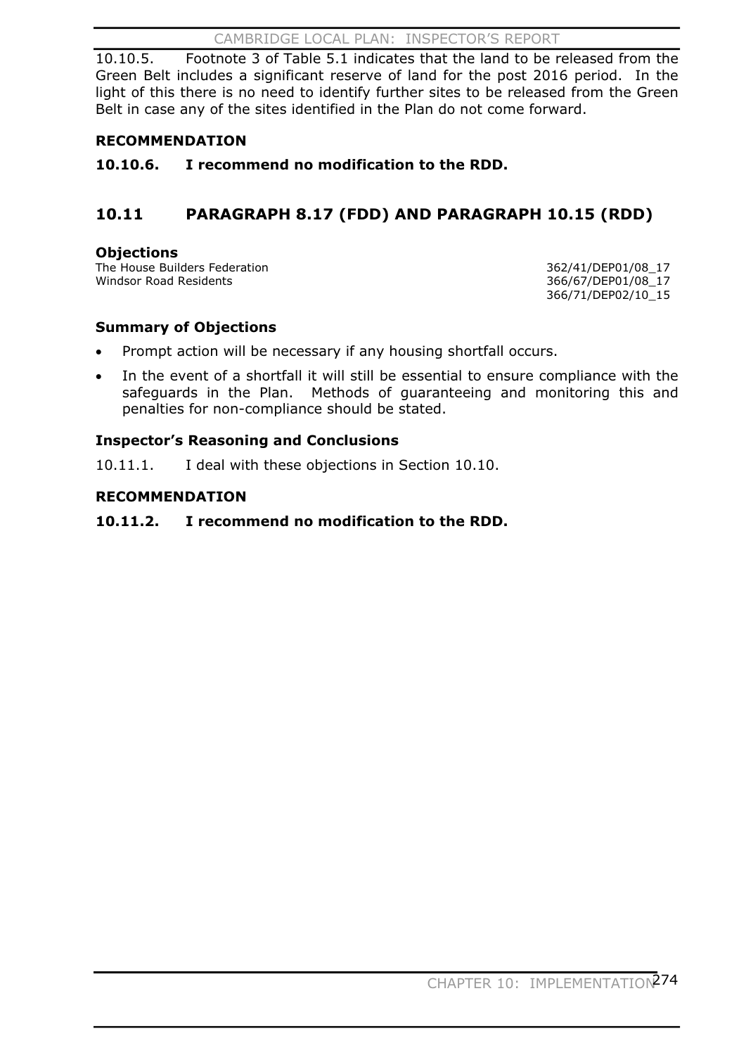10.10.5. Footnote 3 of Table 5.1 indicates that the land to be released from the Green Belt includes a significant reserve of land for the post 2016 period. In the light of this there is no need to identify further sites to be released from the Green Belt in case any of the sites identified in the Plan do not come forward.

**RECOMMENDATION**

**10.10.6. I recommend no modification to the RDD.**

## 10.11 PARAGRAPH 8.17 (FDD) AND PARAGRAPH 10.15 (RDD)

### Objections

| | |
|---|---|
| The House Builders Federation | 362/41/DEP01/08_17 |
| Windsor Road Residents | 366/67/DEP01/08_17 |
| | 366/71/DEP02/10_15 |

### Summary of Objections

- Prompt action will be necessary if any housing shortfall occurs.
- In the event of a shortfall it will still be essential to ensure compliance with the safeguards in the Plan. Methods of guaranteeing and monitoring this and penalties for non-compliance should be stated.

### Inspector's Reasoning and Conclusions

10.11.1. I deal with these objections in Section 10.10.

**RECOMMENDATION**

**10.11.2. I recommend no modification to the RDD.**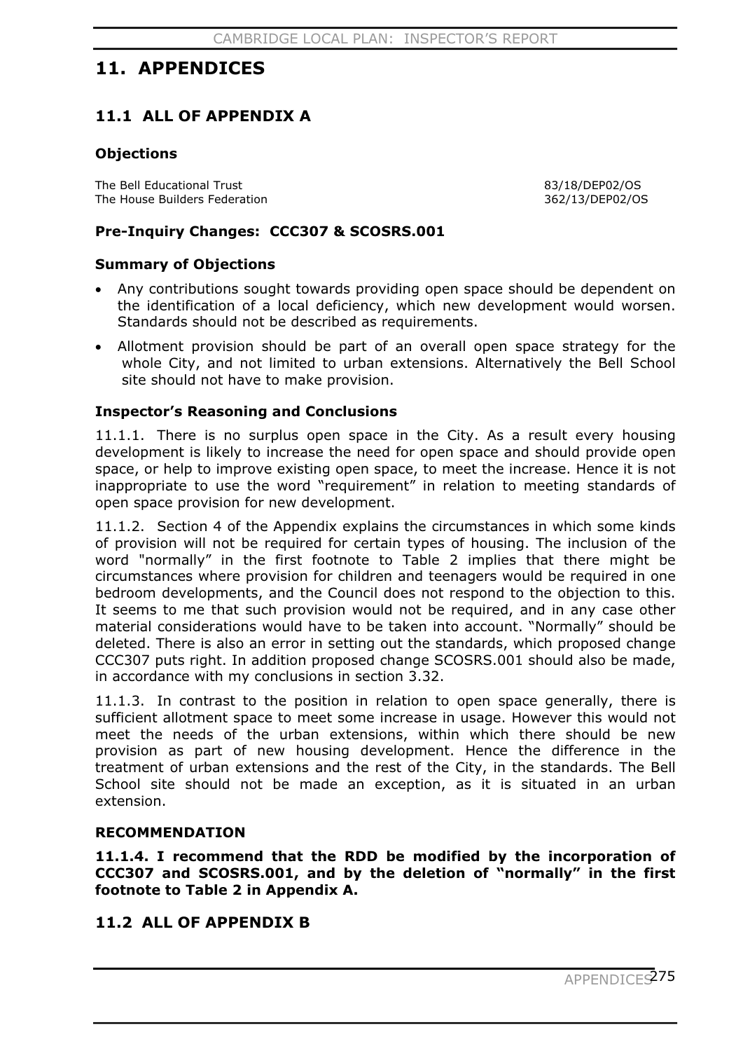# 11. APPENDICES

## 11.1 ALL OF APPENDIX A

### Objections

The Bell Educational Trust 83/18/DEP02/OS
The House Builders Federation 362/13/DEP02/OS

### Pre-Inquiry Changes: CCC307 & SCOSRS.001

### Summary of Objections

- Any contributions sought towards providing open space should be dependent on the identification of a local deficiency, which new development would worsen. Standards should not be described as requirements.
- Allotment provision should be part of an overall open space strategy for the whole City, and not limited to urban extensions. Alternatively the Bell School site should not have to make provision.

### Inspector's Reasoning and Conclusions

11.1.1. There is no surplus open space in the City. As a result every housing development is likely to increase the need for open space and should provide open space, or help to improve existing open space, to meet the increase. Hence it is not inappropriate to use the word "requirement" in relation to meeting standards of open space provision for new development.

11.1.2. Section 4 of the Appendix explains the circumstances in which some kinds of provision will not be required for certain types of housing. The inclusion of the word "normally" in the first footnote to Table 2 implies that there might be circumstances where provision for children and teenagers would be required in one bedroom developments, and the Council does not respond to the objection to this. It seems to me that such provision would not be required, and in any case other material considerations would have to be taken into account. "Normally" should be deleted. There is also an error in setting out the standards, which proposed change CCC307 puts right. In addition proposed change SCOSRS.001 should also be made, in accordance with my conclusions in section 3.32.

11.1.3. In contrast to the position in relation to open space generally, there is sufficient allotment space to meet some increase in usage. However this would not meet the needs of the urban extensions, within which there should be new provision as part of new housing development. Hence the difference in the treatment of urban extensions and the rest of the City, in the standards. The Bell School site should not be made an exception, as it is situated in an urban extension.

### RECOMMENDATION

**11.1.4. I recommend that the RDD be modified by the incorporation of CCC307 and SCOSRS.001, and by the deletion of "normally" in the first footnote to Table 2 in Appendix A.**

## 11.2 ALL OF APPENDIX B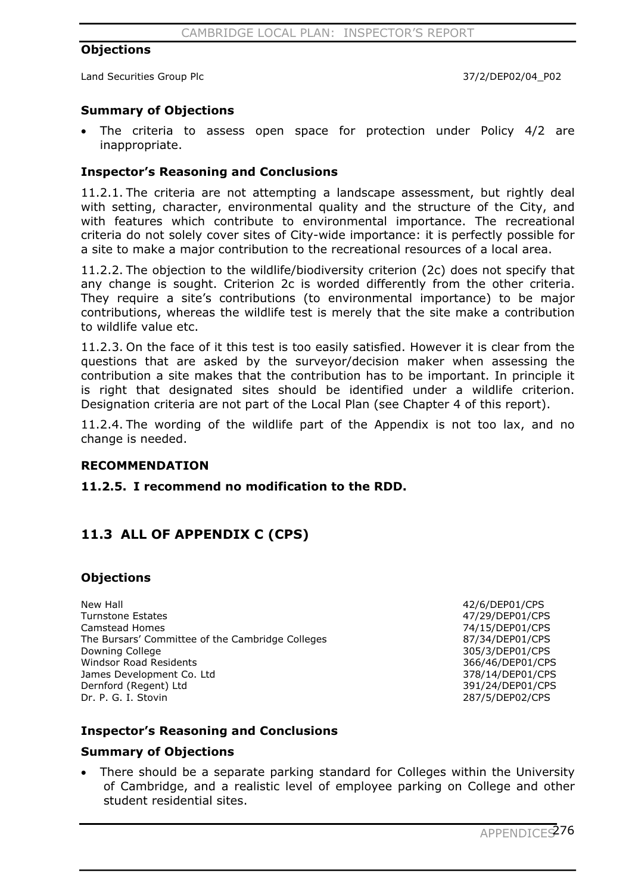### Objections

| | |
|---|---|
| Land Securities Group Plc | 37/2/DEP02/04_P02 |

### Summary of Objections

- The criteria to assess open space for protection under Policy 4/2 are inappropriate.

### Inspector's Reasoning and Conclusions

11.2.1. The criteria are not attempting a landscape assessment, but rightly deal with setting, character, environmental quality and the structure of the City, and with features which contribute to environmental importance. The recreational criteria do not solely cover sites of City-wide importance: it is perfectly possible for a site to make a major contribution to the recreational resources of a local area.

11.2.2. The objection to the wildlife/biodiversity criterion (2c) does not specify that any change is sought. Criterion 2c is worded differently from the other criteria. They require a site's contributions (to environmental importance) to be major contributions, whereas the wildlife test is merely that the site make a contribution to wildlife value etc.

11.2.3. On the face of it this test is too easily satisfied. However it is clear from the questions that are asked by the surveyor/decision maker when assessing the contribution a site makes that the contribution has to be important. In principle it is right that designated sites should be identified under a wildlife criterion. Designation criteria are not part of the Local Plan (see Chapter 4 of this report).

11.2.4. The wording of the wildlife part of the Appendix is not too lax, and no change is needed.

### RECOMMENDATION

**11.2.5. I recommend no modification to the RDD.**

## 11.3 ALL OF APPENDIX C (CPS)

### Objections

| | |
|---|---|
| New Hall | 42/6/DEP01/CPS |
| Turnstone Estates | 47/29/DEP01/CPS |
| Camstead Homes | 74/15/DEP01/CPS |
| The Bursars' Committee of the Cambridge Colleges | 87/34/DEP01/CPS |
| Downing College | 305/3/DEP01/CPS |
| Windsor Road Residents | 366/46/DEP01/CPS |
| James Development Co. Ltd | 378/14/DEP01/CPS |
| Dernford (Regent) Ltd | 391/24/DEP01/CPS |
| Dr. P. G. I. Stovin | 287/5/DEP02/CPS |

### Inspector's Reasoning and Conclusions

### Summary of Objections

- There should be a separate parking standard for Colleges within the University of Cambridge, and a realistic level of employee parking on College and other student residential sites.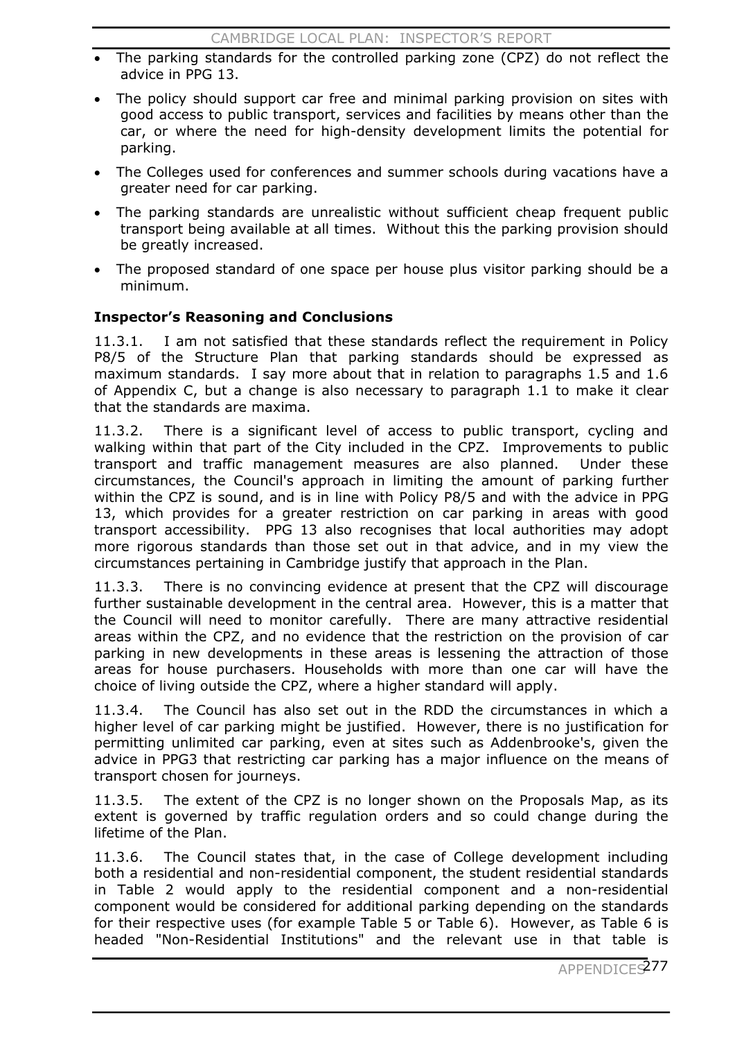- The parking standards for the controlled parking zone (CPZ) do not reflect the advice in PPG 13.
- The policy should support car free and minimal parking provision on sites with good access to public transport, services and facilities by means other than the car, or where the need for high-density development limits the potential for parking.
- The Colleges used for conferences and summer schools during vacations have a greater need for car parking.
- The parking standards are unrealistic without sufficient cheap frequent public transport being available at all times. Without this the parking provision should be greatly increased.
- The proposed standard of one space per house plus visitor parking should be a minimum.

**Inspector's Reasoning and Conclusions**

11.3.1. I am not satisfied that these standards reflect the requirement in Policy P8/5 of the Structure Plan that parking standards should be expressed as maximum standards. I say more about that in relation to paragraphs 1.5 and 1.6 of Appendix C, but a change is also necessary to paragraph 1.1 to make it clear that the standards are maxima.

11.3.2. There is a significant level of access to public transport, cycling and walking within that part of the City included in the CPZ. Improvements to public transport and traffic management measures are also planned. Under these circumstances, the Council's approach in limiting the amount of parking further within the CPZ is sound, and is in line with Policy P8/5 and with the advice in PPG 13, which provides for a greater restriction on car parking in areas with good transport accessibility. PPG 13 also recognises that local authorities may adopt more rigorous standards than those set out in that advice, and in my view the circumstances pertaining in Cambridge justify that approach in the Plan.

11.3.3. There is no convincing evidence at present that the CPZ will discourage further sustainable development in the central area. However, this is a matter that the Council will need to monitor carefully. There are many attractive residential areas within the CPZ, and no evidence that the restriction on the provision of car parking in new developments in these areas is lessening the attraction of those areas for house purchasers. Households with more than one car will have the choice of living outside the CPZ, where a higher standard will apply.

11.3.4. The Council has also set out in the RDD the circumstances in which a higher level of car parking might be justified. However, there is no justification for permitting unlimited car parking, even at sites such as Addenbrooke's, given the advice in PPG3 that restricting car parking has a major influence on the means of transport chosen for journeys.

11.3.5. The extent of the CPZ is no longer shown on the Proposals Map, as its extent is governed by traffic regulation orders and so could change during the lifetime of the Plan.

11.3.6. The Council states that, in the case of College development including both a residential and non-residential component, the student residential standards in Table 2 would apply to the residential component and a non-residential component would be considered for additional parking depending on the standards for their respective uses (for example Table 5 or Table 6). However, as Table 6 is headed "Non-Residential Institutions" and the relevant use in that table is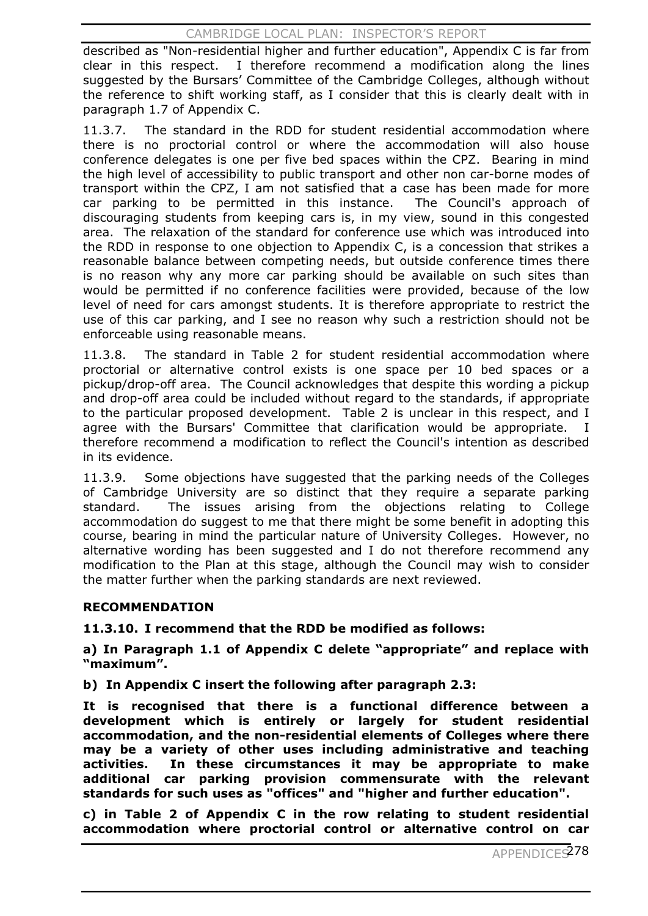described as "Non-residential higher and further education", Appendix C is far from clear in this respect. I therefore recommend a modification along the lines suggested by the Bursars' Committee of the Cambridge Colleges, although without the reference to shift working staff, as I consider that this is clearly dealt with in paragraph 1.7 of Appendix C.

11.3.7. The standard in the RDD for student residential accommodation where there is no proctorial control or where the accommodation will also house conference delegates is one per five bed spaces within the CPZ. Bearing in mind the high level of accessibility to public transport and other non car-borne modes of transport within the CPZ, I am not satisfied that a case has been made for more car parking to be permitted in this instance. The Council's approach of discouraging students from keeping cars is, in my view, sound in this congested area. The relaxation of the standard for conference use which was introduced into the RDD in response to one objection to Appendix C, is a concession that strikes a reasonable balance between competing needs, but outside conference times there is no reason why any more car parking should be available on such sites than would be permitted if no conference facilities were provided, because of the low level of need for cars amongst students. It is therefore appropriate to restrict the use of this car parking, and I see no reason why such a restriction should not be enforceable using reasonable means.

11.3.8. The standard in Table 2 for student residential accommodation where proctorial or alternative control exists is one space per 10 bed spaces or a pickup/drop-off area. The Council acknowledges that despite this wording a pickup and drop-off area could be included without regard to the standards, if appropriate to the particular proposed development. Table 2 is unclear in this respect, and I agree with the Bursars' Committee that clarification would be appropriate. I therefore recommend a modification to reflect the Council's intention as described in its evidence.

11.3.9. Some objections have suggested that the parking needs of the Colleges of Cambridge University are so distinct that they require a separate parking standard. The issues arising from the objections relating to College accommodation do suggest to me that there might be some benefit in adopting this course, bearing in mind the particular nature of University Colleges. However, no alternative wording has been suggested and I do not therefore recommend any modification to the Plan at this stage, although the Council may wish to consider the matter further when the parking standards are next reviewed.

**RECOMMENDATION**

**11.3.10. I recommend that the RDD be modified as follows:**

**a) In Paragraph 1.1 of Appendix C delete "appropriate" and replace with "maximum".**

**b) In Appendix C insert the following after paragraph 2.3:**

**It is recognised that there is a functional difference between a development which is entirely or largely for student residential accommodation, and the non-residential elements of Colleges where there may be a variety of other uses including administrative and teaching activities. In these circumstances it may be appropriate to make additional car parking provision commensurate with the relevant standards for such uses as "offices" and "higher and further education".**

**c) in Table 2 of Appendix C in the row relating to student residential accommodation where proctorial control or alternative control on car**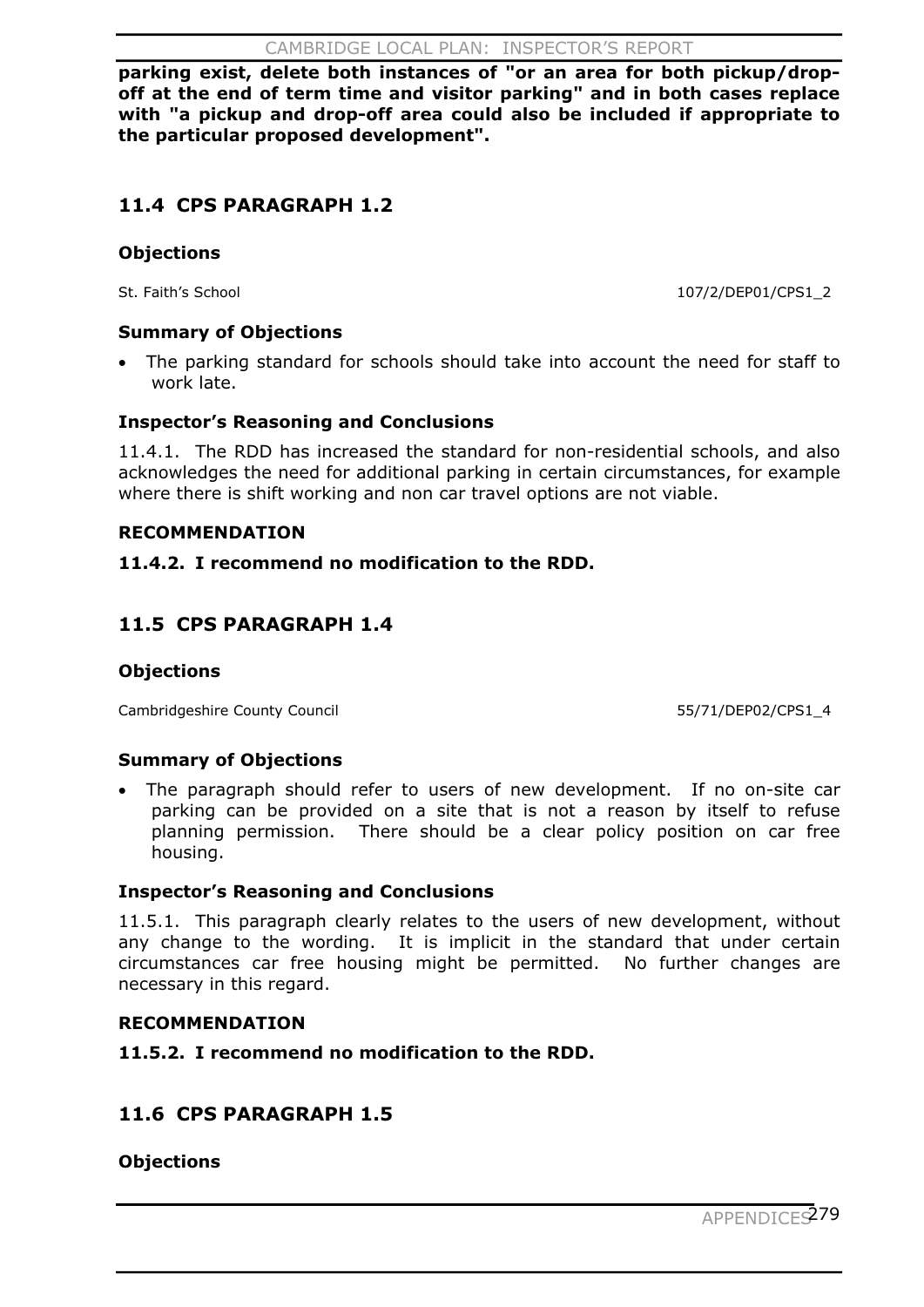**parking exist, delete both instances of "or an area for both pickup/drop-off at the end of term time and visitor parking" and in both cases replace with "a pickup and drop-off area could also be included if appropriate to the particular proposed development".**

## 11.4 CPS PARAGRAPH 1.2

### Objections

St. Faith's School 107/2/DEP01/CPS1_2

### Summary of Objections

- The parking standard for schools should take into account the need for staff to work late.

### Inspector's Reasoning and Conclusions

11.4.1. The RDD has increased the standard for non-residential schools, and also acknowledges the need for additional parking in certain circumstances, for example where there is shift working and non car travel options are not viable.

### RECOMMENDATION

**11.4.2. I recommend no modification to the RDD.**

## 11.5 CPS PARAGRAPH 1.4

### Objections

Cambridgeshire County Council 55/71/DEP02/CPS1_4

### Summary of Objections

- The paragraph should refer to users of new development. If no on-site car parking can be provided on a site that is not a reason by itself to refuse planning permission. There should be a clear policy position on car free housing.

### Inspector's Reasoning and Conclusions

11.5.1. This paragraph clearly relates to the users of new development, without any change to the wording. It is implicit in the standard that under certain circumstances car free housing might be permitted. No further changes are necessary in this regard.

### RECOMMENDATION

**11.5.2. I recommend no modification to the RDD.**

## 11.6 CPS PARAGRAPH 1.5

### Objections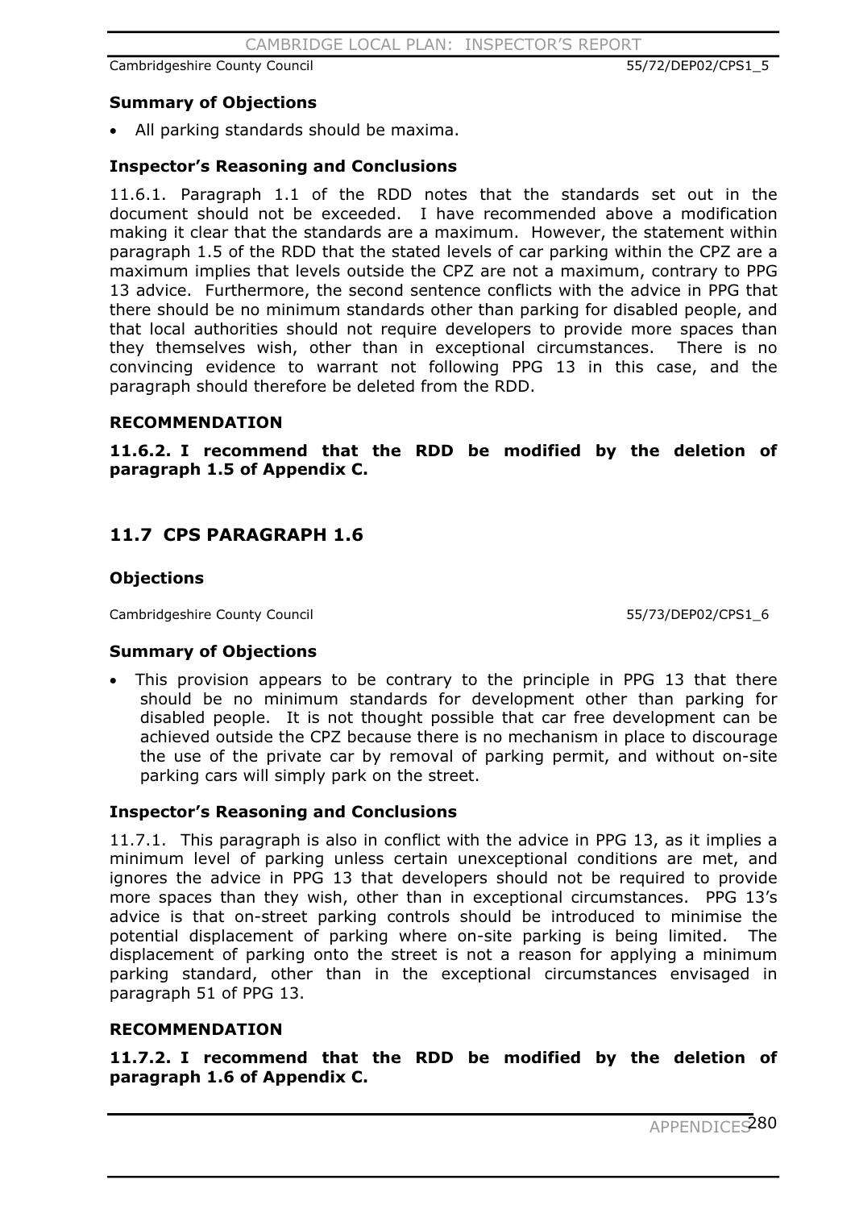Cambridgeshire County Council 55/72/DEP02/CPS1_5

**Summary of Objections**

- All parking standards should be maxima.

**Inspector's Reasoning and Conclusions**

11.6.1. Paragraph 1.1 of the RDD notes that the standards set out in the document should not be exceeded. I have recommended above a modification making it clear that the standards are a maximum. However, the statement within paragraph 1.5 of the RDD that the stated levels of car parking within the CPZ are a maximum implies that levels outside the CPZ are not a maximum, contrary to PPG 13 advice. Furthermore, the second sentence conflicts with the advice in PPG that there should be no minimum standards other than parking for disabled people, and that local authorities should not require developers to provide more spaces than they themselves wish, other than in exceptional circumstances. There is no convincing evidence to warrant not following PPG 13 in this case, and the paragraph should therefore be deleted from the RDD.

**RECOMMENDATION**

**11.6.2. I recommend that the RDD be modified by the deletion of paragraph 1.5 of Appendix C.**

## 11.7 CPS PARAGRAPH 1.6

**Objections**

Cambridgeshire County Council 55/73/DEP02/CPS1_6

**Summary of Objections**

- This provision appears to be contrary to the principle in PPG 13 that there should be no minimum standards for development other than parking for disabled people. It is not thought possible that car free development can be achieved outside the CPZ because there is no mechanism in place to discourage the use of the private car by removal of parking permit, and without on-site parking cars will simply park on the street.

**Inspector's Reasoning and Conclusions**

11.7.1. This paragraph is also in conflict with the advice in PPG 13, as it implies a minimum level of parking unless certain unexceptional conditions are met, and ignores the advice in PPG 13 that developers should not be required to provide more spaces than they wish, other than in exceptional circumstances. PPG 13's advice is that on-street parking controls should be introduced to minimise the potential displacement of parking where on-site parking is being limited. The displacement of parking onto the street is not a reason for applying a minimum parking standard, other than in the exceptional circumstances envisaged in paragraph 51 of PPG 13.

**RECOMMENDATION**

**11.7.2. I recommend that the RDD be modified by the deletion of paragraph 1.6 of Appendix C.**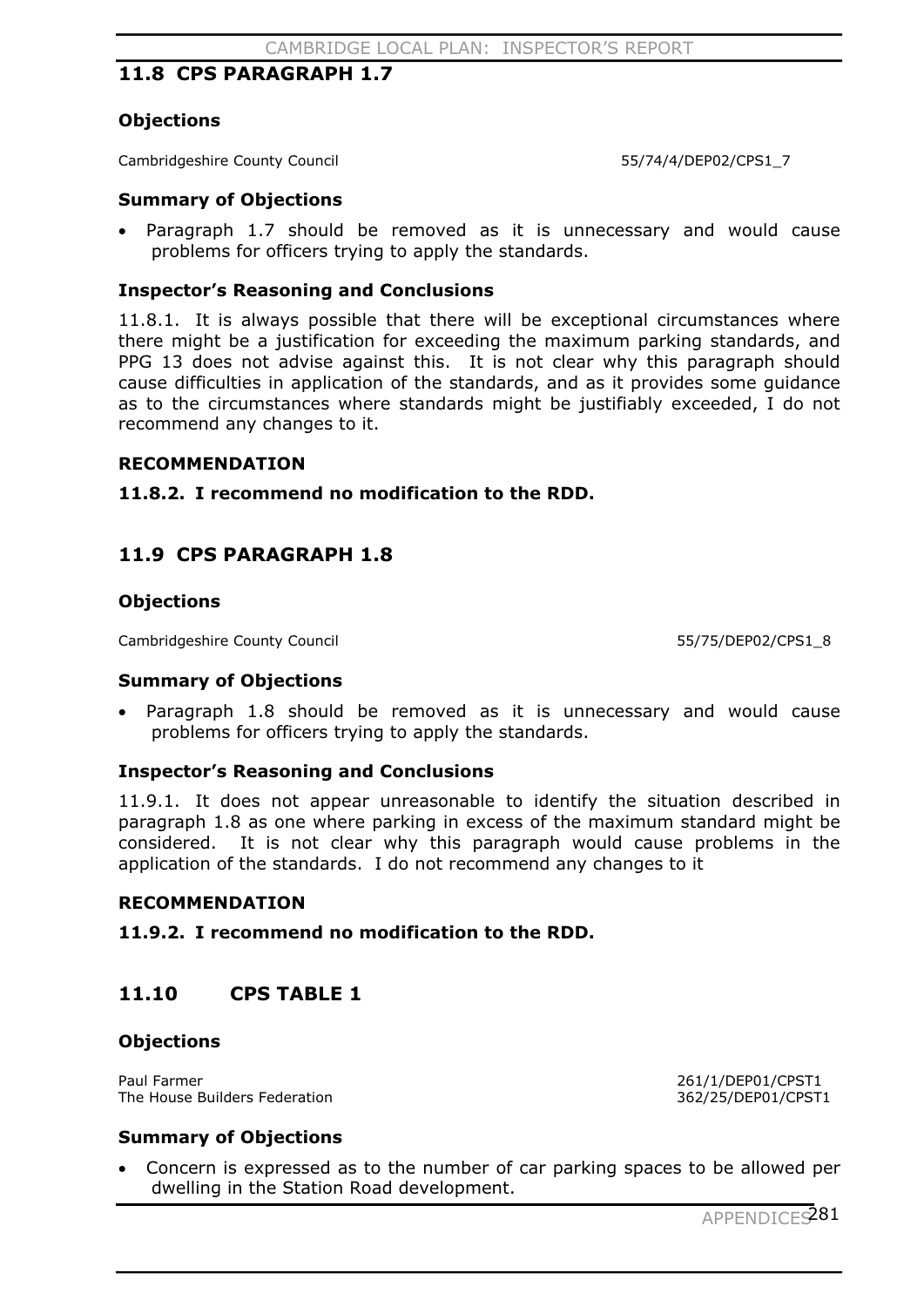## 11.8 CPS PARAGRAPH 1.7

### Objections

Cambridgeshire County Council 55/74/4/DEP02/CPS1_7

### Summary of Objections

- Paragraph 1.7 should be removed as it is unnecessary and would cause problems for officers trying to apply the standards.

### Inspector's Reasoning and Conclusions

11.8.1. It is always possible that there will be exceptional circumstances where there might be a justification for exceeding the maximum parking standards, and PPG 13 does not advise against this. It is not clear why this paragraph should cause difficulties in application of the standards, and as it provides some guidance as to the circumstances where standards might be justifiably exceeded, I do not recommend any changes to it.

### RECOMMENDATION

**11.8.2. I recommend no modification to the RDD.**

## 11.9 CPS PARAGRAPH 1.8

### Objections

Cambridgeshire County Council 55/75/DEP02/CPS1_8

### Summary of Objections

- Paragraph 1.8 should be removed as it is unnecessary and would cause problems for officers trying to apply the standards.

### Inspector's Reasoning and Conclusions

11.9.1. It does not appear unreasonable to identify the situation described in paragraph 1.8 as one where parking in excess of the maximum standard might be considered. It is not clear why this paragraph would cause problems in the application of the standards. I do not recommend any changes to it

### RECOMMENDATION

**11.9.2. I recommend no modification to the RDD.**

## 11.10 CPS TABLE 1

### Objections

Paul Farmer 261/1/DEP01/CPST1
The House Builders Federation 362/25/DEP01/CPST1

### Summary of Objections

- Concern is expressed as to the number of car parking spaces to be allowed per dwelling in the Station Road development.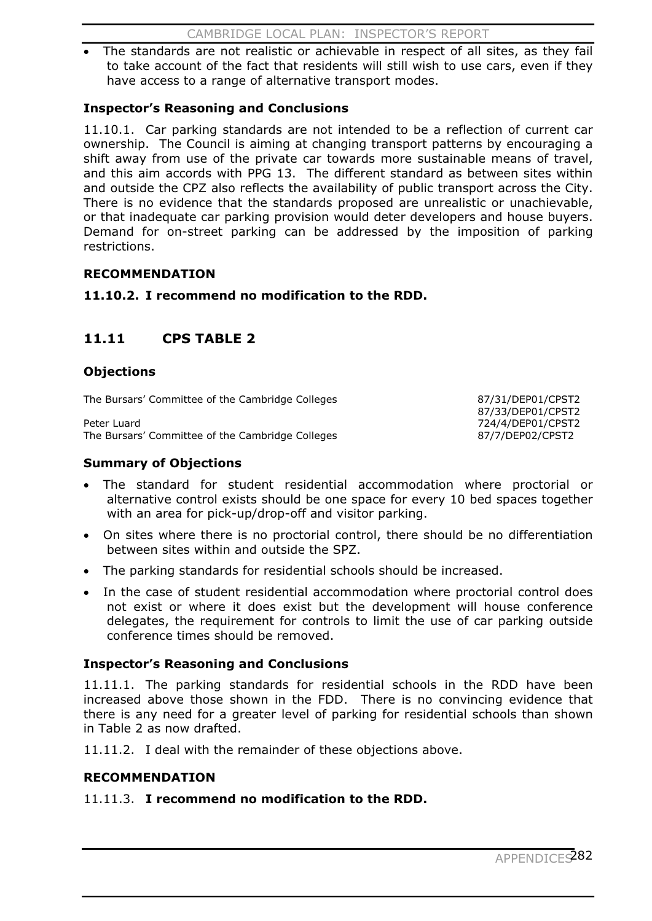- The standards are not realistic or achievable in respect of all sites, as they fail to take account of the fact that residents will still wish to use cars, even if they have access to a range of alternative transport modes.

### Inspector's Reasoning and Conclusions

11.10.1. Car parking standards are not intended to be a reflection of current car ownership. The Council is aiming at changing transport patterns by encouraging a shift away from use of the private car towards more sustainable means of travel, and this aim accords with PPG 13. The different standard as between sites within and outside the CPZ also reflects the availability of public transport across the City. There is no evidence that the standards proposed are unrealistic or unachievable, or that inadequate car parking provision would deter developers and house buyers. Demand for on-street parking can be addressed by the imposition of parking restrictions.

### RECOMMENDATION

**11.10.2. I recommend no modification to the RDD.**

## 11.11 CPS TABLE 2

### Objections

| | |
|---|---|
| The Bursars' Committee of the Cambridge Colleges | 87/31/DEP01/CPST2<br>87/33/DEP01/CPST2 |
| Peter Luard | 724/4/DEP01/CPST2 |
| The Bursars' Committee of the Cambridge Colleges | 87/7/DEP02/CPST2 |

### Summary of Objections

- The standard for student residential accommodation where proctorial or alternative control exists should be one space for every 10 bed spaces together with an area for pick-up/drop-off and visitor parking.
- On sites where there is no proctorial control, there should be no differentiation between sites within and outside the SPZ.
- The parking standards for residential schools should be increased.
- In the case of student residential accommodation where proctorial control does not exist or where it does exist but the development will house conference delegates, the requirement for controls to limit the use of car parking outside conference times should be removed.

### Inspector's Reasoning and Conclusions

11.11.1. The parking standards for residential schools in the RDD have been increased above those shown in the FDD. There is no convincing evidence that there is any need for a greater level of parking for residential schools than shown in Table 2 as now drafted.

11.11.2. I deal with the remainder of these objections above.

### RECOMMENDATION

11.11.3. **I recommend no modification to the RDD.**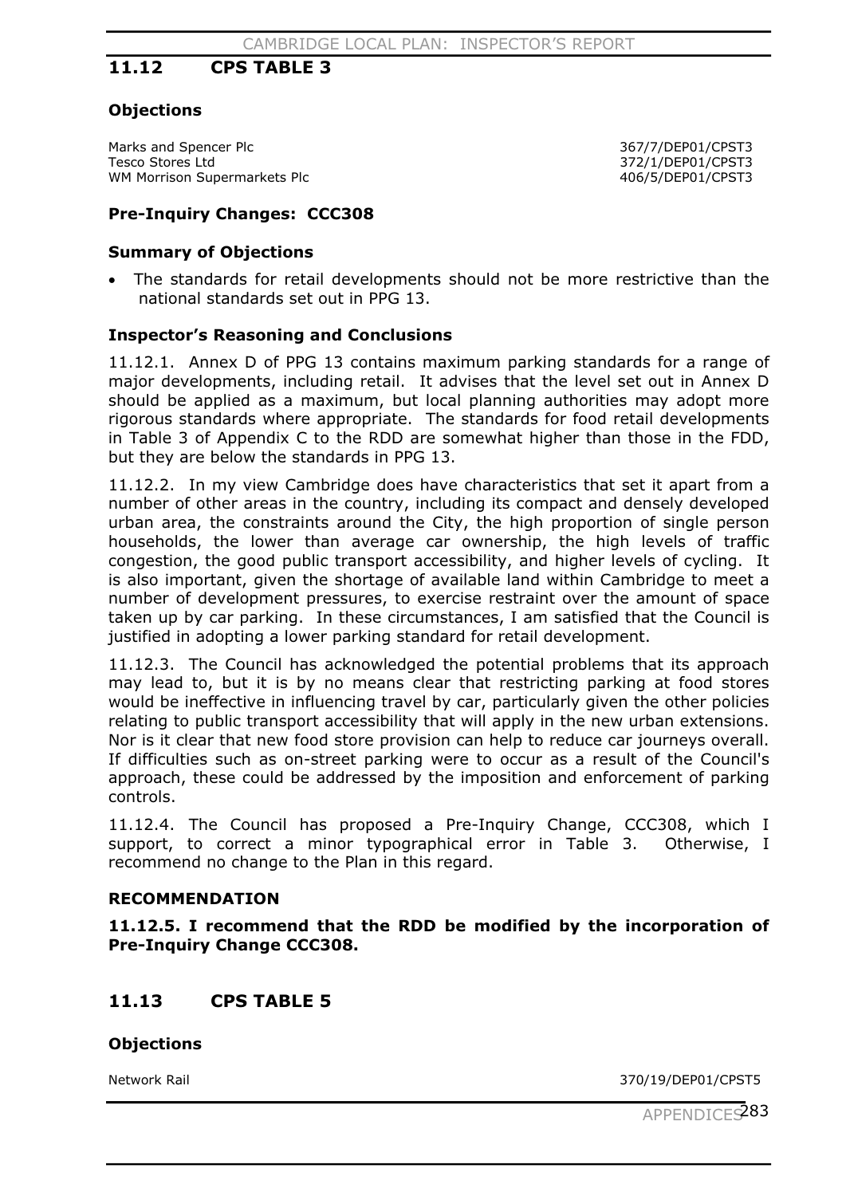## 11.12 CPS TABLE 3

### Objections

| | |
|---|---|
| Marks and Spencer Plc | 367/7/DEP01/CPST3 |
| Tesco Stores Ltd | 372/1/DEP01/CPST3 |
| WM Morrison Supermarkets Plc | 406/5/DEP01/CPST3 |

### Pre-Inquiry Changes: CCC308

### Summary of Objections

- The standards for retail developments should not be more restrictive than the national standards set out in PPG 13.

### Inspector's Reasoning and Conclusions

11.12.1. Annex D of PPG 13 contains maximum parking standards for a range of major developments, including retail. It advises that the level set out in Annex D should be applied as a maximum, but local planning authorities may adopt more rigorous standards where appropriate. The standards for food retail developments in Table 3 of Appendix C to the RDD are somewhat higher than those in the FDD, but they are below the standards in PPG 13.

11.12.2. In my view Cambridge does have characteristics that set it apart from a number of other areas in the country, including its compact and densely developed urban area, the constraints around the City, the high proportion of single person households, the lower than average car ownership, the high levels of traffic congestion, the good public transport accessibility, and higher levels of cycling. It is also important, given the shortage of available land within Cambridge to meet a number of development pressures, to exercise restraint over the amount of space taken up by car parking. In these circumstances, I am satisfied that the Council is justified in adopting a lower parking standard for retail development.

11.12.3. The Council has acknowledged the potential problems that its approach may lead to, but it is by no means clear that restricting parking at food stores would be ineffective in influencing travel by car, particularly given the other policies relating to public transport accessibility that will apply in the new urban extensions. Nor is it clear that new food store provision can help to reduce car journeys overall. If difficulties such as on-street parking were to occur as a result of the Council's approach, these could be addressed by the imposition and enforcement of parking controls.

11.12.4. The Council has proposed a Pre-Inquiry Change, CCC308, which I support, to correct a minor typographical error in Table 3. Otherwise, I recommend no change to the Plan in this regard.

### RECOMMENDATION

**11.12.5. I recommend that the RDD be modified by the incorporation of Pre-Inquiry Change CCC308.**

## 11.13 CPS TABLE 5

### Objections

| | |
|---|---|
| Network Rail | 370/19/DEP01/CPST5 |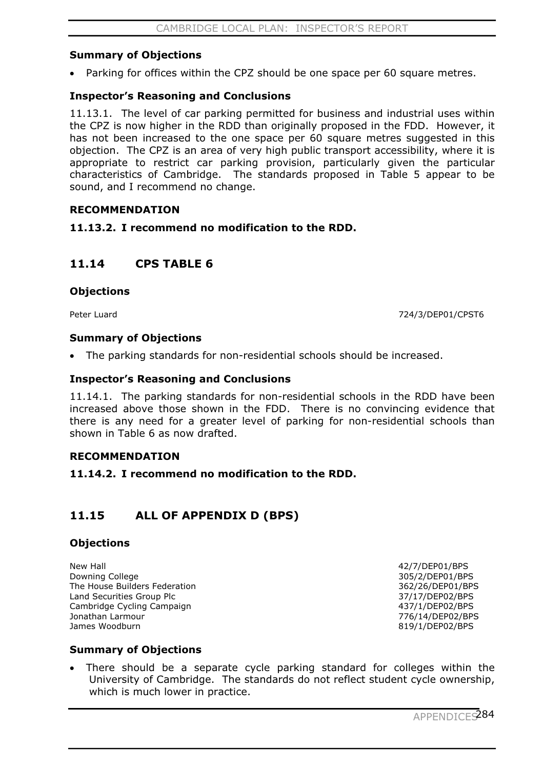### Summary of Objections

- Parking for offices within the CPZ should be one space per 60 square metres.

### Inspector's Reasoning and Conclusions

11.13.1. The level of car parking permitted for business and industrial uses within the CPZ is now higher in the RDD than originally proposed in the FDD. However, it has not been increased to the one space per 60 square metres suggested in this objection. The CPZ is an area of very high public transport accessibility, where it is appropriate to restrict car parking provision, particularly given the particular characteristics of Cambridge. The standards proposed in Table 5 appear to be sound, and I recommend no change.

### RECOMMENDATION

**11.13.2. I recommend no modification to the RDD.**

## 11.14 CPS TABLE 6

### Objections

| | |
|---|---|
| Peter Luard | 724/3/DEP01/CPST6 |

### Summary of Objections

- The parking standards for non-residential schools should be increased.

### Inspector's Reasoning and Conclusions

11.14.1. The parking standards for non-residential schools in the RDD have been increased above those shown in the FDD. There is no convincing evidence that there is any need for a greater level of parking for non-residential schools than shown in Table 6 as now drafted.

### RECOMMENDATION

**11.14.2. I recommend no modification to the RDD.**

## 11.15 ALL OF APPENDIX D (BPS)

### Objections

| | |
|---|---|
| New Hall | 42/7/DEP01/BPS |
| Downing College | 305/2/DEP01/BPS |
| The House Builders Federation | 362/26/DEP01/BPS |
| Land Securities Group Plc | 37/17/DEP02/BPS |
| Cambridge Cycling Campaign | 437/1/DEP02/BPS |
| Jonathan Larmour | 776/14/DEP02/BPS |
| James Woodburn | 819/1/DEP02/BPS |

### Summary of Objections

- There should be a separate cycle parking standard for colleges within the University of Cambridge. The standards do not reflect student cycle ownership, which is much lower in practice.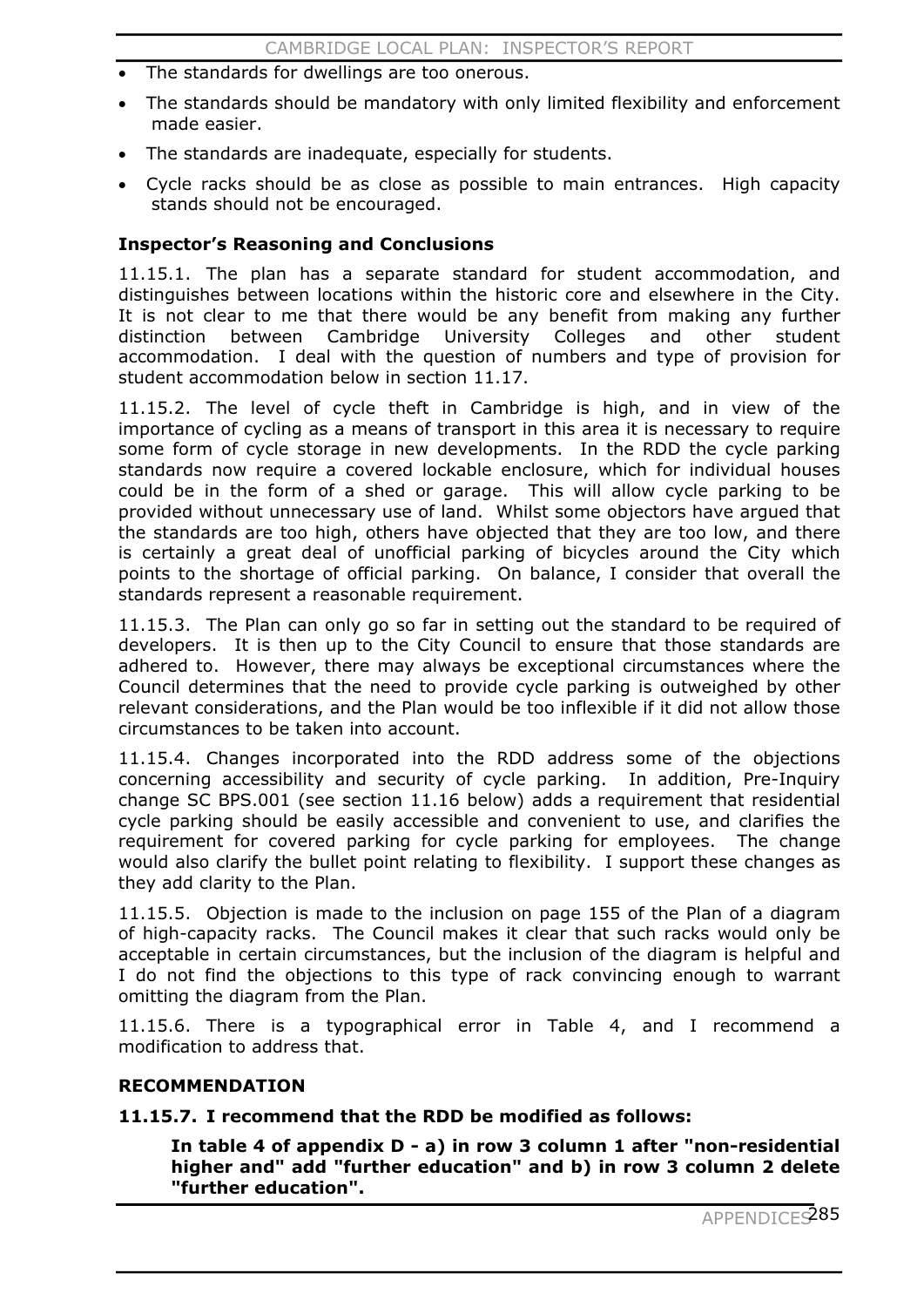- The standards for dwellings are too onerous.
- The standards should be mandatory with only limited flexibility and enforcement made easier.
- The standards are inadequate, especially for students.
- Cycle racks should be as close as possible to main entrances. High capacity stands should not be encouraged.

### Inspector's Reasoning and Conclusions

11.15.1. The plan has a separate standard for student accommodation, and distinguishes between locations within the historic core and elsewhere in the City. It is not clear to me that there would be any benefit from making any further distinction between Cambridge University Colleges and other student accommodation. I deal with the question of numbers and type of provision for student accommodation below in section 11.17.

11.15.2. The level of cycle theft in Cambridge is high, and in view of the importance of cycling as a means of transport in this area it is necessary to require some form of cycle storage in new developments. In the RDD the cycle parking standards now require a covered lockable enclosure, which for individual houses could be in the form of a shed or garage. This will allow cycle parking to be provided without unnecessary use of land. Whilst some objectors have argued that the standards are too high, others have objected that they are too low, and there is certainly a great deal of unofficial parking of bicycles around the City which points to the shortage of official parking. On balance, I consider that overall the standards represent a reasonable requirement.

11.15.3. The Plan can only go so far in setting out the standard to be required of developers. It is then up to the City Council to ensure that those standards are adhered to. However, there may always be exceptional circumstances where the Council determines that the need to provide cycle parking is outweighed by other relevant considerations, and the Plan would be too inflexible if it did not allow those circumstances to be taken into account.

11.15.4. Changes incorporated into the RDD address some of the objections concerning accessibility and security of cycle parking. In addition, Pre-Inquiry change SC BPS.001 (see section 11.16 below) adds a requirement that residential cycle parking should be easily accessible and convenient to use, and clarifies the requirement for covered parking for cycle parking for employees. The change would also clarify the bullet point relating to flexibility. I support these changes as they add clarity to the Plan.

11.15.5. Objection is made to the inclusion on page 155 of the Plan of a diagram of high-capacity racks. The Council makes it clear that such racks would only be acceptable in certain circumstances, but the inclusion of the diagram is helpful and I do not find the objections to this type of rack convincing enough to warrant omitting the diagram from the Plan.

11.15.6. There is a typographical error in Table 4, and I recommend a modification to address that.

### RECOMMENDATION

**11.15.7. I recommend that the RDD be modified as follows:**

**In table 4 of appendix D - a) in row 3 column 1 after "non-residential higher and" add "further education" and b) in row 3 column 2 delete "further education".**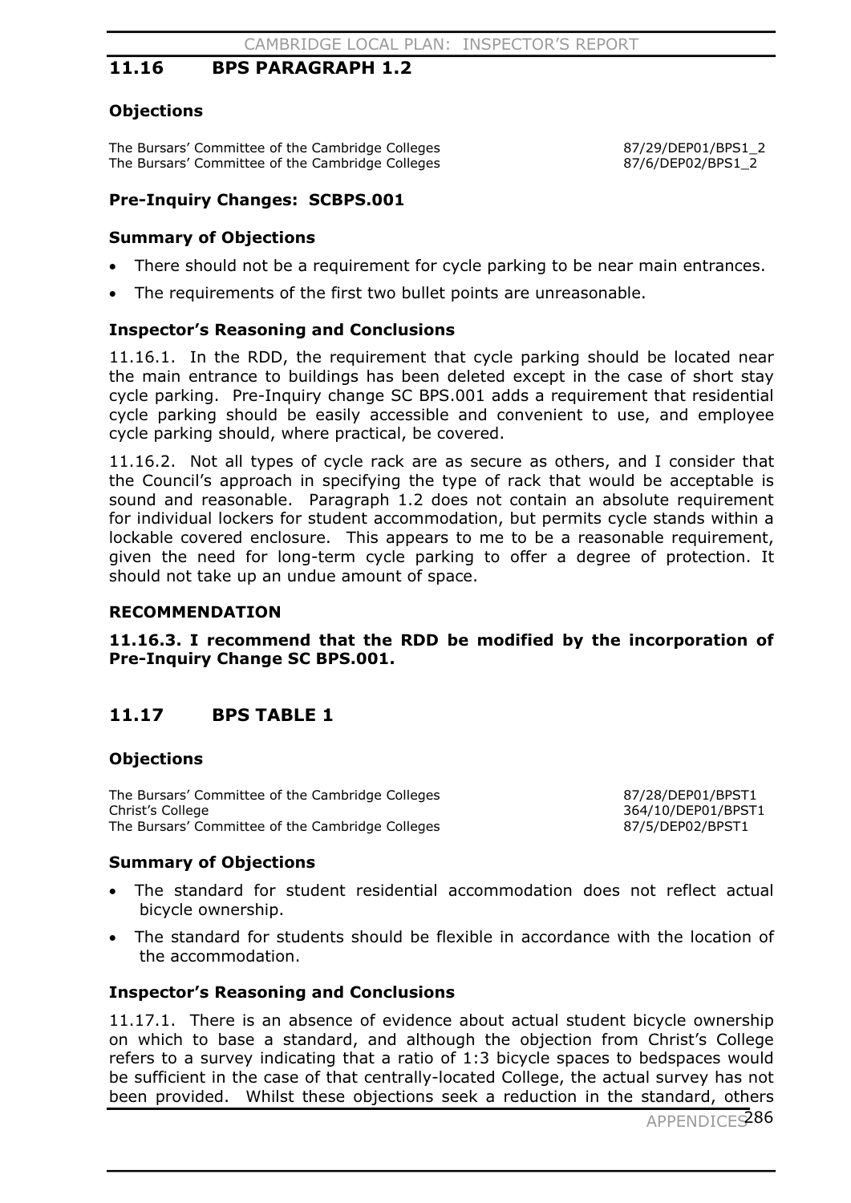## 11.16 BPS PARAGRAPH 1.2

### Objections

| | |
|---|---|
| The Bursars' Committee of the Cambridge Colleges | 87/29/DEP01/BPS1_2 |
| The Bursars' Committee of the Cambridge Colleges | 87/6/DEP02/BPS1_2 |

### Pre-Inquiry Changes: SCBPS.001

### Summary of Objections

- There should not be a requirement for cycle parking to be near main entrances.
- The requirements of the first two bullet points are unreasonable.

### Inspector's Reasoning and Conclusions

11.16.1. In the RDD, the requirement that cycle parking should be located near the main entrance to buildings has been deleted except in the case of short stay cycle parking. Pre-Inquiry change SC BPS.001 adds a requirement that residential cycle parking should be easily accessible and convenient to use, and employee cycle parking should, where practical, be covered.

11.16.2. Not all types of cycle rack are as secure as others, and I consider that the Council's approach in specifying the type of rack that would be acceptable is sound and reasonable. Paragraph 1.2 does not contain an absolute requirement for individual lockers for student accommodation, but permits cycle stands within a lockable covered enclosure. This appears to me to be a reasonable requirement, given the need for long-term cycle parking to offer a degree of protection. It should not take up an undue amount of space.

### RECOMMENDATION

**11.16.3. I recommend that the RDD be modified by the incorporation of Pre-Inquiry Change SC BPS.001.**

## 11.17 BPS TABLE 1

### Objections

| | |
|---|---|
| The Bursars' Committee of the Cambridge Colleges | 87/28/DEP01/BPST1 |
| Christ's College | 364/10/DEP01/BPST1 |
| The Bursars' Committee of the Cambridge Colleges | 87/5/DEP02/BPST1 |

### Summary of Objections

- The standard for student residential accommodation does not reflect actual bicycle ownership.
- The standard for students should be flexible in accordance with the location of the accommodation.

### Inspector's Reasoning and Conclusions

11.17.1. There is an absence of evidence about actual student bicycle ownership on which to base a standard, and although the objection from Christ's College refers to a survey indicating that a ratio of 1:3 bicycle spaces to bedspaces would be sufficient in the case of that centrally-located College, the actual survey has not been provided. Whilst these objections seek a reduction in the standard, others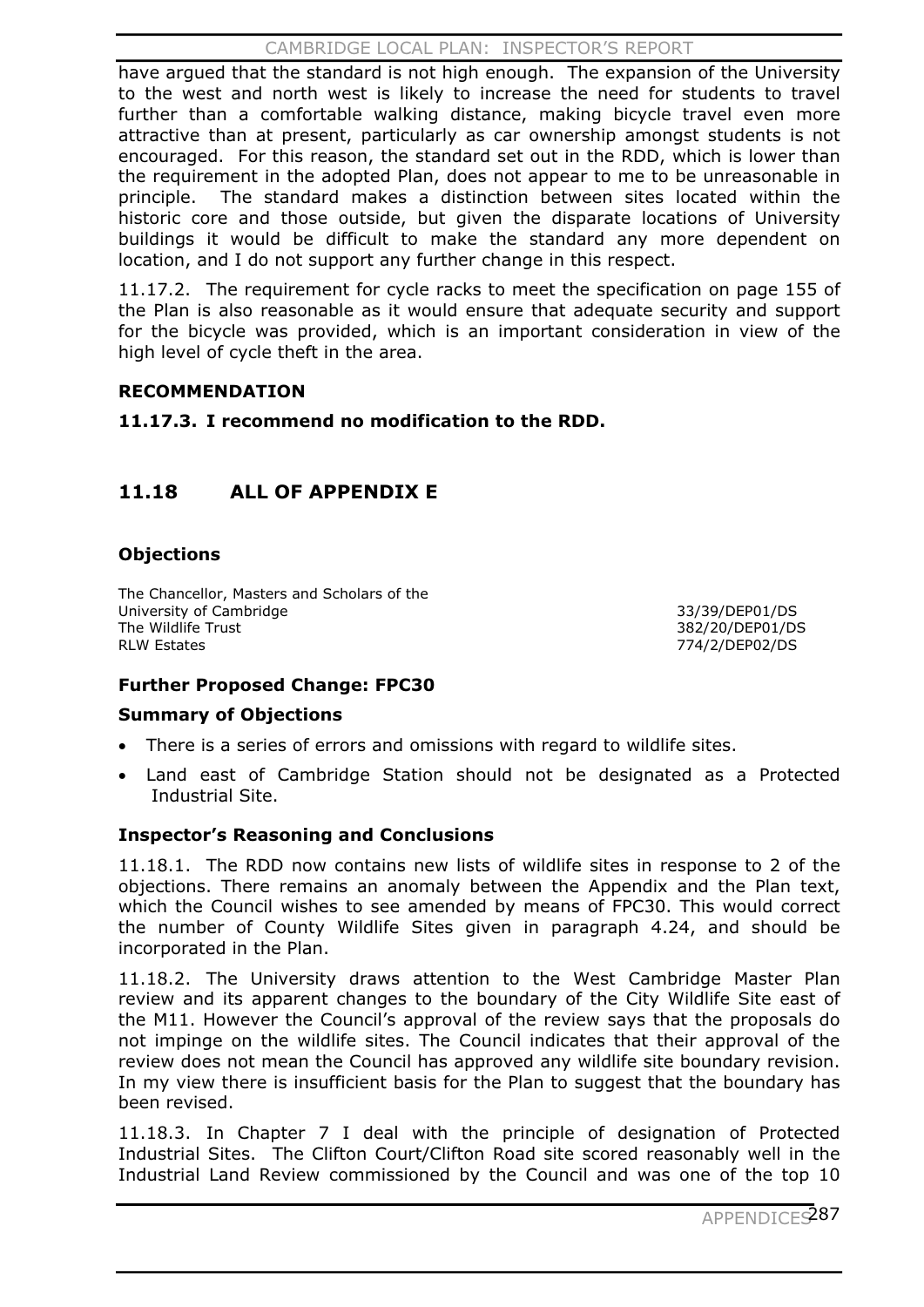have argued that the standard is not high enough. The expansion of the University to the west and north west is likely to increase the need for students to travel further than a comfortable walking distance, making bicycle travel even more attractive than at present, particularly as car ownership amongst students is not encouraged. For this reason, the standard set out in the RDD, which is lower than the requirement in the adopted Plan, does not appear to me to be unreasonable in principle. The standard makes a distinction between sites located within the historic core and those outside, but given the disparate locations of University buildings it would be difficult to make the standard any more dependent on location, and I do not support any further change in this respect.

11.17.2. The requirement for cycle racks to meet the specification on page 155 of the Plan is also reasonable as it would ensure that adequate security and support for the bicycle was provided, which is an important consideration in view of the high level of cycle theft in the area.

**RECOMMENDATION**

**11.17.3. I recommend no modification to the RDD.**

## 11.18 ALL OF APPENDIX E

### Objections

| | |
|---|---|
| The Chancellor, Masters and Scholars of the University of Cambridge | 33/39/DEP01/DS |
| The Wildlife Trust | 382/20/DEP01/DS |
| RLW Estates | 774/2/DEP02/DS |

### Further Proposed Change: FPC30

### Summary of Objections

- There is a series of errors and omissions with regard to wildlife sites.
- Land east of Cambridge Station should not be designated as a Protected Industrial Site.

### Inspector's Reasoning and Conclusions

11.18.1. The RDD now contains new lists of wildlife sites in response to 2 of the objections. There remains an anomaly between the Appendix and the Plan text, which the Council wishes to see amended by means of FPC30. This would correct the number of County Wildlife Sites given in paragraph 4.24, and should be incorporated in the Plan.

11.18.2. The University draws attention to the West Cambridge Master Plan review and its apparent changes to the boundary of the City Wildlife Site east of the M11. However the Council's approval of the review says that the proposals do not impinge on the wildlife sites. The Council indicates that their approval of the review does not mean the Council has approved any wildlife site boundary revision. In my view there is insufficient basis for the Plan to suggest that the boundary has been revised.

11.18.3. In Chapter 7 I deal with the principle of designation of Protected Industrial Sites. The Clifton Court/Clifton Road site scored reasonably well in the Industrial Land Review commissioned by the Council and was one of the top 10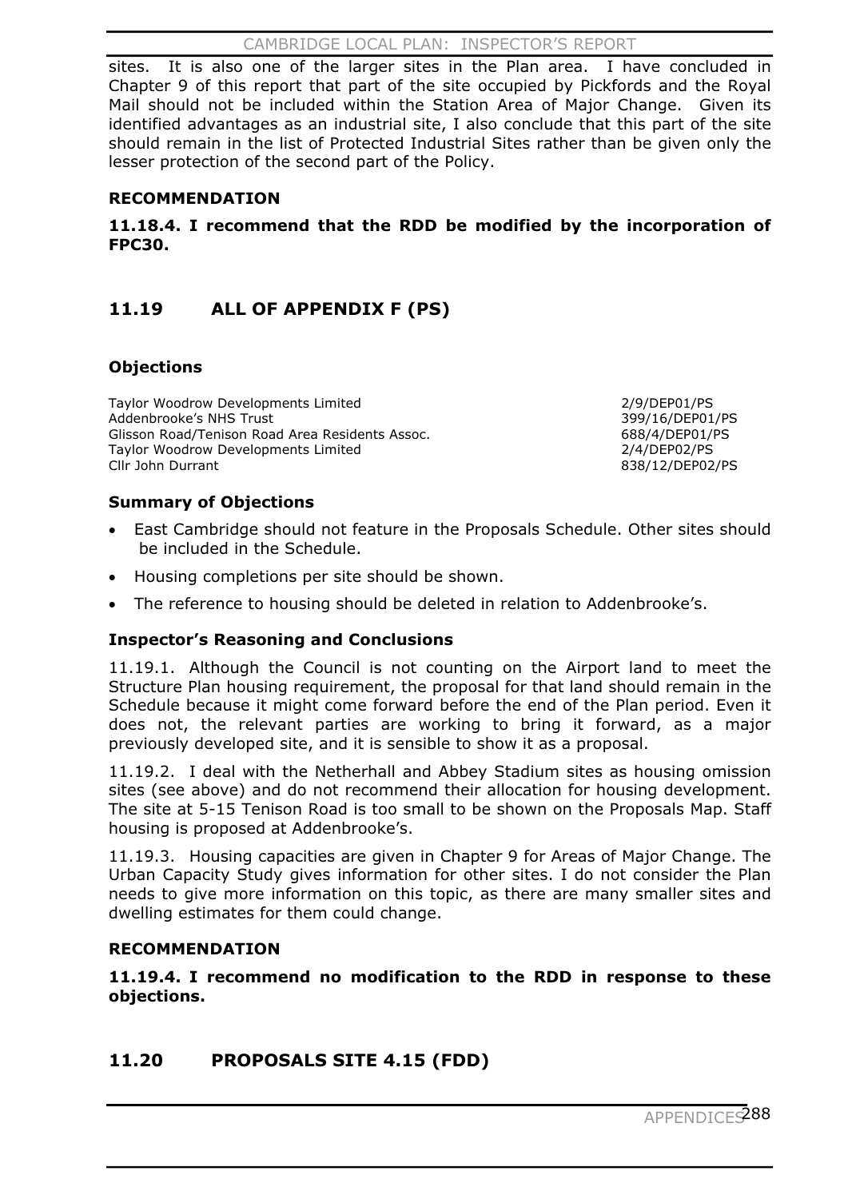sites. It is also one of the larger sites in the Plan area. I have concluded in Chapter 9 of this report that part of the site occupied by Pickfords and the Royal Mail should not be included within the Station Area of Major Change. Given its identified advantages as an industrial site, I also conclude that this part of the site should remain in the list of Protected Industrial Sites rather than be given only the lesser protection of the second part of the Policy.

**RECOMMENDATION**

**11.18.4. I recommend that the RDD be modified by the incorporation of FPC30.**

## 11.19 ALL OF APPENDIX F (PS)

### Objections

| | |
|---|---|
| Taylor Woodrow Developments Limited | 2/9/DEP01/PS |
| Addenbrooke's NHS Trust | 399/16/DEP01/PS |
| Glisson Road/Tenison Road Area Residents Assoc. | 688/4/DEP01/PS |
| Taylor Woodrow Developments Limited | 2/4/DEP02/PS |
| Cllr John Durrant | 838/12/DEP02/PS |

### Summary of Objections

- East Cambridge should not feature in the Proposals Schedule. Other sites should be included in the Schedule.
- Housing completions per site should be shown.
- The reference to housing should be deleted in relation to Addenbrooke's.

### Inspector's Reasoning and Conclusions

11.19.1. Although the Council is not counting on the Airport land to meet the Structure Plan housing requirement, the proposal for that land should remain in the Schedule because it might come forward before the end of the Plan period. Even it does not, the relevant parties are working to bring it forward, as a major previously developed site, and it is sensible to show it as a proposal.

11.19.2. I deal with the Netherhall and Abbey Stadium sites as housing omission sites (see above) and do not recommend their allocation for housing development. The site at 5-15 Tenison Road is too small to be shown on the Proposals Map. Staff housing is proposed at Addenbrooke's.

11.19.3. Housing capacities are given in Chapter 9 for Areas of Major Change. The Urban Capacity Study gives information for other sites. I do not consider the Plan needs to give more information on this topic, as there are many smaller sites and dwelling estimates for them could change.

**RECOMMENDATION**

**11.19.4. I recommend no modification to the RDD in response to these objections.**

## 11.20 PROPOSALS SITE 4.15 (FDD)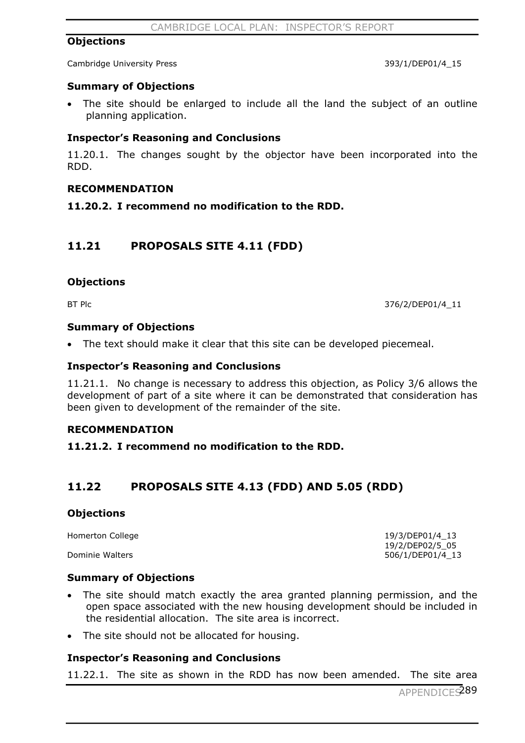### Objections

Cambridge University Press 393/1/DEP01/4_15

### Summary of Objections

- The site should be enlarged to include all the land the subject of an outline planning application.

### Inspector's Reasoning and Conclusions

11.20.1. The changes sought by the objector have been incorporated into the RDD.

### RECOMMENDATION

**11.20.2. I recommend no modification to the RDD.**

## 11.21 PROPOSALS SITE 4.11 (FDD)

### Objections

BT Plc 376/2/DEP01/4_11

### Summary of Objections

- The text should make it clear that this site can be developed piecemeal.

### Inspector's Reasoning and Conclusions

11.21.1. No change is necessary to address this objection, as Policy 3/6 allows the development of part of a site where it can be demonstrated that consideration has been given to development of the remainder of the site.

### RECOMMENDATION

**11.21.2. I recommend no modification to the RDD.**

## 11.22 PROPOSALS SITE 4.13 (FDD) AND 5.05 (RDD)

### Objections

Homerton College 19/3/DEP01/4_13
19/2/DEP02/5_05
Dominie Walters 506/1/DEP01/4_13

### Summary of Objections

- The site should match exactly the area granted planning permission, and the open space associated with the new housing development should be included in the residential allocation. The site area is incorrect.
- The site should not be allocated for housing.

### Inspector's Reasoning and Conclusions

11.22.1. The site as shown in the RDD has now been amended. The site area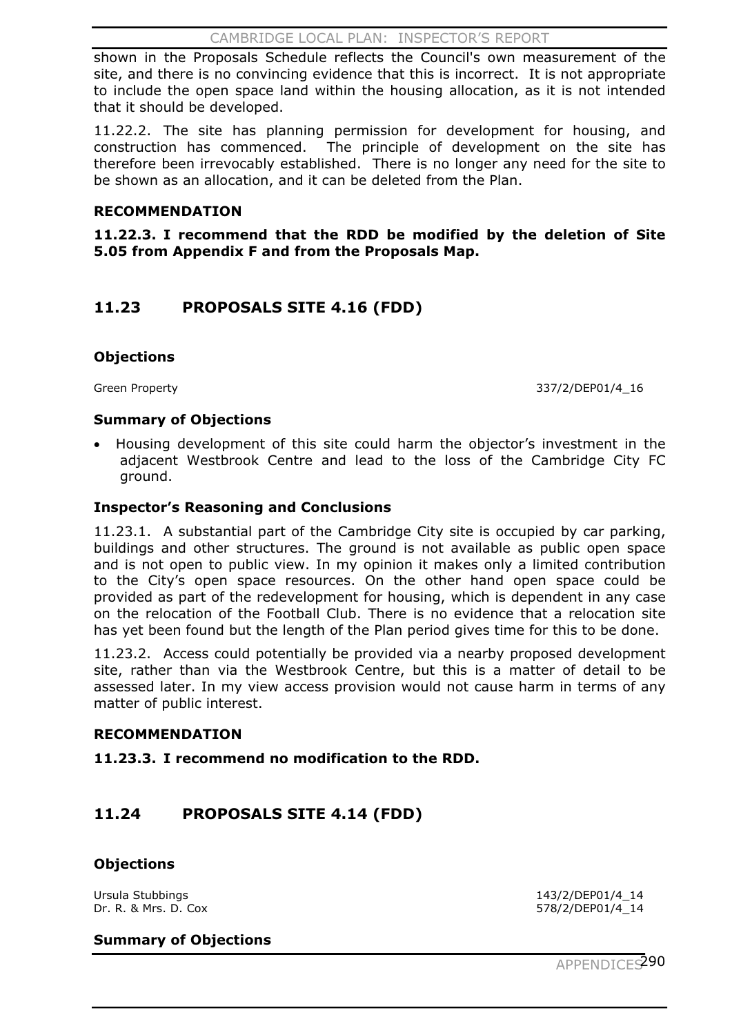shown in the Proposals Schedule reflects the Council's own measurement of the site, and there is no convincing evidence that this is incorrect. It is not appropriate to include the open space land within the housing allocation, as it is not intended that it should be developed.

11.22.2. The site has planning permission for development for housing, and construction has commenced. The principle of development on the site has therefore been irrevocably established. There is no longer any need for the site to be shown as an allocation, and it can be deleted from the Plan.

**RECOMMENDATION**

**11.22.3. I recommend that the RDD be modified by the deletion of Site 5.05 from Appendix F and from the Proposals Map.**

## 11.23 PROPOSALS SITE 4.16 (FDD)

**Objections**

Green Property 337/2/DEP01/4_16

**Summary of Objections**

- Housing development of this site could harm the objector's investment in the adjacent Westbrook Centre and lead to the loss of the Cambridge City FC ground.

**Inspector's Reasoning and Conclusions**

11.23.1. A substantial part of the Cambridge City site is occupied by car parking, buildings and other structures. The ground is not available as public open space and is not open to public view. In my opinion it makes only a limited contribution to the City's open space resources. On the other hand open space could be provided as part of the redevelopment for housing, which is dependent in any case on the relocation of the Football Club. There is no evidence that a relocation site has yet been found but the length of the Plan period gives time for this to be done.

11.23.2. Access could potentially be provided via a nearby proposed development site, rather than via the Westbrook Centre, but this is a matter of detail to be assessed later. In my view access provision would not cause harm in terms of any matter of public interest.

**RECOMMENDATION**

**11.23.3. I recommend no modification to the RDD.**

## 11.24 PROPOSALS SITE 4.14 (FDD)

**Objections**

Ursula Stubbings 143/2/DEP01/4_14
Dr. R. & Mrs. D. Cox 578/2/DEP01/4_14

**Summary of Objections**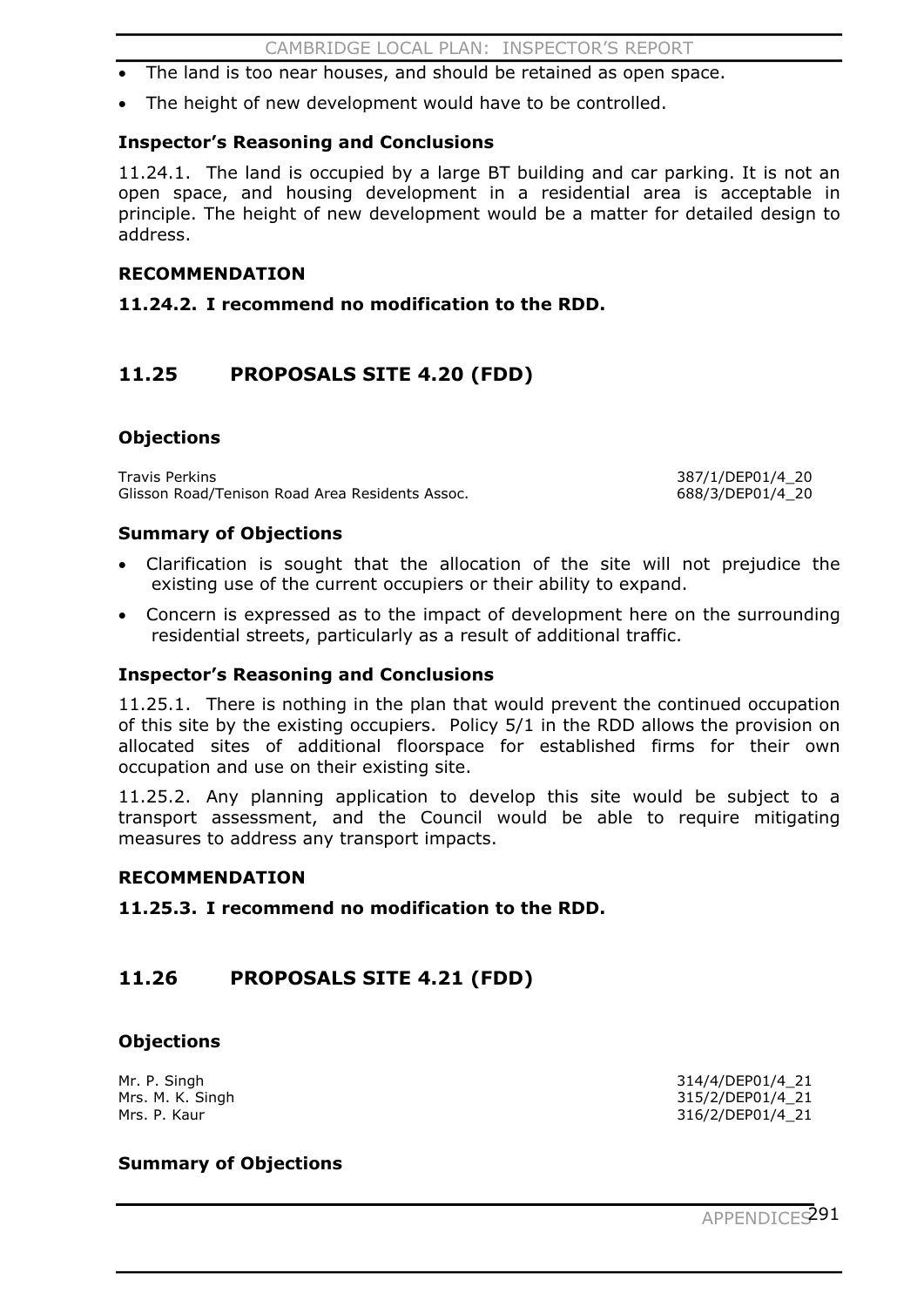- The land is too near houses, and should be retained as open space.
- The height of new development would have to be controlled.

### Inspector's Reasoning and Conclusions

11.24.1. The land is occupied by a large BT building and car parking. It is not an open space, and housing development in a residential area is acceptable in principle. The height of new development would be a matter for detailed design to address.

### RECOMMENDATION

**11.24.2. I recommend no modification to the RDD.**

## 11.25 PROPOSALS SITE 4.20 (FDD)

### Objections

| | |
|---|---|
| Travis Perkins | 387/1/DEP01/4_20 |
| Glisson Road/Tenison Road Area Residents Assoc. | 688/3/DEP01/4_20 |

### Summary of Objections

- Clarification is sought that the allocation of the site will not prejudice the existing use of the current occupiers or their ability to expand.
- Concern is expressed as to the impact of development here on the surrounding residential streets, particularly as a result of additional traffic.

### Inspector's Reasoning and Conclusions

11.25.1. There is nothing in the plan that would prevent the continued occupation of this site by the existing occupiers. Policy 5/1 in the RDD allows the provision on allocated sites of additional floorspace for established firms for their own occupation and use on their existing site.

11.25.2. Any planning application to develop this site would be subject to a transport assessment, and the Council would be able to require mitigating measures to address any transport impacts.

### RECOMMENDATION

**11.25.3. I recommend no modification to the RDD.**

## 11.26 PROPOSALS SITE 4.21 (FDD)

### Objections

| | |
|---|---|
| Mr. P. Singh | 314/4/DEP01/4_21 |
| Mrs. M. K. Singh | 315/2/DEP01/4_21 |
| Mrs. P. Kaur | 316/2/DEP01/4_21 |

### Summary of Objections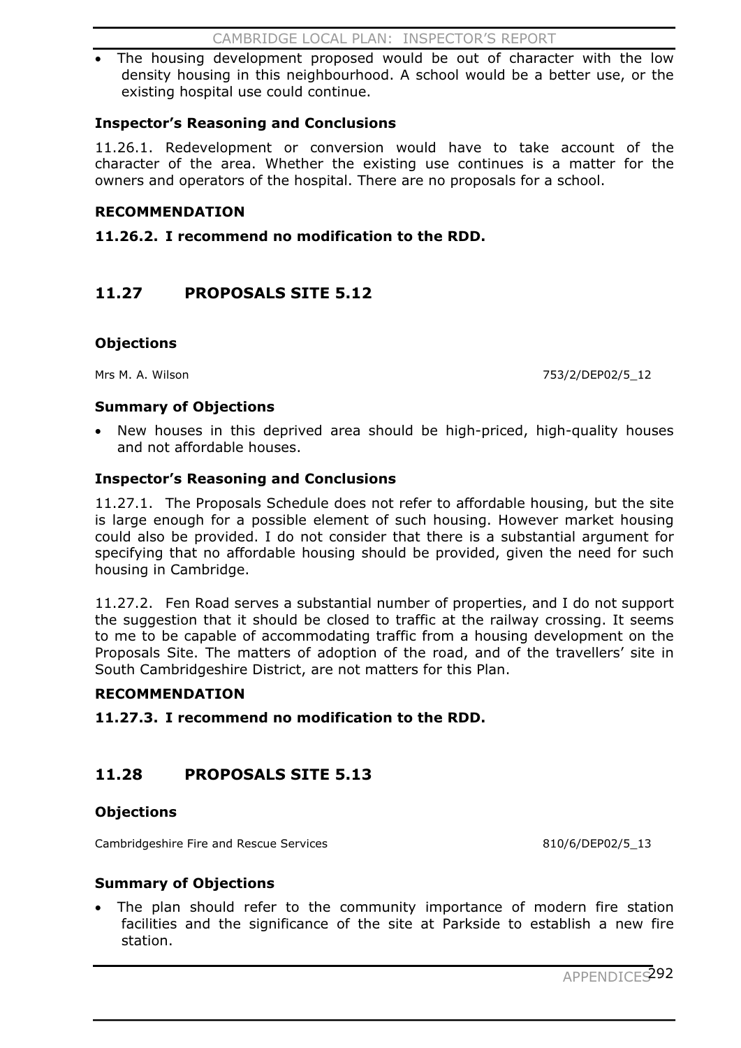- The housing development proposed would be out of character with the low density housing in this neighbourhood. A school would be a better use, or the existing hospital use could continue.

**Inspector's Reasoning and Conclusions**

11.26.1. Redevelopment or conversion would have to take account of the character of the area. Whether the existing use continues is a matter for the owners and operators of the hospital. There are no proposals for a school.

**RECOMMENDATION**

**11.26.2. I recommend no modification to the RDD.**

## 11.27 PROPOSALS SITE 5.12

**Objections**

Mrs M. A. Wilson 753/2/DEP02/5_12

**Summary of Objections**

- New houses in this deprived area should be high-priced, high-quality houses and not affordable houses.

**Inspector's Reasoning and Conclusions**

11.27.1. The Proposals Schedule does not refer to affordable housing, but the site is large enough for a possible element of such housing. However market housing could also be provided. I do not consider that there is a substantial argument for specifying that no affordable housing should be provided, given the need for such housing in Cambridge.

11.27.2. Fen Road serves a substantial number of properties, and I do not support the suggestion that it should be closed to traffic at the railway crossing. It seems to me to be capable of accommodating traffic from a housing development on the Proposals Site. The matters of adoption of the road, and of the travellers' site in South Cambridgeshire District, are not matters for this Plan.

**RECOMMENDATION**

**11.27.3. I recommend no modification to the RDD.**

## 11.28 PROPOSALS SITE 5.13

**Objections**

Cambridgeshire Fire and Rescue Services 810/6/DEP02/5_13

**Summary of Objections**

- The plan should refer to the community importance of modern fire station facilities and the significance of the site at Parkside to establish a new fire station.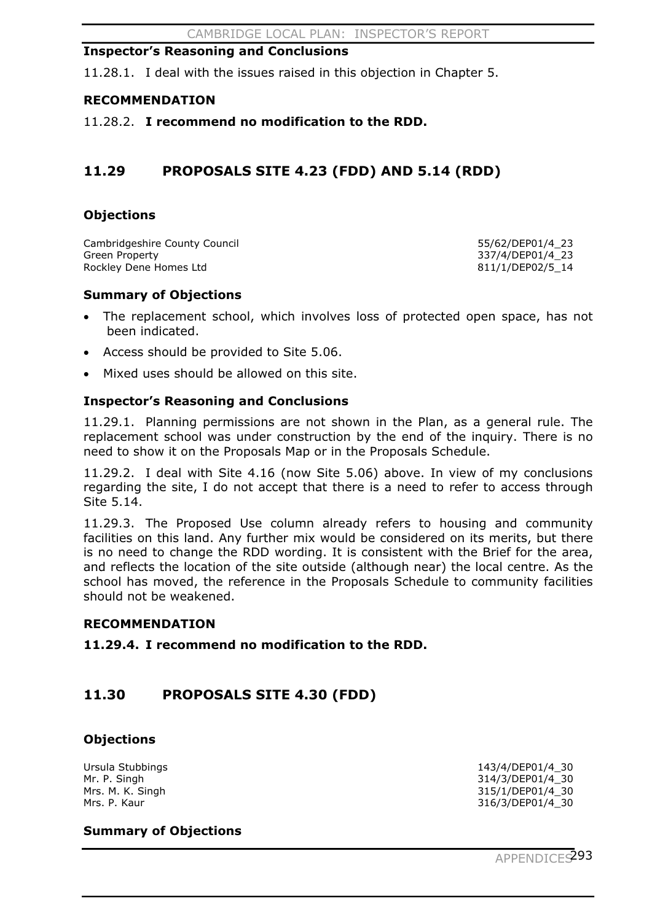### Inspector's Reasoning and Conclusions

11.28.1. I deal with the issues raised in this objection in Chapter 5.

### RECOMMENDATION

11.28.2. **I recommend no modification to the RDD.**

## 11.29 PROPOSALS SITE 4.23 (FDD) AND 5.14 (RDD)

### Objections

| | |
|---|---|
| Cambridgeshire County Council | 55/62/DEP01/4_23 |
| Green Property | 337/4/DEP01/4_23 |
| Rockley Dene Homes Ltd | 811/1/DEP02/5_14 |

### Summary of Objections

- The replacement school, which involves loss of protected open space, has not been indicated.
- Access should be provided to Site 5.06.
- Mixed uses should be allowed on this site.

### Inspector's Reasoning and Conclusions

11.29.1. Planning permissions are not shown in the Plan, as a general rule. The replacement school was under construction by the end of the inquiry. There is no need to show it on the Proposals Map or in the Proposals Schedule.

11.29.2. I deal with Site 4.16 (now Site 5.06) above. In view of my conclusions regarding the site, I do not accept that there is a need to refer to access through Site 5.14.

11.29.3. The Proposed Use column already refers to housing and community facilities on this land. Any further mix would be considered on its merits, but there is no need to change the RDD wording. It is consistent with the Brief for the area, and reflects the location of the site outside (although near) the local centre. As the school has moved, the reference in the Proposals Schedule to community facilities should not be weakened.

### RECOMMENDATION

**11.29.4. I recommend no modification to the RDD.**

## 11.30 PROPOSALS SITE 4.30 (FDD)

### Objections

| | |
|---|---|
| Ursula Stubbings | 143/4/DEP01/4_30 |
| Mr. P. Singh | 314/3/DEP01/4_30 |
| Mrs. M. K. Singh | 315/1/DEP01/4_30 |
| Mrs. P. Kaur | 316/3/DEP01/4_30 |

### Summary of Objections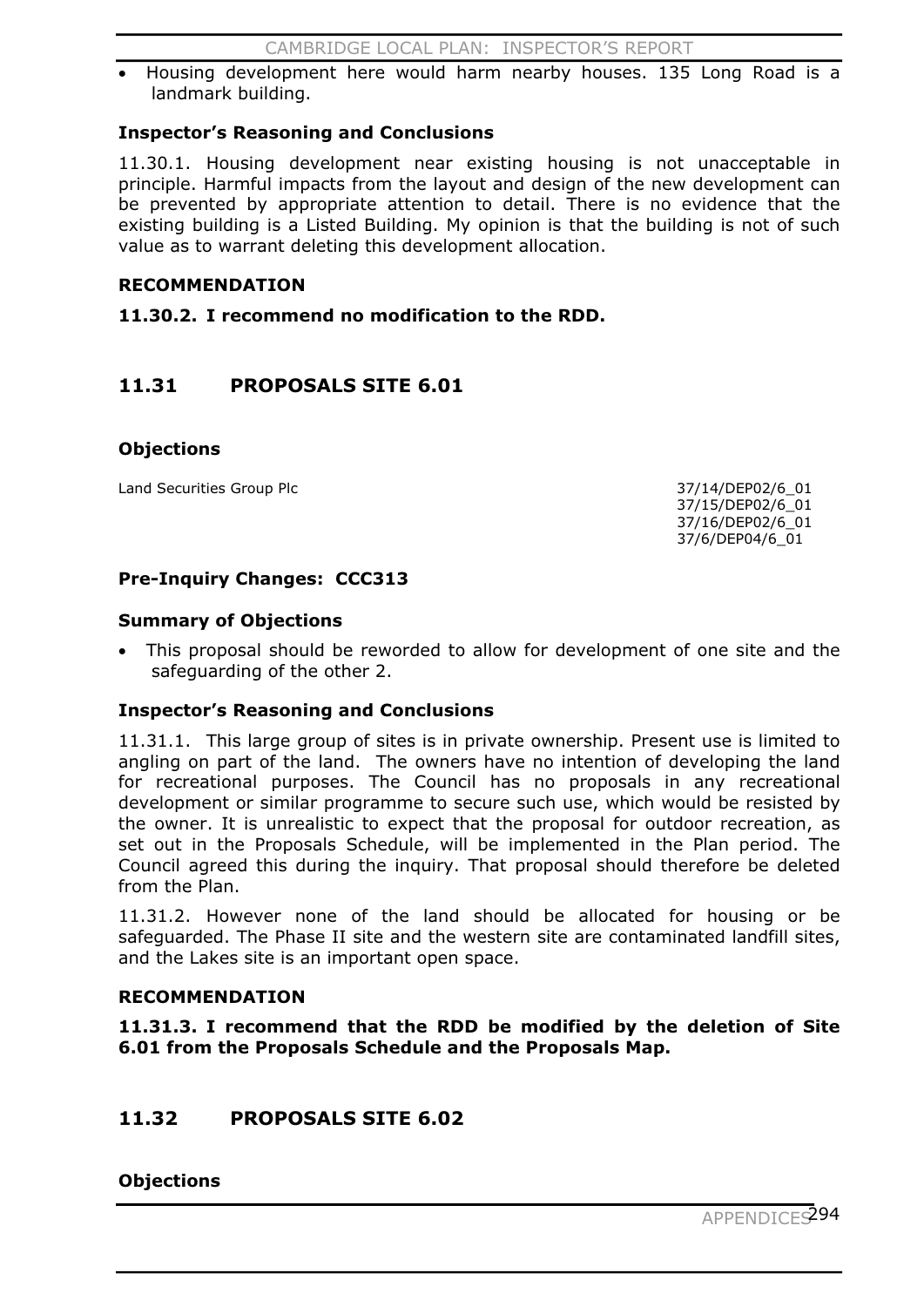- Housing development here would harm nearby houses. 135 Long Road is a landmark building.

### Inspector's Reasoning and Conclusions

11.30.1. Housing development near existing housing is not unacceptable in principle. Harmful impacts from the layout and design of the new development can be prevented by appropriate attention to detail. There is no evidence that the existing building is a Listed Building. My opinion is that the building is not of such value as to warrant deleting this development allocation.

### RECOMMENDATION

**11.30.2. I recommend no modification to the RDD.**

## 11.31 PROPOSALS SITE 6.01

### Objections

Land Securities Group Plc 37/14/DEP02/6_01
37/15/DEP02/6_01
37/16/DEP02/6_01
37/6/DEP04/6_01

### Pre-Inquiry Changes: CCC313

### Summary of Objections

- This proposal should be reworded to allow for development of one site and the safeguarding of the other 2.

### Inspector's Reasoning and Conclusions

11.31.1. This large group of sites is in private ownership. Present use is limited to angling on part of the land. The owners have no intention of developing the land for recreational purposes. The Council has no proposals in any recreational development or similar programme to secure such use, which would be resisted by the owner. It is unrealistic to expect that the proposal for outdoor recreation, as set out in the Proposals Schedule, will be implemented in the Plan period. The Council agreed this during the inquiry. That proposal should therefore be deleted from the Plan.

11.31.2. However none of the land should be allocated for housing or be safeguarded. The Phase II site and the western site are contaminated landfill sites, and the Lakes site is an important open space.

### RECOMMENDATION

**11.31.3. I recommend that the RDD be modified by the deletion of Site 6.01 from the Proposals Schedule and the Proposals Map.**

## 11.32 PROPOSALS SITE 6.02

### Objections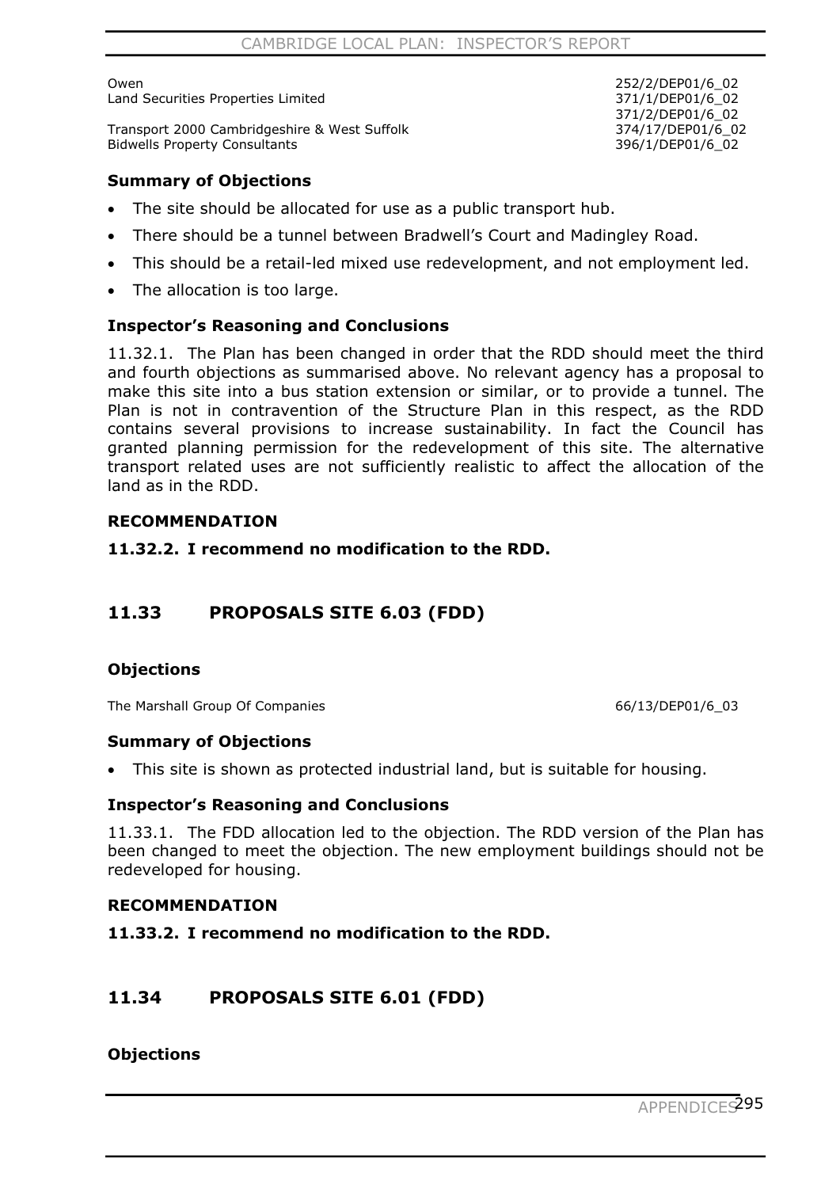| | |
|---|---|
| Owen | 252/2/DEP01/6_02 |
| Land Securities Properties Limited | 371/1/DEP01/6_02 |
| | 371/2/DEP01/6_02 |
| Transport 2000 Cambridgeshire & West Suffolk | 374/17/DEP01/6_02 |
| Bidwells Property Consultants | 396/1/DEP01/6_02 |

### Summary of Objections

- The site should be allocated for use as a public transport hub.
- There should be a tunnel between Bradwell's Court and Madingley Road.
- This should be a retail-led mixed use redevelopment, and not employment led.
- The allocation is too large.

### Inspector's Reasoning and Conclusions

11.32.1. The Plan has been changed in order that the RDD should meet the third and fourth objections as summarised above. No relevant agency has a proposal to make this site into a bus station extension or similar, or to provide a tunnel. The Plan is not in contravention of the Structure Plan in this respect, as the RDD contains several provisions to increase sustainability. In fact the Council has granted planning permission for the redevelopment of this site. The alternative transport related uses are not sufficiently realistic to affect the allocation of the land as in the RDD.

### RECOMMENDATION

**11.32.2. I recommend no modification to the RDD.**

## 11.33 PROPOSALS SITE 6.03 (FDD)

### Objections

| | |
|---|---|
| The Marshall Group Of Companies | 66/13/DEP01/6_03 |

### Summary of Objections

- This site is shown as protected industrial land, but is suitable for housing.

### Inspector's Reasoning and Conclusions

11.33.1. The FDD allocation led to the objection. The RDD version of the Plan has been changed to meet the objection. The new employment buildings should not be redeveloped for housing.

### RECOMMENDATION

**11.33.2. I recommend no modification to the RDD.**

## 11.34 PROPOSALS SITE 6.01 (FDD)

### Objections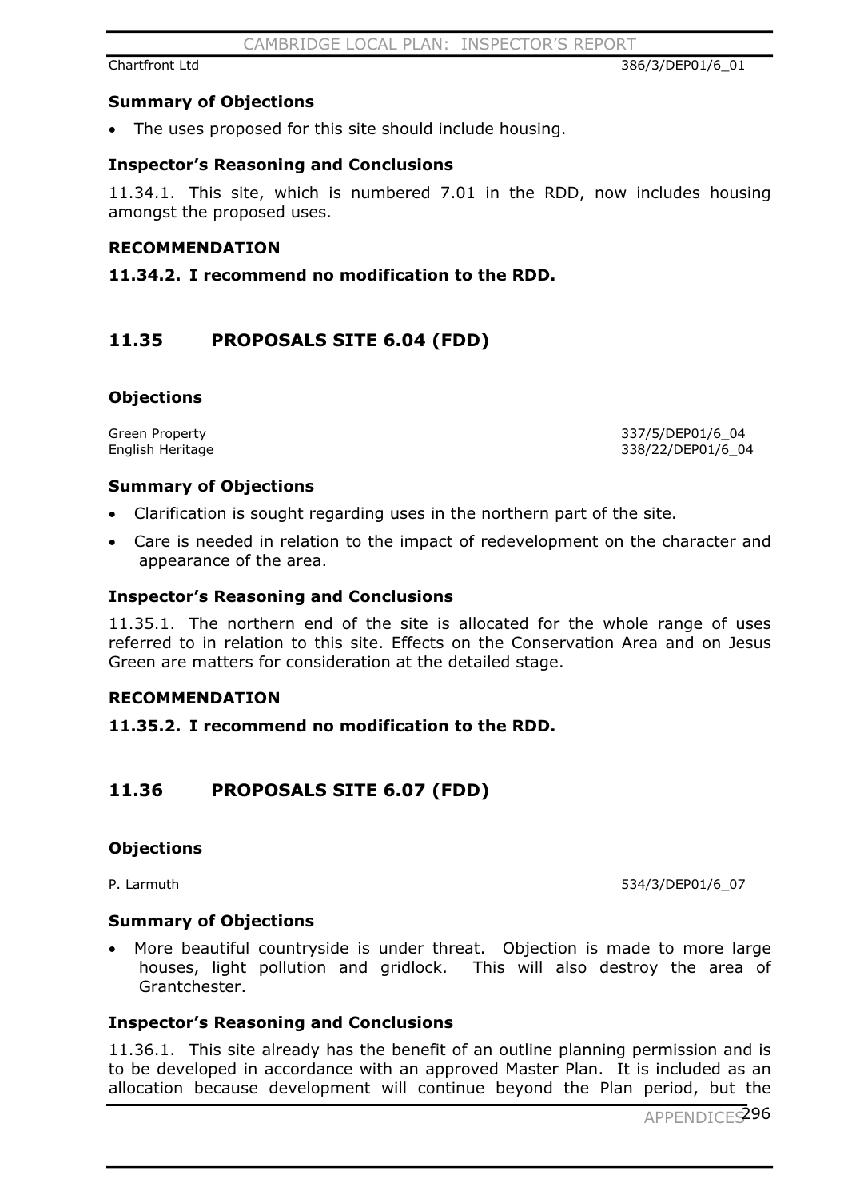Chartfront Ltd 386/3/DEP01/6_01

### Summary of Objections

- The uses proposed for this site should include housing.

### Inspector's Reasoning and Conclusions

11.34.1. This site, which is numbered 7.01 in the RDD, now includes housing amongst the proposed uses.

### RECOMMENDATION

**11.34.2. I recommend no modification to the RDD.**

## 11.35 PROPOSALS SITE 6.04 (FDD)

### Objections

Green Property 337/5/DEP01/6_04
English Heritage 338/22/DEP01/6_04

### Summary of Objections

- Clarification is sought regarding uses in the northern part of the site.
- Care is needed in relation to the impact of redevelopment on the character and appearance of the area.

### Inspector's Reasoning and Conclusions

11.35.1. The northern end of the site is allocated for the whole range of uses referred to in relation to this site. Effects on the Conservation Area and on Jesus Green are matters for consideration at the detailed stage.

### RECOMMENDATION

**11.35.2. I recommend no modification to the RDD.**

## 11.36 PROPOSALS SITE 6.07 (FDD)

### Objections

P. Larmuth 534/3/DEP01/6_07

### Summary of Objections

- More beautiful countryside is under threat. Objection is made to more large houses, light pollution and gridlock. This will also destroy the area of Grantchester.

### Inspector's Reasoning and Conclusions

11.36.1. This site already has the benefit of an outline planning permission and is to be developed in accordance with an approved Master Plan. It is included as an allocation because development will continue beyond the Plan period, but the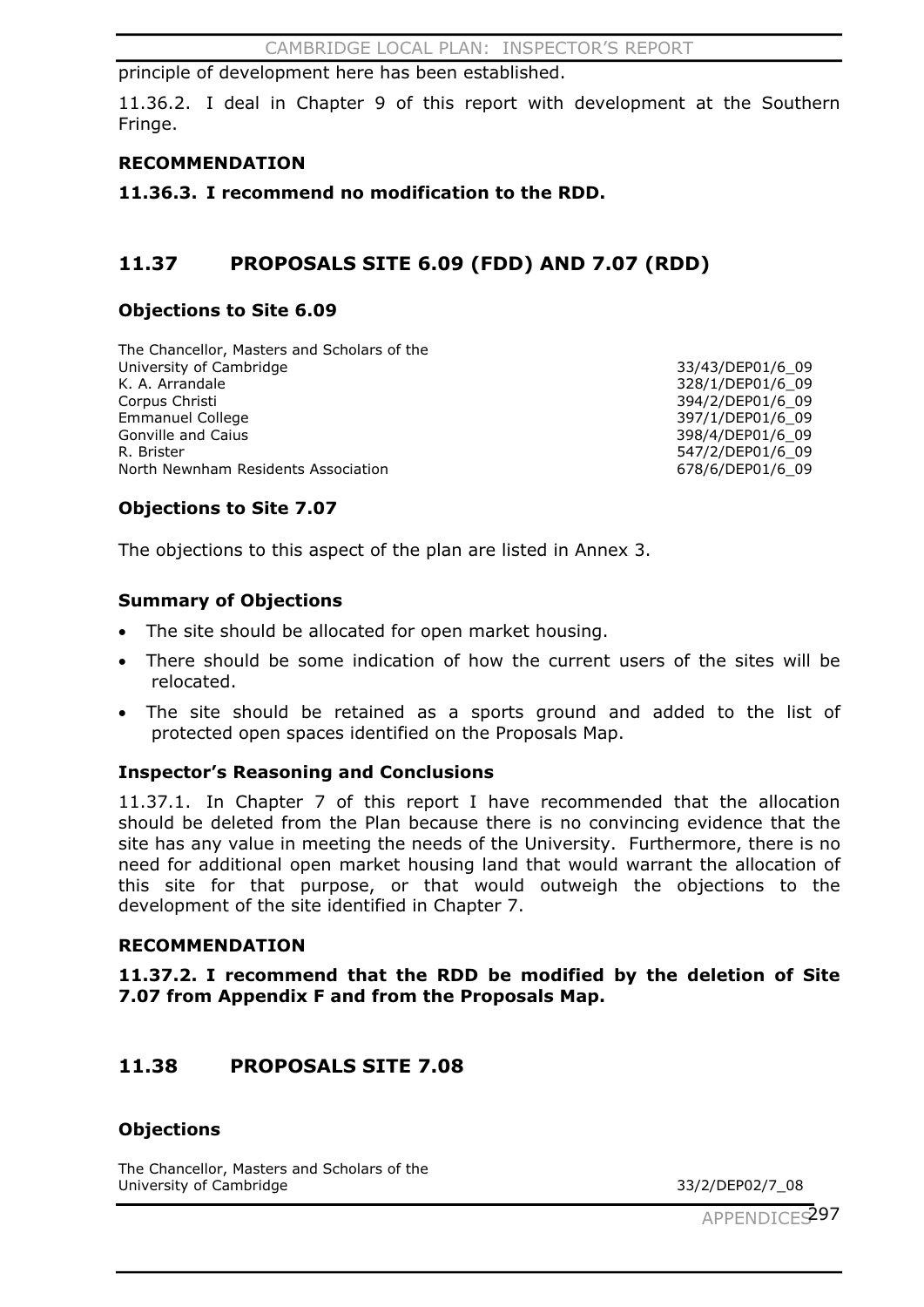principle of development here has been established.

11.36.2. I deal in Chapter 9 of this report with development at the Southern Fringe.

**RECOMMENDATION**

**11.36.3. I recommend no modification to the RDD.**

## 11.37 PROPOSALS SITE 6.09 (FDD) AND 7.07 (RDD)

### Objections to Site 6.09

| | |
|---|---|
| The Chancellor, Masters and Scholars of the University of Cambridge | 33/43/DEP01/6_09 |
| K. A. Arrandale | 328/1/DEP01/6_09 |
| Corpus Christi | 394/2/DEP01/6_09 |
| Emmanuel College | 397/1/DEP01/6_09 |
| Gonville and Caius | 398/4/DEP01/6_09 |
| R. Brister | 547/2/DEP01/6_09 |
| North Newnham Residents Association | 678/6/DEP01/6_09 |

### Objections to Site 7.07

The objections to this aspect of the plan are listed in Annex 3.

### Summary of Objections

- The site should be allocated for open market housing.
- There should be some indication of how the current users of the sites will be relocated.
- The site should be retained as a sports ground and added to the list of protected open spaces identified on the Proposals Map.

### Inspector's Reasoning and Conclusions

11.37.1. In Chapter 7 of this report I have recommended that the allocation should be deleted from the Plan because there is no convincing evidence that the site has any value in meeting the needs of the University. Furthermore, there is no need for additional open market housing land that would warrant the allocation of this site for that purpose, or that would outweigh the objections to the development of the site identified in Chapter 7.

**RECOMMENDATION**

**11.37.2. I recommend that the RDD be modified by the deletion of Site 7.07 from Appendix F and from the Proposals Map.**

## 11.38 PROPOSALS SITE 7.08

### Objections

| | |
|---|---|
| The Chancellor, Masters and Scholars of the University of Cambridge | 33/2/DEP02/7_08 |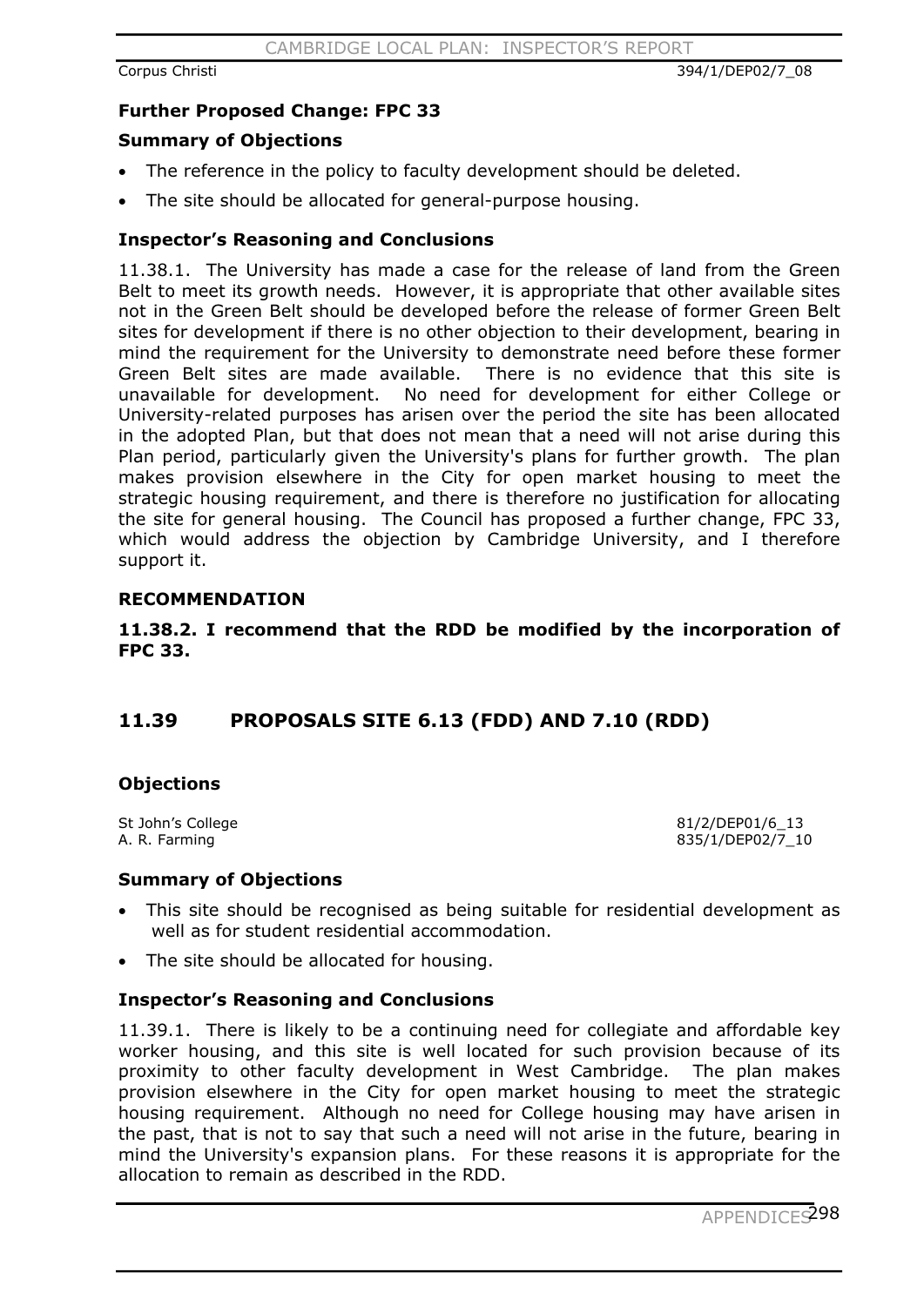Corpus Christi 394/1/DEP02/7_08

**Further Proposed Change: FPC 33**

**Summary of Objections**

- The reference in the policy to faculty development should be deleted.
- The site should be allocated for general-purpose housing.

**Inspector's Reasoning and Conclusions**

11.38.1. The University has made a case for the release of land from the Green Belt to meet its growth needs. However, it is appropriate that other available sites not in the Green Belt should be developed before the release of former Green Belt sites for development if there is no other objection to their development, bearing in mind the requirement for the University to demonstrate need before these former Green Belt sites are made available. There is no evidence that this site is unavailable for development. No need for development for either College or University-related purposes has arisen over the period the site has been allocated in the adopted Plan, but that does not mean that a need will not arise during this Plan period, particularly given the University's plans for further growth. The plan makes provision elsewhere in the City for open market housing to meet the strategic housing requirement, and there is therefore no justification for allocating the site for general housing. The Council has proposed a further change, FPC 33, which would address the objection by Cambridge University, and I therefore support it.

**RECOMMENDATION**

**11.38.2. I recommend that the RDD be modified by the incorporation of FPC 33.**

## 11.39 PROPOSALS SITE 6.13 (FDD) AND 7.10 (RDD)

**Objections**

St John's College 81/2/DEP01/6_13
A. R. Farming 835/1/DEP02/7_10

**Summary of Objections**

- This site should be recognised as being suitable for residential development as well as for student residential accommodation.
- The site should be allocated for housing.

**Inspector's Reasoning and Conclusions**

11.39.1. There is likely to be a continuing need for collegiate and affordable key worker housing, and this site is well located for such provision because of its proximity to other faculty development in West Cambridge. The plan makes provision elsewhere in the City for open market housing to meet the strategic housing requirement. Although no need for College housing may have arisen in the past, that is not to say that such a need will not arise in the future, bearing in mind the University's expansion plans. For these reasons it is appropriate for the allocation to remain as described in the RDD.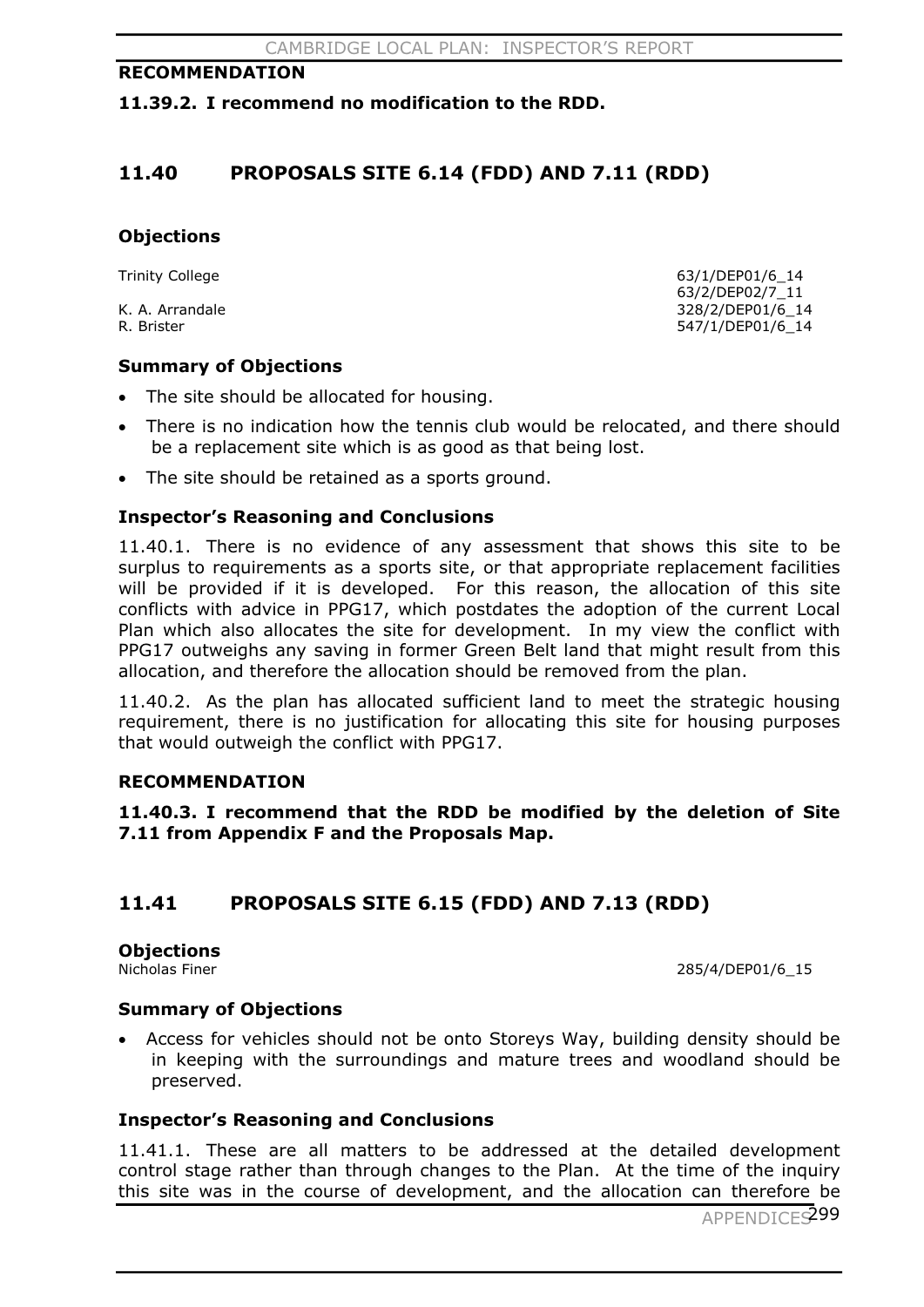### RECOMMENDATION

**11.39.2. I recommend no modification to the RDD.**

## 11.40 PROPOSALS SITE 6.14 (FDD) AND 7.11 (RDD)

### Objections

| | |
|---|---|
| Trinity College | 63/1/DEP01/6_14 |
| | 63/2/DEP02/7_11 |
| K. A. Arrandale | 328/2/DEP01/6_14 |
| R. Brister | 547/1/DEP01/6_14 |

### Summary of Objections

- The site should be allocated for housing.
- There is no indication how the tennis club would be relocated, and there should be a replacement site which is as good as that being lost.
- The site should be retained as a sports ground.

### Inspector's Reasoning and Conclusions

11.40.1. There is no evidence of any assessment that shows this site to be surplus to requirements as a sports site, or that appropriate replacement facilities will be provided if it is developed. For this reason, the allocation of this site conflicts with advice in PPG17, which postdates the adoption of the current Local Plan which also allocates the site for development. In my view the conflict with PPG17 outweighs any saving in former Green Belt land that might result from this allocation, and therefore the allocation should be removed from the plan.

11.40.2. As the plan has allocated sufficient land to meet the strategic housing requirement, there is no justification for allocating this site for housing purposes that would outweigh the conflict with PPG17.

### RECOMMENDATION

**11.40.3. I recommend that the RDD be modified by the deletion of Site 7.11 from Appendix F and the Proposals Map.**

## 11.41 PROPOSALS SITE 6.15 (FDD) AND 7.13 (RDD)

### Objections

| | |
|---|---|
| Nicholas Finer | 285/4/DEP01/6_15 |

### Summary of Objections

- Access for vehicles should not be onto Storeys Way, building density should be in keeping with the surroundings and mature trees and woodland should be preserved.

### Inspector's Reasoning and Conclusions

11.41.1. These are all matters to be addressed at the detailed development control stage rather than through changes to the Plan. At the time of the inquiry this site was in the course of development, and the allocation can therefore be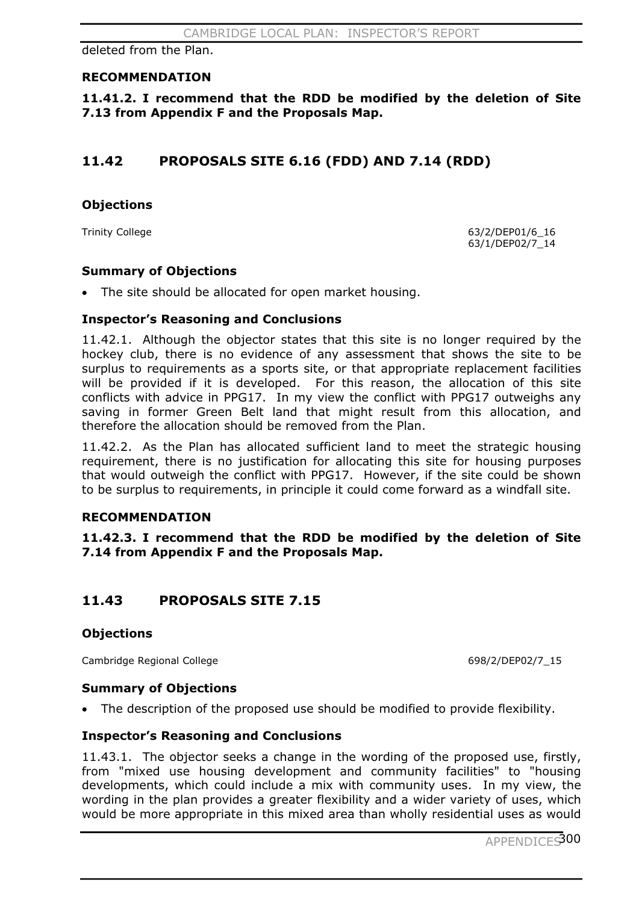deleted from the Plan.

**RECOMMENDATION**

**11.41.2. I recommend that the RDD be modified by the deletion of Site 7.13 from Appendix F and the Proposals Map.**

## 11.42 PROPOSALS SITE 6.16 (FDD) AND 7.14 (RDD)

### Objections

| | |
|---|---|
| Trinity College | 63/2/DEP01/6_16<br>63/1/DEP02/7_14 |

### Summary of Objections

- The site should be allocated for open market housing.

### Inspector's Reasoning and Conclusions

11.42.1. Although the objector states that this site is no longer required by the hockey club, there is no evidence of any assessment that shows the site to be surplus to requirements as a sports site, or that appropriate replacement facilities will be provided if it is developed. For this reason, the allocation of this site conflicts with advice in PPG17. In my view the conflict with PPG17 outweighs any saving in former Green Belt land that might result from this allocation, and therefore the allocation should be removed from the Plan.

11.42.2. As the Plan has allocated sufficient land to meet the strategic housing requirement, there is no justification for allocating this site for housing purposes that would outweigh the conflict with PPG17. However, if the site could be shown to be surplus to requirements, in principle it could come forward as a windfall site.

**RECOMMENDATION**

**11.42.3. I recommend that the RDD be modified by the deletion of Site 7.14 from Appendix F and the Proposals Map.**

## 11.43 PROPOSALS SITE 7.15

### Objections

| | |
|---|---|
| Cambridge Regional College | 698/2/DEP02/7_15 |

### Summary of Objections

- The description of the proposed use should be modified to provide flexibility.

### Inspector's Reasoning and Conclusions

11.43.1. The objector seeks a change in the wording of the proposed use, firstly, from "mixed use housing development and community facilities" to "housing developments, which could include a mix with community uses. In my view, the wording in the plan provides a greater flexibility and a wider variety of uses, which would be more appropriate in this mixed area than wholly residential uses as would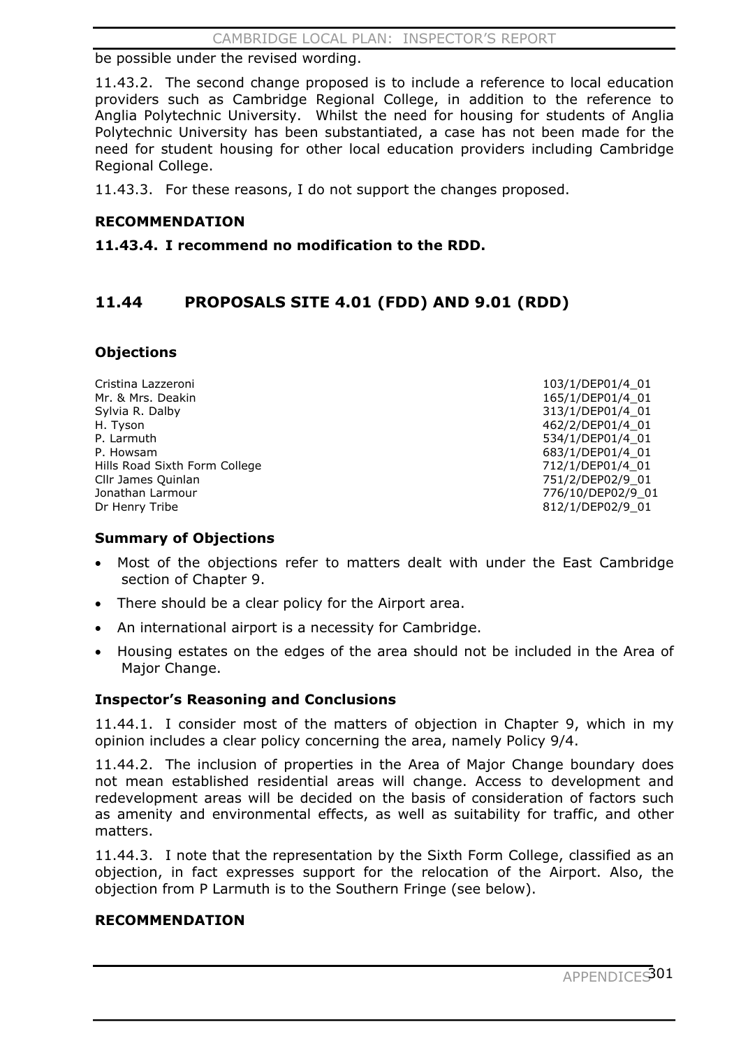be possible under the revised wording.

11.43.2. The second change proposed is to include a reference to local education providers such as Cambridge Regional College, in addition to the reference to Anglia Polytechnic University. Whilst the need for housing for students of Anglia Polytechnic University has been substantiated, a case has not been made for the need for student housing for other local education providers including Cambridge Regional College.

11.43.3. For these reasons, I do not support the changes proposed.

**RECOMMENDATION**

**11.43.4. I recommend no modification to the RDD.**

## 11.44 PROPOSALS SITE 4.01 (FDD) AND 9.01 (RDD)

### Objections

| | |
|---|---|
| Cristina Lazzeroni | 103/1/DEP01/4_01 |
| Mr. & Mrs. Deakin | 165/1/DEP01/4_01 |
| Sylvia R. Dalby | 313/1/DEP01/4_01 |
| H. Tyson | 462/2/DEP01/4_01 |
| P. Larmuth | 534/1/DEP01/4_01 |
| P. Howsam | 683/1/DEP01/4_01 |
| Hills Road Sixth Form College | 712/1/DEP01/4_01 |
| Cllr James Quinlan | 751/2/DEP02/9_01 |
| Jonathan Larmour | 776/10/DEP02/9_01 |
| Dr Henry Tribe | 812/1/DEP02/9_01 |

### Summary of Objections

- Most of the objections refer to matters dealt with under the East Cambridge section of Chapter 9.
- There should be a clear policy for the Airport area.
- An international airport is a necessity for Cambridge.
- Housing estates on the edges of the area should not be included in the Area of Major Change.

### Inspector's Reasoning and Conclusions

11.44.1. I consider most of the matters of objection in Chapter 9, which in my opinion includes a clear policy concerning the area, namely Policy 9/4.

11.44.2. The inclusion of properties in the Area of Major Change boundary does not mean established residential areas will change. Access to development and redevelopment areas will be decided on the basis of consideration of factors such as amenity and environmental effects, as well as suitability for traffic, and other matters.

11.44.3. I note that the representation by the Sixth Form College, classified as an objection, in fact expresses support for the relocation of the Airport. Also, the objection from P Larmuth is to the Southern Fringe (see below).

**RECOMMENDATION**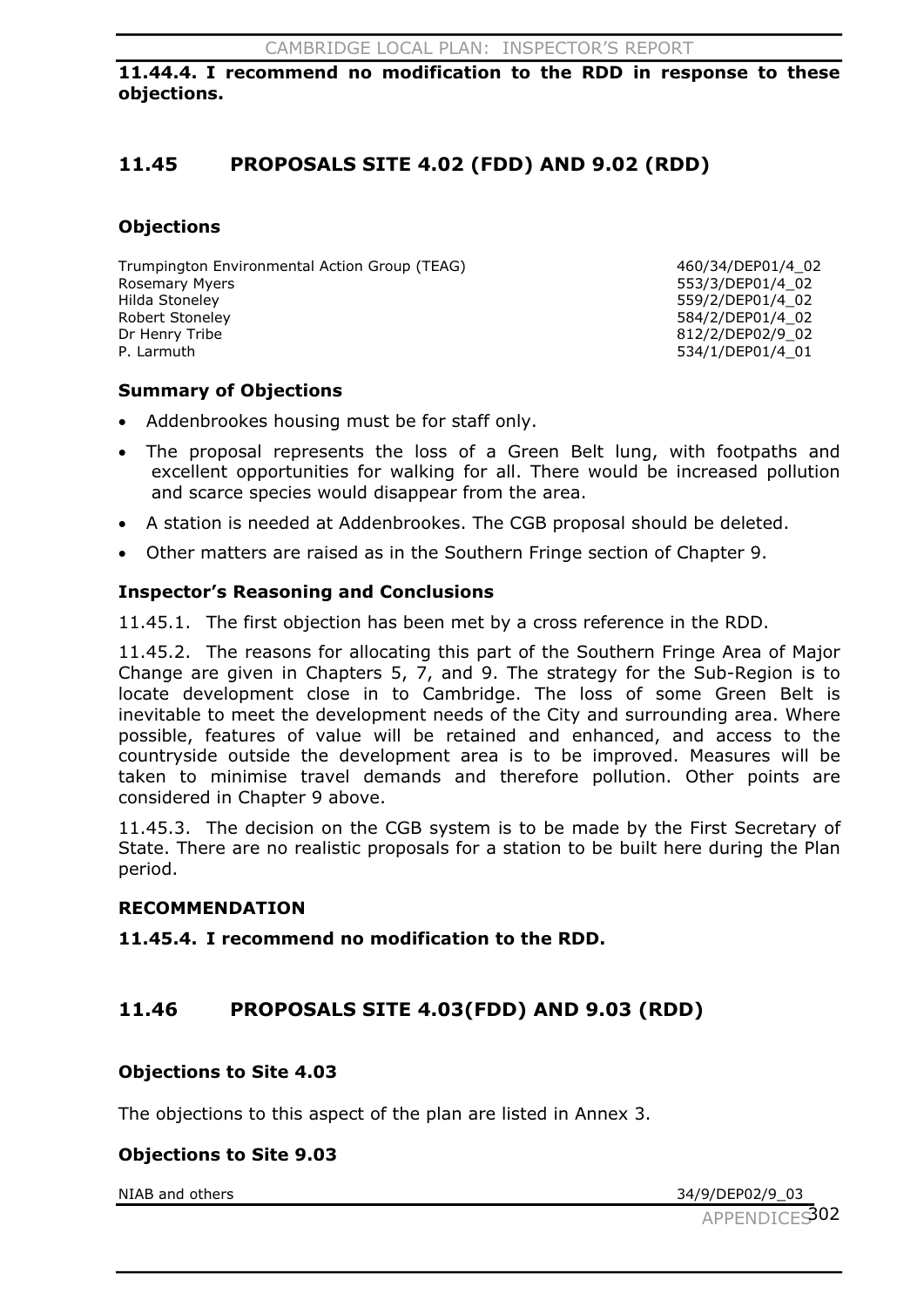**11.44.4. I recommend no modification to the RDD in response to these objections.**

## 11.45 PROPOSALS SITE 4.02 (FDD) AND 9.02 (RDD)

### Objections

| | |
|---|---|
| Trumpington Environmental Action Group (TEAG) | 460/34/DEP01/4_02 |
| Rosemary Myers | 553/3/DEP01/4_02 |
| Hilda Stoneley | 559/2/DEP01/4_02 |
| Robert Stoneley | 584/2/DEP01/4_02 |
| Dr Henry Tribe | 812/2/DEP02/9_02 |
| P. Larmuth | 534/1/DEP01/4_01 |

### Summary of Objections

- Addenbrookes housing must be for staff only.
- The proposal represents the loss of a Green Belt lung, with footpaths and excellent opportunities for walking for all. There would be increased pollution and scarce species would disappear from the area.
- A station is needed at Addenbrookes. The CGB proposal should be deleted.
- Other matters are raised as in the Southern Fringe section of Chapter 9.

### Inspector's Reasoning and Conclusions

11.45.1. The first objection has been met by a cross reference in the RDD.

11.45.2. The reasons for allocating this part of the Southern Fringe Area of Major Change are given in Chapters 5, 7, and 9. The strategy for the Sub-Region is to locate development close in to Cambridge. The loss of some Green Belt is inevitable to meet the development needs of the City and surrounding area. Where possible, features of value will be retained and enhanced, and access to the countryside outside the development area is to be improved. Measures will be taken to minimise travel demands and therefore pollution. Other points are considered in Chapter 9 above.

11.45.3. The decision on the CGB system is to be made by the First Secretary of State. There are no realistic proposals for a station to be built here during the Plan period.

### RECOMMENDATION

**11.45.4. I recommend no modification to the RDD.**

## 11.46 PROPOSALS SITE 4.03(FDD) AND 9.03 (RDD)

### Objections to Site 4.03

The objections to this aspect of the plan are listed in Annex 3.

### Objections to Site 9.03

| | |
|---|---|
| NIAB and others | 34/9/DEP02/9_03 |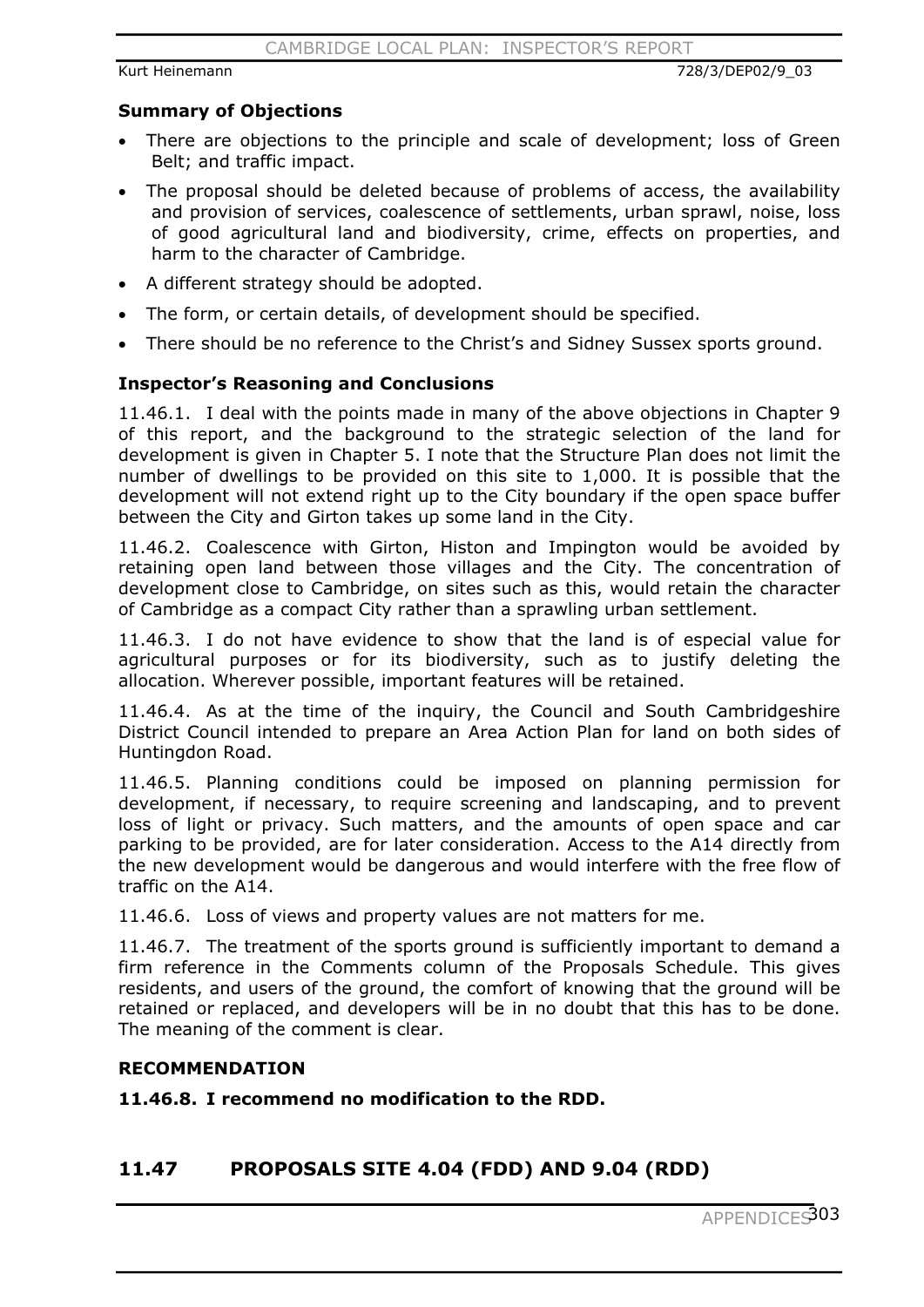Kurt Heinemann 728/3/DEP02/9_03

### Summary of Objections

- There are objections to the principle and scale of development; loss of Green Belt; and traffic impact.
- The proposal should be deleted because of problems of access, the availability and provision of services, coalescence of settlements, urban sprawl, noise, loss of good agricultural land and biodiversity, crime, effects on properties, and harm to the character of Cambridge.
- A different strategy should be adopted.
- The form, or certain details, of development should be specified.
- There should be no reference to the Christ's and Sidney Sussex sports ground.

### Inspector's Reasoning and Conclusions

11.46.1. I deal with the points made in many of the above objections in Chapter 9 of this report, and the background to the strategic selection of the land for development is given in Chapter 5. I note that the Structure Plan does not limit the number of dwellings to be provided on this site to 1,000. It is possible that the development will not extend right up to the City boundary if the open space buffer between the City and Girton takes up some land in the City.

11.46.2. Coalescence with Girton, Histon and Impington would be avoided by retaining open land between those villages and the City. The concentration of development close to Cambridge, on sites such as this, would retain the character of Cambridge as a compact City rather than a sprawling urban settlement.

11.46.3. I do not have evidence to show that the land is of especial value for agricultural purposes or for its biodiversity, such as to justify deleting the allocation. Wherever possible, important features will be retained.

11.46.4. As at the time of the inquiry, the Council and South Cambridgeshire District Council intended to prepare an Area Action Plan for land on both sides of Huntingdon Road.

11.46.5. Planning conditions could be imposed on planning permission for development, if necessary, to require screening and landscaping, and to prevent loss of light or privacy. Such matters, and the amounts of open space and car parking to be provided, are for later consideration. Access to the A14 directly from the new development would be dangerous and would interfere with the free flow of traffic on the A14.

11.46.6. Loss of views and property values are not matters for me.

11.46.7. The treatment of the sports ground is sufficiently important to demand a firm reference in the Comments column of the Proposals Schedule. This gives residents, and users of the ground, the comfort of knowing that the ground will be retained or replaced, and developers will be in no doubt that this has to be done. The meaning of the comment is clear.

### RECOMMENDATION

**11.46.8. I recommend no modification to the RDD.**

## 11.47 PROPOSALS SITE 4.04 (FDD) AND 9.04 (RDD)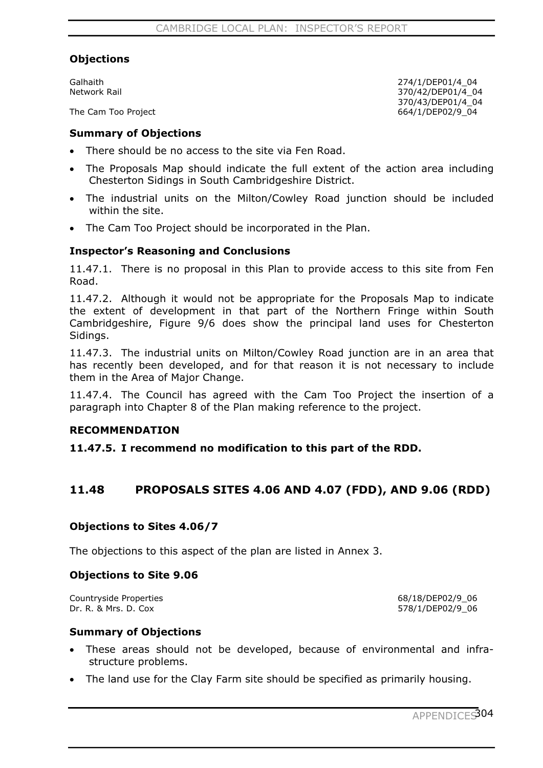### Objections

| | |
|---|---|
| Galhaith | 274/1/DEP01/4_04 |
| Network Rail | 370/42/DEP01/4_04 |
| | 370/43/DEP01/4_04 |
| The Cam Too Project | 664/1/DEP02/9_04 |

### Summary of Objections

- There should be no access to the site via Fen Road.
- The Proposals Map should indicate the full extent of the action area including Chesterton Sidings in South Cambridgeshire District.
- The industrial units on the Milton/Cowley Road junction should be included within the site.
- The Cam Too Project should be incorporated in the Plan.

### Inspector's Reasoning and Conclusions

11.47.1. There is no proposal in this Plan to provide access to this site from Fen Road.

11.47.2. Although it would not be appropriate for the Proposals Map to indicate the extent of development in that part of the Northern Fringe within South Cambridgeshire, Figure 9/6 does show the principal land uses for Chesterton Sidings.

11.47.3. The industrial units on Milton/Cowley Road junction are in an area that has recently been developed, and for that reason it is not necessary to include them in the Area of Major Change.

11.47.4. The Council has agreed with the Cam Too Project the insertion of a paragraph into Chapter 8 of the Plan making reference to the project.

### RECOMMENDATION

**11.47.5. I recommend no modification to this part of the RDD.**

## 11.48 PROPOSALS SITES 4.06 AND 4.07 (FDD), AND 9.06 (RDD)

### Objections to Sites 4.06/7

The objections to this aspect of the plan are listed in Annex 3.

### Objections to Site 9.06

| | |
|---|---|
| Countryside Properties | 68/18/DEP02/9_06 |
| Dr. R. & Mrs. D. Cox | 578/1/DEP02/9_06 |

### Summary of Objections

- These areas should not be developed, because of environmental and infra-structure problems.
- The land use for the Clay Farm site should be specified as primarily housing.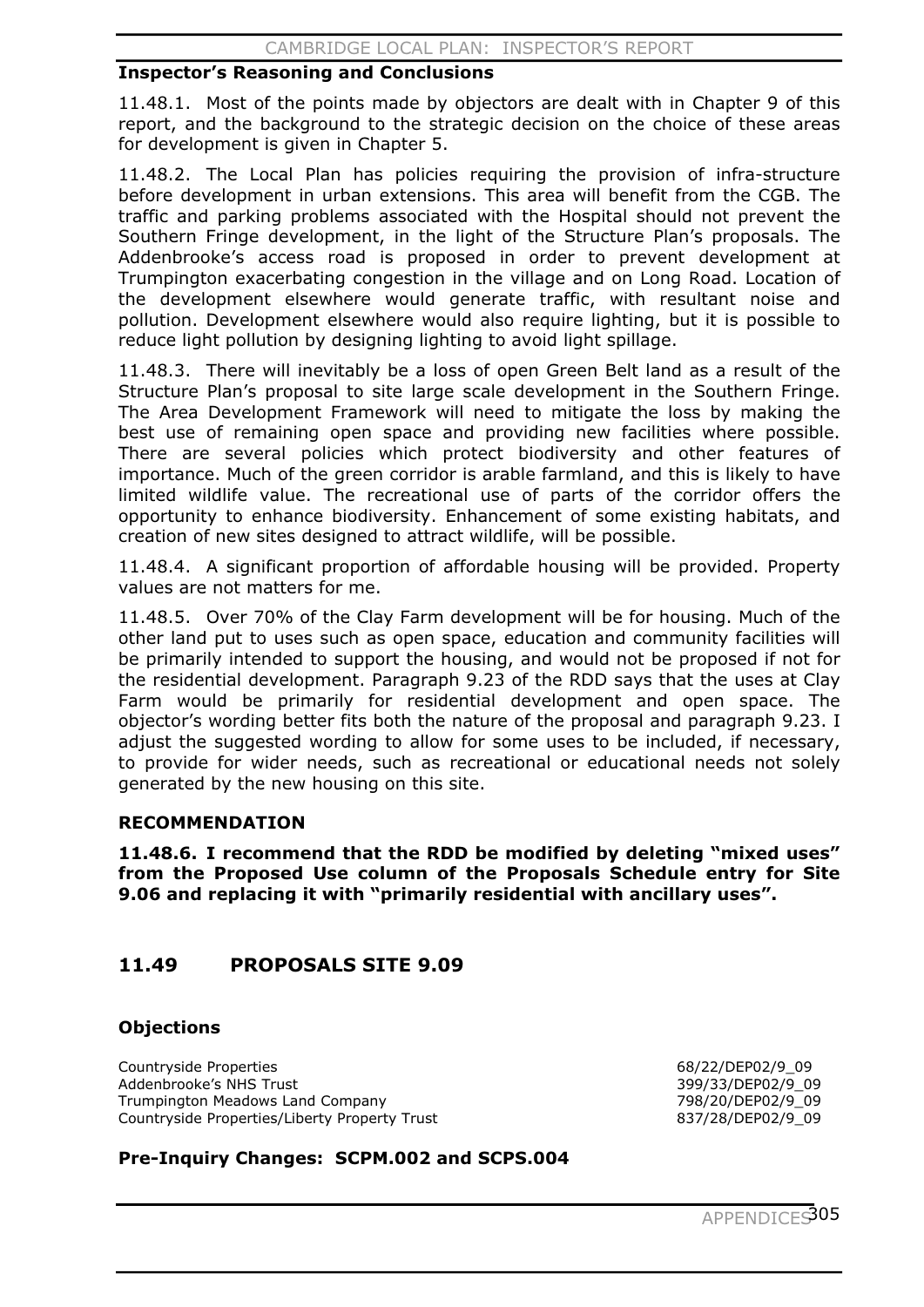### Inspector's Reasoning and Conclusions

11.48.1. Most of the points made by objectors are dealt with in Chapter 9 of this report, and the background to the strategic decision on the choice of these areas for development is given in Chapter 5.

11.48.2. The Local Plan has policies requiring the provision of infra-structure before development in urban extensions. This area will benefit from the CGB. The traffic and parking problems associated with the Hospital should not prevent the Southern Fringe development, in the light of the Structure Plan's proposals. The Addenbrooke's access road is proposed in order to prevent development at Trumpington exacerbating congestion in the village and on Long Road. Location of the development elsewhere would generate traffic, with resultant noise and pollution. Development elsewhere would also require lighting, but it is possible to reduce light pollution by designing lighting to avoid light spillage.

11.48.3. There will inevitably be a loss of open Green Belt land as a result of the Structure Plan's proposal to site large scale development in the Southern Fringe. The Area Development Framework will need to mitigate the loss by making the best use of remaining open space and providing new facilities where possible. There are several policies which protect biodiversity and other features of importance. Much of the green corridor is arable farmland, and this is likely to have limited wildlife value. The recreational use of parts of the corridor offers the opportunity to enhance biodiversity. Enhancement of some existing habitats, and creation of new sites designed to attract wildlife, will be possible.

11.48.4. A significant proportion of affordable housing will be provided. Property values are not matters for me.

11.48.5. Over 70% of the Clay Farm development will be for housing. Much of the other land put to uses such as open space, education and community facilities will be primarily intended to support the housing, and would not be proposed if not for the residential development. Paragraph 9.23 of the RDD says that the uses at Clay Farm would be primarily for residential development and open space. The objector's wording better fits both the nature of the proposal and paragraph 9.23. I adjust the suggested wording to allow for some uses to be included, if necessary, to provide for wider needs, such as recreational or educational needs not solely generated by the new housing on this site.

### RECOMMENDATION

**11.48.6. I recommend that the RDD be modified by deleting "mixed uses" from the Proposed Use column of the Proposals Schedule entry for Site 9.06 and replacing it with "primarily residential with ancillary uses".**

## 11.49 PROPOSALS SITE 9.09

### Objections

| | |
|---|---|
| Countryside Properties | 68/22/DEP02/9_09 |
| Addenbrooke's NHS Trust | 399/33/DEP02/9_09 |
| Trumpington Meadows Land Company | 798/20/DEP02/9_09 |
| Countryside Properties/Liberty Property Trust | 837/28/DEP02/9_09 |

### Pre-Inquiry Changes: SCPM.002 and SCPS.004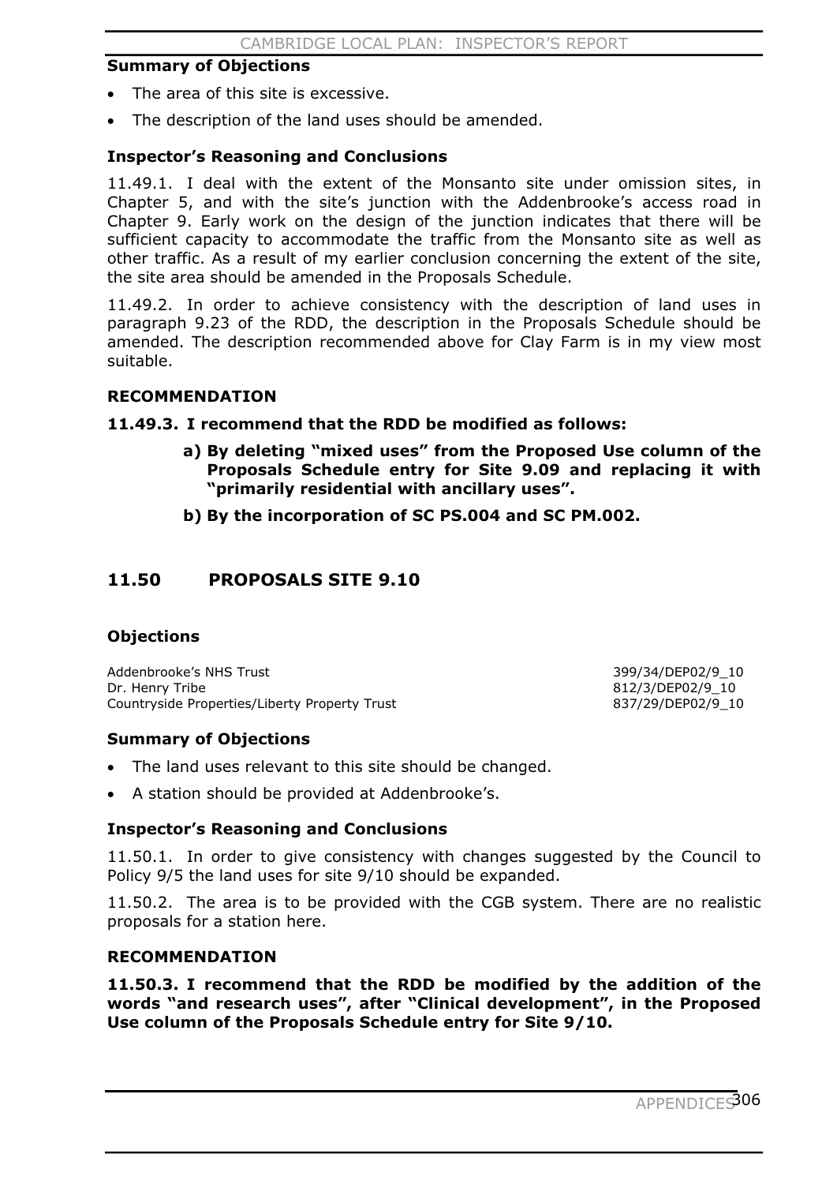### Summary of Objections

- The area of this site is excessive.
- The description of the land uses should be amended.

### Inspector's Reasoning and Conclusions

11.49.1. I deal with the extent of the Monsanto site under omission sites, in Chapter 5, and with the site's junction with the Addenbrooke's access road in Chapter 9. Early work on the design of the junction indicates that there will be sufficient capacity to accommodate the traffic from the Monsanto site as well as other traffic. As a result of my earlier conclusion concerning the extent of the site, the site area should be amended in the Proposals Schedule.

11.49.2. In order to achieve consistency with the description of land uses in paragraph 9.23 of the RDD, the description in the Proposals Schedule should be amended. The description recommended above for Clay Farm is in my view most suitable.

### RECOMMENDATION

**11.49.3. I recommend that the RDD be modified as follows:**

> **a) By deleting "mixed uses" from the Proposed Use column of the Proposals Schedule entry for Site 9.09 and replacing it with "primarily residential with ancillary uses".**
>
> **b) By the incorporation of SC PS.004 and SC PM.002.**

## 11.50 PROPOSALS SITE 9.10

### Objections

| | |
|---|---|
| Addenbrooke's NHS Trust | 399/34/DEP02/9_10 |
| Dr. Henry Tribe | 812/3/DEP02/9_10 |
| Countryside Properties/Liberty Property Trust | 837/29/DEP02/9_10 |

### Summary of Objections

- The land uses relevant to this site should be changed.
- A station should be provided at Addenbrooke's.

### Inspector's Reasoning and Conclusions

11.50.1. In order to give consistency with changes suggested by the Council to Policy 9/5 the land uses for site 9/10 should be expanded.

11.50.2. The area is to be provided with the CGB system. There are no realistic proposals for a station here.

### RECOMMENDATION

**11.50.3. I recommend that the RDD be modified by the addition of the words "and research uses", after "Clinical development", in the Proposed Use column of the Proposals Schedule entry for Site 9/10.**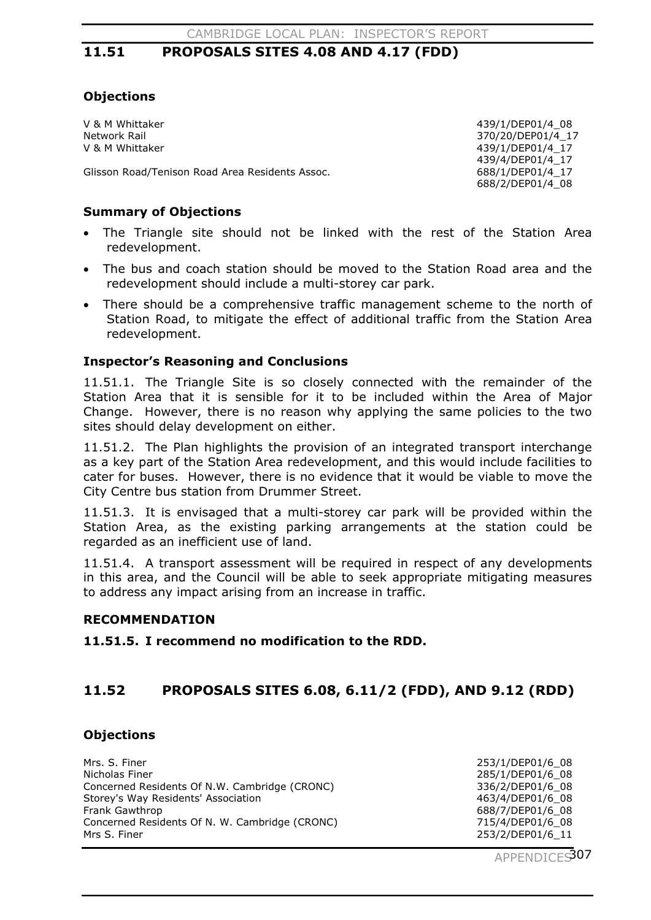## 11.51 PROPOSALS SITES 4.08 AND 4.17 (FDD)

### Objections

| | |
|---|---|
| V & M Whittaker | 439/1/DEP01/4_08 |
| Network Rail | 370/20/DEP01/4_17 |
| V & M Whittaker | 439/1/DEP01/4_17 |
| | 439/4/DEP01/4_17 |
| Glisson Road/Tenison Road Area Residents Assoc. | 688/1/DEP01/4_17 |
| | 688/2/DEP01/4_08 |

### Summary of Objections

- The Triangle site should not be linked with the rest of the Station Area redevelopment.
- The bus and coach station should be moved to the Station Road area and the redevelopment should include a multi-storey car park.
- There should be a comprehensive traffic management scheme to the north of Station Road, to mitigate the effect of additional traffic from the Station Area redevelopment.

### Inspector's Reasoning and Conclusions

11.51.1. The Triangle Site is so closely connected with the remainder of the Station Area that it is sensible for it to be included within the Area of Major Change. However, there is no reason why applying the same policies to the two sites should delay development on either.

11.51.2. The Plan highlights the provision of an integrated transport interchange as a key part of the Station Area redevelopment, and this would include facilities to cater for buses. However, there is no evidence that it would be viable to move the City Centre bus station from Drummer Street.

11.51.3. It is envisaged that a multi-storey car park will be provided within the Station Area, as the existing parking arrangements at the station could be regarded as an inefficient use of land.

11.51.4. A transport assessment will be required in respect of any developments in this area, and the Council will be able to seek appropriate mitigating measures to address any impact arising from an increase in traffic.

### RECOMMENDATION

**11.51.5. I recommend no modification to the RDD.**

## 11.52 PROPOSALS SITES 6.08, 6.11/2 (FDD), AND 9.12 (RDD)

### Objections

| | |
|---|---|
| Mrs. S. Finer | 253/1/DEP01/6_08 |
| Nicholas Finer | 285/1/DEP01/6_08 |
| Concerned Residents Of N.W. Cambridge (CRONC) | 336/2/DEP01/6_08 |
| Storey's Way Residents' Association | 463/4/DEP01/6_08 |
| Frank Gawthrop | 688/7/DEP01/6_08 |
| Concerned Residents Of N. W. Cambridge (CRONC) | 715/4/DEP01/6_08 |
| Mrs S. Finer | 253/2/DEP01/6_11 |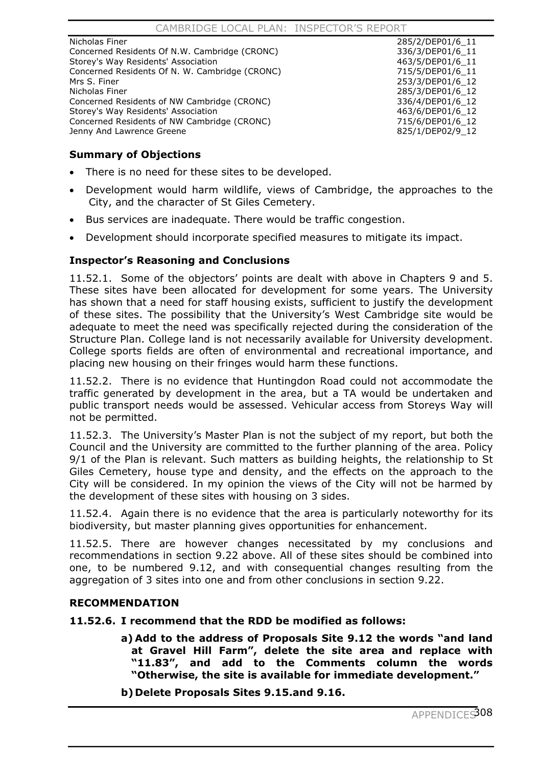| | |
|---|---|
| Nicholas Finer | 285/2/DEP01/6_11 |
| Concerned Residents Of N.W. Cambridge (CRONC) | 336/3/DEP01/6_11 |
| Storey's Way Residents' Association | 463/5/DEP01/6_11 |
| Concerned Residents Of N. W. Cambridge (CRONC) | 715/5/DEP01/6_11 |
| Mrs S. Finer | 253/3/DEP01/6_12 |
| Nicholas Finer | 285/3/DEP01/6_12 |
| Concerned Residents of NW Cambridge (CRONC) | 336/4/DEP01/6_12 |
| Storey's Way Residents' Association | 463/6/DEP01/6_12 |
| Concerned Residents of NW Cambridge (CRONC) | 715/6/DEP01/6_12 |
| Jenny And Lawrence Greene | 825/1/DEP02/9_12 |

### Summary of Objections

- There is no need for these sites to be developed.
- Development would harm wildlife, views of Cambridge, the approaches to the City, and the character of St Giles Cemetery.
- Bus services are inadequate. There would be traffic congestion.
- Development should incorporate specified measures to mitigate its impact.

### Inspector's Reasoning and Conclusions

11.52.1. Some of the objectors' points are dealt with above in Chapters 9 and 5. These sites have been allocated for development for some years. The University has shown that a need for staff housing exists, sufficient to justify the development of these sites. The possibility that the University's West Cambridge site would be adequate to meet the need was specifically rejected during the consideration of the Structure Plan. College land is not necessarily available for University development. College sports fields are often of environmental and recreational importance, and placing new housing on their fringes would harm these functions.

11.52.2. There is no evidence that Huntingdon Road could not accommodate the traffic generated by development in the area, but a TA would be undertaken and public transport needs would be assessed. Vehicular access from Storeys Way will not be permitted.

11.52.3. The University's Master Plan is not the subject of my report, but both the Council and the University are committed to the further planning of the area. Policy 9/1 of the Plan is relevant. Such matters as building heights, the relationship to St Giles Cemetery, house type and density, and the effects on the approach to the City will be considered. In my opinion the views of the City will not be harmed by the development of these sites with housing on 3 sides.

11.52.4. Again there is no evidence that the area is particularly noteworthy for its biodiversity, but master planning gives opportunities for enhancement.

11.52.5. There are however changes necessitated by my conclusions and recommendations in section 9.22 above. All of these sites should be combined into one, to be numbered 9.12, and with consequential changes resulting from the aggregation of 3 sites into one and from other conclusions in section 9.22.

### RECOMMENDATION

**11.52.6. I recommend that the RDD be modified as follows:**

> **a) Add to the address of Proposals Site 9.12 the words "and land at Gravel Hill Farm", delete the site area and replace with "11.83", and add to the Comments column the words "Otherwise, the site is available for immediate development."**
>
> **b) Delete Proposals Sites 9.15.and 9.16.**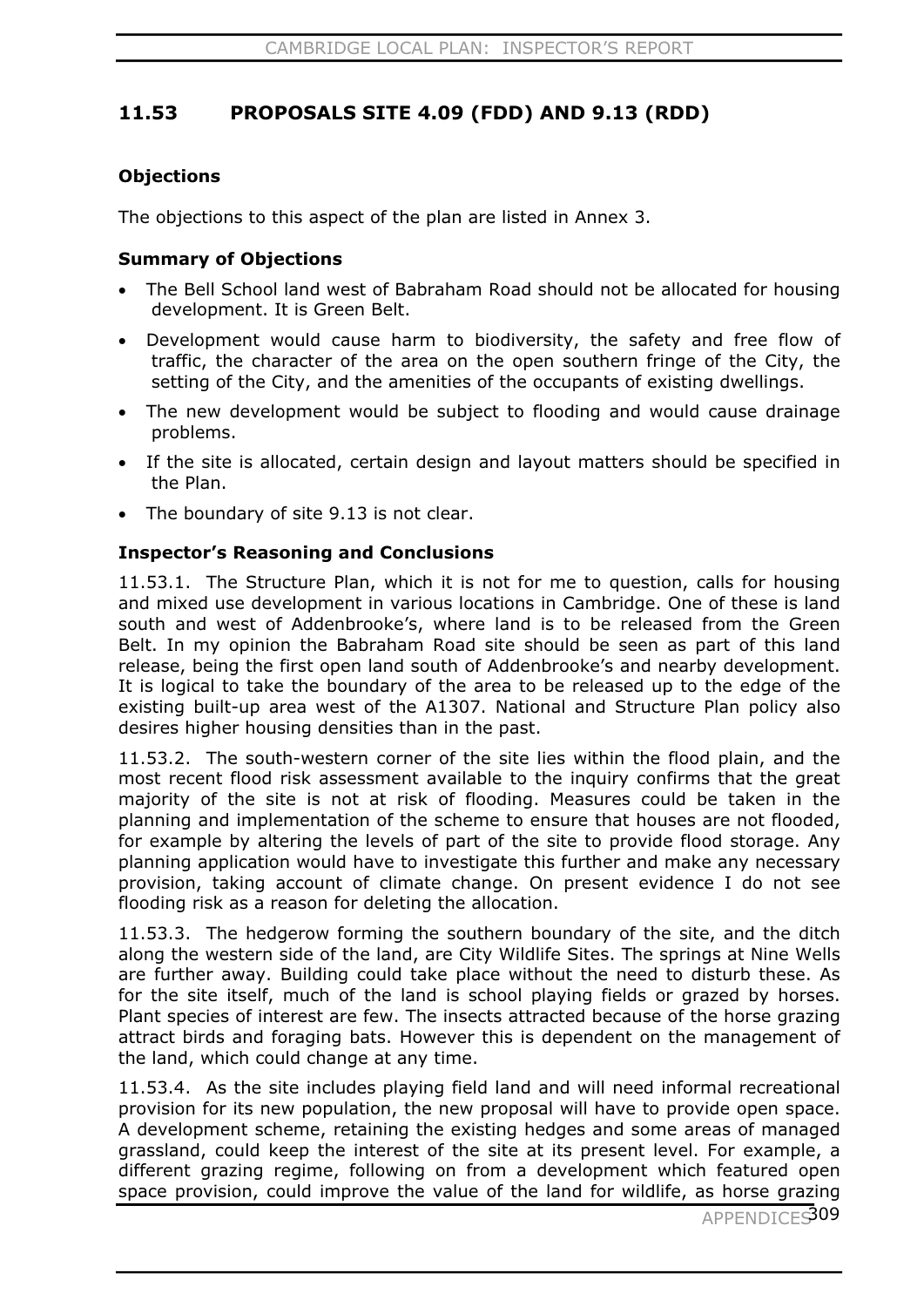## 11.53 PROPOSALS SITE 4.09 (FDD) AND 9.13 (RDD)

### Objections

The objections to this aspect of the plan are listed in Annex 3.

### Summary of Objections

- The Bell School land west of Babraham Road should not be allocated for housing development. It is Green Belt.
- Development would cause harm to biodiversity, the safety and free flow of traffic, the character of the area on the open southern fringe of the City, the setting of the City, and the amenities of the occupants of existing dwellings.
- The new development would be subject to flooding and would cause drainage problems.
- If the site is allocated, certain design and layout matters should be specified in the Plan.
- The boundary of site 9.13 is not clear.

### Inspector's Reasoning and Conclusions

11.53.1. The Structure Plan, which it is not for me to question, calls for housing and mixed use development in various locations in Cambridge. One of these is land south and west of Addenbrooke's, where land is to be released from the Green Belt. In my opinion the Babraham Road site should be seen as part of this land release, being the first open land south of Addenbrooke's and nearby development. It is logical to take the boundary of the area to be released up to the edge of the existing built-up area west of the A1307. National and Structure Plan policy also desires higher housing densities than in the past.

11.53.2. The south-western corner of the site lies within the flood plain, and the most recent flood risk assessment available to the inquiry confirms that the great majority of the site is not at risk of flooding. Measures could be taken in the planning and implementation of the scheme to ensure that houses are not flooded, for example by altering the levels of part of the site to provide flood storage. Any planning application would have to investigate this further and make any necessary provision, taking account of climate change. On present evidence I do not see flooding risk as a reason for deleting the allocation.

11.53.3. The hedgerow forming the southern boundary of the site, and the ditch along the western side of the land, are City Wildlife Sites. The springs at Nine Wells are further away. Building could take place without the need to disturb these. As for the site itself, much of the land is school playing fields or grazed by horses. Plant species of interest are few. The insects attracted because of the horse grazing attract birds and foraging bats. However this is dependent on the management of the land, which could change at any time.

11.53.4. As the site includes playing field land and will need informal recreational provision for its new population, the new proposal will have to provide open space. A development scheme, retaining the existing hedges and some areas of managed grassland, could keep the interest of the site at its present level. For example, a different grazing regime, following on from a development which featured open space provision, could improve the value of the land for wildlife, as horse grazing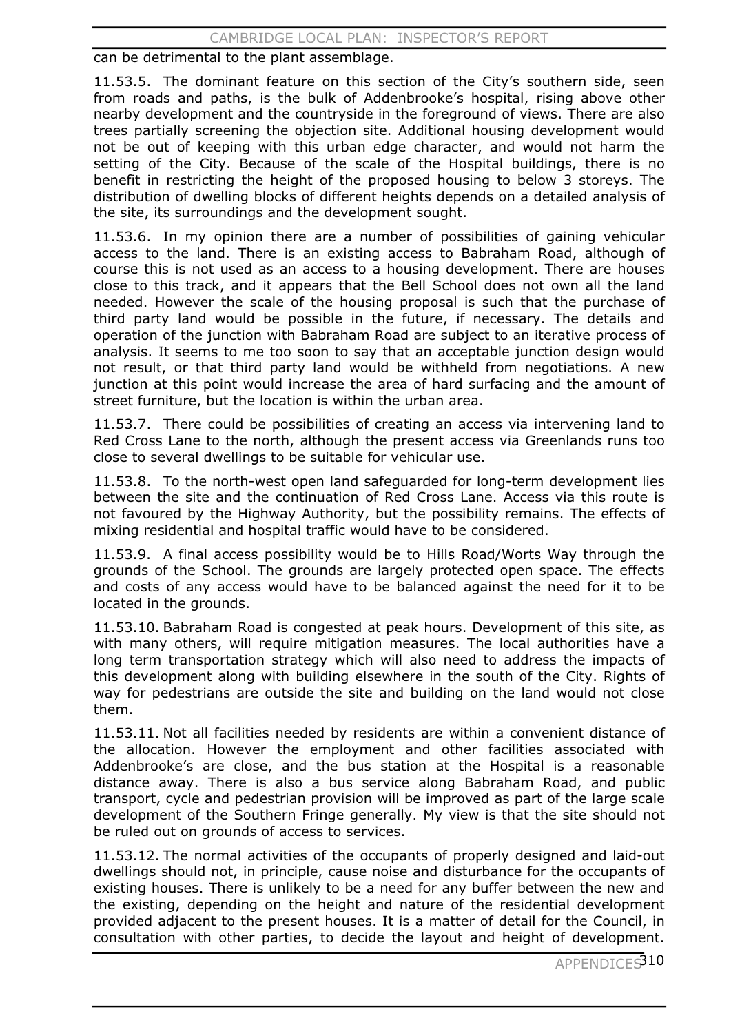can be detrimental to the plant assemblage.

11.53.5. The dominant feature on this section of the City's southern side, seen from roads and paths, is the bulk of Addenbrooke's hospital, rising above other nearby development and the countryside in the foreground of views. There are also trees partially screening the objection site. Additional housing development would not be out of keeping with this urban edge character, and would not harm the setting of the City. Because of the scale of the Hospital buildings, there is no benefit in restricting the height of the proposed housing to below 3 storeys. The distribution of dwelling blocks of different heights depends on a detailed analysis of the site, its surroundings and the development sought.

11.53.6. In my opinion there are a number of possibilities of gaining vehicular access to the land. There is an existing access to Babraham Road, although of course this is not used as an access to a housing development. There are houses close to this track, and it appears that the Bell School does not own all the land needed. However the scale of the housing proposal is such that the purchase of third party land would be possible in the future, if necessary. The details and operation of the junction with Babraham Road are subject to an iterative process of analysis. It seems to me too soon to say that an acceptable junction design would not result, or that third party land would be withheld from negotiations. A new junction at this point would increase the area of hard surfacing and the amount of street furniture, but the location is within the urban area.

11.53.7. There could be possibilities of creating an access via intervening land to Red Cross Lane to the north, although the present access via Greenlands runs too close to several dwellings to be suitable for vehicular use.

11.53.8. To the north-west open land safeguarded for long-term development lies between the site and the continuation of Red Cross Lane. Access via this route is not favoured by the Highway Authority, but the possibility remains. The effects of mixing residential and hospital traffic would have to be considered.

11.53.9. A final access possibility would be to Hills Road/Worts Way through the grounds of the School. The grounds are largely protected open space. The effects and costs of any access would have to be balanced against the need for it to be located in the grounds.

11.53.10. Babraham Road is congested at peak hours. Development of this site, as with many others, will require mitigation measures. The local authorities have a long term transportation strategy which will also need to address the impacts of this development along with building elsewhere in the south of the City. Rights of way for pedestrians are outside the site and building on the land would not close them.

11.53.11. Not all facilities needed by residents are within a convenient distance of the allocation. However the employment and other facilities associated with Addenbrooke's are close, and the bus station at the Hospital is a reasonable distance away. There is also a bus service along Babraham Road, and public transport, cycle and pedestrian provision will be improved as part of the large scale development of the Southern Fringe generally. My view is that the site should not be ruled out on grounds of access to services.

11.53.12. The normal activities of the occupants of properly designed and laid-out dwellings should not, in principle, cause noise and disturbance for the occupants of existing houses. There is unlikely to be a need for any buffer between the new and the existing, depending on the height and nature of the residential development provided adjacent to the present houses. It is a matter of detail for the Council, in consultation with other parties, to decide the layout and height of development.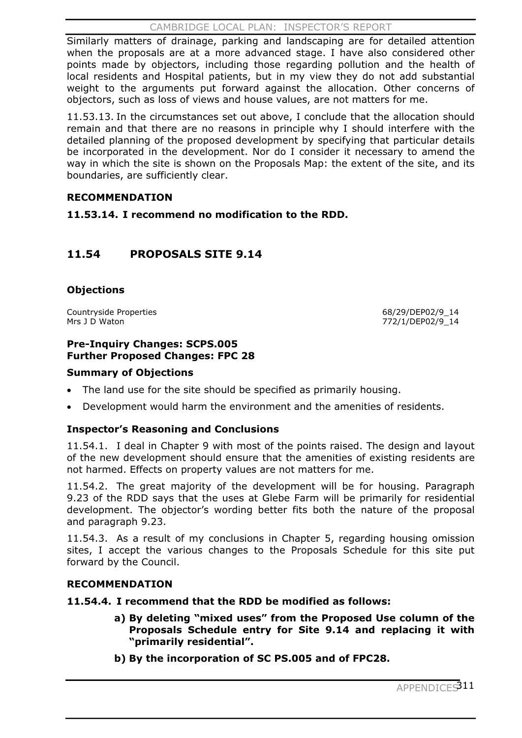Similarly matters of drainage, parking and landscaping are for detailed attention when the proposals are at a more advanced stage. I have also considered other points made by objectors, including those regarding pollution and the health of local residents and Hospital patients, but in my view they do not add substantial weight to the arguments put forward against the allocation. Other concerns of objectors, such as loss of views and house values, are not matters for me.

11.53.13. In the circumstances set out above, I conclude that the allocation should remain and that there are no reasons in principle why I should interfere with the detailed planning of the proposed development by specifying that particular details be incorporated in the development. Nor do I consider it necessary to amend the way in which the site is shown on the Proposals Map: the extent of the site, and its boundaries, are sufficiently clear.

**RECOMMENDATION**

**11.53.14. I recommend no modification to the RDD.**

## 11.54 PROPOSALS SITE 9.14

### Objections

| | |
|---|---|
| Countryside Properties | 68/29/DEP02/9_14 |
| Mrs J D Waton | 772/1/DEP02/9_14 |

**Pre-Inquiry Changes: SCPS.005**
**Further Proposed Changes: FPC 28**

### Summary of Objections

- The land use for the site should be specified as primarily housing.
- Development would harm the environment and the amenities of residents.

### Inspector's Reasoning and Conclusions

11.54.1. I deal in Chapter 9 with most of the points raised. The design and layout of the new development should ensure that the amenities of existing residents are not harmed. Effects on property values are not matters for me.

11.54.2. The great majority of the development will be for housing. Paragraph 9.23 of the RDD says that the uses at Glebe Farm will be primarily for residential development. The objector's wording better fits both the nature of the proposal and paragraph 9.23.

11.54.3. As a result of my conclusions in Chapter 5, regarding housing omission sites, I accept the various changes to the Proposals Schedule for this site put forward by the Council.

**RECOMMENDATION**

**11.54.4. I recommend that the RDD be modified as follows:**

**a) By deleting "mixed uses" from the Proposed Use column of the Proposals Schedule entry for Site 9.14 and replacing it with "primarily residential".**

**b) By the incorporation of SC PS.005 and of FPC28.**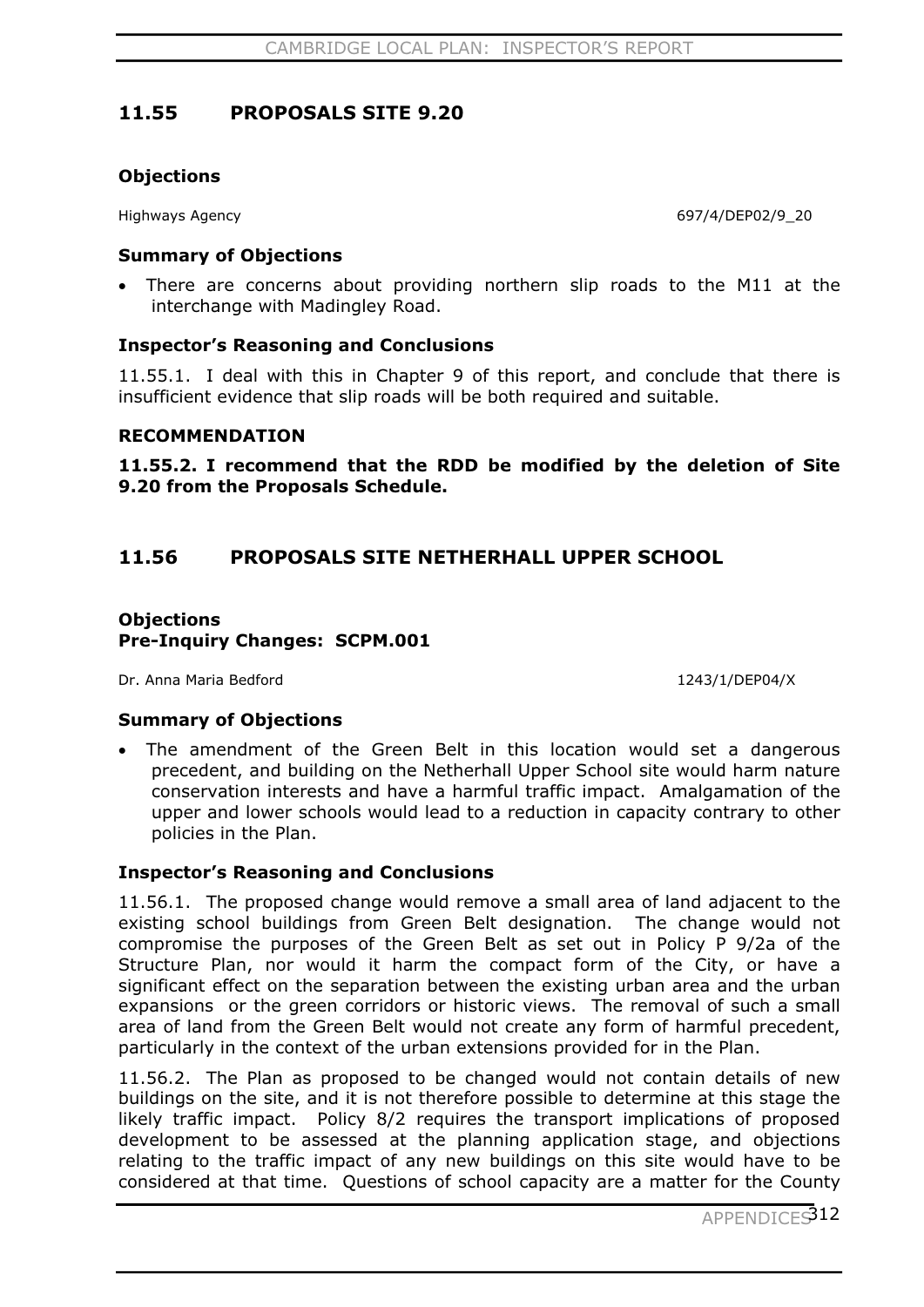## 11.55 PROPOSALS SITE 9.20

### Objections

Highways Agency 697/4/DEP02/9_20

### Summary of Objections

- There are concerns about providing northern slip roads to the M11 at the interchange with Madingley Road.

### Inspector's Reasoning and Conclusions

11.55.1. I deal with this in Chapter 9 of this report, and conclude that there is insufficient evidence that slip roads will be both required and suitable.

### RECOMMENDATION

**11.55.2. I recommend that the RDD be modified by the deletion of Site 9.20 from the Proposals Schedule.**

## 11.56 PROPOSALS SITE NETHERHALL UPPER SCHOOL

### Objections
### Pre-Inquiry Changes: SCPM.001

Dr. Anna Maria Bedford 1243/1/DEP04/X

### Summary of Objections

- The amendment of the Green Belt in this location would set a dangerous precedent, and building on the Netherhall Upper School site would harm nature conservation interests and have a harmful traffic impact. Amalgamation of the upper and lower schools would lead to a reduction in capacity contrary to other policies in the Plan.

### Inspector's Reasoning and Conclusions

11.56.1. The proposed change would remove a small area of land adjacent to the existing school buildings from Green Belt designation. The change would not compromise the purposes of the Green Belt as set out in Policy P 9/2a of the Structure Plan, nor would it harm the compact form of the City, or have a significant effect on the separation between the existing urban area and the urban expansions or the green corridors or historic views. The removal of such a small area of land from the Green Belt would not create any form of harmful precedent, particularly in the context of the urban extensions provided for in the Plan.

11.56.2. The Plan as proposed to be changed would not contain details of new buildings on the site, and it is not therefore possible to determine at this stage the likely traffic impact. Policy 8/2 requires the transport implications of proposed development to be assessed at the planning application stage, and objections relating to the traffic impact of any new buildings on this site would have to be considered at that time. Questions of school capacity are a matter for the County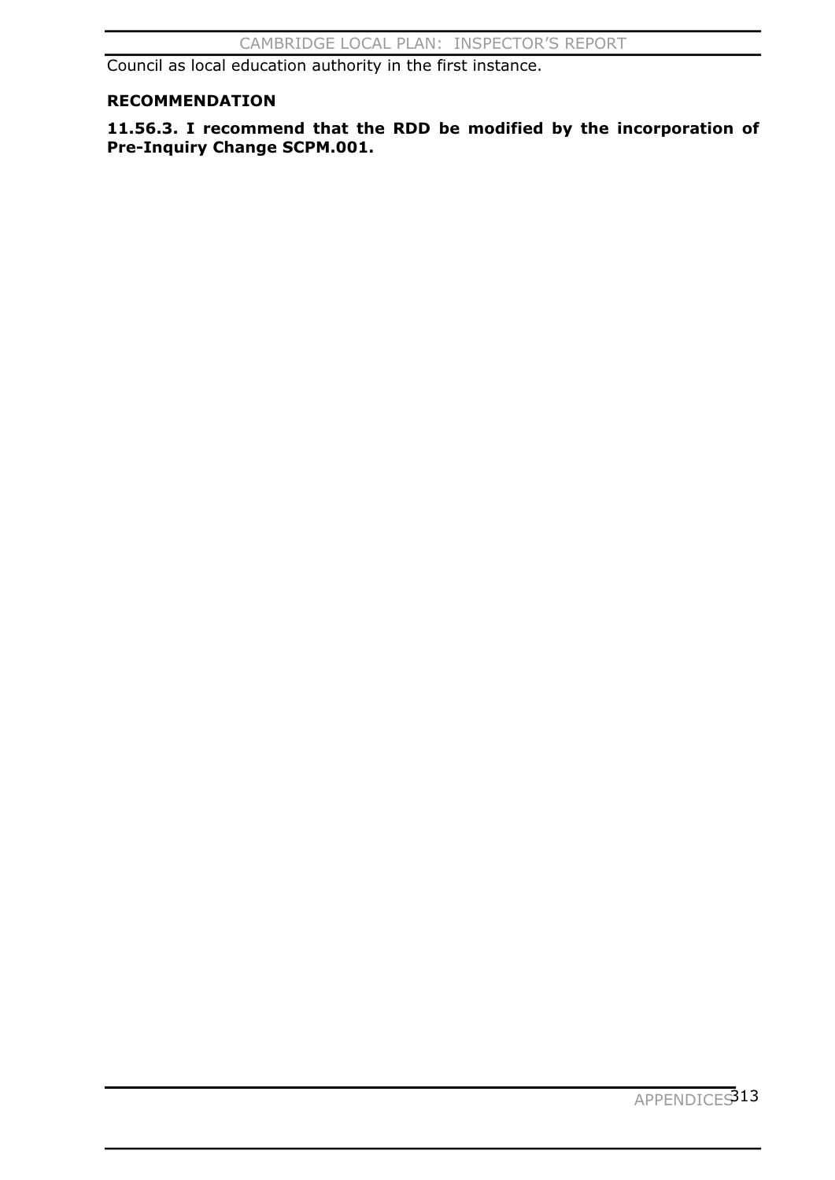Council as local education authority in the first instance.

**RECOMMENDATION**

**11.56.3. I recommend that the RDD be modified by the incorporation of Pre-Inquiry Change SCPM.001.**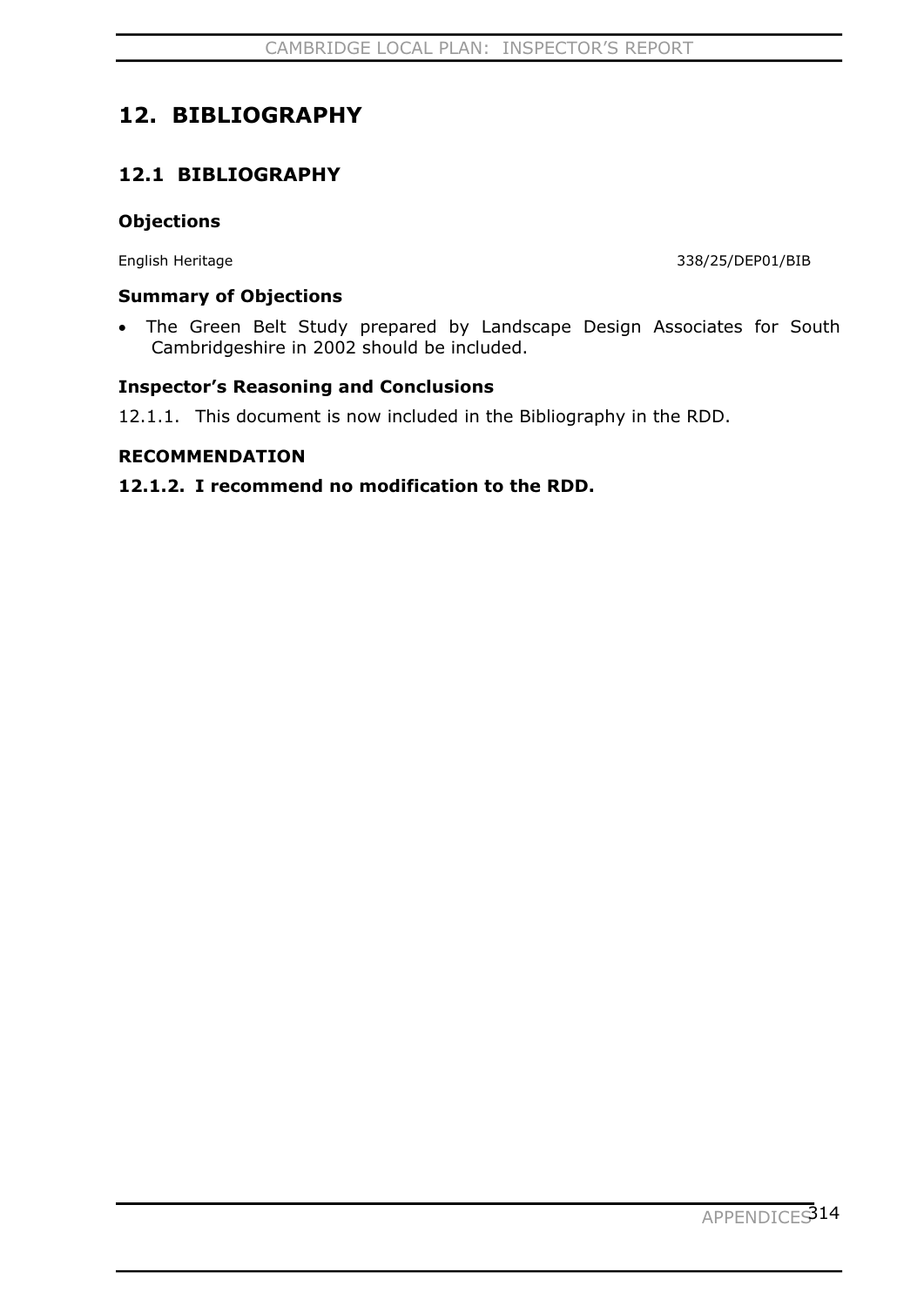# 12. BIBLIOGRAPHY

## 12.1 BIBLIOGRAPHY

### Objections

English Heritage 338/25/DEP01/BIB

### Summary of Objections

- The Green Belt Study prepared by Landscape Design Associates for South Cambridgeshire in 2002 should be included.

### Inspector's Reasoning and Conclusions

12.1.1. This document is now included in the Bibliography in the RDD.

### RECOMMENDATION

**12.1.2. I recommend no modification to the RDD.**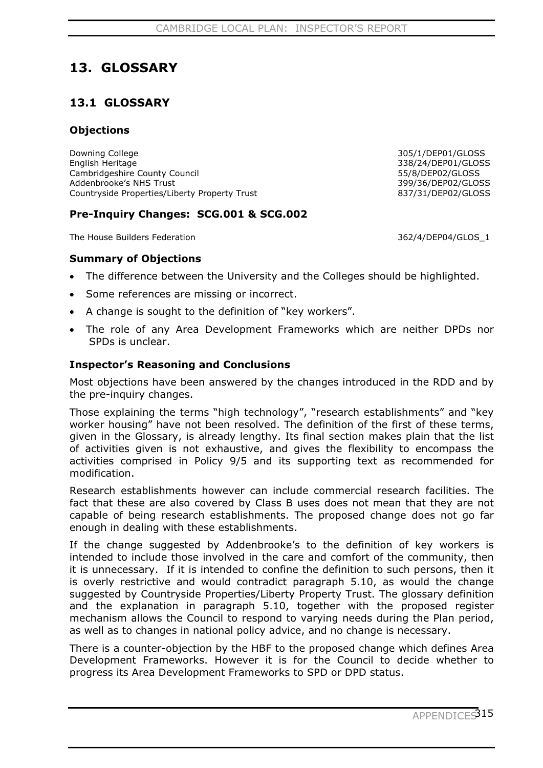# 13. GLOSSARY

## 13.1 GLOSSARY

### Objections

| | |
|---|---|
| Downing College | 305/1/DEP01/GLOSS |
| English Heritage | 338/24/DEP01/GLOSS |
| Cambridgeshire County Council | 55/8/DEP02/GLOSS |
| Addenbrooke's NHS Trust | 399/36/DEP02/GLOSS |
| Countryside Properties/Liberty Property Trust | 837/31/DEP02/GLOSS |

### Pre-Inquiry Changes: SCG.001 & SCG.002

| | |
|---|---|
| The House Builders Federation | 362/4/DEP04/GLOS_1 |

### Summary of Objections

- The difference between the University and the Colleges should be highlighted.
- Some references are missing or incorrect.
- A change is sought to the definition of "key workers".
- The role of any Area Development Frameworks which are neither DPDs nor SPDs is unclear.

### Inspector's Reasoning and Conclusions

Most objections have been answered by the changes introduced in the RDD and by the pre-inquiry changes.

Those explaining the terms "high technology", "research establishments" and "key worker housing" have not been resolved. The definition of the first of these terms, given in the Glossary, is already lengthy. Its final section makes plain that the list of activities given is not exhaustive, and gives the flexibility to encompass the activities comprised in Policy 9/5 and its supporting text as recommended for modification.

Research establishments however can include commercial research facilities. The fact that these are also covered by Class B uses does not mean that they are not capable of being research establishments. The proposed change does not go far enough in dealing with these establishments.

If the change suggested by Addenbrooke's to the definition of key workers is intended to include those involved in the care and comfort of the community, then it is unnecessary. If it is intended to confine the definition to such persons, then it is overly restrictive and would contradict paragraph 5.10, as would the change suggested by Countryside Properties/Liberty Property Trust. The glossary definition and the explanation in paragraph 5.10, together with the proposed register mechanism allows the Council to respond to varying needs during the Plan period, as well as to changes in national policy advice, and no change is necessary.

There is a counter-objection by the HBF to the proposed change which defines Area Development Frameworks. However it is for the Council to decide whether to progress its Area Development Frameworks to SPD or DPD status.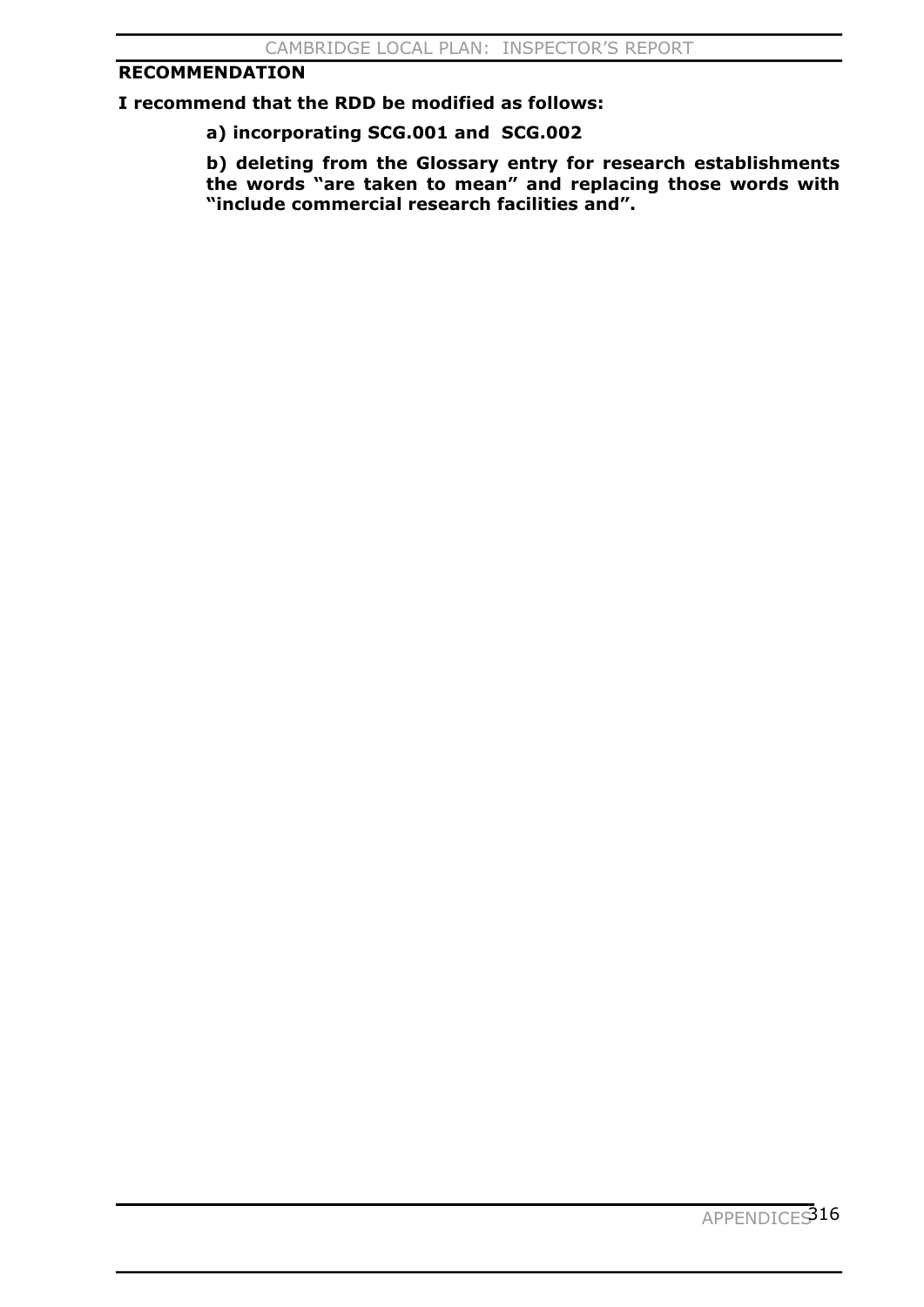**RECOMMENDATION**

**I recommend that the RDD be modified as follows:**

**a) incorporating SCG.001 and SCG.002**

**b) deleting from the Glossary entry for research establishments the words "are taken to mean" and replacing those words with "include commercial research facilities and".**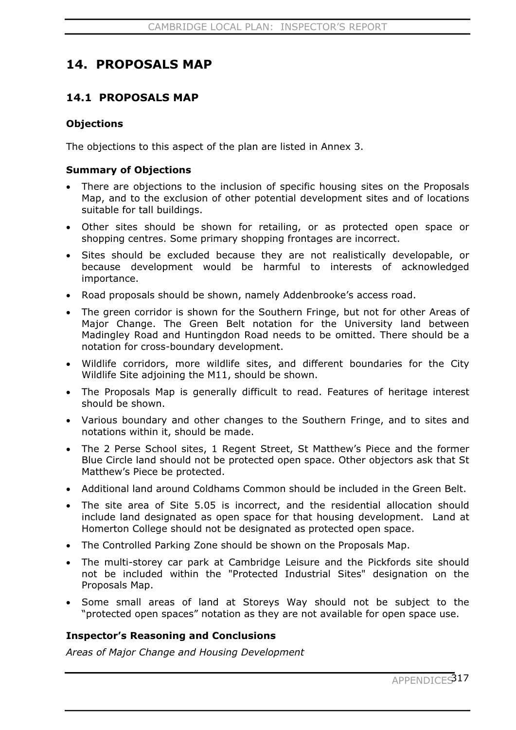# 14. PROPOSALS MAP

## 14.1 PROPOSALS MAP

### Objections

The objections to this aspect of the plan are listed in Annex 3.

### Summary of Objections

- There are objections to the inclusion of specific housing sites on the Proposals Map, and to the exclusion of other potential development sites and of locations suitable for tall buildings.
- Other sites should be shown for retailing, or as protected open space or shopping centres. Some primary shopping frontages are incorrect.
- Sites should be excluded because they are not realistically developable, or because development would be harmful to interests of acknowledged importance.
- Road proposals should be shown, namely Addenbrooke's access road.
- The green corridor is shown for the Southern Fringe, but not for other Areas of Major Change. The Green Belt notation for the University land between Madingley Road and Huntingdon Road needs to be omitted. There should be a notation for cross-boundary development.
- Wildlife corridors, more wildlife sites, and different boundaries for the City Wildlife Site adjoining the M11, should be shown.
- The Proposals Map is generally difficult to read. Features of heritage interest should be shown.
- Various boundary and other changes to the Southern Fringe, and to sites and notations within it, should be made.
- The 2 Perse School sites, 1 Regent Street, St Matthew's Piece and the former Blue Circle land should not be protected open space. Other objectors ask that St Matthew's Piece be protected.
- Additional land around Coldhams Common should be included in the Green Belt.
- The site area of Site 5.05 is incorrect, and the residential allocation should include land designated as open space for that housing development. Land at Homerton College should not be designated as protected open space.
- The Controlled Parking Zone should be shown on the Proposals Map.
- The multi-storey car park at Cambridge Leisure and the Pickfords site should not be included within the "Protected Industrial Sites" designation on the Proposals Map.
- Some small areas of land at Storeys Way should not be subject to the "protected open spaces" notation as they are not available for open space use.

### Inspector's Reasoning and Conclusions

*Areas of Major Change and Housing Development*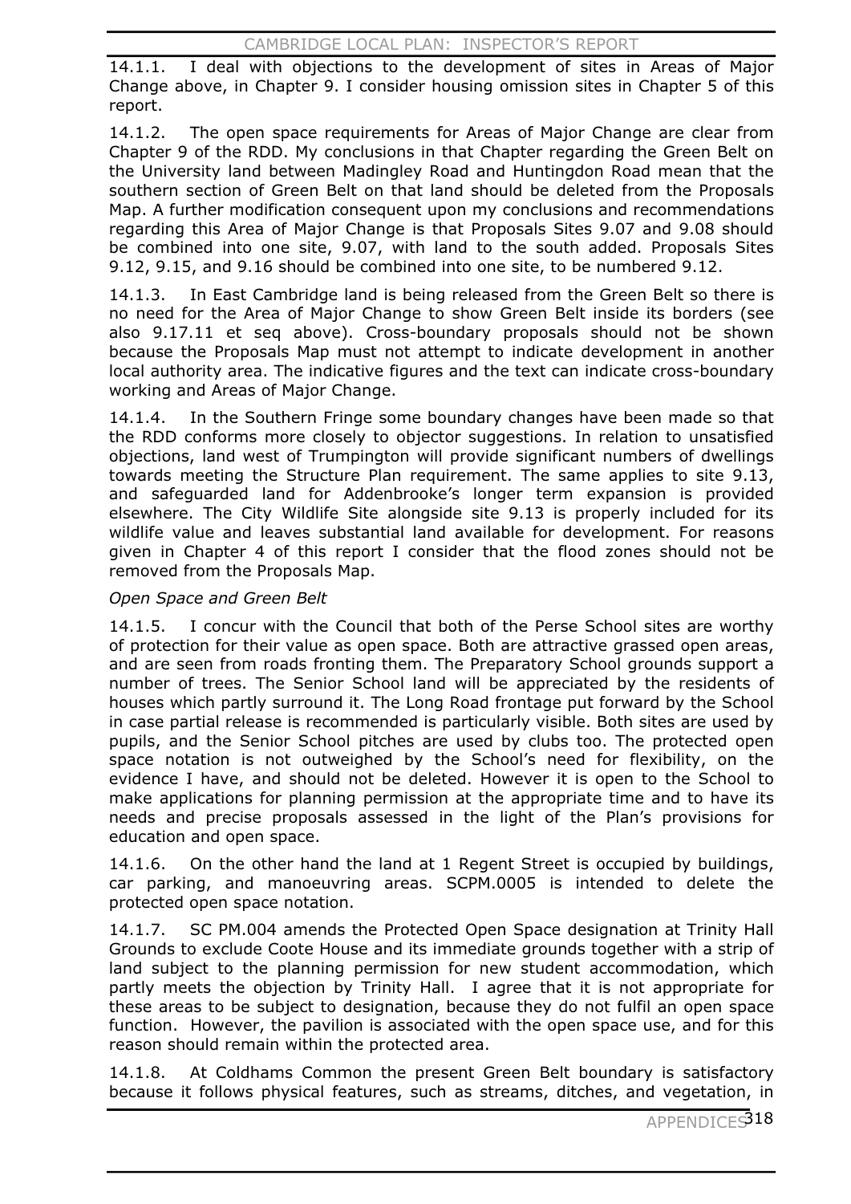14.1.1. I deal with objections to the development of sites in Areas of Major Change above, in Chapter 9. I consider housing omission sites in Chapter 5 of this report.

14.1.2. The open space requirements for Areas of Major Change are clear from Chapter 9 of the RDD. My conclusions in that Chapter regarding the Green Belt on the University land between Madingley Road and Huntingdon Road mean that the southern section of Green Belt on that land should be deleted from the Proposals Map. A further modification consequent upon my conclusions and recommendations regarding this Area of Major Change is that Proposals Sites 9.07 and 9.08 should be combined into one site, 9.07, with land to the south added. Proposals Sites 9.12, 9.15, and 9.16 should be combined into one site, to be numbered 9.12.

14.1.3. In East Cambridge land is being released from the Green Belt so there is no need for the Area of Major Change to show Green Belt inside its borders (see also 9.17.11 et seq above). Cross-boundary proposals should not be shown because the Proposals Map must not attempt to indicate development in another local authority area. The indicative figures and the text can indicate cross-boundary working and Areas of Major Change.

14.1.4. In the Southern Fringe some boundary changes have been made so that the RDD conforms more closely to objector suggestions. In relation to unsatisfied objections, land west of Trumpington will provide significant numbers of dwellings towards meeting the Structure Plan requirement. The same applies to site 9.13, and safeguarded land for Addenbrooke's longer term expansion is provided elsewhere. The City Wildlife Site alongside site 9.13 is properly included for its wildlife value and leaves substantial land available for development. For reasons given in Chapter 4 of this report I consider that the flood zones should not be removed from the Proposals Map.

*Open Space and Green Belt*

14.1.5. I concur with the Council that both of the Perse School sites are worthy of protection for their value as open space. Both are attractive grassed open areas, and are seen from roads fronting them. The Preparatory School grounds support a number of trees. The Senior School land will be appreciated by the residents of houses which partly surround it. The Long Road frontage put forward by the School in case partial release is recommended is particularly visible. Both sites are used by pupils, and the Senior School pitches are used by clubs too. The protected open space notation is not outweighed by the School's need for flexibility, on the evidence I have, and should not be deleted. However it is open to the School to make applications for planning permission at the appropriate time and to have its needs and precise proposals assessed in the light of the Plan's provisions for education and open space.

14.1.6. On the other hand the land at 1 Regent Street is occupied by buildings, car parking, and manoeuvring areas. SCPM.0005 is intended to delete the protected open space notation.

14.1.7. SC PM.004 amends the Protected Open Space designation at Trinity Hall Grounds to exclude Coote House and its immediate grounds together with a strip of land subject to the planning permission for new student accommodation, which partly meets the objection by Trinity Hall. I agree that it is not appropriate for these areas to be subject to designation, because they do not fulfil an open space function. However, the pavilion is associated with the open space use, and for this reason should remain within the protected area.

14.1.8. At Coldhams Common the present Green Belt boundary is satisfactory because it follows physical features, such as streams, ditches, and vegetation, in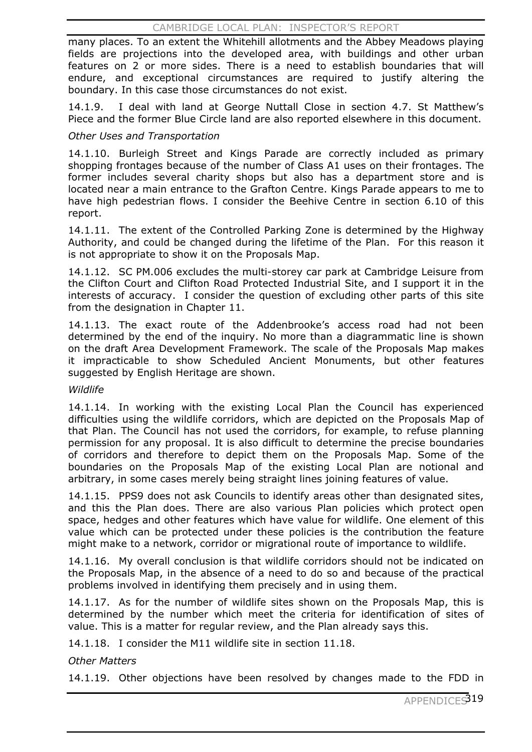many places. To an extent the Whitehill allotments and the Abbey Meadows playing fields are projections into the developed area, with buildings and other urban features on 2 or more sides. There is a need to establish boundaries that will endure, and exceptional circumstances are required to justify altering the boundary. In this case those circumstances do not exist.

14.1.9. I deal with land at George Nuttall Close in section 4.7. St Matthew's Piece and the former Blue Circle land are also reported elsewhere in this document.

*Other Uses and Transportation*

14.1.10. Burleigh Street and Kings Parade are correctly included as primary shopping frontages because of the number of Class A1 uses on their frontages. The former includes several charity shops but also has a department store and is located near a main entrance to the Grafton Centre. Kings Parade appears to me to have high pedestrian flows. I consider the Beehive Centre in section 6.10 of this report.

14.1.11. The extent of the Controlled Parking Zone is determined by the Highway Authority, and could be changed during the lifetime of the Plan. For this reason it is not appropriate to show it on the Proposals Map.

14.1.12. SC PM.006 excludes the multi-storey car park at Cambridge Leisure from the Clifton Court and Clifton Road Protected Industrial Site, and I support it in the interests of accuracy. I consider the question of excluding other parts of this site from the designation in Chapter 11.

14.1.13. The exact route of the Addenbrooke's access road had not been determined by the end of the inquiry. No more than a diagrammatic line is shown on the draft Area Development Framework. The scale of the Proposals Map makes it impracticable to show Scheduled Ancient Monuments, but other features suggested by English Heritage are shown.

*Wildlife*

14.1.14. In working with the existing Local Plan the Council has experienced difficulties using the wildlife corridors, which are depicted on the Proposals Map of that Plan. The Council has not used the corridors, for example, to refuse planning permission for any proposal. It is also difficult to determine the precise boundaries of corridors and therefore to depict them on the Proposals Map. Some of the boundaries on the Proposals Map of the existing Local Plan are notional and arbitrary, in some cases merely being straight lines joining features of value.

14.1.15. PPS9 does not ask Councils to identify areas other than designated sites, and this the Plan does. There are also various Plan policies which protect open space, hedges and other features which have value for wildlife. One element of this value which can be protected under these policies is the contribution the feature might make to a network, corridor or migrational route of importance to wildlife.

14.1.16. My overall conclusion is that wildlife corridors should not be indicated on the Proposals Map, in the absence of a need to do so and because of the practical problems involved in identifying them precisely and in using them.

14.1.17. As for the number of wildlife sites shown on the Proposals Map, this is determined by the number which meet the criteria for identification of sites of value. This is a matter for regular review, and the Plan already says this.

14.1.18. I consider the M11 wildlife site in section 11.18.

*Other Matters*

14.1.19. Other objections have been resolved by changes made to the FDD in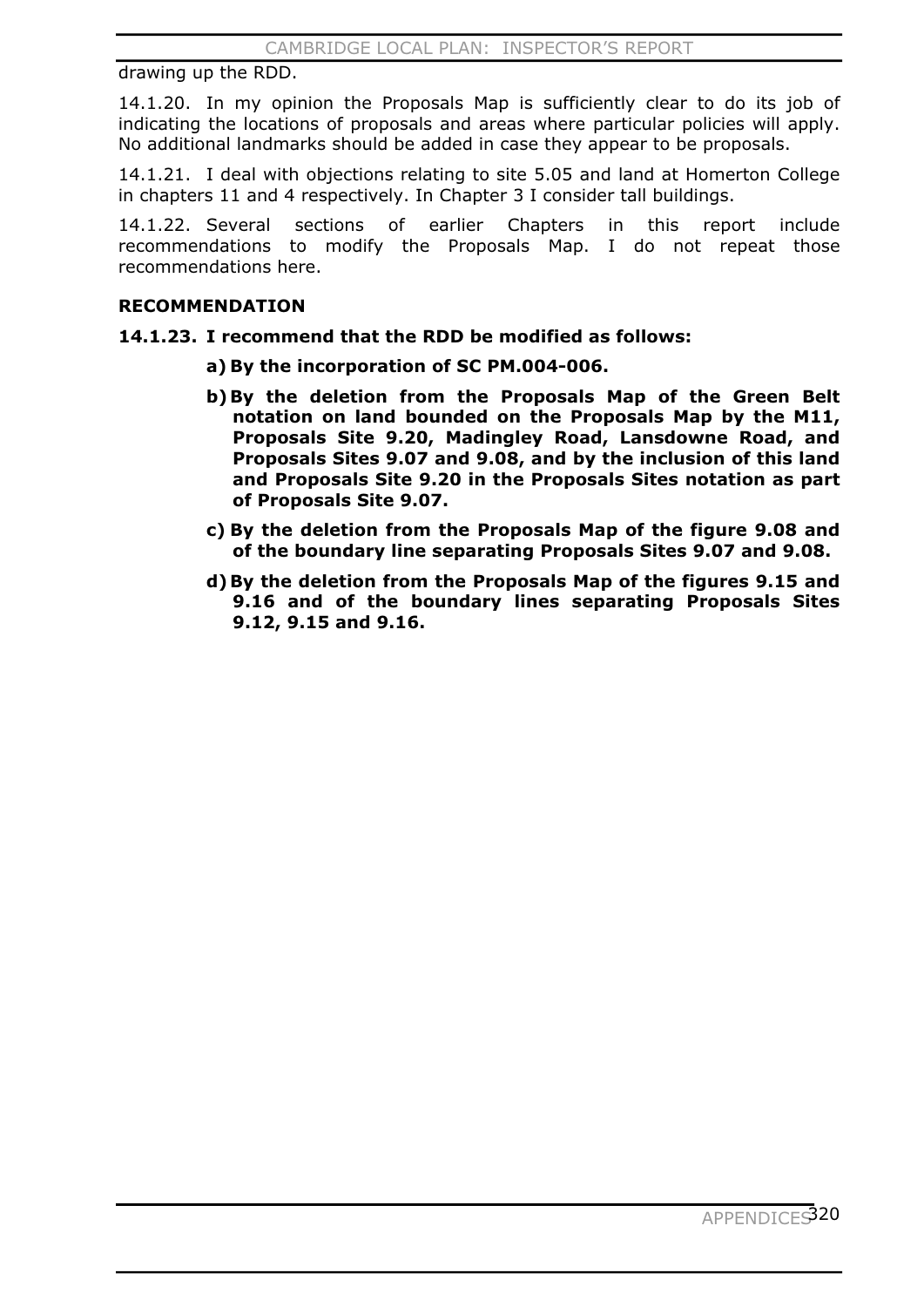drawing up the RDD.

14.1.20. In my opinion the Proposals Map is sufficiently clear to do its job of indicating the locations of proposals and areas where particular policies will apply. No additional landmarks should be added in case they appear to be proposals.

14.1.21. I deal with objections relating to site 5.05 and land at Homerton College in chapters 11 and 4 respectively. In Chapter 3 I consider tall buildings.

14.1.22. Several sections of earlier Chapters in this report include recommendations to modify the Proposals Map. I do not repeat those recommendations here.

**RECOMMENDATION**

**14.1.23. I recommend that the RDD be modified as follows:**

**a) By the incorporation of SC PM.004-006.**

**b) By the deletion from the Proposals Map of the Green Belt notation on land bounded on the Proposals Map by the M11, Proposals Site 9.20, Madingley Road, Lansdowne Road, and Proposals Sites 9.07 and 9.08, and by the inclusion of this land and Proposals Site 9.20 in the Proposals Sites notation as part of Proposals Site 9.07.**

**c) By the deletion from the Proposals Map of the figure 9.08 and of the boundary line separating Proposals Sites 9.07 and 9.08.**

**d) By the deletion from the Proposals Map of the figures 9.15 and 9.16 and of the boundary lines separating Proposals Sites 9.12, 9.15 and 9.16.**